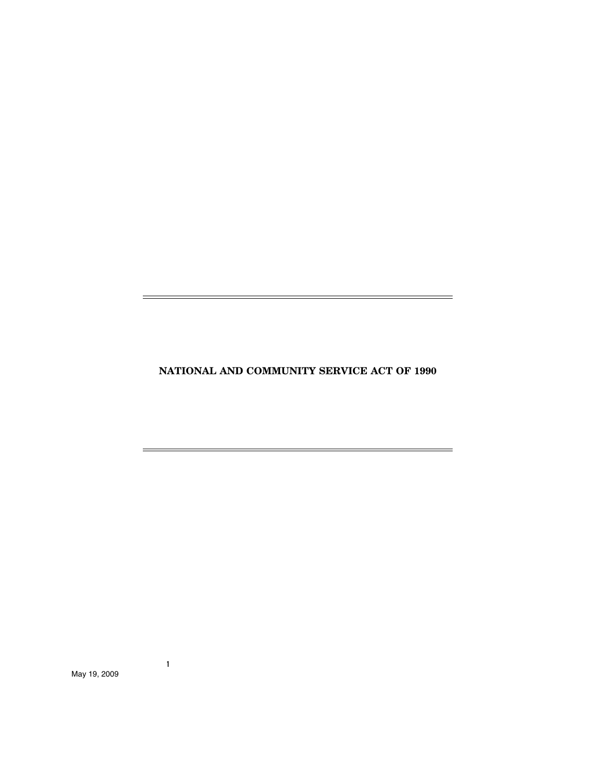# NATIONAL AND COMMUNITY SERVICE ACT OF 1990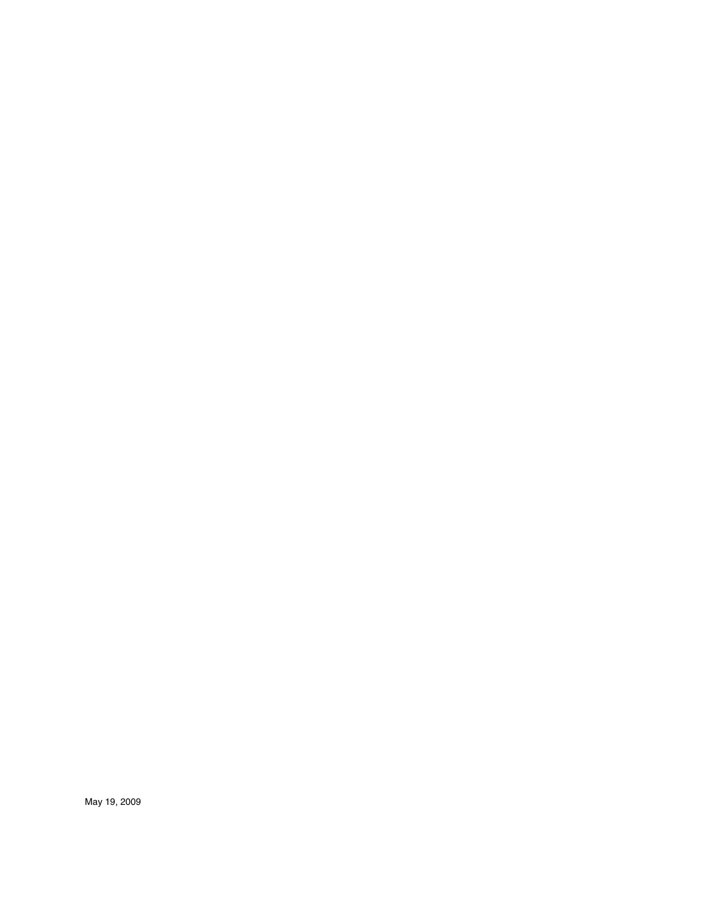May 19, 2009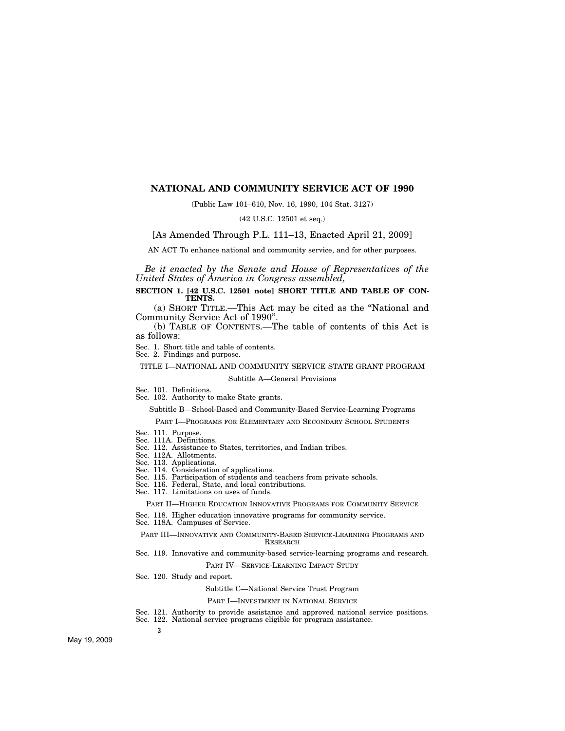# NATIONAL AND COMMUNITY SERVICE ACT OF 1990

(Public Law 101–610, Nov. 16, 1990, 104 Stat. 3127)

(42 U.S.C. 12501 et seq.)

[As Amended Through P.L. 111–13, Enacted April 21, 2009]

AN ACT To enhance national and community service, and for other purposes.

*Be it enacted by the Senate and House of Representatives of the United States of America in Congress assembled,*

**SECTION 1. [42 U.S.C. 12501 note] SHORT TITLE AND TABLE OF CONTENTS.**

(a) SHORT TITLE.—This Act may be cited as the "National and Community Service Act of 1990".

(b) TABLE OF CONTENTS.—The table of contents of this Act is as follows:

Sec. 1. Short title and table of contents.
Sec. 2. Findings and purpose.

TITLE I—NATIONAL AND COMMUNITY SERVICE STATE GRANT PROGRAM

Subtitle A—General Provisions

Sec. 101. Definitions.
Sec. 102. Authority to make State grants.

Subtitle B—School-Based and Community-Based Service-Learning Programs

PART I—PROGRAMS FOR ELEMENTARY AND SECONDARY SCHOOL STUDENTS

Sec. 111. Purpose.
Sec. 111A. Definitions.
Sec. 112. Assistance to States, territories, and Indian tribes.
Sec. 112A. Allotments.
Sec. 113. Applications.
Sec. 114. Consideration of applications.
Sec. 115. Participation of students and teachers from private schools.
Sec. 116. Federal, State, and local contributions.
Sec. 117. Limitations on uses of funds.

PART II—HIGHER EDUCATION INNOVATIVE PROGRAMS FOR COMMUNITY SERVICE

Sec. 118. Higher education innovative programs for community service.
Sec. 118A. Campuses of Service.

PART III—INNOVATIVE AND COMMUNITY-BASED SERVICE-LEARNING PROGRAMS AND RESEARCH

Sec. 119. Innovative and community-based service-learning programs and research.

PART IV—SERVICE-LEARNING IMPACT STUDY

Sec. 120. Study and report.

Subtitle C—National Service Trust Program

PART I—INVESTMENT IN NATIONAL SERVICE

Sec. 121. Authority to provide assistance and approved national service positions.
Sec. 122. National service programs eligible for program assistance.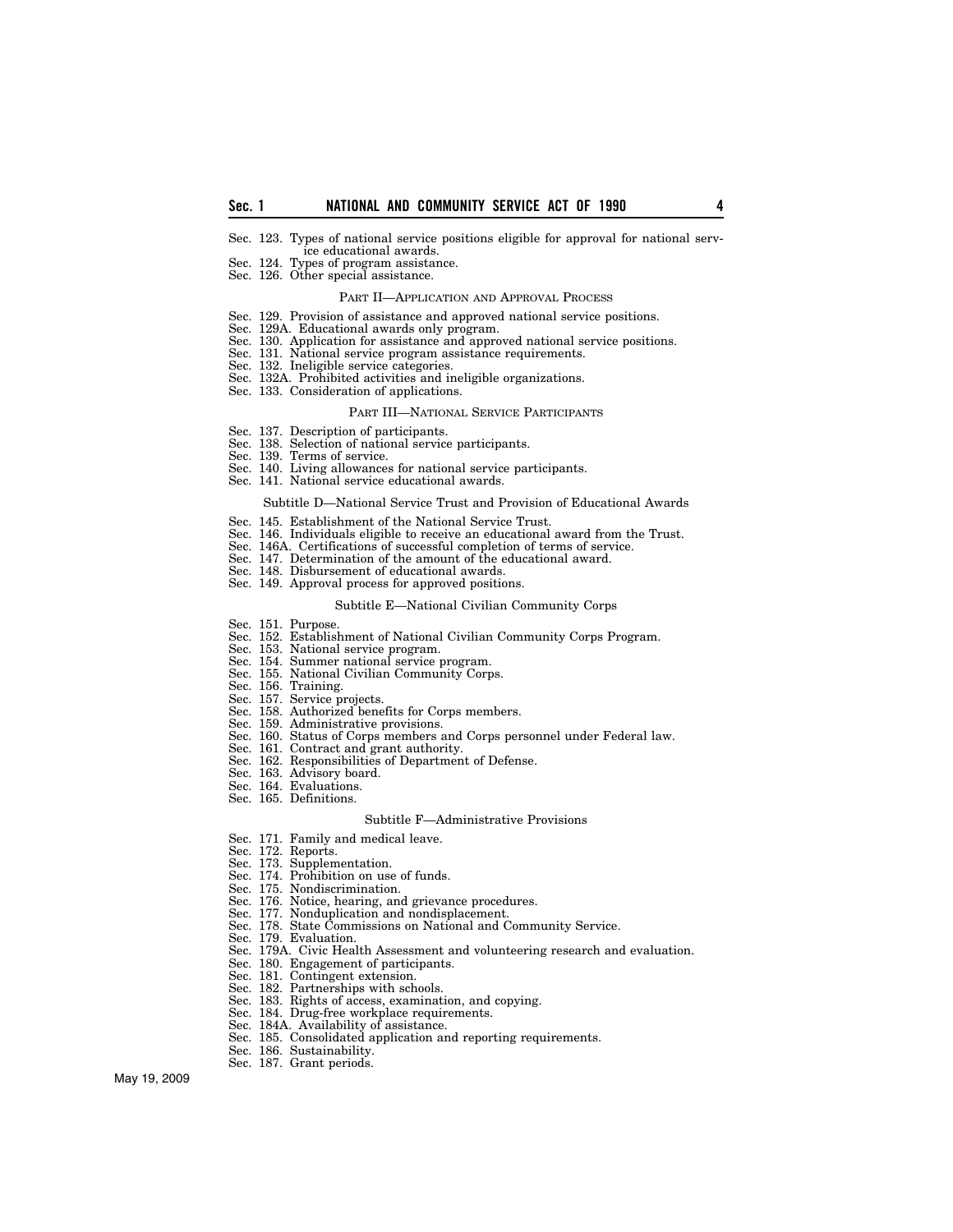Sec. 123. Types of national service positions eligible for approval for national service educational awards.
Sec. 124. Types of program assistance.
Sec. 126. Other special assistance.

PART II—APPLICATION AND APPROVAL PROCESS

Sec. 129. Provision of assistance and approved national service positions.
Sec. 129A. Educational awards only program.
Sec. 130. Application for assistance and approved national service positions.
Sec. 131. National service program assistance requirements.
Sec. 132. Ineligible service categories.
Sec. 132A. Prohibited activities and ineligible organizations.
Sec. 133. Consideration of applications.

PART III—NATIONAL SERVICE PARTICIPANTS

Sec. 137. Description of participants.
Sec. 138. Selection of national service participants.
Sec. 139. Terms of service.
Sec. 140. Living allowances for national service participants.
Sec. 141. National service educational awards.

Subtitle D—National Service Trust and Provision of Educational Awards

Sec. 145. Establishment of the National Service Trust.
Sec. 146. Individuals eligible to receive an educational award from the Trust.
Sec. 146A. Certifications of successful completion of terms of service.
Sec. 147. Determination of the amount of the educational award.
Sec. 148. Disbursement of educational awards.
Sec. 149. Approval process for approved positions.

Subtitle E—National Civilian Community Corps

Sec. 151. Purpose.
Sec. 152. Establishment of National Civilian Community Corps Program.
Sec. 153. National service program.
Sec. 154. Summer national service program.
Sec. 155. National Civilian Community Corps.
Sec. 156. Training.
Sec. 157. Service projects.
Sec. 158. Authorized benefits for Corps members.
Sec. 159. Administrative provisions.
Sec. 160. Status of Corps members and Corps personnel under Federal law.
Sec. 161. Contract and grant authority.
Sec. 162. Responsibilities of Department of Defense.
Sec. 163. Advisory board.
Sec. 164. Evaluations.
Sec. 165. Definitions.

Subtitle F—Administrative Provisions

Sec. 171. Family and medical leave.
Sec. 172. Reports.
Sec. 173. Supplementation.
Sec. 174. Prohibition on use of funds.
Sec. 175. Nondiscrimination.
Sec. 176. Notice, hearing, and grievance procedures.
Sec. 177. Nonduplication and nondisplacement.
Sec. 178. State Commissions on National and Community Service.
Sec. 179. Evaluation.
Sec. 179A. Civic Health Assessment and volunteering research and evaluation.
Sec. 180. Engagement of participants.
Sec. 181. Contingent extension.
Sec. 182. Partnerships with schools.
Sec. 183. Rights of access, examination, and copying.
Sec. 184. Drug-free workplace requirements.
Sec. 184A. Availability of assistance.
Sec. 185. Consolidated application and reporting requirements.
Sec. 186. Sustainability.
Sec. 187. Grant periods.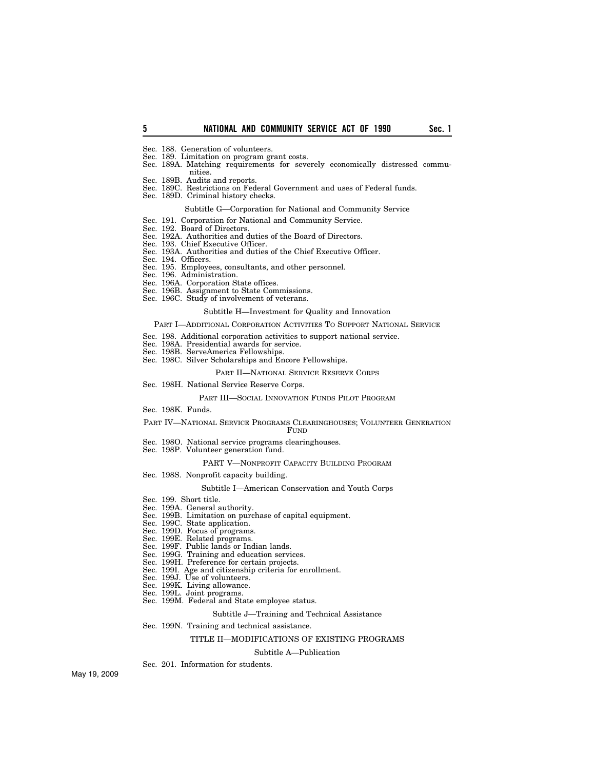Sec. 188. Generation of volunteers.
Sec. 189. Limitation on program grant costs.
Sec. 189A. Matching requirements for severely economically distressed communities.
Sec. 189B. Audits and reports.
Sec. 189C. Restrictions on Federal Government and uses of Federal funds.
Sec. 189D. Criminal history checks.

Subtitle G—Corporation for National and Community Service

Sec. 191. Corporation for National and Community Service.
Sec. 192. Board of Directors.
Sec. 192A. Authorities and duties of the Board of Directors.
Sec. 193. Chief Executive Officer.
Sec. 193A. Authorities and duties of the Chief Executive Officer.
Sec. 194. Officers.
Sec. 195. Employees, consultants, and other personnel.
Sec. 196. Administration.
Sec. 196A. Corporation State offices.
Sec. 196B. Assignment to State Commissions.
Sec. 196C. Study of involvement of veterans.

Subtitle H—Investment for Quality and Innovation

PART I—ADDITIONAL CORPORATION ACTIVITIES TO SUPPORT NATIONAL SERVICE

Sec. 198. Additional corporation activities to support national service.
Sec. 198A. Presidential awards for service.
Sec. 198B. ServeAmerica Fellowships.
Sec. 198C. Silver Scholarships and Encore Fellowships.

PART II—NATIONAL SERVICE RESERVE CORPS

Sec. 198H. National Service Reserve Corps.

PART III—SOCIAL INNOVATION FUNDS PILOT PROGRAM

Sec. 198K. Funds.

PART IV—NATIONAL SERVICE PROGRAMS CLEARINGHOUSES; VOLUNTEER GENERATION FUND

Sec. 198O. National service programs clearinghouses.
Sec. 198P. Volunteer generation fund.

PART V—NONPROFIT CAPACITY BUILDING PROGRAM

Sec. 198S. Nonprofit capacity building.

Subtitle I—American Conservation and Youth Corps

Sec. 199. Short title.
Sec. 199A. General authority.
Sec. 199B. Limitation on purchase of capital equipment.
Sec. 199C. State application.
Sec. 199D. Focus of programs.
Sec. 199E. Related programs.
Sec. 199F. Public lands or Indian lands.
Sec. 199G. Training and education services.
Sec. 199H. Preference for certain projects.
Sec. 199I. Age and citizenship criteria for enrollment.
Sec. 199J. Use of volunteers.
Sec. 199K. Living allowance.
Sec. 199L. Joint programs.
Sec. 199M. Federal and State employee status.

Subtitle J—Training and Technical Assistance

Sec. 199N. Training and technical assistance.

TITLE II—MODIFICATIONS OF EXISTING PROGRAMS

Subtitle A—Publication

Sec. 201. Information for students.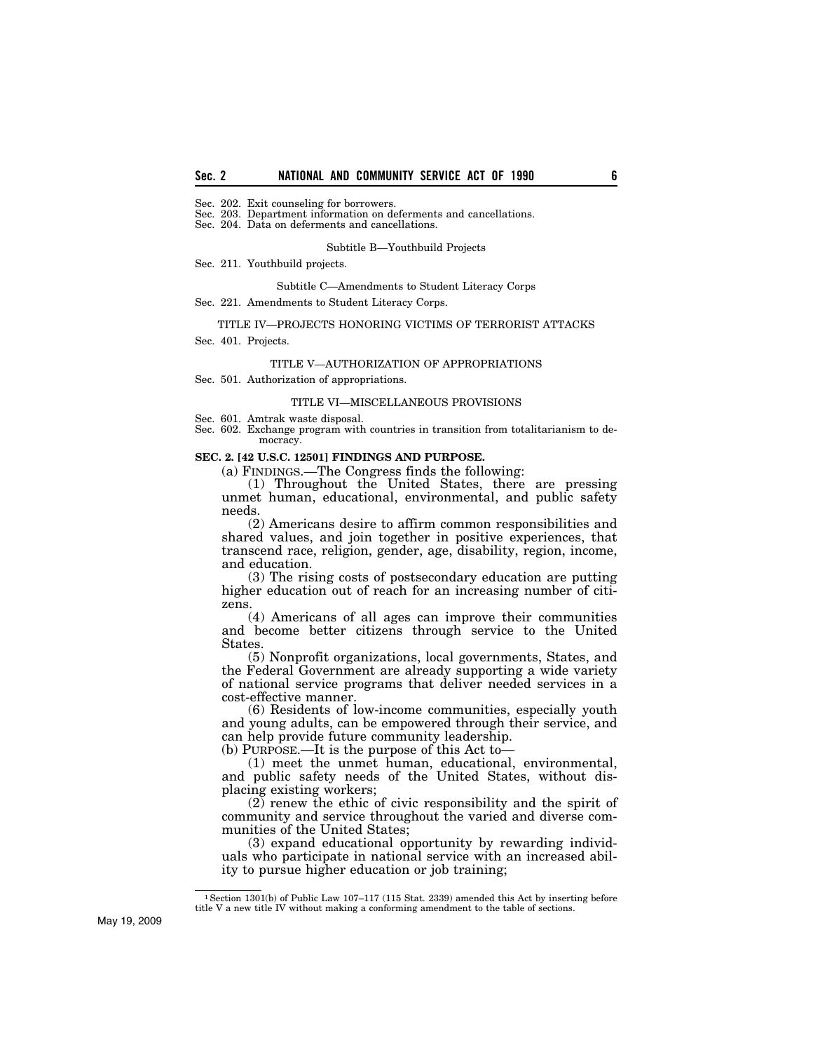Sec. 202. Exit counseling for borrowers.
Sec. 203. Department information on deferments and cancellations.
Sec. 204. Data on deferments and cancellations.

Subtitle B—Youthbuild Projects

Sec. 211. Youthbuild projects.

Subtitle C—Amendments to Student Literacy Corps

Sec. 221. Amendments to Student Literacy Corps.

TITLE IV—PROJECTS HONORING VICTIMS OF TERRORIST ATTACKS

Sec. 401. Projects.

TITLE V—AUTHORIZATION OF APPROPRIATIONS

Sec. 501. Authorization of appropriations.

TITLE VI—MISCELLANEOUS PROVISIONS

Sec. 601. Amtrak waste disposal.
Sec. 602. Exchange program with countries in transition from totalitarianism to democracy.

**SEC. 2. [42 U.S.C. 12501] FINDINGS AND PURPOSE.**

(a) FINDINGS.—The Congress finds the following:

(1) Throughout the United States, there are pressing unmet human, educational, environmental, and public safety needs.

(2) Americans desire to affirm common responsibilities and shared values, and join together in positive experiences, that transcend race, religion, gender, age, disability, region, income, and education.

(3) The rising costs of postsecondary education are putting higher education out of reach for an increasing number of citizens.

(4) Americans of all ages can improve their communities and become better citizens through service to the United States.

(5) Nonprofit organizations, local governments, States, and the Federal Government are already supporting a wide variety of national service programs that deliver needed services in a cost-effective manner.

(6) Residents of low-income communities, especially youth and young adults, can be empowered through their service, and can help provide future community leadership.

(b) PURPOSE.—It is the purpose of this Act to—

(1) meet the unmet human, educational, environmental, and public safety needs of the United States, without displacing existing workers;

(2) renew the ethic of civic responsibility and the spirit of community and service throughout the varied and diverse communities of the United States;

(3) expand educational opportunity by rewarding individuals who participate in national service with an increased ability to pursue higher education or job training;

[1] Section 1301(b) of Public Law 107–117 (115 Stat. 2339) amended this Act by inserting before title V a new title IV without making a conforming amendment to the table of sections.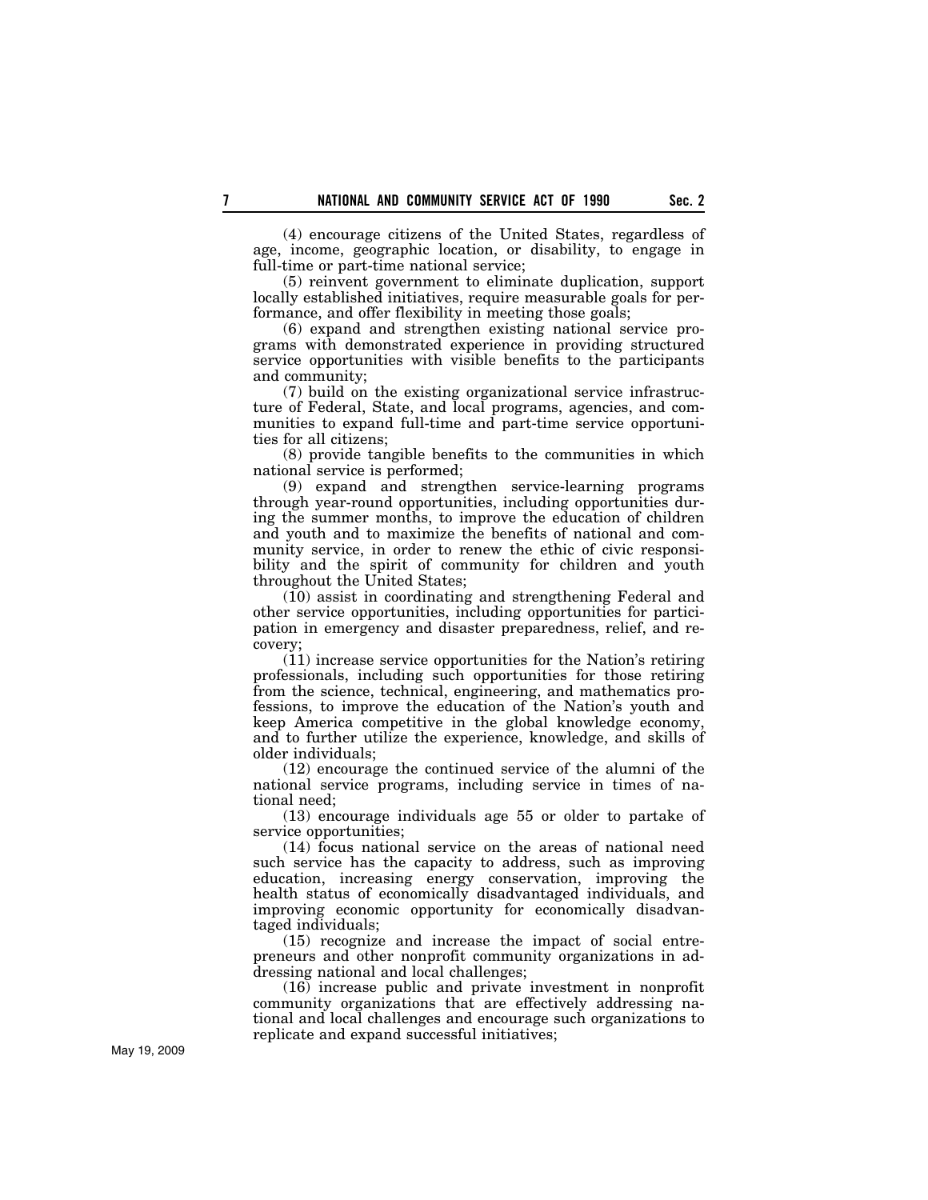(4) encourage citizens of the United States, regardless of age, income, geographic location, or disability, to engage in full-time or part-time national service;

(5) reinvent government to eliminate duplication, support locally established initiatives, require measurable goals for performance, and offer flexibility in meeting those goals;

(6) expand and strengthen existing national service programs with demonstrated experience in providing structured service opportunities with visible benefits to the participants and community;

(7) build on the existing organizational service infrastructure of Federal, State, and local programs, agencies, and communities to expand full-time and part-time service opportunities for all citizens;

(8) provide tangible benefits to the communities in which national service is performed;

(9) expand and strengthen service-learning programs through year-round opportunities, including opportunities during the summer months, to improve the education of children and youth and to maximize the benefits of national and community service, in order to renew the ethic of civic responsibility and the spirit of community for children and youth throughout the United States;

(10) assist in coordinating and strengthening Federal and other service opportunities, including opportunities for participation in emergency and disaster preparedness, relief, and recovery;

(11) increase service opportunities for the Nation's retiring professionals, including such opportunities for those retiring from the science, technical, engineering, and mathematics professions, to improve the education of the Nation's youth and keep America competitive in the global knowledge economy, and to further utilize the experience, knowledge, and skills of older individuals;

(12) encourage the continued service of the alumni of the national service programs, including service in times of national need;

(13) encourage individuals age 55 or older to partake of service opportunities;

(14) focus national service on the areas of national need such service has the capacity to address, such as improving education, increasing energy conservation, improving the health status of economically disadvantaged individuals, and improving economic opportunity for economically disadvantaged individuals;

(15) recognize and increase the impact of social entrepreneurs and other nonprofit community organizations in addressing national and local challenges;

(16) increase public and private investment in nonprofit community organizations that are effectively addressing national and local challenges and encourage such organizations to replicate and expand successful initiatives;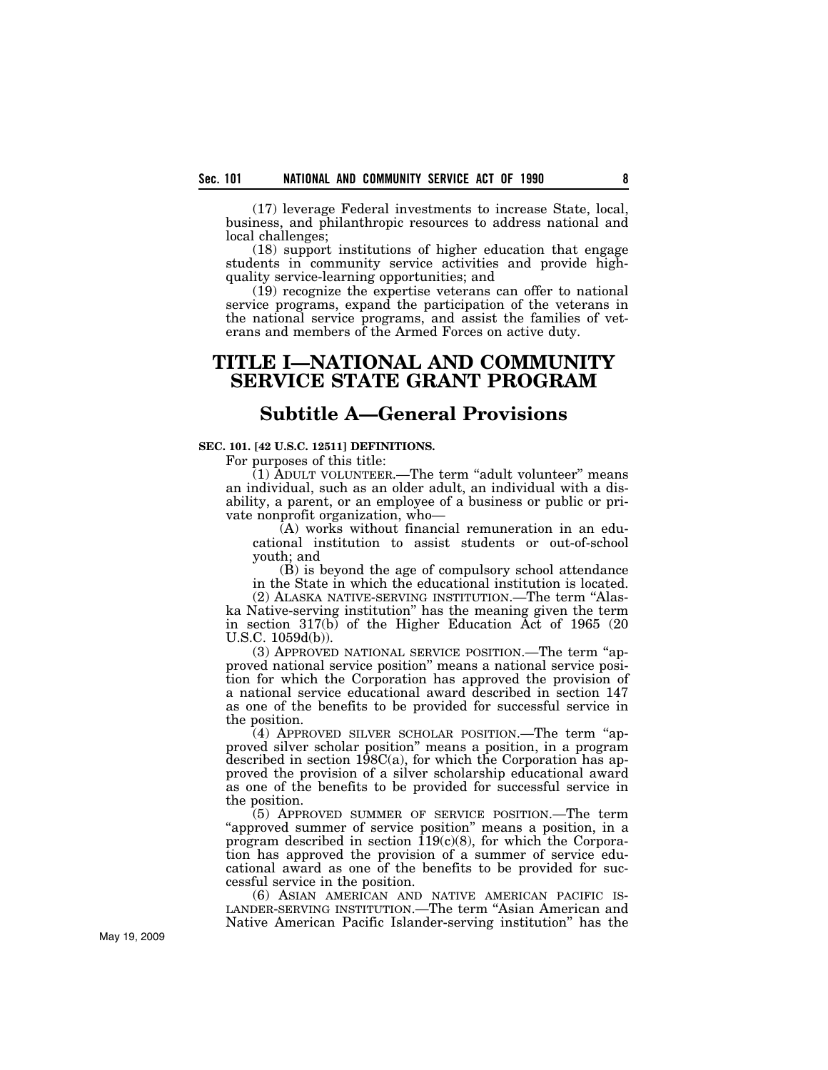(17) leverage Federal investments to increase State, local, business, and philanthropic resources to address national and local challenges;

(18) support institutions of higher education that engage students in community service activities and provide high-quality service-learning opportunities; and

(19) recognize the expertise veterans can offer to national service programs, expand the participation of the veterans in the national service programs, and assist the families of veterans and members of the Armed Forces on active duty.

# TITLE I—NATIONAL AND COMMUNITY SERVICE STATE GRANT PROGRAM

## Subtitle A—General Provisions

**SEC. 101. [42 U.S.C. 12511] DEFINITIONS.**

For purposes of this title:

(1) ADULT VOLUNTEER.—The term "adult volunteer" means an individual, such as an older adult, an individual with a disability, a parent, or an employee of a business or public or private nonprofit organization, who—

(A) works without financial remuneration in an educational institution to assist students or out-of-school youth; and

(B) is beyond the age of compulsory school attendance in the State in which the educational institution is located.

(2) ALASKA NATIVE-SERVING INSTITUTION.—The term "Alaska Native-serving institution" has the meaning given the term in section 317(b) of the Higher Education Act of 1965 (20 U.S.C. 1059d(b)).

(3) APPROVED NATIONAL SERVICE POSITION.—The term "approved national service position" means a national service position for which the Corporation has approved the provision of a national service educational award described in section 147 as one of the benefits to be provided for successful service in the position.

(4) APPROVED SILVER SCHOLAR POSITION.—The term "approved silver scholar position" means a position, in a program described in section 198C(a), for which the Corporation has approved the provision of a silver scholarship educational award as one of the benefits to be provided for successful service in the position.

(5) APPROVED SUMMER OF SERVICE POSITION.—The term "approved summer of service position" means a position, in a program described in section 119(c)(8), for which the Corporation has approved the provision of a summer of service educational award as one of the benefits to be provided for successful service in the position.

(6) ASIAN AMERICAN AND NATIVE AMERICAN PACIFIC ISLANDER-SERVING INSTITUTION.—The term "Asian American and Native American Pacific Islander-serving institution" has the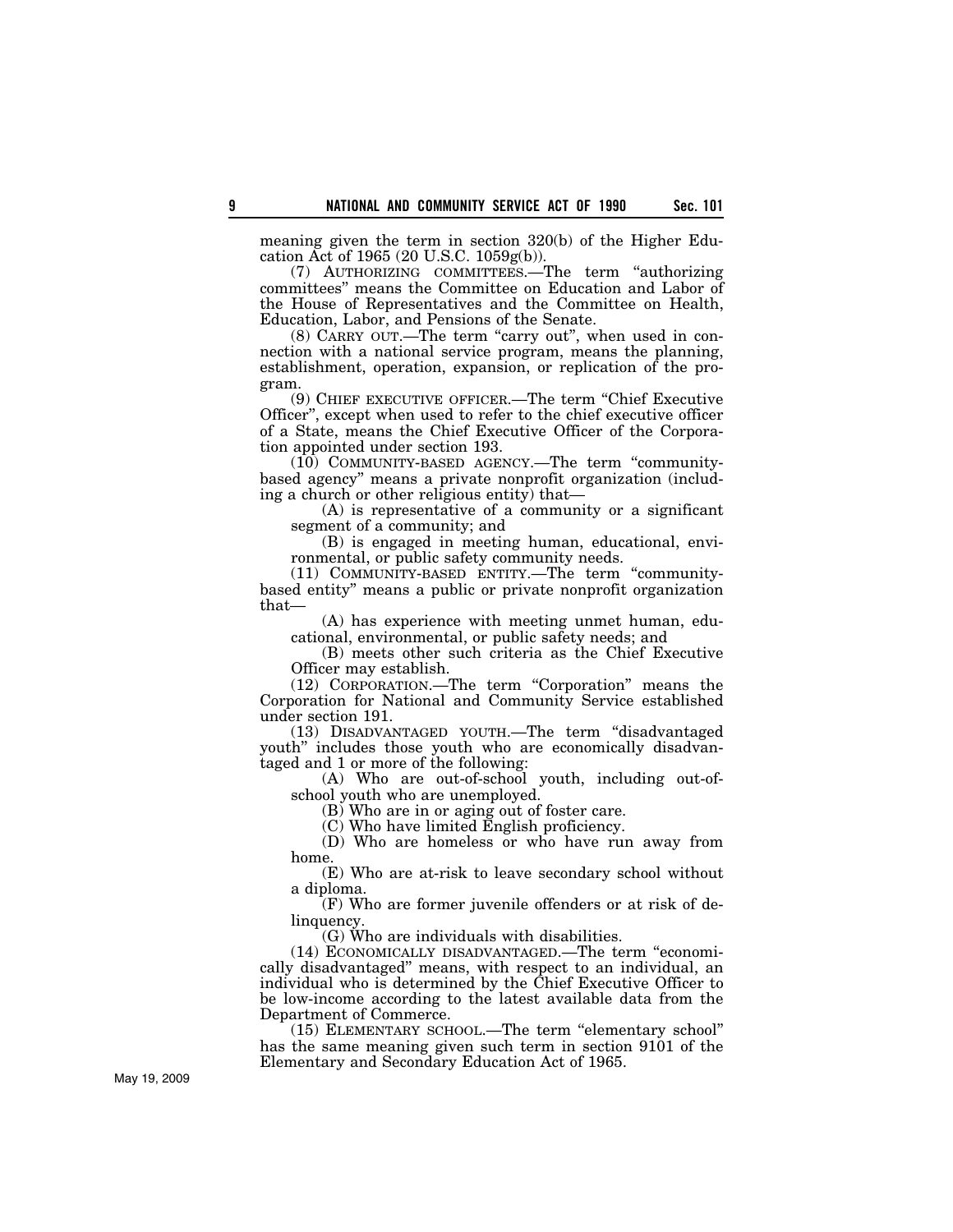meaning given the term in section 320(b) of the Higher Education Act of 1965 (20 U.S.C. 1059g(b)).

(7) AUTHORIZING COMMITTEES.—The term "authorizing committees" means the Committee on Education and Labor of the House of Representatives and the Committee on Health, Education, Labor, and Pensions of the Senate.

(8) CARRY OUT.—The term "carry out", when used in connection with a national service program, means the planning, establishment, operation, expansion, or replication of the program.

(9) CHIEF EXECUTIVE OFFICER.—The term "Chief Executive Officer", except when used to refer to the chief executive officer of a State, means the Chief Executive Officer of the Corporation appointed under section 193.

(10) COMMUNITY-BASED AGENCY.—The term "community-based agency" means a private nonprofit organization (including a church or other religious entity) that—

(A) is representative of a community or a significant segment of a community; and

(B) is engaged in meeting human, educational, environmental, or public safety community needs.

(11) COMMUNITY-BASED ENTITY.—The term "community-based entity" means a public or private nonprofit organization that—

(A) has experience with meeting unmet human, educational, environmental, or public safety needs; and

(B) meets other such criteria as the Chief Executive Officer may establish.

(12) CORPORATION.—The term "Corporation" means the Corporation for National and Community Service established under section 191.

(13) DISADVANTAGED YOUTH.—The term "disadvantaged youth" includes those youth who are economically disadvantaged and 1 or more of the following:

(A) Who are out-of-school youth, including out-of-school youth who are unemployed.

(B) Who are in or aging out of foster care.

(C) Who have limited English proficiency.

(D) Who are homeless or who have run away from home.

(E) Who are at-risk to leave secondary school without a diploma.

(F) Who are former juvenile offenders or at risk of delinquency.

(G) Who are individuals with disabilities.

(14) ECONOMICALLY DISADVANTAGED.—The term "economically disadvantaged" means, with respect to an individual, an individual who is determined by the Chief Executive Officer to be low-income according to the latest available data from the Department of Commerce.

(15) ELEMENTARY SCHOOL.—The term "elementary school" has the same meaning given such term in section 9101 of the Elementary and Secondary Education Act of 1965.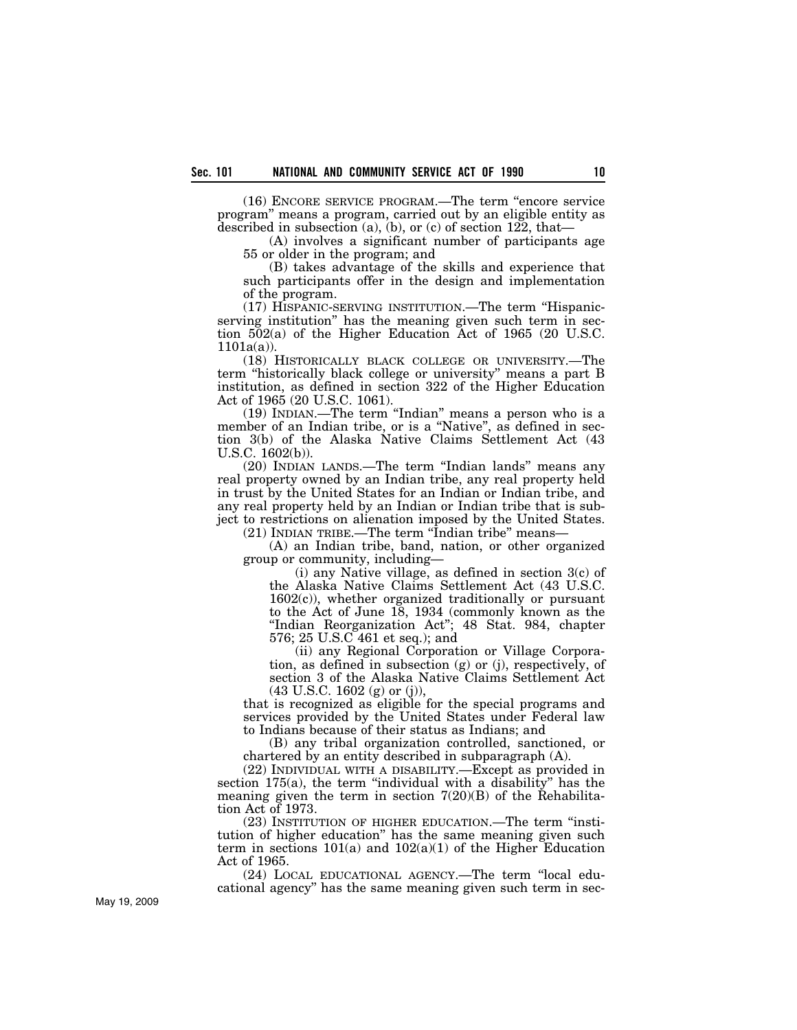(16) ENCORE SERVICE PROGRAM.—The term "encore service program" means a program, carried out by an eligible entity as described in subsection (a), (b), or (c) of section 122, that—

(A) involves a significant number of participants age 55 or older in the program; and

(B) takes advantage of the skills and experience that such participants offer in the design and implementation of the program.

(17) HISPANIC-SERVING INSTITUTION.—The term "Hispanic-serving institution" has the meaning given such term in section 502(a) of the Higher Education Act of 1965 (20 U.S.C. 1101a(a)).

(18) HISTORICALLY BLACK COLLEGE OR UNIVERSITY.—The term "historically black college or university" means a part B institution, as defined in section 322 of the Higher Education Act of 1965 (20 U.S.C. 1061).

(19) INDIAN.—The term "Indian" means a person who is a member of an Indian tribe, or is a "Native", as defined in section 3(b) of the Alaska Native Claims Settlement Act (43 U.S.C. 1602(b)).

(20) INDIAN LANDS.—The term "Indian lands" means any real property owned by an Indian tribe, any real property held in trust by the United States for an Indian or Indian tribe, and any real property held by an Indian or Indian tribe that is subject to restrictions on alienation imposed by the United States.

(21) INDIAN TRIBE.—The term "Indian tribe" means—

(A) an Indian tribe, band, nation, or other organized group or community, including—

(i) any Native village, as defined in section 3(c) of the Alaska Native Claims Settlement Act (43 U.S.C. 1602(c)), whether organized traditionally or pursuant to the Act of June 18, 1934 (commonly known as the "Indian Reorganization Act"; 48 Stat. 984, chapter 576; 25 U.S.C 461 et seq.); and

(ii) any Regional Corporation or Village Corporation, as defined in subsection (g) or (j), respectively, of section 3 of the Alaska Native Claims Settlement Act (43 U.S.C. 1602 (g) or (j)),

that is recognized as eligible for the special programs and services provided by the United States under Federal law to Indians because of their status as Indians; and

(B) any tribal organization controlled, sanctioned, or chartered by an entity described in subparagraph (A).

(22) INDIVIDUAL WITH A DISABILITY.—Except as provided in section 175(a), the term "individual with a disability" has the meaning given the term in section 7(20)(B) of the Rehabilitation Act of 1973.

(23) INSTITUTION OF HIGHER EDUCATION.—The term "institution of higher education" has the same meaning given such term in sections 101(a) and 102(a)(1) of the Higher Education Act of 1965.

(24) LOCAL EDUCATIONAL AGENCY.—The term "local educational agency" has the same meaning given such term in sec-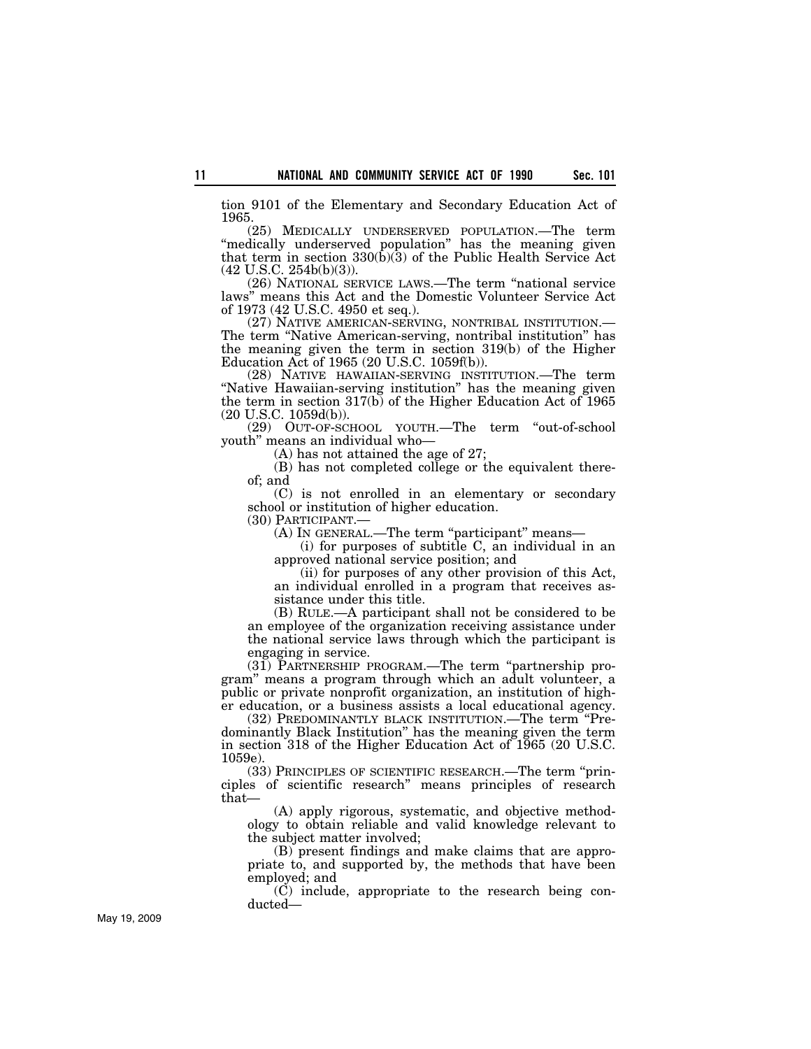tion 9101 of the Elementary and Secondary Education Act of 1965.

(25) MEDICALLY UNDERSERVED POPULATION.—The term "medically underserved population" has the meaning given that term in section 330(b)(3) of the Public Health Service Act (42 U.S.C. 254b(b)(3)).

(26) NATIONAL SERVICE LAWS.—The term "national service laws" means this Act and the Domestic Volunteer Service Act of 1973 (42 U.S.C. 4950 et seq.).

(27) NATIVE AMERICAN-SERVING, NONTRIBAL INSTITUTION.—The term "Native American-serving, nontribal institution" has the meaning given the term in section 319(b) of the Higher Education Act of 1965 (20 U.S.C. 1059f(b)).

(28) NATIVE HAWAIIAN-SERVING INSTITUTION.—The term "Native Hawaiian-serving institution" has the meaning given the term in section 317(b) of the Higher Education Act of 1965 (20 U.S.C. 1059d(b)).

(29) OUT-OF-SCHOOL YOUTH.—The term "out-of-school youth" means an individual who—

(A) has not attained the age of 27;

(B) has not completed college or the equivalent thereof; and

(C) is not enrolled in an elementary or secondary school or institution of higher education.

(30) PARTICIPANT.—

(A) IN GENERAL.—The term "participant" means—

(i) for purposes of subtitle C, an individual in an approved national service position; and

(ii) for purposes of any other provision of this Act, an individual enrolled in a program that receives assistance under this title.

(B) RULE.—A participant shall not be considered to be an employee of the organization receiving assistance under the national service laws through which the participant is engaging in service.

(31) PARTNERSHIP PROGRAM.—The term "partnership program" means a program through which an adult volunteer, a public or private nonprofit organization, an institution of higher education, or a business assists a local educational agency.

(32) PREDOMINANTLY BLACK INSTITUTION.—The term "Predominantly Black Institution" has the meaning given the term in section 318 of the Higher Education Act of 1965 (20 U.S.C. 1059e).

(33) PRINCIPLES OF SCIENTIFIC RESEARCH.—The term "principles of scientific research" means principles of research that—

(A) apply rigorous, systematic, and objective methodology to obtain reliable and valid knowledge relevant to the subject matter involved;

(B) present findings and make claims that are appropriate to, and supported by, the methods that have been employed; and

(C) include, appropriate to the research being conducted—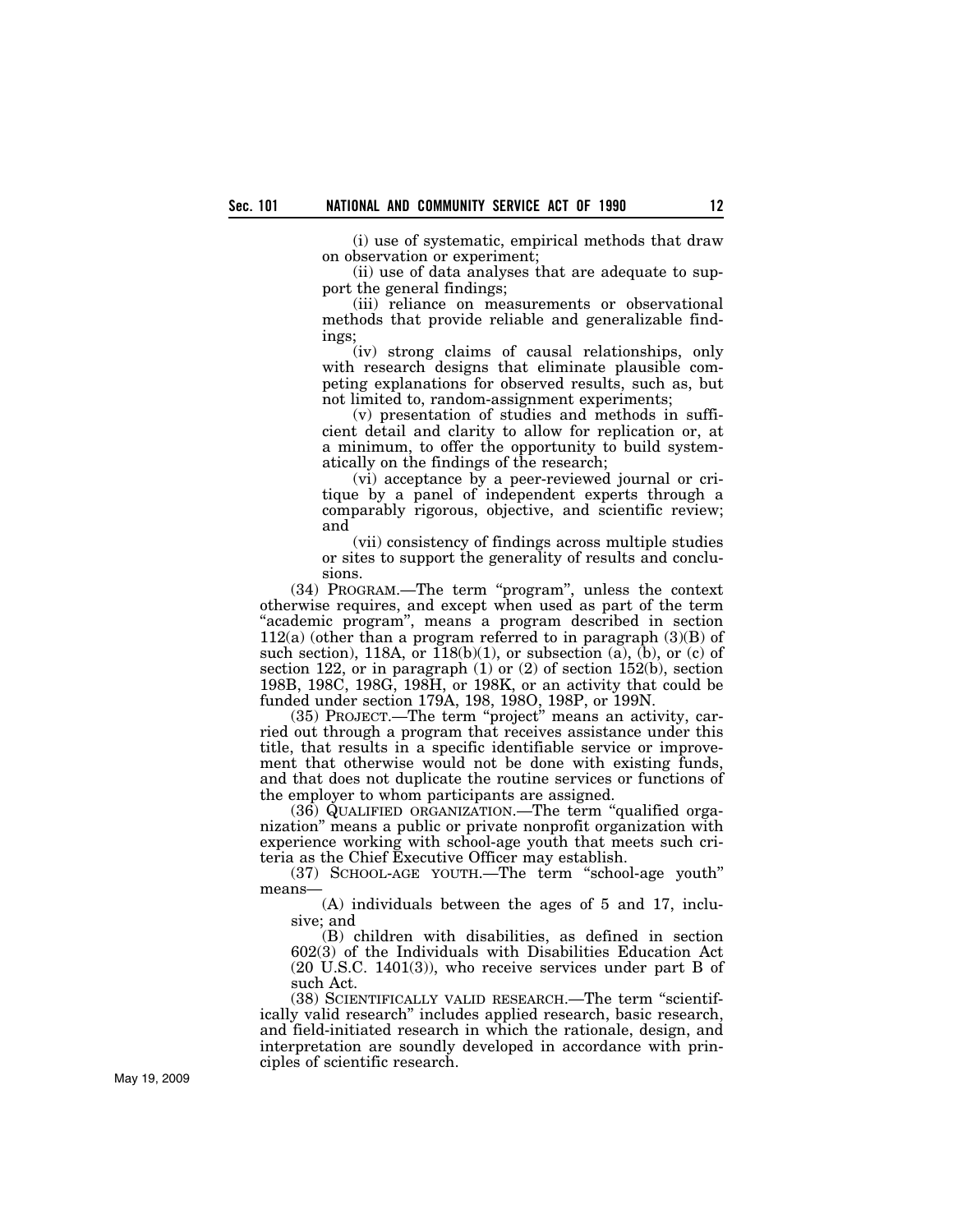(i) use of systematic, empirical methods that draw on observation or experiment;

(ii) use of data analyses that are adequate to support the general findings;

(iii) reliance on measurements or observational methods that provide reliable and generalizable findings;

(iv) strong claims of causal relationships, only with research designs that eliminate plausible competing explanations for observed results, such as, but not limited to, random-assignment experiments;

(v) presentation of studies and methods in sufficient detail and clarity to allow for replication or, at a minimum, to offer the opportunity to build systematically on the findings of the research;

(vi) acceptance by a peer-reviewed journal or critique by a panel of independent experts through a comparably rigorous, objective, and scientific review; and

(vii) consistency of findings across multiple studies or sites to support the generality of results and conclusions.

(34) PROGRAM.—The term "program", unless the context otherwise requires, and except when used as part of the term "academic program", means a program described in section 112(a) (other than a program referred to in paragraph (3)(B) of such section), 118A, or 118(b)(1), or subsection (a), (b), or (c) of section 122, or in paragraph (1) or (2) of section 152(b), section 198B, 198C, 198G, 198H, or 198K, or an activity that could be funded under section 179A, 198, 198O, 198P, or 199N.

(35) PROJECT.—The term "project" means an activity, carried out through a program that receives assistance under this title, that results in a specific identifiable service or improvement that otherwise would not be done with existing funds, and that does not duplicate the routine services or functions of the employer to whom participants are assigned.

(36) QUALIFIED ORGANIZATION.—The term "qualified organization" means a public or private nonprofit organization with experience working with school-age youth that meets such criteria as the Chief Executive Officer may establish.

(37) SCHOOL-AGE YOUTH.—The term "school-age youth" means—

(A) individuals between the ages of 5 and 17, inclusive; and

(B) children with disabilities, as defined in section 602(3) of the Individuals with Disabilities Education Act (20 U.S.C. 1401(3)), who receive services under part B of such Act.

(38) SCIENTIFICALLY VALID RESEARCH.—The term "scientifically valid research" includes applied research, basic research, and field-initiated research in which the rationale, design, and interpretation are soundly developed in accordance with principles of scientific research.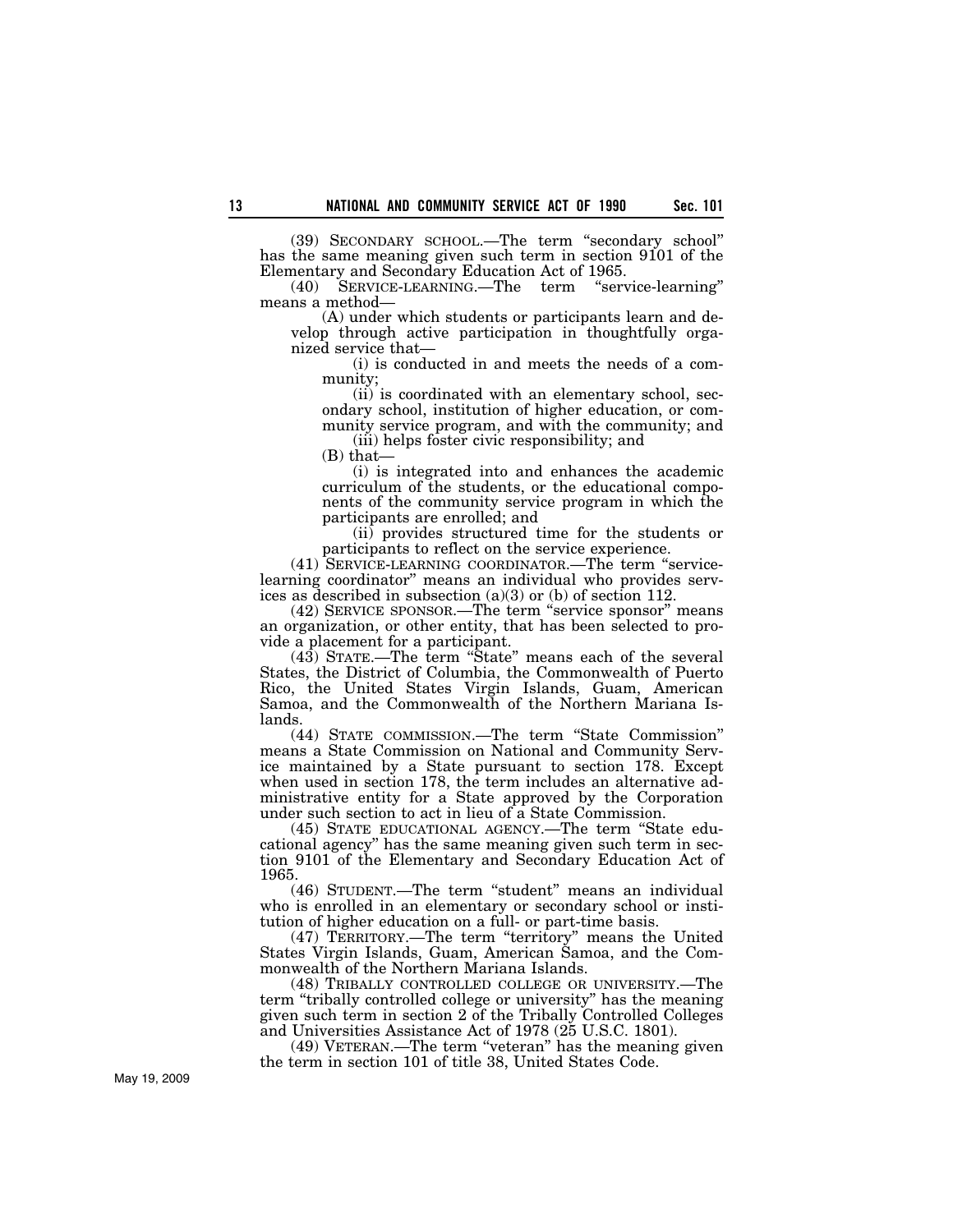(39) SECONDARY SCHOOL.—The term "secondary school" has the same meaning given such term in section 9101 of the Elementary and Secondary Education Act of 1965.

(40) SERVICE-LEARNING.—The term "service-learning" means a method—

(A) under which students or participants learn and develop through active participation in thoughtfully organized service that—

(i) is conducted in and meets the needs of a community;

(ii) is coordinated with an elementary school, secondary school, institution of higher education, or community service program, and with the community; and

(iii) helps foster civic responsibility; and

(B) that—

(i) is integrated into and enhances the academic curriculum of the students, or the educational components of the community service program in which the participants are enrolled; and

(ii) provides structured time for the students or participants to reflect on the service experience.

(41) SERVICE-LEARNING COORDINATOR.—The term "service-learning coordinator" means an individual who provides services as described in subsection (a)(3) or (b) of section 112.

(42) SERVICE SPONSOR.—The term "service sponsor" means an organization, or other entity, that has been selected to provide a placement for a participant.

(43) STATE.—The term "State" means each of the several States, the District of Columbia, the Commonwealth of Puerto Rico, the United States Virgin Islands, Guam, American Samoa, and the Commonwealth of the Northern Mariana Islands.

(44) STATE COMMISSION.—The term "State Commission" means a State Commission on National and Community Service maintained by a State pursuant to section 178. Except when used in section 178, the term includes an alternative administrative entity for a State approved by the Corporation under such section to act in lieu of a State Commission.

(45) STATE EDUCATIONAL AGENCY.—The term "State educational agency" has the same meaning given such term in section 9101 of the Elementary and Secondary Education Act of 1965.

(46) STUDENT.—The term "student" means an individual who is enrolled in an elementary or secondary school or institution of higher education on a full- or part-time basis.

(47) TERRITORY.—The term "territory" means the United States Virgin Islands, Guam, American Samoa, and the Commonwealth of the Northern Mariana Islands.

(48) TRIBALLY CONTROLLED COLLEGE OR UNIVERSITY.—The term "tribally controlled college or university" has the meaning given such term in section 2 of the Tribally Controlled Colleges and Universities Assistance Act of 1978 (25 U.S.C. 1801).

(49) VETERAN.—The term "veteran" has the meaning given the term in section 101 of title 38, United States Code.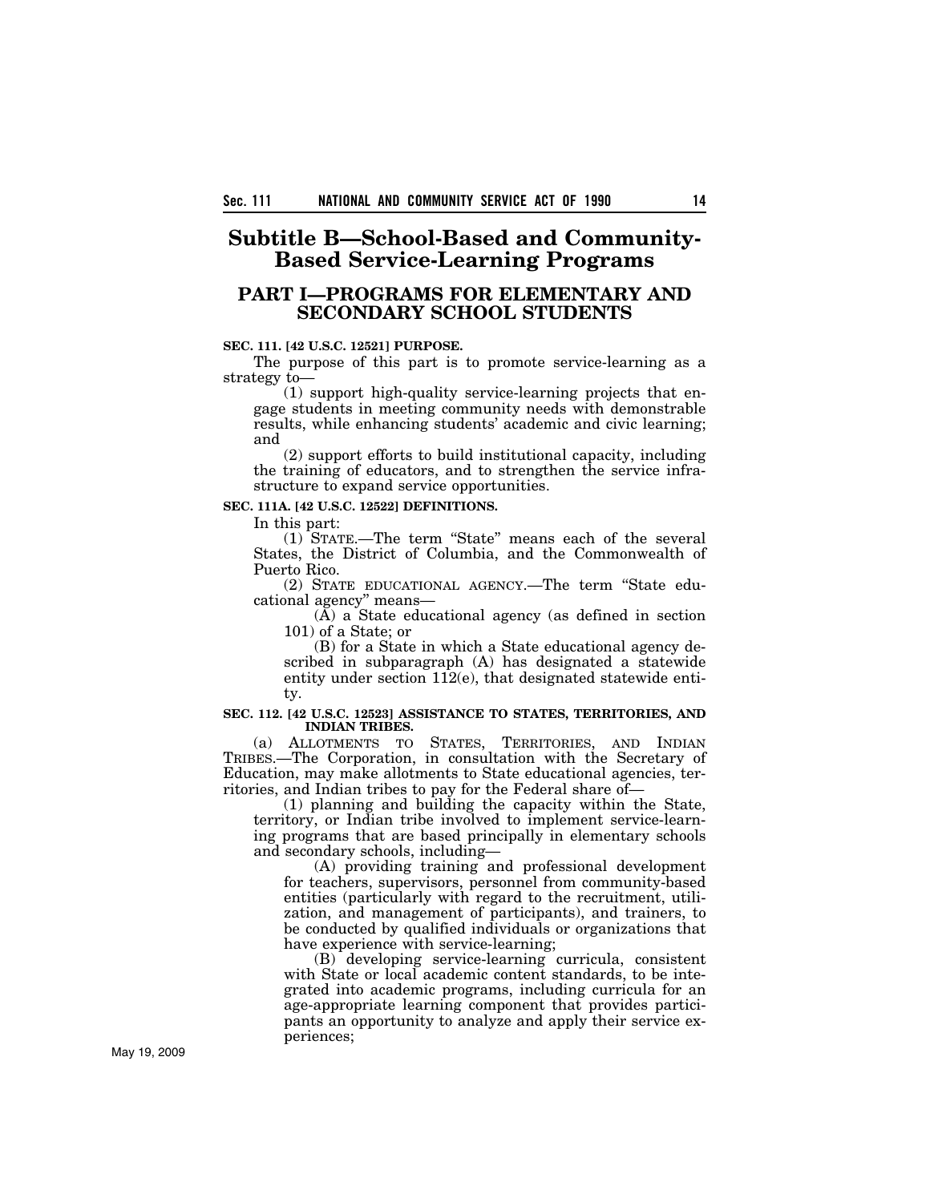# Subtitle B—School-Based and Community-Based Service-Learning Programs

## PART I—PROGRAMS FOR ELEMENTARY AND SECONDARY SCHOOL STUDENTS

**SEC. 111. [42 U.S.C. 12521] PURPOSE.**

The purpose of this part is to promote service-learning as a strategy to—

(1) support high-quality service-learning projects that engage students in meeting community needs with demonstrable results, while enhancing students' academic and civic learning; and

(2) support efforts to build institutional capacity, including the training of educators, and to strengthen the service infrastructure to expand service opportunities.

**SEC. 111A. [42 U.S.C. 12522] DEFINITIONS.**

In this part:

(1) STATE.—The term "State" means each of the several States, the District of Columbia, and the Commonwealth of Puerto Rico.

(2) STATE EDUCATIONAL AGENCY.—The term "State educational agency" means—

(A) a State educational agency (as defined in section 101) of a State; or

(B) for a State in which a State educational agency described in subparagraph (A) has designated a statewide entity under section 112(e), that designated statewide entity.

**SEC. 112. [42 U.S.C. 12523] ASSISTANCE TO STATES, TERRITORIES, AND INDIAN TRIBES.**

(a) ALLOTMENTS TO STATES, TERRITORIES, AND INDIAN TRIBES.—The Corporation, in consultation with the Secretary of Education, may make allotments to State educational agencies, territories, and Indian tribes to pay for the Federal share of—

(1) planning and building the capacity within the State, territory, or Indian tribe involved to implement service-learning programs that are based principally in elementary schools and secondary schools, including—

(A) providing training and professional development for teachers, supervisors, personnel from community-based entities (particularly with regard to the recruitment, utilization, and management of participants), and trainers, to be conducted by qualified individuals or organizations that have experience with service-learning;

(B) developing service-learning curricula, consistent with State or local academic content standards, to be integrated into academic programs, including curricula for an age-appropriate learning component that provides participants an opportunity to analyze and apply their service experiences;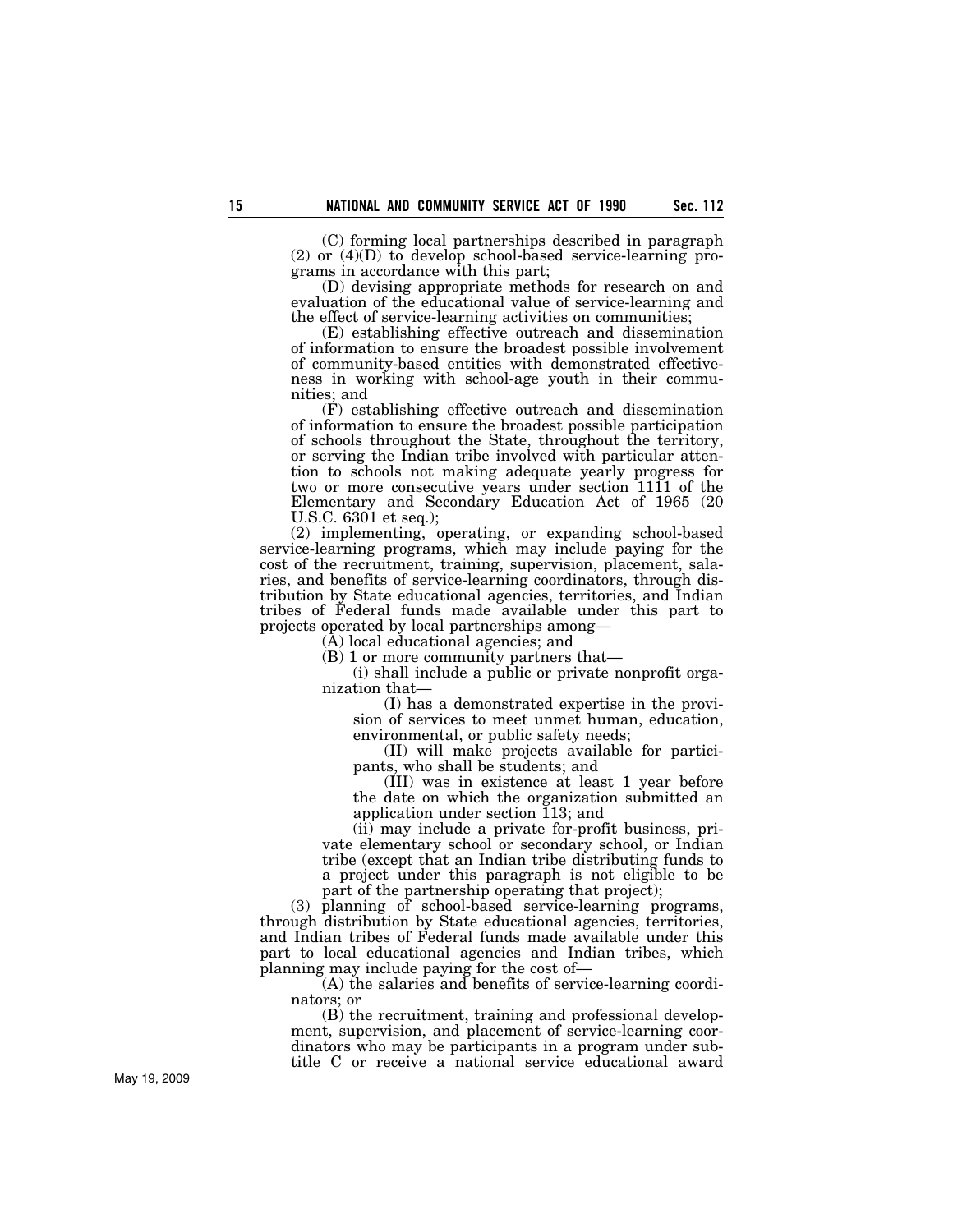(C) forming local partnerships described in paragraph (2) or (4)(D) to develop school-based service-learning programs in accordance with this part;

(D) devising appropriate methods for research on and evaluation of the educational value of service-learning and the effect of service-learning activities on communities;

(E) establishing effective outreach and dissemination of information to ensure the broadest possible involvement of community-based entities with demonstrated effectiveness in working with school-age youth in their communities; and

(F) establishing effective outreach and dissemination of information to ensure the broadest possible participation of schools throughout the State, throughout the territory, or serving the Indian tribe involved with particular attention to schools not making adequate yearly progress for two or more consecutive years under section 1111 of the Elementary and Secondary Education Act of 1965 (20 U.S.C. 6301 et seq.);

(2) implementing, operating, or expanding school-based service-learning programs, which may include paying for the cost of the recruitment, training, supervision, placement, salaries, and benefits of service-learning coordinators, through distribution by State educational agencies, territories, and Indian tribes of Federal funds made available under this part to projects operated by local partnerships among—

(A) local educational agencies; and

(B) 1 or more community partners that—

(i) shall include a public or private nonprofit organization that—

(I) has a demonstrated expertise in the provision of services to meet unmet human, education, environmental, or public safety needs;

(II) will make projects available for participants, who shall be students; and

(III) was in existence at least 1 year before the date on which the organization submitted an application under section 113; and

(ii) may include a private for-profit business, private elementary school or secondary school, or Indian tribe (except that an Indian tribe distributing funds to a project under this paragraph is not eligible to be part of the partnership operating that project);

(3) planning of school-based service-learning programs, through distribution by State educational agencies, territories, and Indian tribes of Federal funds made available under this part to local educational agencies and Indian tribes, which planning may include paying for the cost of—

(A) the salaries and benefits of service-learning coordinators; or

(B) the recruitment, training and professional development, supervision, and placement of service-learning coordinators who may be participants in a program under subtitle C or receive a national service educational award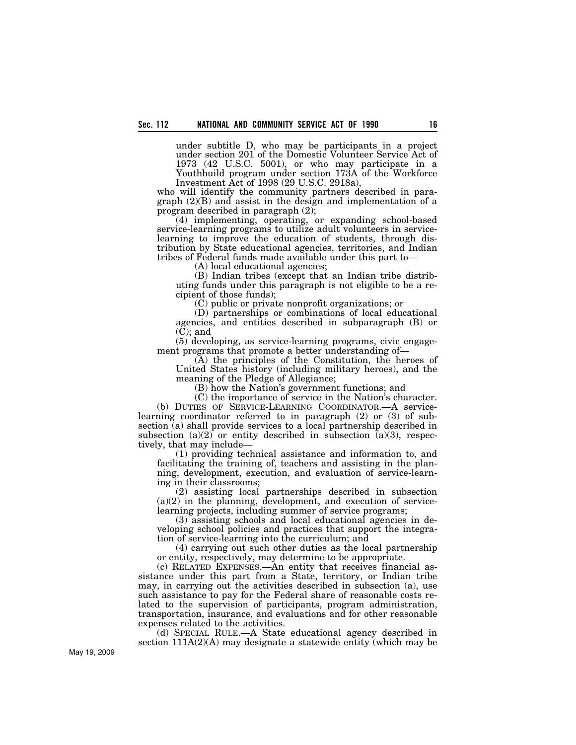under subtitle D, who may be participants in a project under section 201 of the Domestic Volunteer Service Act of 1973 (42 U.S.C. 5001), or who may participate in a Youthbuild program under section 173A of the Workforce Investment Act of 1998 (29 U.S.C. 2918a),

who will identify the community partners described in paragraph (2)(B) and assist in the design and implementation of a program described in paragraph (2);

(4) implementing, operating, or expanding school-based service-learning programs to utilize adult volunteers in service-learning to improve the education of students, through distribution by State educational agencies, territories, and Indian tribes of Federal funds made available under this part to—

(A) local educational agencies;

(B) Indian tribes (except that an Indian tribe distributing funds under this paragraph is not eligible to be a recipient of those funds);

(C) public or private nonprofit organizations; or

(D) partnerships or combinations of local educational agencies, and entities described in subparagraph (B) or (C); and

(5) developing, as service-learning programs, civic engagement programs that promote a better understanding of—

(A) the principles of the Constitution, the heroes of United States history (including military heroes), and the meaning of the Pledge of Allegiance;

(B) how the Nation's government functions; and

(C) the importance of service in the Nation's character.

(b) DUTIES OF SERVICE-LEARNING COORDINATOR.—A service-learning coordinator referred to in paragraph (2) or (3) of subsection (a) shall provide services to a local partnership described in subsection (a)(2) or entity described in subsection (a)(3), respectively, that may include—

(1) providing technical assistance and information to, and facilitating the training of, teachers and assisting in the planning, development, execution, and evaluation of service-learning in their classrooms;

(2) assisting local partnerships described in subsection (a)(2) in the planning, development, and execution of service-learning projects, including summer of service programs;

(3) assisting schools and local educational agencies in developing school policies and practices that support the integration of service-learning into the curriculum; and

(4) carrying out such other duties as the local partnership or entity, respectively, may determine to be appropriate.

(c) RELATED EXPENSES.—An entity that receives financial assistance under this part from a State, territory, or Indian tribe may, in carrying out the activities described in subsection (a), use such assistance to pay for the Federal share of reasonable costs related to the supervision of participants, program administration, transportation, insurance, and evaluations and for other reasonable expenses related to the activities.

(d) SPECIAL RULE.—A State educational agency described in section 111A(2)(A) may designate a statewide entity (which may be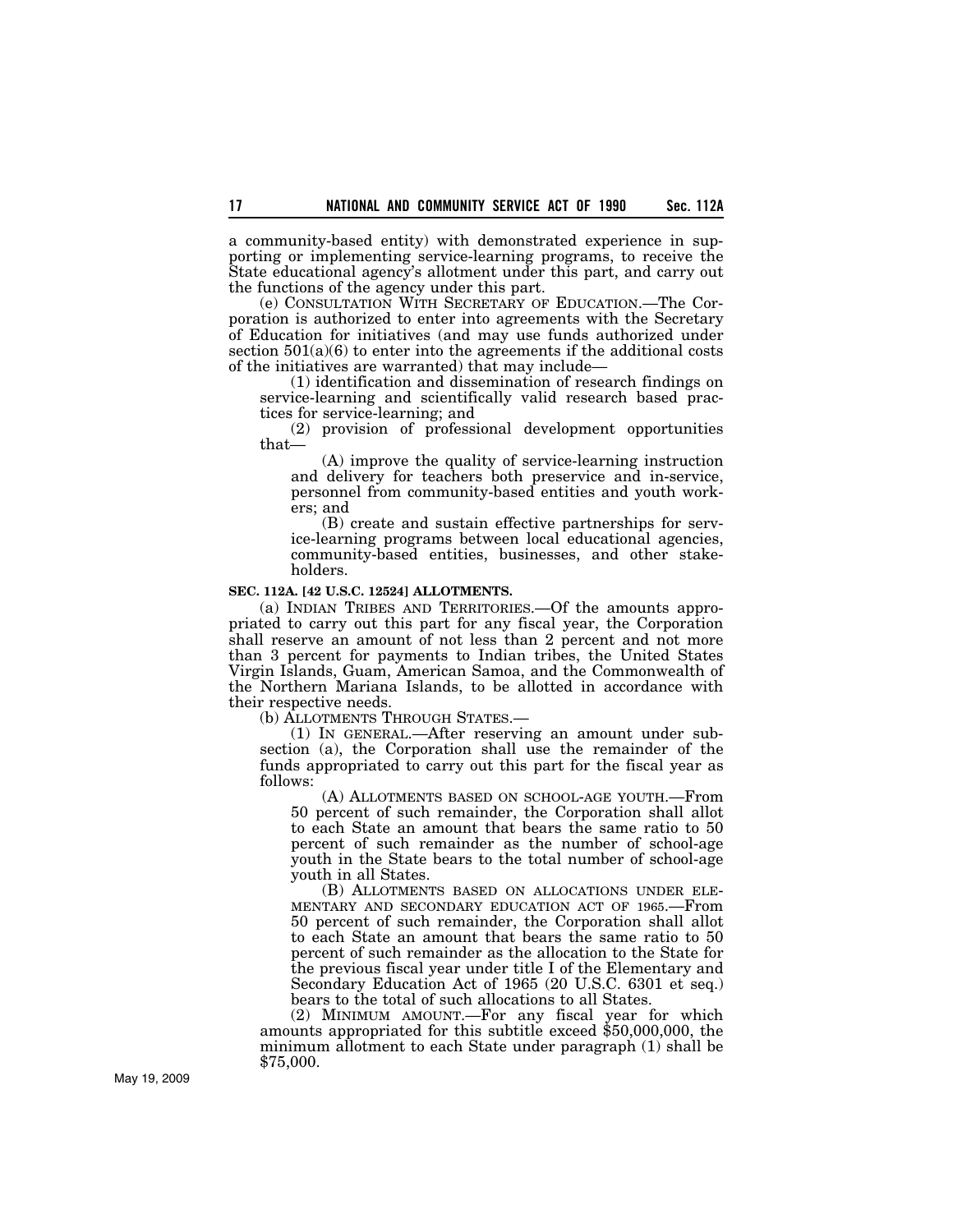a community-based entity) with demonstrated experience in supporting or implementing service-learning programs, to receive the State educational agency's allotment under this part, and carry out the functions of the agency under this part.

(e) CONSULTATION WITH SECRETARY OF EDUCATION.—The Corporation is authorized to enter into agreements with the Secretary of Education for initiatives (and may use funds authorized under section 501(a)(6) to enter into the agreements if the additional costs of the initiatives are warranted) that may include—

(1) identification and dissemination of research findings on service-learning and scientifically valid research based practices for service-learning; and

(2) provision of professional development opportunities that—

(A) improve the quality of service-learning instruction and delivery for teachers both preservice and in-service, personnel from community-based entities and youth workers; and

(B) create and sustain effective partnerships for service-learning programs between local educational agencies, community-based entities, businesses, and other stakeholders.

**SEC. 112A. [42 U.S.C. 12524] ALLOTMENTS.**

(a) INDIAN TRIBES AND TERRITORIES.—Of the amounts appropriated to carry out this part for any fiscal year, the Corporation shall reserve an amount of not less than 2 percent and not more than 3 percent for payments to Indian tribes, the United States Virgin Islands, Guam, American Samoa, and the Commonwealth of the Northern Mariana Islands, to be allotted in accordance with their respective needs.

(b) ALLOTMENTS THROUGH STATES.—

(1) IN GENERAL.—After reserving an amount under subsection (a), the Corporation shall use the remainder of the funds appropriated to carry out this part for the fiscal year as follows:

(A) ALLOTMENTS BASED ON SCHOOL-AGE YOUTH.—From 50 percent of such remainder, the Corporation shall allot to each State an amount that bears the same ratio to 50 percent of such remainder as the number of school-age youth in the State bears to the total number of school-age youth in all States.

(B) ALLOTMENTS BASED ON ALLOCATIONS UNDER ELEMENTARY AND SECONDARY EDUCATION ACT OF 1965.—From 50 percent of such remainder, the Corporation shall allot to each State an amount that bears the same ratio to 50 percent of such remainder as the allocation to the State for the previous fiscal year under title I of the Elementary and Secondary Education Act of 1965 (20 U.S.C. 6301 et seq.) bears to the total of such allocations to all States.

(2) MINIMUM AMOUNT.—For any fiscal year for which amounts appropriated for this subtitle exceed $50,000,000, the minimum allotment to each State under paragraph (1) shall be $75,000.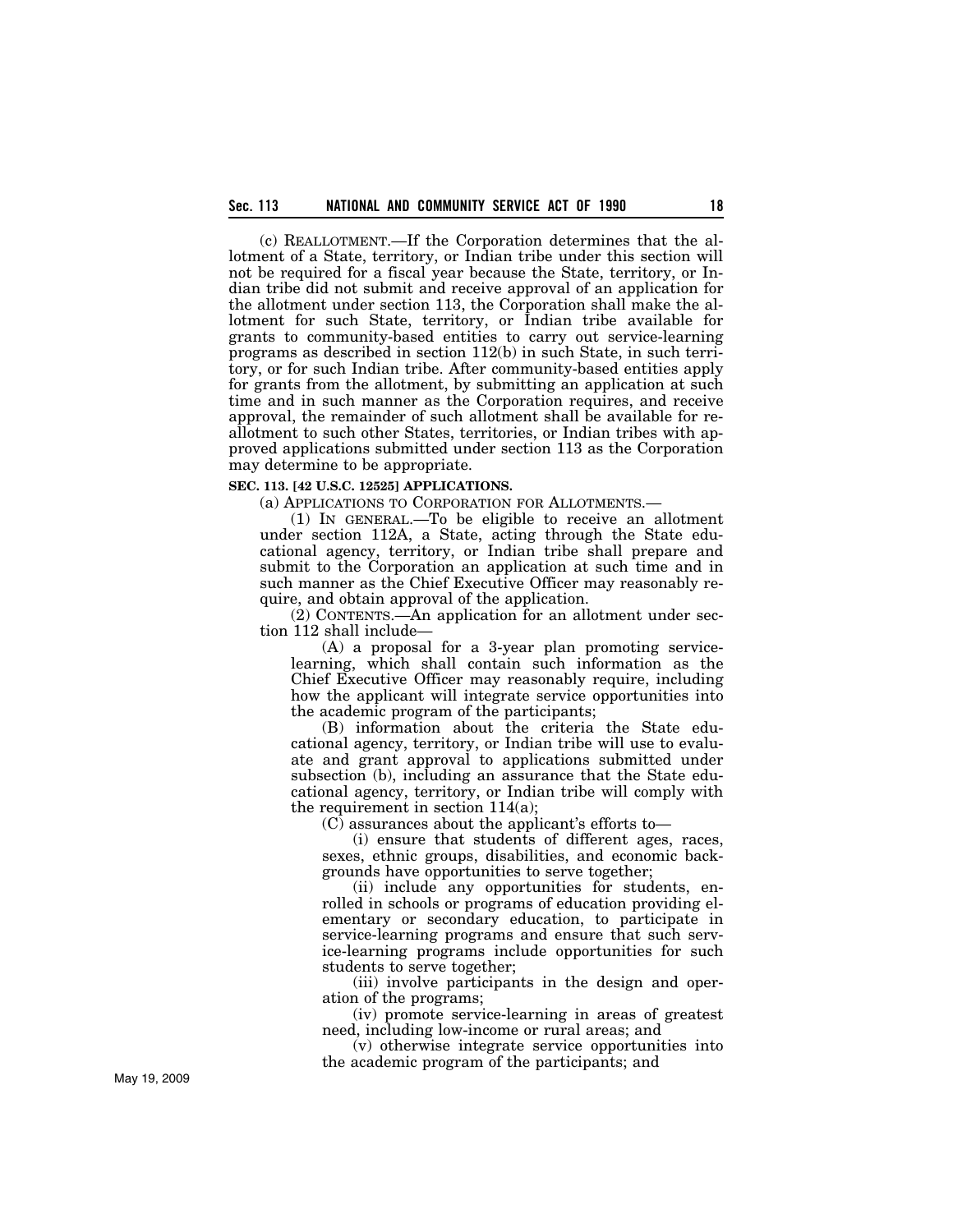(c) REALLOTMENT.—If the Corporation determines that the allotment of a State, territory, or Indian tribe under this section will not be required for a fiscal year because the State, territory, or Indian tribe did not submit and receive approval of an application for the allotment under section 113, the Corporation shall make the allotment for such State, territory, or Indian tribe available for grants to community-based entities to carry out service-learning programs as described in section 112(b) in such State, in such territory, or for such Indian tribe. After community-based entities apply for grants from the allotment, by submitting an application at such time and in such manner as the Corporation requires, and receive approval, the remainder of such allotment shall be available for reallotment to such other States, territories, or Indian tribes with approved applications submitted under section 113 as the Corporation may determine to be appropriate.

**SEC. 113. [42 U.S.C. 12525] APPLICATIONS.**

(a) APPLICATIONS TO CORPORATION FOR ALLOTMENTS.—

(1) IN GENERAL.—To be eligible to receive an allotment under section 112A, a State, acting through the State educational agency, territory, or Indian tribe shall prepare and submit to the Corporation an application at such time and in such manner as the Chief Executive Officer may reasonably require, and obtain approval of the application.

(2) CONTENTS.—An application for an allotment under section 112 shall include—

(A) a proposal for a 3-year plan promoting service-learning, which shall contain such information as the Chief Executive Officer may reasonably require, including how the applicant will integrate service opportunities into the academic program of the participants;

(B) information about the criteria the State educational agency, territory, or Indian tribe will use to evaluate and grant approval to applications submitted under subsection (b), including an assurance that the State educational agency, territory, or Indian tribe will comply with the requirement in section 114(a);

(C) assurances about the applicant's efforts to—

(i) ensure that students of different ages, races, sexes, ethnic groups, disabilities, and economic backgrounds have opportunities to serve together;

(ii) include any opportunities for students, enrolled in schools or programs of education providing elementary or secondary education, to participate in service-learning programs and ensure that such service-learning programs include opportunities for such students to serve together;

(iii) involve participants in the design and operation of the programs;

(iv) promote service-learning in areas of greatest need, including low-income or rural areas; and

(v) otherwise integrate service opportunities into the academic program of the participants; and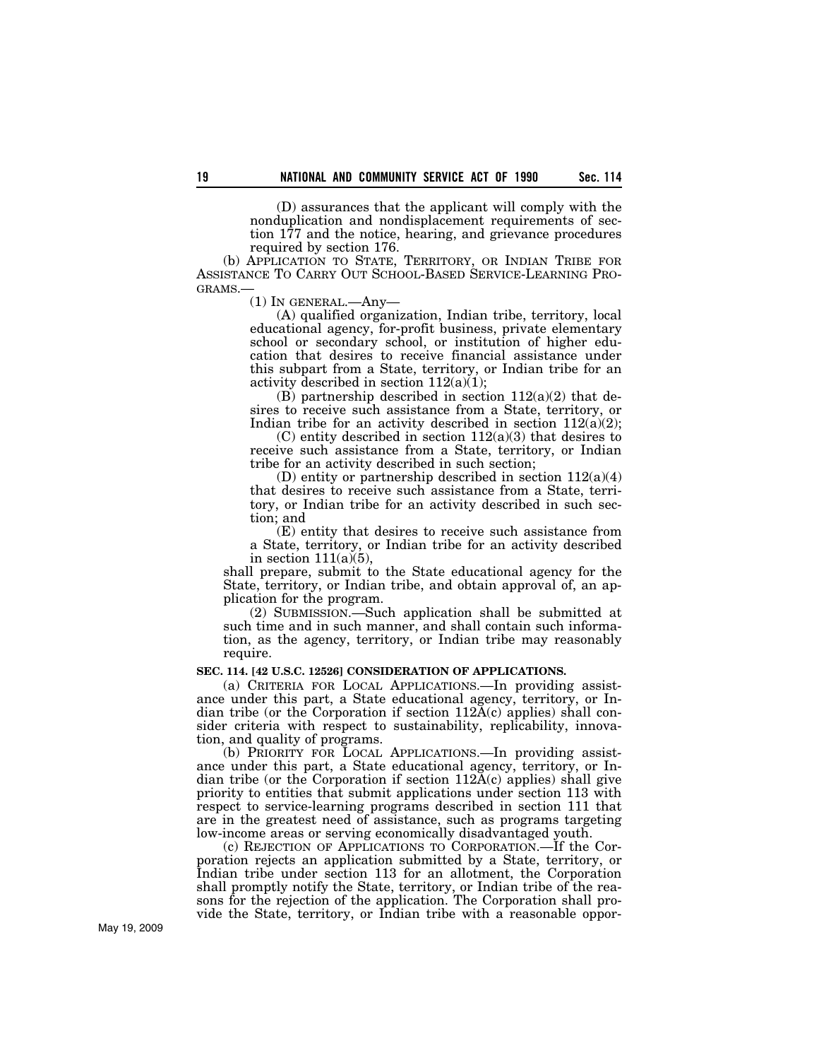(D) assurances that the applicant will comply with the nonduplication and nondisplacement requirements of section 177 and the notice, hearing, and grievance procedures required by section 176.

(b) APPLICATION TO STATE, TERRITORY, OR INDIAN TRIBE FOR ASSISTANCE TO CARRY OUT SCHOOL-BASED SERVICE-LEARNING PROGRAMS.—

(1) IN GENERAL.—Any—

(A) qualified organization, Indian tribe, territory, local educational agency, for-profit business, private elementary school or secondary school, or institution of higher education that desires to receive financial assistance under this subpart from a State, territory, or Indian tribe for an activity described in section 112(a)(1);

(B) partnership described in section 112(a)(2) that desires to receive such assistance from a State, territory, or Indian tribe for an activity described in section 112(a)(2);

(C) entity described in section 112(a)(3) that desires to receive such assistance from a State, territory, or Indian tribe for an activity described in such section;

(D) entity or partnership described in section 112(a)(4) that desires to receive such assistance from a State, territory, or Indian tribe for an activity described in such section; and

(E) entity that desires to receive such assistance from a State, territory, or Indian tribe for an activity described in section 111(a)(5),

shall prepare, submit to the State educational agency for the State, territory, or Indian tribe, and obtain approval of, an application for the program.

(2) SUBMISSION.—Such application shall be submitted at such time and in such manner, and shall contain such information, as the agency, territory, or Indian tribe may reasonably require.

**SEC. 114. [42 U.S.C. 12526] CONSIDERATION OF APPLICATIONS.**

(a) CRITERIA FOR LOCAL APPLICATIONS.—In providing assistance under this part, a State educational agency, territory, or Indian tribe (or the Corporation if section 112A(c) applies) shall consider criteria with respect to sustainability, replicability, innovation, and quality of programs.

(b) PRIORITY FOR LOCAL APPLICATIONS.—In providing assistance under this part, a State educational agency, territory, or Indian tribe (or the Corporation if section 112A(c) applies) shall give priority to entities that submit applications under section 113 with respect to service-learning programs described in section 111 that are in the greatest need of assistance, such as programs targeting low-income areas or serving economically disadvantaged youth.

(c) REJECTION OF APPLICATIONS TO CORPORATION.—If the Corporation rejects an application submitted by a State, territory, or Indian tribe under section 113 for an allotment, the Corporation shall promptly notify the State, territory, or Indian tribe of the reasons for the rejection of the application. The Corporation shall provide the State, territory, or Indian tribe with a reasonable oppor-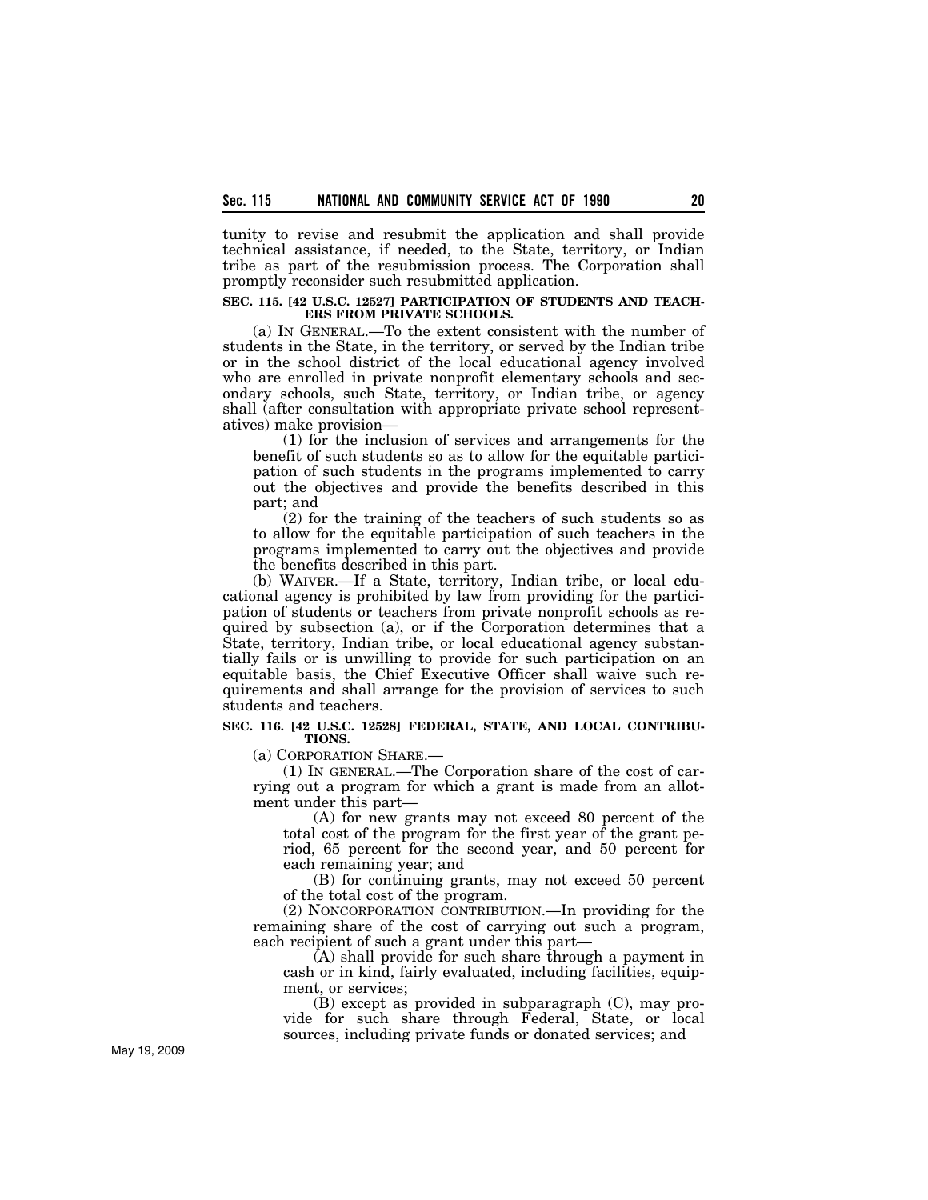tunity to revise and resubmit the application and shall provide technical assistance, if needed, to the State, territory, or Indian tribe as part of the resubmission process. The Corporation shall promptly reconsider such resubmitted application.

**SEC. 115. [42 U.S.C. 12527] PARTICIPATION OF STUDENTS AND TEACHERS FROM PRIVATE SCHOOLS.**

(a) IN GENERAL.—To the extent consistent with the number of students in the State, in the territory, or served by the Indian tribe or in the school district of the local educational agency involved who are enrolled in private nonprofit elementary schools and secondary schools, such State, territory, or Indian tribe, or agency shall (after consultation with appropriate private school representatives) make provision—

(1) for the inclusion of services and arrangements for the benefit of such students so as to allow for the equitable participation of such students in the programs implemented to carry out the objectives and provide the benefits described in this part; and

(2) for the training of the teachers of such students so as to allow for the equitable participation of such teachers in the programs implemented to carry out the objectives and provide the benefits described in this part.

(b) WAIVER.—If a State, territory, Indian tribe, or local educational agency is prohibited by law from providing for the participation of students or teachers from private nonprofit schools as required by subsection (a), or if the Corporation determines that a State, territory, Indian tribe, or local educational agency substantially fails or is unwilling to provide for such participation on an equitable basis, the Chief Executive Officer shall waive such requirements and shall arrange for the provision of services to such students and teachers.

**SEC. 116. [42 U.S.C. 12528] FEDERAL, STATE, AND LOCAL CONTRIBUTIONS.**

(a) CORPORATION SHARE.—

(1) IN GENERAL.—The Corporation share of the cost of carrying out a program for which a grant is made from an allotment under this part—

(A) for new grants may not exceed 80 percent of the total cost of the program for the first year of the grant period, 65 percent for the second year, and 50 percent for each remaining year; and

(B) for continuing grants, may not exceed 50 percent of the total cost of the program.

(2) NONCORPORATION CONTRIBUTION.—In providing for the remaining share of the cost of carrying out such a program, each recipient of such a grant under this part—

(A) shall provide for such share through a payment in cash or in kind, fairly evaluated, including facilities, equipment, or services;

(B) except as provided in subparagraph (C), may provide for such share through Federal, State, or local sources, including private funds or donated services; and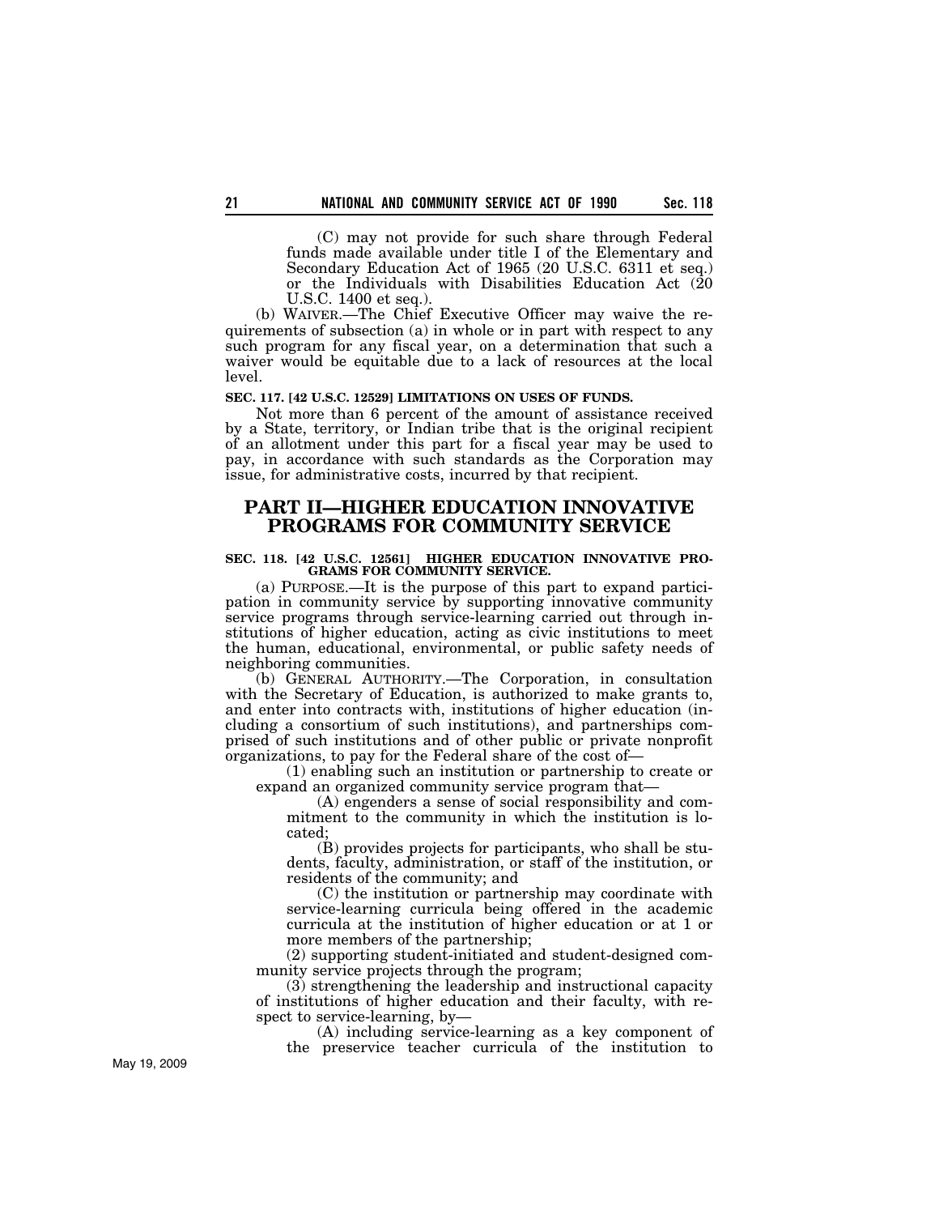(C) may not provide for such share through Federal funds made available under title I of the Elementary and Secondary Education Act of 1965 (20 U.S.C. 6311 et seq.) or the Individuals with Disabilities Education Act (20 U.S.C. 1400 et seq.).

(b) WAIVER.—The Chief Executive Officer may waive the requirements of subsection (a) in whole or in part with respect to any such program for any fiscal year, on a determination that such a waiver would be equitable due to a lack of resources at the local level.

**SEC. 117. [42 U.S.C. 12529] LIMITATIONS ON USES OF FUNDS.**

Not more than 6 percent of the amount of assistance received by a State, territory, or Indian tribe that is the original recipient of an allotment under this part for a fiscal year may be used to pay, in accordance with such standards as the Corporation may issue, for administrative costs, incurred by that recipient.

## PART II—HIGHER EDUCATION INNOVATIVE PROGRAMS FOR COMMUNITY SERVICE

**SEC. 118. [42 U.S.C. 12561] HIGHER EDUCATION INNOVATIVE PROGRAMS FOR COMMUNITY SERVICE.**

(a) PURPOSE.—It is the purpose of this part to expand participation in community service by supporting innovative community service programs through service-learning carried out through institutions of higher education, acting as civic institutions to meet the human, educational, environmental, or public safety needs of neighboring communities.

(b) GENERAL AUTHORITY.—The Corporation, in consultation with the Secretary of Education, is authorized to make grants to, and enter into contracts with, institutions of higher education (including a consortium of such institutions), and partnerships comprised of such institutions and of other public or private nonprofit organizations, to pay for the Federal share of the cost of—

(1) enabling such an institution or partnership to create or expand an organized community service program that—

(A) engenders a sense of social responsibility and commitment to the community in which the institution is located;

(B) provides projects for participants, who shall be students, faculty, administration, or staff of the institution, or residents of the community; and

(C) the institution or partnership may coordinate with service-learning curricula being offered in the academic curricula at the institution of higher education or at 1 or more members of the partnership;

(2) supporting student-initiated and student-designed community service projects through the program;

(3) strengthening the leadership and instructional capacity of institutions of higher education and their faculty, with respect to service-learning, by—

(A) including service-learning as a key component of the preservice teacher curricula of the institution to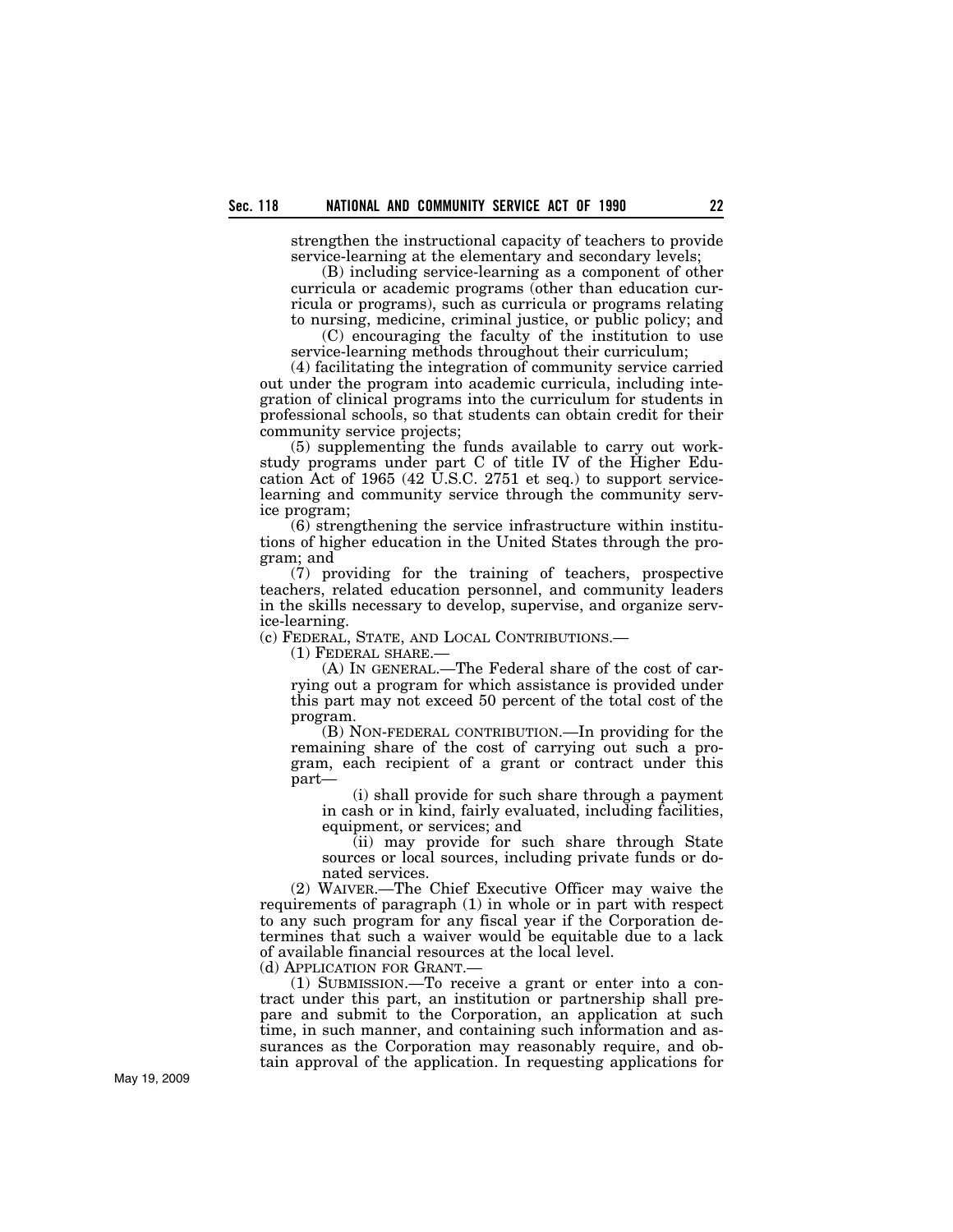strengthen the instructional capacity of teachers to provide service-learning at the elementary and secondary levels;

(B) including service-learning as a component of other curricula or academic programs (other than education curricula or programs), such as curricula or programs relating to nursing, medicine, criminal justice, or public policy; and

(C) encouraging the faculty of the institution to use service-learning methods throughout their curriculum;

(4) facilitating the integration of community service carried out under the program into academic curricula, including integration of clinical programs into the curriculum for students in professional schools, so that students can obtain credit for their community service projects;

(5) supplementing the funds available to carry out work-study programs under part C of title IV of the Higher Education Act of 1965 (42 U.S.C. 2751 et seq.) to support service-learning and community service through the community service program;

(6) strengthening the service infrastructure within institutions of higher education in the United States through the program; and

(7) providing for the training of teachers, prospective teachers, related education personnel, and community leaders in the skills necessary to develop, supervise, and organize service-learning.

(c) FEDERAL, STATE, AND LOCAL CONTRIBUTIONS.—

(1) FEDERAL SHARE.—

(A) IN GENERAL.—The Federal share of the cost of carrying out a program for which assistance is provided under this part may not exceed 50 percent of the total cost of the program.

(B) NON-FEDERAL CONTRIBUTION.—In providing for the remaining share of the cost of carrying out such a program, each recipient of a grant or contract under this part—

(i) shall provide for such share through a payment in cash or in kind, fairly evaluated, including facilities, equipment, or services; and

(ii) may provide for such share through State sources or local sources, including private funds or donated services.

(2) WAIVER.—The Chief Executive Officer may waive the requirements of paragraph (1) in whole or in part with respect to any such program for any fiscal year if the Corporation determines that such a waiver would be equitable due to a lack of available financial resources at the local level.

(d) APPLICATION FOR GRANT.—

(1) SUBMISSION.—To receive a grant or enter into a contract under this part, an institution or partnership shall prepare and submit to the Corporation, an application at such time, in such manner, and containing such information and assurances as the Corporation may reasonably require, and obtain approval of the application. In requesting applications for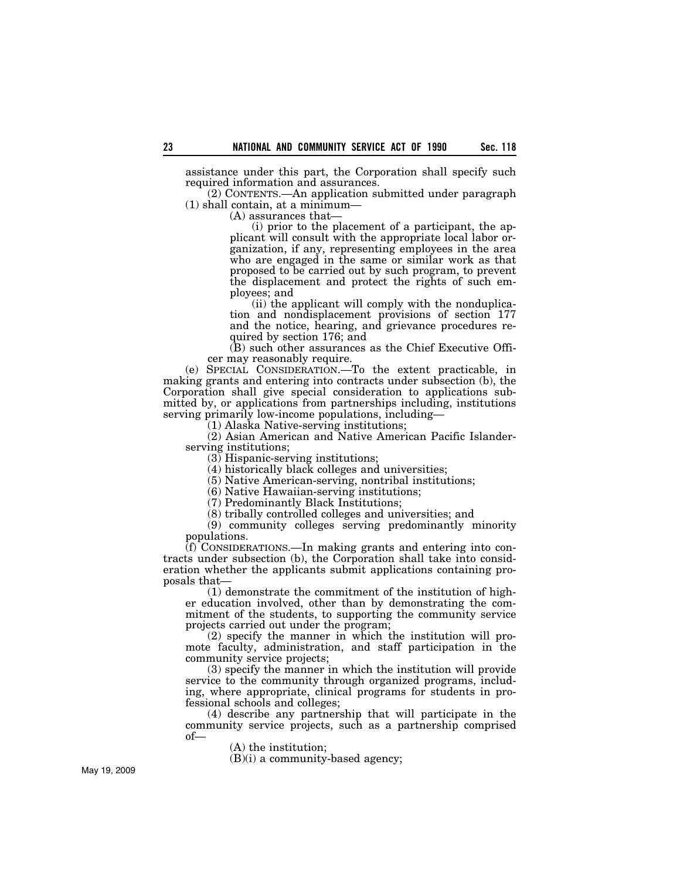assistance under this part, the Corporation shall specify such required information and assurances.

(2) CONTENTS.—An application submitted under paragraph (1) shall contain, at a minimum—

(A) assurances that—

(i) prior to the placement of a participant, the applicant will consult with the appropriate local labor organization, if any, representing employees in the area who are engaged in the same or similar work as that proposed to be carried out by such program, to prevent the displacement and protect the rights of such employees; and

(ii) the applicant will comply with the nonduplication and nondisplacement provisions of section 177 and the notice, hearing, and grievance procedures required by section 176; and

(B) such other assurances as the Chief Executive Officer may reasonably require.

(e) SPECIAL CONSIDERATION.—To the extent practicable, in making grants and entering into contracts under subsection (b), the Corporation shall give special consideration to applications submitted by, or applications from partnerships including, institutions serving primarily low-income populations, including—

(1) Alaska Native-serving institutions;

(2) Asian American and Native American Pacific Islander-serving institutions;

(3) Hispanic-serving institutions;

(4) historically black colleges and universities;

(5) Native American-serving, nontribal institutions;

(6) Native Hawaiian-serving institutions;

(7) Predominantly Black Institutions;

(8) tribally controlled colleges and universities; and

(9) community colleges serving predominantly minority populations.

(f) CONSIDERATIONS.—In making grants and entering into contracts under subsection (b), the Corporation shall take into consideration whether the applicants submit applications containing proposals that—

(1) demonstrate the commitment of the institution of higher education involved, other than by demonstrating the commitment of the students, to supporting the community service projects carried out under the program;

(2) specify the manner in which the institution will promote faculty, administration, and staff participation in the community service projects;

(3) specify the manner in which the institution will provide service to the community through organized programs, including, where appropriate, clinical programs for students in professional schools and colleges;

(4) describe any partnership that will participate in the community service projects, such as a partnership comprised of—

(A) the institution;

(B)(i) a community-based agency;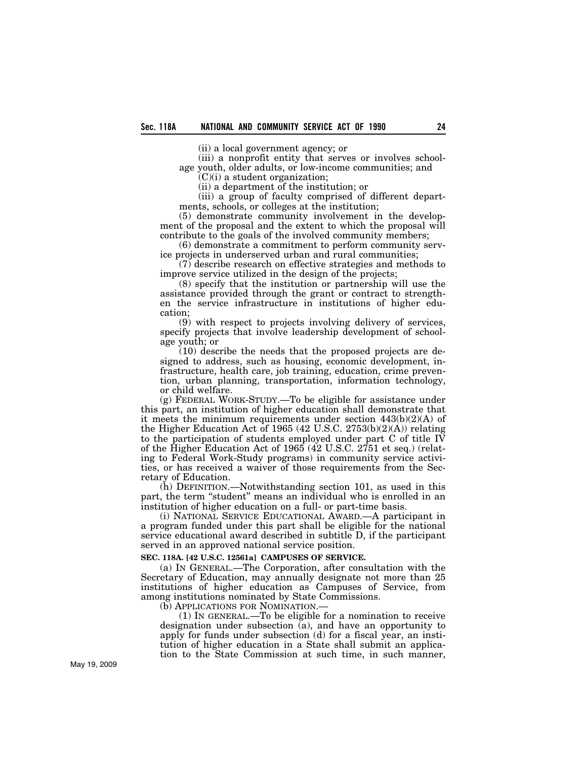(ii) a local government agency; or

(iii) a nonprofit entity that serves or involves school-age youth, older adults, or low-income communities; and

(C)(i) a student organization;

(ii) a department of the institution; or

(iii) a group of faculty comprised of different departments, schools, or colleges at the institution;

(5) demonstrate community involvement in the development of the proposal and the extent to which the proposal will contribute to the goals of the involved community members;

(6) demonstrate a commitment to perform community service projects in underserved urban and rural communities;

(7) describe research on effective strategies and methods to improve service utilized in the design of the projects;

(8) specify that the institution or partnership will use the assistance provided through the grant or contract to strengthen the service infrastructure in institutions of higher education;

(9) with respect to projects involving delivery of services, specify projects that involve leadership development of school-age youth; or

(10) describe the needs that the proposed projects are designed to address, such as housing, economic development, infrastructure, health care, job training, education, crime prevention, urban planning, transportation, information technology, or child welfare.

(g) FEDERAL WORK-STUDY.—To be eligible for assistance under this part, an institution of higher education shall demonstrate that it meets the minimum requirements under section 443(b)(2)(A) of the Higher Education Act of 1965 (42 U.S.C. 2753(b)(2)(A)) relating to the participation of students employed under part C of title IV of the Higher Education Act of 1965 (42 U.S.C. 2751 et seq.) (relating to Federal Work-Study programs) in community service activities, or has received a waiver of those requirements from the Secretary of Education.

(h) DEFINITION.—Notwithstanding section 101, as used in this part, the term "student" means an individual who is enrolled in an institution of higher education on a full- or part-time basis.

(i) NATIONAL SERVICE EDUCATIONAL AWARD.—A participant in a program funded under this part shall be eligible for the national service educational award described in subtitle D, if the participant served in an approved national service position.

**SEC. 118A. [42 U.S.C. 12561a] CAMPUSES OF SERVICE.**

(a) IN GENERAL.—The Corporation, after consultation with the Secretary of Education, may annually designate not more than 25 institutions of higher education as Campuses of Service, from among institutions nominated by State Commissions.

(b) APPLICATIONS FOR NOMINATION.—

(1) IN GENERAL.—To be eligible for a nomination to receive designation under subsection (a), and have an opportunity to apply for funds under subsection (d) for a fiscal year, an institution of higher education in a State shall submit an application to the State Commission at such time, in such manner,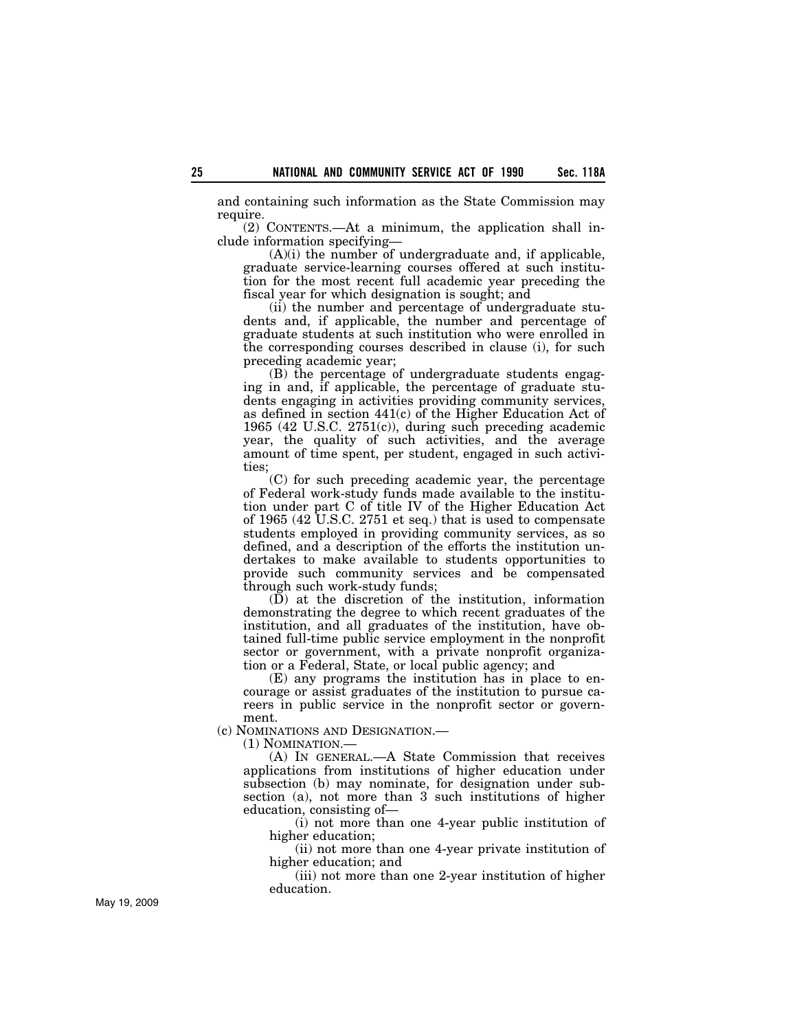and containing such information as the State Commission may require.

(2) CONTENTS.—At a minimum, the application shall include information specifying—

(A)(i) the number of undergraduate and, if applicable, graduate service-learning courses offered at such institution for the most recent full academic year preceding the fiscal year for which designation is sought; and

(ii) the number and percentage of undergraduate students and, if applicable, the number and percentage of graduate students at such institution who were enrolled in the corresponding courses described in clause (i), for such preceding academic year;

(B) the percentage of undergraduate students engaging in and, if applicable, the percentage of graduate students engaging in activities providing community services, as defined in section 441(c) of the Higher Education Act of 1965 (42 U.S.C. 2751(c)), during such preceding academic year, the quality of such activities, and the average amount of time spent, per student, engaged in such activities;

(C) for such preceding academic year, the percentage of Federal work-study funds made available to the institution under part C of title IV of the Higher Education Act of 1965 (42 U.S.C. 2751 et seq.) that is used to compensate students employed in providing community services, as so defined, and a description of the efforts the institution undertakes to make available to students opportunities to provide such community services and be compensated through such work-study funds;

(D) at the discretion of the institution, information demonstrating the degree to which recent graduates of the institution, and all graduates of the institution, have obtained full-time public service employment in the nonprofit sector or government, with a private nonprofit organization or a Federal, State, or local public agency; and

(E) any programs the institution has in place to encourage or assist graduates of the institution to pursue careers in public service in the nonprofit sector or government.

(c) NOMINATIONS AND DESIGNATION.—

(1) NOMINATION.—

(A) IN GENERAL.—A State Commission that receives applications from institutions of higher education under subsection (b) may nominate, for designation under subsection (a), not more than 3 such institutions of higher education, consisting of—

(i) not more than one 4-year public institution of higher education;

(ii) not more than one 4-year private institution of higher education; and

(iii) not more than one 2-year institution of higher education.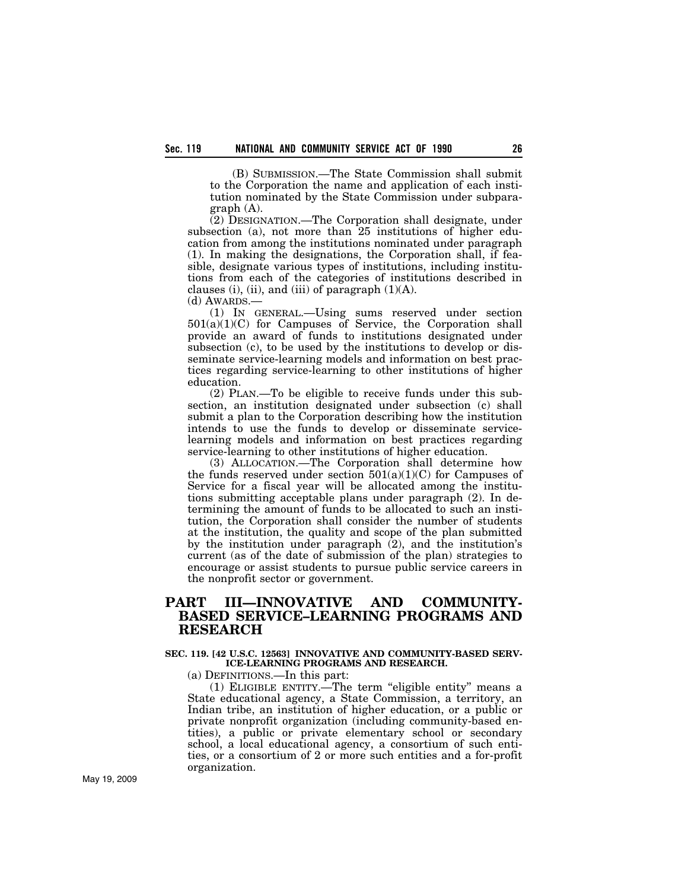(B) SUBMISSION.—The State Commission shall submit to the Corporation the name and application of each institution nominated by the State Commission under subparagraph (A).

(2) DESIGNATION.—The Corporation shall designate, under subsection (a), not more than 25 institutions of higher education from among the institutions nominated under paragraph (1). In making the designations, the Corporation shall, if feasible, designate various types of institutions, including institutions from each of the categories of institutions described in clauses (i), (ii), and (iii) of paragraph (1)(A).

(d) AWARDS.—

(1) IN GENERAL.—Using sums reserved under section 501(a)(1)(C) for Campuses of Service, the Corporation shall provide an award of funds to institutions designated under subsection (c), to be used by the institutions to develop or disseminate service-learning models and information on best practices regarding service-learning to other institutions of higher education.

(2) PLAN.—To be eligible to receive funds under this subsection, an institution designated under subsection (c) shall submit a plan to the Corporation describing how the institution intends to use the funds to develop or disseminate service-learning models and information on best practices regarding service-learning to other institutions of higher education.

(3) ALLOCATION.—The Corporation shall determine how the funds reserved under section 501(a)(1)(C) for Campuses of Service for a fiscal year will be allocated among the institutions submitting acceptable plans under paragraph (2). In determining the amount of funds to be allocated to such an institution, the Corporation shall consider the number of students at the institution, the quality and scope of the plan submitted by the institution under paragraph (2), and the institution's current (as of the date of submission of the plan) strategies to encourage or assist students to pursue public service careers in the nonprofit sector or government.

## PART III—INNOVATIVE AND COMMUNITY-BASED SERVICE–LEARNING PROGRAMS AND RESEARCH

#### SEC. 119. [42 U.S.C. 12563] INNOVATIVE AND COMMUNITY-BASED SERVICE-LEARNING PROGRAMS AND RESEARCH.

(a) DEFINITIONS.—In this part:

(1) ELIGIBLE ENTITY.—The term "eligible entity" means a State educational agency, a State Commission, a territory, an Indian tribe, an institution of higher education, or a public or private nonprofit organization (including community-based entities), a public or private elementary school or secondary school, a local educational agency, a consortium of such entities, or a consortium of 2 or more such entities and a for-profit organization.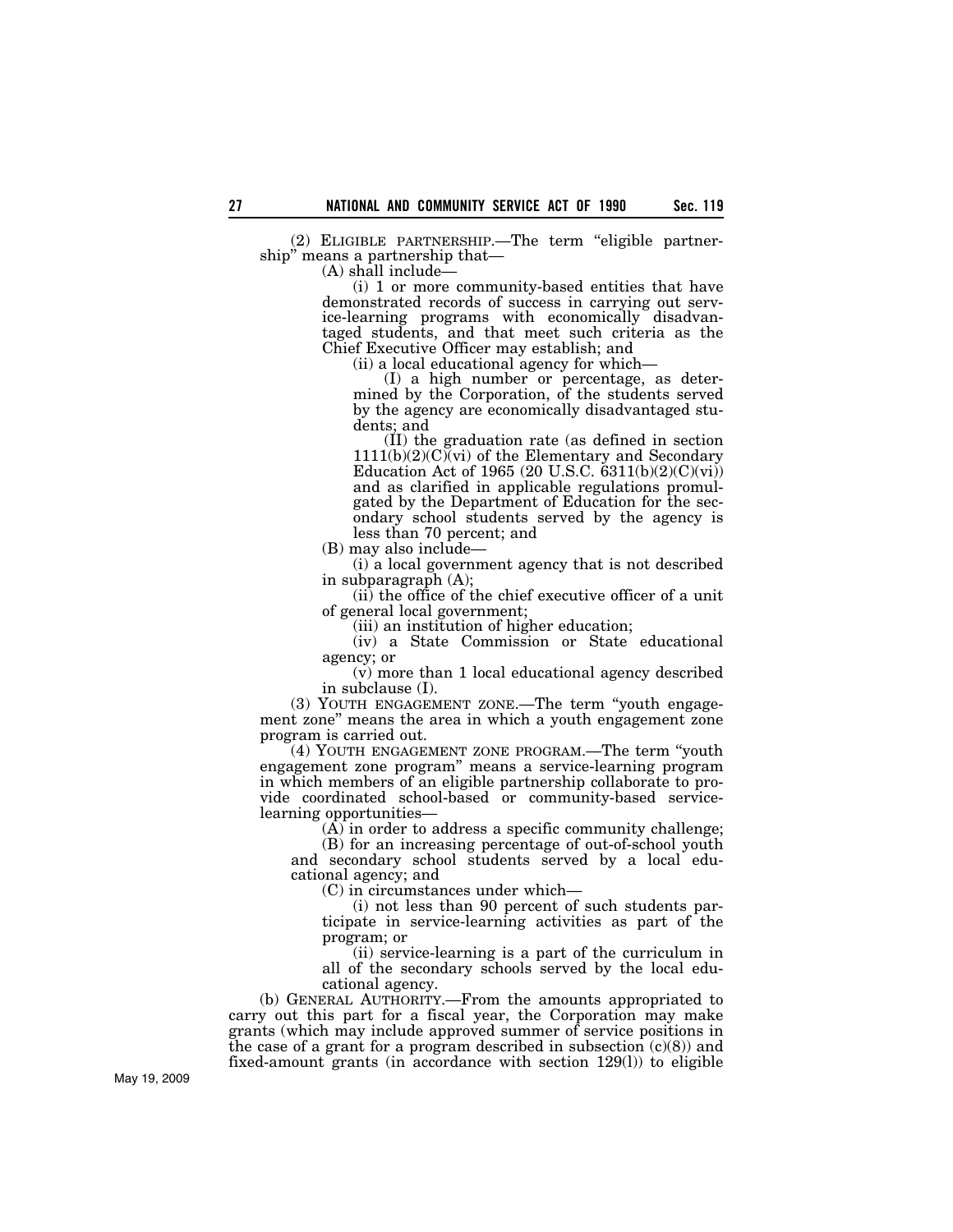(2) ELIGIBLE PARTNERSHIP.—The term "eligible partnership" means a partnership that—

(A) shall include—

(i) 1 or more community-based entities that have demonstrated records of success in carrying out service-learning programs with economically disadvantaged students, and that meet such criteria as the Chief Executive Officer may establish; and

(ii) a local educational agency for which—

(I) a high number or percentage, as determined by the Corporation, of the students served by the agency are economically disadvantaged students; and

(II) the graduation rate (as defined in section 1111(b)(2)(C)(vi) of the Elementary and Secondary Education Act of 1965 (20 U.S.C. 6311(b)(2)(C)(vi)) and as clarified in applicable regulations promulgated by the Department of Education for the secondary school students served by the agency is less than 70 percent; and

(B) may also include—

(i) a local government agency that is not described in subparagraph (A);

(ii) the office of the chief executive officer of a unit of general local government;

(iii) an institution of higher education;

(iv) a State Commission or State educational agency; or

(v) more than 1 local educational agency described in subclause (I).

(3) YOUTH ENGAGEMENT ZONE.—The term "youth engagement zone" means the area in which a youth engagement zone program is carried out.

(4) YOUTH ENGAGEMENT ZONE PROGRAM.—The term "youth engagement zone program" means a service-learning program in which members of an eligible partnership collaborate to provide coordinated school-based or community-based service-learning opportunities—

(A) in order to address a specific community challenge;

(B) for an increasing percentage of out-of-school youth and secondary school students served by a local educational agency; and

(C) in circumstances under which—

(i) not less than 90 percent of such students participate in service-learning activities as part of the program; or

(ii) service-learning is a part of the curriculum in all of the secondary schools served by the local educational agency.

(b) GENERAL AUTHORITY.—From the amounts appropriated to carry out this part for a fiscal year, the Corporation may make grants (which may include approved summer of service positions in the case of a grant for a program described in subsection (c)(8)) and fixed-amount grants (in accordance with section 129(l)) to eligible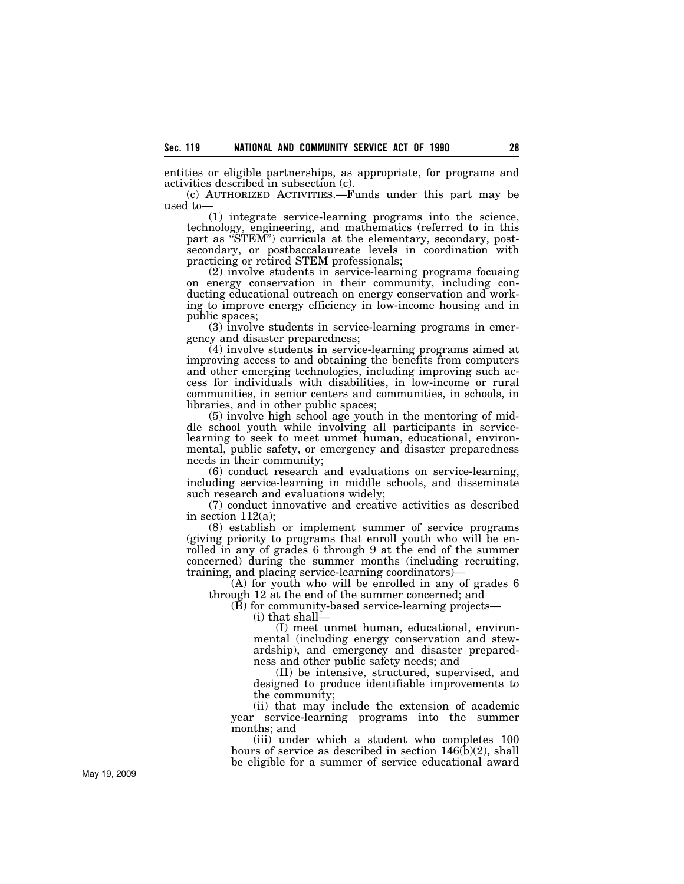entities or eligible partnerships, as appropriate, for programs and activities described in subsection (c).

(c) AUTHORIZED ACTIVITIES.—Funds under this part may be used to—

(1) integrate service-learning programs into the science, technology, engineering, and mathematics (referred to in this part as "STEM") curricula at the elementary, secondary, postsecondary, or postbaccalaureate levels in coordination with practicing or retired STEM professionals;

(2) involve students in service-learning programs focusing on energy conservation in their community, including conducting educational outreach on energy conservation and working to improve energy efficiency in low-income housing and in public spaces;

(3) involve students in service-learning programs in emergency and disaster preparedness;

(4) involve students in service-learning programs aimed at improving access to and obtaining the benefits from computers and other emerging technologies, including improving such access for individuals with disabilities, in low-income or rural communities, in senior centers and communities, in schools, in libraries, and in other public spaces;

(5) involve high school age youth in the mentoring of middle school youth while involving all participants in service-learning to seek to meet unmet human, educational, environmental, public safety, or emergency and disaster preparedness needs in their community;

(6) conduct research and evaluations on service-learning, including service-learning in middle schools, and disseminate such research and evaluations widely;

(7) conduct innovative and creative activities as described in section 112(a);

(8) establish or implement summer of service programs (giving priority to programs that enroll youth who will be enrolled in any of grades 6 through 9 at the end of the summer concerned) during the summer months (including recruiting, training, and placing service-learning coordinators)—

(A) for youth who will be enrolled in any of grades 6 through 12 at the end of the summer concerned; and

(B) for community-based service-learning projects—

(i) that shall—

(I) meet unmet human, educational, environmental (including energy conservation and stewardship), and emergency and disaster preparedness and other public safety needs; and

(II) be intensive, structured, supervised, and designed to produce identifiable improvements to the community;

(ii) that may include the extension of academic year service-learning programs into the summer months; and

(iii) under which a student who completes 100 hours of service as described in section 146(b)(2), shall be eligible for a summer of service educational award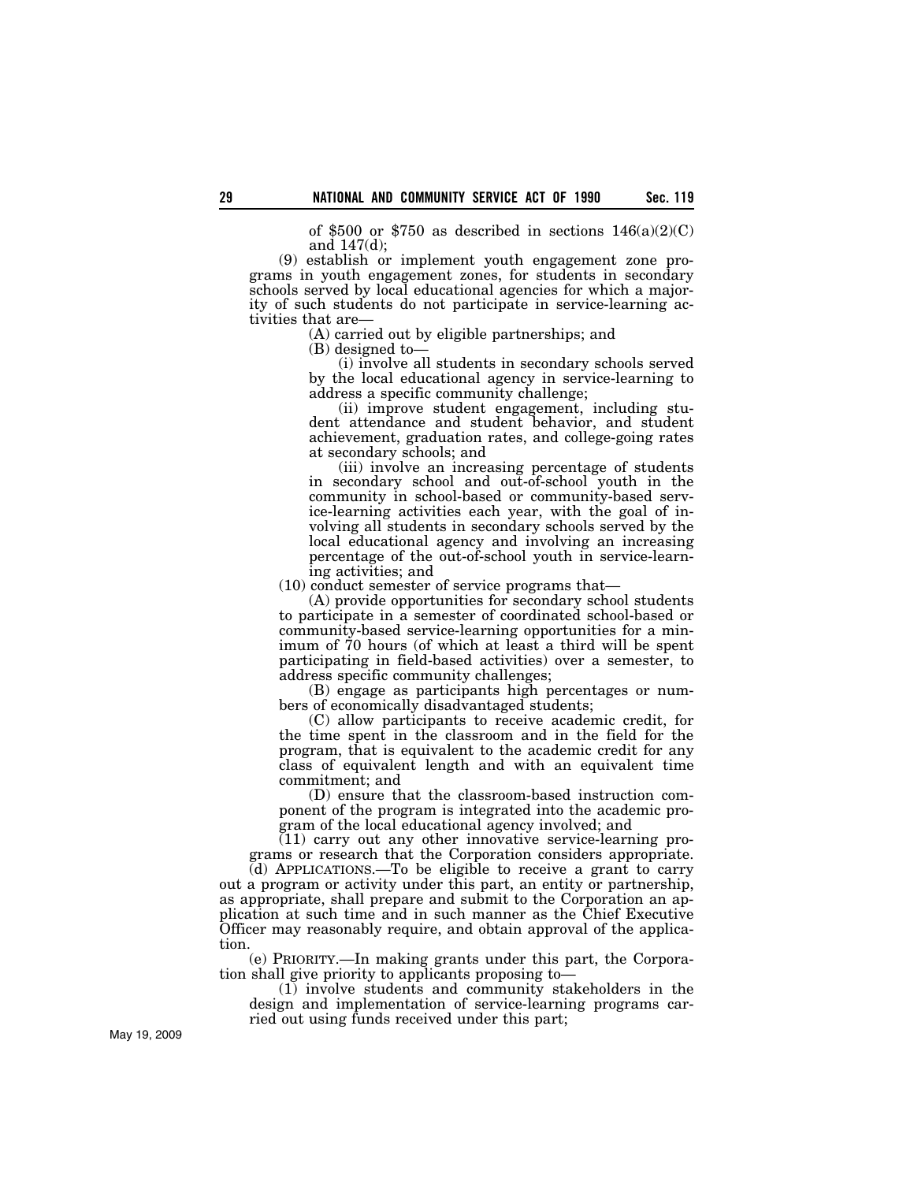of $500 or $750 as described in sections 146(a)(2)(C) and 147(d);

(9) establish or implement youth engagement zone programs in youth engagement zones, for students in secondary schools served by local educational agencies for which a majority of such students do not participate in service-learning activities that are—

(A) carried out by eligible partnerships; and

(B) designed to—

(i) involve all students in secondary schools served by the local educational agency in service-learning to address a specific community challenge;

(ii) improve student engagement, including student attendance and student behavior, and student achievement, graduation rates, and college-going rates at secondary schools; and

(iii) involve an increasing percentage of students in secondary school and out-of-school youth in the community in school-based or community-based service-learning activities each year, with the goal of involving all students in secondary schools served by the local educational agency and involving an increasing percentage of the out-of-school youth in service-learning activities; and

(10) conduct semester of service programs that—

(A) provide opportunities for secondary school students to participate in a semester of coordinated school-based or community-based service-learning opportunities for a minimum of 70 hours (of which at least a third will be spent participating in field-based activities) over a semester, to address specific community challenges;

(B) engage as participants high percentages or numbers of economically disadvantaged students;

(C) allow participants to receive academic credit, for the time spent in the classroom and in the field for the program, that is equivalent to the academic credit for any class of equivalent length and with an equivalent time commitment; and

(D) ensure that the classroom-based instruction component of the program is integrated into the academic program of the local educational agency involved; and

(11) carry out any other innovative service-learning programs or research that the Corporation considers appropriate.

(d) APPLICATIONS.—To be eligible to receive a grant to carry out a program or activity under this part, an entity or partnership, as appropriate, shall prepare and submit to the Corporation an application at such time and in such manner as the Chief Executive Officer may reasonably require, and obtain approval of the application.

(e) PRIORITY.—In making grants under this part, the Corporation shall give priority to applicants proposing to—

(1) involve students and community stakeholders in the design and implementation of service-learning programs carried out using funds received under this part;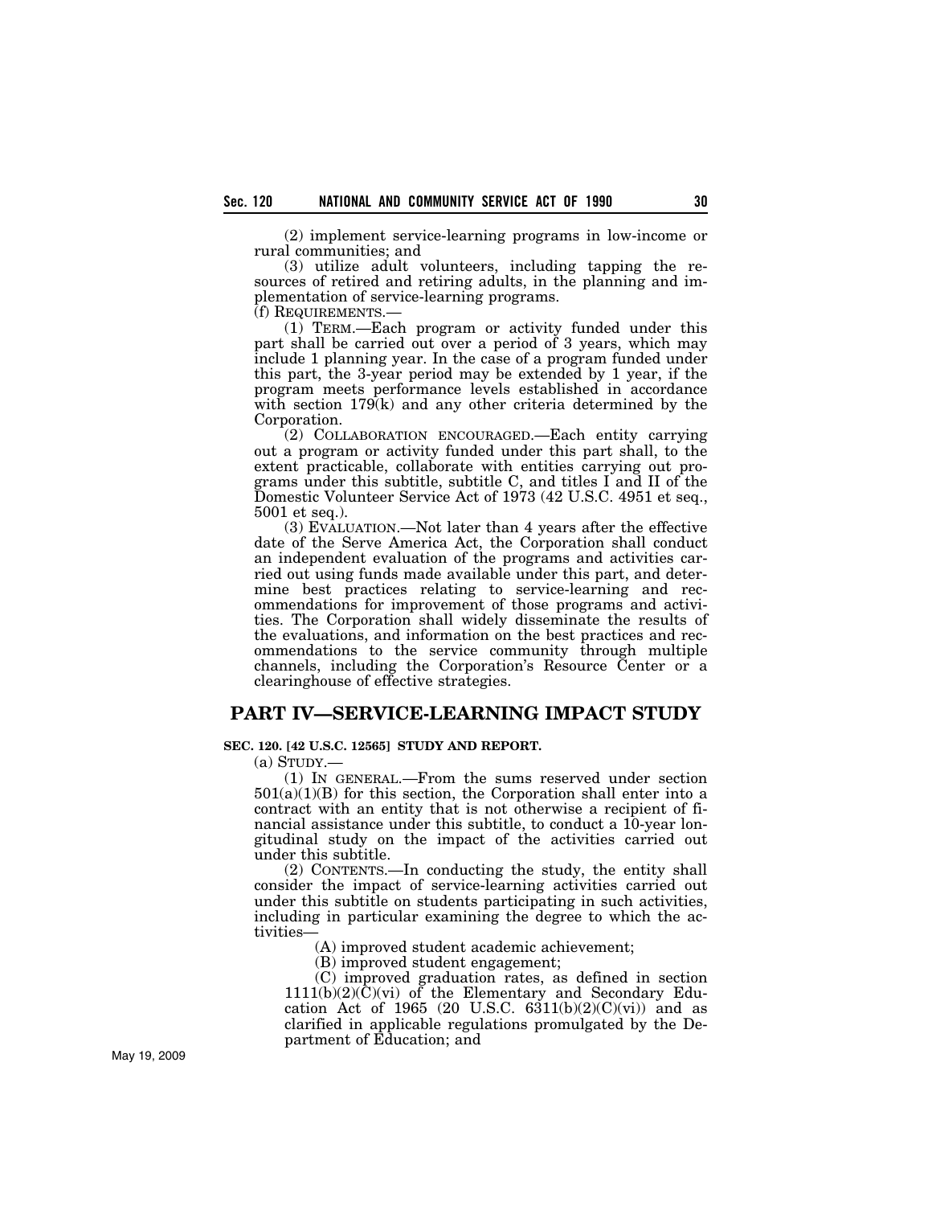(2) implement service-learning programs in low-income or rural communities; and

(3) utilize adult volunteers, including tapping the resources of retired and retiring adults, in the planning and implementation of service-learning programs.

(f) REQUIREMENTS.—

(1) TERM.—Each program or activity funded under this part shall be carried out over a period of 3 years, which may include 1 planning year. In the case of a program funded under this part, the 3-year period may be extended by 1 year, if the program meets performance levels established in accordance with section 179(k) and any other criteria determined by the Corporation.

(2) COLLABORATION ENCOURAGED.—Each entity carrying out a program or activity funded under this part shall, to the extent practicable, collaborate with entities carrying out programs under this subtitle, subtitle C, and titles I and II of the Domestic Volunteer Service Act of 1973 (42 U.S.C. 4951 et seq., 5001 et seq.).

(3) EVALUATION.—Not later than 4 years after the effective date of the Serve America Act, the Corporation shall conduct an independent evaluation of the programs and activities carried out using funds made available under this part, and determine best practices relating to service-learning and recommendations for improvement of those programs and activities. The Corporation shall widely disseminate the results of the evaluations, and information on the best practices and recommendations to the service community through multiple channels, including the Corporation's Resource Center or a clearinghouse of effective strategies.

## PART IV—SERVICE-LEARNING IMPACT STUDY

**SEC. 120. [42 U.S.C. 12565] STUDY AND REPORT.**

(a) STUDY.—

(1) IN GENERAL.—From the sums reserved under section 501(a)(1)(B) for this section, the Corporation shall enter into a contract with an entity that is not otherwise a recipient of financial assistance under this subtitle, to conduct a 10-year longitudinal study on the impact of the activities carried out under this subtitle.

(2) CONTENTS.—In conducting the study, the entity shall consider the impact of service-learning activities carried out under this subtitle on students participating in such activities, including in particular examining the degree to which the activities—

(A) improved student academic achievement;

(B) improved student engagement;

(C) improved graduation rates, as defined in section 1111(b)(2)(C)(vi) of the Elementary and Secondary Education Act of 1965 (20 U.S.C. 6311(b)(2)(C)(vi)) and as clarified in applicable regulations promulgated by the Department of Education; and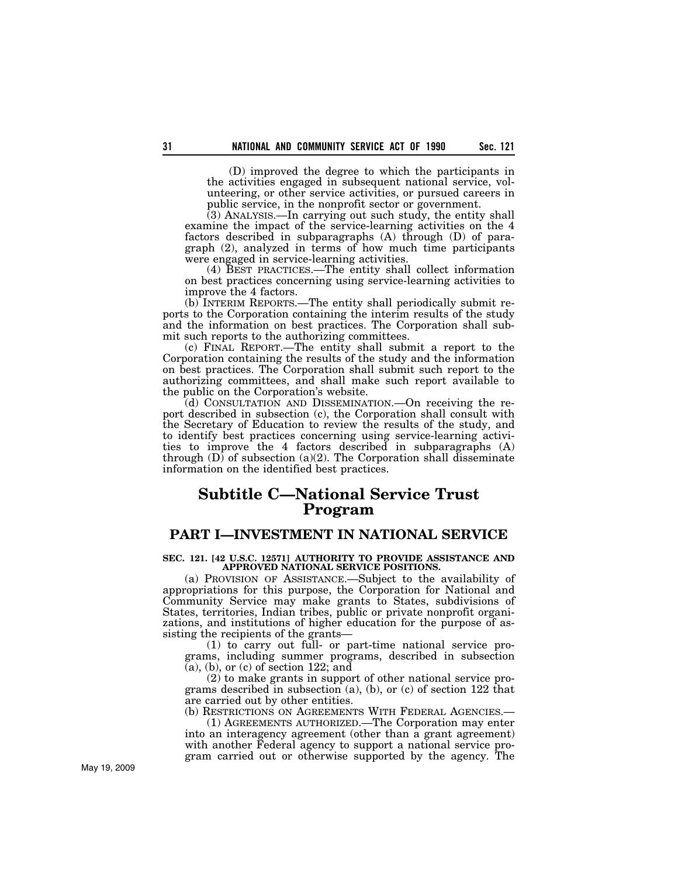(D) improved the degree to which the participants in the activities engaged in subsequent national service, volunteering, or other service activities, or pursued careers in public service, in the nonprofit sector or government.

(3) ANALYSIS.—In carrying out such study, the entity shall examine the impact of the service-learning activities on the 4 factors described in subparagraphs (A) through (D) of paragraph (2), analyzed in terms of how much time participants were engaged in service-learning activities.

(4) BEST PRACTICES.—The entity shall collect information on best practices concerning using service-learning activities to improve the 4 factors.

(b) INTERIM REPORTS.—The entity shall periodically submit reports to the Corporation containing the interim results of the study and the information on best practices. The Corporation shall submit such reports to the authorizing committees.

(c) FINAL REPORT.—The entity shall submit a report to the Corporation containing the results of the study and the information on best practices. The Corporation shall submit such report to the authorizing committees, and shall make such report available to the public on the Corporation's website.

(d) CONSULTATION AND DISSEMINATION.—On receiving the report described in subsection (c), the Corporation shall consult with the Secretary of Education to review the results of the study, and to identify best practices concerning using service-learning activities to improve the 4 factors described in subparagraphs (A) through (D) of subsection (a)(2). The Corporation shall disseminate information on the identified best practices.

# Subtitle C—National Service Trust Program

## PART I—INVESTMENT IN NATIONAL SERVICE

### SEC. 121. [42 U.S.C. 12571] AUTHORITY TO PROVIDE ASSISTANCE AND APPROVED NATIONAL SERVICE POSITIONS.

(a) PROVISION OF ASSISTANCE.—Subject to the availability of appropriations for this purpose, the Corporation for National and Community Service may make grants to States, subdivisions of States, territories, Indian tribes, public or private nonprofit organizations, and institutions of higher education for the purpose of assisting the recipients of the grants—

(1) to carry out full- or part-time national service programs, including summer programs, described in subsection (a), (b), or (c) of section 122; and

(2) to make grants in support of other national service programs described in subsection (a), (b), or (c) of section 122 that are carried out by other entities.

(b) RESTRICTIONS ON AGREEMENTS WITH FEDERAL AGENCIES.—

(1) AGREEMENTS AUTHORIZED.—The Corporation may enter into an interagency agreement (other than a grant agreement) with another Federal agency to support a national service program carried out or otherwise supported by the agency. The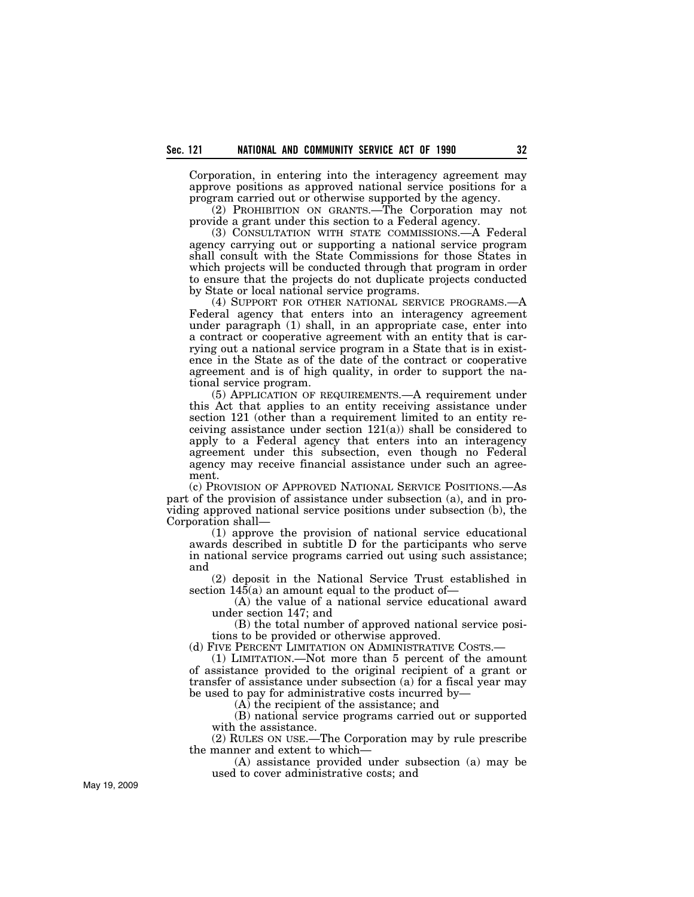Corporation, in entering into the interagency agreement may approve positions as approved national service positions for a program carried out or otherwise supported by the agency.

(2) PROHIBITION ON GRANTS.—The Corporation may not provide a grant under this section to a Federal agency.

(3) CONSULTATION WITH STATE COMMISSIONS.—A Federal agency carrying out or supporting a national service program shall consult with the State Commissions for those States in which projects will be conducted through that program in order to ensure that the projects do not duplicate projects conducted by State or local national service programs.

(4) SUPPORT FOR OTHER NATIONAL SERVICE PROGRAMS.—A Federal agency that enters into an interagency agreement under paragraph (1) shall, in an appropriate case, enter into a contract or cooperative agreement with an entity that is carrying out a national service program in a State that is in existence in the State as of the date of the contract or cooperative agreement and is of high quality, in order to support the national service program.

(5) APPLICATION OF REQUIREMENTS.—A requirement under this Act that applies to an entity receiving assistance under section 121 (other than a requirement limited to an entity receiving assistance under section 121(a)) shall be considered to apply to a Federal agency that enters into an interagency agreement under this subsection, even though no Federal agency may receive financial assistance under such an agreement.

(c) PROVISION OF APPROVED NATIONAL SERVICE POSITIONS.—As part of the provision of assistance under subsection (a), and in providing approved national service positions under subsection (b), the Corporation shall—

(1) approve the provision of national service educational awards described in subtitle D for the participants who serve in national service programs carried out using such assistance; and

(2) deposit in the National Service Trust established in section 145(a) an amount equal to the product of—

(A) the value of a national service educational award under section 147; and

(B) the total number of approved national service positions to be provided or otherwise approved.

(d) FIVE PERCENT LIMITATION ON ADMINISTRATIVE COSTS.—

(1) LIMITATION.—Not more than 5 percent of the amount of assistance provided to the original recipient of a grant or transfer of assistance under subsection (a) for a fiscal year may be used to pay for administrative costs incurred by—

(A) the recipient of the assistance; and

(B) national service programs carried out or supported with the assistance.

(2) RULES ON USE.—The Corporation may by rule prescribe the manner and extent to which—

(A) assistance provided under subsection (a) may be used to cover administrative costs; and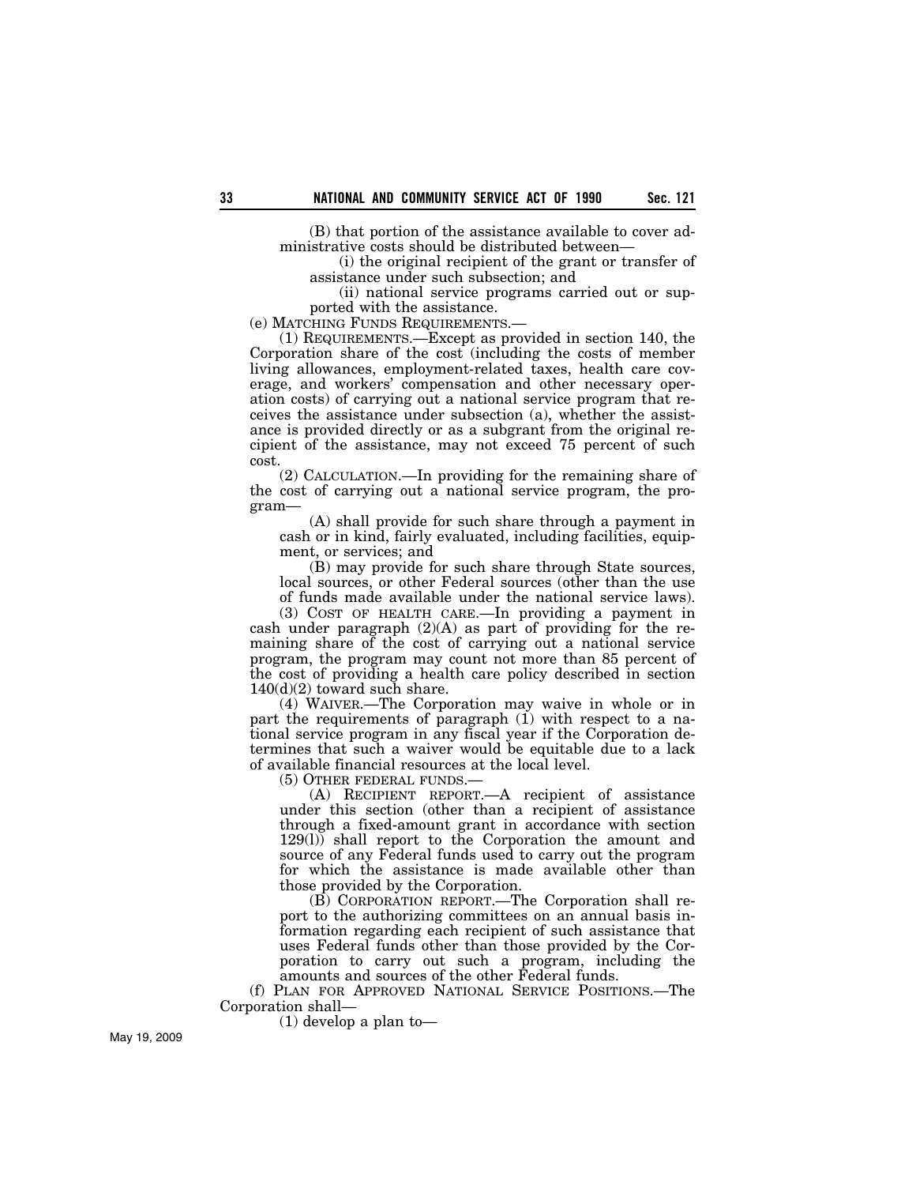(B) that portion of the assistance available to cover administrative costs should be distributed between—

(i) the original recipient of the grant or transfer of assistance under such subsection; and

(ii) national service programs carried out or supported with the assistance.

(e) MATCHING FUNDS REQUIREMENTS.—

(1) REQUIREMENTS.—Except as provided in section 140, the Corporation share of the cost (including the costs of member living allowances, employment-related taxes, health care coverage, and workers' compensation and other necessary operation costs) of carrying out a national service program that receives the assistance under subsection (a), whether the assistance is provided directly or as a subgrant from the original recipient of the assistance, may not exceed 75 percent of such cost.

(2) CALCULATION.—In providing for the remaining share of the cost of carrying out a national service program, the program—

(A) shall provide for such share through a payment in cash or in kind, fairly evaluated, including facilities, equipment, or services; and

(B) may provide for such share through State sources, local sources, or other Federal sources (other than the use of funds made available under the national service laws).

(3) COST OF HEALTH CARE.—In providing a payment in cash under paragraph (2)(A) as part of providing for the remaining share of the cost of carrying out a national service program, the program may count not more than 85 percent of the cost of providing a health care policy described in section 140(d)(2) toward such share.

(4) WAIVER.—The Corporation may waive in whole or in part the requirements of paragraph (1) with respect to a national service program in any fiscal year if the Corporation determines that such a waiver would be equitable due to a lack of available financial resources at the local level.

(5) OTHER FEDERAL FUNDS.—

(A) RECIPIENT REPORT.—A recipient of assistance under this section (other than a recipient of assistance through a fixed-amount grant in accordance with section 129(l)) shall report to the Corporation the amount and source of any Federal funds used to carry out the program for which the assistance is made available other than those provided by the Corporation.

(B) CORPORATION REPORT.—The Corporation shall report to the authorizing committees on an annual basis information regarding each recipient of such assistance that uses Federal funds other than those provided by the Corporation to carry out such a program, including the amounts and sources of the other Federal funds.

(f) PLAN FOR APPROVED NATIONAL SERVICE POSITIONS.—The Corporation shall—

(1) develop a plan to—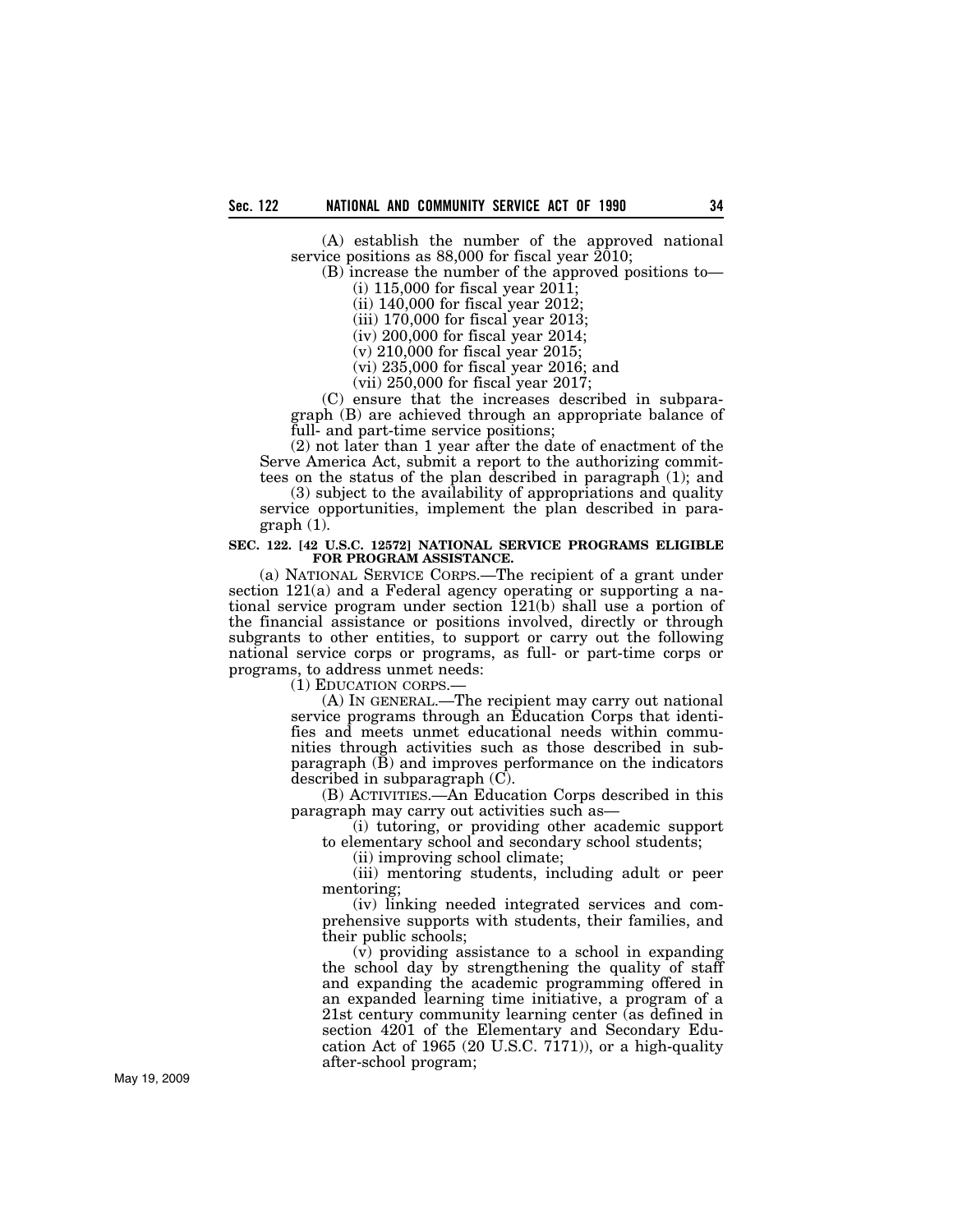(A) establish the number of the approved national service positions as 88,000 for fiscal year 2010;

(B) increase the number of the approved positions to—

(i) 115,000 for fiscal year 2011;

(ii) 140,000 for fiscal year 2012;

(iii) 170,000 for fiscal year 2013;

(iv) 200,000 for fiscal year 2014;

(v) 210,000 for fiscal year 2015;

(vi) 235,000 for fiscal year 2016; and

(vii) 250,000 for fiscal year 2017;

(C) ensure that the increases described in subparagraph (B) are achieved through an appropriate balance of full- and part-time service positions;

(2) not later than 1 year after the date of enactment of the Serve America Act, submit a report to the authorizing committees on the status of the plan described in paragraph (1); and

(3) subject to the availability of appropriations and quality service opportunities, implement the plan described in paragraph (1).

**SEC. 122. [42 U.S.C. 12572] NATIONAL SERVICE PROGRAMS ELIGIBLE FOR PROGRAM ASSISTANCE.**

(a) NATIONAL SERVICE CORPS.—The recipient of a grant under section 121(a) and a Federal agency operating or supporting a national service program under section 121(b) shall use a portion of the financial assistance or positions involved, directly or through subgrants to other entities, to support or carry out the following national service corps or programs, as full- or part-time corps or programs, to address unmet needs:

(1) EDUCATION CORPS.—

(A) IN GENERAL.—The recipient may carry out national service programs through an Education Corps that identifies and meets unmet educational needs within communities through activities such as those described in subparagraph (B) and improves performance on the indicators described in subparagraph (C).

(B) ACTIVITIES.—An Education Corps described in this paragraph may carry out activities such as—

(i) tutoring, or providing other academic support to elementary school and secondary school students;

(ii) improving school climate;

(iii) mentoring students, including adult or peer mentoring;

(iv) linking needed integrated services and comprehensive supports with students, their families, and their public schools;

(v) providing assistance to a school in expanding the school day by strengthening the quality of staff and expanding the academic programming offered in an expanded learning time initiative, a program of a 21st century community learning center (as defined in section 4201 of the Elementary and Secondary Education Act of 1965 (20 U.S.C. 7171)), or a high-quality after-school program;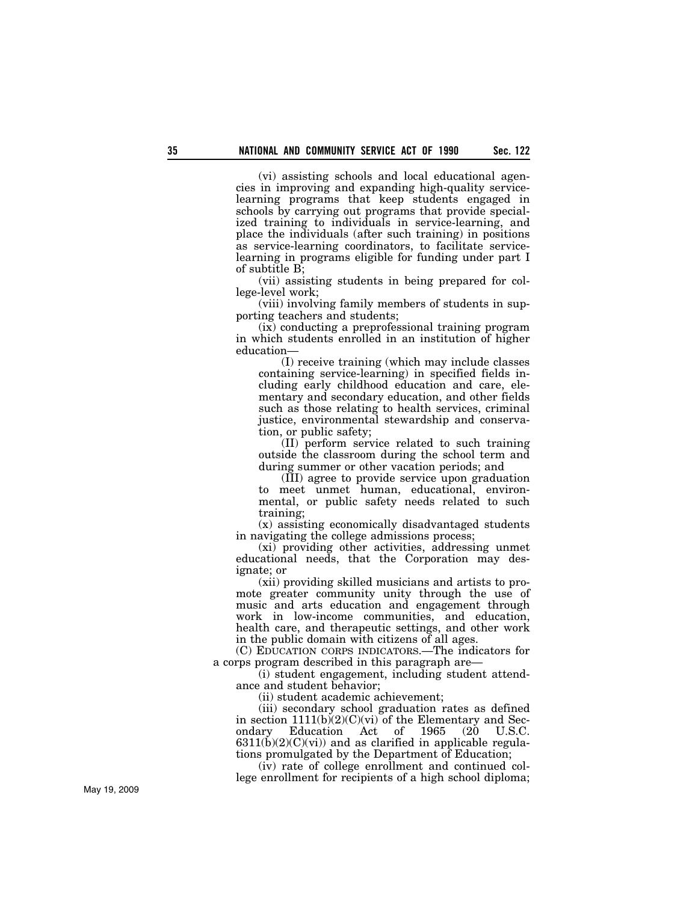(vi) assisting schools and local educational agencies in improving and expanding high-quality service-learning programs that keep students engaged in schools by carrying out programs that provide specialized training to individuals in service-learning, and place the individuals (after such training) in positions as service-learning coordinators, to facilitate service-learning in programs eligible for funding under part I of subtitle B;

(vii) assisting students in being prepared for college-level work;

(viii) involving family members of students in supporting teachers and students;

(ix) conducting a preprofessional training program in which students enrolled in an institution of higher education—

(I) receive training (which may include classes containing service-learning) in specified fields including early childhood education and care, elementary and secondary education, and other fields such as those relating to health services, criminal justice, environmental stewardship and conservation, or public safety;

(II) perform service related to such training outside the classroom during the school term and during summer or other vacation periods; and

(III) agree to provide service upon graduation to meet unmet human, educational, environmental, or public safety needs related to such training;

(x) assisting economically disadvantaged students in navigating the college admissions process;

(xi) providing other activities, addressing unmet educational needs, that the Corporation may designate; or

(xii) providing skilled musicians and artists to promote greater community unity through the use of music and arts education and engagement through work in low-income communities, and education, health care, and therapeutic settings, and other work in the public domain with citizens of all ages.

(C) EDUCATION CORPS INDICATORS.—The indicators for a corps program described in this paragraph are—

(i) student engagement, including student attendance and student behavior;

(ii) student academic achievement;

(iii) secondary school graduation rates as defined in section 1111(b)(2)(C)(vi) of the Elementary and Secondary Education Act of 1965 (20 U.S.C. 6311(b)(2)(C)(vi)) and as clarified in applicable regulations promulgated by the Department of Education;

(iv) rate of college enrollment and continued college enrollment for recipients of a high school diploma;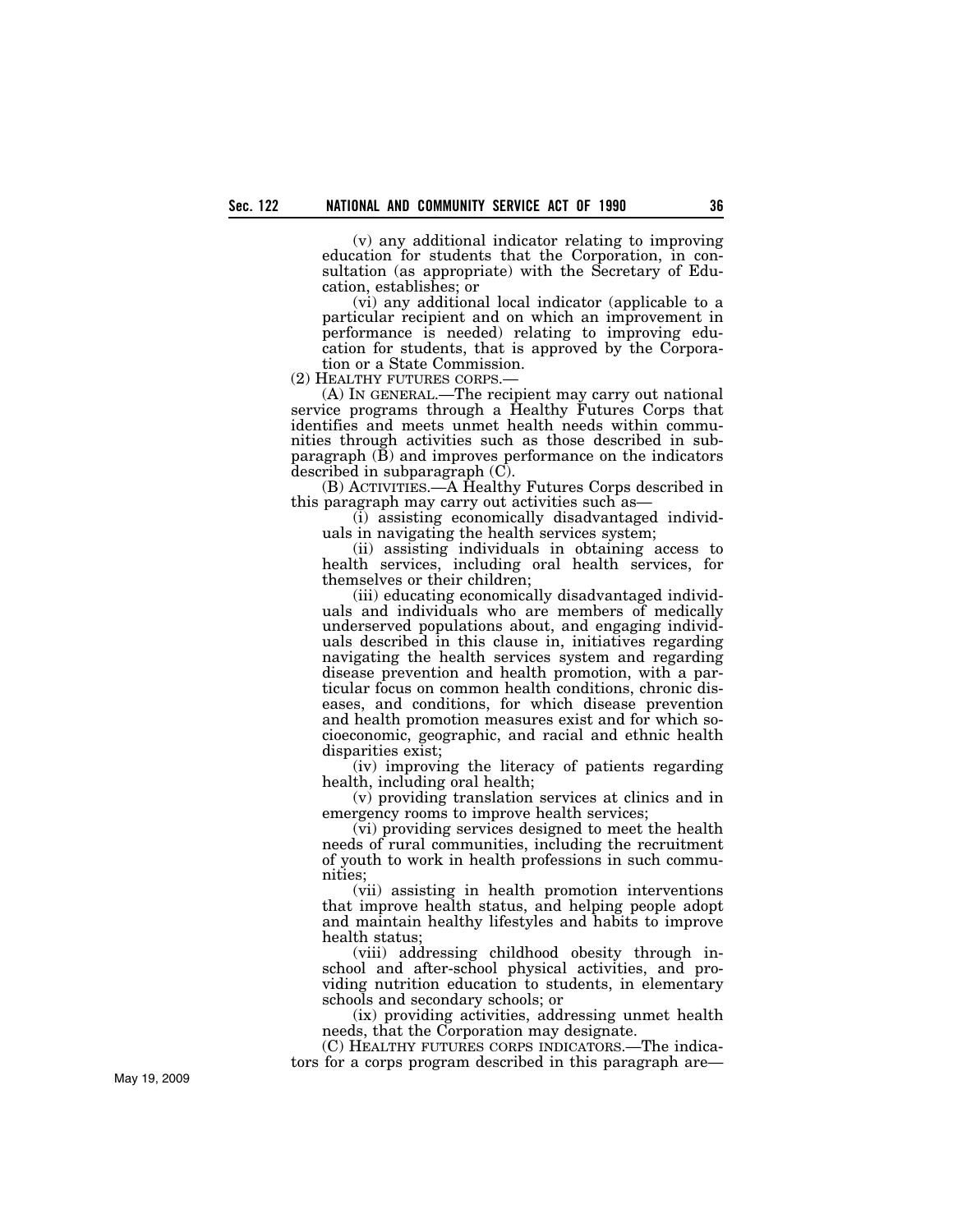(v) any additional indicator relating to improving education for students that the Corporation, in consultation (as appropriate) with the Secretary of Education, establishes; or

(vi) any additional local indicator (applicable to a particular recipient and on which an improvement in performance is needed) relating to improving education for students, that is approved by the Corporation or a State Commission.

(2) HEALTHY FUTURES CORPS.—

(A) IN GENERAL.—The recipient may carry out national service programs through a Healthy Futures Corps that identifies and meets unmet health needs within communities through activities such as those described in subparagraph (B) and improves performance on the indicators described in subparagraph (C).

(B) ACTIVITIES.—A Healthy Futures Corps described in this paragraph may carry out activities such as—

(i) assisting economically disadvantaged individuals in navigating the health services system;

(ii) assisting individuals in obtaining access to health services, including oral health services, for themselves or their children;

(iii) educating economically disadvantaged individuals and individuals who are members of medically underserved populations about, and engaging individuals described in this clause in, initiatives regarding navigating the health services system and regarding disease prevention and health promotion, with a particular focus on common health conditions, chronic diseases, and conditions, for which disease prevention and health promotion measures exist and for which socioeconomic, geographic, and racial and ethnic health disparities exist;

(iv) improving the literacy of patients regarding health, including oral health;

(v) providing translation services at clinics and in emergency rooms to improve health services;

(vi) providing services designed to meet the health needs of rural communities, including the recruitment of youth to work in health professions in such communities;

(vii) assisting in health promotion interventions that improve health status, and helping people adopt and maintain healthy lifestyles and habits to improve health status;

(viii) addressing childhood obesity through in-school and after-school physical activities, and providing nutrition education to students, in elementary schools and secondary schools; or

(ix) providing activities, addressing unmet health needs, that the Corporation may designate.

(C) HEALTHY FUTURES CORPS INDICATORS.—The indicators for a corps program described in this paragraph are—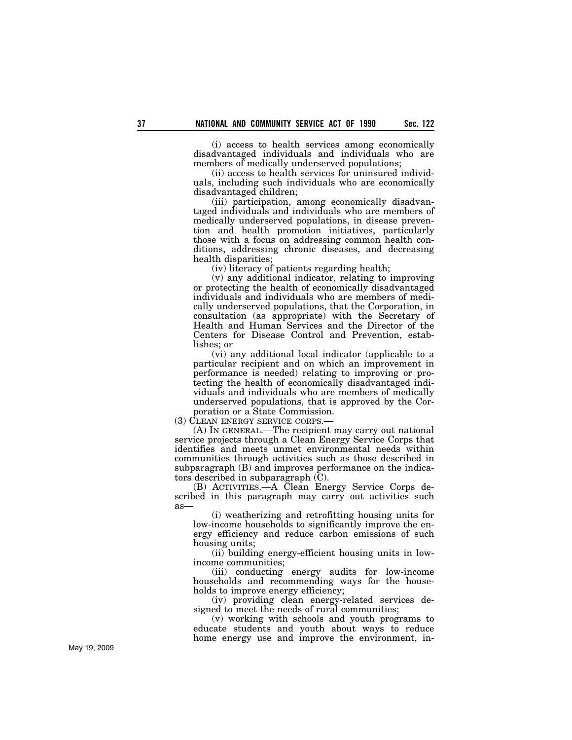(i) access to health services among economically disadvantaged individuals and individuals who are members of medically underserved populations;

(ii) access to health services for uninsured individuals, including such individuals who are economically disadvantaged children;

(iii) participation, among economically disadvantaged individuals and individuals who are members of medically underserved populations, in disease prevention and health promotion initiatives, particularly those with a focus on addressing common health conditions, addressing chronic diseases, and decreasing health disparities;

(iv) literacy of patients regarding health;

(v) any additional indicator, relating to improving or protecting the health of economically disadvantaged individuals and individuals who are members of medically underserved populations, that the Corporation, in consultation (as appropriate) with the Secretary of Health and Human Services and the Director of the Centers for Disease Control and Prevention, establishes; or

(vi) any additional local indicator (applicable to a particular recipient and on which an improvement in performance is needed) relating to improving or protecting the health of economically disadvantaged individuals and individuals who are members of medically underserved populations, that is approved by the Corporation or a State Commission.

(3) CLEAN ENERGY SERVICE CORPS.—

(A) IN GENERAL.—The recipient may carry out national service projects through a Clean Energy Service Corps that identifies and meets unmet environmental needs within communities through activities such as those described in subparagraph (B) and improves performance on the indicators described in subparagraph (C).

(B) ACTIVITIES.—A Clean Energy Service Corps described in this paragraph may carry out activities such as—

(i) weatherizing and retrofitting housing units for low-income households to significantly improve the energy efficiency and reduce carbon emissions of such housing units;

(ii) building energy-efficient housing units in low-income communities;

(iii) conducting energy audits for low-income households and recommending ways for the households to improve energy efficiency;

(iv) providing clean energy-related services designed to meet the needs of rural communities;

(v) working with schools and youth programs to educate students and youth about ways to reduce home energy use and improve the environment, in-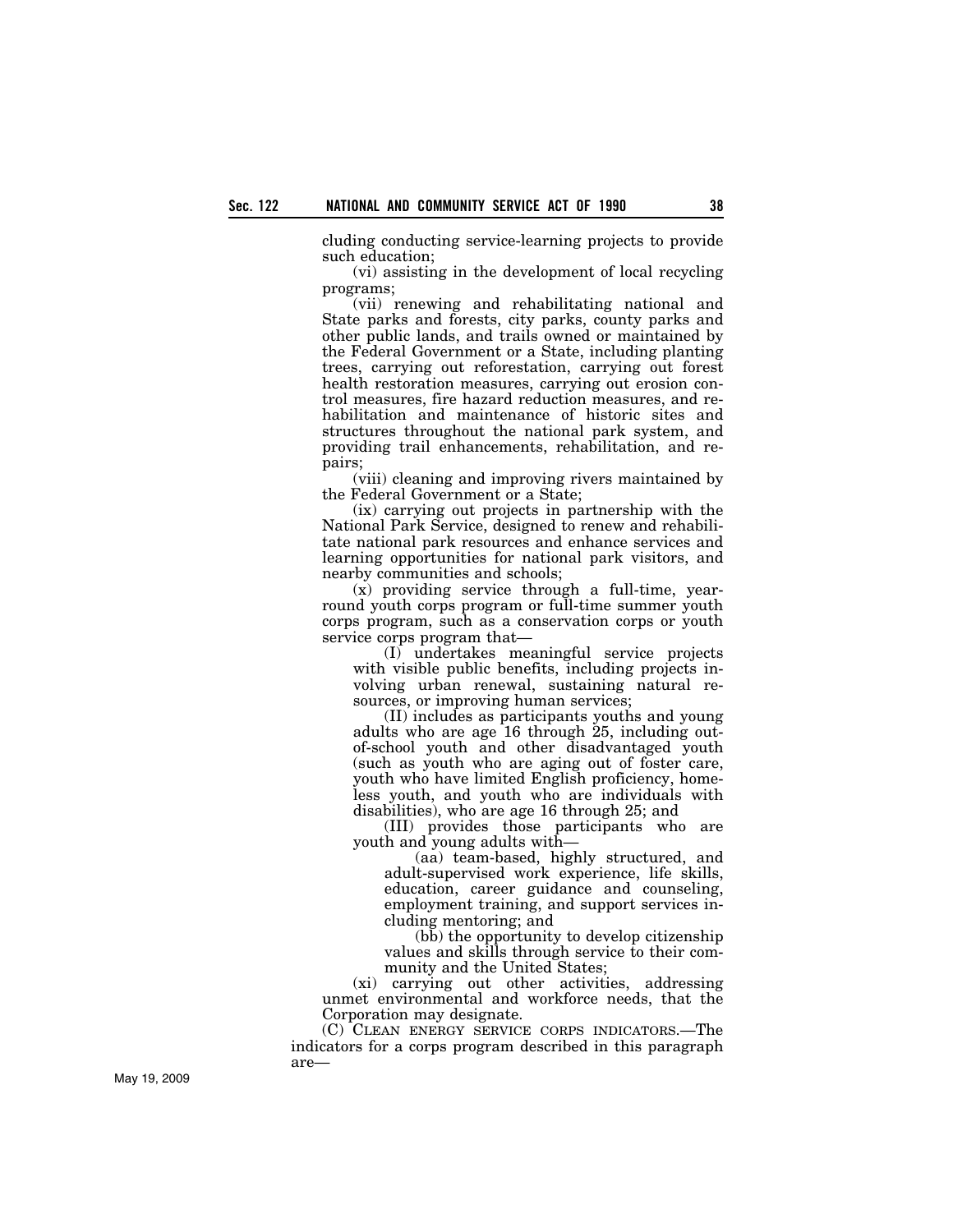cluding conducting service-learning projects to provide such education;

(vi) assisting in the development of local recycling programs;

(vii) renewing and rehabilitating national and State parks and forests, city parks, county parks and other public lands, and trails owned or maintained by the Federal Government or a State, including planting trees, carrying out reforestation, carrying out forest health restoration measures, carrying out erosion control measures, fire hazard reduction measures, and rehabilitation and maintenance of historic sites and structures throughout the national park system, and providing trail enhancements, rehabilitation, and repairs;

(viii) cleaning and improving rivers maintained by the Federal Government or a State;

(ix) carrying out projects in partnership with the National Park Service, designed to renew and rehabilitate national park resources and enhance services and learning opportunities for national park visitors, and nearby communities and schools;

(x) providing service through a full-time, year-round youth corps program or full-time summer youth corps program, such as a conservation corps or youth service corps program that—

(I) undertakes meaningful service projects with visible public benefits, including projects involving urban renewal, sustaining natural resources, or improving human services;

(II) includes as participants youths and young adults who are age 16 through 25, including out-of-school youth and other disadvantaged youth (such as youth who are aging out of foster care, youth who have limited English proficiency, homeless youth, and youth who are individuals with disabilities), who are age 16 through 25; and

(III) provides those participants who are youth and young adults with—

(aa) team-based, highly structured, and adult-supervised work experience, life skills, education, career guidance and counseling, employment training, and support services including mentoring; and

(bb) the opportunity to develop citizenship values and skills through service to their community and the United States;

(xi) carrying out other activities, addressing unmet environmental and workforce needs, that the Corporation may designate.

(C) CLEAN ENERGY SERVICE CORPS INDICATORS.—The indicators for a corps program described in this paragraph are—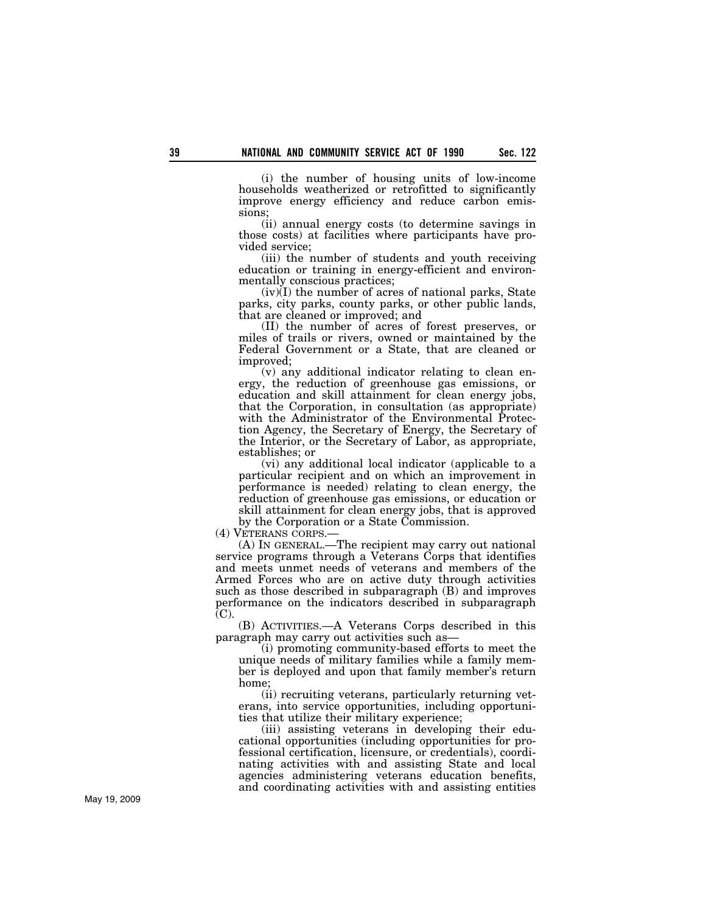(i) the number of housing units of low-income households weatherized or retrofitted to significantly improve energy efficiency and reduce carbon emissions;

(ii) annual energy costs (to determine savings in those costs) at facilities where participants have provided service;

(iii) the number of students and youth receiving education or training in energy-efficient and environmentally conscious practices;

(iv)(I) the number of acres of national parks, State parks, city parks, county parks, or other public lands, that are cleaned or improved; and

(II) the number of acres of forest preserves, or miles of trails or rivers, owned or maintained by the Federal Government or a State, that are cleaned or improved;

(v) any additional indicator relating to clean energy, the reduction of greenhouse gas emissions, or education and skill attainment for clean energy jobs, that the Corporation, in consultation (as appropriate) with the Administrator of the Environmental Protection Agency, the Secretary of Energy, the Secretary of the Interior, or the Secretary of Labor, as appropriate, establishes; or

(vi) any additional local indicator (applicable to a particular recipient and on which an improvement in performance is needed) relating to clean energy, the reduction of greenhouse gas emissions, or education or skill attainment for clean energy jobs, that is approved by the Corporation or a State Commission.

(4) VETERANS CORPS.—

(A) IN GENERAL.—The recipient may carry out national service programs through a Veterans Corps that identifies and meets unmet needs of veterans and members of the Armed Forces who are on active duty through activities such as those described in subparagraph (B) and improves performance on the indicators described in subparagraph (C).

(B) ACTIVITIES.—A Veterans Corps described in this paragraph may carry out activities such as—

(i) promoting community-based efforts to meet the unique needs of military families while a family member is deployed and upon that family member's return home;

(ii) recruiting veterans, particularly returning veterans, into service opportunities, including opportunities that utilize their military experience;

(iii) assisting veterans in developing their educational opportunities (including opportunities for professional certification, licensure, or credentials), coordinating activities with and assisting State and local agencies administering veterans education benefits, and coordinating activities with and assisting entities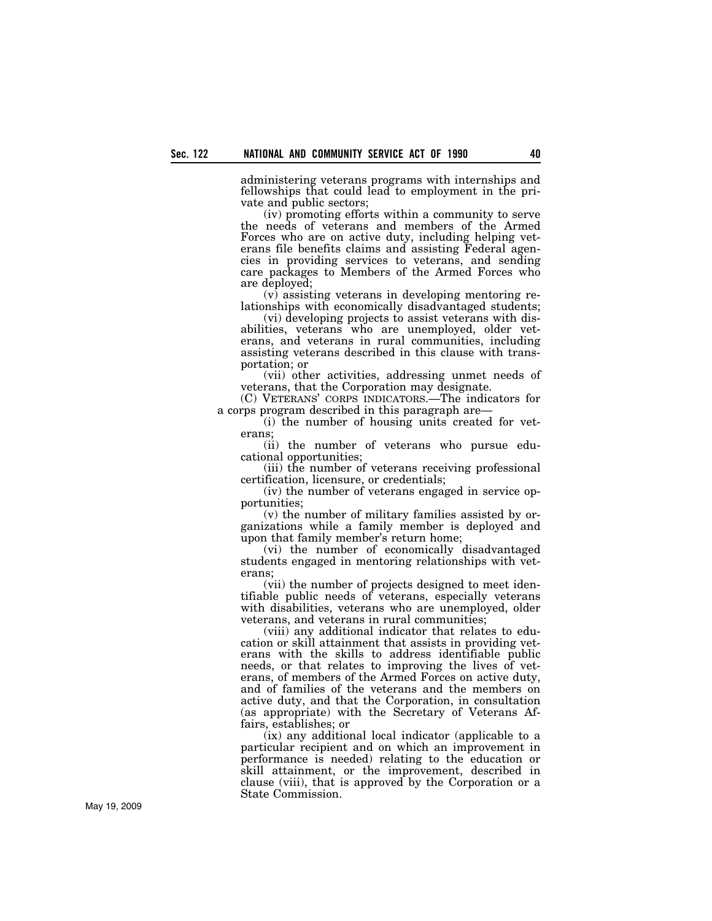administering veterans programs with internships and fellowships that could lead to employment in the private and public sectors;

(iv) promoting efforts within a community to serve the needs of veterans and members of the Armed Forces who are on active duty, including helping veterans file benefits claims and assisting Federal agencies in providing services to veterans, and sending care packages to Members of the Armed Forces who are deployed;

(v) assisting veterans in developing mentoring relationships with economically disadvantaged students;

(vi) developing projects to assist veterans with disabilities, veterans who are unemployed, older veterans, and veterans in rural communities, including assisting veterans described in this clause with transportation; or

(vii) other activities, addressing unmet needs of veterans, that the Corporation may designate.

(C) VETERANS' CORPS INDICATORS.—The indicators for a corps program described in this paragraph are—

(i) the number of housing units created for veterans;

(ii) the number of veterans who pursue educational opportunities;

(iii) the number of veterans receiving professional certification, licensure, or credentials;

(iv) the number of veterans engaged in service opportunities;

(v) the number of military families assisted by organizations while a family member is deployed and upon that family member's return home;

(vi) the number of economically disadvantaged students engaged in mentoring relationships with veterans;

(vii) the number of projects designed to meet identifiable public needs of veterans, especially veterans with disabilities, veterans who are unemployed, older veterans, and veterans in rural communities;

(viii) any additional indicator that relates to education or skill attainment that assists in providing veterans with the skills to address identifiable public needs, or that relates to improving the lives of veterans, of members of the Armed Forces on active duty, and of families of the veterans and the members on active duty, and that the Corporation, in consultation (as appropriate) with the Secretary of Veterans Affairs, establishes; or

(ix) any additional local indicator (applicable to a particular recipient and on which an improvement in performance is needed) relating to the education or skill attainment, or the improvement, described in clause (viii), that is approved by the Corporation or a State Commission.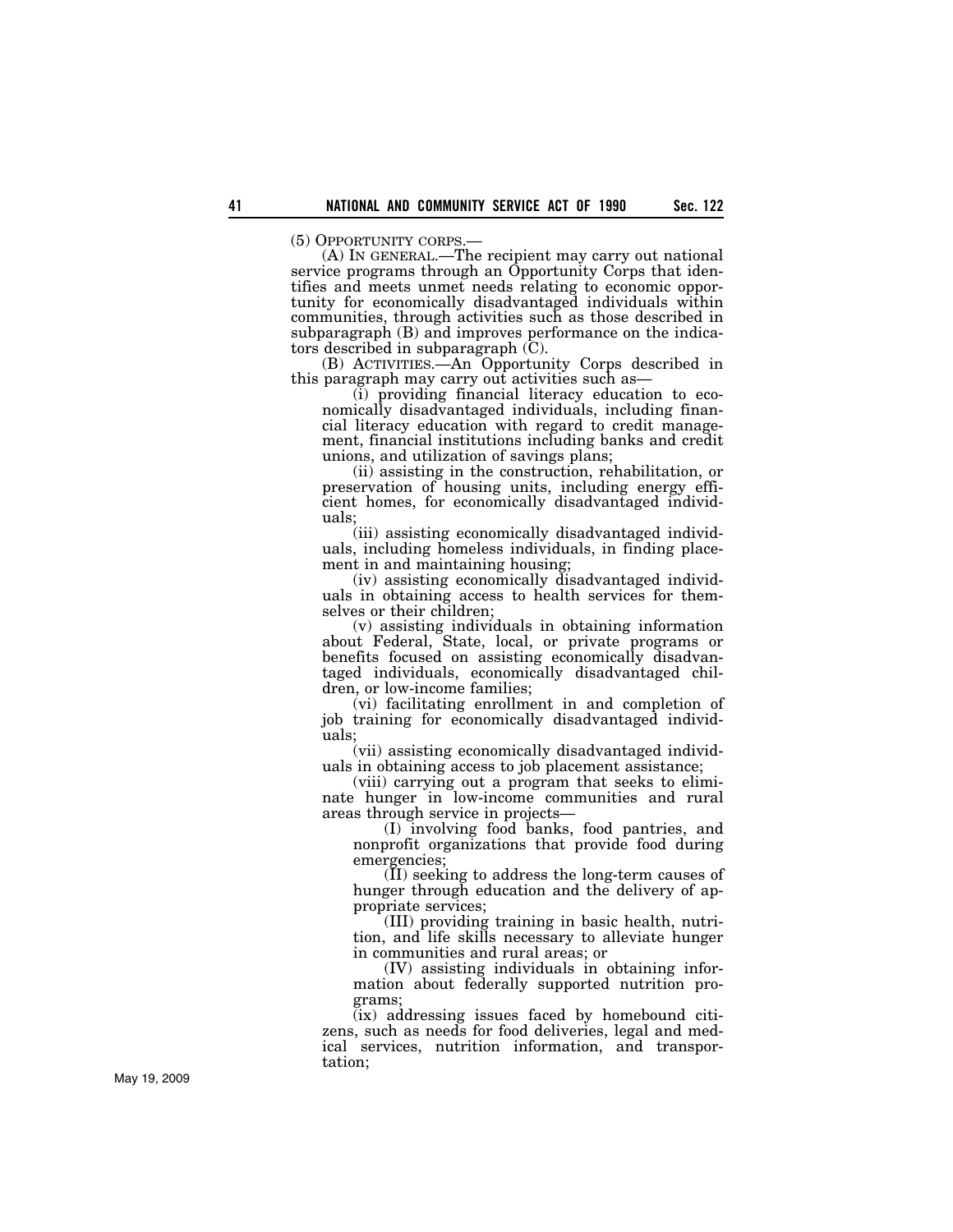(5) OPPORTUNITY CORPS.—

(A) IN GENERAL.—The recipient may carry out national service programs through an Opportunity Corps that identifies and meets unmet needs relating to economic opportunity for economically disadvantaged individuals within communities, through activities such as those described in subparagraph (B) and improves performance on the indicators described in subparagraph (C).

(B) ACTIVITIES.—An Opportunity Corps described in this paragraph may carry out activities such as—

(i) providing financial literacy education to economically disadvantaged individuals, including financial literacy education with regard to credit management, financial institutions including banks and credit unions, and utilization of savings plans;

(ii) assisting in the construction, rehabilitation, or preservation of housing units, including energy efficient homes, for economically disadvantaged individuals;

(iii) assisting economically disadvantaged individuals, including homeless individuals, in finding placement in and maintaining housing;

(iv) assisting economically disadvantaged individuals in obtaining access to health services for themselves or their children;

(v) assisting individuals in obtaining information about Federal, State, local, or private programs or benefits focused on assisting economically disadvantaged individuals, economically disadvantaged children, or low-income families;

(vi) facilitating enrollment in and completion of job training for economically disadvantaged individuals;

(vii) assisting economically disadvantaged individuals in obtaining access to job placement assistance;

(viii) carrying out a program that seeks to eliminate hunger in low-income communities and rural areas through service in projects—

(I) involving food banks, food pantries, and nonprofit organizations that provide food during emergencies;

(II) seeking to address the long-term causes of hunger through education and the delivery of appropriate services;

(III) providing training in basic health, nutrition, and life skills necessary to alleviate hunger in communities and rural areas; or

(IV) assisting individuals in obtaining information about federally supported nutrition programs;

(ix) addressing issues faced by homebound citizens, such as needs for food deliveries, legal and medical services, nutrition information, and transportation;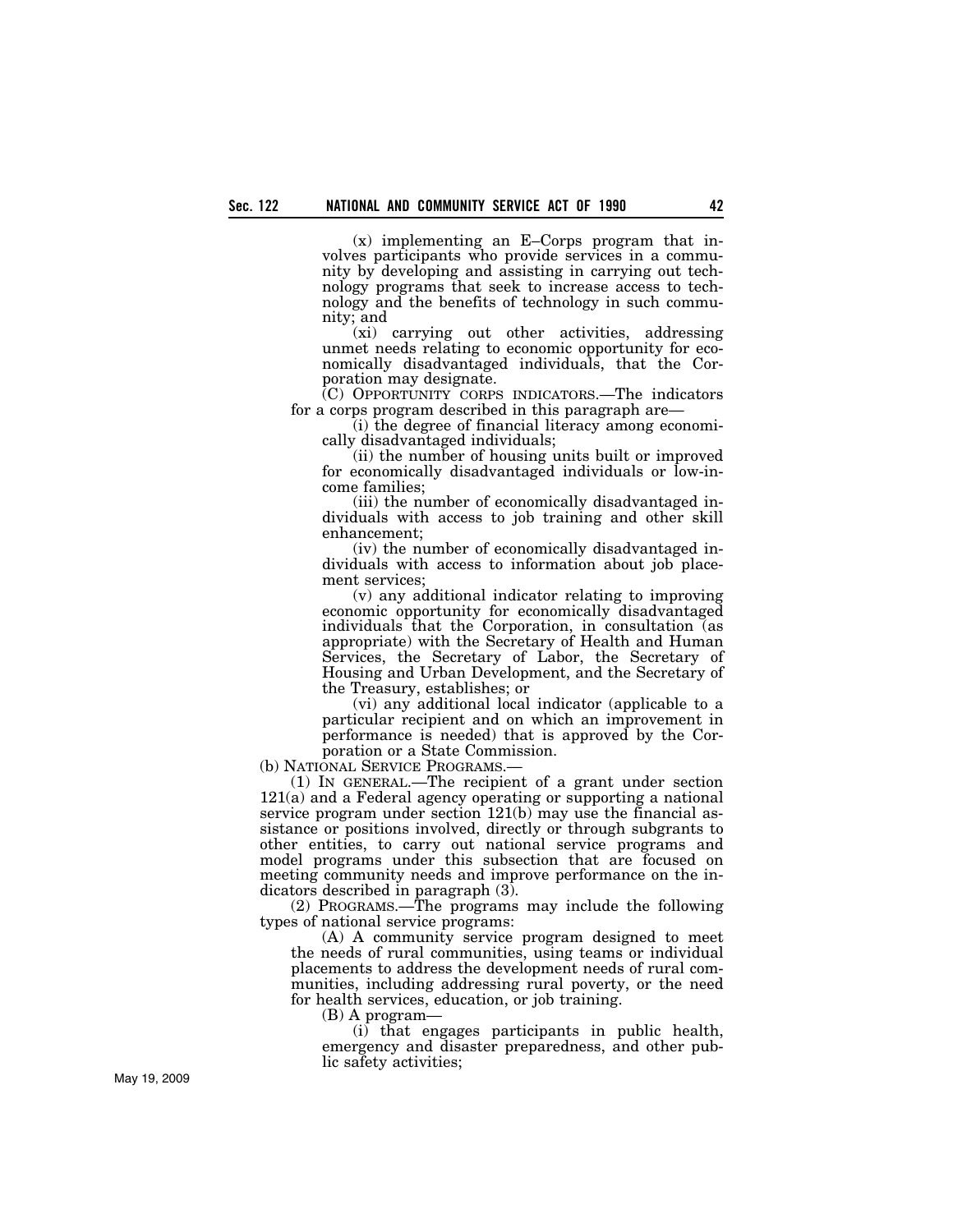(x) implementing an E–Corps program that involves participants who provide services in a community by developing and assisting in carrying out technology programs that seek to increase access to technology and the benefits of technology in such community; and

(xi) carrying out other activities, addressing unmet needs relating to economic opportunity for economically disadvantaged individuals, that the Corporation may designate.

(C) OPPORTUNITY CORPS INDICATORS.—The indicators for a corps program described in this paragraph are—

(i) the degree of financial literacy among economically disadvantaged individuals;

(ii) the number of housing units built or improved for economically disadvantaged individuals or low-income families;

(iii) the number of economically disadvantaged individuals with access to job training and other skill enhancement;

(iv) the number of economically disadvantaged individuals with access to information about job placement services;

(v) any additional indicator relating to improving economic opportunity for economically disadvantaged individuals that the Corporation, in consultation (as appropriate) with the Secretary of Health and Human Services, the Secretary of Labor, the Secretary of Housing and Urban Development, and the Secretary of the Treasury, establishes; or

(vi) any additional local indicator (applicable to a particular recipient and on which an improvement in performance is needed) that is approved by the Corporation or a State Commission.

(b) NATIONAL SERVICE PROGRAMS.—

(1) IN GENERAL.—The recipient of a grant under section 121(a) and a Federal agency operating or supporting a national service program under section 121(b) may use the financial assistance or positions involved, directly or through subgrants to other entities, to carry out national service programs and model programs under this subsection that are focused on meeting community needs and improve performance on the indicators described in paragraph (3).

(2) PROGRAMS.—The programs may include the following types of national service programs:

(A) A community service program designed to meet the needs of rural communities, using teams or individual placements to address the development needs of rural communities, including addressing rural poverty, or the need for health services, education, or job training.

(B) A program—

(i) that engages participants in public health, emergency and disaster preparedness, and other public safety activities;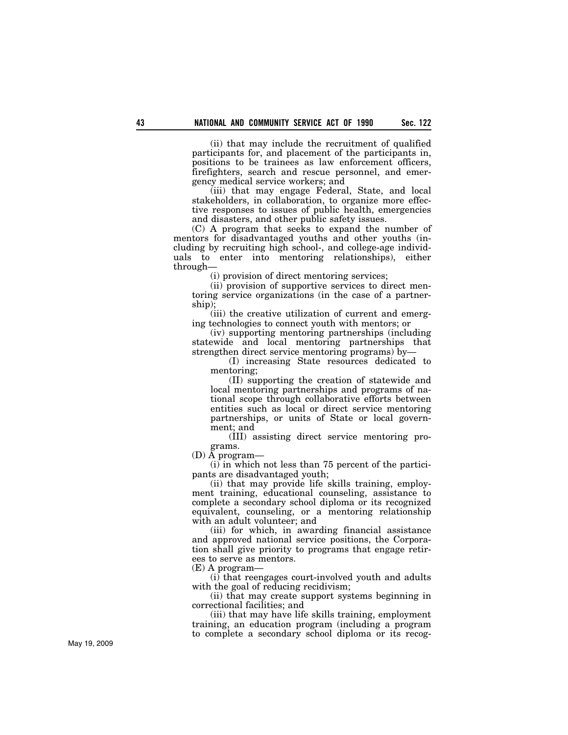(ii) that may include the recruitment of qualified participants for, and placement of the participants in, positions to be trainees as law enforcement officers, firefighters, search and rescue personnel, and emergency medical service workers; and

(iii) that may engage Federal, State, and local stakeholders, in collaboration, to organize more effective responses to issues of public health, emergencies and disasters, and other public safety issues.

(C) A program that seeks to expand the number of mentors for disadvantaged youths and other youths (including by recruiting high school-, and college-age individuals to enter into mentoring relationships), either through—

(i) provision of direct mentoring services;

(ii) provision of supportive services to direct mentoring service organizations (in the case of a partnership);

(iii) the creative utilization of current and emerging technologies to connect youth with mentors; or

(iv) supporting mentoring partnerships (including statewide and local mentoring partnerships that strengthen direct service mentoring programs) by—

(I) increasing State resources dedicated to mentoring;

(II) supporting the creation of statewide and local mentoring partnerships and programs of national scope through collaborative efforts between entities such as local or direct service mentoring partnerships, or units of State or local government; and

(III) assisting direct service mentoring programs.

(D) A program—

(i) in which not less than 75 percent of the participants are disadvantaged youth;

(ii) that may provide life skills training, employment training, educational counseling, assistance to complete a secondary school diploma or its recognized equivalent, counseling, or a mentoring relationship with an adult volunteer; and

(iii) for which, in awarding financial assistance and approved national service positions, the Corporation shall give priority to programs that engage retirees to serve as mentors.

(E) A program—

(i) that reengages court-involved youth and adults with the goal of reducing recidivism;

(ii) that may create support systems beginning in correctional facilities; and

(iii) that may have life skills training, employment training, an education program (including a program to complete a secondary school diploma or its recog-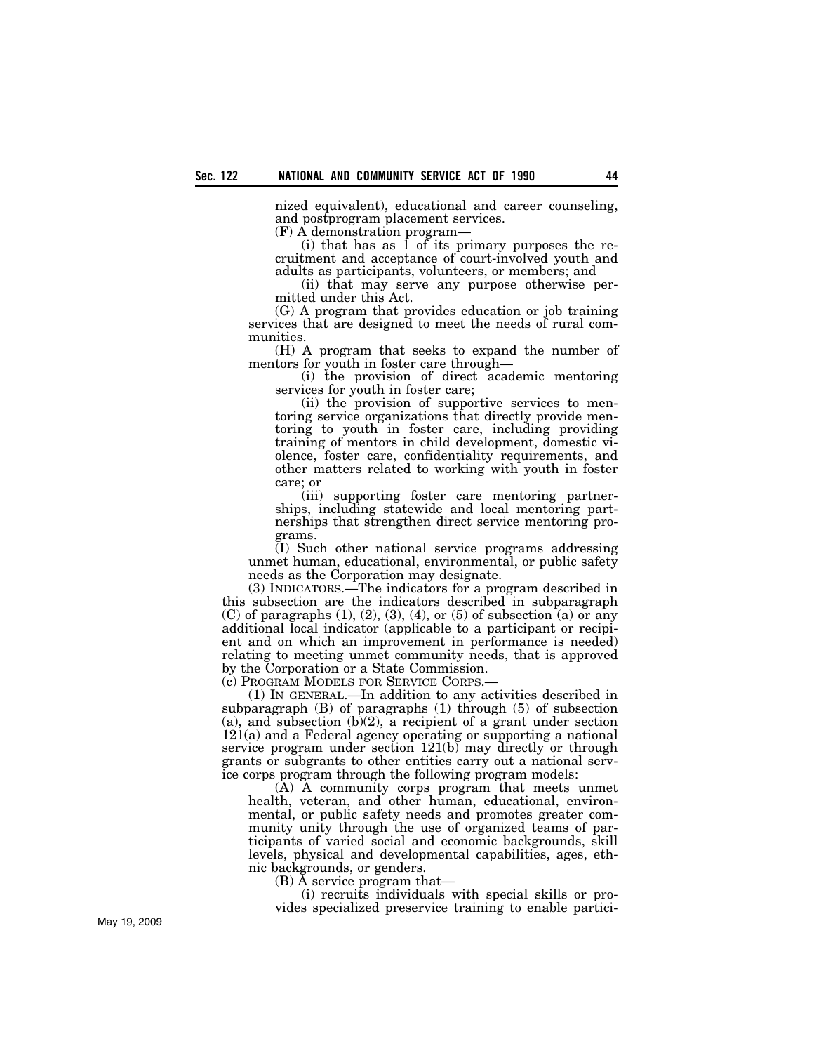nized equivalent), educational and career counseling, and postprogram placement services.

(F) A demonstration program—

(i) that has as 1 of its primary purposes the recruitment and acceptance of court-involved youth and adults as participants, volunteers, or members; and

(ii) that may serve any purpose otherwise permitted under this Act.

(G) A program that provides education or job training services that are designed to meet the needs of rural communities.

(H) A program that seeks to expand the number of mentors for youth in foster care through—

(i) the provision of direct academic mentoring services for youth in foster care;

(ii) the provision of supportive services to mentoring service organizations that directly provide mentoring to youth in foster care, including providing training of mentors in child development, domestic violence, foster care, confidentiality requirements, and other matters related to working with youth in foster care; or

(iii) supporting foster care mentoring partnerships, including statewide and local mentoring partnerships that strengthen direct service mentoring programs.

(I) Such other national service programs addressing unmet human, educational, environmental, or public safety needs as the Corporation may designate.

(3) INDICATORS.—The indicators for a program described in this subsection are the indicators described in subparagraph (C) of paragraphs (1), (2), (3), (4), or (5) of subsection (a) or any additional local indicator (applicable to a participant or recipient and on which an improvement in performance is needed) relating to meeting unmet community needs, that is approved by the Corporation or a State Commission.

(c) PROGRAM MODELS FOR SERVICE CORPS.—

(1) IN GENERAL.—In addition to any activities described in subparagraph (B) of paragraphs (1) through (5) of subsection (a), and subsection (b)(2), a recipient of a grant under section 121(a) and a Federal agency operating or supporting a national service program under section 121(b) may directly or through grants or subgrants to other entities carry out a national service corps program through the following program models:

(A) A community corps program that meets unmet health, veteran, and other human, educational, environmental, or public safety needs and promotes greater community unity through the use of organized teams of participants of varied social and economic backgrounds, skill levels, physical and developmental capabilities, ages, ethnic backgrounds, or genders.

(B) A service program that—

(i) recruits individuals with special skills or provides specialized preservice training to enable partici-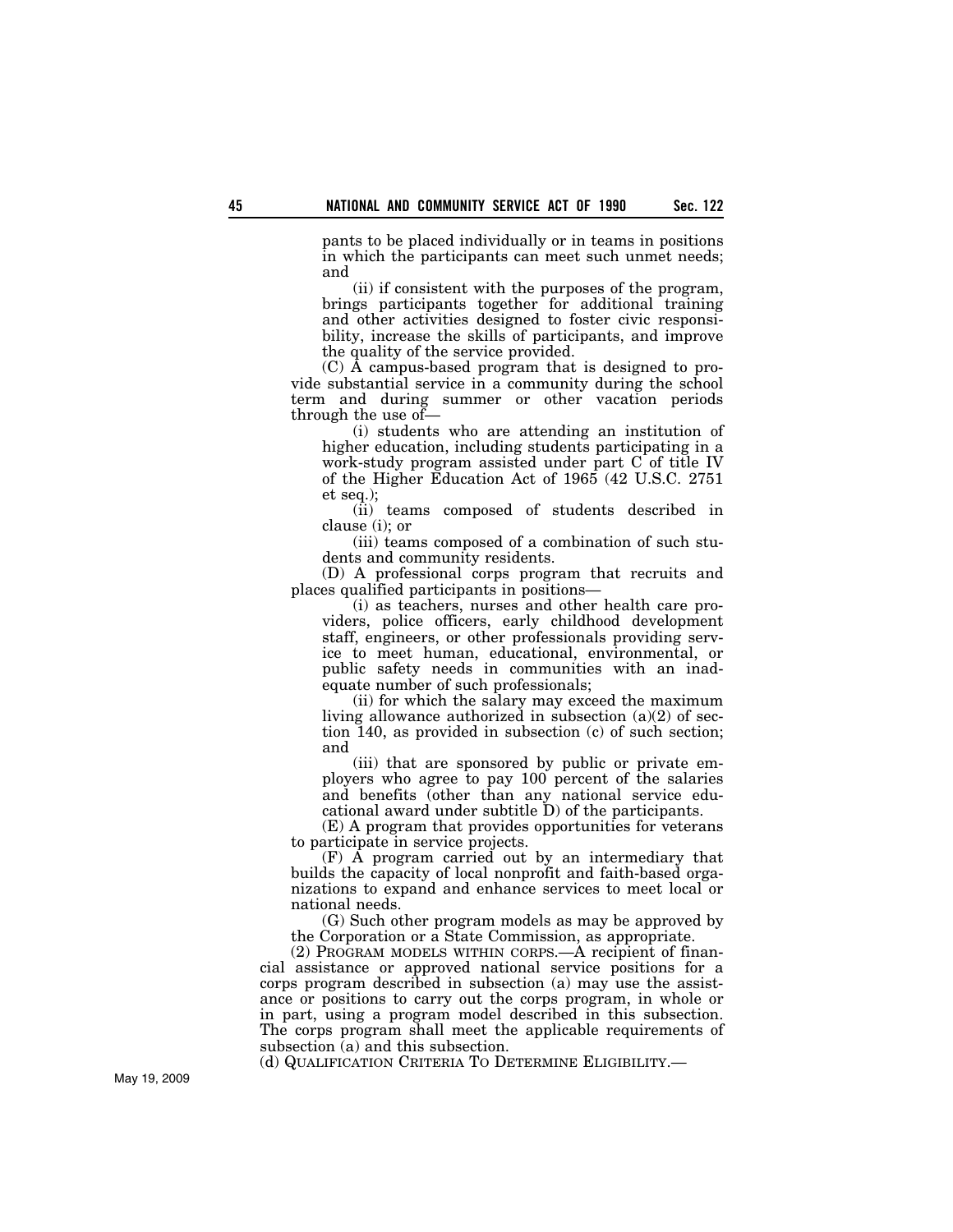pants to be placed individually or in teams in positions in which the participants can meet such unmet needs; and

(ii) if consistent with the purposes of the program, brings participants together for additional training and other activities designed to foster civic responsibility, increase the skills of participants, and improve the quality of the service provided.

(C) A campus-based program that is designed to provide substantial service in a community during the school term and during summer or other vacation periods through the use of—

(i) students who are attending an institution of higher education, including students participating in a work-study program assisted under part C of title IV of the Higher Education Act of 1965 (42 U.S.C. 2751 et seq.);

(ii) teams composed of students described in clause (i); or

(iii) teams composed of a combination of such students and community residents.

(D) A professional corps program that recruits and places qualified participants in positions—

(i) as teachers, nurses and other health care providers, police officers, early childhood development staff, engineers, or other professionals providing service to meet human, educational, environmental, or public safety needs in communities with an inadequate number of such professionals;

(ii) for which the salary may exceed the maximum living allowance authorized in subsection (a)(2) of section 140, as provided in subsection (c) of such section; and

(iii) that are sponsored by public or private employers who agree to pay 100 percent of the salaries and benefits (other than any national service educational award under subtitle D) of the participants.

(E) A program that provides opportunities for veterans to participate in service projects.

(F) A program carried out by an intermediary that builds the capacity of local nonprofit and faith-based organizations to expand and enhance services to meet local or national needs.

(G) Such other program models as may be approved by the Corporation or a State Commission, as appropriate.

(2) PROGRAM MODELS WITHIN CORPS.—A recipient of financial assistance or approved national service positions for a corps program described in subsection (a) may use the assistance or positions to carry out the corps program, in whole or in part, using a program model described in this subsection. The corps program shall meet the applicable requirements of subsection (a) and this subsection.

(d) QUALIFICATION CRITERIA TO DETERMINE ELIGIBILITY.—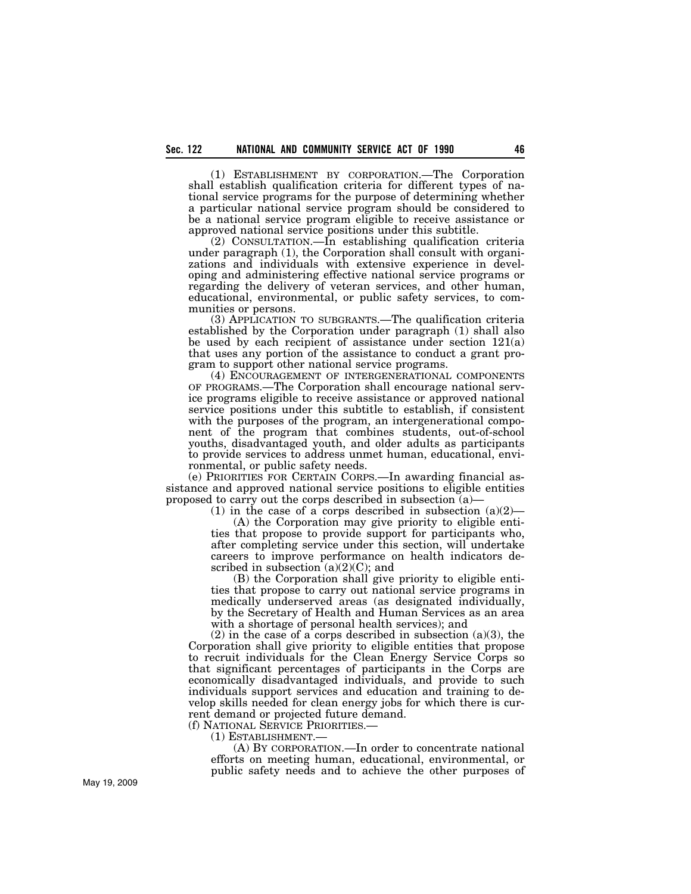(1) ESTABLISHMENT BY CORPORATION.—The Corporation shall establish qualification criteria for different types of national service programs for the purpose of determining whether a particular national service program should be considered to be a national service program eligible to receive assistance or approved national service positions under this subtitle.

(2) CONSULTATION.—In establishing qualification criteria under paragraph (1), the Corporation shall consult with organizations and individuals with extensive experience in developing and administering effective national service programs or regarding the delivery of veteran services, and other human, educational, environmental, or public safety services, to communities or persons.

(3) APPLICATION TO SUBGRANTS.—The qualification criteria established by the Corporation under paragraph (1) shall also be used by each recipient of assistance under section 121(a) that uses any portion of the assistance to conduct a grant program to support other national service programs.

(4) ENCOURAGEMENT OF INTERGENERATIONAL COMPONENTS OF PROGRAMS.—The Corporation shall encourage national service programs eligible to receive assistance or approved national service positions under this subtitle to establish, if consistent with the purposes of the program, an intergenerational component of the program that combines students, out-of-school youths, disadvantaged youth, and older adults as participants to provide services to address unmet human, educational, environmental, or public safety needs.

(e) PRIORITIES FOR CERTAIN CORPS.—In awarding financial assistance and approved national service positions to eligible entities proposed to carry out the corps described in subsection (a)—

(1) in the case of a corps described in subsection (a)(2)—

(A) the Corporation may give priority to eligible entities that propose to provide support for participants who, after completing service under this section, will undertake careers to improve performance on health indicators described in subsection (a)(2)(C); and

(B) the Corporation shall give priority to eligible entities that propose to carry out national service programs in medically underserved areas (as designated individually, by the Secretary of Health and Human Services as an area with a shortage of personal health services); and

(2) in the case of a corps described in subsection (a)(3), the Corporation shall give priority to eligible entities that propose to recruit individuals for the Clean Energy Service Corps so that significant percentages of participants in the Corps are economically disadvantaged individuals, and provide to such individuals support services and education and training to develop skills needed for clean energy jobs for which there is current demand or projected future demand.

(f) NATIONAL SERVICE PRIORITIES.—

(1) ESTABLISHMENT.—

(A) BY CORPORATION.—In order to concentrate national efforts on meeting human, educational, environmental, or public safety needs and to achieve the other purposes of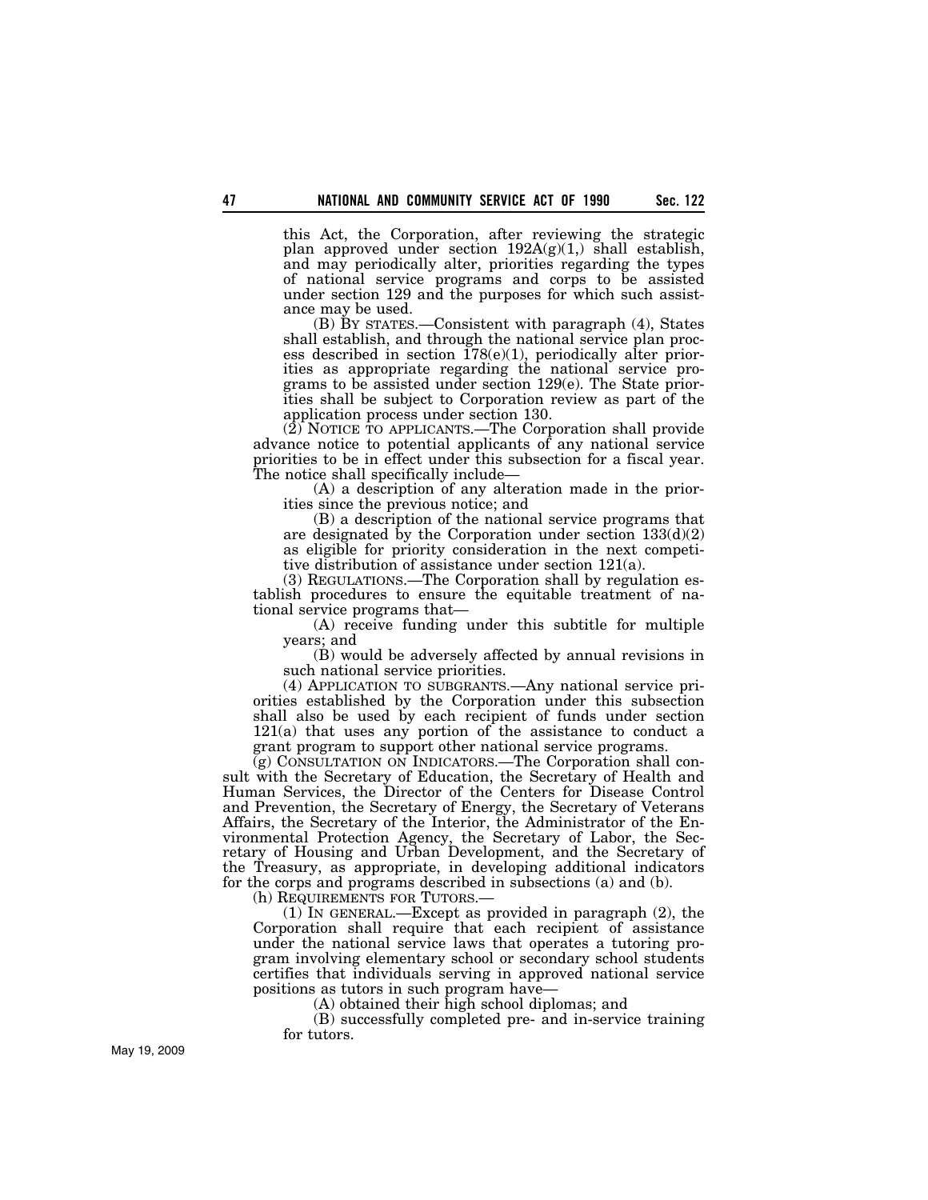this Act, the Corporation, after reviewing the strategic plan approved under section 192A(g)(1,) shall establish, and may periodically alter, priorities regarding the types of national service programs and corps to be assisted under section 129 and the purposes for which such assistance may be used.

(B) BY STATES.—Consistent with paragraph (4), States shall establish, and through the national service plan process described in section 178(e)(1), periodically alter priorities as appropriate regarding the national service programs to be assisted under section 129(e). The State priorities shall be subject to Corporation review as part of the application process under section 130.

(2) NOTICE TO APPLICANTS.—The Corporation shall provide advance notice to potential applicants of any national service priorities to be in effect under this subsection for a fiscal year. The notice shall specifically include—

(A) a description of any alteration made in the priorities since the previous notice; and

(B) a description of the national service programs that are designated by the Corporation under section 133(d)(2) as eligible for priority consideration in the next competitive distribution of assistance under section 121(a).

(3) REGULATIONS.—The Corporation shall by regulation establish procedures to ensure the equitable treatment of national service programs that—

(A) receive funding under this subtitle for multiple years; and

(B) would be adversely affected by annual revisions in such national service priorities.

(4) APPLICATION TO SUBGRANTS.—Any national service priorities established by the Corporation under this subsection shall also be used by each recipient of funds under section 121(a) that uses any portion of the assistance to conduct a grant program to support other national service programs.

(g) CONSULTATION ON INDICATORS.—The Corporation shall consult with the Secretary of Education, the Secretary of Health and Human Services, the Director of the Centers for Disease Control and Prevention, the Secretary of Energy, the Secretary of Veterans Affairs, the Secretary of the Interior, the Administrator of the Environmental Protection Agency, the Secretary of Labor, the Secretary of Housing and Urban Development, and the Secretary of the Treasury, as appropriate, in developing additional indicators for the corps and programs described in subsections (a) and (b).

(h) REQUIREMENTS FOR TUTORS.—

(1) IN GENERAL.—Except as provided in paragraph (2), the Corporation shall require that each recipient of assistance under the national service laws that operates a tutoring program involving elementary school or secondary school students certifies that individuals serving in approved national service positions as tutors in such program have—

(A) obtained their high school diplomas; and

(B) successfully completed pre- and in-service training for tutors.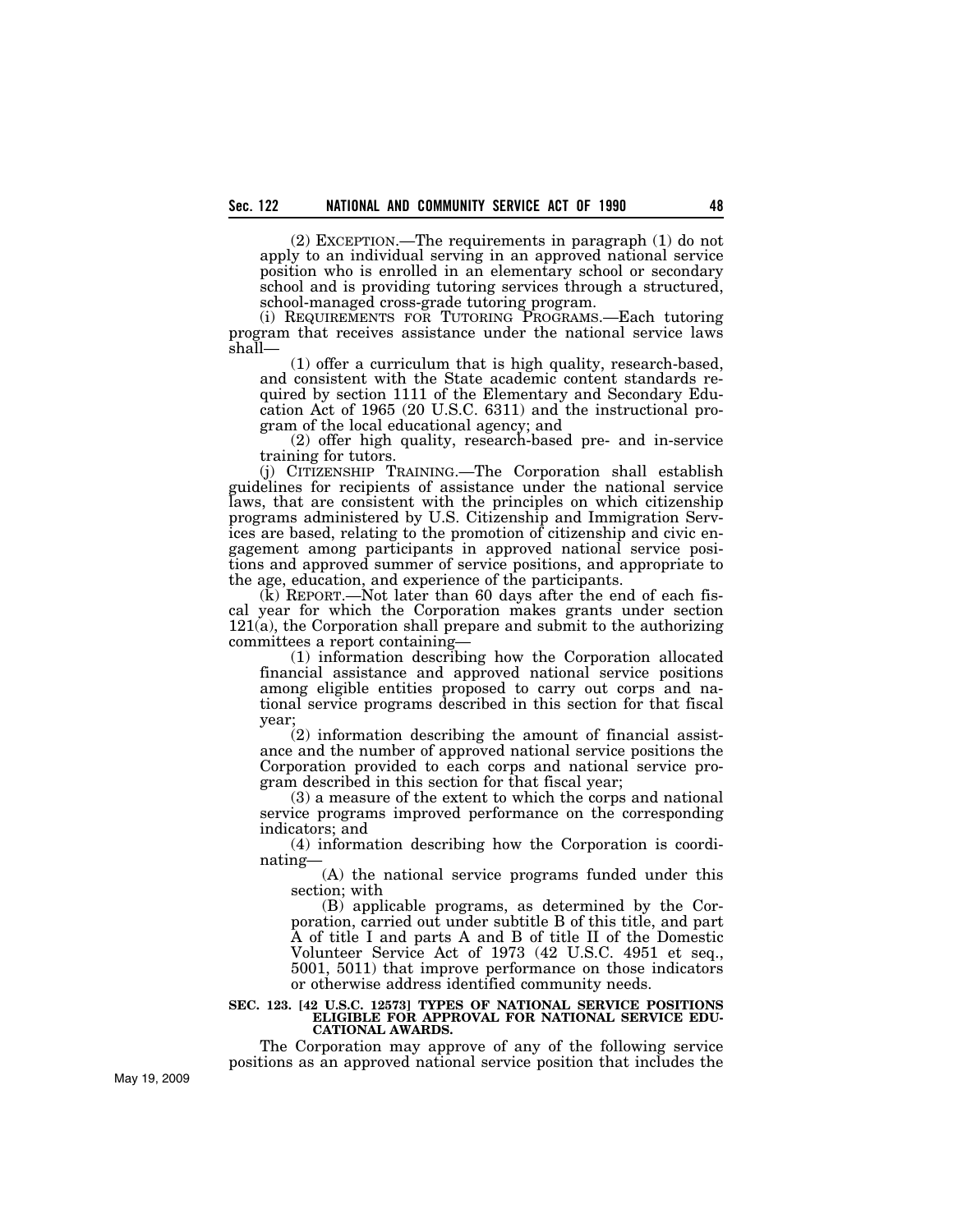(2) EXCEPTION.—The requirements in paragraph (1) do not apply to an individual serving in an approved national service position who is enrolled in an elementary school or secondary school and is providing tutoring services through a structured, school-managed cross-grade tutoring program.

(i) REQUIREMENTS FOR TUTORING PROGRAMS.—Each tutoring program that receives assistance under the national service laws shall—

(1) offer a curriculum that is high quality, research-based, and consistent with the State academic content standards required by section 1111 of the Elementary and Secondary Education Act of 1965 (20 U.S.C. 6311) and the instructional program of the local educational agency; and

(2) offer high quality, research-based pre- and in-service training for tutors.

(j) CITIZENSHIP TRAINING.—The Corporation shall establish guidelines for recipients of assistance under the national service laws, that are consistent with the principles on which citizenship programs administered by U.S. Citizenship and Immigration Services are based, relating to the promotion of citizenship and civic engagement among participants in approved national service positions and approved summer of service positions, and appropriate to the age, education, and experience of the participants.

(k) REPORT.—Not later than 60 days after the end of each fiscal year for which the Corporation makes grants under section 121(a), the Corporation shall prepare and submit to the authorizing committees a report containing—

(1) information describing how the Corporation allocated financial assistance and approved national service positions among eligible entities proposed to carry out corps and national service programs described in this section for that fiscal year;

(2) information describing the amount of financial assistance and the number of approved national service positions the Corporation provided to each corps and national service program described in this section for that fiscal year;

(3) a measure of the extent to which the corps and national service programs improved performance on the corresponding indicators; and

(4) information describing how the Corporation is coordinating—

(A) the national service programs funded under this section; with

(B) applicable programs, as determined by the Corporation, carried out under subtitle B of this title, and part A of title I and parts A and B of title II of the Domestic Volunteer Service Act of 1973 (42 U.S.C. 4951 et seq., 5001, 5011) that improve performance on those indicators or otherwise address identified community needs.

**SEC. 123. [42 U.S.C. 12573] TYPES OF NATIONAL SERVICE POSITIONS ELIGIBLE FOR APPROVAL FOR NATIONAL SERVICE EDUCATIONAL AWARDS.**

The Corporation may approve of any of the following service positions as an approved national service position that includes the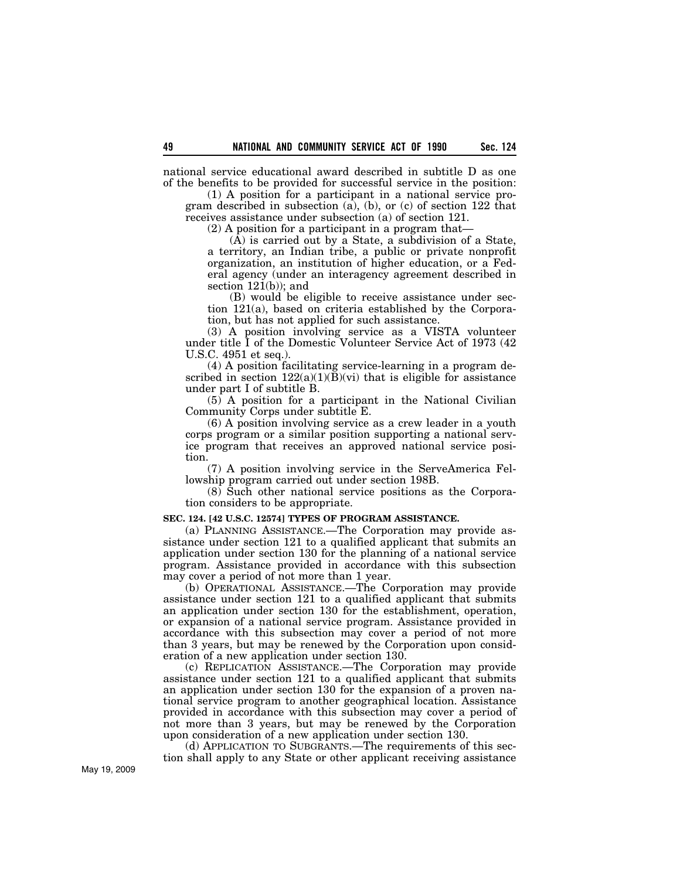national service educational award described in subtitle D as one of the benefits to be provided for successful service in the position:

(1) A position for a participant in a national service program described in subsection (a), (b), or (c) of section 122 that receives assistance under subsection (a) of section 121.

(2) A position for a participant in a program that—

(A) is carried out by a State, a subdivision of a State, a territory, an Indian tribe, a public or private nonprofit organization, an institution of higher education, or a Federal agency (under an interagency agreement described in section 121(b)); and

(B) would be eligible to receive assistance under section 121(a), based on criteria established by the Corporation, but has not applied for such assistance.

(3) A position involving service as a VISTA volunteer under title I of the Domestic Volunteer Service Act of 1973 (42 U.S.C. 4951 et seq.).

(4) A position facilitating service-learning in a program described in section 122(a)(1)(B)(vi) that is eligible for assistance under part I of subtitle B.

(5) A position for a participant in the National Civilian Community Corps under subtitle E.

(6) A position involving service as a crew leader in a youth corps program or a similar position supporting a national service program that receives an approved national service position.

(7) A position involving service in the ServeAmerica Fellowship program carried out under section 198B.

(8) Such other national service positions as the Corporation considers to be appropriate.

**SEC. 124. [42 U.S.C. 12574] TYPES OF PROGRAM ASSISTANCE.**

(a) PLANNING ASSISTANCE.—The Corporation may provide assistance under section 121 to a qualified applicant that submits an application under section 130 for the planning of a national service program. Assistance provided in accordance with this subsection may cover a period of not more than 1 year.

(b) OPERATIONAL ASSISTANCE.—The Corporation may provide assistance under section 121 to a qualified applicant that submits an application under section 130 for the establishment, operation, or expansion of a national service program. Assistance provided in accordance with this subsection may cover a period of not more than 3 years, but may be renewed by the Corporation upon consideration of a new application under section 130.

(c) REPLICATION ASSISTANCE.—The Corporation may provide assistance under section 121 to a qualified applicant that submits an application under section 130 for the expansion of a proven national service program to another geographical location. Assistance provided in accordance with this subsection may cover a period of not more than 3 years, but may be renewed by the Corporation upon consideration of a new application under section 130.

(d) APPLICATION TO SUBGRANTS.—The requirements of this section shall apply to any State or other applicant receiving assistance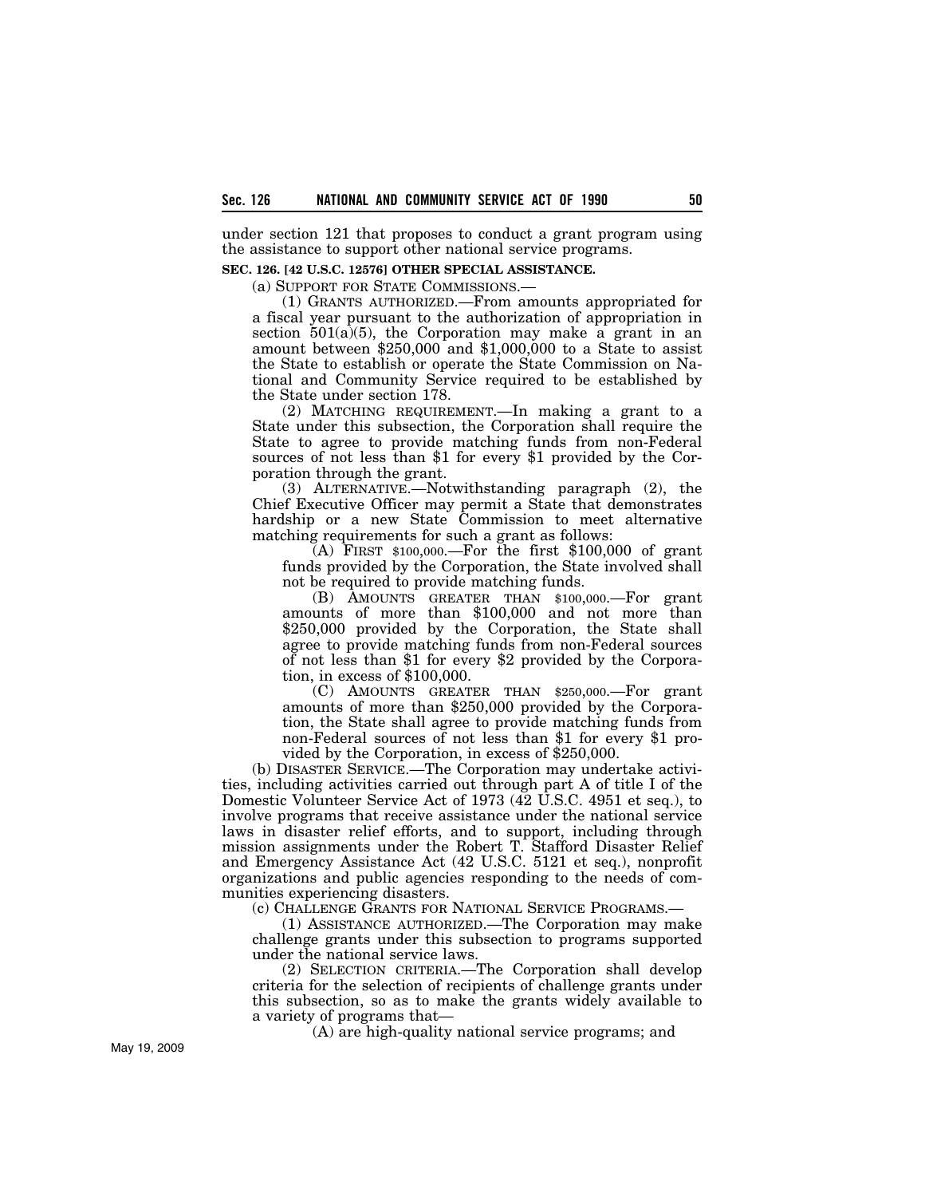under section 121 that proposes to conduct a grant program using the assistance to support other national service programs.

**SEC. 126. [42 U.S.C. 12576] OTHER SPECIAL ASSISTANCE.**

(a) SUPPORT FOR STATE COMMISSIONS.—

(1) GRANTS AUTHORIZED.—From amounts appropriated for a fiscal year pursuant to the authorization of appropriation in section 501(a)(5), the Corporation may make a grant in an amount between $250,000 and $1,000,000 to a State to assist the State to establish or operate the State Commission on National and Community Service required to be established by the State under section 178.

(2) MATCHING REQUIREMENT.—In making a grant to a State under this subsection, the Corporation shall require the State to agree to provide matching funds from non-Federal sources of not less than $1 for every $1 provided by the Corporation through the grant.

(3) ALTERNATIVE.—Notwithstanding paragraph (2), the Chief Executive Officer may permit a State that demonstrates hardship or a new State Commission to meet alternative matching requirements for such a grant as follows:

(A) FIRST $100,000.—For the first $100,000 of grant funds provided by the Corporation, the State involved shall not be required to provide matching funds.

(B) AMOUNTS GREATER THAN $100,000.—For grant amounts of more than $100,000 and not more than $250,000 provided by the Corporation, the State shall agree to provide matching funds from non-Federal sources of not less than $1 for every $2 provided by the Corporation, in excess of $100,000.

(C) AMOUNTS GREATER THAN $250,000.—For grant amounts of more than $250,000 provided by the Corporation, the State shall agree to provide matching funds from non-Federal sources of not less than $1 for every $1 provided by the Corporation, in excess of $250,000.

(b) DISASTER SERVICE.—The Corporation may undertake activities, including activities carried out through part A of title I of the Domestic Volunteer Service Act of 1973 (42 U.S.C. 4951 et seq.), to involve programs that receive assistance under the national service laws in disaster relief efforts, and to support, including through mission assignments under the Robert T. Stafford Disaster Relief and Emergency Assistance Act (42 U.S.C. 5121 et seq.), nonprofit organizations and public agencies responding to the needs of communities experiencing disasters.

(c) CHALLENGE GRANTS FOR NATIONAL SERVICE PROGRAMS.—

(1) ASSISTANCE AUTHORIZED.—The Corporation may make challenge grants under this subsection to programs supported under the national service laws.

(2) SELECTION CRITERIA.—The Corporation shall develop criteria for the selection of recipients of challenge grants under this subsection, so as to make the grants widely available to a variety of programs that—

(A) are high-quality national service programs; and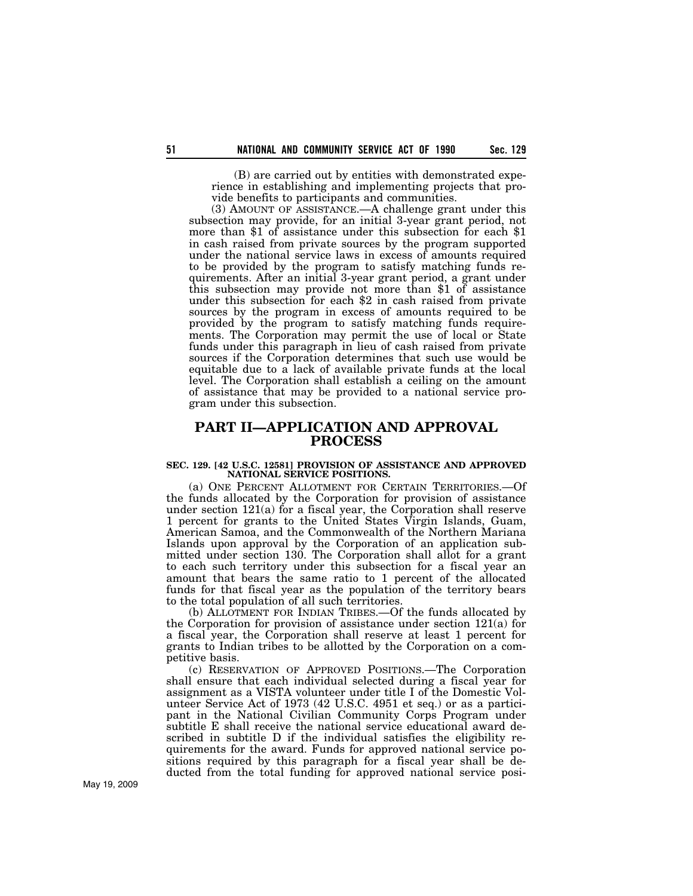(B) are carried out by entities with demonstrated experience in establishing and implementing projects that provide benefits to participants and communities.

(3) AMOUNT OF ASSISTANCE.—A challenge grant under this subsection may provide, for an initial 3-year grant period, not more than $1 of assistance under this subsection for each $1 in cash raised from private sources by the program supported under the national service laws in excess of amounts required to be provided by the program to satisfy matching funds requirements. After an initial 3-year grant period, a grant under this subsection may provide not more than $1 of assistance under this subsection for each $2 in cash raised from private sources by the program in excess of amounts required to be provided by the program to satisfy matching funds requirements. The Corporation may permit the use of local or State funds under this paragraph in lieu of cash raised from private sources if the Corporation determines that such use would be equitable due to a lack of available private funds at the local level. The Corporation shall establish a ceiling on the amount of assistance that may be provided to a national service program under this subsection.

## PART II—APPLICATION AND APPROVAL PROCESS

**SEC. 129. [42 U.S.C. 12581] PROVISION OF ASSISTANCE AND APPROVED NATIONAL SERVICE POSITIONS.**

(a) ONE PERCENT ALLOTMENT FOR CERTAIN TERRITORIES.—Of the funds allocated by the Corporation for provision of assistance under section 121(a) for a fiscal year, the Corporation shall reserve 1 percent for grants to the United States Virgin Islands, Guam, American Samoa, and the Commonwealth of the Northern Mariana Islands upon approval by the Corporation of an application submitted under section 130. The Corporation shall allot for a grant to each such territory under this subsection for a fiscal year an amount that bears the same ratio to 1 percent of the allocated funds for that fiscal year as the population of the territory bears to the total population of all such territories.

(b) ALLOTMENT FOR INDIAN TRIBES.—Of the funds allocated by the Corporation for provision of assistance under section 121(a) for a fiscal year, the Corporation shall reserve at least 1 percent for grants to Indian tribes to be allotted by the Corporation on a competitive basis.

(c) RESERVATION OF APPROVED POSITIONS.—The Corporation shall ensure that each individual selected during a fiscal year for assignment as a VISTA volunteer under title I of the Domestic Volunteer Service Act of 1973 (42 U.S.C. 4951 et seq.) or as a participant in the National Civilian Community Corps Program under subtitle E shall receive the national service educational award described in subtitle D if the individual satisfies the eligibility requirements for the award. Funds for approved national service positions required by this paragraph for a fiscal year shall be deducted from the total funding for approved national service posi-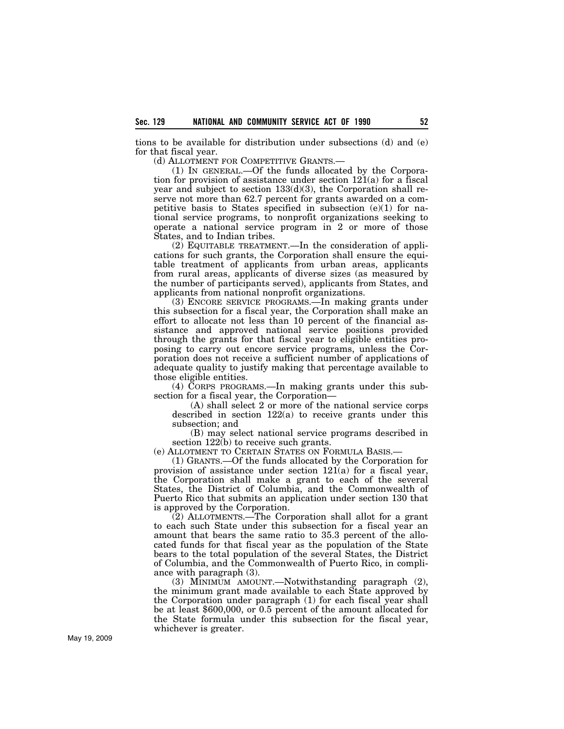tions to be available for distribution under subsections (d) and (e) for that fiscal year.

(d) ALLOTMENT FOR COMPETITIVE GRANTS.—

(1) IN GENERAL.—Of the funds allocated by the Corporation for provision of assistance under section 121(a) for a fiscal year and subject to section 133(d)(3), the Corporation shall reserve not more than 62.7 percent for grants awarded on a competitive basis to States specified in subsection (e)(1) for national service programs, to nonprofit organizations seeking to operate a national service program in 2 or more of those States, and to Indian tribes.

(2) EQUITABLE TREATMENT.—In the consideration of applications for such grants, the Corporation shall ensure the equitable treatment of applicants from urban areas, applicants from rural areas, applicants of diverse sizes (as measured by the number of participants served), applicants from States, and applicants from national nonprofit organizations.

(3) ENCORE SERVICE PROGRAMS.—In making grants under this subsection for a fiscal year, the Corporation shall make an effort to allocate not less than 10 percent of the financial assistance and approved national service positions provided through the grants for that fiscal year to eligible entities proposing to carry out encore service programs, unless the Corporation does not receive a sufficient number of applications of adequate quality to justify making that percentage available to those eligible entities.

(4) CORPS PROGRAMS.—In making grants under this subsection for a fiscal year, the Corporation—

(A) shall select 2 or more of the national service corps described in section 122(a) to receive grants under this subsection; and

(B) may select national service programs described in section 122(b) to receive such grants.

(e) ALLOTMENT TO CERTAIN STATES ON FORMULA BASIS.—

(1) GRANTS.—Of the funds allocated by the Corporation for provision of assistance under section 121(a) for a fiscal year, the Corporation shall make a grant to each of the several States, the District of Columbia, and the Commonwealth of Puerto Rico that submits an application under section 130 that is approved by the Corporation.

(2) ALLOTMENTS.—The Corporation shall allot for a grant to each such State under this subsection for a fiscal year an amount that bears the same ratio to 35.3 percent of the allocated funds for that fiscal year as the population of the State bears to the total population of the several States, the District of Columbia, and the Commonwealth of Puerto Rico, in compliance with paragraph (3).

(3) MINIMUM AMOUNT.—Notwithstanding paragraph (2), the minimum grant made available to each State approved by the Corporation under paragraph (1) for each fiscal year shall be at least $600,000, or 0.5 percent of the amount allocated for the State formula under this subsection for the fiscal year, whichever is greater.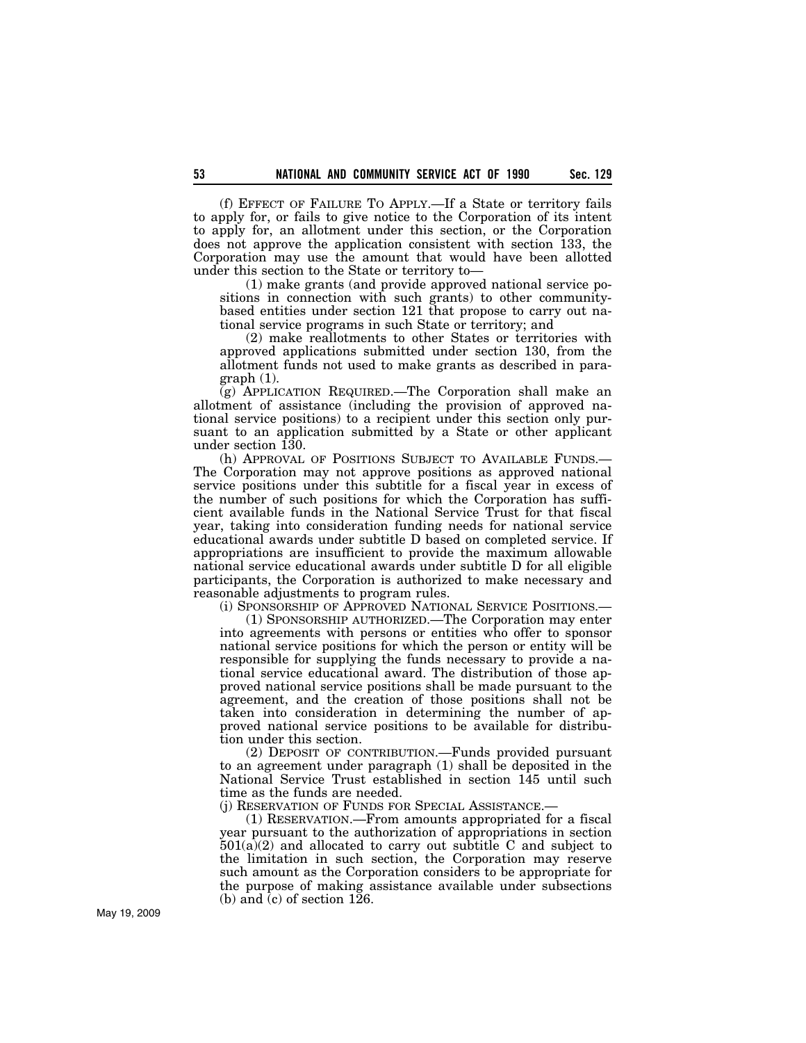(f) EFFECT OF FAILURE TO APPLY.—If a State or territory fails to apply for, or fails to give notice to the Corporation of its intent to apply for, an allotment under this section, or the Corporation does not approve the application consistent with section 133, the Corporation may use the amount that would have been allotted under this section to the State or territory to—

(1) make grants (and provide approved national service positions in connection with such grants) to other community-based entities under section 121 that propose to carry out national service programs in such State or territory; and

(2) make reallotments to other States or territories with approved applications submitted under section 130, from the allotment funds not used to make grants as described in paragraph (1).

(g) APPLICATION REQUIRED.—The Corporation shall make an allotment of assistance (including the provision of approved national service positions) to a recipient under this section only pursuant to an application submitted by a State or other applicant under section 130.

(h) APPROVAL OF POSITIONS SUBJECT TO AVAILABLE FUNDS.—The Corporation may not approve positions as approved national service positions under this subtitle for a fiscal year in excess of the number of such positions for which the Corporation has sufficient available funds in the National Service Trust for that fiscal year, taking into consideration funding needs for national service educational awards under subtitle D based on completed service. If appropriations are insufficient to provide the maximum allowable national service educational awards under subtitle D for all eligible participants, the Corporation is authorized to make necessary and reasonable adjustments to program rules.

(i) SPONSORSHIP OF APPROVED NATIONAL SERVICE POSITIONS.—

(1) SPONSORSHIP AUTHORIZED.—The Corporation may enter into agreements with persons or entities who offer to sponsor national service positions for which the person or entity will be responsible for supplying the funds necessary to provide a national service educational award. The distribution of those approved national service positions shall be made pursuant to the agreement, and the creation of those positions shall not be taken into consideration in determining the number of approved national service positions to be available for distribution under this section.

(2) DEPOSIT OF CONTRIBUTION.—Funds provided pursuant to an agreement under paragraph (1) shall be deposited in the National Service Trust established in section 145 until such time as the funds are needed.

(j) RESERVATION OF FUNDS FOR SPECIAL ASSISTANCE.—

(1) RESERVATION.—From amounts appropriated for a fiscal year pursuant to the authorization of appropriations in section 501(a)(2) and allocated to carry out subtitle C and subject to the limitation in such section, the Corporation may reserve such amount as the Corporation considers to be appropriate for the purpose of making assistance available under subsections (b) and (c) of section 126.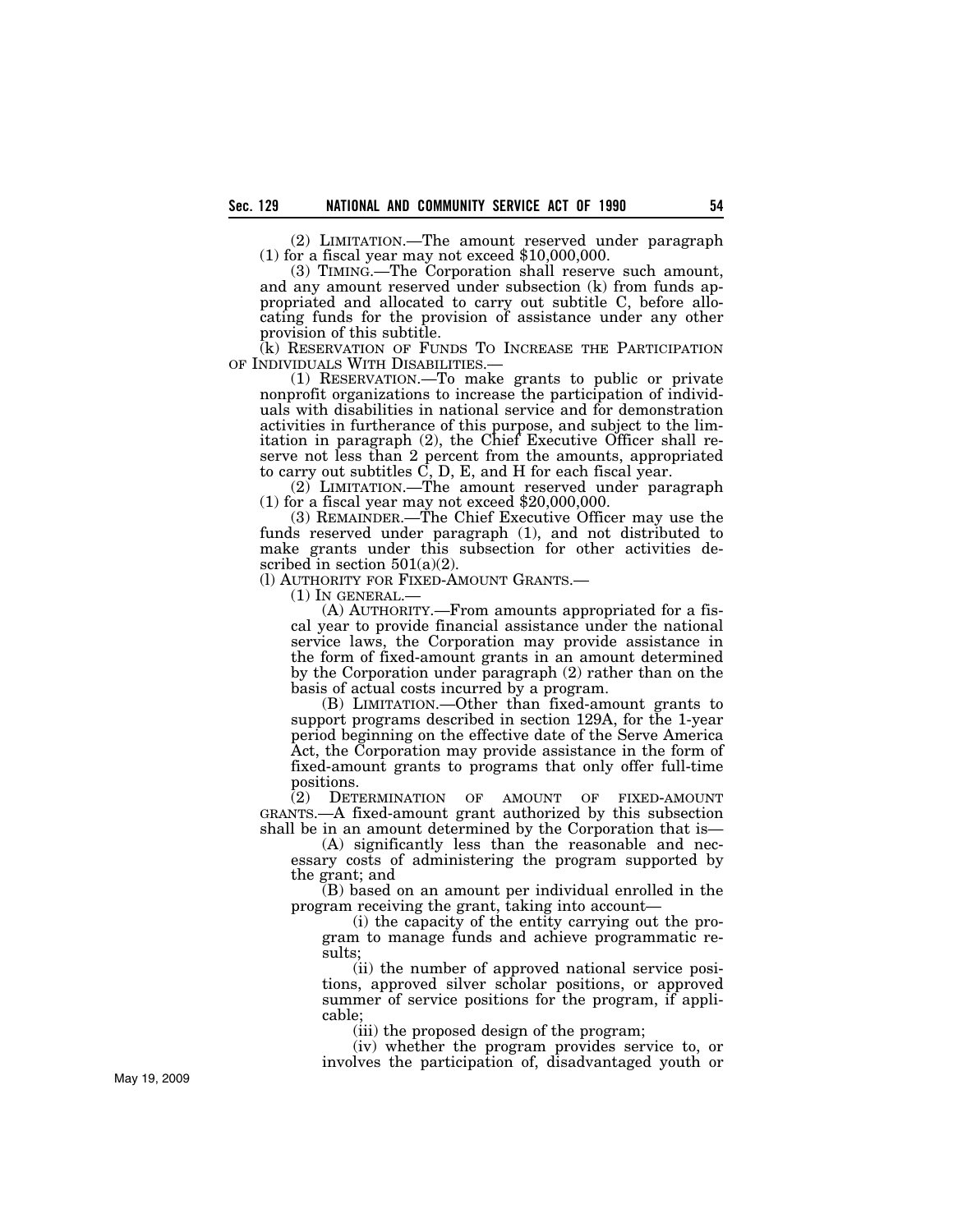(2) LIMITATION.—The amount reserved under paragraph (1) for a fiscal year may not exceed $10,000,000.

(3) TIMING.—The Corporation shall reserve such amount, and any amount reserved under subsection (k) from funds appropriated and allocated to carry out subtitle C, before allocating funds for the provision of assistance under any other provision of this subtitle.

(k) RESERVATION OF FUNDS TO INCREASE THE PARTICIPATION OF INDIVIDUALS WITH DISABILITIES.—

(1) RESERVATION.—To make grants to public or private nonprofit organizations to increase the participation of individuals with disabilities in national service and for demonstration activities in furtherance of this purpose, and subject to the limitation in paragraph (2), the Chief Executive Officer shall reserve not less than 2 percent from the amounts, appropriated to carry out subtitles C, D, E, and H for each fiscal year.

(2) LIMITATION.—The amount reserved under paragraph (1) for a fiscal year may not exceed $20,000,000.

(3) REMAINDER.—The Chief Executive Officer may use the funds reserved under paragraph (1), and not distributed to make grants under this subsection for other activities described in section 501(a)(2).

(l) AUTHORITY FOR FIXED-AMOUNT GRANTS.—

(1) IN GENERAL.—

(A) AUTHORITY.—From amounts appropriated for a fiscal year to provide financial assistance under the national service laws, the Corporation may provide assistance in the form of fixed-amount grants in an amount determined by the Corporation under paragraph (2) rather than on the basis of actual costs incurred by a program.

(B) LIMITATION.—Other than fixed-amount grants to support programs described in section 129A, for the 1-year period beginning on the effective date of the Serve America Act, the Corporation may provide assistance in the form of fixed-amount grants to programs that only offer full-time positions.

(2) DETERMINATION OF AMOUNT OF FIXED-AMOUNT GRANTS.—A fixed-amount grant authorized by this subsection shall be in an amount determined by the Corporation that is—

(A) significantly less than the reasonable and necessary costs of administering the program supported by the grant; and

(B) based on an amount per individual enrolled in the program receiving the grant, taking into account—

(i) the capacity of the entity carrying out the program to manage funds and achieve programmatic results;

(ii) the number of approved national service positions, approved silver scholar positions, or approved summer of service positions for the program, if applicable;

(iii) the proposed design of the program;

(iv) whether the program provides service to, or involves the participation of, disadvantaged youth or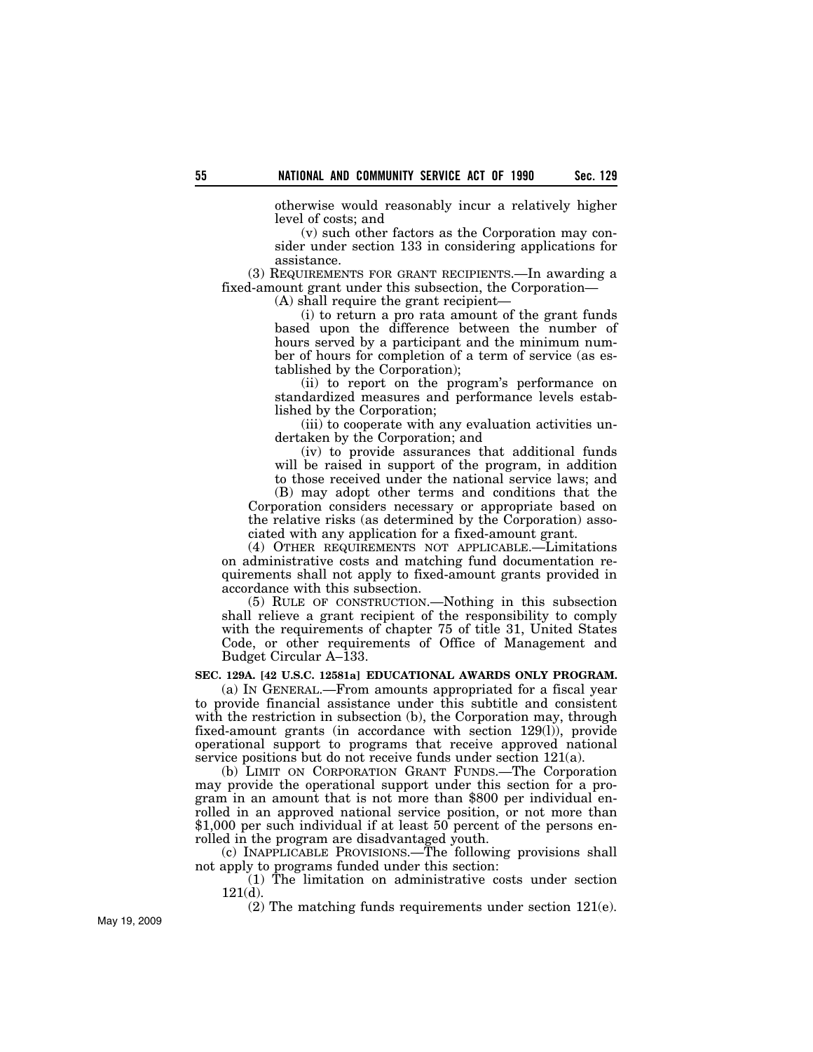otherwise would reasonably incur a relatively higher level of costs; and

(v) such other factors as the Corporation may consider under section 133 in considering applications for assistance.

(3) REQUIREMENTS FOR GRANT RECIPIENTS.—In awarding a fixed-amount grant under this subsection, the Corporation—

(A) shall require the grant recipient—

(i) to return a pro rata amount of the grant funds based upon the difference between the number of hours served by a participant and the minimum number of hours for completion of a term of service (as established by the Corporation);

(ii) to report on the program's performance on standardized measures and performance levels established by the Corporation;

(iii) to cooperate with any evaluation activities undertaken by the Corporation; and

(iv) to provide assurances that additional funds will be raised in support of the program, in addition to those received under the national service laws; and

(B) may adopt other terms and conditions that the Corporation considers necessary or appropriate based on the relative risks (as determined by the Corporation) associated with any application for a fixed-amount grant.

(4) OTHER REQUIREMENTS NOT APPLICABLE.—Limitations on administrative costs and matching fund documentation requirements shall not apply to fixed-amount grants provided in accordance with this subsection.

(5) RULE OF CONSTRUCTION.—Nothing in this subsection shall relieve a grant recipient of the responsibility to comply with the requirements of chapter 75 of title 31, United States Code, or other requirements of Office of Management and Budget Circular A–133.

**SEC. 129A. [42 U.S.C. 12581a] EDUCATIONAL AWARDS ONLY PROGRAM.**

(a) IN GENERAL.—From amounts appropriated for a fiscal year to provide financial assistance under this subtitle and consistent with the restriction in subsection (b), the Corporation may, through fixed-amount grants (in accordance with section 129(l)), provide operational support to programs that receive approved national service positions but do not receive funds under section 121(a).

(b) LIMIT ON CORPORATION GRANT FUNDS.—The Corporation may provide the operational support under this section for a program in an amount that is not more than $800 per individual enrolled in an approved national service position, or not more than $1,000 per such individual if at least 50 percent of the persons enrolled in the program are disadvantaged youth.

(c) INAPPLICABLE PROVISIONS.—The following provisions shall not apply to programs funded under this section:

(1) The limitation on administrative costs under section 121(d).

(2) The matching funds requirements under section 121(e).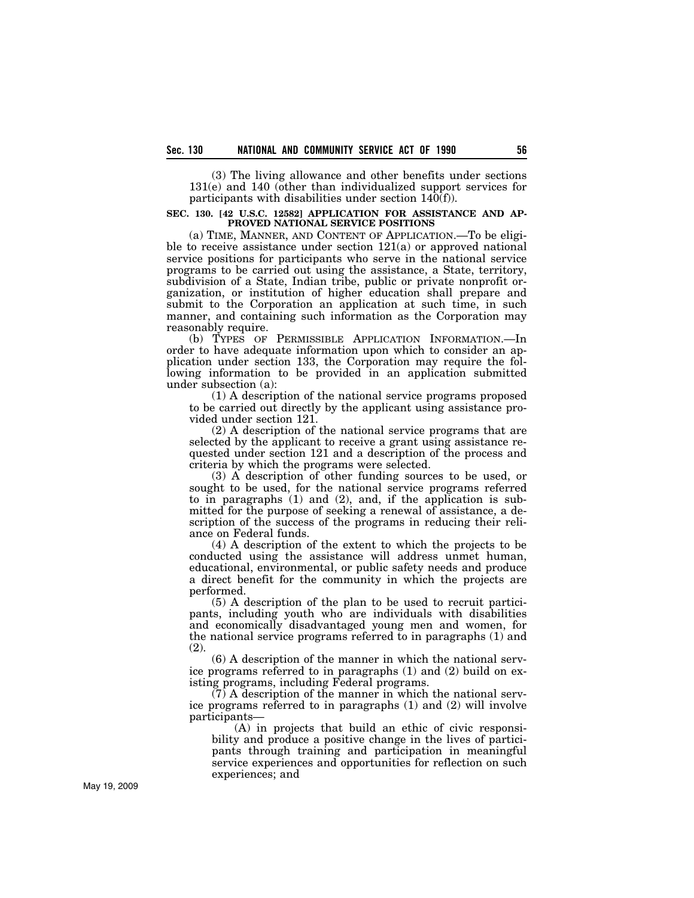(3) The living allowance and other benefits under sections 131(e) and 140 (other than individualized support services for participants with disabilities under section 140(f)).

**SEC. 130. [42 U.S.C. 12582] APPLICATION FOR ASSISTANCE AND APPROVED NATIONAL SERVICE POSITIONS**

(a) TIME, MANNER, AND CONTENT OF APPLICATION.—To be eligible to receive assistance under section 121(a) or approved national service positions for participants who serve in the national service programs to be carried out using the assistance, a State, territory, subdivision of a State, Indian tribe, public or private nonprofit organization, or institution of higher education shall prepare and submit to the Corporation an application at such time, in such manner, and containing such information as the Corporation may reasonably require.

(b) TYPES OF PERMISSIBLE APPLICATION INFORMATION.—In order to have adequate information upon which to consider an application under section 133, the Corporation may require the following information to be provided in an application submitted under subsection (a):

(1) A description of the national service programs proposed to be carried out directly by the applicant using assistance provided under section 121.

(2) A description of the national service programs that are selected by the applicant to receive a grant using assistance requested under section 121 and a description of the process and criteria by which the programs were selected.

(3) A description of other funding sources to be used, or sought to be used, for the national service programs referred to in paragraphs (1) and (2), and, if the application is submitted for the purpose of seeking a renewal of assistance, a description of the success of the programs in reducing their reliance on Federal funds.

(4) A description of the extent to which the projects to be conducted using the assistance will address unmet human, educational, environmental, or public safety needs and produce a direct benefit for the community in which the projects are performed.

(5) A description of the plan to be used to recruit participants, including youth who are individuals with disabilities and economically disadvantaged young men and women, for the national service programs referred to in paragraphs (1) and (2).

(6) A description of the manner in which the national service programs referred to in paragraphs (1) and (2) build on existing programs, including Federal programs.

(7) A description of the manner in which the national service programs referred to in paragraphs (1) and (2) will involve participants—

(A) in projects that build an ethic of civic responsibility and produce a positive change in the lives of participants through training and participation in meaningful service experiences and opportunities for reflection on such experiences; and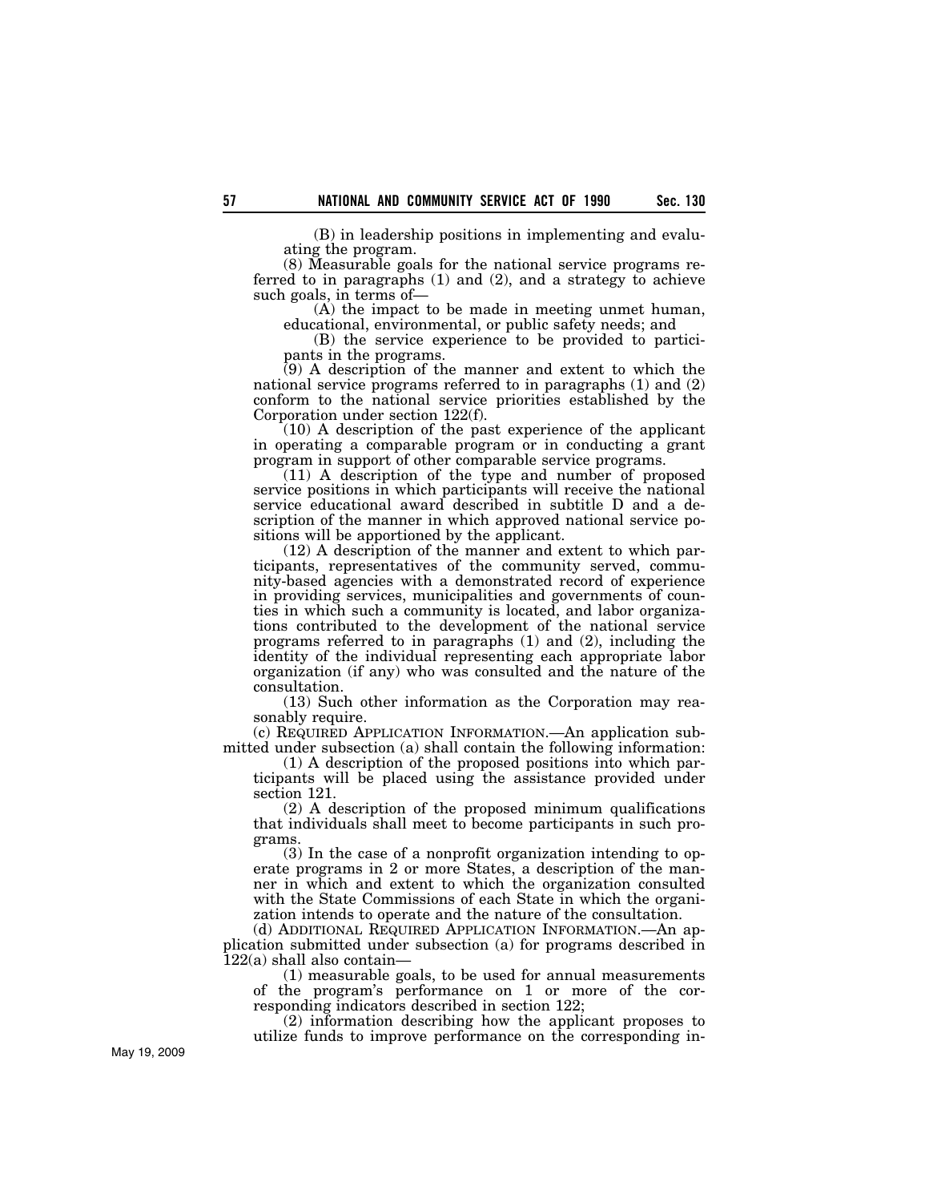(B) in leadership positions in implementing and evaluating the program.

(8) Measurable goals for the national service programs referred to in paragraphs (1) and (2), and a strategy to achieve such goals, in terms of—

(A) the impact to be made in meeting unmet human, educational, environmental, or public safety needs; and

(B) the service experience to be provided to participants in the programs.

(9) A description of the manner and extent to which the national service programs referred to in paragraphs (1) and (2) conform to the national service priorities established by the Corporation under section 122(f).

(10) A description of the past experience of the applicant in operating a comparable program or in conducting a grant program in support of other comparable service programs.

(11) A description of the type and number of proposed service positions in which participants will receive the national service educational award described in subtitle D and a description of the manner in which approved national service positions will be apportioned by the applicant.

(12) A description of the manner and extent to which participants, representatives of the community served, community-based agencies with a demonstrated record of experience in providing services, municipalities and governments of counties in which such a community is located, and labor organizations contributed to the development of the national service programs referred to in paragraphs (1) and (2), including the identity of the individual representing each appropriate labor organization (if any) who was consulted and the nature of the consultation.

(13) Such other information as the Corporation may reasonably require.

(c) REQUIRED APPLICATION INFORMATION.—An application submitted under subsection (a) shall contain the following information:

(1) A description of the proposed positions into which participants will be placed using the assistance provided under section 121.

(2) A description of the proposed minimum qualifications that individuals shall meet to become participants in such programs.

(3) In the case of a nonprofit organization intending to operate programs in 2 or more States, a description of the manner in which and extent to which the organization consulted with the State Commissions of each State in which the organization intends to operate and the nature of the consultation.

(d) ADDITIONAL REQUIRED APPLICATION INFORMATION.—An application submitted under subsection (a) for programs described in 122(a) shall also contain—

(1) measurable goals, to be used for annual measurements of the program's performance on 1 or more of the corresponding indicators described in section 122;

(2) information describing how the applicant proposes to utilize funds to improve performance on the corresponding in-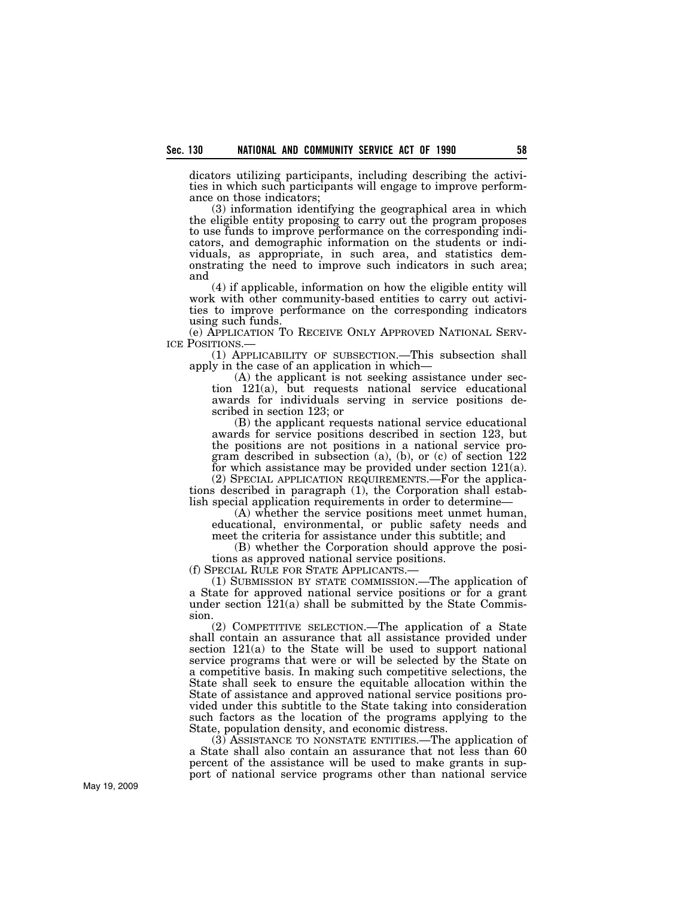dicators utilizing participants, including describing the activities in which such participants will engage to improve performance on those indicators;

(3) information identifying the geographical area in which the eligible entity proposing to carry out the program proposes to use funds to improve performance on the corresponding indicators, and demographic information on the students or individuals, as appropriate, in such area, and statistics demonstrating the need to improve such indicators in such area; and

(4) if applicable, information on how the eligible entity will work with other community-based entities to carry out activities to improve performance on the corresponding indicators using such funds.

(e) APPLICATION TO RECEIVE ONLY APPROVED NATIONAL SERVICE POSITIONS.—

(1) APPLICABILITY OF SUBSECTION.—This subsection shall apply in the case of an application in which—

(A) the applicant is not seeking assistance under section 121(a), but requests national service educational awards for individuals serving in service positions described in section 123; or

(B) the applicant requests national service educational awards for service positions described in section 123, but the positions are not positions in a national service program described in subsection (a), (b), or (c) of section 122 for which assistance may be provided under section 121(a).

(2) SPECIAL APPLICATION REQUIREMENTS.—For the applications described in paragraph (1), the Corporation shall establish special application requirements in order to determine—

(A) whether the service positions meet unmet human, educational, environmental, or public safety needs and meet the criteria for assistance under this subtitle; and

(B) whether the Corporation should approve the positions as approved national service positions.

(f) SPECIAL RULE FOR STATE APPLICANTS.—

(1) SUBMISSION BY STATE COMMISSION.—The application of a State for approved national service positions or for a grant under section 121(a) shall be submitted by the State Commission.

(2) COMPETITIVE SELECTION.—The application of a State shall contain an assurance that all assistance provided under section 121(a) to the State will be used to support national service programs that were or will be selected by the State on a competitive basis. In making such competitive selections, the State shall seek to ensure the equitable allocation within the State of assistance and approved national service positions provided under this subtitle to the State taking into consideration such factors as the location of the programs applying to the State, population density, and economic distress.

(3) ASSISTANCE TO NONSTATE ENTITIES.—The application of a State shall also contain an assurance that not less than 60 percent of the assistance will be used to make grants in support of national service programs other than national service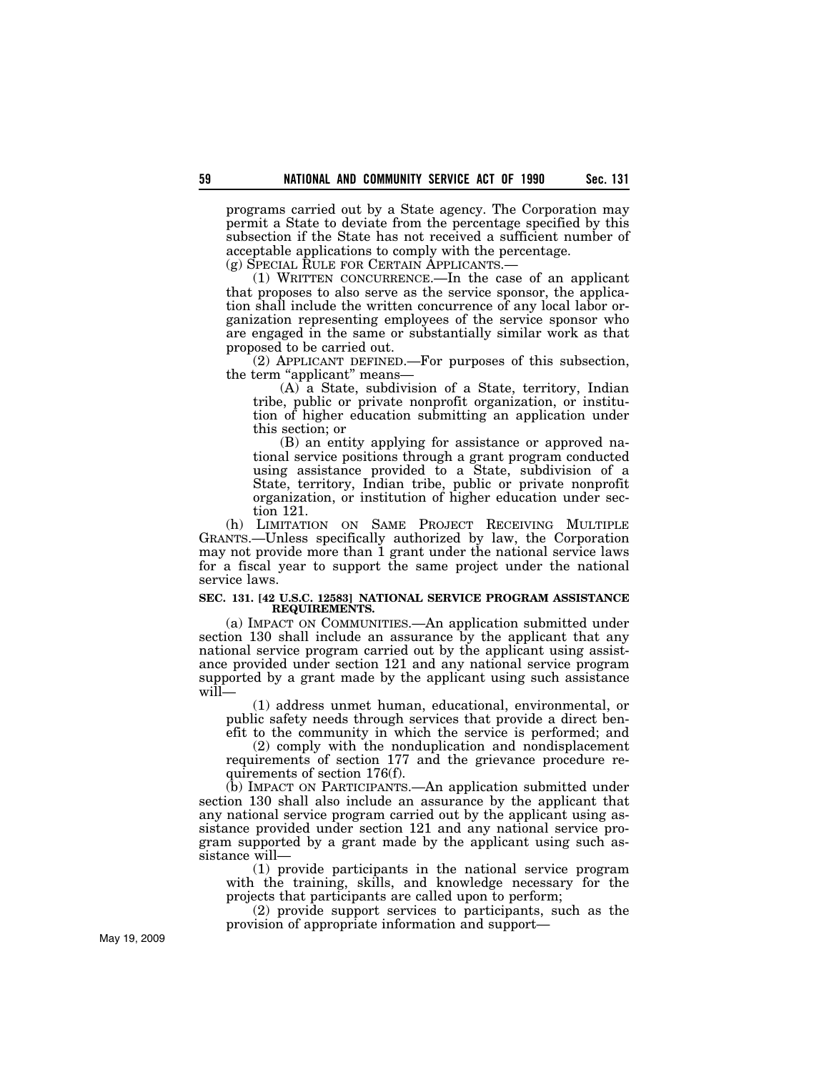programs carried out by a State agency. The Corporation may permit a State to deviate from the percentage specified by this subsection if the State has not received a sufficient number of acceptable applications to comply with the percentage.

(g) SPECIAL RULE FOR CERTAIN APPLICANTS.—

(1) WRITTEN CONCURRENCE.—In the case of an applicant that proposes to also serve as the service sponsor, the application shall include the written concurrence of any local labor organization representing employees of the service sponsor who are engaged in the same or substantially similar work as that proposed to be carried out.

(2) APPLICANT DEFINED.—For purposes of this subsection, the term "applicant" means—

(A) a State, subdivision of a State, territory, Indian tribe, public or private nonprofit organization, or institution of higher education submitting an application under this section; or

(B) an entity applying for assistance or approved national service positions through a grant program conducted using assistance provided to a State, subdivision of a State, territory, Indian tribe, public or private nonprofit organization, or institution of higher education under section 121.

(h) LIMITATION ON SAME PROJECT RECEIVING MULTIPLE GRANTS.—Unless specifically authorized by law, the Corporation may not provide more than 1 grant under the national service laws for a fiscal year to support the same project under the national service laws.

**SEC. 131. [42 U.S.C. 12583] NATIONAL SERVICE PROGRAM ASSISTANCE REQUIREMENTS.**

(a) IMPACT ON COMMUNITIES.—An application submitted under section 130 shall include an assurance by the applicant that any national service program carried out by the applicant using assistance provided under section 121 and any national service program supported by a grant made by the applicant using such assistance will—

(1) address unmet human, educational, environmental, or public safety needs through services that provide a direct benefit to the community in which the service is performed; and

(2) comply with the nonduplication and nondisplacement requirements of section 177 and the grievance procedure requirements of section 176(f).

(b) IMPACT ON PARTICIPANTS.—An application submitted under section 130 shall also include an assurance by the applicant that any national service program carried out by the applicant using assistance provided under section 121 and any national service program supported by a grant made by the applicant using such assistance will—

(1) provide participants in the national service program with the training, skills, and knowledge necessary for the projects that participants are called upon to perform;

(2) provide support services to participants, such as the provision of appropriate information and support—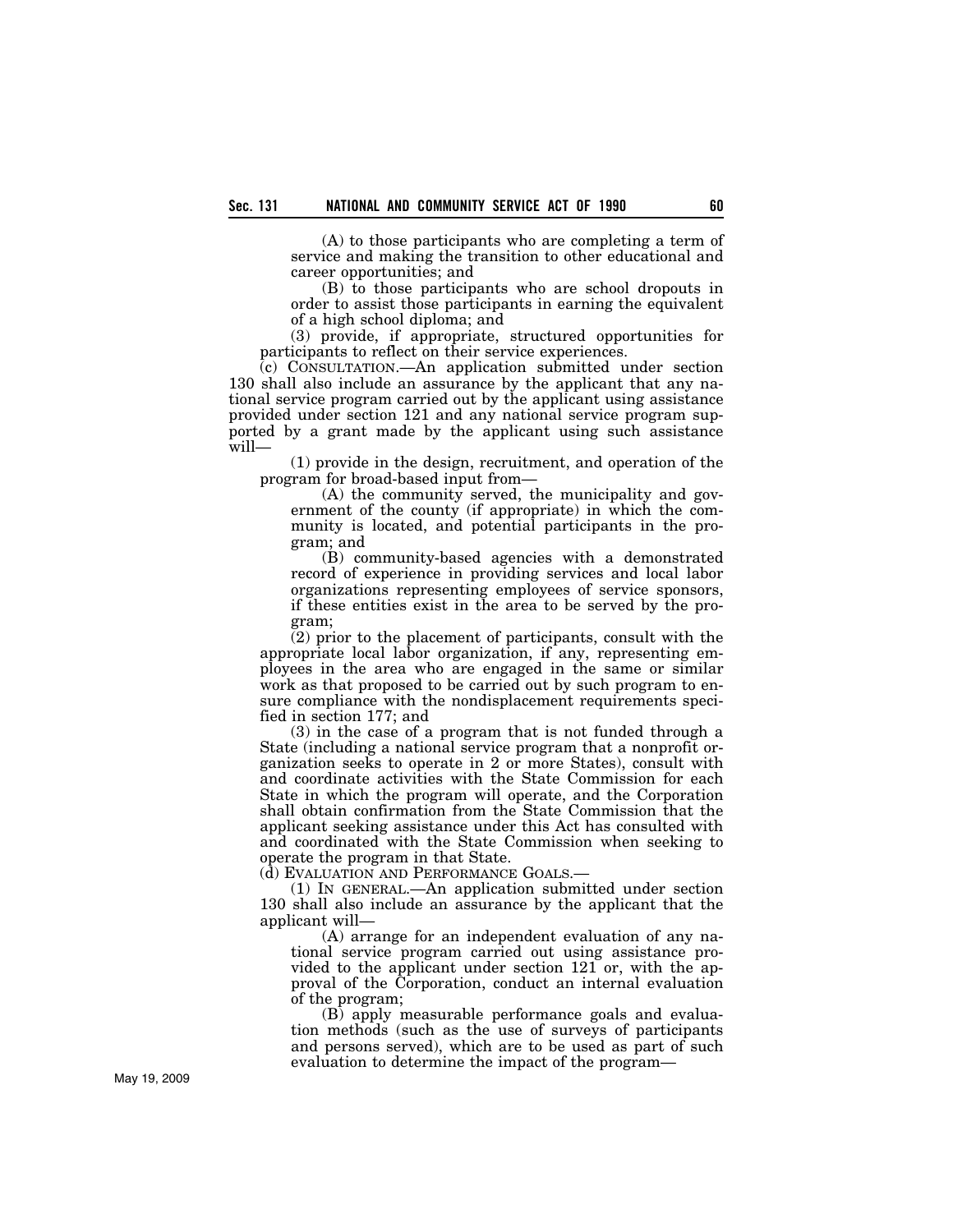(A) to those participants who are completing a term of service and making the transition to other educational and career opportunities; and

(B) to those participants who are school dropouts in order to assist those participants in earning the equivalent of a high school diploma; and

(3) provide, if appropriate, structured opportunities for participants to reflect on their service experiences.

(c) CONSULTATION.—An application submitted under section 130 shall also include an assurance by the applicant that any national service program carried out by the applicant using assistance provided under section 121 and any national service program supported by a grant made by the applicant using such assistance will—

(1) provide in the design, recruitment, and operation of the program for broad-based input from—

(A) the community served, the municipality and government of the county (if appropriate) in which the community is located, and potential participants in the program; and

(B) community-based agencies with a demonstrated record of experience in providing services and local labor organizations representing employees of service sponsors, if these entities exist in the area to be served by the program;

(2) prior to the placement of participants, consult with the appropriate local labor organization, if any, representing employees in the area who are engaged in the same or similar work as that proposed to be carried out by such program to ensure compliance with the nondisplacement requirements specified in section 177; and

(3) in the case of a program that is not funded through a State (including a national service program that a nonprofit organization seeks to operate in 2 or more States), consult with and coordinate activities with the State Commission for each State in which the program will operate, and the Corporation shall obtain confirmation from the State Commission that the applicant seeking assistance under this Act has consulted with and coordinated with the State Commission when seeking to operate the program in that State.

(d) EVALUATION AND PERFORMANCE GOALS.—

(1) IN GENERAL.—An application submitted under section 130 shall also include an assurance by the applicant that the applicant will—

(A) arrange for an independent evaluation of any national service program carried out using assistance provided to the applicant under section 121 or, with the approval of the Corporation, conduct an internal evaluation of the program;

(B) apply measurable performance goals and evaluation methods (such as the use of surveys of participants and persons served), which are to be used as part of such evaluation to determine the impact of the program—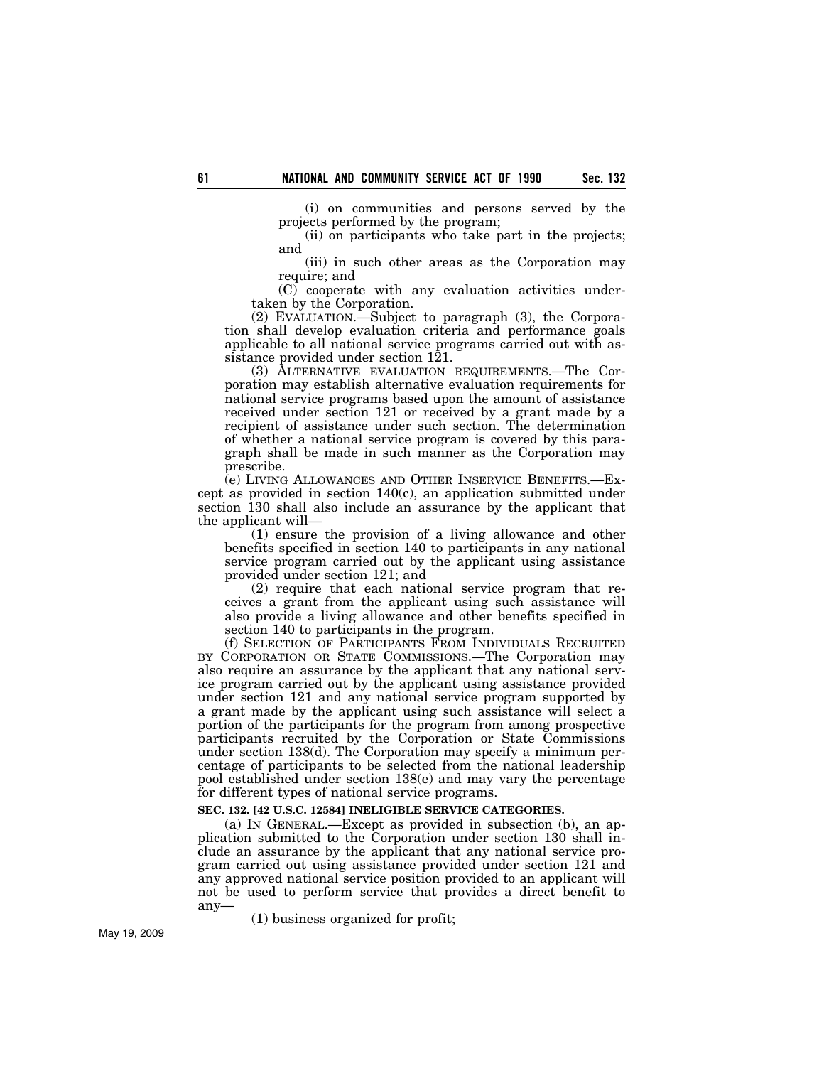(i) on communities and persons served by the projects performed by the program;

(ii) on participants who take part in the projects; and

(iii) in such other areas as the Corporation may require; and

(C) cooperate with any evaluation activities undertaken by the Corporation.

(2) EVALUATION.—Subject to paragraph (3), the Corporation shall develop evaluation criteria and performance goals applicable to all national service programs carried out with assistance provided under section 121.

(3) ALTERNATIVE EVALUATION REQUIREMENTS.—The Corporation may establish alternative evaluation requirements for national service programs based upon the amount of assistance received under section 121 or received by a grant made by a recipient of assistance under such section. The determination of whether a national service program is covered by this paragraph shall be made in such manner as the Corporation may prescribe.

(e) LIVING ALLOWANCES AND OTHER INSERVICE BENEFITS.—Except as provided in section 140(c), an application submitted under section 130 shall also include an assurance by the applicant that the applicant will—

(1) ensure the provision of a living allowance and other benefits specified in section 140 to participants in any national service program carried out by the applicant using assistance provided under section 121; and

(2) require that each national service program that receives a grant from the applicant using such assistance will also provide a living allowance and other benefits specified in section 140 to participants in the program.

(f) SELECTION OF PARTICIPANTS FROM INDIVIDUALS RECRUITED BY CORPORATION OR STATE COMMISSIONS.—The Corporation may also require an assurance by the applicant that any national service program carried out by the applicant using assistance provided under section 121 and any national service program supported by a grant made by the applicant using such assistance will select a portion of the participants for the program from among prospective participants recruited by the Corporation or State Commissions under section 138(d). The Corporation may specify a minimum percentage of participants to be selected from the national leadership pool established under section 138(e) and may vary the percentage for different types of national service programs.

**SEC. 132. [42 U.S.C. 12584] INELIGIBLE SERVICE CATEGORIES.**

(a) IN GENERAL.—Except as provided in subsection (b), an application submitted to the Corporation under section 130 shall include an assurance by the applicant that any national service program carried out using assistance provided under section 121 and any approved national service position provided to an applicant will not be used to perform service that provides a direct benefit to any—

(1) business organized for profit;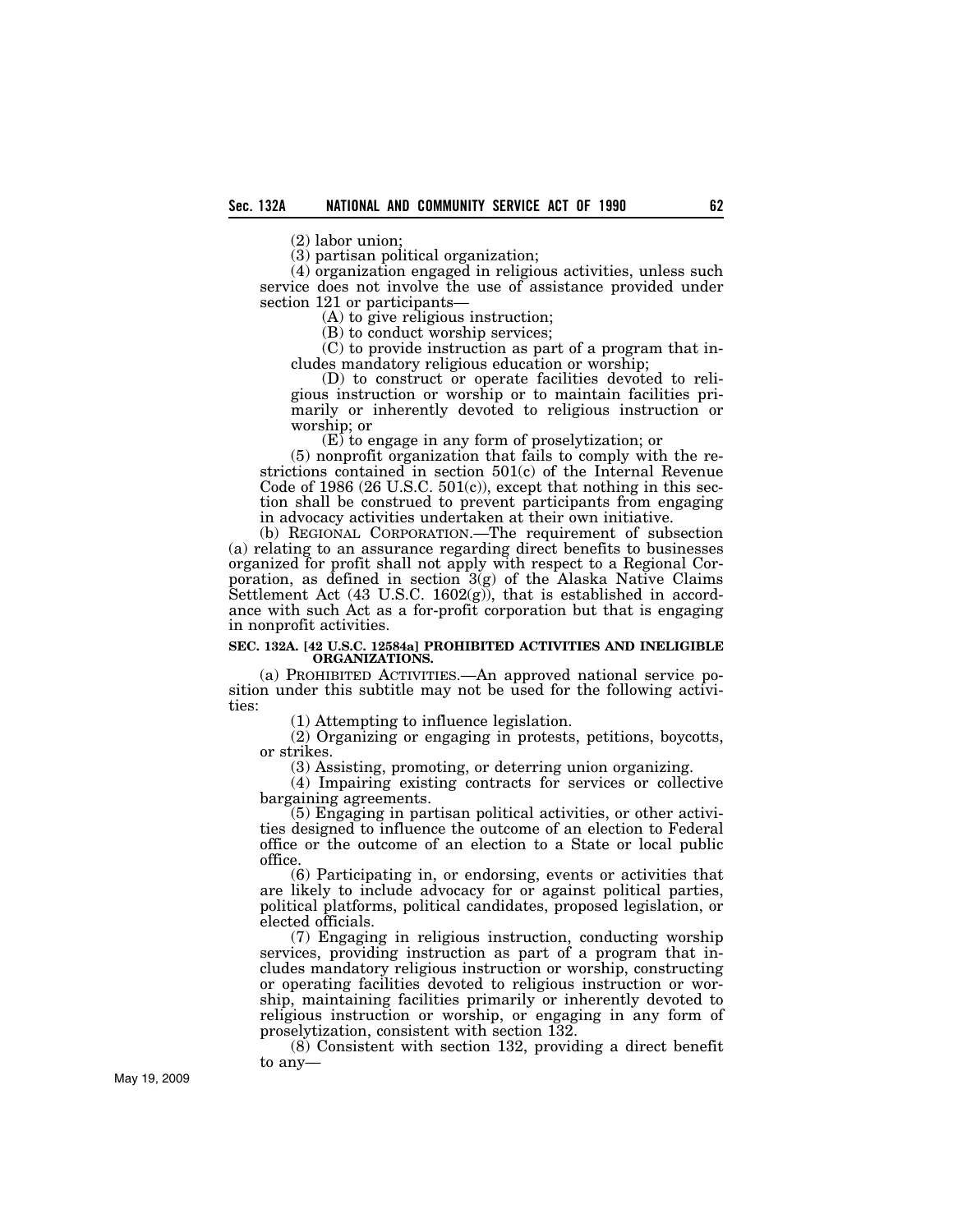(2) labor union;

(3) partisan political organization;

(4) organization engaged in religious activities, unless such service does not involve the use of assistance provided under section 121 or participants—

(A) to give religious instruction;

(B) to conduct worship services;

(C) to provide instruction as part of a program that includes mandatory religious education or worship;

(D) to construct or operate facilities devoted to religious instruction or worship or to maintain facilities primarily or inherently devoted to religious instruction or worship; or

(E) to engage in any form of proselytization; or

(5) nonprofit organization that fails to comply with the restrictions contained in section 501(c) of the Internal Revenue Code of 1986 (26 U.S.C. 501(c)), except that nothing in this section shall be construed to prevent participants from engaging in advocacy activities undertaken at their own initiative.

(b) REGIONAL CORPORATION.—The requirement of subsection (a) relating to an assurance regarding direct benefits to businesses organized for profit shall not apply with respect to a Regional Corporation, as defined in section 3(g) of the Alaska Native Claims Settlement Act (43 U.S.C. 1602(g)), that is established in accordance with such Act as a for-profit corporation but that is engaging in nonprofit activities.

**SEC. 132A. [42 U.S.C. 12584a] PROHIBITED ACTIVITIES AND INELIGIBLE ORGANIZATIONS.**

(a) PROHIBITED ACTIVITIES.—An approved national service position under this subtitle may not be used for the following activities:

(1) Attempting to influence legislation.

(2) Organizing or engaging in protests, petitions, boycotts, or strikes.

(3) Assisting, promoting, or deterring union organizing.

(4) Impairing existing contracts for services or collective bargaining agreements.

(5) Engaging in partisan political activities, or other activities designed to influence the outcome of an election to Federal office or the outcome of an election to a State or local public office.

(6) Participating in, or endorsing, events or activities that are likely to include advocacy for or against political parties, political platforms, political candidates, proposed legislation, or elected officials.

(7) Engaging in religious instruction, conducting worship services, providing instruction as part of a program that includes mandatory religious instruction or worship, constructing or operating facilities devoted to religious instruction or worship, maintaining facilities primarily or inherently devoted to religious instruction or worship, or engaging in any form of proselytization, consistent with section 132.

(8) Consistent with section 132, providing a direct benefit to any—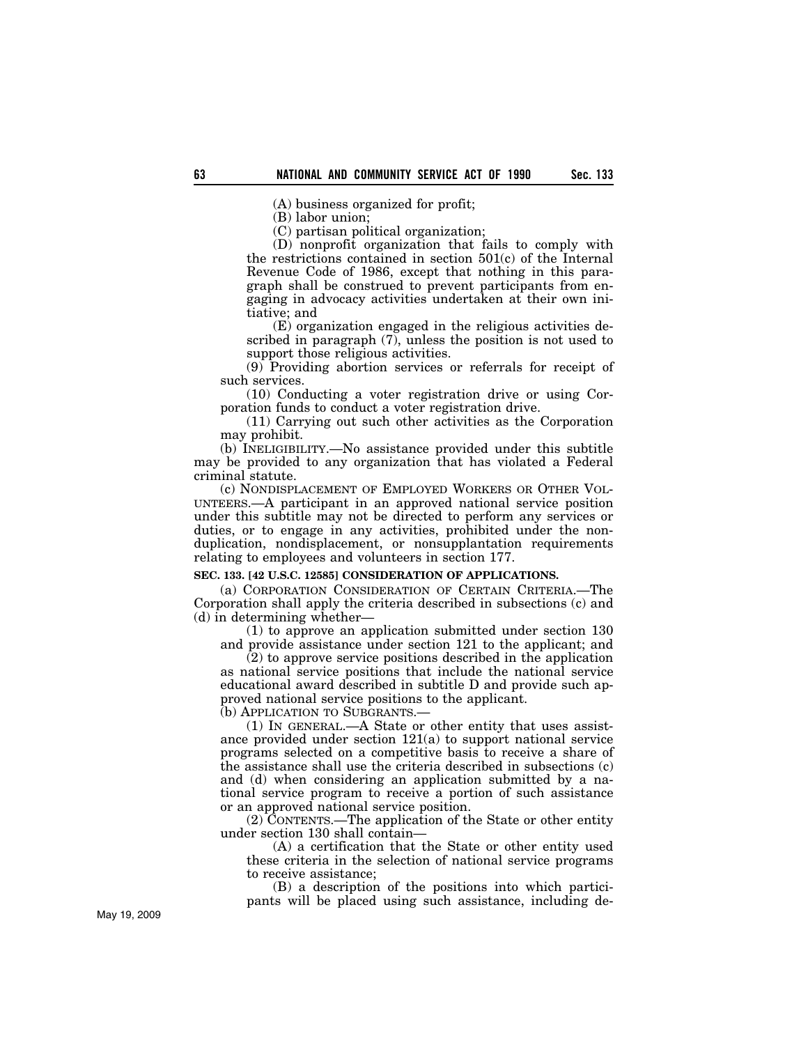(A) business organized for profit;

(B) labor union;

(C) partisan political organization;

(D) nonprofit organization that fails to comply with the restrictions contained in section 501(c) of the Internal Revenue Code of 1986, except that nothing in this paragraph shall be construed to prevent participants from engaging in advocacy activities undertaken at their own initiative; and

(E) organization engaged in the religious activities described in paragraph (7), unless the position is not used to support those religious activities.

(9) Providing abortion services or referrals for receipt of such services.

(10) Conducting a voter registration drive or using Corporation funds to conduct a voter registration drive.

(11) Carrying out such other activities as the Corporation may prohibit.

(b) INELIGIBILITY.—No assistance provided under this subtitle may be provided to any organization that has violated a Federal criminal statute.

(c) NONDISPLACEMENT OF EMPLOYED WORKERS OR OTHER VOLUNTEERS.—A participant in an approved national service position under this subtitle may not be directed to perform any services or duties, or to engage in any activities, prohibited under the nonduplication, nondisplacement, or nonsupplantation requirements relating to employees and volunteers in section 177.

**SEC. 133. [42 U.S.C. 12585] CONSIDERATION OF APPLICATIONS.**

(a) CORPORATION CONSIDERATION OF CERTAIN CRITERIA.—The Corporation shall apply the criteria described in subsections (c) and (d) in determining whether—

(1) to approve an application submitted under section 130 and provide assistance under section 121 to the applicant; and

(2) to approve service positions described in the application as national service positions that include the national service educational award described in subtitle D and provide such approved national service positions to the applicant.

(b) APPLICATION TO SUBGRANTS.—

(1) IN GENERAL.—A State or other entity that uses assistance provided under section 121(a) to support national service programs selected on a competitive basis to receive a share of the assistance shall use the criteria described in subsections (c) and (d) when considering an application submitted by a national service program to receive a portion of such assistance or an approved national service position.

(2) CONTENTS.—The application of the State or other entity under section 130 shall contain—

(A) a certification that the State or other entity used these criteria in the selection of national service programs to receive assistance;

(B) a description of the positions into which participants will be placed using such assistance, including de-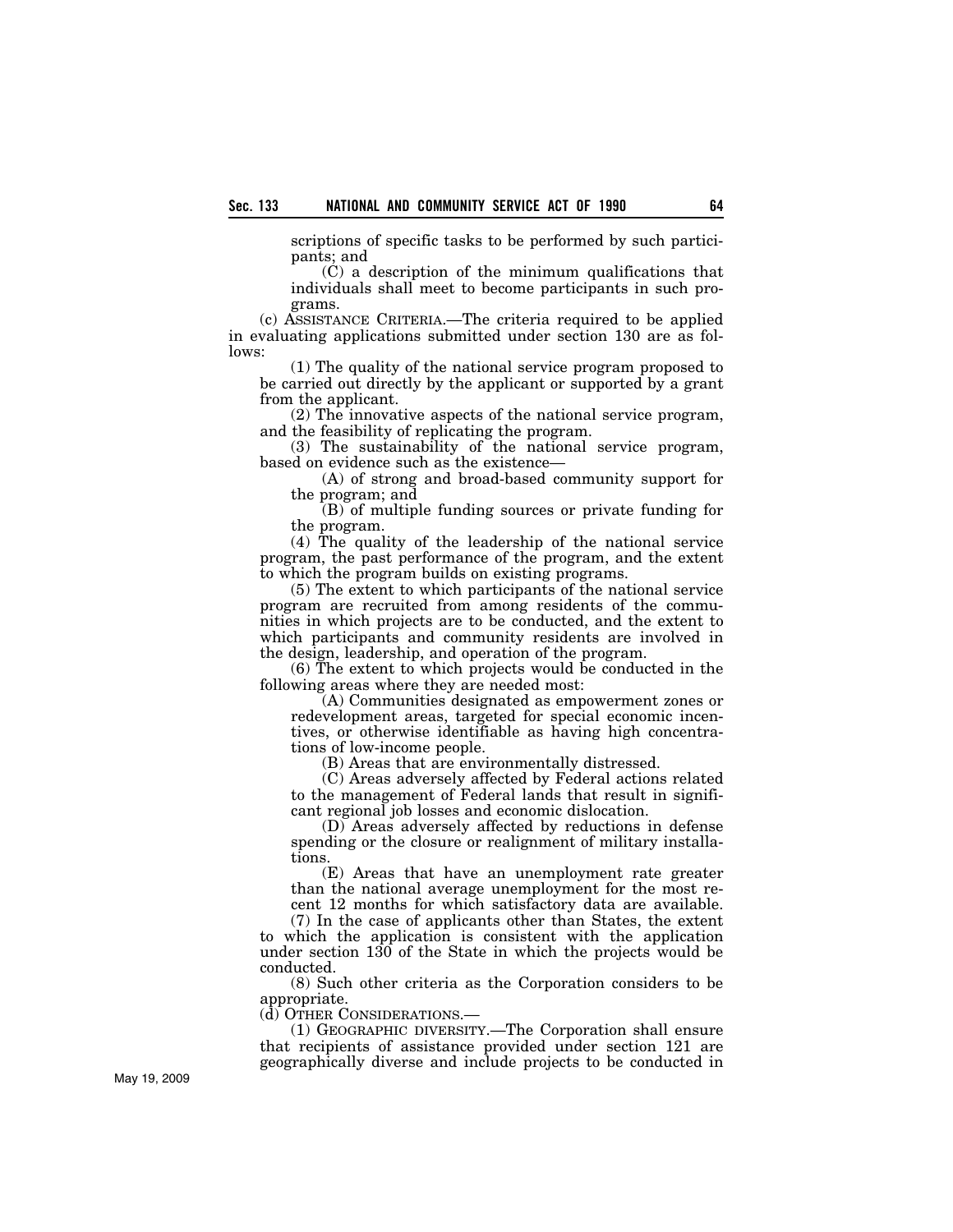scriptions of specific tasks to be performed by such participants; and

(C) a description of the minimum qualifications that individuals shall meet to become participants in such programs.

(c) ASSISTANCE CRITERIA.—The criteria required to be applied in evaluating applications submitted under section 130 are as follows:

(1) The quality of the national service program proposed to be carried out directly by the applicant or supported by a grant from the applicant.

(2) The innovative aspects of the national service program, and the feasibility of replicating the program.

(3) The sustainability of the national service program, based on evidence such as the existence—

(A) of strong and broad-based community support for the program; and

(B) of multiple funding sources or private funding for the program.

(4) The quality of the leadership of the national service program, the past performance of the program, and the extent to which the program builds on existing programs.

(5) The extent to which participants of the national service program are recruited from among residents of the communities in which projects are to be conducted, and the extent to which participants and community residents are involved in the design, leadership, and operation of the program.

(6) The extent to which projects would be conducted in the following areas where they are needed most:

(A) Communities designated as empowerment zones or redevelopment areas, targeted for special economic incentives, or otherwise identifiable as having high concentrations of low-income people.

(B) Areas that are environmentally distressed.

(C) Areas adversely affected by Federal actions related to the management of Federal lands that result in significant regional job losses and economic dislocation.

(D) Areas adversely affected by reductions in defense spending or the closure or realignment of military installations.

(E) Areas that have an unemployment rate greater than the national average unemployment for the most recent 12 months for which satisfactory data are available.

(7) In the case of applicants other than States, the extent to which the application is consistent with the application under section 130 of the State in which the projects would be conducted.

(8) Such other criteria as the Corporation considers to be appropriate.

(d) OTHER CONSIDERATIONS.—

(1) GEOGRAPHIC DIVERSITY.—The Corporation shall ensure that recipients of assistance provided under section 121 are geographically diverse and include projects to be conducted in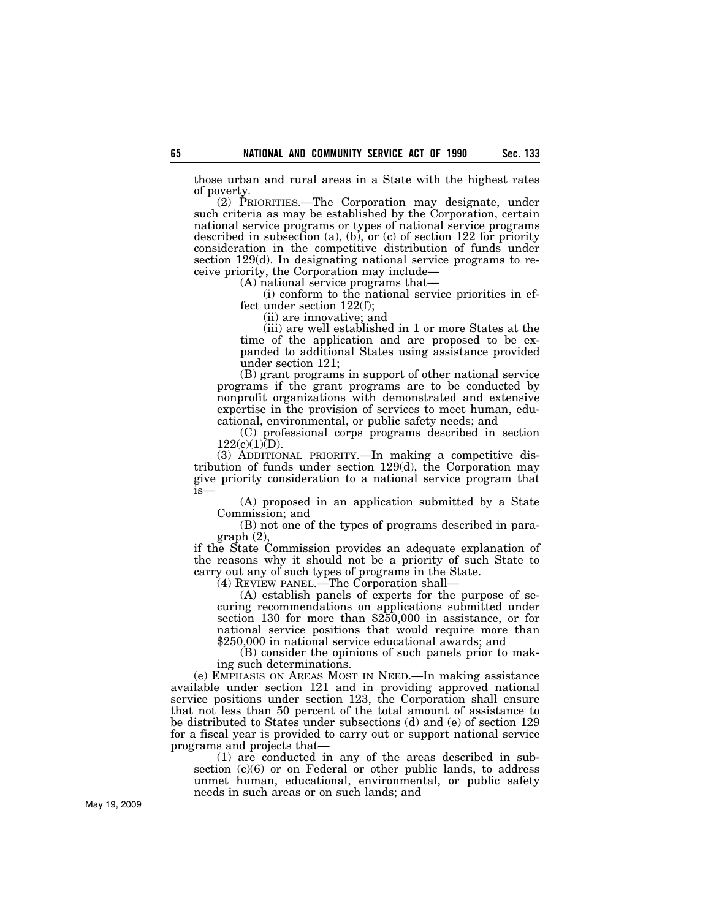those urban and rural areas in a State with the highest rates of poverty.

(2) PRIORITIES.—The Corporation may designate, under such criteria as may be established by the Corporation, certain national service programs or types of national service programs described in subsection (a), (b), or (c) of section 122 for priority consideration in the competitive distribution of funds under section 129(d). In designating national service programs to receive priority, the Corporation may include—

(A) national service programs that—

(i) conform to the national service priorities in effect under section 122(f);

(ii) are innovative; and

(iii) are well established in 1 or more States at the time of the application and are proposed to be expanded to additional States using assistance provided under section 121;

(B) grant programs in support of other national service programs if the grant programs are to be conducted by nonprofit organizations with demonstrated and extensive expertise in the provision of services to meet human, educational, environmental, or public safety needs; and

(C) professional corps programs described in section 122(c)(1)(D).

(3) ADDITIONAL PRIORITY.—In making a competitive distribution of funds under section 129(d), the Corporation may give priority consideration to a national service program that is—

(A) proposed in an application submitted by a State Commission; and

(B) not one of the types of programs described in paragraph (2),

if the State Commission provides an adequate explanation of the reasons why it should not be a priority of such State to carry out any of such types of programs in the State.

(4) REVIEW PANEL.—The Corporation shall—

(A) establish panels of experts for the purpose of securing recommendations on applications submitted under section 130 for more than $250,000 in assistance, or for national service positions that would require more than $250,000 in national service educational awards; and

(B) consider the opinions of such panels prior to making such determinations.

(e) EMPHASIS ON AREAS MOST IN NEED.—In making assistance available under section 121 and in providing approved national service positions under section 123, the Corporation shall ensure that not less than 50 percent of the total amount of assistance to be distributed to States under subsections (d) and (e) of section 129 for a fiscal year is provided to carry out or support national service programs and projects that—

(1) are conducted in any of the areas described in subsection (c)(6) or on Federal or other public lands, to address unmet human, educational, environmental, or public safety needs in such areas or on such lands; and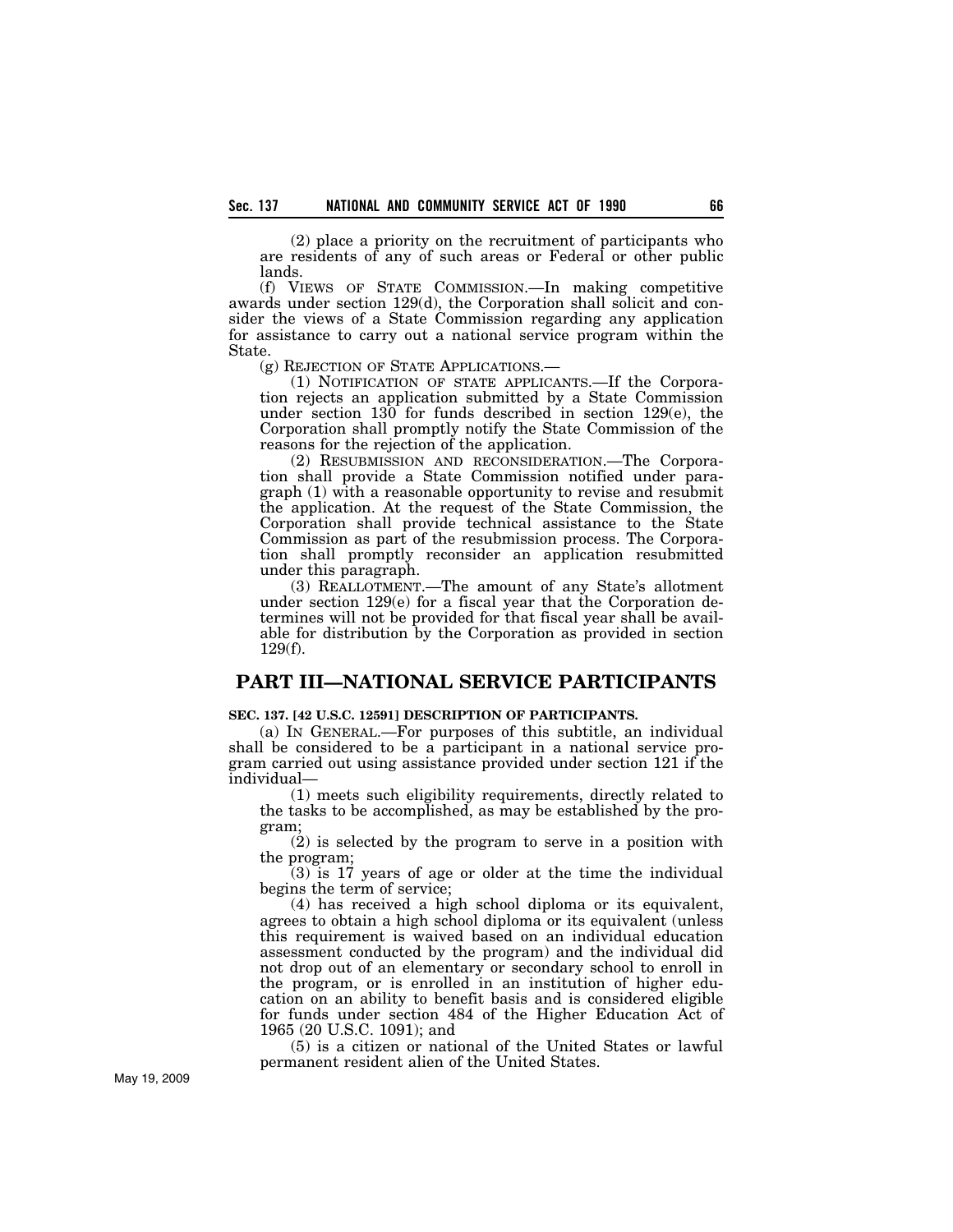(2) place a priority on the recruitment of participants who are residents of any of such areas or Federal or other public lands.

(f) VIEWS OF STATE COMMISSION.—In making competitive awards under section 129(d), the Corporation shall solicit and consider the views of a State Commission regarding any application for assistance to carry out a national service program within the State.

(g) REJECTION OF STATE APPLICATIONS.—

(1) NOTIFICATION OF STATE APPLICANTS.—If the Corporation rejects an application submitted by a State Commission under section 130 for funds described in section 129(e), the Corporation shall promptly notify the State Commission of the reasons for the rejection of the application.

(2) RESUBMISSION AND RECONSIDERATION.—The Corporation shall provide a State Commission notified under paragraph (1) with a reasonable opportunity to revise and resubmit the application. At the request of the State Commission, the Corporation shall provide technical assistance to the State Commission as part of the resubmission process. The Corporation shall promptly reconsider an application resubmitted under this paragraph.

(3) REALLOTMENT.—The amount of any State's allotment under section 129(e) for a fiscal year that the Corporation determines will not be provided for that fiscal year shall be available for distribution by the Corporation as provided in section 129(f).

## PART III—NATIONAL SERVICE PARTICIPANTS

**SEC. 137. [42 U.S.C. 12591] DESCRIPTION OF PARTICIPANTS.**

(a) IN GENERAL.—For purposes of this subtitle, an individual shall be considered to be a participant in a national service program carried out using assistance provided under section 121 if the individual—

(1) meets such eligibility requirements, directly related to the tasks to be accomplished, as may be established by the program;

(2) is selected by the program to serve in a position with the program;

(3) is 17 years of age or older at the time the individual begins the term of service;

(4) has received a high school diploma or its equivalent, agrees to obtain a high school diploma or its equivalent (unless this requirement is waived based on an individual education assessment conducted by the program) and the individual did not drop out of an elementary or secondary school to enroll in the program, or is enrolled in an institution of higher education on an ability to benefit basis and is considered eligible for funds under section 484 of the Higher Education Act of 1965 (20 U.S.C. 1091); and

(5) is a citizen or national of the United States or lawful permanent resident alien of the United States.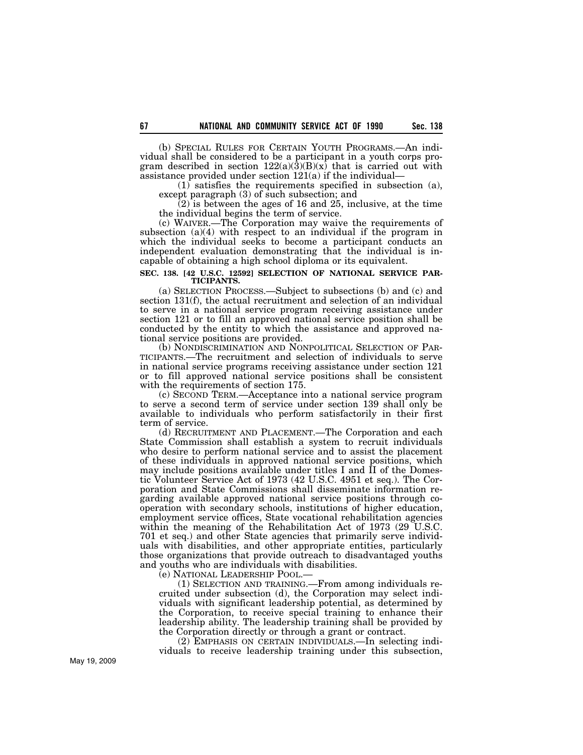(b) SPECIAL RULES FOR CERTAIN YOUTH PROGRAMS.—An individual shall be considered to be a participant in a youth corps program described in section 122(a)(3)(B)(x) that is carried out with assistance provided under section 121(a) if the individual—

(1) satisfies the requirements specified in subsection (a), except paragraph (3) of such subsection; and

(2) is between the ages of 16 and 25, inclusive, at the time the individual begins the term of service.

(c) WAIVER.—The Corporation may waive the requirements of subsection (a)(4) with respect to an individual if the program in which the individual seeks to become a participant conducts an independent evaluation demonstrating that the individual is incapable of obtaining a high school diploma or its equivalent.

**SEC. 138. [42 U.S.C. 12592] SELECTION OF NATIONAL SERVICE PARTICIPANTS.**

(a) SELECTION PROCESS.—Subject to subsections (b) and (c) and section 131(f), the actual recruitment and selection of an individual to serve in a national service program receiving assistance under section 121 or to fill an approved national service position shall be conducted by the entity to which the assistance and approved national service positions are provided.

(b) NONDISCRIMINATION AND NONPOLITICAL SELECTION OF PARTICIPANTS.—The recruitment and selection of individuals to serve in national service programs receiving assistance under section 121 or to fill approved national service positions shall be consistent with the requirements of section 175.

(c) SECOND TERM.—Acceptance into a national service program to serve a second term of service under section 139 shall only be available to individuals who perform satisfactorily in their first term of service.

(d) RECRUITMENT AND PLACEMENT.—The Corporation and each State Commission shall establish a system to recruit individuals who desire to perform national service and to assist the placement of these individuals in approved national service positions, which may include positions available under titles I and II of the Domestic Volunteer Service Act of 1973 (42 U.S.C. 4951 et seq.). The Corporation and State Commissions shall disseminate information regarding available approved national service positions through cooperation with secondary schools, institutions of higher education, employment service offices, State vocational rehabilitation agencies within the meaning of the Rehabilitation Act of 1973 (29 U.S.C. 701 et seq.) and other State agencies that primarily serve individuals with disabilities, and other appropriate entities, particularly those organizations that provide outreach to disadvantaged youths and youths who are individuals with disabilities.

(e) NATIONAL LEADERSHIP POOL.—

(1) SELECTION AND TRAINING.—From among individuals recruited under subsection (d), the Corporation may select individuals with significant leadership potential, as determined by the Corporation, to receive special training to enhance their leadership ability. The leadership training shall be provided by the Corporation directly or through a grant or contract.

(2) EMPHASIS ON CERTAIN INDIVIDUALS.—In selecting individuals to receive leadership training under this subsection,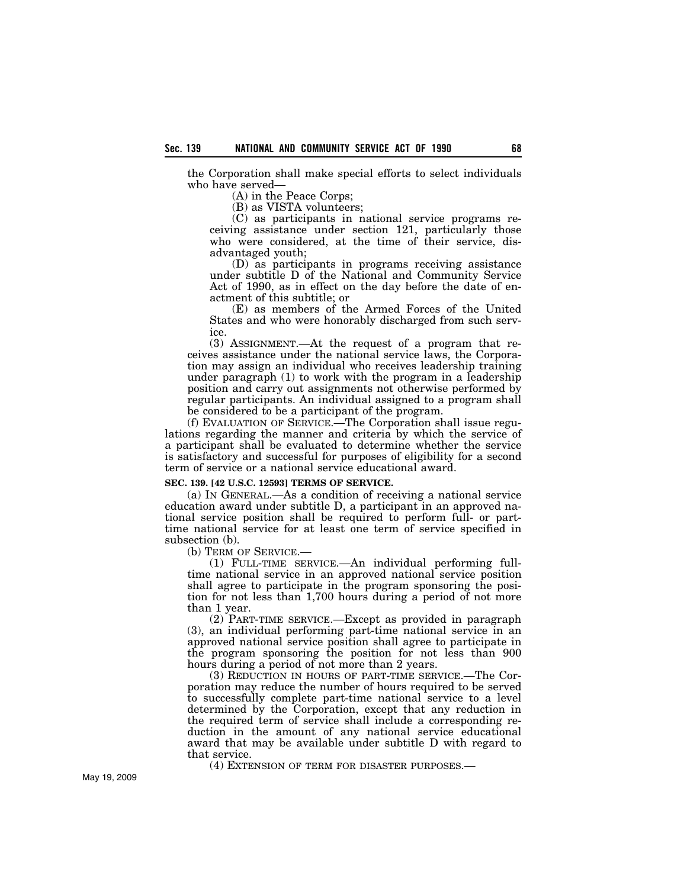the Corporation shall make special efforts to select individuals who have served—

(A) in the Peace Corps;

(B) as VISTA volunteers;

(C) as participants in national service programs receiving assistance under section 121, particularly those who were considered, at the time of their service, disadvantaged youth;

(D) as participants in programs receiving assistance under subtitle D of the National and Community Service Act of 1990, as in effect on the day before the date of enactment of this subtitle; or

(E) as members of the Armed Forces of the United States and who were honorably discharged from such service.

(3) ASSIGNMENT.—At the request of a program that receives assistance under the national service laws, the Corporation may assign an individual who receives leadership training under paragraph (1) to work with the program in a leadership position and carry out assignments not otherwise performed by regular participants. An individual assigned to a program shall be considered to be a participant of the program.

(f) EVALUATION OF SERVICE.—The Corporation shall issue regulations regarding the manner and criteria by which the service of a participant shall be evaluated to determine whether the service is satisfactory and successful for purposes of eligibility for a second term of service or a national service educational award.

**SEC. 139. [42 U.S.C. 12593] TERMS OF SERVICE.**

(a) IN GENERAL.—As a condition of receiving a national service education award under subtitle D, a participant in an approved national service position shall be required to perform full- or part-time national service for at least one term of service specified in subsection (b).

(b) TERM OF SERVICE.—

(1) FULL-TIME SERVICE.—An individual performing full-time national service in an approved national service position shall agree to participate in the program sponsoring the position for not less than 1,700 hours during a period of not more than 1 year.

(2) PART-TIME SERVICE.—Except as provided in paragraph (3), an individual performing part-time national service in an approved national service position shall agree to participate in the program sponsoring the position for not less than 900 hours during a period of not more than 2 years.

(3) REDUCTION IN HOURS OF PART-TIME SERVICE.—The Corporation may reduce the number of hours required to be served to successfully complete part-time national service to a level determined by the Corporation, except that any reduction in the required term of service shall include a corresponding reduction in the amount of any national service educational award that may be available under subtitle D with regard to that service.

(4) EXTENSION OF TERM FOR DISASTER PURPOSES.—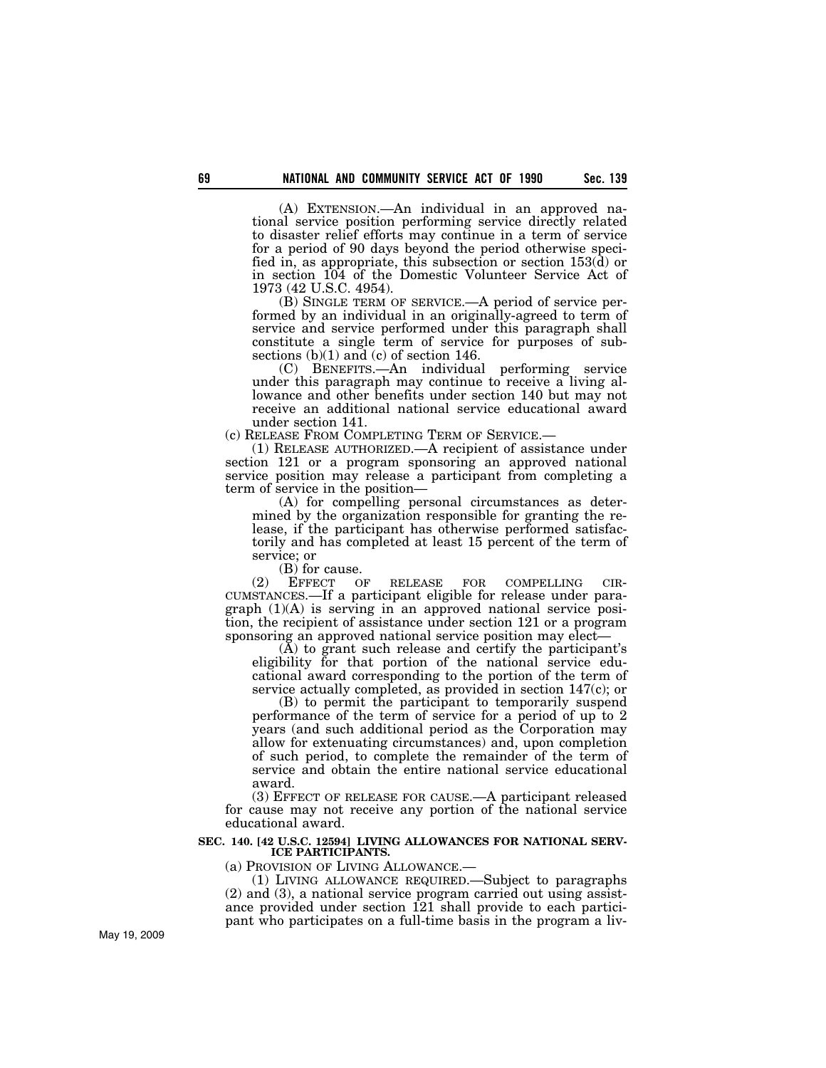(A) EXTENSION.—An individual in an approved national service position performing service directly related to disaster relief efforts may continue in a term of service for a period of 90 days beyond the period otherwise specified in, as appropriate, this subsection or section 153(d) or in section 104 of the Domestic Volunteer Service Act of 1973 (42 U.S.C. 4954).

(B) SINGLE TERM OF SERVICE.—A period of service performed by an individual in an originally-agreed to term of service and service performed under this paragraph shall constitute a single term of service for purposes of subsections (b)(1) and (c) of section 146.

(C) BENEFITS.—An individual performing service under this paragraph may continue to receive a living allowance and other benefits under section 140 but may not receive an additional national service educational award under section 141.

(c) RELEASE FROM COMPLETING TERM OF SERVICE.—

(1) RELEASE AUTHORIZED.—A recipient of assistance under section 121 or a program sponsoring an approved national service position may release a participant from completing a term of service in the position—

(A) for compelling personal circumstances as determined by the organization responsible for granting the release, if the participant has otherwise performed satisfactorily and has completed at least 15 percent of the term of service; or

(B) for cause.

(2) EFFECT OF RELEASE FOR COMPELLING CIRCUMSTANCES.—If a participant eligible for release under paragraph (1)(A) is serving in an approved national service position, the recipient of assistance under section 121 or a program sponsoring an approved national service position may elect—

(A) to grant such release and certify the participant's eligibility for that portion of the national service educational award corresponding to the portion of the term of service actually completed, as provided in section 147(c); or

(B) to permit the participant to temporarily suspend performance of the term of service for a period of up to 2 years (and such additional period as the Corporation may allow for extenuating circumstances) and, upon completion of such period, to complete the remainder of the term of service and obtain the entire national service educational award.

(3) EFFECT OF RELEASE FOR CAUSE.—A participant released for cause may not receive any portion of the national service educational award.

**SEC. 140. [42 U.S.C. 12594] LIVING ALLOWANCES FOR NATIONAL SERVICE PARTICIPANTS.**

(a) PROVISION OF LIVING ALLOWANCE.—

(1) LIVING ALLOWANCE REQUIRED.—Subject to paragraphs (2) and (3), a national service program carried out using assistance provided under section 121 shall provide to each participant who participates on a full-time basis in the program a liv-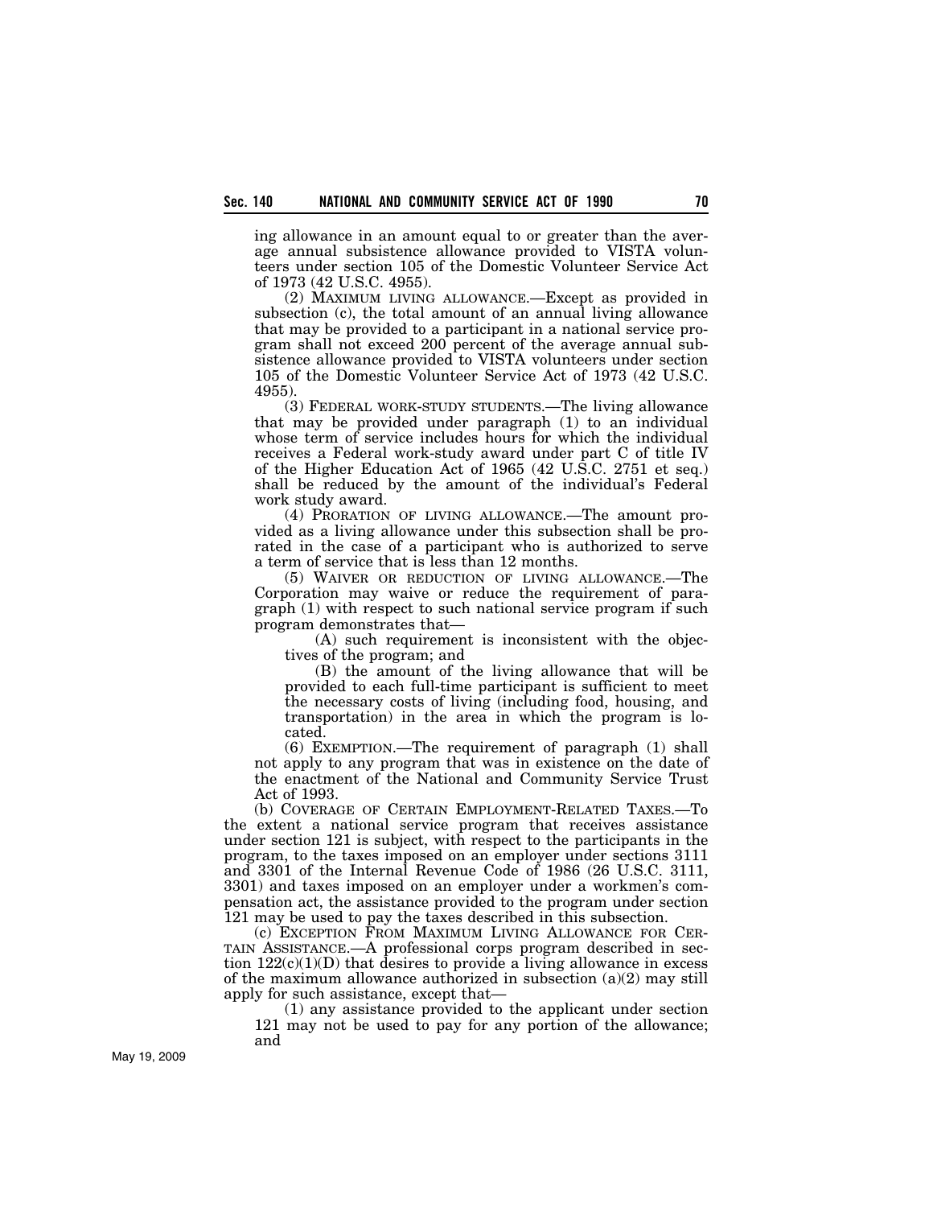ing allowance in an amount equal to or greater than the average annual subsistence allowance provided to VISTA volunteers under section 105 of the Domestic Volunteer Service Act of 1973 (42 U.S.C. 4955).

(2) MAXIMUM LIVING ALLOWANCE.—Except as provided in subsection (c), the total amount of an annual living allowance that may be provided to a participant in a national service program shall not exceed 200 percent of the average annual subsistence allowance provided to VISTA volunteers under section 105 of the Domestic Volunteer Service Act of 1973 (42 U.S.C. 4955).

(3) FEDERAL WORK-STUDY STUDENTS.—The living allowance that may be provided under paragraph (1) to an individual whose term of service includes hours for which the individual receives a Federal work-study award under part C of title IV of the Higher Education Act of 1965 (42 U.S.C. 2751 et seq.) shall be reduced by the amount of the individual's Federal work study award.

(4) PRORATION OF LIVING ALLOWANCE.—The amount provided as a living allowance under this subsection shall be prorated in the case of a participant who is authorized to serve a term of service that is less than 12 months.

(5) WAIVER OR REDUCTION OF LIVING ALLOWANCE.—The Corporation may waive or reduce the requirement of paragraph (1) with respect to such national service program if such program demonstrates that—

(A) such requirement is inconsistent with the objectives of the program; and

(B) the amount of the living allowance that will be provided to each full-time participant is sufficient to meet the necessary costs of living (including food, housing, and transportation) in the area in which the program is located.

(6) EXEMPTION.—The requirement of paragraph (1) shall not apply to any program that was in existence on the date of the enactment of the National and Community Service Trust Act of 1993.

(b) COVERAGE OF CERTAIN EMPLOYMENT-RELATED TAXES.—To the extent a national service program that receives assistance under section 121 is subject, with respect to the participants in the program, to the taxes imposed on an employer under sections 3111 and 3301 of the Internal Revenue Code of 1986 (26 U.S.C. 3111, 3301) and taxes imposed on an employer under a workmen's compensation act, the assistance provided to the program under section 121 may be used to pay the taxes described in this subsection.

(c) EXCEPTION FROM MAXIMUM LIVING ALLOWANCE FOR CERTAIN ASSISTANCE.—A professional corps program described in section 122(c)(1)(D) that desires to provide a living allowance in excess of the maximum allowance authorized in subsection (a)(2) may still apply for such assistance, except that—

(1) any assistance provided to the applicant under section 121 may not be used to pay for any portion of the allowance; and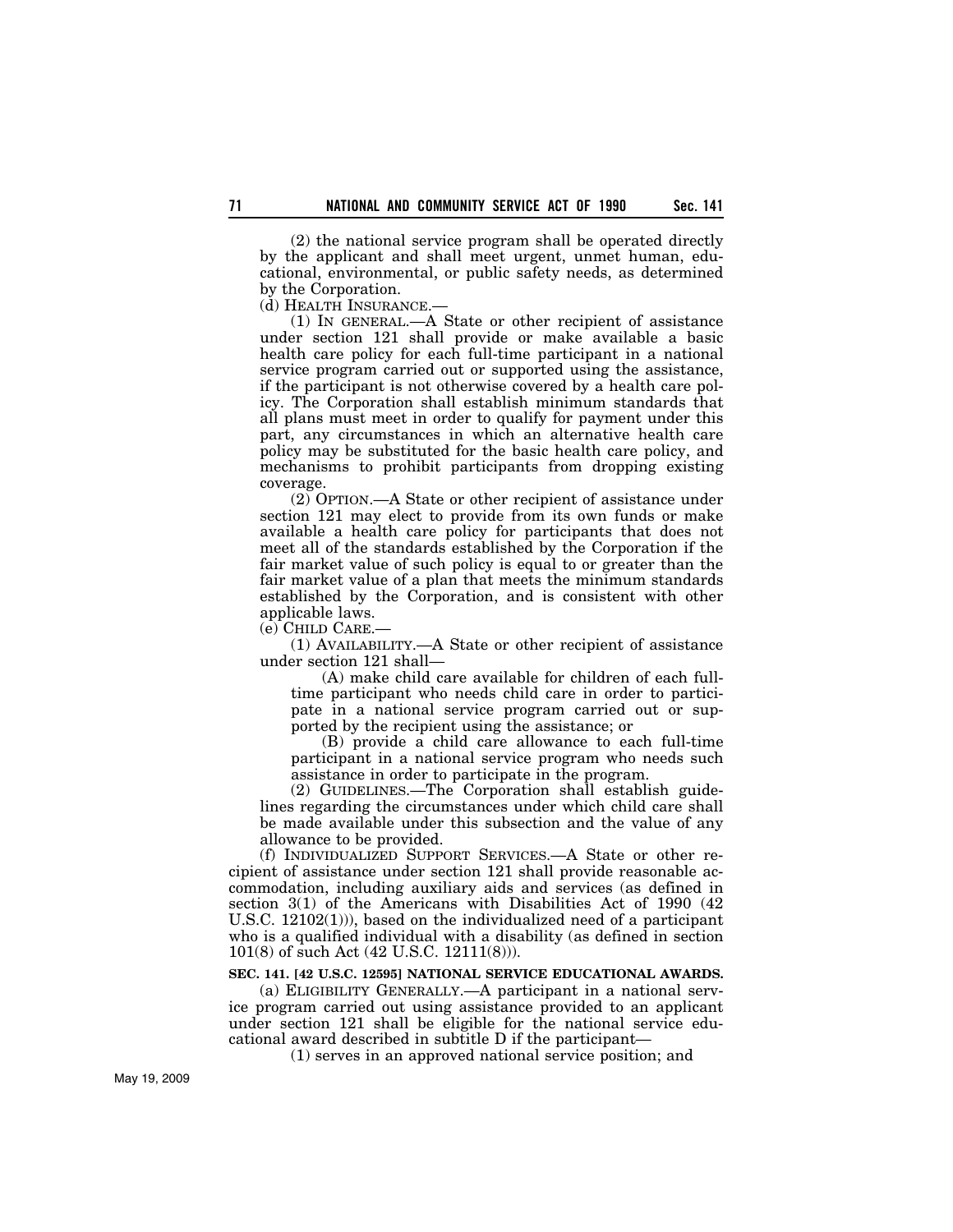(2) the national service program shall be operated directly by the applicant and shall meet urgent, unmet human, educational, environmental, or public safety needs, as determined by the Corporation.

(d) HEALTH INSURANCE.—

(1) IN GENERAL.—A State or other recipient of assistance under section 121 shall provide or make available a basic health care policy for each full-time participant in a national service program carried out or supported using the assistance, if the participant is not otherwise covered by a health care policy. The Corporation shall establish minimum standards that all plans must meet in order to qualify for payment under this part, any circumstances in which an alternative health care policy may be substituted for the basic health care policy, and mechanisms to prohibit participants from dropping existing coverage.

(2) OPTION.—A State or other recipient of assistance under section 121 may elect to provide from its own funds or make available a health care policy for participants that does not meet all of the standards established by the Corporation if the fair market value of such policy is equal to or greater than the fair market value of a plan that meets the minimum standards established by the Corporation, and is consistent with other applicable laws.

(e) CHILD CARE.—

(1) AVAILABILITY.—A State or other recipient of assistance under section 121 shall—

(A) make child care available for children of each full-time participant who needs child care in order to participate in a national service program carried out or supported by the recipient using the assistance; or

(B) provide a child care allowance to each full-time participant in a national service program who needs such assistance in order to participate in the program.

(2) GUIDELINES.—The Corporation shall establish guidelines regarding the circumstances under which child care shall be made available under this subsection and the value of any allowance to be provided.

(f) INDIVIDUALIZED SUPPORT SERVICES.—A State or other recipient of assistance under section 121 shall provide reasonable accommodation, including auxiliary aids and services (as defined in section 3(1) of the Americans with Disabilities Act of 1990 (42 U.S.C. 12102(1))), based on the individualized need of a participant who is a qualified individual with a disability (as defined in section 101(8) of such Act (42 U.S.C. 12111(8))).

**SEC. 141. [42 U.S.C. 12595] NATIONAL SERVICE EDUCATIONAL AWARDS.**

(a) ELIGIBILITY GENERALLY.—A participant in a national service program carried out using assistance provided to an applicant under section 121 shall be eligible for the national service educational award described in subtitle D if the participant—

(1) serves in an approved national service position; and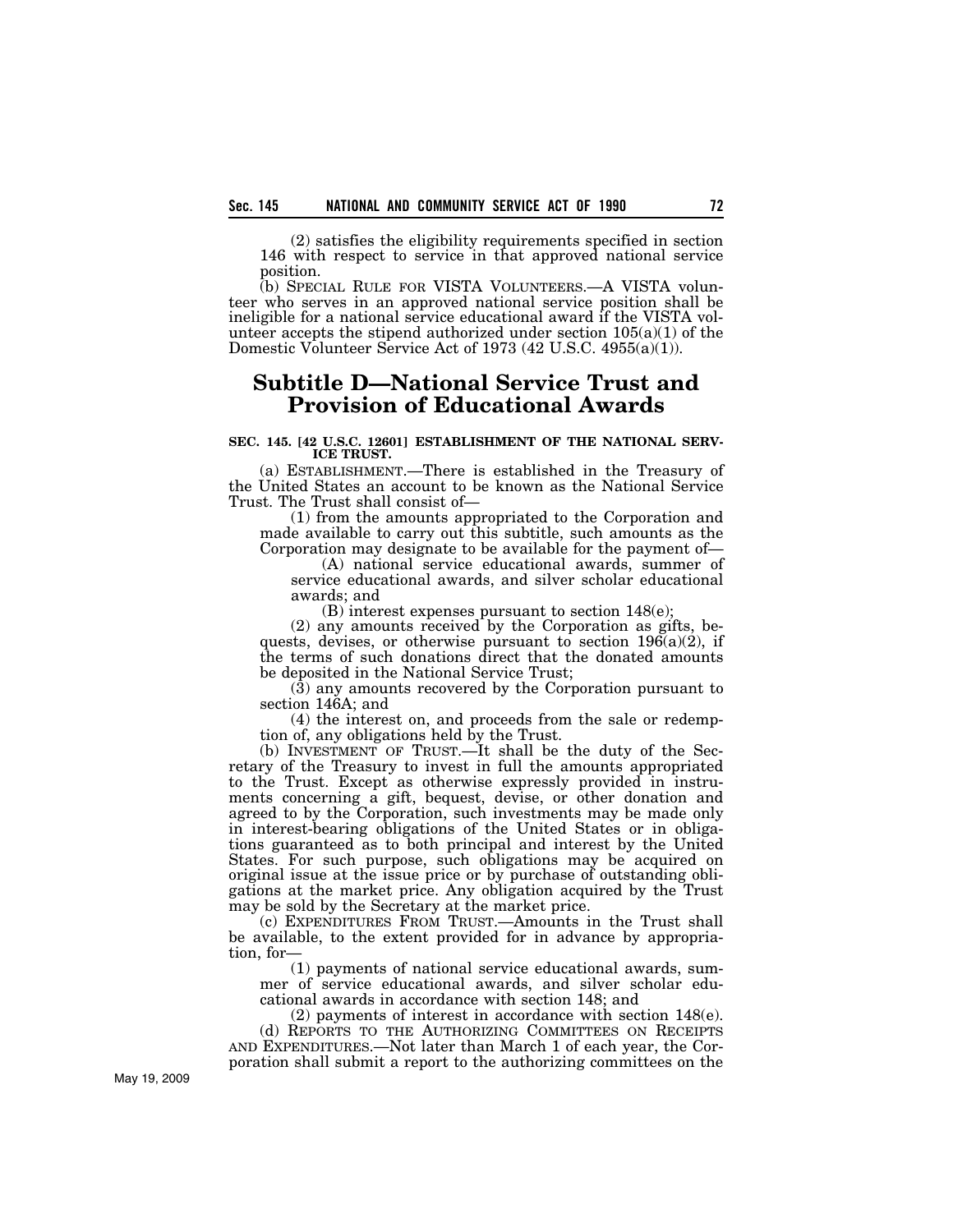(2) satisfies the eligibility requirements specified in section 146 with respect to service in that approved national service position.

(b) SPECIAL RULE FOR VISTA VOLUNTEERS.—A VISTA volunteer who serves in an approved national service position shall be ineligible for a national service educational award if the VISTA volunteer accepts the stipend authorized under section 105(a)(1) of the Domestic Volunteer Service Act of 1973 (42 U.S.C. 4955(a)(1)).

# Subtitle D—National Service Trust and Provision of Educational Awards

**SEC. 145. [42 U.S.C. 12601] ESTABLISHMENT OF THE NATIONAL SERVICE TRUST.**

(a) ESTABLISHMENT.—There is established in the Treasury of the United States an account to be known as the National Service Trust. The Trust shall consist of—

(1) from the amounts appropriated to the Corporation and made available to carry out this subtitle, such amounts as the Corporation may designate to be available for the payment of—

(A) national service educational awards, summer of service educational awards, and silver scholar educational awards; and

(B) interest expenses pursuant to section 148(e);

(2) any amounts received by the Corporation as gifts, bequests, devises, or otherwise pursuant to section 196(a)(2), if the terms of such donations direct that the donated amounts be deposited in the National Service Trust;

(3) any amounts recovered by the Corporation pursuant to section 146A; and

(4) the interest on, and proceeds from the sale or redemption of, any obligations held by the Trust.

(b) INVESTMENT OF TRUST.—It shall be the duty of the Secretary of the Treasury to invest in full the amounts appropriated to the Trust. Except as otherwise expressly provided in instruments concerning a gift, bequest, devise, or other donation and agreed to by the Corporation, such investments may be made only in interest-bearing obligations of the United States or in obligations guaranteed as to both principal and interest by the United States. For such purpose, such obligations may be acquired on original issue at the issue price or by purchase of outstanding obligations at the market price. Any obligation acquired by the Trust may be sold by the Secretary at the market price.

(c) EXPENDITURES FROM TRUST.—Amounts in the Trust shall be available, to the extent provided for in advance by appropriation, for—

(1) payments of national service educational awards, summer of service educational awards, and silver scholar educational awards in accordance with section 148; and

(2) payments of interest in accordance with section 148(e).

(d) REPORTS TO THE AUTHORIZING COMMITTEES ON RECEIPTS AND EXPENDITURES.—Not later than March 1 of each year, the Corporation shall submit a report to the authorizing committees on the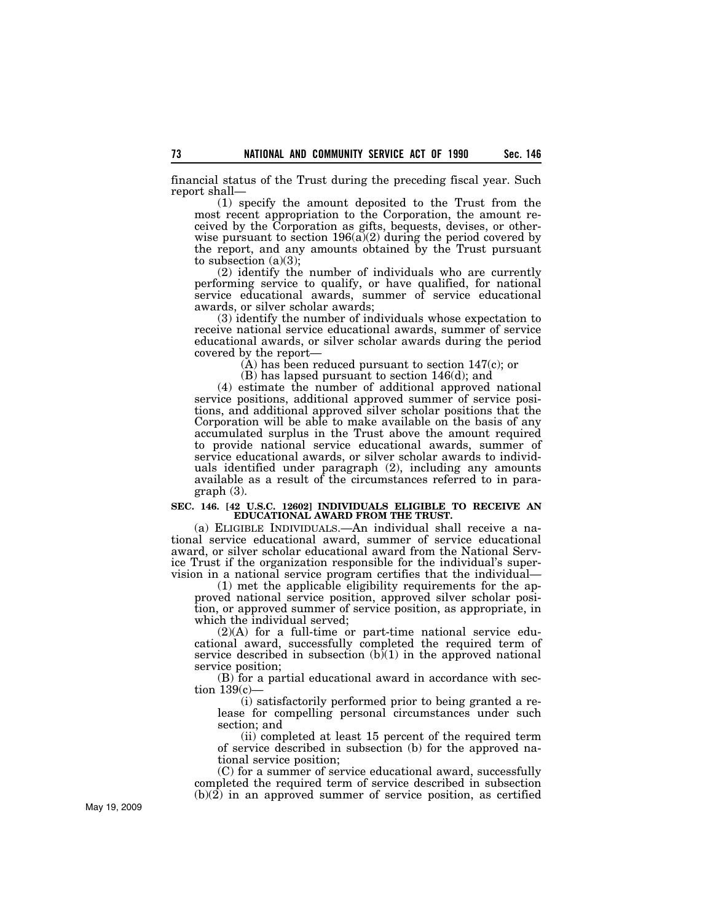financial status of the Trust during the preceding fiscal year. Such report shall—

(1) specify the amount deposited to the Trust from the most recent appropriation to the Corporation, the amount received by the Corporation as gifts, bequests, devises, or otherwise pursuant to section 196(a)(2) during the period covered by the report, and any amounts obtained by the Trust pursuant to subsection (a)(3);

(2) identify the number of individuals who are currently performing service to qualify, or have qualified, for national service educational awards, summer of service educational awards, or silver scholar awards;

(3) identify the number of individuals whose expectation to receive national service educational awards, summer of service educational awards, or silver scholar awards during the period covered by the report—

(A) has been reduced pursuant to section 147(c); or

(B) has lapsed pursuant to section 146(d); and

(4) estimate the number of additional approved national service positions, additional approved summer of service positions, and additional approved silver scholar positions that the Corporation will be able to make available on the basis of any accumulated surplus in the Trust above the amount required to provide national service educational awards, summer of service educational awards, or silver scholar awards to individuals identified under paragraph (2), including any amounts available as a result of the circumstances referred to in paragraph (3).

**SEC. 146. [42 U.S.C. 12602] INDIVIDUALS ELIGIBLE TO RECEIVE AN EDUCATIONAL AWARD FROM THE TRUST.**

(a) ELIGIBLE INDIVIDUALS.—An individual shall receive a national service educational award, summer of service educational award, or silver scholar educational award from the National Service Trust if the organization responsible for the individual's supervision in a national service program certifies that the individual—

(1) met the applicable eligibility requirements for the approved national service position, approved silver scholar position, or approved summer of service position, as appropriate, in which the individual served;

(2)(A) for a full-time or part-time national service educational award, successfully completed the required term of service described in subsection (b)(1) in the approved national service position;

(B) for a partial educational award in accordance with section 139(c)—

(i) satisfactorily performed prior to being granted a release for compelling personal circumstances under such section; and

(ii) completed at least 15 percent of the required term of service described in subsection (b) for the approved national service position;

(C) for a summer of service educational award, successfully completed the required term of service described in subsection (b)(2) in an approved summer of service position, as certified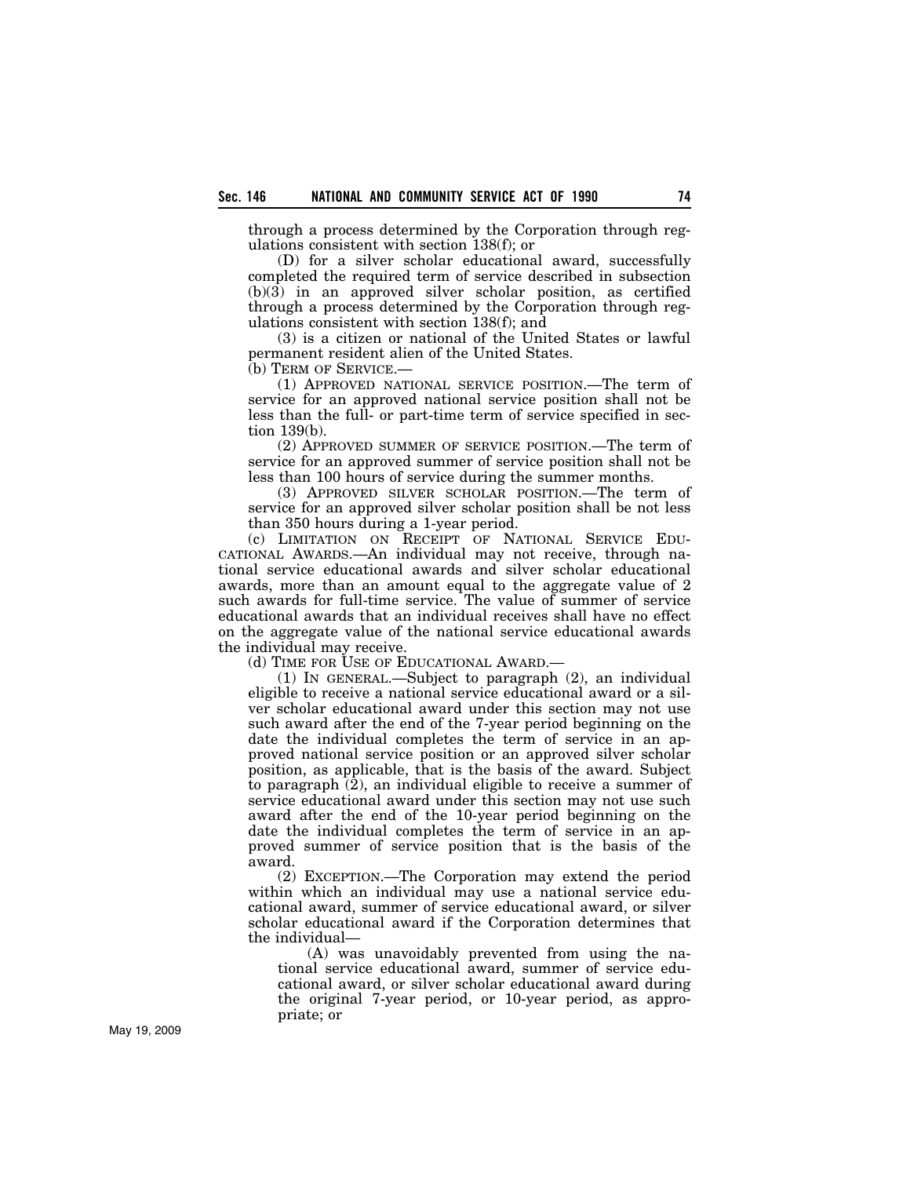through a process determined by the Corporation through regulations consistent with section 138(f); or

(D) for a silver scholar educational award, successfully completed the required term of service described in subsection (b)(3) in an approved silver scholar position, as certified through a process determined by the Corporation through regulations consistent with section 138(f); and

(3) is a citizen or national of the United States or lawful permanent resident alien of the United States.

(b) TERM OF SERVICE.—

(1) APPROVED NATIONAL SERVICE POSITION.—The term of service for an approved national service position shall not be less than the full- or part-time term of service specified in section 139(b).

(2) APPROVED SUMMER OF SERVICE POSITION.—The term of service for an approved summer of service position shall not be less than 100 hours of service during the summer months.

(3) APPROVED SILVER SCHOLAR POSITION.—The term of service for an approved silver scholar position shall be not less than 350 hours during a 1-year period.

(c) LIMITATION ON RECEIPT OF NATIONAL SERVICE EDUCATIONAL AWARDS.—An individual may not receive, through national service educational awards and silver scholar educational awards, more than an amount equal to the aggregate value of 2 such awards for full-time service. The value of summer of service educational awards that an individual receives shall have no effect on the aggregate value of the national service educational awards the individual may receive.

(d) TIME FOR USE OF EDUCATIONAL AWARD.—

(1) IN GENERAL.—Subject to paragraph (2), an individual eligible to receive a national service educational award or a silver scholar educational award under this section may not use such award after the end of the 7-year period beginning on the date the individual completes the term of service in an approved national service position or an approved silver scholar position, as applicable, that is the basis of the award. Subject to paragraph (2), an individual eligible to receive a summer of service educational award under this section may not use such award after the end of the 10-year period beginning on the date the individual completes the term of service in an approved summer of service position that is the basis of the award.

(2) EXCEPTION.—The Corporation may extend the period within which an individual may use a national service educational award, summer of service educational award, or silver scholar educational award if the Corporation determines that the individual—

(A) was unavoidably prevented from using the national service educational award, summer of service educational award, or silver scholar educational award during the original 7-year period, or 10-year period, as appropriate; or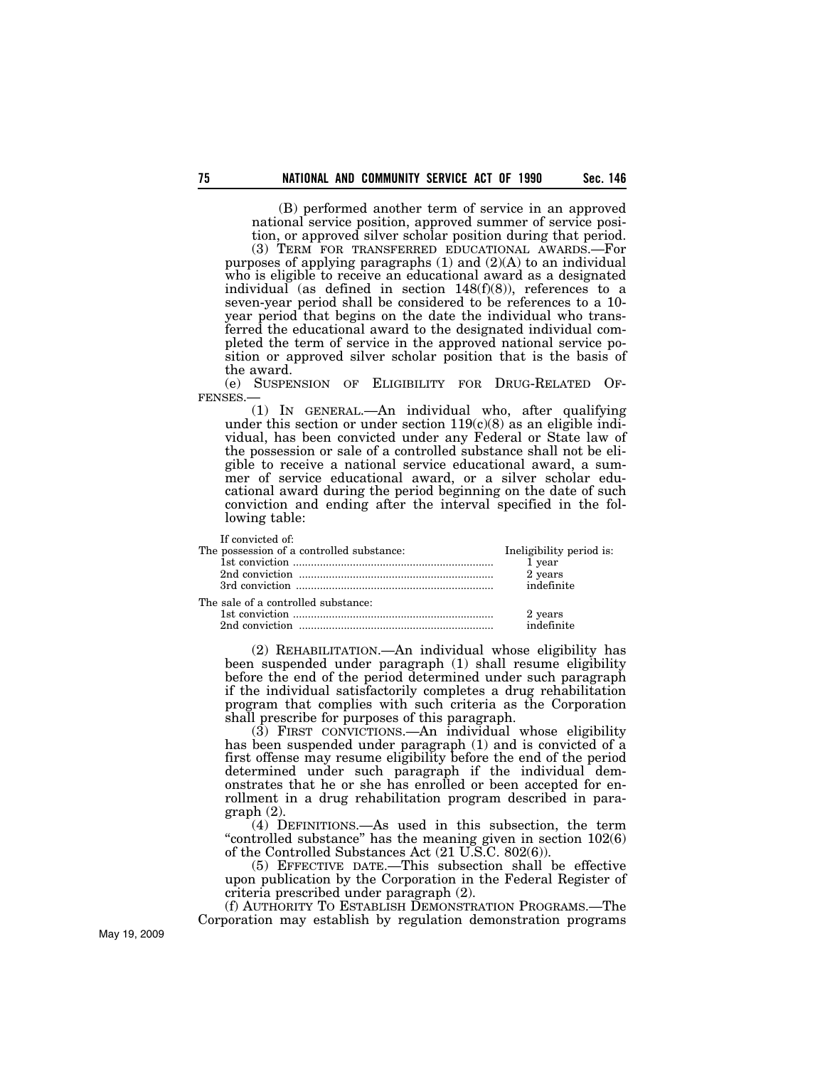(B) performed another term of service in an approved national service position, approved summer of service position, or approved silver scholar position during that period.

(3) TERM FOR TRANSFERRED EDUCATIONAL AWARDS.—For purposes of applying paragraphs (1) and (2)(A) to an individual who is eligible to receive an educational award as a designated individual (as defined in section 148(f)(8)), references to a seven-year period shall be considered to be references to a 10-year period that begins on the date the individual who transferred the educational award to the designated individual completed the term of service in the approved national service position or approved silver scholar position that is the basis of the award.

(e) SUSPENSION OF ELIGIBILITY FOR DRUG-RELATED OFFENSES.—

(1) IN GENERAL.—An individual who, after qualifying under this section or under section 119(c)(8) as an eligible individual, has been convicted under any Federal or State law of the possession or sale of a controlled substance shall not be eligible to receive a national service educational award, a summer of service educational award, or a silver scholar educational award during the period beginning on the date of such conviction and ending after the interval specified in the following table:

| If convicted of: | |
|---|---|
| The possession of a controlled substance: | Ineligibility period is: |
| 1st conviction | 1 year |
| 2nd conviction | 2 years |
| 3rd conviction | indefinite |
| The sale of a controlled substance: | |
| 1st conviction | 2 years |
| 2nd conviction | indefinite |

(2) REHABILITATION.—An individual whose eligibility has been suspended under paragraph (1) shall resume eligibility before the end of the period determined under such paragraph if the individual satisfactorily completes a drug rehabilitation program that complies with such criteria as the Corporation shall prescribe for purposes of this paragraph.

(3) FIRST CONVICTIONS.—An individual whose eligibility has been suspended under paragraph (1) and is convicted of a first offense may resume eligibility before the end of the period determined under such paragraph if the individual demonstrates that he or she has enrolled or been accepted for enrollment in a drug rehabilitation program described in paragraph (2).

(4) DEFINITIONS.—As used in this subsection, the term "controlled substance" has the meaning given in section 102(6) of the Controlled Substances Act (21 U.S.C. 802(6)).

(5) EFFECTIVE DATE.—This subsection shall be effective upon publication by the Corporation in the Federal Register of criteria prescribed under paragraph (2).

(f) AUTHORITY TO ESTABLISH DEMONSTRATION PROGRAMS.—The Corporation may establish by regulation demonstration programs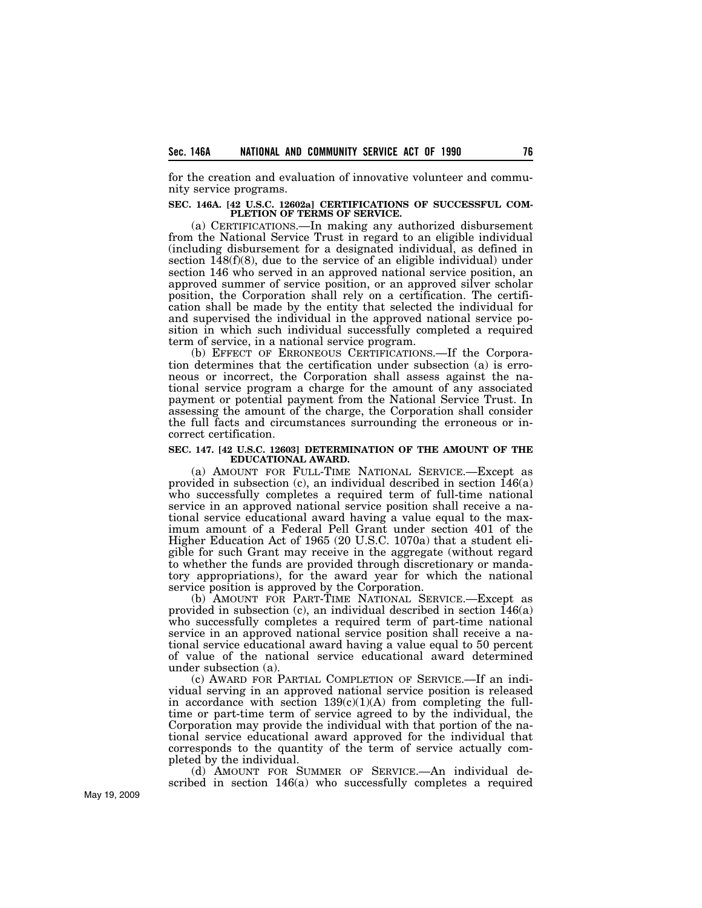for the creation and evaluation of innovative volunteer and community service programs.

**SEC. 146A. [42 U.S.C. 12602a] CERTIFICATIONS OF SUCCESSFUL COMPLETION OF TERMS OF SERVICE.**

(a) CERTIFICATIONS.—In making any authorized disbursement from the National Service Trust in regard to an eligible individual (including disbursement for a designated individual, as defined in section 148(f)(8), due to the service of an eligible individual) under section 146 who served in an approved national service position, an approved summer of service position, or an approved silver scholar position, the Corporation shall rely on a certification. The certification shall be made by the entity that selected the individual for and supervised the individual in the approved national service position in which such individual successfully completed a required term of service, in a national service program.

(b) EFFECT OF ERRONEOUS CERTIFICATIONS.—If the Corporation determines that the certification under subsection (a) is erroneous or incorrect, the Corporation shall assess against the national service program a charge for the amount of any associated payment or potential payment from the National Service Trust. In assessing the amount of the charge, the Corporation shall consider the full facts and circumstances surrounding the erroneous or incorrect certification.

**SEC. 147. [42 U.S.C. 12603] DETERMINATION OF THE AMOUNT OF THE EDUCATIONAL AWARD.**

(a) AMOUNT FOR FULL-TIME NATIONAL SERVICE.—Except as provided in subsection (c), an individual described in section 146(a) who successfully completes a required term of full-time national service in an approved national service position shall receive a national service educational award having a value equal to the maximum amount of a Federal Pell Grant under section 401 of the Higher Education Act of 1965 (20 U.S.C. 1070a) that a student eligible for such Grant may receive in the aggregate (without regard to whether the funds are provided through discretionary or mandatory appropriations), for the award year for which the national service position is approved by the Corporation.

(b) AMOUNT FOR PART-TIME NATIONAL SERVICE.—Except as provided in subsection (c), an individual described in section 146(a) who successfully completes a required term of part-time national service in an approved national service position shall receive a national service educational award having a value equal to 50 percent of value of the national service educational award determined under subsection (a).

(c) AWARD FOR PARTIAL COMPLETION OF SERVICE.—If an individual serving in an approved national service position is released in accordance with section 139(c)(1)(A) from completing the full-time or part-time term of service agreed to by the individual, the Corporation may provide the individual with that portion of the national service educational award approved for the individual that corresponds to the quantity of the term of service actually completed by the individual.

(d) AMOUNT FOR SUMMER OF SERVICE.—An individual described in section 146(a) who successfully completes a required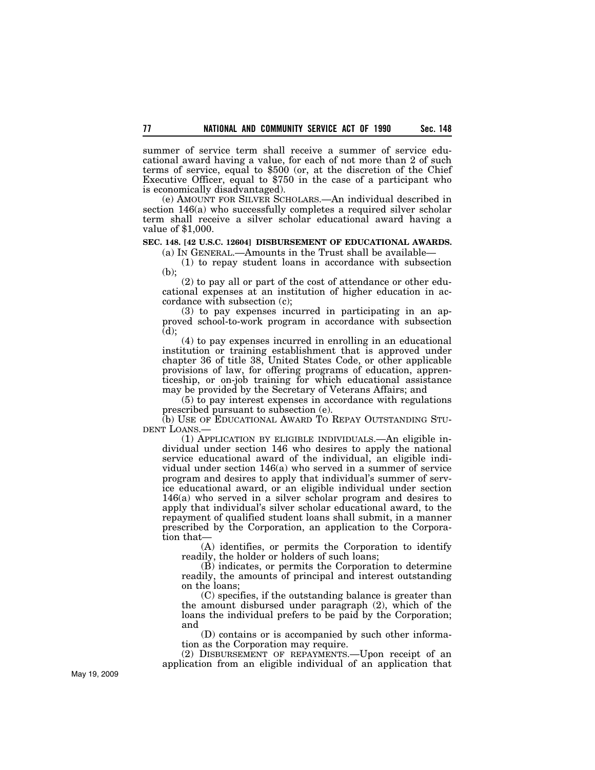summer of service term shall receive a summer of service educational award having a value, for each of not more than 2 of such terms of service, equal to $500 (or, at the discretion of the Chief Executive Officer, equal to $750 in the case of a participant who is economically disadvantaged).

(e) AMOUNT FOR SILVER SCHOLARS.—An individual described in section 146(a) who successfully completes a required silver scholar term shall receive a silver scholar educational award having a value of $1,000.

**SEC. 148. [42 U.S.C. 12604] DISBURSEMENT OF EDUCATIONAL AWARDS.**

(a) IN GENERAL.—Amounts in the Trust shall be available—

(1) to repay student loans in accordance with subsection (b);

(2) to pay all or part of the cost of attendance or other educational expenses at an institution of higher education in accordance with subsection (c);

(3) to pay expenses incurred in participating in an approved school-to-work program in accordance with subsection (d);

(4) to pay expenses incurred in enrolling in an educational institution or training establishment that is approved under chapter 36 of title 38, United States Code, or other applicable provisions of law, for offering programs of education, apprenticeship, or on-job training for which educational assistance may be provided by the Secretary of Veterans Affairs; and

(5) to pay interest expenses in accordance with regulations prescribed pursuant to subsection (e).

(b) USE OF EDUCATIONAL AWARD TO REPAY OUTSTANDING STUDENT LOANS.—

(1) APPLICATION BY ELIGIBLE INDIVIDUALS.—An eligible individual under section 146 who desires to apply the national service educational award of the individual, an eligible individual under section 146(a) who served in a summer of service program and desires to apply that individual's summer of service educational award, or an eligible individual under section 146(a) who served in a silver scholar program and desires to apply that individual's silver scholar educational award, to the repayment of qualified student loans shall submit, in a manner prescribed by the Corporation, an application to the Corporation that—

(A) identifies, or permits the Corporation to identify readily, the holder or holders of such loans;

(B) indicates, or permits the Corporation to determine readily, the amounts of principal and interest outstanding on the loans;

(C) specifies, if the outstanding balance is greater than the amount disbursed under paragraph (2), which of the loans the individual prefers to be paid by the Corporation; and

(D) contains or is accompanied by such other information as the Corporation may require.

(2) DISBURSEMENT OF REPAYMENTS.—Upon receipt of an application from an eligible individual of an application that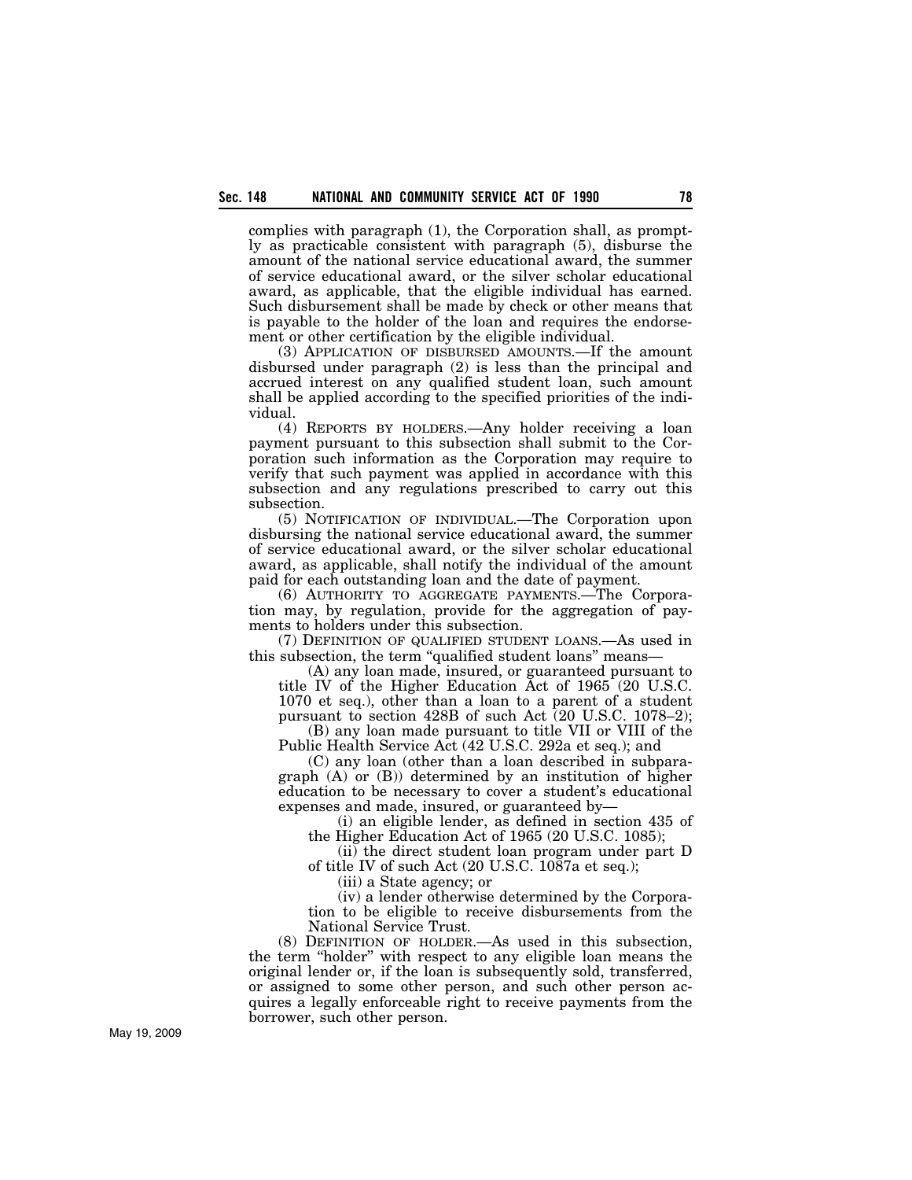complies with paragraph (1), the Corporation shall, as promptly as practicable consistent with paragraph (5), disburse the amount of the national service educational award, the summer of service educational award, or the silver scholar educational award, as applicable, that the eligible individual has earned. Such disbursement shall be made by check or other means that is payable to the holder of the loan and requires the endorsement or other certification by the eligible individual.

(3) APPLICATION OF DISBURSED AMOUNTS.—If the amount disbursed under paragraph (2) is less than the principal and accrued interest on any qualified student loan, such amount shall be applied according to the specified priorities of the individual.

(4) REPORTS BY HOLDERS.—Any holder receiving a loan payment pursuant to this subsection shall submit to the Corporation such information as the Corporation may require to verify that such payment was applied in accordance with this subsection and any regulations prescribed to carry out this subsection.

(5) NOTIFICATION OF INDIVIDUAL.—The Corporation upon disbursing the national service educational award, the summer of service educational award, or the silver scholar educational award, as applicable, shall notify the individual of the amount paid for each outstanding loan and the date of payment.

(6) AUTHORITY TO AGGREGATE PAYMENTS.—The Corporation may, by regulation, provide for the aggregation of payments to holders under this subsection.

(7) DEFINITION OF QUALIFIED STUDENT LOANS.—As used in this subsection, the term "qualified student loans" means—

(A) any loan made, insured, or guaranteed pursuant to title IV of the Higher Education Act of 1965 (20 U.S.C. 1070 et seq.), other than a loan to a parent of a student pursuant to section 428B of such Act (20 U.S.C. 1078–2);

(B) any loan made pursuant to title VII or VIII of the Public Health Service Act (42 U.S.C. 292a et seq.); and

(C) any loan (other than a loan described in subparagraph (A) or (B)) determined by an institution of higher education to be necessary to cover a student's educational expenses and made, insured, or guaranteed by—

(i) an eligible lender, as defined in section 435 of the Higher Education Act of 1965 (20 U.S.C. 1085);

(ii) the direct student loan program under part D of title IV of such Act (20 U.S.C. 1087a et seq.);

(iii) a State agency; or

(iv) a lender otherwise determined by the Corporation to be eligible to receive disbursements from the National Service Trust.

(8) DEFINITION OF HOLDER.—As used in this subsection, the term "holder" with respect to any eligible loan means the original lender or, if the loan is subsequently sold, transferred, or assigned to some other person, and such other person acquires a legally enforceable right to receive payments from the borrower, such other person.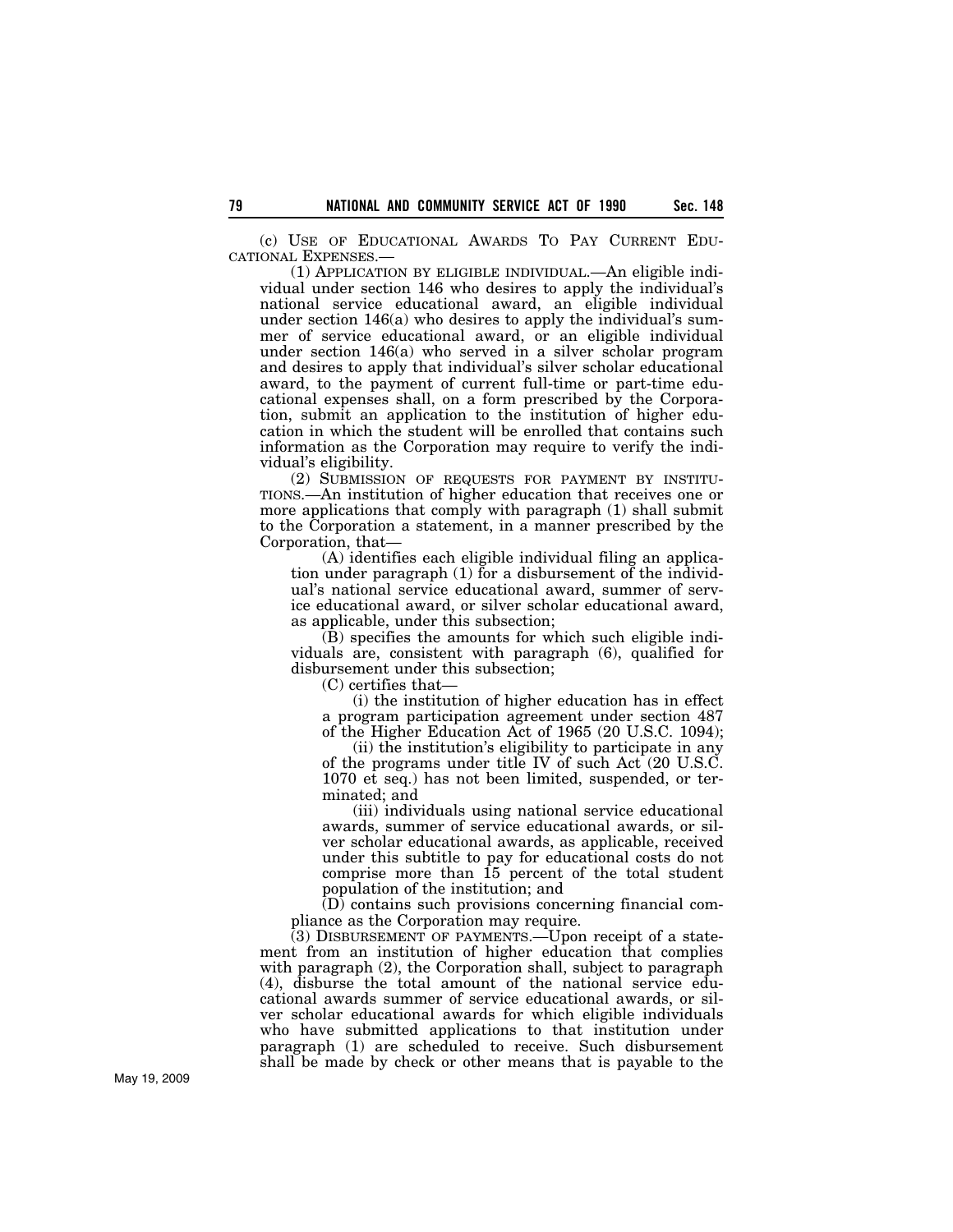(c) USE OF EDUCATIONAL AWARDS TO PAY CURRENT EDUCATIONAL EXPENSES.—

(1) APPLICATION BY ELIGIBLE INDIVIDUAL.—An eligible individual under section 146 who desires to apply the individual's national service educational award, an eligible individual under section 146(a) who desires to apply the individual's summer of service educational award, or an eligible individual under section 146(a) who served in a silver scholar program and desires to apply that individual's silver scholar educational award, to the payment of current full-time or part-time educational expenses shall, on a form prescribed by the Corporation, submit an application to the institution of higher education in which the student will be enrolled that contains such information as the Corporation may require to verify the individual's eligibility.

(2) SUBMISSION OF REQUESTS FOR PAYMENT BY INSTITUTIONS.—An institution of higher education that receives one or more applications that comply with paragraph (1) shall submit to the Corporation a statement, in a manner prescribed by the Corporation, that—

(A) identifies each eligible individual filing an application under paragraph (1) for a disbursement of the individual's national service educational award, summer of service educational award, or silver scholar educational award, as applicable, under this subsection;

(B) specifies the amounts for which such eligible individuals are, consistent with paragraph (6), qualified for disbursement under this subsection;

(C) certifies that—

(i) the institution of higher education has in effect a program participation agreement under section 487 of the Higher Education Act of 1965 (20 U.S.C. 1094);

(ii) the institution's eligibility to participate in any of the programs under title IV of such Act (20 U.S.C. 1070 et seq.) has not been limited, suspended, or terminated; and

(iii) individuals using national service educational awards, summer of service educational awards, or silver scholar educational awards, as applicable, received under this subtitle to pay for educational costs do not comprise more than 15 percent of the total student population of the institution; and

(D) contains such provisions concerning financial compliance as the Corporation may require.

(3) DISBURSEMENT OF PAYMENTS.—Upon receipt of a statement from an institution of higher education that complies with paragraph (2), the Corporation shall, subject to paragraph (4), disburse the total amount of the national service educational awards summer of service educational awards, or silver scholar educational awards for which eligible individuals who have submitted applications to that institution under paragraph (1) are scheduled to receive. Such disbursement shall be made by check or other means that is payable to the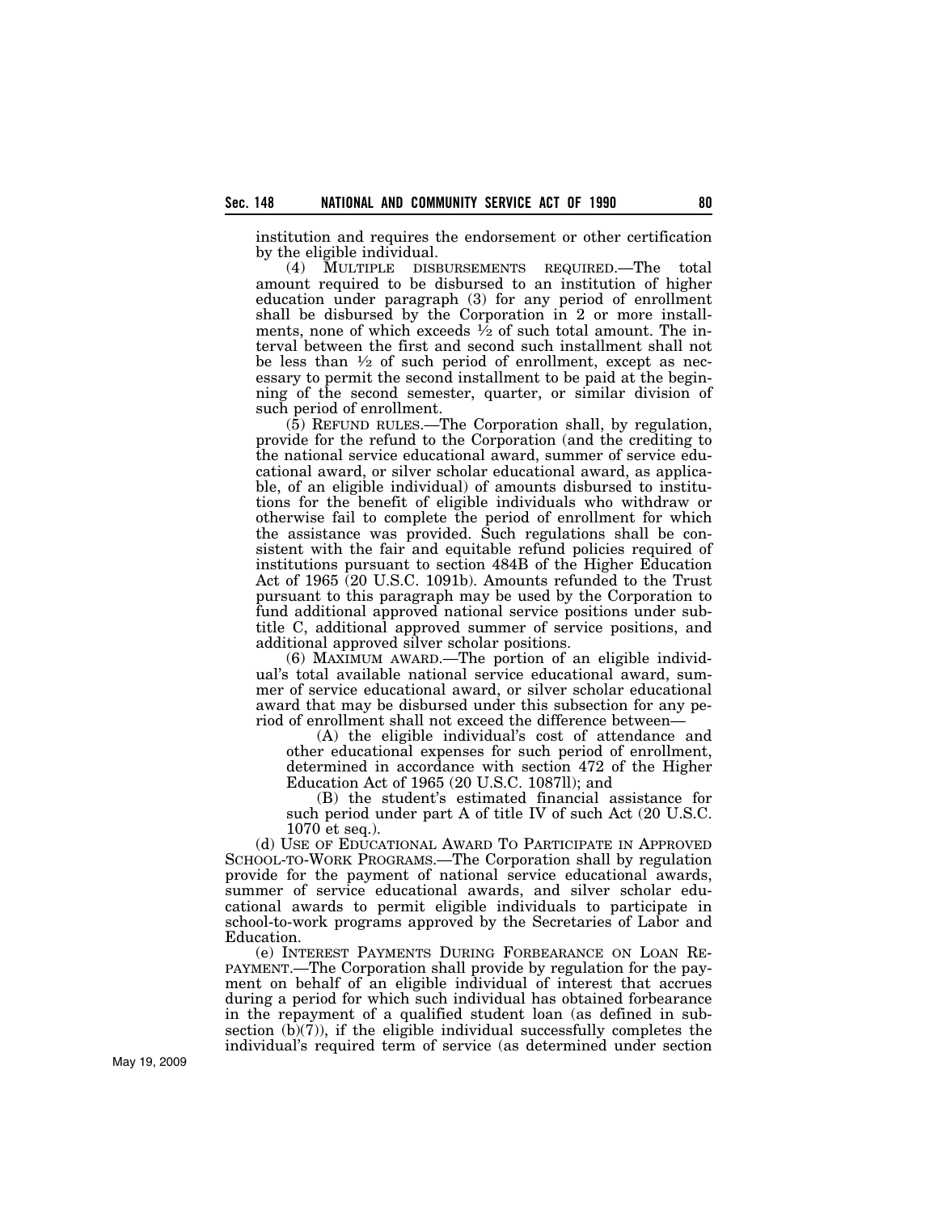institution and requires the endorsement or other certification by the eligible individual.

(4) MULTIPLE DISBURSEMENTS REQUIRED.—The total amount required to be disbursed to an institution of higher education under paragraph (3) for any period of enrollment shall be disbursed by the Corporation in 2 or more installments, none of which exceeds ½ of such total amount. The interval between the first and second such installment shall not be less than ½ of such period of enrollment, except as necessary to permit the second installment to be paid at the beginning of the second semester, quarter, or similar division of such period of enrollment.

(5) REFUND RULES.—The Corporation shall, by regulation, provide for the refund to the Corporation (and the crediting to the national service educational award, summer of service educational award, or silver scholar educational award, as applicable, of an eligible individual) of amounts disbursed to institutions for the benefit of eligible individuals who withdraw or otherwise fail to complete the period of enrollment for which the assistance was provided. Such regulations shall be consistent with the fair and equitable refund policies required of institutions pursuant to section 484B of the Higher Education Act of 1965 (20 U.S.C. 1091b). Amounts refunded to the Trust pursuant to this paragraph may be used by the Corporation to fund additional approved national service positions under subtitle C, additional approved summer of service positions, and additional approved silver scholar positions.

(6) MAXIMUM AWARD.—The portion of an eligible individual's total available national service educational award, summer of service educational award, or silver scholar educational award that may be disbursed under this subsection for any period of enrollment shall not exceed the difference between—

(A) the eligible individual's cost of attendance and other educational expenses for such period of enrollment, determined in accordance with section 472 of the Higher Education Act of 1965 (20 U.S.C. 1087ll); and

(B) the student's estimated financial assistance for such period under part A of title IV of such Act (20 U.S.C. 1070 et seq.).

(d) USE OF EDUCATIONAL AWARD TO PARTICIPATE IN APPROVED SCHOOL-TO-WORK PROGRAMS.—The Corporation shall by regulation provide for the payment of national service educational awards, summer of service educational awards, and silver scholar educational awards to permit eligible individuals to participate in school-to-work programs approved by the Secretaries of Labor and Education.

(e) INTEREST PAYMENTS DURING FORBEARANCE ON LOAN REPAYMENT.—The Corporation shall provide by regulation for the payment on behalf of an eligible individual of interest that accrues during a period for which such individual has obtained forbearance in the repayment of a qualified student loan (as defined in subsection (b)(7)), if the eligible individual successfully completes the individual's required term of service (as determined under section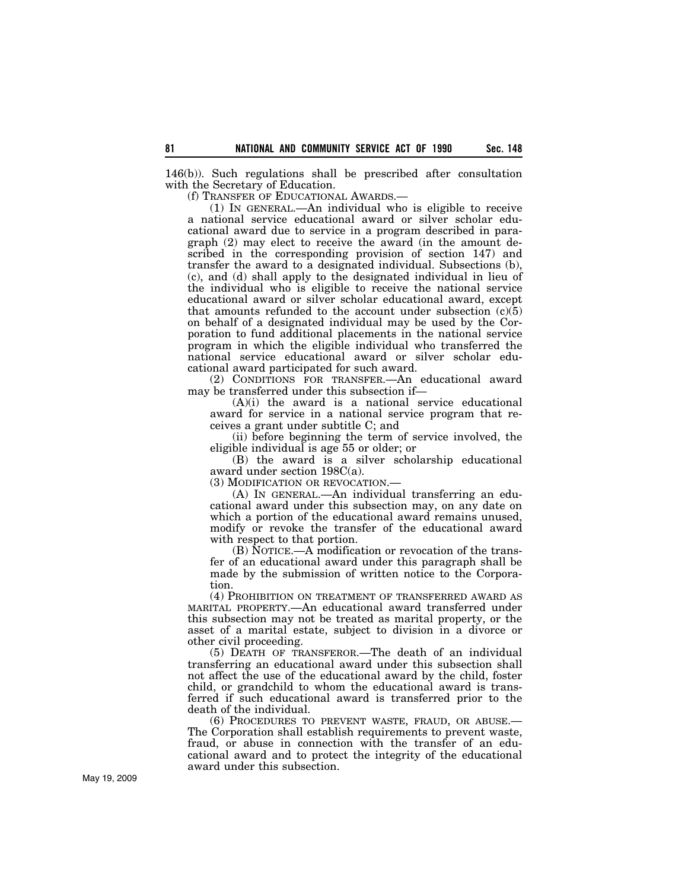146(b)). Such regulations shall be prescribed after consultation with the Secretary of Education.

(f) TRANSFER OF EDUCATIONAL AWARDS.—

(1) IN GENERAL.—An individual who is eligible to receive a national service educational award or silver scholar educational award due to service in a program described in paragraph (2) may elect to receive the award (in the amount described in the corresponding provision of section 147) and transfer the award to a designated individual. Subsections (b), (c), and (d) shall apply to the designated individual in lieu of the individual who is eligible to receive the national service educational award or silver scholar educational award, except that amounts refunded to the account under subsection (c)(5) on behalf of a designated individual may be used by the Corporation to fund additional placements in the national service program in which the eligible individual who transferred the national service educational award or silver scholar educational award participated for such award.

(2) CONDITIONS FOR TRANSFER.—An educational award may be transferred under this subsection if—

(A)(i) the award is a national service educational award for service in a national service program that receives a grant under subtitle C; and

(ii) before beginning the term of service involved, the eligible individual is age 55 or older; or

(B) the award is a silver scholarship educational award under section 198C(a).

(3) MODIFICATION OR REVOCATION.—

(A) IN GENERAL.—An individual transferring an educational award under this subsection may, on any date on which a portion of the educational award remains unused, modify or revoke the transfer of the educational award with respect to that portion.

(B) NOTICE.—A modification or revocation of the transfer of an educational award under this paragraph shall be made by the submission of written notice to the Corporation.

(4) PROHIBITION ON TREATMENT OF TRANSFERRED AWARD AS MARITAL PROPERTY.—An educational award transferred under this subsection may not be treated as marital property, or the asset of a marital estate, subject to division in a divorce or other civil proceeding.

(5) DEATH OF TRANSFEROR.—The death of an individual transferring an educational award under this subsection shall not affect the use of the educational award by the child, foster child, or grandchild to whom the educational award is transferred if such educational award is transferred prior to the death of the individual.

(6) PROCEDURES TO PREVENT WASTE, FRAUD, OR ABUSE.—The Corporation shall establish requirements to prevent waste, fraud, or abuse in connection with the transfer of an educational award and to protect the integrity of the educational award under this subsection.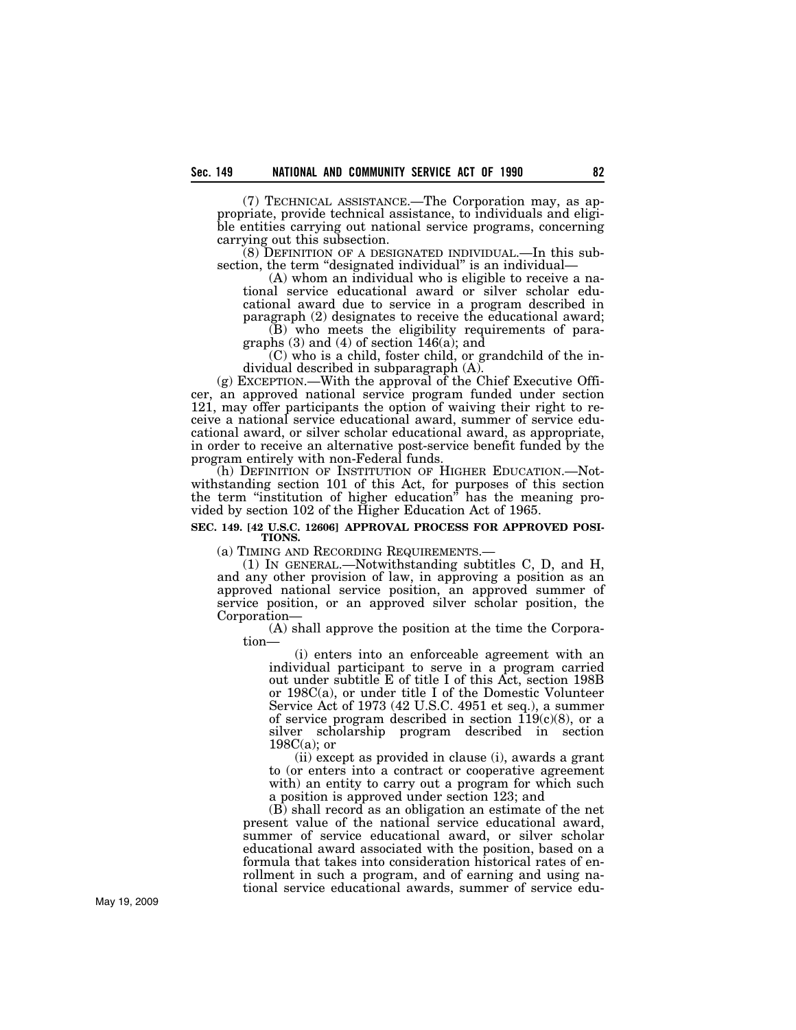(7) TECHNICAL ASSISTANCE.—The Corporation may, as appropriate, provide technical assistance, to individuals and eligible entities carrying out national service programs, concerning carrying out this subsection.

(8) DEFINITION OF A DESIGNATED INDIVIDUAL.—In this subsection, the term "designated individual" is an individual—

(A) whom an individual who is eligible to receive a national service educational award or silver scholar educational award due to service in a program described in paragraph (2) designates to receive the educational award;

(B) who meets the eligibility requirements of paragraphs (3) and (4) of section 146(a); and

(C) who is a child, foster child, or grandchild of the individual described in subparagraph (A).

(g) EXCEPTION.—With the approval of the Chief Executive Officer, an approved national service program funded under section 121, may offer participants the option of waiving their right to receive a national service educational award, summer of service educational award, or silver scholar educational award, as appropriate, in order to receive an alternative post-service benefit funded by the program entirely with non-Federal funds.

(h) DEFINITION OF INSTITUTION OF HIGHER EDUCATION.—Notwithstanding section 101 of this Act, for purposes of this section the term "institution of higher education" has the meaning provided by section 102 of the Higher Education Act of 1965.

**SEC. 149. [42 U.S.C. 12606] APPROVAL PROCESS FOR APPROVED POSITIONS.**

(a) TIMING AND RECORDING REQUIREMENTS.—

(1) IN GENERAL.—Notwithstanding subtitles C, D, and H, and any other provision of law, in approving a position as an approved national service position, an approved summer of service position, or an approved silver scholar position, the Corporation—

(A) shall approve the position at the time the Corporation—

(i) enters into an enforceable agreement with an individual participant to serve in a program carried out under subtitle E of title I of this Act, section 198B or 198C(a), or under title I of the Domestic Volunteer Service Act of 1973 (42 U.S.C. 4951 et seq.), a summer of service program described in section 119(c)(8), or a silver scholarship program described in section 198C(a); or

(ii) except as provided in clause (i), awards a grant to (or enters into a contract or cooperative agreement with) an entity to carry out a program for which such a position is approved under section 123; and

(B) shall record as an obligation an estimate of the net present value of the national service educational award, summer of service educational award, or silver scholar educational award associated with the position, based on a formula that takes into consideration historical rates of enrollment in such a program, and of earning and using national service educational awards, summer of service edu-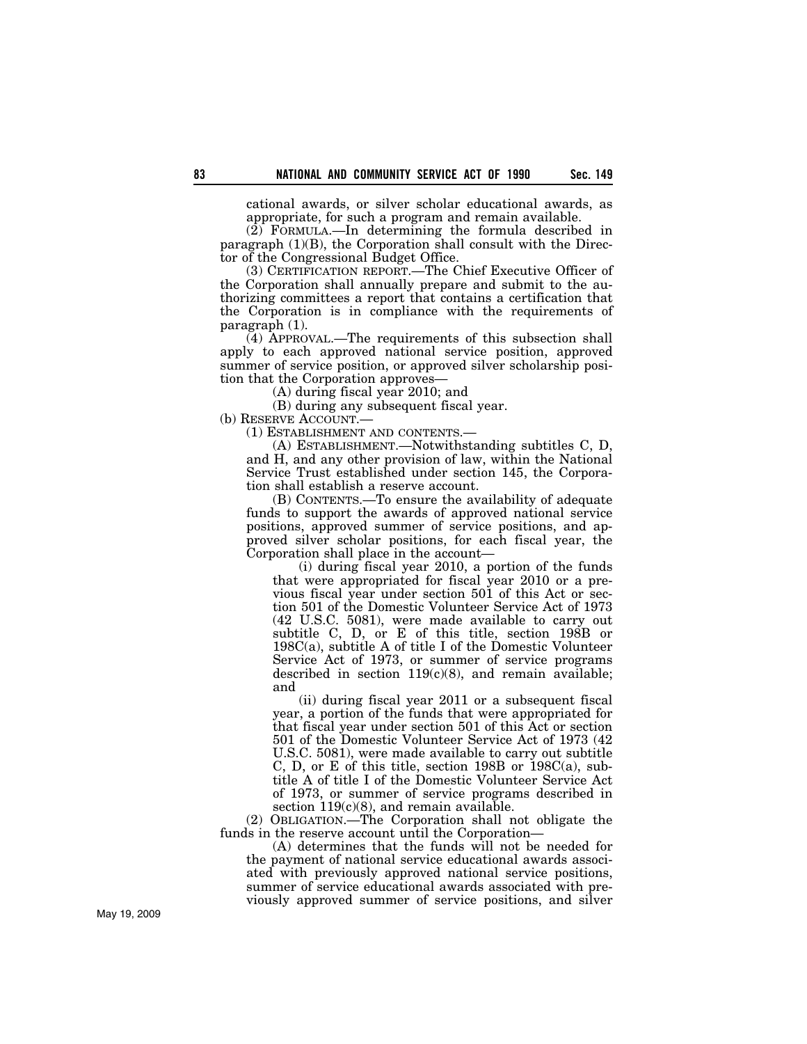cational awards, or silver scholar educational awards, as appropriate, for such a program and remain available.

(2) FORMULA.—In determining the formula described in paragraph (1)(B), the Corporation shall consult with the Director of the Congressional Budget Office.

(3) CERTIFICATION REPORT.—The Chief Executive Officer of the Corporation shall annually prepare and submit to the authorizing committees a report that contains a certification that the Corporation is in compliance with the requirements of paragraph (1).

(4) APPROVAL.—The requirements of this subsection shall apply to each approved national service position, approved summer of service position, or approved silver scholarship position that the Corporation approves—

(A) during fiscal year 2010; and

(B) during any subsequent fiscal year.

(b) RESERVE ACCOUNT.—

(1) ESTABLISHMENT AND CONTENTS.—

(A) ESTABLISHMENT.—Notwithstanding subtitles C, D, and H, and any other provision of law, within the National Service Trust established under section 145, the Corporation shall establish a reserve account.

(B) CONTENTS.—To ensure the availability of adequate funds to support the awards of approved national service positions, approved summer of service positions, and approved silver scholar positions, for each fiscal year, the Corporation shall place in the account—

(i) during fiscal year 2010, a portion of the funds that were appropriated for fiscal year 2010 or a previous fiscal year under section 501 of this Act or section 501 of the Domestic Volunteer Service Act of 1973 (42 U.S.C. 5081), were made available to carry out subtitle C, D, or E of this title, section 198B or 198C(a), subtitle A of title I of the Domestic Volunteer Service Act of 1973, or summer of service programs described in section 119(c)(8), and remain available; and

(ii) during fiscal year 2011 or a subsequent fiscal year, a portion of the funds that were appropriated for that fiscal year under section 501 of this Act or section 501 of the Domestic Volunteer Service Act of 1973 (42 U.S.C. 5081), were made available to carry out subtitle C, D, or E of this title, section 198B or 198C(a), subtitle A of title I of the Domestic Volunteer Service Act of 1973, or summer of service programs described in section 119(c)(8), and remain available.

(2) OBLIGATION.—The Corporation shall not obligate the funds in the reserve account until the Corporation—

(A) determines that the funds will not be needed for the payment of national service educational awards associated with previously approved national service positions, summer of service educational awards associated with previously approved summer of service positions, and silver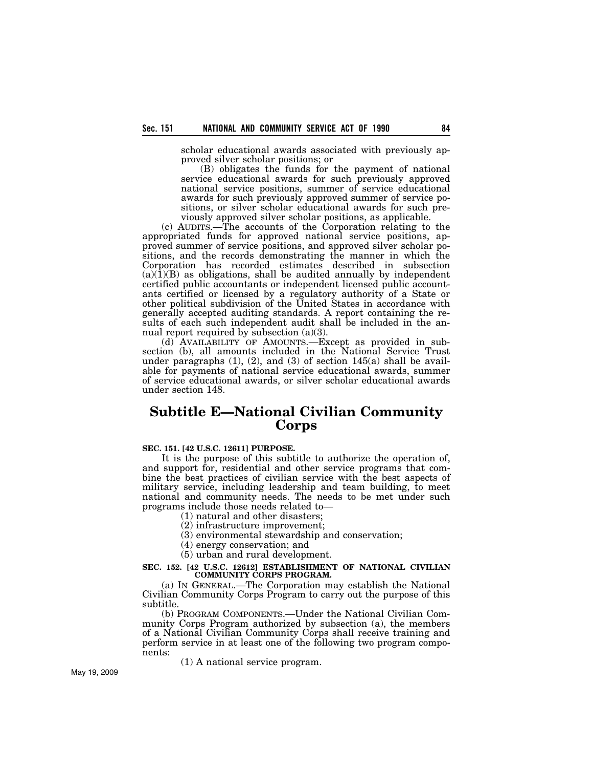scholar educational awards associated with previously approved silver scholar positions; or

(B) obligates the funds for the payment of national service educational awards for such previously approved national service positions, summer of service educational awards for such previously approved summer of service positions, or silver scholar educational awards for such previously approved silver scholar positions, as applicable.

(c) AUDITS.—The accounts of the Corporation relating to the appropriated funds for approved national service positions, approved summer of service positions, and approved silver scholar positions, and the records demonstrating the manner in which the Corporation has recorded estimates described in subsection (a)(1)(B) as obligations, shall be audited annually by independent certified public accountants or independent licensed public accountants certified or licensed by a regulatory authority of a State or other political subdivision of the United States in accordance with generally accepted auditing standards. A report containing the results of each such independent audit shall be included in the annual report required by subsection (a)(3).

(d) AVAILABILITY OF AMOUNTS.—Except as provided in subsection (b), all amounts included in the National Service Trust under paragraphs (1), (2), and (3) of section 145(a) shall be available for payments of national service educational awards, summer of service educational awards, or silver scholar educational awards under section 148.

## Subtitle E—National Civilian Community Corps

**SEC. 151. [42 U.S.C. 12611] PURPOSE.**

It is the purpose of this subtitle to authorize the operation of, and support for, residential and other service programs that combine the best practices of civilian service with the best aspects of military service, including leadership and team building, to meet national and community needs. The needs to be met under such programs include those needs related to—

(1) natural and other disasters;

(2) infrastructure improvement;

(3) environmental stewardship and conservation;

(4) energy conservation; and

(5) urban and rural development.

**SEC. 152. [42 U.S.C. 12612] ESTABLISHMENT OF NATIONAL CIVILIAN COMMUNITY CORPS PROGRAM.**

(a) IN GENERAL.—The Corporation may establish the National Civilian Community Corps Program to carry out the purpose of this subtitle.

(b) PROGRAM COMPONENTS.—Under the National Civilian Community Corps Program authorized by subsection (a), the members of a National Civilian Community Corps shall receive training and perform service in at least one of the following two program components:

(1) A national service program.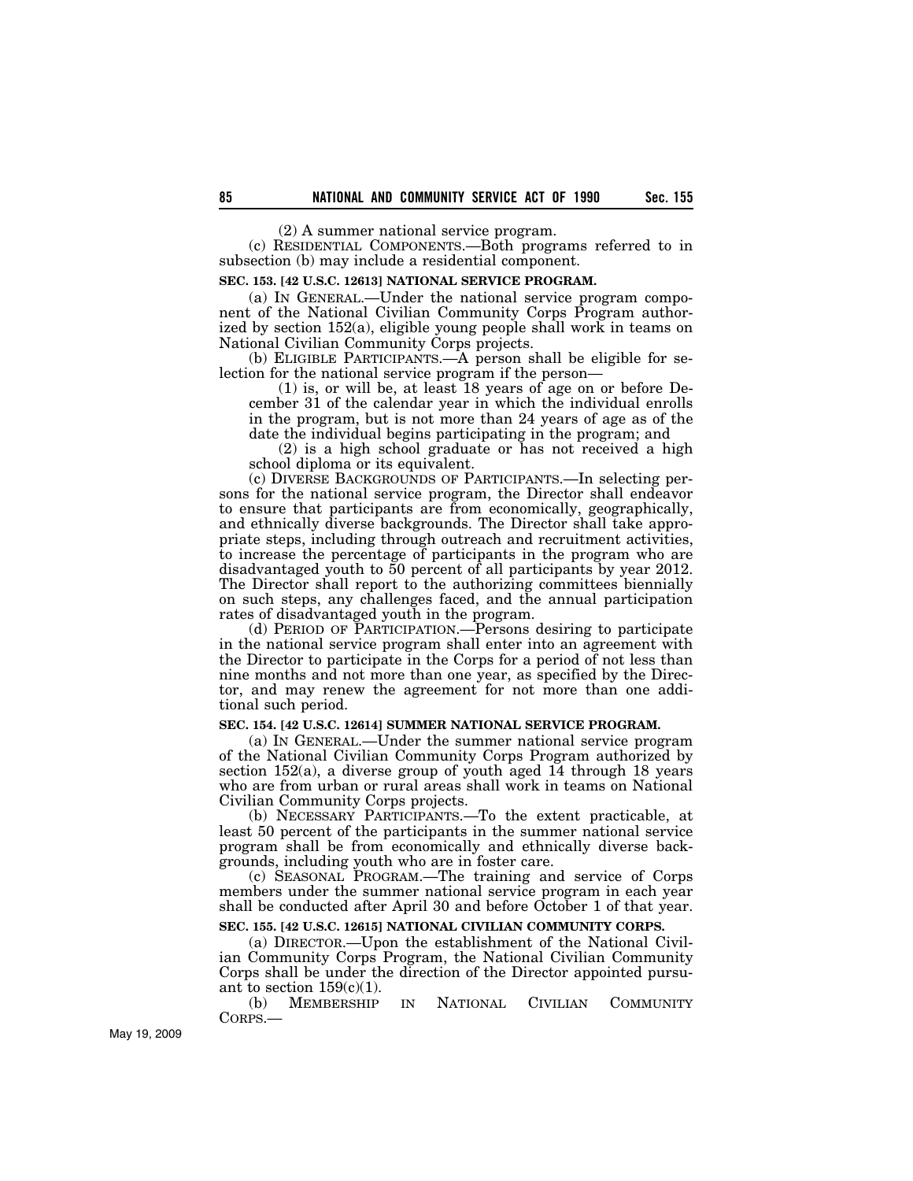(2) A summer national service program.

(c) RESIDENTIAL COMPONENTS.—Both programs referred to in subsection (b) may include a residential component.

**SEC. 153. [42 U.S.C. 12613] NATIONAL SERVICE PROGRAM.**

(a) IN GENERAL.—Under the national service program component of the National Civilian Community Corps Program authorized by section 152(a), eligible young people shall work in teams on National Civilian Community Corps projects.

(b) ELIGIBLE PARTICIPANTS.—A person shall be eligible for selection for the national service program if the person—

(1) is, or will be, at least 18 years of age on or before December 31 of the calendar year in which the individual enrolls in the program, but is not more than 24 years of age as of the date the individual begins participating in the program; and

(2) is a high school graduate or has not received a high school diploma or its equivalent.

(c) DIVERSE BACKGROUNDS OF PARTICIPANTS.—In selecting persons for the national service program, the Director shall endeavor to ensure that participants are from economically, geographically, and ethnically diverse backgrounds. The Director shall take appropriate steps, including through outreach and recruitment activities, to increase the percentage of participants in the program who are disadvantaged youth to 50 percent of all participants by year 2012. The Director shall report to the authorizing committees biennially on such steps, any challenges faced, and the annual participation rates of disadvantaged youth in the program.

(d) PERIOD OF PARTICIPATION.—Persons desiring to participate in the national service program shall enter into an agreement with the Director to participate in the Corps for a period of not less than nine months and not more than one year, as specified by the Director, and may renew the agreement for not more than one additional such period.

**SEC. 154. [42 U.S.C. 12614] SUMMER NATIONAL SERVICE PROGRAM.**

(a) IN GENERAL.—Under the summer national service program of the National Civilian Community Corps Program authorized by section 152(a), a diverse group of youth aged 14 through 18 years who are from urban or rural areas shall work in teams on National Civilian Community Corps projects.

(b) NECESSARY PARTICIPANTS.—To the extent practicable, at least 50 percent of the participants in the summer national service program shall be from economically and ethnically diverse backgrounds, including youth who are in foster care.

(c) SEASONAL PROGRAM.—The training and service of Corps members under the summer national service program in each year shall be conducted after April 30 and before October 1 of that year.

**SEC. 155. [42 U.S.C. 12615] NATIONAL CIVILIAN COMMUNITY CORPS.**

(a) DIRECTOR.—Upon the establishment of the National Civilian Community Corps Program, the National Civilian Community Corps shall be under the direction of the Director appointed pursuant to section 159(c)(1).

(b) MEMBERSHIP IN NATIONAL CIVILIAN COMMUNITY CORPS.—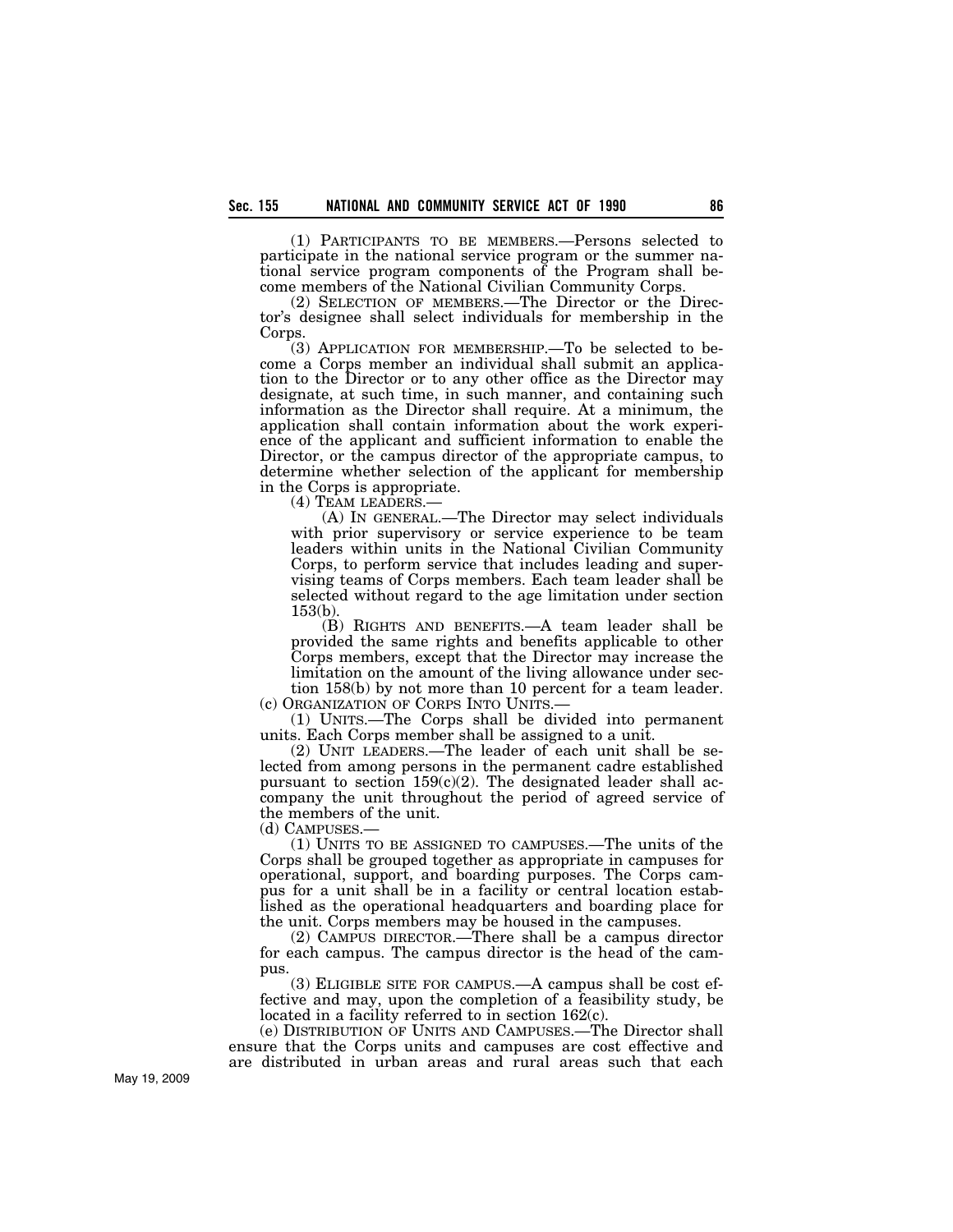(1) PARTICIPANTS TO BE MEMBERS.—Persons selected to participate in the national service program or the summer national service program components of the Program shall become members of the National Civilian Community Corps.

(2) SELECTION OF MEMBERS.—The Director or the Director's designee shall select individuals for membership in the Corps.

(3) APPLICATION FOR MEMBERSHIP.—To be selected to become a Corps member an individual shall submit an application to the Director or to any other office as the Director may designate, at such time, in such manner, and containing such information as the Director shall require. At a minimum, the application shall contain information about the work experience of the applicant and sufficient information to enable the Director, or the campus director of the appropriate campus, to determine whether selection of the applicant for membership in the Corps is appropriate.

(4) TEAM LEADERS.—

(A) IN GENERAL.—The Director may select individuals with prior supervisory or service experience to be team leaders within units in the National Civilian Community Corps, to perform service that includes leading and supervising teams of Corps members. Each team leader shall be selected without regard to the age limitation under section 153(b).

(B) RIGHTS AND BENEFITS.—A team leader shall be provided the same rights and benefits applicable to other Corps members, except that the Director may increase the limitation on the amount of the living allowance under section 158(b) by not more than 10 percent for a team leader.

(c) ORGANIZATION OF CORPS INTO UNITS.—

(1) UNITS.—The Corps shall be divided into permanent units. Each Corps member shall be assigned to a unit.

(2) UNIT LEADERS.—The leader of each unit shall be selected from among persons in the permanent cadre established pursuant to section 159(c)(2). The designated leader shall accompany the unit throughout the period of agreed service of the members of the unit.

(d) CAMPUSES.—

(1) UNITS TO BE ASSIGNED TO CAMPUSES.—The units of the Corps shall be grouped together as appropriate in campuses for operational, support, and boarding purposes. The Corps campus for a unit shall be in a facility or central location established as the operational headquarters and boarding place for the unit. Corps members may be housed in the campuses.

(2) CAMPUS DIRECTOR.—There shall be a campus director for each campus. The campus director is the head of the campus.

(3) ELIGIBLE SITE FOR CAMPUS.—A campus shall be cost effective and may, upon the completion of a feasibility study, be located in a facility referred to in section 162(c).

(e) DISTRIBUTION OF UNITS AND CAMPUSES.—The Director shall ensure that the Corps units and campuses are cost effective and are distributed in urban areas and rural areas such that each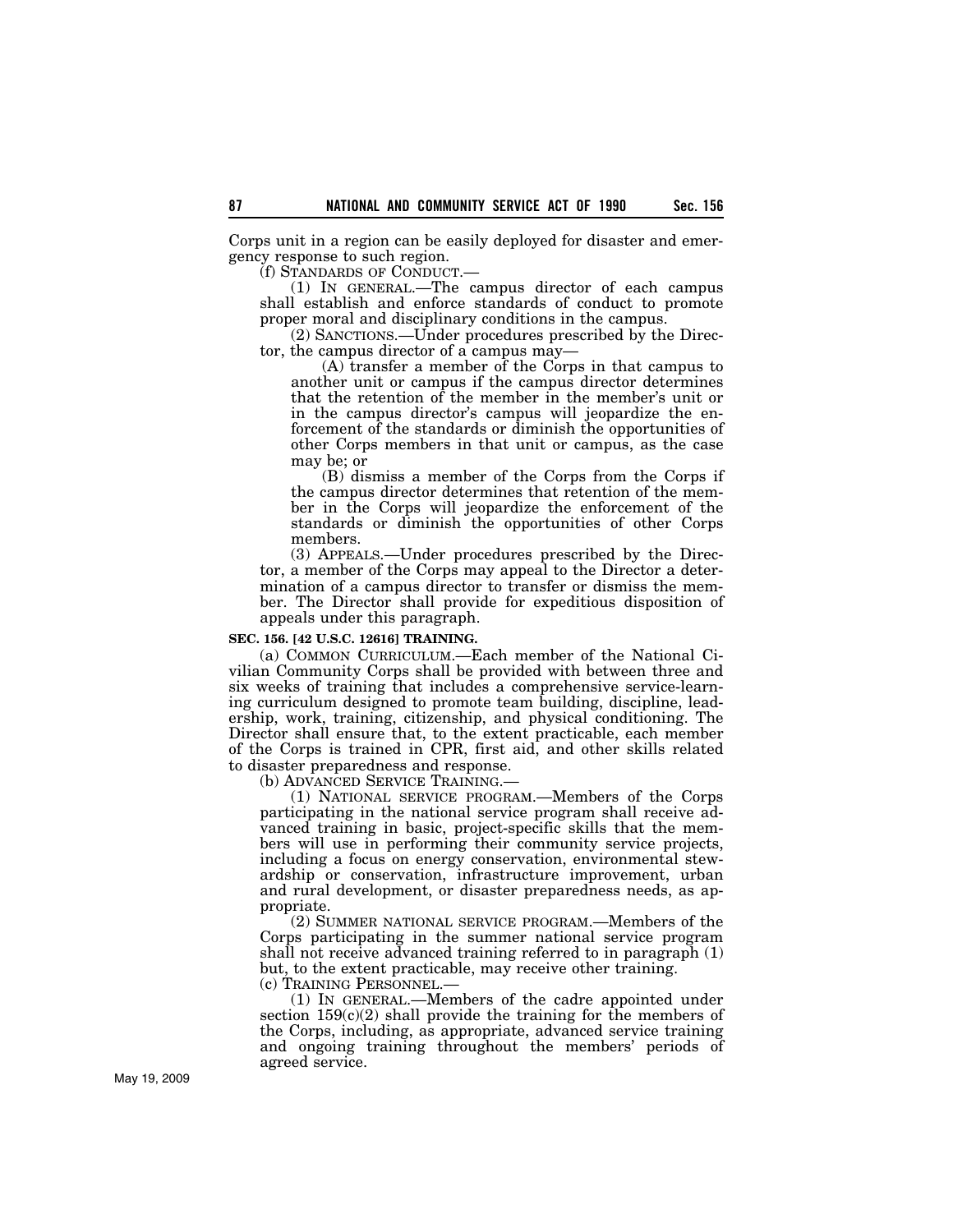Corps unit in a region can be easily deployed for disaster and emergency response to such region.

(f) STANDARDS OF CONDUCT.—

(1) IN GENERAL.—The campus director of each campus shall establish and enforce standards of conduct to promote proper moral and disciplinary conditions in the campus.

(2) SANCTIONS.—Under procedures prescribed by the Director, the campus director of a campus may—

(A) transfer a member of the Corps in that campus to another unit or campus if the campus director determines that the retention of the member in the member's unit or in the campus director's campus will jeopardize the enforcement of the standards or diminish the opportunities of other Corps members in that unit or campus, as the case may be; or

(B) dismiss a member of the Corps from the Corps if the campus director determines that retention of the member in the Corps will jeopardize the enforcement of the standards or diminish the opportunities of other Corps members.

(3) APPEALS.—Under procedures prescribed by the Director, a member of the Corps may appeal to the Director a determination of a campus director to transfer or dismiss the member. The Director shall provide for expeditious disposition of appeals under this paragraph.

**SEC. 156. [42 U.S.C. 12616] TRAINING.**

(a) COMMON CURRICULUM.—Each member of the National Civilian Community Corps shall be provided with between three and six weeks of training that includes a comprehensive service-learning curriculum designed to promote team building, discipline, leadership, work, training, citizenship, and physical conditioning. The Director shall ensure that, to the extent practicable, each member of the Corps is trained in CPR, first aid, and other skills related to disaster preparedness and response.

(b) ADVANCED SERVICE TRAINING.—

(1) NATIONAL SERVICE PROGRAM.—Members of the Corps participating in the national service program shall receive advanced training in basic, project-specific skills that the members will use in performing their community service projects, including a focus on energy conservation, environmental stewardship or conservation, infrastructure improvement, urban and rural development, or disaster preparedness needs, as appropriate.

(2) SUMMER NATIONAL SERVICE PROGRAM.—Members of the Corps participating in the summer national service program shall not receive advanced training referred to in paragraph (1) but, to the extent practicable, may receive other training.

(c) TRAINING PERSONNEL.—

(1) IN GENERAL.—Members of the cadre appointed under section 159(c)(2) shall provide the training for the members of the Corps, including, as appropriate, advanced service training and ongoing training throughout the members' periods of agreed service.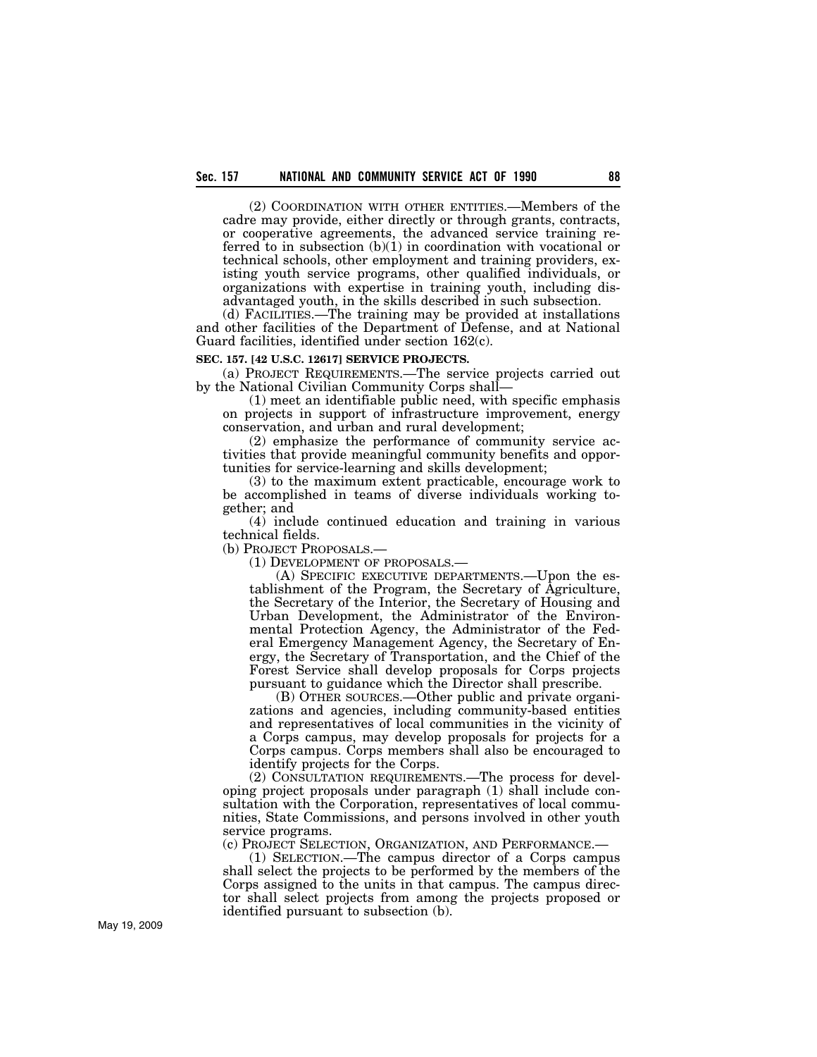(2) COORDINATION WITH OTHER ENTITIES.—Members of the cadre may provide, either directly or through grants, contracts, or cooperative agreements, the advanced service training referred to in subsection (b)(1) in coordination with vocational or technical schools, other employment and training providers, existing youth service programs, other qualified individuals, or organizations with expertise in training youth, including disadvantaged youth, in the skills described in such subsection.

(d) FACILITIES.—The training may be provided at installations and other facilities of the Department of Defense, and at National Guard facilities, identified under section 162(c).

**SEC. 157. [42 U.S.C. 12617] SERVICE PROJECTS.**

(a) PROJECT REQUIREMENTS.—The service projects carried out by the National Civilian Community Corps shall—

(1) meet an identifiable public need, with specific emphasis on projects in support of infrastructure improvement, energy conservation, and urban and rural development;

(2) emphasize the performance of community service activities that provide meaningful community benefits and opportunities for service-learning and skills development;

(3) to the maximum extent practicable, encourage work to be accomplished in teams of diverse individuals working together; and

(4) include continued education and training in various technical fields.

(b) PROJECT PROPOSALS.—

(1) DEVELOPMENT OF PROPOSALS.—

(A) SPECIFIC EXECUTIVE DEPARTMENTS.—Upon the establishment of the Program, the Secretary of Agriculture, the Secretary of the Interior, the Secretary of Housing and Urban Development, the Administrator of the Environmental Protection Agency, the Administrator of the Federal Emergency Management Agency, the Secretary of Energy, the Secretary of Transportation, and the Chief of the Forest Service shall develop proposals for Corps projects pursuant to guidance which the Director shall prescribe.

(B) OTHER SOURCES.—Other public and private organizations and agencies, including community-based entities and representatives of local communities in the vicinity of a Corps campus, may develop proposals for projects for a Corps campus. Corps members shall also be encouraged to identify projects for the Corps.

(2) CONSULTATION REQUIREMENTS.—The process for developing project proposals under paragraph (1) shall include consultation with the Corporation, representatives of local communities, State Commissions, and persons involved in other youth service programs.

(c) PROJECT SELECTION, ORGANIZATION, AND PERFORMANCE.—

(1) SELECTION.—The campus director of a Corps campus shall select the projects to be performed by the members of the Corps assigned to the units in that campus. The campus director shall select projects from among the projects proposed or identified pursuant to subsection (b).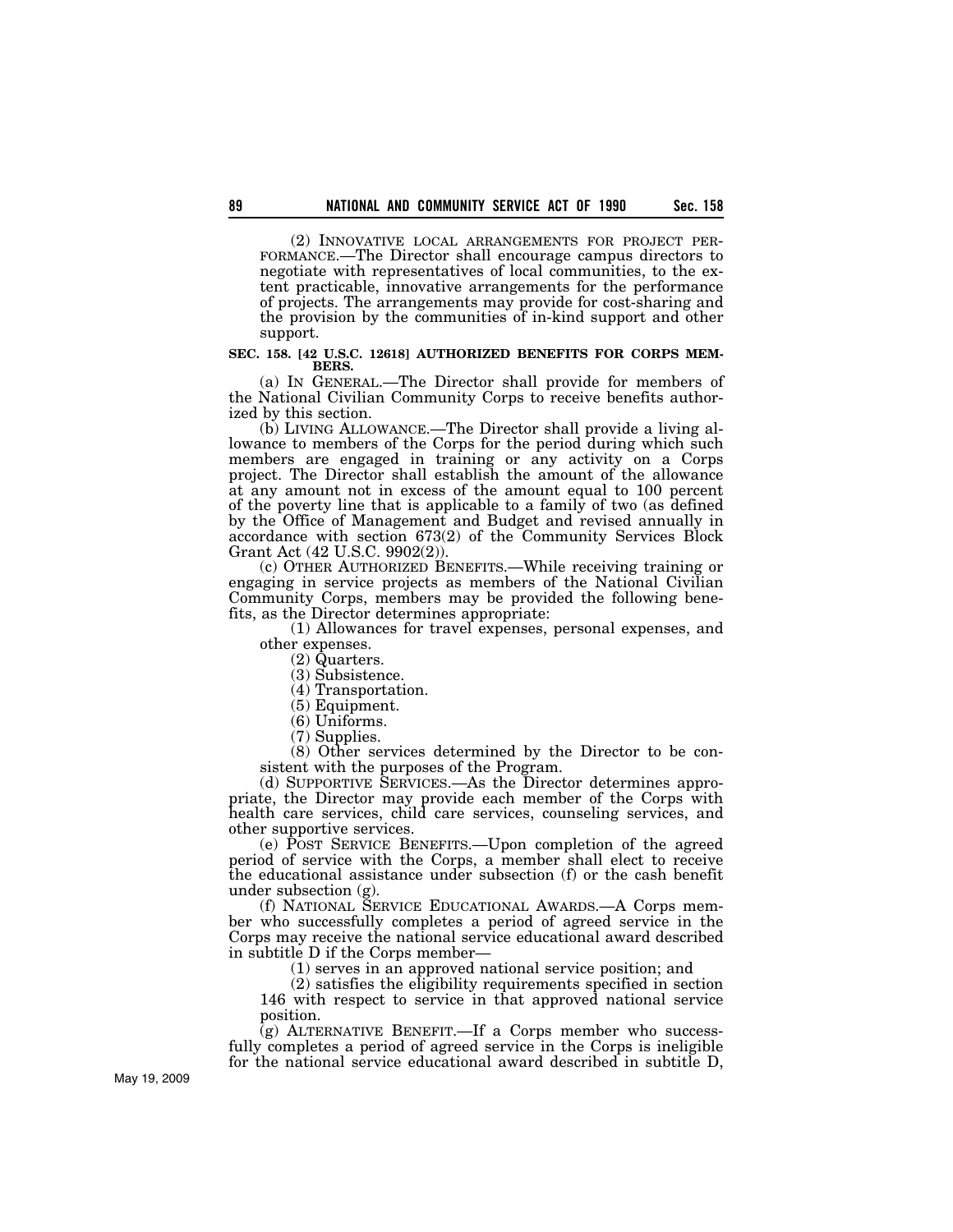(2) INNOVATIVE LOCAL ARRANGEMENTS FOR PROJECT PERFORMANCE.—The Director shall encourage campus directors to negotiate with representatives of local communities, to the extent practicable, innovative arrangements for the performance of projects. The arrangements may provide for cost-sharing and the provision by the communities of in-kind support and other support.

**SEC. 158. [42 U.S.C. 12618] AUTHORIZED BENEFITS FOR CORPS MEMBERS.**

(a) IN GENERAL.—The Director shall provide for members of the National Civilian Community Corps to receive benefits authorized by this section.

(b) LIVING ALLOWANCE.—The Director shall provide a living allowance to members of the Corps for the period during which such members are engaged in training or any activity on a Corps project. The Director shall establish the amount of the allowance at any amount not in excess of the amount equal to 100 percent of the poverty line that is applicable to a family of two (as defined by the Office of Management and Budget and revised annually in accordance with section 673(2) of the Community Services Block Grant Act (42 U.S.C. 9902(2)).

(c) OTHER AUTHORIZED BENEFITS.—While receiving training or engaging in service projects as members of the National Civilian Community Corps, members may be provided the following benefits, as the Director determines appropriate:

(1) Allowances for travel expenses, personal expenses, and other expenses.

(2) Quarters.

(3) Subsistence.

(4) Transportation.

(5) Equipment.

(6) Uniforms.

(7) Supplies.

(8) Other services determined by the Director to be consistent with the purposes of the Program.

(d) SUPPORTIVE SERVICES.—As the Director determines appropriate, the Director may provide each member of the Corps with health care services, child care services, counseling services, and other supportive services.

(e) POST SERVICE BENEFITS.—Upon completion of the agreed period of service with the Corps, a member shall elect to receive the educational assistance under subsection (f) or the cash benefit under subsection (g).

(f) NATIONAL SERVICE EDUCATIONAL AWARDS.—A Corps member who successfully completes a period of agreed service in the Corps may receive the national service educational award described in subtitle D if the Corps member—

(1) serves in an approved national service position; and

(2) satisfies the eligibility requirements specified in section 146 with respect to service in that approved national service position.

(g) ALTERNATIVE BENEFIT.—If a Corps member who successfully completes a period of agreed service in the Corps is ineligible for the national service educational award described in subtitle D,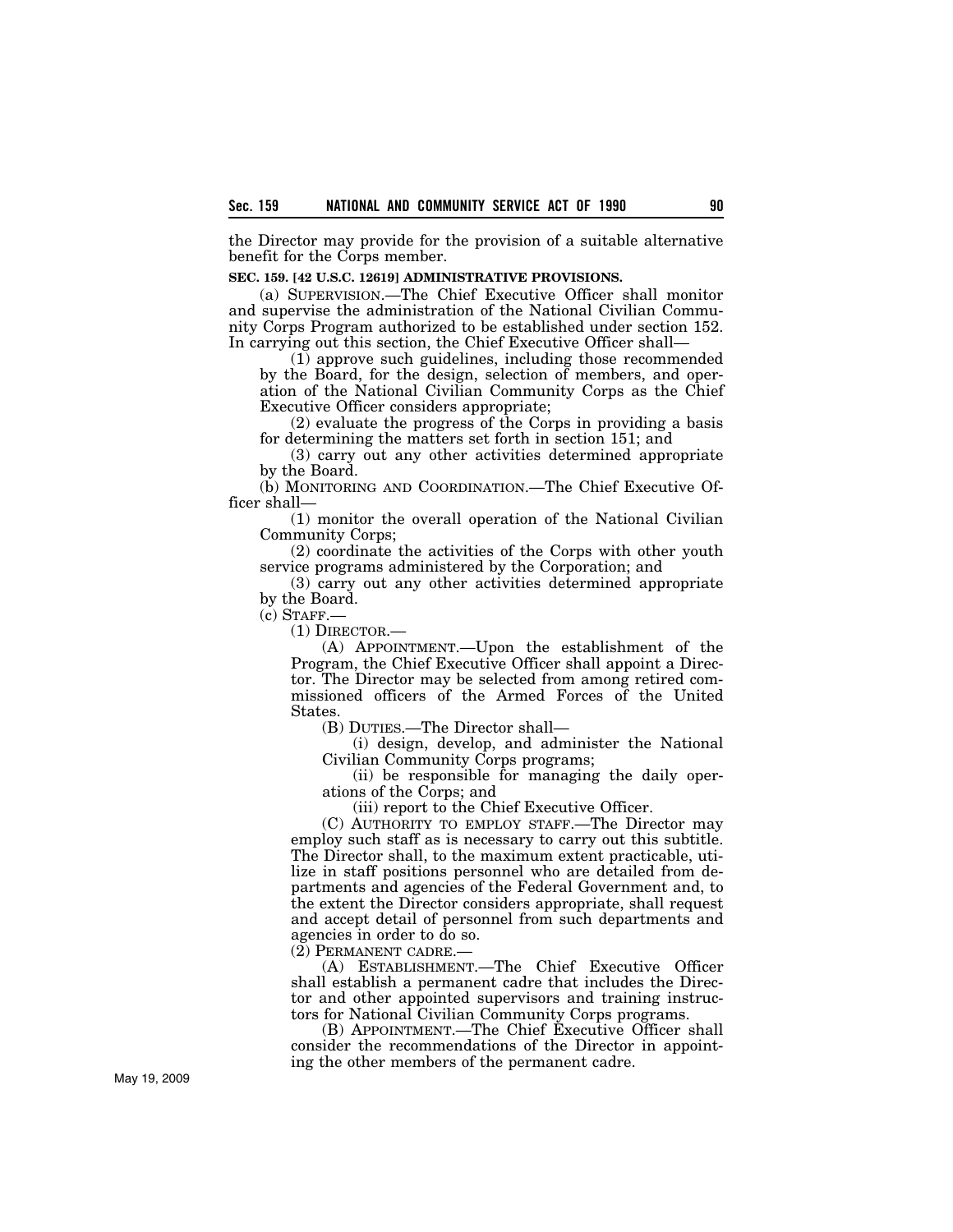the Director may provide for the provision of a suitable alternative benefit for the Corps member.

**SEC. 159. [42 U.S.C. 12619] ADMINISTRATIVE PROVISIONS.**

(a) SUPERVISION.—The Chief Executive Officer shall monitor and supervise the administration of the National Civilian Community Corps Program authorized to be established under section 152. In carrying out this section, the Chief Executive Officer shall—

(1) approve such guidelines, including those recommended by the Board, for the design, selection of members, and operation of the National Civilian Community Corps as the Chief Executive Officer considers appropriate;

(2) evaluate the progress of the Corps in providing a basis for determining the matters set forth in section 151; and

(3) carry out any other activities determined appropriate by the Board.

(b) MONITORING AND COORDINATION.—The Chief Executive Officer shall—

(1) monitor the overall operation of the National Civilian Community Corps;

(2) coordinate the activities of the Corps with other youth service programs administered by the Corporation; and

(3) carry out any other activities determined appropriate by the Board.

(c) STAFF.—

(1) DIRECTOR.—

(A) APPOINTMENT.—Upon the establishment of the Program, the Chief Executive Officer shall appoint a Director. The Director may be selected from among retired commissioned officers of the Armed Forces of the United States.

(B) DUTIES.—The Director shall—

(i) design, develop, and administer the National Civilian Community Corps programs;

(ii) be responsible for managing the daily operations of the Corps; and

(iii) report to the Chief Executive Officer.

(C) AUTHORITY TO EMPLOY STAFF.—The Director may employ such staff as is necessary to carry out this subtitle. The Director shall, to the maximum extent practicable, utilize in staff positions personnel who are detailed from departments and agencies of the Federal Government and, to the extent the Director considers appropriate, shall request and accept detail of personnel from such departments and agencies in order to do so.

(2) PERMANENT CADRE.—

(A) ESTABLISHMENT.—The Chief Executive Officer shall establish a permanent cadre that includes the Director and other appointed supervisors and training instructors for National Civilian Community Corps programs.

(B) APPOINTMENT.—The Chief Executive Officer shall consider the recommendations of the Director in appointing the other members of the permanent cadre.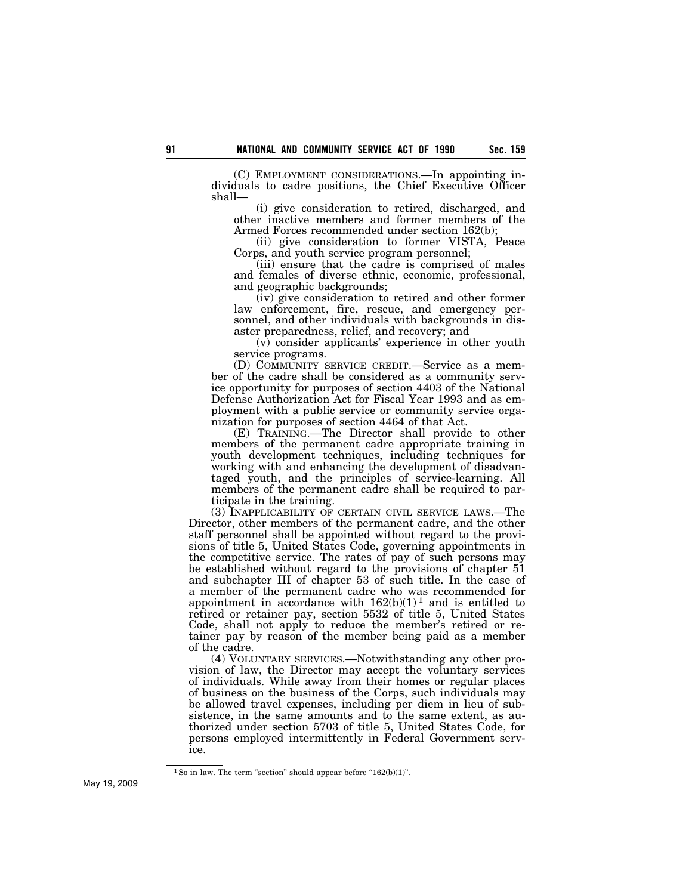(C) EMPLOYMENT CONSIDERATIONS.—In appointing individuals to cadre positions, the Chief Executive Officer shall—

(i) give consideration to retired, discharged, and other inactive members and former members of the Armed Forces recommended under section 162(b);

(ii) give consideration to former VISTA, Peace Corps, and youth service program personnel;

(iii) ensure that the cadre is comprised of males and females of diverse ethnic, economic, professional, and geographic backgrounds;

(iv) give consideration to retired and other former law enforcement, fire, rescue, and emergency personnel, and other individuals with backgrounds in disaster preparedness, relief, and recovery; and

(v) consider applicants' experience in other youth service programs.

(D) COMMUNITY SERVICE CREDIT.—Service as a member of the cadre shall be considered as a community service opportunity for purposes of section 4403 of the National Defense Authorization Act for Fiscal Year 1993 and as employment with a public service or community service organization for purposes of section 4464 of that Act.

(E) TRAINING.—The Director shall provide to other members of the permanent cadre appropriate training in youth development techniques, including techniques for working with and enhancing the development of disadvantaged youth, and the principles of service-learning. All members of the permanent cadre shall be required to participate in the training.

(3) INAPPLICABILITY OF CERTAIN CIVIL SERVICE LAWS.—The Director, other members of the permanent cadre, and the other staff personnel shall be appointed without regard to the provisions of title 5, United States Code, governing appointments in the competitive service. The rates of pay of such persons may be established without regard to the provisions of chapter 51 and subchapter III of chapter 53 of such title. In the case of a member of the permanent cadre who was recommended for appointment in accordance with 162(b)(1)[1] and is entitled to retired or retainer pay, section 5532 of title 5, United States Code, shall not apply to reduce the member's retired or retainer pay by reason of the member being paid as a member of the cadre.

(4) VOLUNTARY SERVICES.—Notwithstanding any other provision of law, the Director may accept the voluntary services of individuals. While away from their homes or regular places of business on the business of the Corps, such individuals may be allowed travel expenses, including per diem in lieu of subsistence, in the same amounts and to the same extent, as authorized under section 5703 of title 5, United States Code, for persons employed intermittently in Federal Government service.

[1] So in law. The term "section" should appear before "162(b)(1)".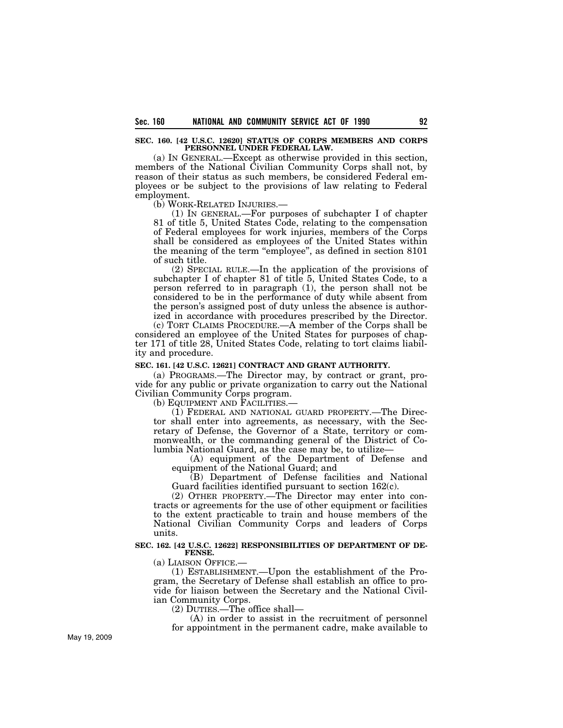**SEC. 160. [42 U.S.C. 12620] STATUS OF CORPS MEMBERS AND CORPS PERSONNEL UNDER FEDERAL LAW.**

(a) IN GENERAL.—Except as otherwise provided in this section, members of the National Civilian Community Corps shall not, by reason of their status as such members, be considered Federal employees or be subject to the provisions of law relating to Federal employment.

(b) WORK-RELATED INJURIES.—

(1) IN GENERAL.—For purposes of subchapter I of chapter 81 of title 5, United States Code, relating to the compensation of Federal employees for work injuries, members of the Corps shall be considered as employees of the United States within the meaning of the term "employee", as defined in section 8101 of such title.

(2) SPECIAL RULE.—In the application of the provisions of subchapter I of chapter 81 of title 5, United States Code, to a person referred to in paragraph (1), the person shall not be considered to be in the performance of duty while absent from the person's assigned post of duty unless the absence is authorized in accordance with procedures prescribed by the Director.

(c) TORT CLAIMS PROCEDURE.—A member of the Corps shall be considered an employee of the United States for purposes of chapter 171 of title 28, United States Code, relating to tort claims liability and procedure.

**SEC. 161. [42 U.S.C. 12621] CONTRACT AND GRANT AUTHORITY.**

(a) PROGRAMS.—The Director may, by contract or grant, provide for any public or private organization to carry out the National Civilian Community Corps program.

(b) EQUIPMENT AND FACILITIES.—

(1) FEDERAL AND NATIONAL GUARD PROPERTY.—The Director shall enter into agreements, as necessary, with the Secretary of Defense, the Governor of a State, territory or commonwealth, or the commanding general of the District of Columbia National Guard, as the case may be, to utilize—

(A) equipment of the Department of Defense and equipment of the National Guard; and

(B) Department of Defense facilities and National Guard facilities identified pursuant to section 162(c).

(2) OTHER PROPERTY.—The Director may enter into contracts or agreements for the use of other equipment or facilities to the extent practicable to train and house members of the National Civilian Community Corps and leaders of Corps units.

**SEC. 162. [42 U.S.C. 12622] RESPONSIBILITIES OF DEPARTMENT OF DEFENSE.**

(a) LIAISON OFFICE.—

(1) ESTABLISHMENT.—Upon the establishment of the Program, the Secretary of Defense shall establish an office to provide for liaison between the Secretary and the National Civilian Community Corps.

(2) DUTIES.—The office shall—

(A) in order to assist in the recruitment of personnel for appointment in the permanent cadre, make available to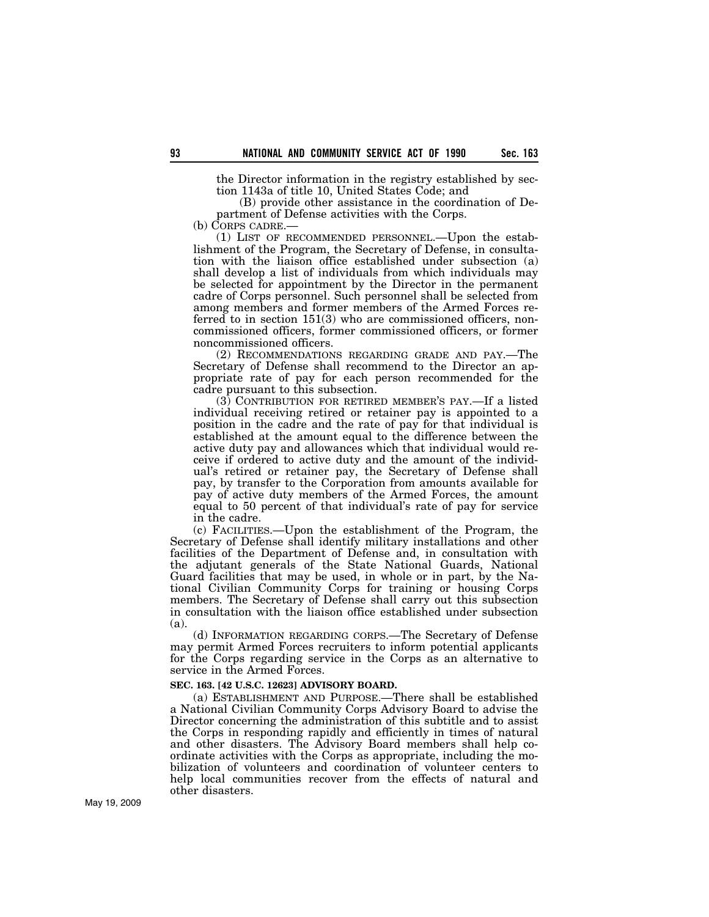the Director information in the registry established by section 1143a of title 10, United States Code; and

(B) provide other assistance in the coordination of Department of Defense activities with the Corps.

(b) CORPS CADRE.—

(1) LIST OF RECOMMENDED PERSONNEL.—Upon the establishment of the Program, the Secretary of Defense, in consultation with the liaison office established under subsection (a) shall develop a list of individuals from which individuals may be selected for appointment by the Director in the permanent cadre of Corps personnel. Such personnel shall be selected from among members and former members of the Armed Forces referred to in section 151(3) who are commissioned officers, noncommissioned officers, former commissioned officers, or former noncommissioned officers.

(2) RECOMMENDATIONS REGARDING GRADE AND PAY.—The Secretary of Defense shall recommend to the Director an appropriate rate of pay for each person recommended for the cadre pursuant to this subsection.

(3) CONTRIBUTION FOR RETIRED MEMBER'S PAY.—If a listed individual receiving retired or retainer pay is appointed to a position in the cadre and the rate of pay for that individual is established at the amount equal to the difference between the active duty pay and allowances which that individual would receive if ordered to active duty and the amount of the individual's retired or retainer pay, the Secretary of Defense shall pay, by transfer to the Corporation from amounts available for pay of active duty members of the Armed Forces, the amount equal to 50 percent of that individual's rate of pay for service in the cadre.

(c) FACILITIES.—Upon the establishment of the Program, the Secretary of Defense shall identify military installations and other facilities of the Department of Defense and, in consultation with the adjutant generals of the State National Guards, National Guard facilities that may be used, in whole or in part, by the National Civilian Community Corps for training or housing Corps members. The Secretary of Defense shall carry out this subsection in consultation with the liaison office established under subsection (a).

(d) INFORMATION REGARDING CORPS.—The Secretary of Defense may permit Armed Forces recruiters to inform potential applicants for the Corps regarding service in the Corps as an alternative to service in the Armed Forces.

**SEC. 163. [42 U.S.C. 12623] ADVISORY BOARD.**

(a) ESTABLISHMENT AND PURPOSE.—There shall be established a National Civilian Community Corps Advisory Board to advise the Director concerning the administration of this subtitle and to assist the Corps in responding rapidly and efficiently in times of natural and other disasters. The Advisory Board members shall help coordinate activities with the Corps as appropriate, including the mobilization of volunteers and coordination of volunteer centers to help local communities recover from the effects of natural and other disasters.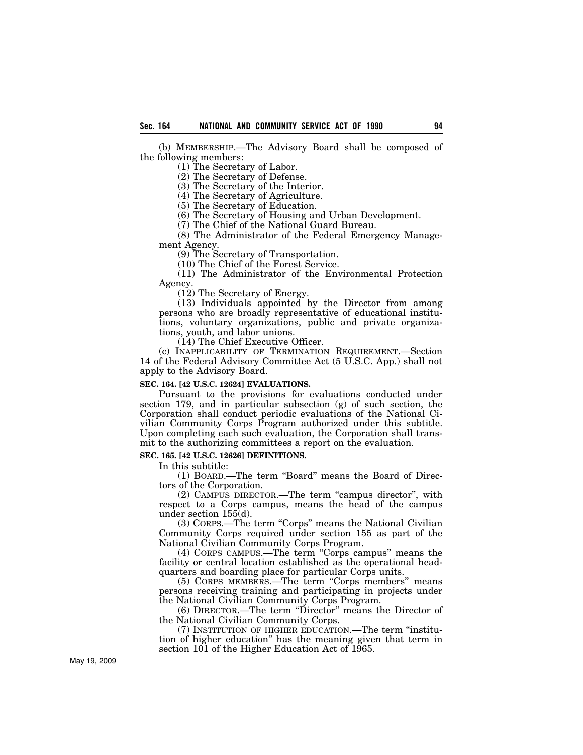(b) MEMBERSHIP.—The Advisory Board shall be composed of the following members:

(1) The Secretary of Labor.

(2) The Secretary of Defense.

(3) The Secretary of the Interior.

(4) The Secretary of Agriculture.

(5) The Secretary of Education.

(6) The Secretary of Housing and Urban Development.

(7) The Chief of the National Guard Bureau.

(8) The Administrator of the Federal Emergency Management Agency.

(9) The Secretary of Transportation.

(10) The Chief of the Forest Service.

(11) The Administrator of the Environmental Protection Agency.

(12) The Secretary of Energy.

(13) Individuals appointed by the Director from among persons who are broadly representative of educational institutions, voluntary organizations, public and private organizations, youth, and labor unions.

(14) The Chief Executive Officer.

(c) INAPPLICABILITY OF TERMINATION REQUIREMENT.—Section 14 of the Federal Advisory Committee Act (5 U.S.C. App.) shall not apply to the Advisory Board.

**SEC. 164. [42 U.S.C. 12624] EVALUATIONS.**

Pursuant to the provisions for evaluations conducted under section 179, and in particular subsection (g) of such section, the Corporation shall conduct periodic evaluations of the National Civilian Community Corps Program authorized under this subtitle. Upon completing each such evaluation, the Corporation shall transmit to the authorizing committees a report on the evaluation.

**SEC. 165. [42 U.S.C. 12626] DEFINITIONS.**

In this subtitle:

(1) BOARD.—The term "Board" means the Board of Directors of the Corporation.

(2) CAMPUS DIRECTOR.—The term "campus director", with respect to a Corps campus, means the head of the campus under section 155(d).

(3) CORPS.—The term "Corps" means the National Civilian Community Corps required under section 155 as part of the National Civilian Community Corps Program.

(4) CORPS CAMPUS.—The term "Corps campus" means the facility or central location established as the operational headquarters and boarding place for particular Corps units.

(5) CORPS MEMBERS.—The term "Corps members" means persons receiving training and participating in projects under the National Civilian Community Corps Program.

(6) DIRECTOR.—The term "Director" means the Director of the National Civilian Community Corps.

(7) INSTITUTION OF HIGHER EDUCATION.—The term "institution of higher education" has the meaning given that term in section 101 of the Higher Education Act of 1965.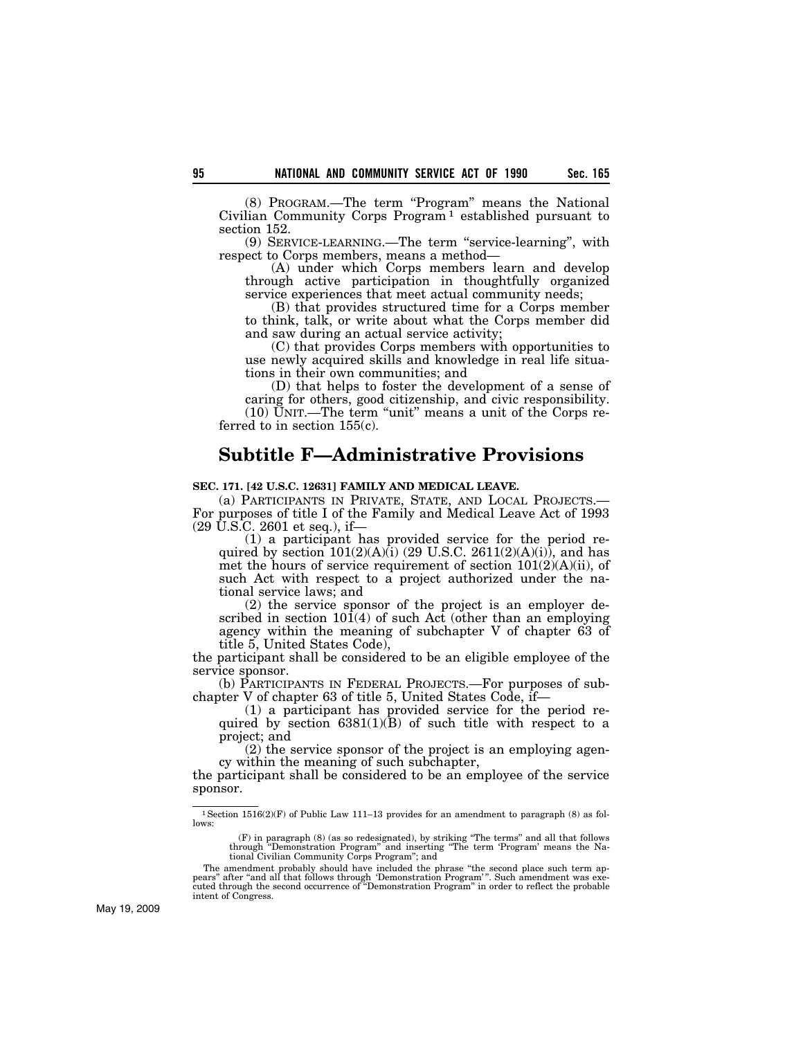(8) PROGRAM.—The term "Program" means the National Civilian Community Corps Program[1] established pursuant to section 152.

(9) SERVICE-LEARNING.—The term "service-learning", with respect to Corps members, means a method—

(A) under which Corps members learn and develop through active participation in thoughtfully organized service experiences that meet actual community needs;

(B) that provides structured time for a Corps member to think, talk, or write about what the Corps member did and saw during an actual service activity;

(C) that provides Corps members with opportunities to use newly acquired skills and knowledge in real life situations in their own communities; and

(D) that helps to foster the development of a sense of caring for others, good citizenship, and civic responsibility.

(10) UNIT.—The term "unit" means a unit of the Corps referred to in section 155(c).

## Subtitle F—Administrative Provisions

**SEC. 171. [42 U.S.C. 12631] FAMILY AND MEDICAL LEAVE.**

(a) PARTICIPANTS IN PRIVATE, STATE, AND LOCAL PROJECTS.—For purposes of title I of the Family and Medical Leave Act of 1993 (29 U.S.C. 2601 et seq.), if—

(1) a participant has provided service for the period required by section 101(2)(A)(i) (29 U.S.C. 2611(2)(A)(i)), and has met the hours of service requirement of section 101(2)(A)(ii), of such Act with respect to a project authorized under the national service laws; and

(2) the service sponsor of the project is an employer described in section 101(4) of such Act (other than an employing agency within the meaning of subchapter V of chapter 63 of title 5, United States Code),

the participant shall be considered to be an eligible employee of the service sponsor.

(b) PARTICIPANTS IN FEDERAL PROJECTS.—For purposes of subchapter V of chapter 63 of title 5, United States Code, if—

(1) a participant has provided service for the period required by section 6381(1)(B) of such title with respect to a project; and

(2) the service sponsor of the project is an employing agency within the meaning of such subchapter,

the participant shall be considered to be an employee of the service sponsor.

---

[1] Section 1516(2)(F) of Public Law 111–13 provides for an amendment to paragraph (8) as follows:

(F) in paragraph (8) (as so redesignated), by striking "The terms" and all that follows through "Demonstration Program" and inserting "The term 'Program' means the National Civilian Community Corps Program"; and

The amendment probably should have included the phrase "the second place such term appears" after "and all that follows through 'Demonstration Program'". Such amendment was executed through the second occurrence of "Demonstration Program" in order to reflect the probable intent of Congress.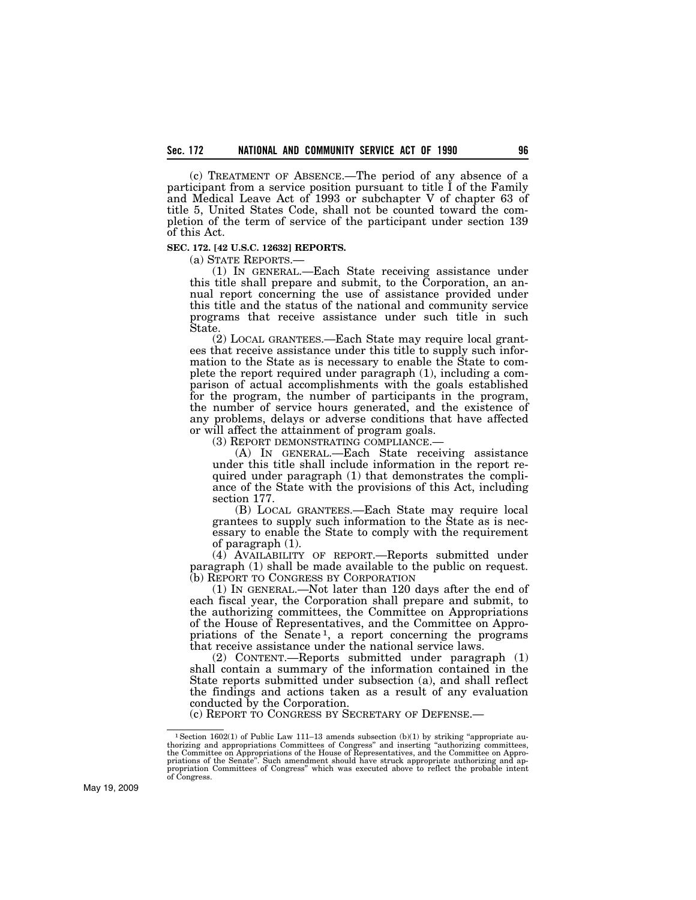(c) TREATMENT OF ABSENCE.—The period of any absence of a participant from a service position pursuant to title I of the Family and Medical Leave Act of 1993 or subchapter V of chapter 63 of title 5, United States Code, shall not be counted toward the completion of the term of service of the participant under section 139 of this Act.

**SEC. 172. [42 U.S.C. 12632] REPORTS.**

(a) STATE REPORTS.—

(1) IN GENERAL.—Each State receiving assistance under this title shall prepare and submit, to the Corporation, an annual report concerning the use of assistance provided under this title and the status of the national and community service programs that receive assistance under such title in such State.

(2) LOCAL GRANTEES.—Each State may require local grantees that receive assistance under this title to supply such information to the State as is necessary to enable the State to complete the report required under paragraph (1), including a comparison of actual accomplishments with the goals established for the program, the number of participants in the program, the number of service hours generated, and the existence of any problems, delays or adverse conditions that have affected or will affect the attainment of program goals.

(3) REPORT DEMONSTRATING COMPLIANCE.—

(A) IN GENERAL.—Each State receiving assistance under this title shall include information in the report required under paragraph (1) that demonstrates the compliance of the State with the provisions of this Act, including section 177.

(B) LOCAL GRANTEES.—Each State may require local grantees to supply such information to the State as is necessary to enable the State to comply with the requirement of paragraph (1).

(4) AVAILABILITY OF REPORT.—Reports submitted under paragraph (1) shall be made available to the public on request.

(b) REPORT TO CONGRESS BY CORPORATION

(1) IN GENERAL.—Not later than 120 days after the end of each fiscal year, the Corporation shall prepare and submit, to the authorizing committees, the Committee on Appropriations of the House of Representatives, and the Committee on Appropriations of the Senate[1], a report concerning the programs that receive assistance under the national service laws.

(2) CONTENT.—Reports submitted under paragraph (1) shall contain a summary of the information contained in the State reports submitted under subsection (a), and shall reflect the findings and actions taken as a result of any evaluation conducted by the Corporation.

(c) REPORT TO CONGRESS BY SECRETARY OF DEFENSE.—

---

[1] Section 1602(1) of Public Law 111–13 amends subsection (b)(1) by striking "appropriate authorizing and appropriations Committees of Congress" and inserting "authorizing committees, the Committee on Appropriations of the House of Representatives, and the Committee on Appropriations of the Senate". Such amendment should have struck appropriate authorizing and appropriation Committees of Congress" which was executed above to reflect the probable intent of Congress.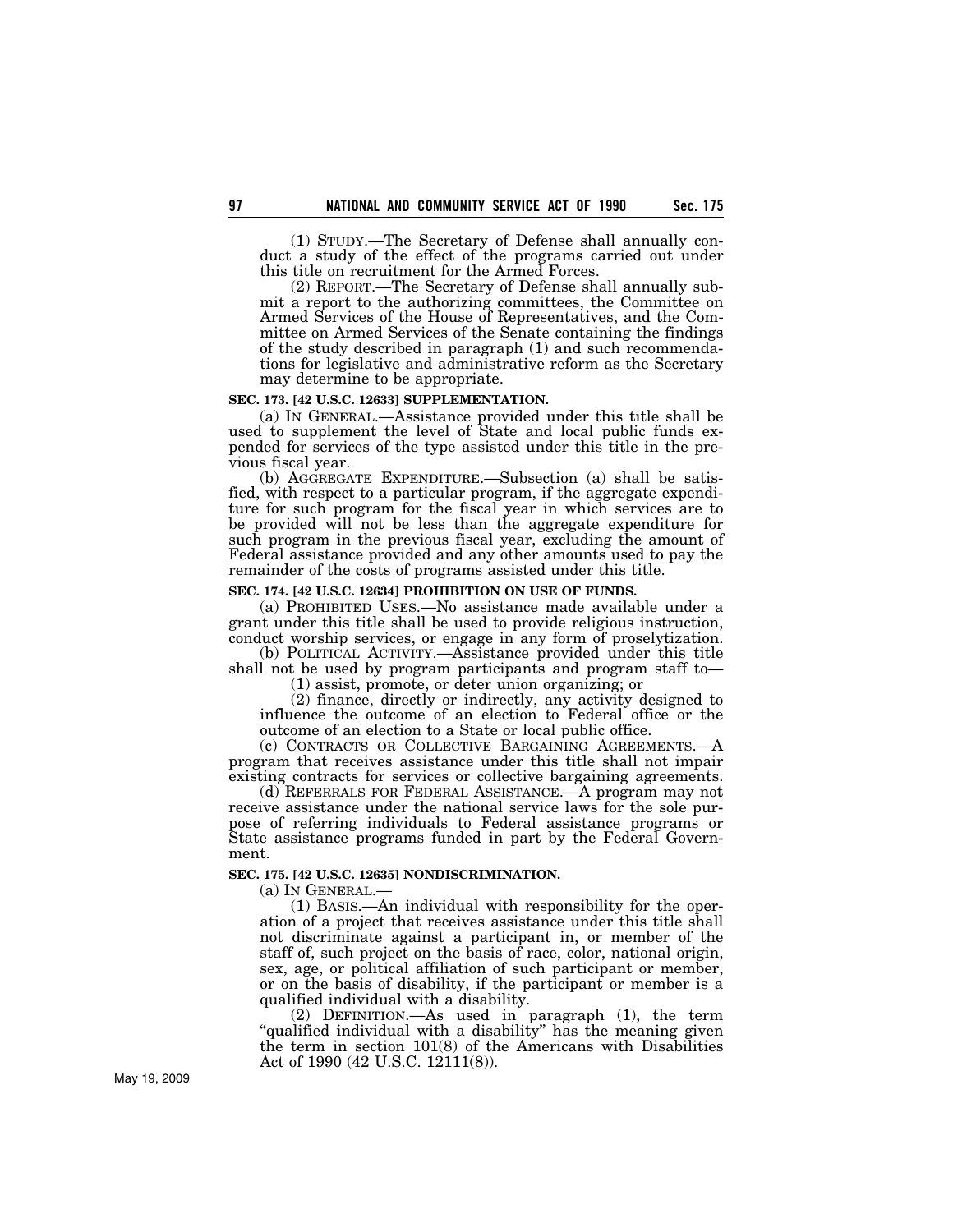(1) STUDY.—The Secretary of Defense shall annually conduct a study of the effect of the programs carried out under this title on recruitment for the Armed Forces.

(2) REPORT.—The Secretary of Defense shall annually submit a report to the authorizing committees, the Committee on Armed Services of the House of Representatives, and the Committee on Armed Services of the Senate containing the findings of the study described in paragraph (1) and such recommendations for legislative and administrative reform as the Secretary may determine to be appropriate.

**SEC. 173. [42 U.S.C. 12633] SUPPLEMENTATION.**

(a) IN GENERAL.—Assistance provided under this title shall be used to supplement the level of State and local public funds expended for services of the type assisted under this title in the previous fiscal year.

(b) AGGREGATE EXPENDITURE.—Subsection (a) shall be satisfied, with respect to a particular program, if the aggregate expenditure for such program for the fiscal year in which services are to be provided will not be less than the aggregate expenditure for such program in the previous fiscal year, excluding the amount of Federal assistance provided and any other amounts used to pay the remainder of the costs of programs assisted under this title.

**SEC. 174. [42 U.S.C. 12634] PROHIBITION ON USE OF FUNDS.**

(a) PROHIBITED USES.—No assistance made available under a grant under this title shall be used to provide religious instruction, conduct worship services, or engage in any form of proselytization.

(b) POLITICAL ACTIVITY.—Assistance provided under this title shall not be used by program participants and program staff to—

(1) assist, promote, or deter union organizing; or

(2) finance, directly or indirectly, any activity designed to influence the outcome of an election to Federal office or the outcome of an election to a State or local public office.

(c) CONTRACTS OR COLLECTIVE BARGAINING AGREEMENTS.—A program that receives assistance under this title shall not impair existing contracts for services or collective bargaining agreements.

(d) REFERRALS FOR FEDERAL ASSISTANCE.—A program may not receive assistance under the national service laws for the sole purpose of referring individuals to Federal assistance programs or State assistance programs funded in part by the Federal Government.

**SEC. 175. [42 U.S.C. 12635] NONDISCRIMINATION.**

(a) IN GENERAL.—

(1) BASIS.—An individual with responsibility for the operation of a project that receives assistance under this title shall not discriminate against a participant in, or member of the staff of, such project on the basis of race, color, national origin, sex, age, or political affiliation of such participant or member, or on the basis of disability, if the participant or member is a qualified individual with a disability.

(2) DEFINITION.—As used in paragraph (1), the term "qualified individual with a disability" has the meaning given the term in section 101(8) of the Americans with Disabilities Act of 1990 (42 U.S.C. 12111(8)).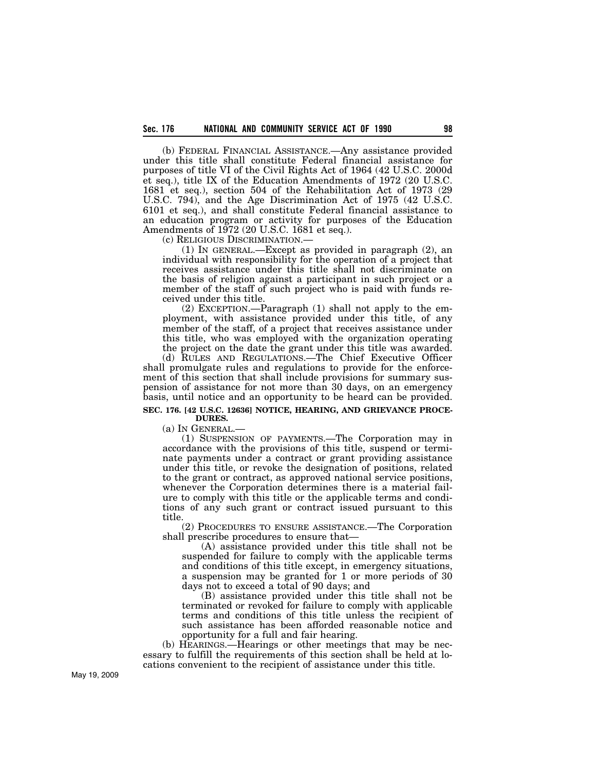(b) FEDERAL FINANCIAL ASSISTANCE.—Any assistance provided under this title shall constitute Federal financial assistance for purposes of title VI of the Civil Rights Act of 1964 (42 U.S.C. 2000d et seq.), title IX of the Education Amendments of 1972 (20 U.S.C. 1681 et seq.), section 504 of the Rehabilitation Act of 1973 (29 U.S.C. 794), and the Age Discrimination Act of 1975 (42 U.S.C. 6101 et seq.), and shall constitute Federal financial assistance to an education program or activity for purposes of the Education Amendments of 1972 (20 U.S.C. 1681 et seq.).

(c) RELIGIOUS DISCRIMINATION.—

(1) IN GENERAL.—Except as provided in paragraph (2), an individual with responsibility for the operation of a project that receives assistance under this title shall not discriminate on the basis of religion against a participant in such project or a member of the staff of such project who is paid with funds received under this title.

(2) EXCEPTION.—Paragraph (1) shall not apply to the employment, with assistance provided under this title, of any member of the staff, of a project that receives assistance under this title, who was employed with the organization operating the project on the date the grant under this title was awarded.

(d) RULES AND REGULATIONS.—The Chief Executive Officer shall promulgate rules and regulations to provide for the enforcement of this section that shall include provisions for summary suspension of assistance for not more than 30 days, on an emergency basis, until notice and an opportunity to be heard can be provided.

**SEC. 176. [42 U.S.C. 12636] NOTICE, HEARING, AND GRIEVANCE PROCEDURES.**

(a) IN GENERAL.—

(1) SUSPENSION OF PAYMENTS.—The Corporation may in accordance with the provisions of this title, suspend or terminate payments under a contract or grant providing assistance under this title, or revoke the designation of positions, related to the grant or contract, as approved national service positions, whenever the Corporation determines there is a material failure to comply with this title or the applicable terms and conditions of any such grant or contract issued pursuant to this title.

(2) PROCEDURES TO ENSURE ASSISTANCE.—The Corporation shall prescribe procedures to ensure that—

(A) assistance provided under this title shall not be suspended for failure to comply with the applicable terms and conditions of this title except, in emergency situations, a suspension may be granted for 1 or more periods of 30 days not to exceed a total of 90 days; and

(B) assistance provided under this title shall not be terminated or revoked for failure to comply with applicable terms and conditions of this title unless the recipient of such assistance has been afforded reasonable notice and opportunity for a full and fair hearing.

(b) HEARINGS.—Hearings or other meetings that may be necessary to fulfill the requirements of this section shall be held at locations convenient to the recipient of assistance under this title.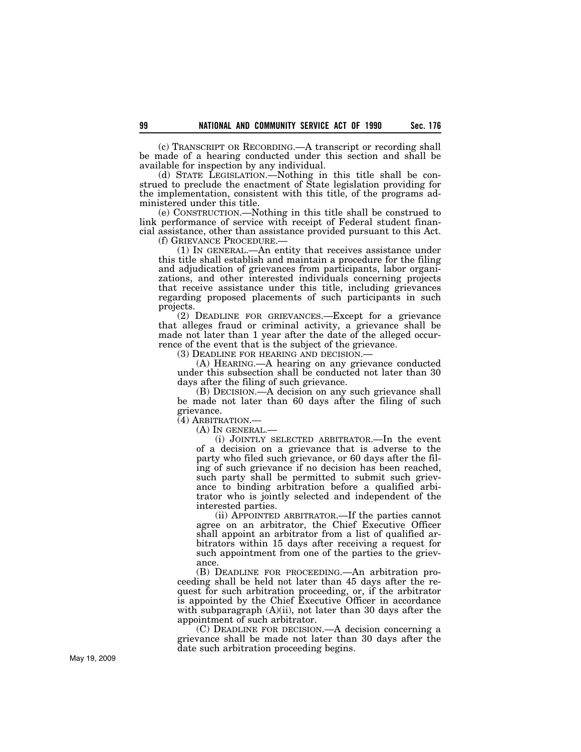(c) TRANSCRIPT OR RECORDING.—A transcript or recording shall be made of a hearing conducted under this section and shall be available for inspection by any individual.

(d) STATE LEGISLATION.—Nothing in this title shall be construed to preclude the enactment of State legislation providing for the implementation, consistent with this title, of the programs administered under this title.

(e) CONSTRUCTION.—Nothing in this title shall be construed to link performance of service with receipt of Federal student financial assistance, other than assistance provided pursuant to this Act.

(f) GRIEVANCE PROCEDURE.—

(1) IN GENERAL.—An entity that receives assistance under this title shall establish and maintain a procedure for the filing and adjudication of grievances from participants, labor organizations, and other interested individuals concerning projects that receive assistance under this title, including grievances regarding proposed placements of such participants in such projects.

(2) DEADLINE FOR GRIEVANCES.—Except for a grievance that alleges fraud or criminal activity, a grievance shall be made not later than 1 year after the date of the alleged occurrence of the event that is the subject of the grievance.

(3) DEADLINE FOR HEARING AND DECISION.—

(A) HEARING.—A hearing on any grievance conducted under this subsection shall be conducted not later than 30 days after the filing of such grievance.

(B) DECISION.—A decision on any such grievance shall be made not later than 60 days after the filing of such grievance.

(4) ARBITRATION.—

(A) IN GENERAL.—

(i) JOINTLY SELECTED ARBITRATOR.—In the event of a decision on a grievance that is adverse to the party who filed such grievance, or 60 days after the filing of such grievance if no decision has been reached, such party shall be permitted to submit such grievance to binding arbitration before a qualified arbitrator who is jointly selected and independent of the interested parties.

(ii) APPOINTED ARBITRATOR.—If the parties cannot agree on an arbitrator, the Chief Executive Officer shall appoint an arbitrator from a list of qualified arbitrators within 15 days after receiving a request for such appointment from one of the parties to the grievance.

(B) DEADLINE FOR PROCEEDING.—An arbitration proceeding shall be held not later than 45 days after the request for such arbitration proceeding, or, if the arbitrator is appointed by the Chief Executive Officer in accordance with subparagraph (A)(ii), not later than 30 days after the appointment of such arbitrator.

(C) DEADLINE FOR DECISION.—A decision concerning a grievance shall be made not later than 30 days after the date such arbitration proceeding begins.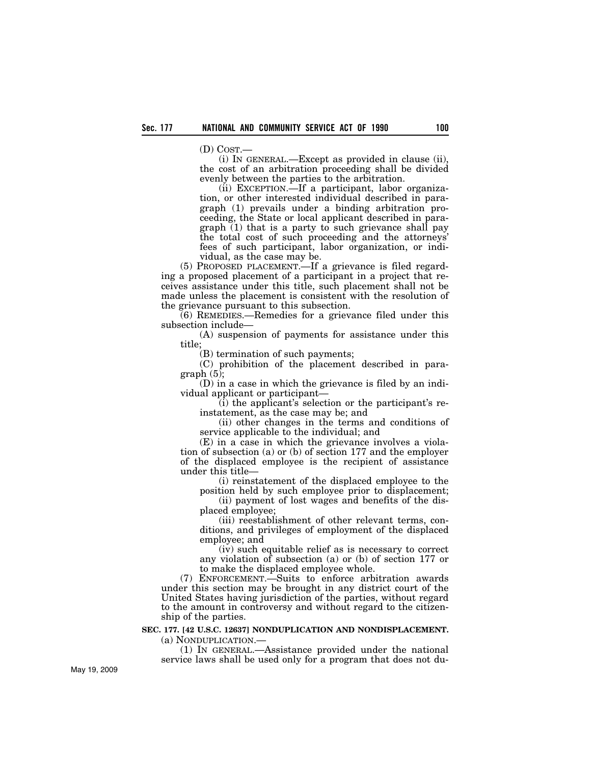(D) COST.—

(i) IN GENERAL.—Except as provided in clause (ii), the cost of an arbitration proceeding shall be divided evenly between the parties to the arbitration.

(ii) EXCEPTION.—If a participant, labor organization, or other interested individual described in paragraph (1) prevails under a binding arbitration proceeding, the State or local applicant described in paragraph (1) that is a party to such grievance shall pay the total cost of such proceeding and the attorneys' fees of such participant, labor organization, or individual, as the case may be.

(5) PROPOSED PLACEMENT.—If a grievance is filed regarding a proposed placement of a participant in a project that receives assistance under this title, such placement shall not be made unless the placement is consistent with the resolution of the grievance pursuant to this subsection.

(6) REMEDIES.—Remedies for a grievance filed under this subsection include—

(A) suspension of payments for assistance under this title;

(B) termination of such payments;

(C) prohibition of the placement described in paragraph (5);

(D) in a case in which the grievance is filed by an individual applicant or participant—

(i) the applicant's selection or the participant's reinstatement, as the case may be; and

(ii) other changes in the terms and conditions of service applicable to the individual; and

(E) in a case in which the grievance involves a violation of subsection (a) or (b) of section 177 and the employer of the displaced employee is the recipient of assistance under this title—

(i) reinstatement of the displaced employee to the position held by such employee prior to displacement;

(ii) payment of lost wages and benefits of the displaced employee;

(iii) reestablishment of other relevant terms, conditions, and privileges of employment of the displaced employee; and

(iv) such equitable relief as is necessary to correct any violation of subsection (a) or (b) of section 177 or to make the displaced employee whole.

(7) ENFORCEMENT.—Suits to enforce arbitration awards under this section may be brought in any district court of the United States having jurisdiction of the parties, without regard to the amount in controversy and without regard to the citizenship of the parties.

**SEC. 177. [42 U.S.C. 12637] NONDUPLICATION AND NONDISPLACEMENT.**

(a) NONDUPLICATION.—

(1) IN GENERAL.—Assistance provided under the national service laws shall be used only for a program that does not du-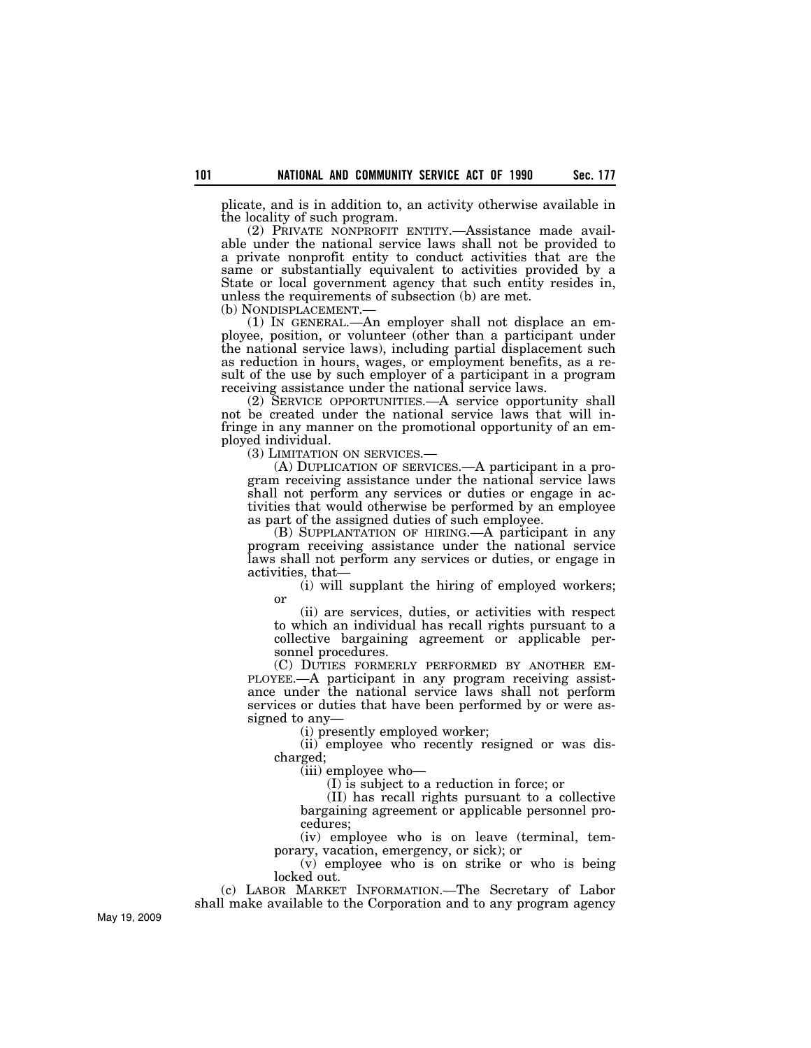plicate, and is in addition to, an activity otherwise available in the locality of such program.

(2) PRIVATE NONPROFIT ENTITY.—Assistance made available under the national service laws shall not be provided to a private nonprofit entity to conduct activities that are the same or substantially equivalent to activities provided by a State or local government agency that such entity resides in, unless the requirements of subsection (b) are met.

(b) NONDISPLACEMENT.—

(1) IN GENERAL.—An employer shall not displace an employee, position, or volunteer (other than a participant under the national service laws), including partial displacement such as reduction in hours, wages, or employment benefits, as a result of the use by such employer of a participant in a program receiving assistance under the national service laws.

(2) SERVICE OPPORTUNITIES.—A service opportunity shall not be created under the national service laws that will infringe in any manner on the promotional opportunity of an employed individual.

(3) LIMITATION ON SERVICES.—

(A) DUPLICATION OF SERVICES.—A participant in a program receiving assistance under the national service laws shall not perform any services or duties or engage in activities that would otherwise be performed by an employee as part of the assigned duties of such employee.

(B) SUPPLANTATION OF HIRING.—A participant in any program receiving assistance under the national service laws shall not perform any services or duties, or engage in activities, that—

(i) will supplant the hiring of employed workers; or

(ii) are services, duties, or activities with respect to which an individual has recall rights pursuant to a collective bargaining agreement or applicable personnel procedures.

(C) DUTIES FORMERLY PERFORMED BY ANOTHER EMPLOYEE.—A participant in any program receiving assistance under the national service laws shall not perform services or duties that have been performed by or were assigned to any—

(i) presently employed worker;

(ii) employee who recently resigned or was discharged;

(iii) employee who—

(I) is subject to a reduction in force; or

(II) has recall rights pursuant to a collective bargaining agreement or applicable personnel procedures;

(iv) employee who is on leave (terminal, temporary, vacation, emergency, or sick); or

(v) employee who is on strike or who is being locked out.

(c) LABOR MARKET INFORMATION.—The Secretary of Labor shall make available to the Corporation and to any program agency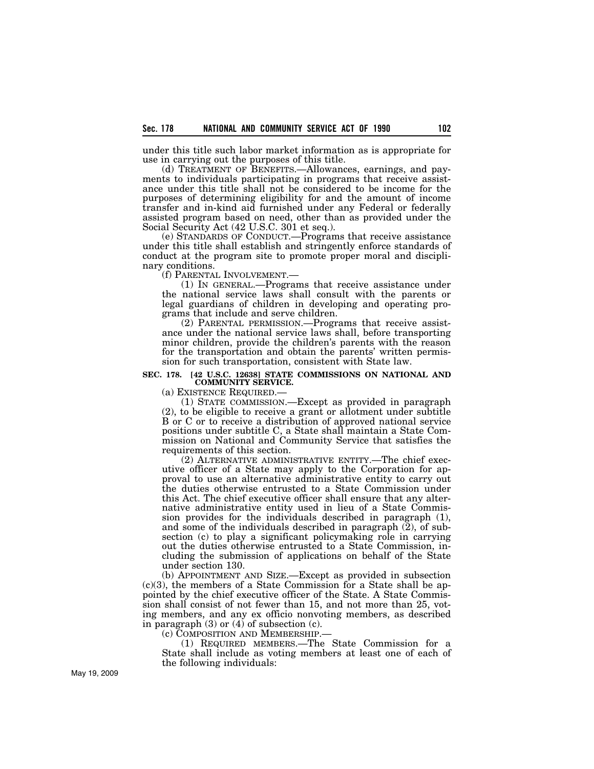under this title such labor market information as is appropriate for use in carrying out the purposes of this title.

(d) TREATMENT OF BENEFITS.—Allowances, earnings, and payments to individuals participating in programs that receive assistance under this title shall not be considered to be income for the purposes of determining eligibility for and the amount of income transfer and in-kind aid furnished under any Federal or federally assisted program based on need, other than as provided under the Social Security Act (42 U.S.C. 301 et seq.).

(e) STANDARDS OF CONDUCT.—Programs that receive assistance under this title shall establish and stringently enforce standards of conduct at the program site to promote proper moral and disciplinary conditions.

(f) PARENTAL INVOLVEMENT.—

(1) IN GENERAL.—Programs that receive assistance under the national service laws shall consult with the parents or legal guardians of children in developing and operating programs that include and serve children.

(2) PARENTAL PERMISSION.—Programs that receive assistance under the national service laws shall, before transporting minor children, provide the children's parents with the reason for the transportation and obtain the parents' written permission for such transportation, consistent with State law.

**SEC. 178. [42 U.S.C. 12638] STATE COMMISSIONS ON NATIONAL AND COMMUNITY SERVICE.**

(a) EXISTENCE REQUIRED.—

(1) STATE COMMISSION.—Except as provided in paragraph (2), to be eligible to receive a grant or allotment under subtitle B or C or to receive a distribution of approved national service positions under subtitle C, a State shall maintain a State Commission on National and Community Service that satisfies the requirements of this section.

(2) ALTERNATIVE ADMINISTRATIVE ENTITY.—The chief executive officer of a State may apply to the Corporation for approval to use an alternative administrative entity to carry out the duties otherwise entrusted to a State Commission under this Act. The chief executive officer shall ensure that any alternative administrative entity used in lieu of a State Commission provides for the individuals described in paragraph (1), and some of the individuals described in paragraph (2), of subsection (c) to play a significant policymaking role in carrying out the duties otherwise entrusted to a State Commission, including the submission of applications on behalf of the State under section 130.

(b) APPOINTMENT AND SIZE.—Except as provided in subsection (c)(3), the members of a State Commission for a State shall be appointed by the chief executive officer of the State. A State Commission shall consist of not fewer than 15, and not more than 25, voting members, and any ex officio nonvoting members, as described in paragraph (3) or (4) of subsection (c).

(c) COMPOSITION AND MEMBERSHIP.—

(1) REQUIRED MEMBERS.—The State Commission for a State shall include as voting members at least one of each of the following individuals: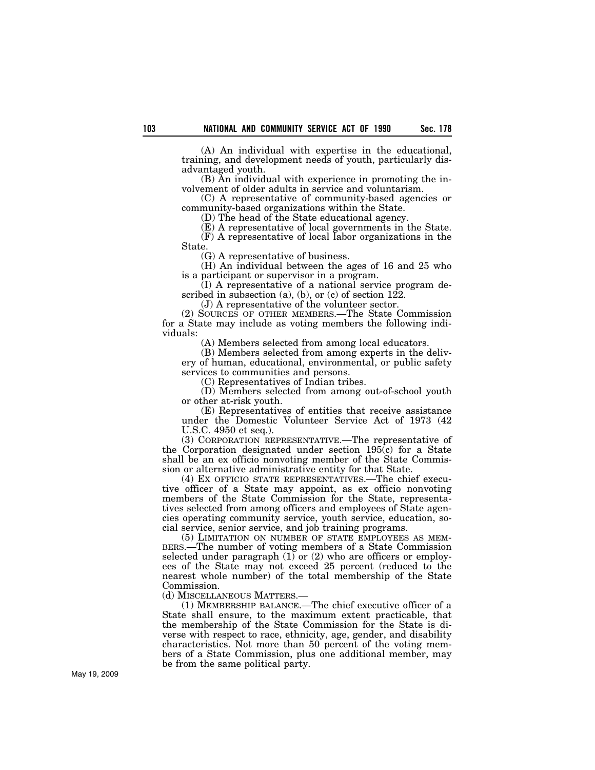(A) An individual with expertise in the educational, training, and development needs of youth, particularly disadvantaged youth.

(B) An individual with experience in promoting the involvement of older adults in service and voluntarism.

(C) A representative of community-based agencies or community-based organizations within the State.

(D) The head of the State educational agency.

(E) A representative of local governments in the State.

(F) A representative of local labor organizations in the State.

(G) A representative of business.

(H) An individual between the ages of 16 and 25 who is a participant or supervisor in a program.

(I) A representative of a national service program described in subsection (a), (b), or (c) of section 122.

(J) A representative of the volunteer sector.

(2) SOURCES OF OTHER MEMBERS.—The State Commission for a State may include as voting members the following individuals:

(A) Members selected from among local educators.

(B) Members selected from among experts in the delivery of human, educational, environmental, or public safety services to communities and persons.

(C) Representatives of Indian tribes.

(D) Members selected from among out-of-school youth or other at-risk youth.

(E) Representatives of entities that receive assistance under the Domestic Volunteer Service Act of 1973 (42 U.S.C. 4950 et seq.).

(3) CORPORATION REPRESENTATIVE.—The representative of the Corporation designated under section 195(c) for a State shall be an ex officio nonvoting member of the State Commission or alternative administrative entity for that State.

(4) EX OFFICIO STATE REPRESENTATIVES.—The chief executive officer of a State may appoint, as ex officio nonvoting members of the State Commission for the State, representatives selected from among officers and employees of State agencies operating community service, youth service, education, social service, senior service, and job training programs.

(5) LIMITATION ON NUMBER OF STATE EMPLOYEES AS MEMBERS.—The number of voting members of a State Commission selected under paragraph (1) or (2) who are officers or employees of the State may not exceed 25 percent (reduced to the nearest whole number) of the total membership of the State Commission.

(d) MISCELLANEOUS MATTERS.—

(1) MEMBERSHIP BALANCE.—The chief executive officer of a State shall ensure, to the maximum extent practicable, that the membership of the State Commission for the State is diverse with respect to race, ethnicity, age, gender, and disability characteristics. Not more than 50 percent of the voting members of a State Commission, plus one additional member, may be from the same political party.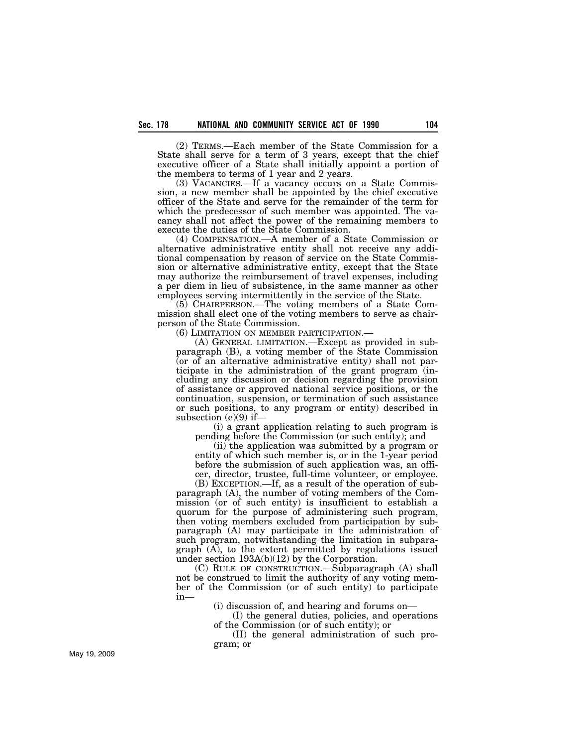(2) TERMS.—Each member of the State Commission for a State shall serve for a term of 3 years, except that the chief executive officer of a State shall initially appoint a portion of the members to terms of 1 year and 2 years.

(3) VACANCIES.—If a vacancy occurs on a State Commission, a new member shall be appointed by the chief executive officer of the State and serve for the remainder of the term for which the predecessor of such member was appointed. The vacancy shall not affect the power of the remaining members to execute the duties of the State Commission.

(4) COMPENSATION.—A member of a State Commission or alternative administrative entity shall not receive any additional compensation by reason of service on the State Commission or alternative administrative entity, except that the State may authorize the reimbursement of travel expenses, including a per diem in lieu of subsistence, in the same manner as other employees serving intermittently in the service of the State.

(5) CHAIRPERSON.—The voting members of a State Commission shall elect one of the voting members to serve as chairperson of the State Commission.

(6) LIMITATION ON MEMBER PARTICIPATION.—

(A) GENERAL LIMITATION.—Except as provided in subparagraph (B), a voting member of the State Commission (or of an alternative administrative entity) shall not participate in the administration of the grant program (including any discussion or decision regarding the provision of assistance or approved national service positions, or the continuation, suspension, or termination of such assistance or such positions, to any program or entity) described in subsection (e)(9) if—

(i) a grant application relating to such program is pending before the Commission (or such entity); and

(ii) the application was submitted by a program or entity of which such member is, or in the 1-year period before the submission of such application was, an officer, director, trustee, full-time volunteer, or employee.

(B) EXCEPTION.—If, as a result of the operation of subparagraph (A), the number of voting members of the Commission (or of such entity) is insufficient to establish a quorum for the purpose of administering such program, then voting members excluded from participation by subparagraph (A) may participate in the administration of such program, notwithstanding the limitation in subparagraph (A), to the extent permitted by regulations issued under section 193A(b)(12) by the Corporation.

(C) RULE OF CONSTRUCTION.—Subparagraph (A) shall not be construed to limit the authority of any voting member of the Commission (or of such entity) to participate in—

(i) discussion of, and hearing and forums on—

(I) the general duties, policies, and operations of the Commission (or of such entity); or

(II) the general administration of such program; or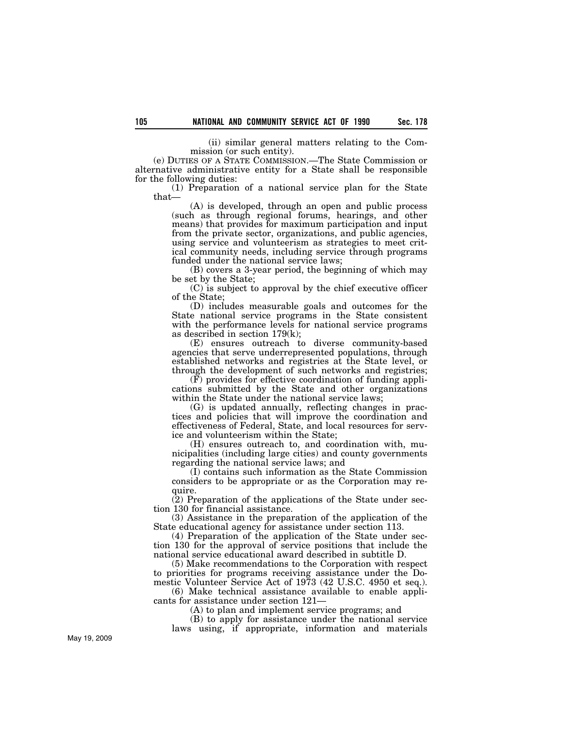(ii) similar general matters relating to the Commission (or such entity).

(e) DUTIES OF A STATE COMMISSION.—The State Commission or alternative administrative entity for a State shall be responsible for the following duties:

(1) Preparation of a national service plan for the State that—

(A) is developed, through an open and public process (such as through regional forums, hearings, and other means) that provides for maximum participation and input from the private sector, organizations, and public agencies, using service and volunteerism as strategies to meet critical community needs, including service through programs funded under the national service laws;

(B) covers a 3-year period, the beginning of which may be set by the State;

(C) is subject to approval by the chief executive officer of the State;

(D) includes measurable goals and outcomes for the State national service programs in the State consistent with the performance levels for national service programs as described in section 179(k);

(E) ensures outreach to diverse community-based agencies that serve underrepresented populations, through established networks and registries at the State level, or through the development of such networks and registries;

(F) provides for effective coordination of funding applications submitted by the State and other organizations within the State under the national service laws;

(G) is updated annually, reflecting changes in practices and policies that will improve the coordination and effectiveness of Federal, State, and local resources for service and volunteerism within the State;

(H) ensures outreach to, and coordination with, municipalities (including large cities) and county governments regarding the national service laws; and

(I) contains such information as the State Commission considers to be appropriate or as the Corporation may require.

(2) Preparation of the applications of the State under section 130 for financial assistance.

(3) Assistance in the preparation of the application of the State educational agency for assistance under section 113.

(4) Preparation of the application of the State under section 130 for the approval of service positions that include the national service educational award described in subtitle D.

(5) Make recommendations to the Corporation with respect to priorities for programs receiving assistance under the Domestic Volunteer Service Act of 1973 (42 U.S.C. 4950 et seq.).

(6) Make technical assistance available to enable applicants for assistance under section 121—

(A) to plan and implement service programs; and

(B) to apply for assistance under the national service laws using, if appropriate, information and materials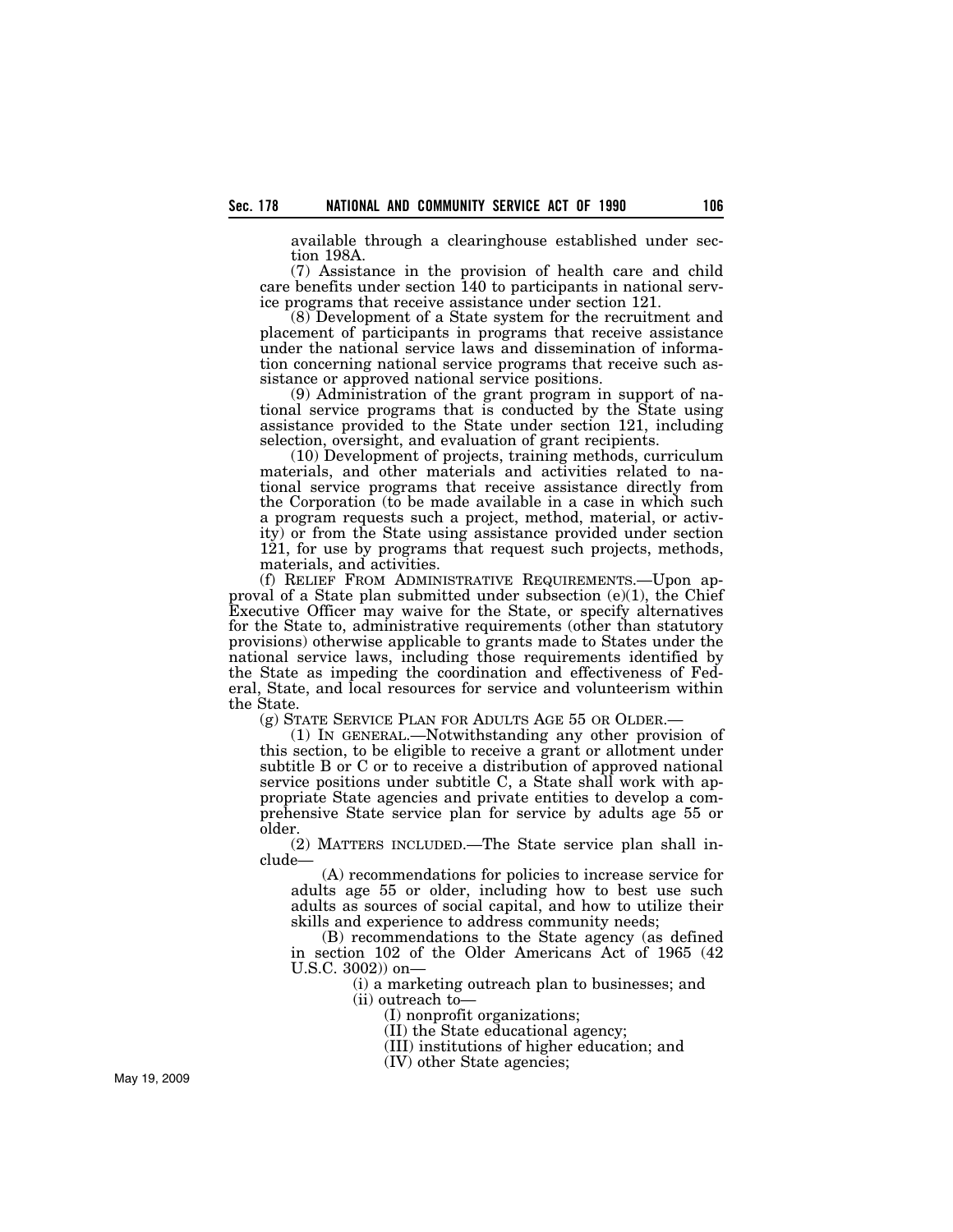available through a clearinghouse established under section 198A.

(7) Assistance in the provision of health care and child care benefits under section 140 to participants in national service programs that receive assistance under section 121.

(8) Development of a State system for the recruitment and placement of participants in programs that receive assistance under the national service laws and dissemination of information concerning national service programs that receive such assistance or approved national service positions.

(9) Administration of the grant program in support of national service programs that is conducted by the State using assistance provided to the State under section 121, including selection, oversight, and evaluation of grant recipients.

(10) Development of projects, training methods, curriculum materials, and other materials and activities related to national service programs that receive assistance directly from the Corporation (to be made available in a case in which such a program requests such a project, method, material, or activity) or from the State using assistance provided under section 121, for use by programs that request such projects, methods, materials, and activities.

(f) RELIEF FROM ADMINISTRATIVE REQUIREMENTS.—Upon approval of a State plan submitted under subsection (e)(1), the Chief Executive Officer may waive for the State, or specify alternatives for the State to, administrative requirements (other than statutory provisions) otherwise applicable to grants made to States under the national service laws, including those requirements identified by the State as impeding the coordination and effectiveness of Federal, State, and local resources for service and volunteerism within the State.

(g) STATE SERVICE PLAN FOR ADULTS AGE 55 OR OLDER.—

(1) IN GENERAL.—Notwithstanding any other provision of this section, to be eligible to receive a grant or allotment under subtitle B or C or to receive a distribution of approved national service positions under subtitle C, a State shall work with appropriate State agencies and private entities to develop a comprehensive State service plan for service by adults age 55 or older.

(2) MATTERS INCLUDED.—The State service plan shall include—

(A) recommendations for policies to increase service for adults age 55 or older, including how to best use such adults as sources of social capital, and how to utilize their skills and experience to address community needs;

(B) recommendations to the State agency (as defined in section 102 of the Older Americans Act of 1965 (42 U.S.C. 3002)) on—

(i) a marketing outreach plan to businesses; and

(ii) outreach to—

(I) nonprofit organizations;

(II) the State educational agency;

(III) institutions of higher education; and

(IV) other State agencies;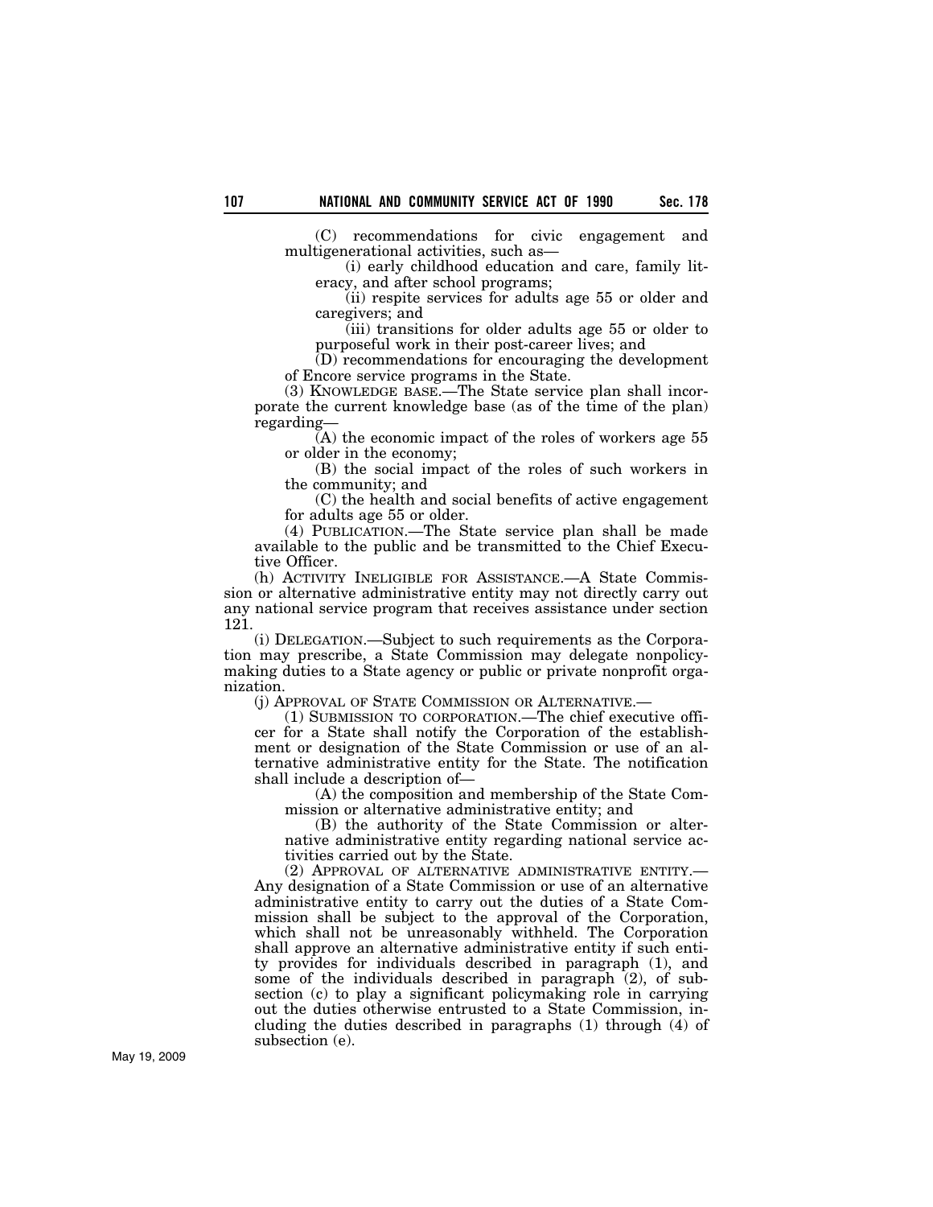(C) recommendations for civic engagement and multigenerational activities, such as—

(i) early childhood education and care, family literacy, and after school programs;

(ii) respite services for adults age 55 or older and caregivers; and

(iii) transitions for older adults age 55 or older to purposeful work in their post-career lives; and

(D) recommendations for encouraging the development of Encore service programs in the State.

(3) KNOWLEDGE BASE.—The State service plan shall incorporate the current knowledge base (as of the time of the plan) regarding—

(A) the economic impact of the roles of workers age 55 or older in the economy;

(B) the social impact of the roles of such workers in the community; and

(C) the health and social benefits of active engagement for adults age 55 or older.

(4) PUBLICATION.—The State service plan shall be made available to the public and be transmitted to the Chief Executive Officer.

(h) ACTIVITY INELIGIBLE FOR ASSISTANCE.—A State Commission or alternative administrative entity may not directly carry out any national service program that receives assistance under section 121.

(i) DELEGATION.—Subject to such requirements as the Corporation may prescribe, a State Commission may delegate nonpolicymaking duties to a State agency or public or private nonprofit organization.

(j) APPROVAL OF STATE COMMISSION OR ALTERNATIVE.—

(1) SUBMISSION TO CORPORATION.—The chief executive officer for a State shall notify the Corporation of the establishment or designation of the State Commission or use of an alternative administrative entity for the State. The notification shall include a description of—

(A) the composition and membership of the State Commission or alternative administrative entity; and

(B) the authority of the State Commission or alternative administrative entity regarding national service activities carried out by the State.

(2) APPROVAL OF ALTERNATIVE ADMINISTRATIVE ENTITY.—Any designation of a State Commission or use of an alternative administrative entity to carry out the duties of a State Commission shall be subject to the approval of the Corporation, which shall not be unreasonably withheld. The Corporation shall approve an alternative administrative entity if such entity provides for individuals described in paragraph (1), and some of the individuals described in paragraph (2), of subsection (c) to play a significant policymaking role in carrying out the duties otherwise entrusted to a State Commission, including the duties described in paragraphs (1) through (4) of subsection (e).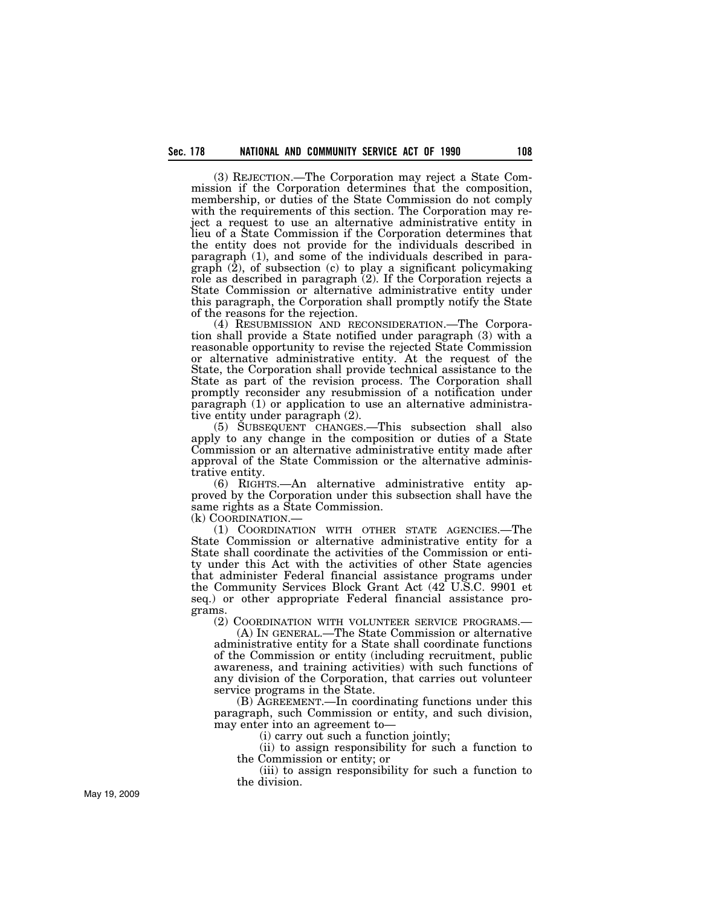(3) REJECTION.—The Corporation may reject a State Commission if the Corporation determines that the composition, membership, or duties of the State Commission do not comply with the requirements of this section. The Corporation may reject a request to use an alternative administrative entity in lieu of a State Commission if the Corporation determines that the entity does not provide for the individuals described in paragraph (1), and some of the individuals described in paragraph (2), of subsection (c) to play a significant policymaking role as described in paragraph (2). If the Corporation rejects a State Commission or alternative administrative entity under this paragraph, the Corporation shall promptly notify the State of the reasons for the rejection.

(4) RESUBMISSION AND RECONSIDERATION.—The Corporation shall provide a State notified under paragraph (3) with a reasonable opportunity to revise the rejected State Commission or alternative administrative entity. At the request of the State, the Corporation shall provide technical assistance to the State as part of the revision process. The Corporation shall promptly reconsider any resubmission of a notification under paragraph (1) or application to use an alternative administrative entity under paragraph (2).

(5) SUBSEQUENT CHANGES.—This subsection shall also apply to any change in the composition or duties of a State Commission or an alternative administrative entity made after approval of the State Commission or the alternative administrative entity.

(6) RIGHTS.—An alternative administrative entity approved by the Corporation under this subsection shall have the same rights as a State Commission.

(k) COORDINATION.—

(1) COORDINATION WITH OTHER STATE AGENCIES.—The State Commission or alternative administrative entity for a State shall coordinate the activities of the Commission or entity under this Act with the activities of other State agencies that administer Federal financial assistance programs under the Community Services Block Grant Act (42 U.S.C. 9901 et seq.) or other appropriate Federal financial assistance programs.

(2) COORDINATION WITH VOLUNTEER SERVICE PROGRAMS.—

(A) IN GENERAL.—The State Commission or alternative administrative entity for a State shall coordinate functions of the Commission or entity (including recruitment, public awareness, and training activities) with such functions of any division of the Corporation, that carries out volunteer service programs in the State.

(B) AGREEMENT.—In coordinating functions under this paragraph, such Commission or entity, and such division, may enter into an agreement to—

(i) carry out such a function jointly;

(ii) to assign responsibility for such a function to the Commission or entity; or

(iii) to assign responsibility for such a function to the division.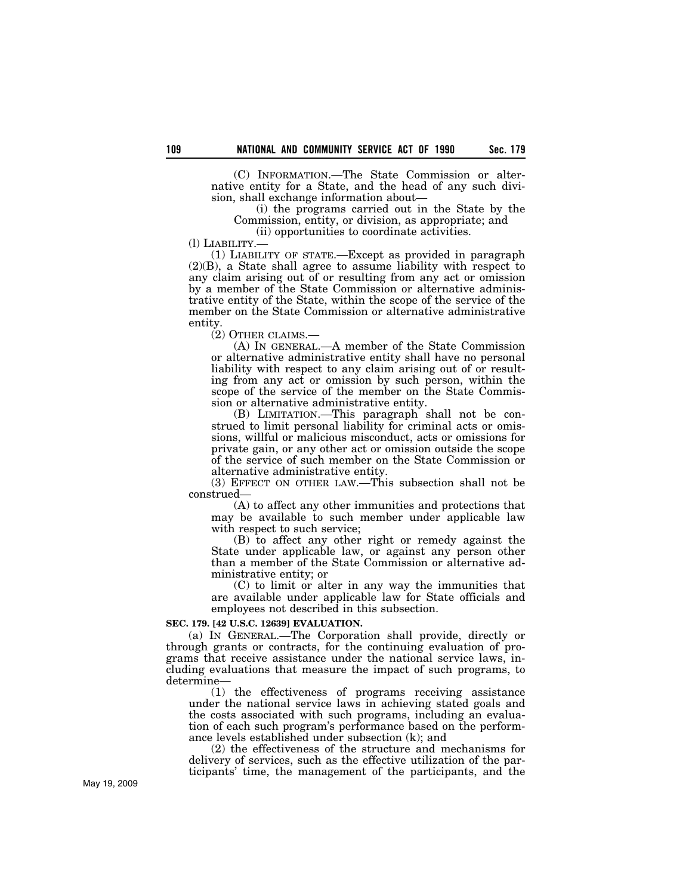(C) INFORMATION.—The State Commission or alternative entity for a State, and the head of any such division, shall exchange information about—

(i) the programs carried out in the State by the Commission, entity, or division, as appropriate; and

(ii) opportunities to coordinate activities.

(l) LIABILITY.—

(1) LIABILITY OF STATE.—Except as provided in paragraph (2)(B), a State shall agree to assume liability with respect to any claim arising out of or resulting from any act or omission by a member of the State Commission or alternative administrative entity of the State, within the scope of the service of the member on the State Commission or alternative administrative entity.

(2) OTHER CLAIMS.—

(A) IN GENERAL.—A member of the State Commission or alternative administrative entity shall have no personal liability with respect to any claim arising out of or resulting from any act or omission by such person, within the scope of the service of the member on the State Commission or alternative administrative entity.

(B) LIMITATION.—This paragraph shall not be construed to limit personal liability for criminal acts or omissions, willful or malicious misconduct, acts or omissions for private gain, or any other act or omission outside the scope of the service of such member on the State Commission or alternative administrative entity.

(3) EFFECT ON OTHER LAW.—This subsection shall not be construed—

(A) to affect any other immunities and protections that may be available to such member under applicable law with respect to such service;

(B) to affect any other right or remedy against the State under applicable law, or against any person other than a member of the State Commission or alternative administrative entity; or

(C) to limit or alter in any way the immunities that are available under applicable law for State officials and employees not described in this subsection.

**SEC. 179. [42 U.S.C. 12639] EVALUATION.**

(a) IN GENERAL.—The Corporation shall provide, directly or through grants or contracts, for the continuing evaluation of programs that receive assistance under the national service laws, including evaluations that measure the impact of such programs, to determine—

(1) the effectiveness of programs receiving assistance under the national service laws in achieving stated goals and the costs associated with such programs, including an evaluation of each such program's performance based on the performance levels established under subsection (k); and

(2) the effectiveness of the structure and mechanisms for delivery of services, such as the effective utilization of the participants' time, the management of the participants, and the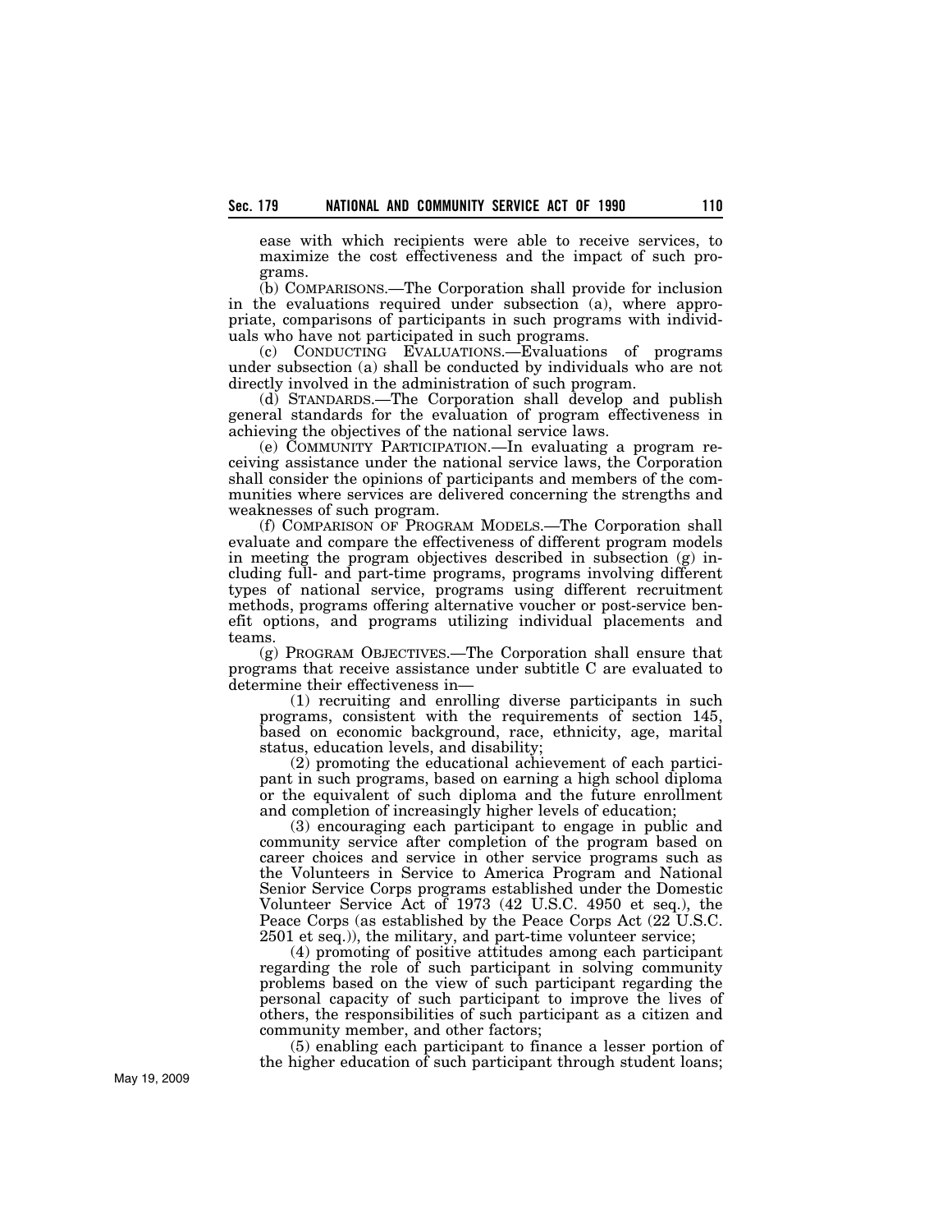ease with which recipients were able to receive services, to maximize the cost effectiveness and the impact of such programs.

(b) COMPARISONS.—The Corporation shall provide for inclusion in the evaluations required under subsection (a), where appropriate, comparisons of participants in such programs with individuals who have not participated in such programs.

(c) CONDUCTING EVALUATIONS.—Evaluations of programs under subsection (a) shall be conducted by individuals who are not directly involved in the administration of such program.

(d) STANDARDS.—The Corporation shall develop and publish general standards for the evaluation of program effectiveness in achieving the objectives of the national service laws.

(e) COMMUNITY PARTICIPATION.—In evaluating a program receiving assistance under the national service laws, the Corporation shall consider the opinions of participants and members of the communities where services are delivered concerning the strengths and weaknesses of such program.

(f) COMPARISON OF PROGRAM MODELS.—The Corporation shall evaluate and compare the effectiveness of different program models in meeting the program objectives described in subsection (g) including full- and part-time programs, programs involving different types of national service, programs using different recruitment methods, programs offering alternative voucher or post-service benefit options, and programs utilizing individual placements and teams.

(g) PROGRAM OBJECTIVES.—The Corporation shall ensure that programs that receive assistance under subtitle C are evaluated to determine their effectiveness in—

(1) recruiting and enrolling diverse participants in such programs, consistent with the requirements of section 145, based on economic background, race, ethnicity, age, marital status, education levels, and disability;

(2) promoting the educational achievement of each participant in such programs, based on earning a high school diploma or the equivalent of such diploma and the future enrollment and completion of increasingly higher levels of education;

(3) encouraging each participant to engage in public and community service after completion of the program based on career choices and service in other service programs such as the Volunteers in Service to America Program and National Senior Service Corps programs established under the Domestic Volunteer Service Act of 1973 (42 U.S.C. 4950 et seq.), the Peace Corps (as established by the Peace Corps Act (22 U.S.C. 2501 et seq.)), the military, and part-time volunteer service;

(4) promoting of positive attitudes among each participant regarding the role of such participant in solving community problems based on the view of such participant regarding the personal capacity of such participant to improve the lives of others, the responsibilities of such participant as a citizen and community member, and other factors;

(5) enabling each participant to finance a lesser portion of the higher education of such participant through student loans;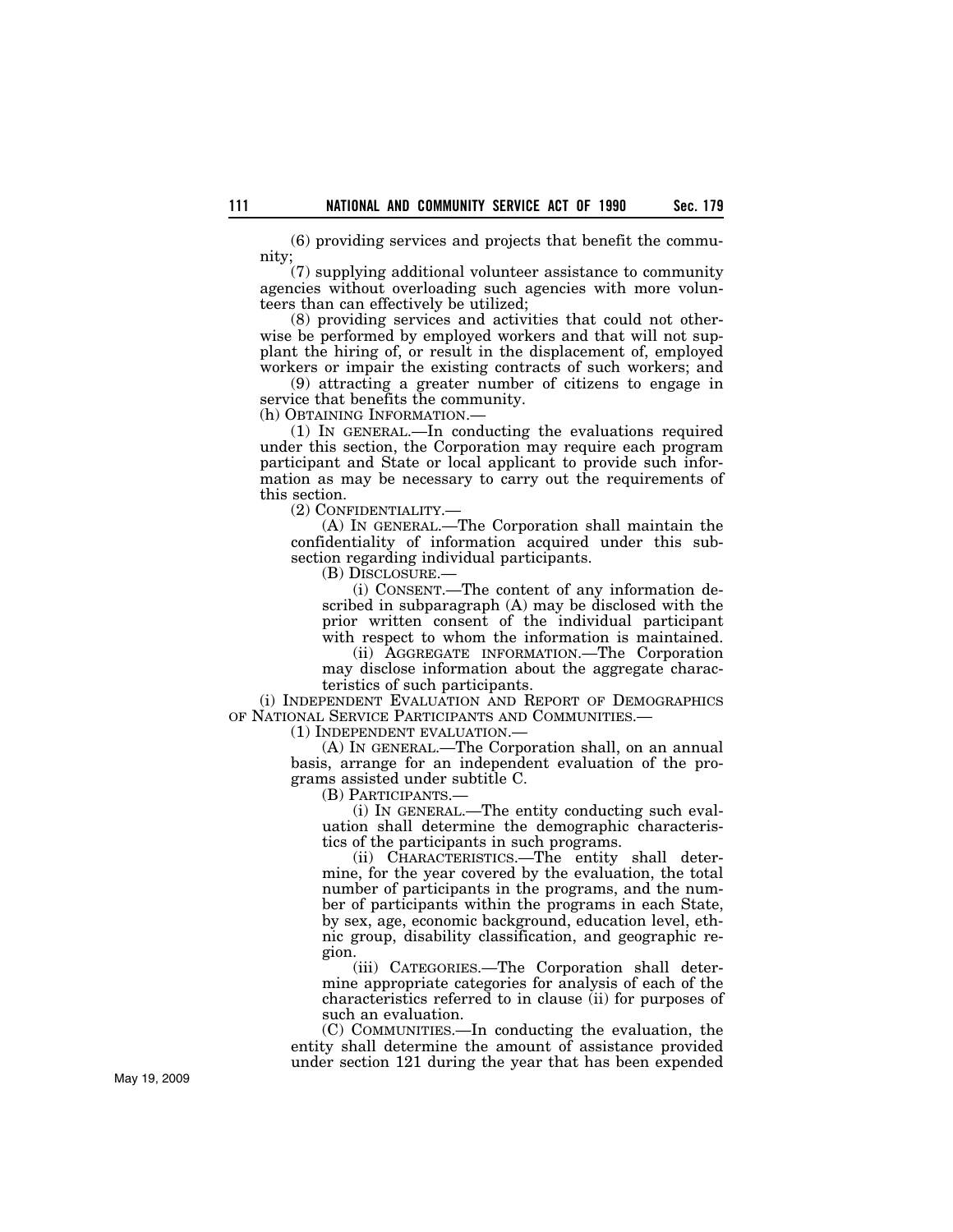(6) providing services and projects that benefit the community;

(7) supplying additional volunteer assistance to community agencies without overloading such agencies with more volunteers than can effectively be utilized;

(8) providing services and activities that could not otherwise be performed by employed workers and that will not supplant the hiring of, or result in the displacement of, employed workers or impair the existing contracts of such workers; and

(9) attracting a greater number of citizens to engage in service that benefits the community.

(h) OBTAINING INFORMATION.—

(1) IN GENERAL.—In conducting the evaluations required under this section, the Corporation may require each program participant and State or local applicant to provide such information as may be necessary to carry out the requirements of this section.

(2) CONFIDENTIALITY.—

(A) IN GENERAL.—The Corporation shall maintain the confidentiality of information acquired under this subsection regarding individual participants.

(B) DISCLOSURE.—

(i) CONSENT.—The content of any information described in subparagraph (A) may be disclosed with the prior written consent of the individual participant with respect to whom the information is maintained.

(ii) AGGREGATE INFORMATION.—The Corporation may disclose information about the aggregate characteristics of such participants.

(i) INDEPENDENT EVALUATION AND REPORT OF DEMOGRAPHICS OF NATIONAL SERVICE PARTICIPANTS AND COMMUNITIES.—

(1) INDEPENDENT EVALUATION.—

(A) IN GENERAL.—The Corporation shall, on an annual basis, arrange for an independent evaluation of the programs assisted under subtitle C.

(B) PARTICIPANTS.—

(i) IN GENERAL.—The entity conducting such evaluation shall determine the demographic characteristics of the participants in such programs.

(ii) CHARACTERISTICS.—The entity shall determine, for the year covered by the evaluation, the total number of participants in the programs, and the number of participants within the programs in each State, by sex, age, economic background, education level, ethnic group, disability classification, and geographic region.

(iii) CATEGORIES.—The Corporation shall determine appropriate categories for analysis of each of the characteristics referred to in clause (ii) for purposes of such an evaluation.

(C) COMMUNITIES.—In conducting the evaluation, the entity shall determine the amount of assistance provided under section 121 during the year that has been expended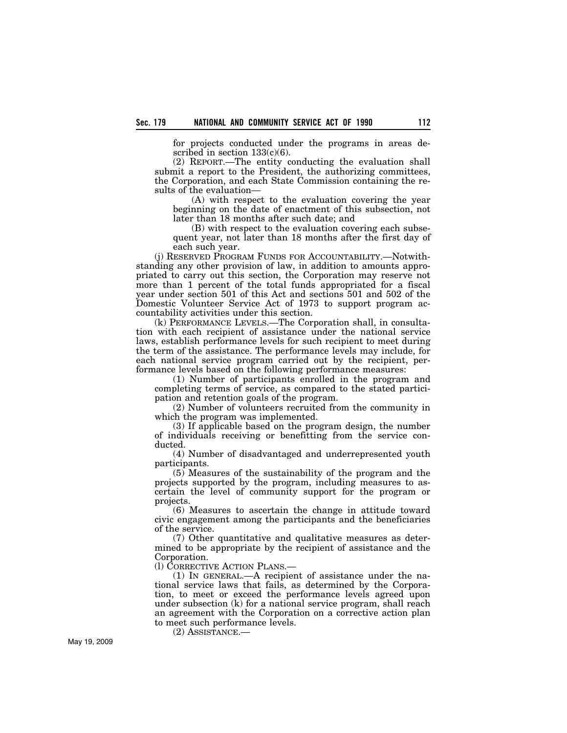for projects conducted under the programs in areas described in section 133(c)(6).

(2) REPORT.—The entity conducting the evaluation shall submit a report to the President, the authorizing committees, the Corporation, and each State Commission containing the results of the evaluation—

(A) with respect to the evaluation covering the year beginning on the date of enactment of this subsection, not later than 18 months after such date; and

(B) with respect to the evaluation covering each subsequent year, not later than 18 months after the first day of each such year.

(j) RESERVED PROGRAM FUNDS FOR ACCOUNTABILITY.—Notwithstanding any other provision of law, in addition to amounts appropriated to carry out this section, the Corporation may reserve not more than 1 percent of the total funds appropriated for a fiscal year under section 501 of this Act and sections 501 and 502 of the Domestic Volunteer Service Act of 1973 to support program accountability activities under this section.

(k) PERFORMANCE LEVELS.—The Corporation shall, in consultation with each recipient of assistance under the national service laws, establish performance levels for such recipient to meet during the term of the assistance. The performance levels may include, for each national service program carried out by the recipient, performance levels based on the following performance measures:

(1) Number of participants enrolled in the program and completing terms of service, as compared to the stated participation and retention goals of the program.

(2) Number of volunteers recruited from the community in which the program was implemented.

(3) If applicable based on the program design, the number of individuals receiving or benefitting from the service conducted.

(4) Number of disadvantaged and underrepresented youth participants.

(5) Measures of the sustainability of the program and the projects supported by the program, including measures to ascertain the level of community support for the program or projects.

(6) Measures to ascertain the change in attitude toward civic engagement among the participants and the beneficiaries of the service.

(7) Other quantitative and qualitative measures as determined to be appropriate by the recipient of assistance and the Corporation.

(l) CORRECTIVE ACTION PLANS.—

(1) IN GENERAL.—A recipient of assistance under the national service laws that fails, as determined by the Corporation, to meet or exceed the performance levels agreed upon under subsection (k) for a national service program, shall reach an agreement with the Corporation on a corrective action plan to meet such performance levels.

(2) ASSISTANCE.—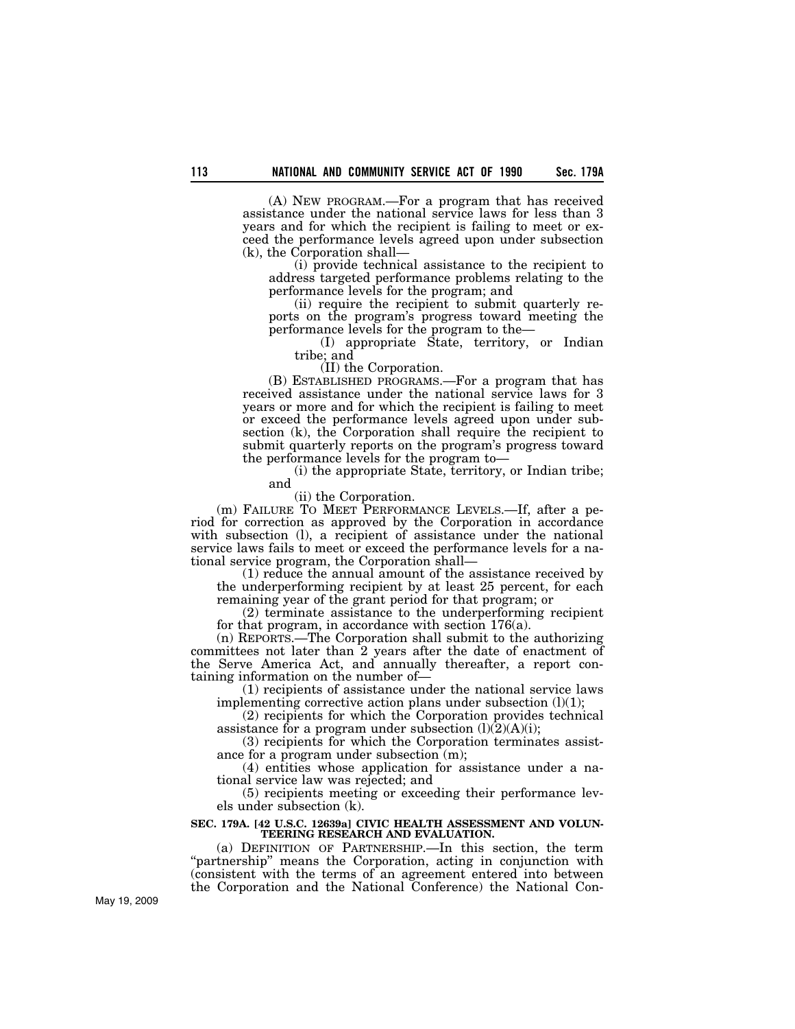(A) NEW PROGRAM.—For a program that has received assistance under the national service laws for less than 3 years and for which the recipient is failing to meet or exceed the performance levels agreed upon under subsection (k), the Corporation shall—

(i) provide technical assistance to the recipient to address targeted performance problems relating to the performance levels for the program; and

(ii) require the recipient to submit quarterly reports on the program's progress toward meeting the performance levels for the program to the—

(I) appropriate State, territory, or Indian tribe; and

(II) the Corporation.

(B) ESTABLISHED PROGRAMS.—For a program that has received assistance under the national service laws for 3 years or more and for which the recipient is failing to meet or exceed the performance levels agreed upon under subsection (k), the Corporation shall require the recipient to submit quarterly reports on the program's progress toward the performance levels for the program to—

(i) the appropriate State, territory, or Indian tribe; and

(ii) the Corporation.

(m) FAILURE TO MEET PERFORMANCE LEVELS.—If, after a period for correction as approved by the Corporation in accordance with subsection (l), a recipient of assistance under the national service laws fails to meet or exceed the performance levels for a national service program, the Corporation shall—

(1) reduce the annual amount of the assistance received by the underperforming recipient by at least 25 percent, for each remaining year of the grant period for that program; or

(2) terminate assistance to the underperforming recipient for that program, in accordance with section 176(a).

(n) REPORTS.—The Corporation shall submit to the authorizing committees not later than 2 years after the date of enactment of the Serve America Act, and annually thereafter, a report containing information on the number of—

(1) recipients of assistance under the national service laws implementing corrective action plans under subsection (l)(1);

(2) recipients for which the Corporation provides technical assistance for a program under subsection (l)(2)(A)(i);

(3) recipients for which the Corporation terminates assistance for a program under subsection (m);

(4) entities whose application for assistance under a national service law was rejected; and

(5) recipients meeting or exceeding their performance levels under subsection (k).

**SEC. 179A. [42 U.S.C. 12639a] CIVIC HEALTH ASSESSMENT AND VOLUNTEERING RESEARCH AND EVALUATION.**

(a) DEFINITION OF PARTNERSHIP.—In this section, the term "partnership" means the Corporation, acting in conjunction with (consistent with the terms of an agreement entered into between the Corporation and the National Conference) the National Con-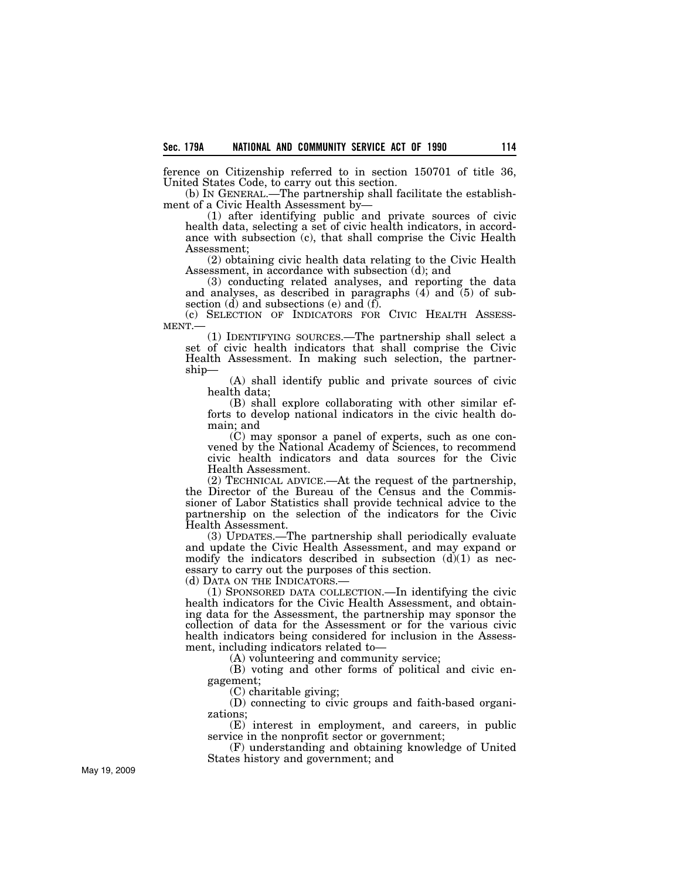ference on Citizenship referred to in section 150701 of title 36, United States Code, to carry out this section.

(b) IN GENERAL.—The partnership shall facilitate the establishment of a Civic Health Assessment by—

(1) after identifying public and private sources of civic health data, selecting a set of civic health indicators, in accordance with subsection (c), that shall comprise the Civic Health Assessment;

(2) obtaining civic health data relating to the Civic Health Assessment, in accordance with subsection (d); and

(3) conducting related analyses, and reporting the data and analyses, as described in paragraphs (4) and (5) of subsection (d) and subsections (e) and (f).

(c) SELECTION OF INDICATORS FOR CIVIC HEALTH ASSESSMENT.—

(1) IDENTIFYING SOURCES.—The partnership shall select a set of civic health indicators that shall comprise the Civic Health Assessment. In making such selection, the partnership—

(A) shall identify public and private sources of civic health data;

(B) shall explore collaborating with other similar efforts to develop national indicators in the civic health domain; and

(C) may sponsor a panel of experts, such as one convened by the National Academy of Sciences, to recommend civic health indicators and data sources for the Civic Health Assessment.

(2) TECHNICAL ADVICE.—At the request of the partnership, the Director of the Bureau of the Census and the Commissioner of Labor Statistics shall provide technical advice to the partnership on the selection of the indicators for the Civic Health Assessment.

(3) UPDATES.—The partnership shall periodically evaluate and update the Civic Health Assessment, and may expand or modify the indicators described in subsection (d)(1) as necessary to carry out the purposes of this section.

(d) DATA ON THE INDICATORS.—

(1) SPONSORED DATA COLLECTION.—In identifying the civic health indicators for the Civic Health Assessment, and obtaining data for the Assessment, the partnership may sponsor the collection of data for the Assessment or for the various civic health indicators being considered for inclusion in the Assessment, including indicators related to—

(A) volunteering and community service;

(B) voting and other forms of political and civic engagement;

(C) charitable giving;

(D) connecting to civic groups and faith-based organizations;

(E) interest in employment, and careers, in public service in the nonprofit sector or government;

(F) understanding and obtaining knowledge of United States history and government; and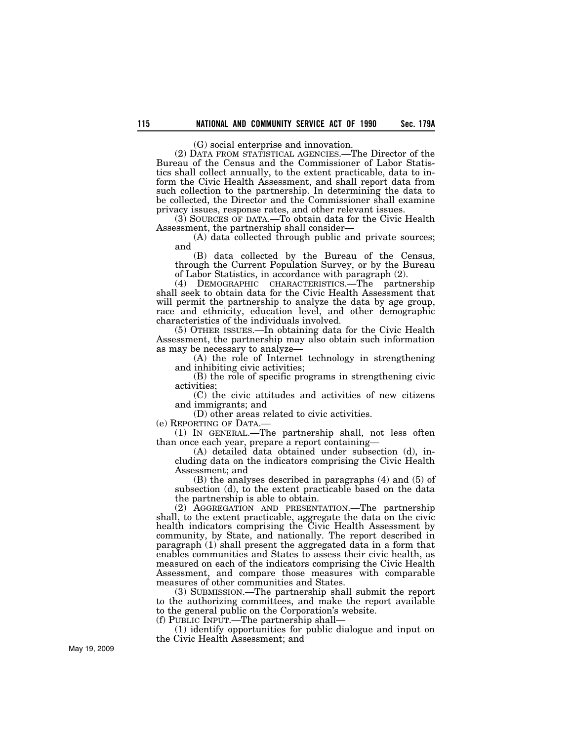(G) social enterprise and innovation.

(2) DATA FROM STATISTICAL AGENCIES.—The Director of the Bureau of the Census and the Commissioner of Labor Statistics shall collect annually, to the extent practicable, data to inform the Civic Health Assessment, and shall report data from such collection to the partnership. In determining the data to be collected, the Director and the Commissioner shall examine privacy issues, response rates, and other relevant issues.

(3) SOURCES OF DATA.—To obtain data for the Civic Health Assessment, the partnership shall consider—

(A) data collected through public and private sources; and

(B) data collected by the Bureau of the Census, through the Current Population Survey, or by the Bureau of Labor Statistics, in accordance with paragraph (2).

(4) DEMOGRAPHIC CHARACTERISTICS.—The partnership shall seek to obtain data for the Civic Health Assessment that will permit the partnership to analyze the data by age group, race and ethnicity, education level, and other demographic characteristics of the individuals involved.

(5) OTHER ISSUES.—In obtaining data for the Civic Health Assessment, the partnership may also obtain such information as may be necessary to analyze—

(A) the role of Internet technology in strengthening and inhibiting civic activities;

(B) the role of specific programs in strengthening civic activities;

(C) the civic attitudes and activities of new citizens and immigrants; and

(D) other areas related to civic activities.

(e) REPORTING OF DATA.—

(1) IN GENERAL.—The partnership shall, not less often than once each year, prepare a report containing—

(A) detailed data obtained under subsection (d), including data on the indicators comprising the Civic Health Assessment; and

(B) the analyses described in paragraphs (4) and (5) of subsection (d), to the extent practicable based on the data the partnership is able to obtain.

(2) AGGREGATION AND PRESENTATION.—The partnership shall, to the extent practicable, aggregate the data on the civic health indicators comprising the Civic Health Assessment by community, by State, and nationally. The report described in paragraph (1) shall present the aggregated data in a form that enables communities and States to assess their civic health, as measured on each of the indicators comprising the Civic Health Assessment, and compare those measures with comparable measures of other communities and States.

(3) SUBMISSION.—The partnership shall submit the report to the authorizing committees, and make the report available to the general public on the Corporation's website.

(f) PUBLIC INPUT.—The partnership shall—

(1) identify opportunities for public dialogue and input on the Civic Health Assessment; and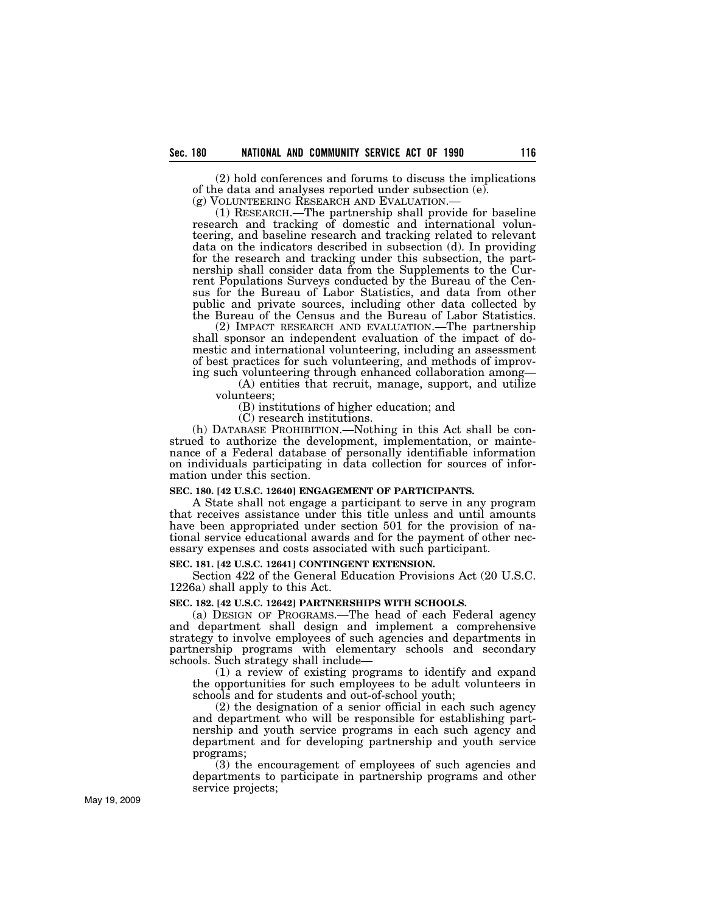(2) hold conferences and forums to discuss the implications of the data and analyses reported under subsection (e).

(g) VOLUNTEERING RESEARCH AND EVALUATION.—

(1) RESEARCH.—The partnership shall provide for baseline research and tracking of domestic and international volunteering, and baseline research and tracking related to relevant data on the indicators described in subsection (d). In providing for the research and tracking under this subsection, the partnership shall consider data from the Supplements to the Current Populations Surveys conducted by the Bureau of the Census for the Bureau of Labor Statistics, and data from other public and private sources, including other data collected by the Bureau of the Census and the Bureau of Labor Statistics.

(2) IMPACT RESEARCH AND EVALUATION.—The partnership shall sponsor an independent evaluation of the impact of domestic and international volunteering, including an assessment of best practices for such volunteering, and methods of improving such volunteering through enhanced collaboration among—

(A) entities that recruit, manage, support, and utilize volunteers;

(B) institutions of higher education; and

(C) research institutions.

(h) DATABASE PROHIBITION.—Nothing in this Act shall be construed to authorize the development, implementation, or maintenance of a Federal database of personally identifiable information on individuals participating in data collection for sources of information under this section.

**SEC. 180. [42 U.S.C. 12640] ENGAGEMENT OF PARTICIPANTS.**

A State shall not engage a participant to serve in any program that receives assistance under this title unless and until amounts have been appropriated under section 501 for the provision of national service educational awards and for the payment of other necessary expenses and costs associated with such participant.

**SEC. 181. [42 U.S.C. 12641] CONTINGENT EXTENSION.**

Section 422 of the General Education Provisions Act (20 U.S.C. 1226a) shall apply to this Act.

**SEC. 182. [42 U.S.C. 12642] PARTNERSHIPS WITH SCHOOLS.**

(a) DESIGN OF PROGRAMS.—The head of each Federal agency and department shall design and implement a comprehensive strategy to involve employees of such agencies and departments in partnership programs with elementary schools and secondary schools. Such strategy shall include—

(1) a review of existing programs to identify and expand the opportunities for such employees to be adult volunteers in schools and for students and out-of-school youth;

(2) the designation of a senior official in each such agency and department who will be responsible for establishing partnership and youth service programs in each such agency and department and for developing partnership and youth service programs;

(3) the encouragement of employees of such agencies and departments to participate in partnership programs and other service projects;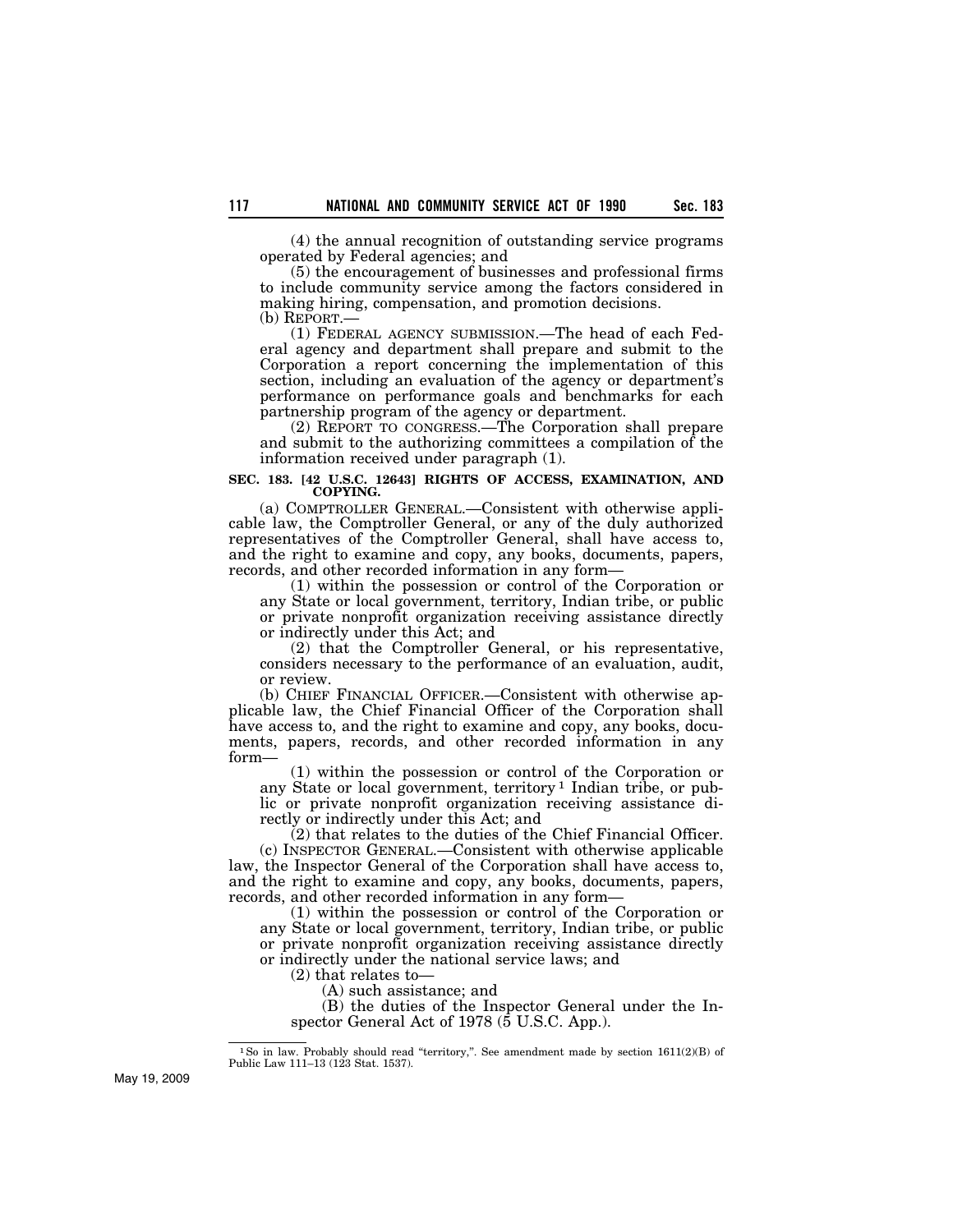(4) the annual recognition of outstanding service programs operated by Federal agencies; and

(5) the encouragement of businesses and professional firms to include community service among the factors considered in making hiring, compensation, and promotion decisions.

(b) REPORT.—

(1) FEDERAL AGENCY SUBMISSION.—The head of each Federal agency and department shall prepare and submit to the Corporation a report concerning the implementation of this section, including an evaluation of the agency or department's performance on performance goals and benchmarks for each partnership program of the agency or department.

(2) REPORT TO CONGRESS.—The Corporation shall prepare and submit to the authorizing committees a compilation of the information received under paragraph (1).

**SEC. 183. [42 U.S.C. 12643] RIGHTS OF ACCESS, EXAMINATION, AND COPYING.**

(a) COMPTROLLER GENERAL.—Consistent with otherwise applicable law, the Comptroller General, or any of the duly authorized representatives of the Comptroller General, shall have access to, and the right to examine and copy, any books, documents, papers, records, and other recorded information in any form—

(1) within the possession or control of the Corporation or any State or local government, territory, Indian tribe, or public or private nonprofit organization receiving assistance directly or indirectly under this Act; and

(2) that the Comptroller General, or his representative, considers necessary to the performance of an evaluation, audit, or review.

(b) CHIEF FINANCIAL OFFICER.—Consistent with otherwise applicable law, the Chief Financial Officer of the Corporation shall have access to, and the right to examine and copy, any books, documents, papers, records, and other recorded information in any form—

(1) within the possession or control of the Corporation or any State or local government, territory [1] Indian tribe, or public or private nonprofit organization receiving assistance directly or indirectly under this Act; and

(2) that relates to the duties of the Chief Financial Officer.

(c) INSPECTOR GENERAL.—Consistent with otherwise applicable law, the Inspector General of the Corporation shall have access to, and the right to examine and copy, any books, documents, papers, records, and other recorded information in any form—

(1) within the possession or control of the Corporation or any State or local government, territory, Indian tribe, or public or private nonprofit organization receiving assistance directly or indirectly under the national service laws; and

(2) that relates to—

(A) such assistance; and

(B) the duties of the Inspector General under the Inspector General Act of 1978 (5 U.S.C. App.).

---

[1] So in law. Probably should read "territory,". See amendment made by section 1611(2)(B) of Public Law 111–13 (123 Stat. 1537).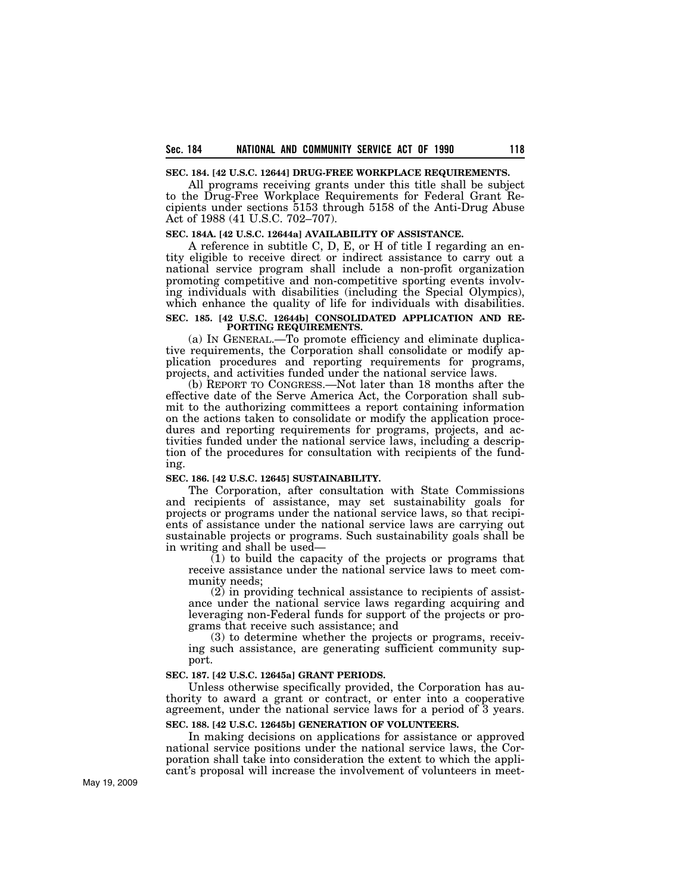**SEC. 184. [42 U.S.C. 12644] DRUG-FREE WORKPLACE REQUIREMENTS.**

All programs receiving grants under this title shall be subject to the Drug-Free Workplace Requirements for Federal Grant Recipients under sections 5153 through 5158 of the Anti-Drug Abuse Act of 1988 (41 U.S.C. 702–707).

**SEC. 184A. [42 U.S.C. 12644a] AVAILABILITY OF ASSISTANCE.**

A reference in subtitle C, D, E, or H of title I regarding an entity eligible to receive direct or indirect assistance to carry out a national service program shall include a non-profit organization promoting competitive and non-competitive sporting events involving individuals with disabilities (including the Special Olympics), which enhance the quality of life for individuals with disabilities.

**SEC. 185. [42 U.S.C. 12644b] CONSOLIDATED APPLICATION AND REPORTING REQUIREMENTS.**

(a) IN GENERAL.—To promote efficiency and eliminate duplicative requirements, the Corporation shall consolidate or modify application procedures and reporting requirements for programs, projects, and activities funded under the national service laws.

(b) REPORT TO CONGRESS.—Not later than 18 months after the effective date of the Serve America Act, the Corporation shall submit to the authorizing committees a report containing information on the actions taken to consolidate or modify the application procedures and reporting requirements for programs, projects, and activities funded under the national service laws, including a description of the procedures for consultation with recipients of the funding.

**SEC. 186. [42 U.S.C. 12645] SUSTAINABILITY.**

The Corporation, after consultation with State Commissions and recipients of assistance, may set sustainability goals for projects or programs under the national service laws, so that recipients of assistance under the national service laws are carrying out sustainable projects or programs. Such sustainability goals shall be in writing and shall be used—

(1) to build the capacity of the projects or programs that receive assistance under the national service laws to meet community needs;

(2) in providing technical assistance to recipients of assistance under the national service laws regarding acquiring and leveraging non-Federal funds for support of the projects or programs that receive such assistance; and

(3) to determine whether the projects or programs, receiving such assistance, are generating sufficient community support.

**SEC. 187. [42 U.S.C. 12645a] GRANT PERIODS.**

Unless otherwise specifically provided, the Corporation has authority to award a grant or contract, or enter into a cooperative agreement, under the national service laws for a period of 3 years.

**SEC. 188. [42 U.S.C. 12645b] GENERATION OF VOLUNTEERS.**

In making decisions on applications for assistance or approved national service positions under the national service laws, the Corporation shall take into consideration the extent to which the applicant's proposal will increase the involvement of volunteers in meet-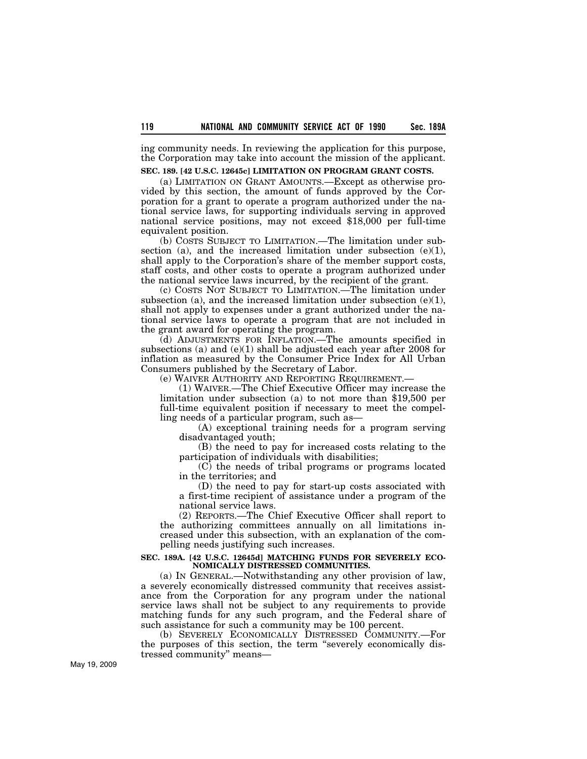ing community needs. In reviewing the application for this purpose, the Corporation may take into account the mission of the applicant.

**SEC. 189. [42 U.S.C. 12645c] LIMITATION ON PROGRAM GRANT COSTS.**

(a) LIMITATION ON GRANT AMOUNTS.—Except as otherwise provided by this section, the amount of funds approved by the Corporation for a grant to operate a program authorized under the national service laws, for supporting individuals serving in approved national service positions, may not exceed $18,000 per full-time equivalent position.

(b) COSTS SUBJECT TO LIMITATION.—The limitation under subsection (a), and the increased limitation under subsection (e)(1), shall apply to the Corporation's share of the member support costs, staff costs, and other costs to operate a program authorized under the national service laws incurred, by the recipient of the grant.

(c) COSTS NOT SUBJECT TO LIMITATION.—The limitation under subsection (a), and the increased limitation under subsection (e)(1), shall not apply to expenses under a grant authorized under the national service laws to operate a program that are not included in the grant award for operating the program.

(d) ADJUSTMENTS FOR INFLATION.—The amounts specified in subsections (a) and (e)(1) shall be adjusted each year after 2008 for inflation as measured by the Consumer Price Index for All Urban Consumers published by the Secretary of Labor.

(e) WAIVER AUTHORITY AND REPORTING REQUIREMENT.—

(1) WAIVER.—The Chief Executive Officer may increase the limitation under subsection (a) to not more than $19,500 per full-time equivalent position if necessary to meet the compelling needs of a particular program, such as—

(A) exceptional training needs for a program serving disadvantaged youth;

(B) the need to pay for increased costs relating to the participation of individuals with disabilities;

(C) the needs of tribal programs or programs located in the territories; and

(D) the need to pay for start-up costs associated with a first-time recipient of assistance under a program of the national service laws.

(2) REPORTS.—The Chief Executive Officer shall report to the authorizing committees annually on all limitations increased under this subsection, with an explanation of the compelling needs justifying such increases.

**SEC. 189A. [42 U.S.C. 12645d] MATCHING FUNDS FOR SEVERELY ECONOMICALLY DISTRESSED COMMUNITIES.**

(a) IN GENERAL.—Notwithstanding any other provision of law, a severely economically distressed community that receives assistance from the Corporation for any program under the national service laws shall not be subject to any requirements to provide matching funds for any such program, and the Federal share of such assistance for such a community may be 100 percent.

(b) SEVERELY ECONOMICALLY DISTRESSED COMMUNITY.—For the purposes of this section, the term "severely economically distressed community" means—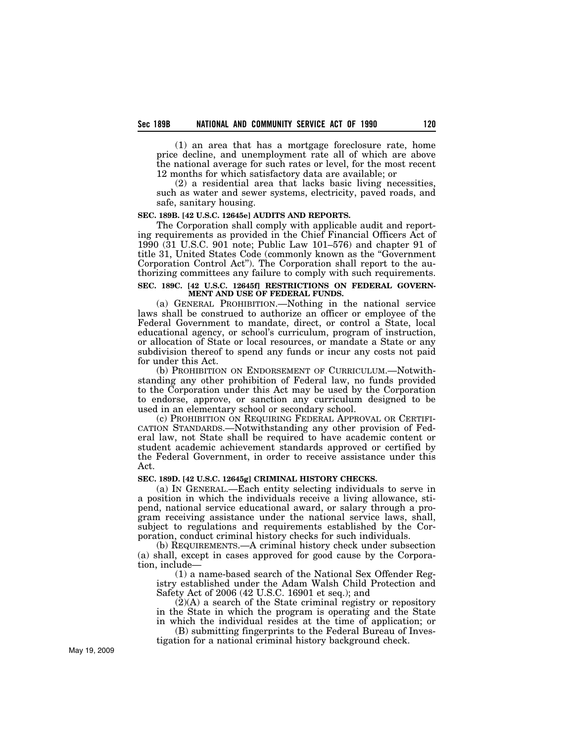(1) an area that has a mortgage foreclosure rate, home price decline, and unemployment rate all of which are above the national average for such rates or level, for the most recent 12 months for which satisfactory data are available; or

(2) a residential area that lacks basic living necessities, such as water and sewer systems, electricity, paved roads, and safe, sanitary housing.

**SEC. 189B. [42 U.S.C. 12645e] AUDITS AND REPORTS.**

The Corporation shall comply with applicable audit and reporting requirements as provided in the Chief Financial Officers Act of 1990 (31 U.S.C. 901 note; Public Law 101–576) and chapter 91 of title 31, United States Code (commonly known as the "Government Corporation Control Act"). The Corporation shall report to the authorizing committees any failure to comply with such requirements.

**SEC. 189C. [42 U.S.C. 12645f] RESTRICTIONS ON FEDERAL GOVERNMENT AND USE OF FEDERAL FUNDS.**

(a) GENERAL PROHIBITION.—Nothing in the national service laws shall be construed to authorize an officer or employee of the Federal Government to mandate, direct, or control a State, local educational agency, or school's curriculum, program of instruction, or allocation of State or local resources, or mandate a State or any subdivision thereof to spend any funds or incur any costs not paid for under this Act.

(b) PROHIBITION ON ENDORSEMENT OF CURRICULUM.—Notwithstanding any other prohibition of Federal law, no funds provided to the Corporation under this Act may be used by the Corporation to endorse, approve, or sanction any curriculum designed to be used in an elementary school or secondary school.

(c) PROHIBITION ON REQUIRING FEDERAL APPROVAL OR CERTIFICATION STANDARDS.—Notwithstanding any other provision of Federal law, not State shall be required to have academic content or student academic achievement standards approved or certified by the Federal Government, in order to receive assistance under this Act.

**SEC. 189D. [42 U.S.C. 12645g] CRIMINAL HISTORY CHECKS.**

(a) IN GENERAL.—Each entity selecting individuals to serve in a position in which the individuals receive a living allowance, stipend, national service educational award, or salary through a program receiving assistance under the national service laws, shall, subject to regulations and requirements established by the Corporation, conduct criminal history checks for such individuals.

(b) REQUIREMENTS.—A criminal history check under subsection (a) shall, except in cases approved for good cause by the Corporation, include—

(1) a name-based search of the National Sex Offender Registry established under the Adam Walsh Child Protection and Safety Act of 2006 (42 U.S.C. 16901 et seq.); and

(2)(A) a search of the State criminal registry or repository in the State in which the program is operating and the State in which the individual resides at the time of application; or

(B) submitting fingerprints to the Federal Bureau of Investigation for a national criminal history background check.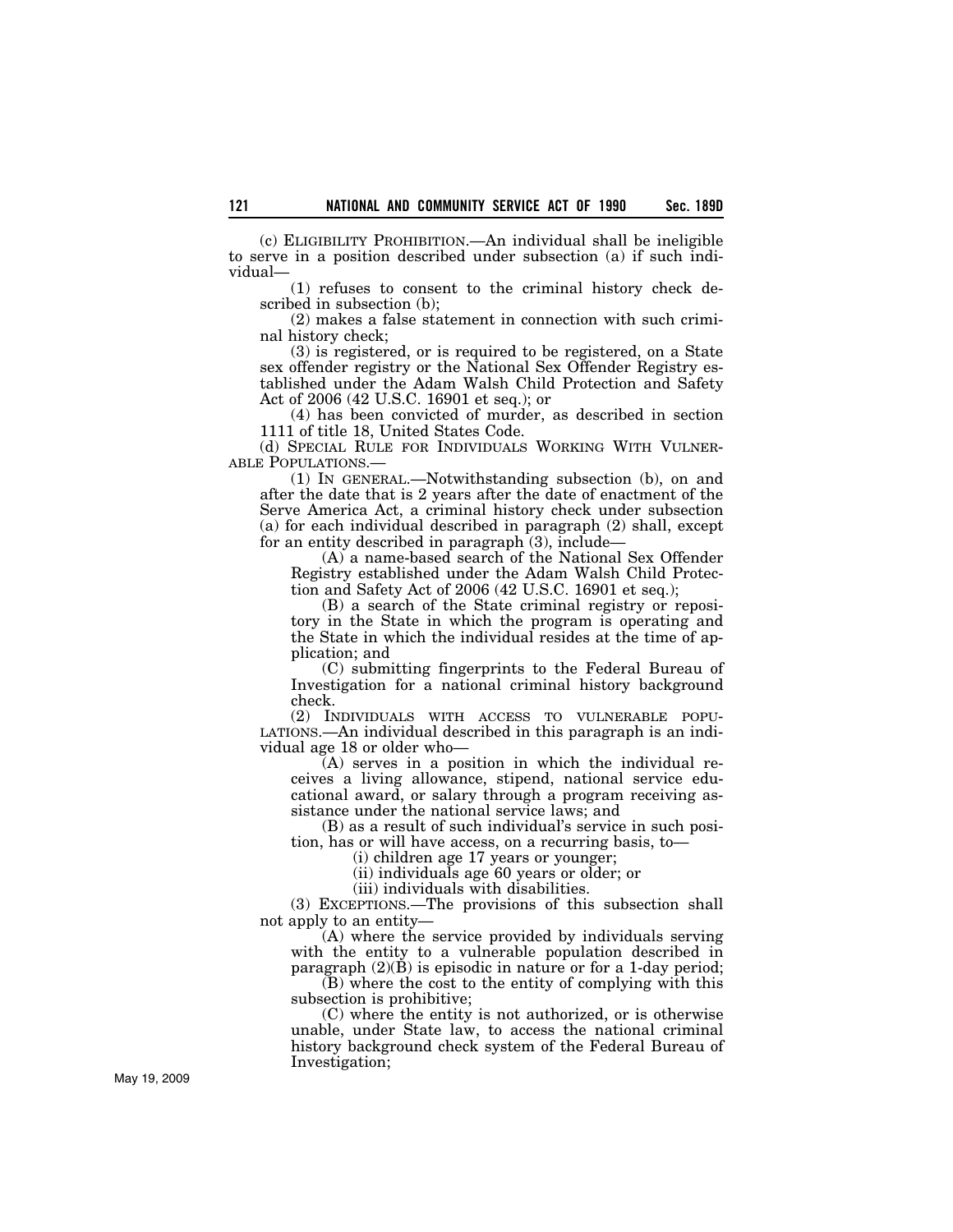(c) ELIGIBILITY PROHIBITION.—An individual shall be ineligible to serve in a position described under subsection (a) if such individual—

(1) refuses to consent to the criminal history check described in subsection (b);

(2) makes a false statement in connection with such criminal history check;

(3) is registered, or is required to be registered, on a State sex offender registry or the National Sex Offender Registry established under the Adam Walsh Child Protection and Safety Act of 2006 (42 U.S.C. 16901 et seq.); or

(4) has been convicted of murder, as described in section 1111 of title 18, United States Code.

(d) SPECIAL RULE FOR INDIVIDUALS WORKING WITH VULNERABLE POPULATIONS.—

(1) IN GENERAL.—Notwithstanding subsection (b), on and after the date that is 2 years after the date of enactment of the Serve America Act, a criminal history check under subsection (a) for each individual described in paragraph (2) shall, except for an entity described in paragraph (3), include—

(A) a name-based search of the National Sex Offender Registry established under the Adam Walsh Child Protection and Safety Act of 2006 (42 U.S.C. 16901 et seq.);

(B) a search of the State criminal registry or repository in the State in which the program is operating and the State in which the individual resides at the time of application; and

(C) submitting fingerprints to the Federal Bureau of Investigation for a national criminal history background check.

(2) INDIVIDUALS WITH ACCESS TO VULNERABLE POPULATIONS.—An individual described in this paragraph is an individual age 18 or older who—

(A) serves in a position in which the individual receives a living allowance, stipend, national service educational award, or salary through a program receiving assistance under the national service laws; and

(B) as a result of such individual's service in such position, has or will have access, on a recurring basis, to—

(i) children age 17 years or younger;

(ii) individuals age 60 years or older; or

(iii) individuals with disabilities.

(3) EXCEPTIONS.—The provisions of this subsection shall not apply to an entity—

(A) where the service provided by individuals serving with the entity to a vulnerable population described in paragraph (2)(B) is episodic in nature or for a 1-day period;

(B) where the cost to the entity of complying with this subsection is prohibitive;

(C) where the entity is not authorized, or is otherwise unable, under State law, to access the national criminal history background check system of the Federal Bureau of Investigation;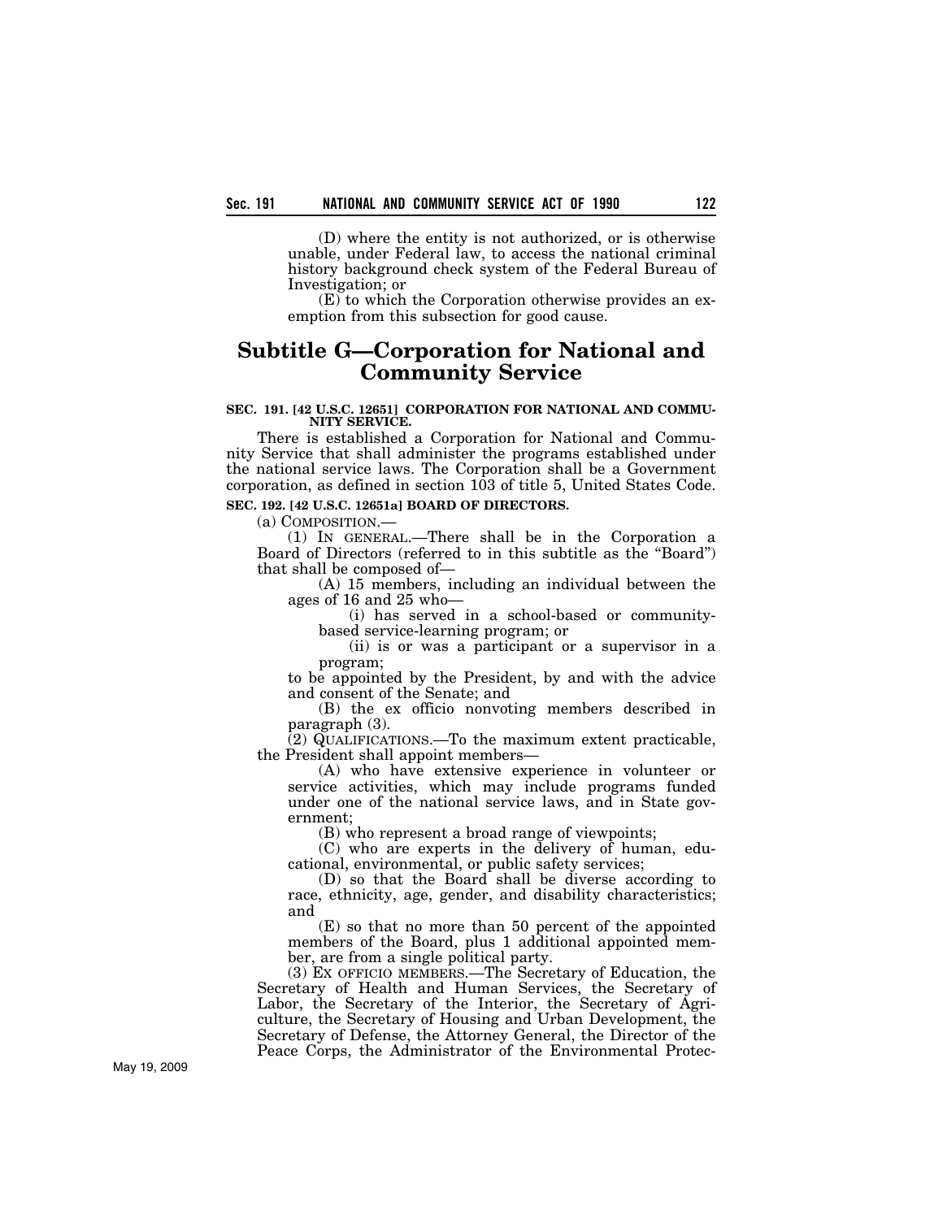(D) where the entity is not authorized, or is otherwise unable, under Federal law, to access the national criminal history background check system of the Federal Bureau of Investigation; or

(E) to which the Corporation otherwise provides an exemption from this subsection for good cause.

## Subtitle G—Corporation for National and Community Service

**SEC. 191. [42 U.S.C. 12651] CORPORATION FOR NATIONAL AND COMMUNITY SERVICE.**

There is established a Corporation for National and Community Service that shall administer the programs established under the national service laws. The Corporation shall be a Government corporation, as defined in section 103 of title 5, United States Code.

**SEC. 192. [42 U.S.C. 12651a] BOARD OF DIRECTORS.**

(a) COMPOSITION.—

(1) IN GENERAL.—There shall be in the Corporation a Board of Directors (referred to in this subtitle as the "Board") that shall be composed of—

(A) 15 members, including an individual between the ages of 16 and 25 who—

(i) has served in a school-based or community-based service-learning program; or

(ii) is or was a participant or a supervisor in a program;

to be appointed by the President, by and with the advice and consent of the Senate; and

(B) the ex officio nonvoting members described in paragraph (3).

(2) QUALIFICATIONS.—To the maximum extent practicable, the President shall appoint members—

(A) who have extensive experience in volunteer or service activities, which may include programs funded under one of the national service laws, and in State government;

(B) who represent a broad range of viewpoints;

(C) who are experts in the delivery of human, educational, environmental, or public safety services;

(D) so that the Board shall be diverse according to race, ethnicity, age, gender, and disability characteristics; and

(E) so that no more than 50 percent of the appointed members of the Board, plus 1 additional appointed member, are from a single political party.

(3) EX OFFICIO MEMBERS.—The Secretary of Education, the Secretary of Health and Human Services, the Secretary of Labor, the Secretary of the Interior, the Secretary of Agriculture, the Secretary of Housing and Urban Development, the Secretary of Defense, the Attorney General, the Director of the Peace Corps, the Administrator of the Environmental Protec-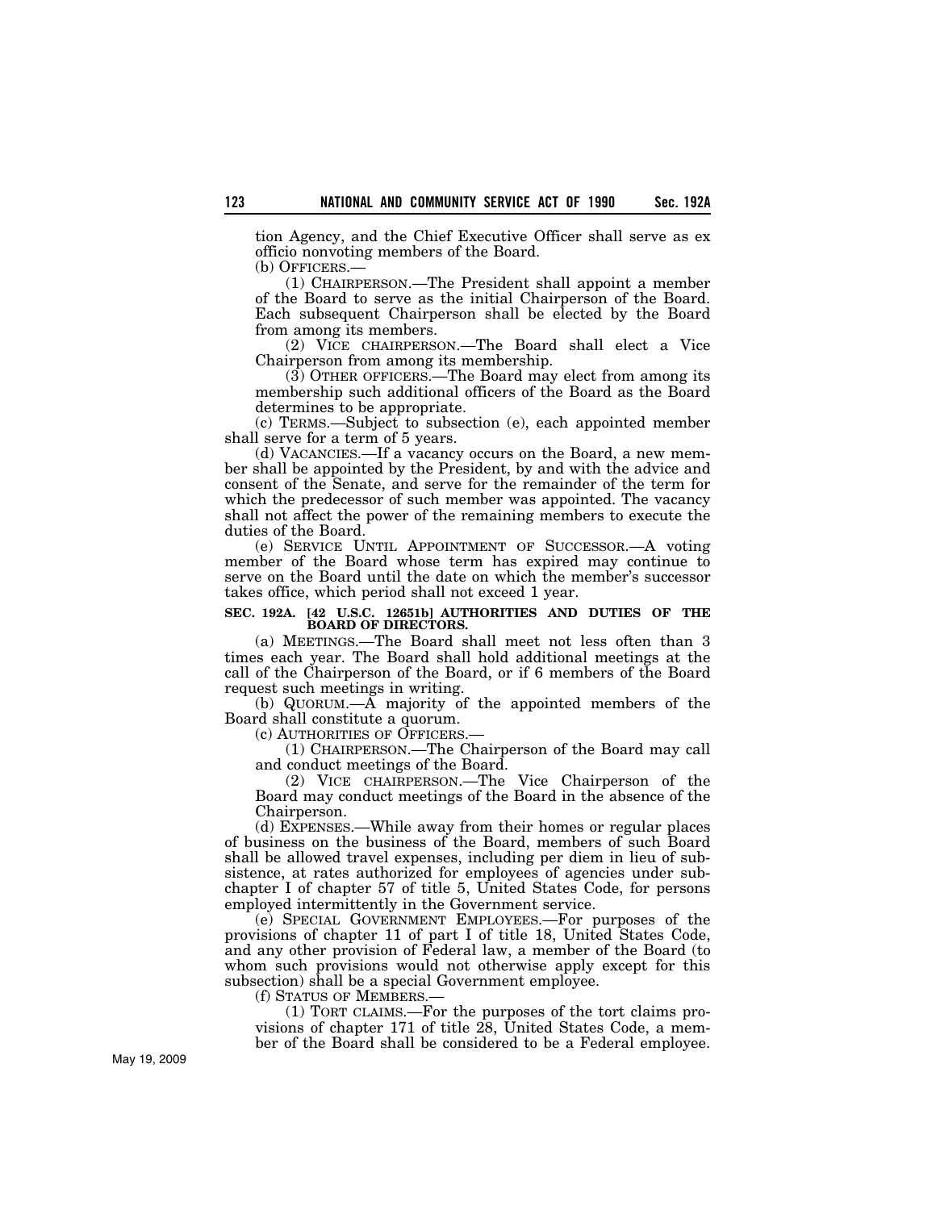tion Agency, and the Chief Executive Officer shall serve as ex officio nonvoting members of the Board.

(b) OFFICERS.—

(1) CHAIRPERSON.—The President shall appoint a member of the Board to serve as the initial Chairperson of the Board. Each subsequent Chairperson shall be elected by the Board from among its members.

(2) VICE CHAIRPERSON.—The Board shall elect a Vice Chairperson from among its membership.

(3) OTHER OFFICERS.—The Board may elect from among its membership such additional officers of the Board as the Board determines to be appropriate.

(c) TERMS.—Subject to subsection (e), each appointed member shall serve for a term of 5 years.

(d) VACANCIES.—If a vacancy occurs on the Board, a new member shall be appointed by the President, by and with the advice and consent of the Senate, and serve for the remainder of the term for which the predecessor of such member was appointed. The vacancy shall not affect the power of the remaining members to execute the duties of the Board.

(e) SERVICE UNTIL APPOINTMENT OF SUCCESSOR.—A voting member of the Board whose term has expired may continue to serve on the Board until the date on which the member's successor takes office, which period shall not exceed 1 year.

**SEC. 192A. [42 U.S.C. 12651b] AUTHORITIES AND DUTIES OF THE BOARD OF DIRECTORS.**

(a) MEETINGS.—The Board shall meet not less often than 3 times each year. The Board shall hold additional meetings at the call of the Chairperson of the Board, or if 6 members of the Board request such meetings in writing.

(b) QUORUM.—A majority of the appointed members of the Board shall constitute a quorum.

(c) AUTHORITIES OF OFFICERS.—

(1) CHAIRPERSON.—The Chairperson of the Board may call and conduct meetings of the Board.

(2) VICE CHAIRPERSON.—The Vice Chairperson of the Board may conduct meetings of the Board in the absence of the Chairperson.

(d) EXPENSES.—While away from their homes or regular places of business on the business of the Board, members of such Board shall be allowed travel expenses, including per diem in lieu of subsistence, at rates authorized for employees of agencies under subchapter I of chapter 57 of title 5, United States Code, for persons employed intermittently in the Government service.

(e) SPECIAL GOVERNMENT EMPLOYEES.—For purposes of the provisions of chapter 11 of part I of title 18, United States Code, and any other provision of Federal law, a member of the Board (to whom such provisions would not otherwise apply except for this subsection) shall be a special Government employee.

(f) STATUS OF MEMBERS.—

(1) TORT CLAIMS.—For the purposes of the tort claims provisions of chapter 171 of title 28, United States Code, a member of the Board shall be considered to be a Federal employee.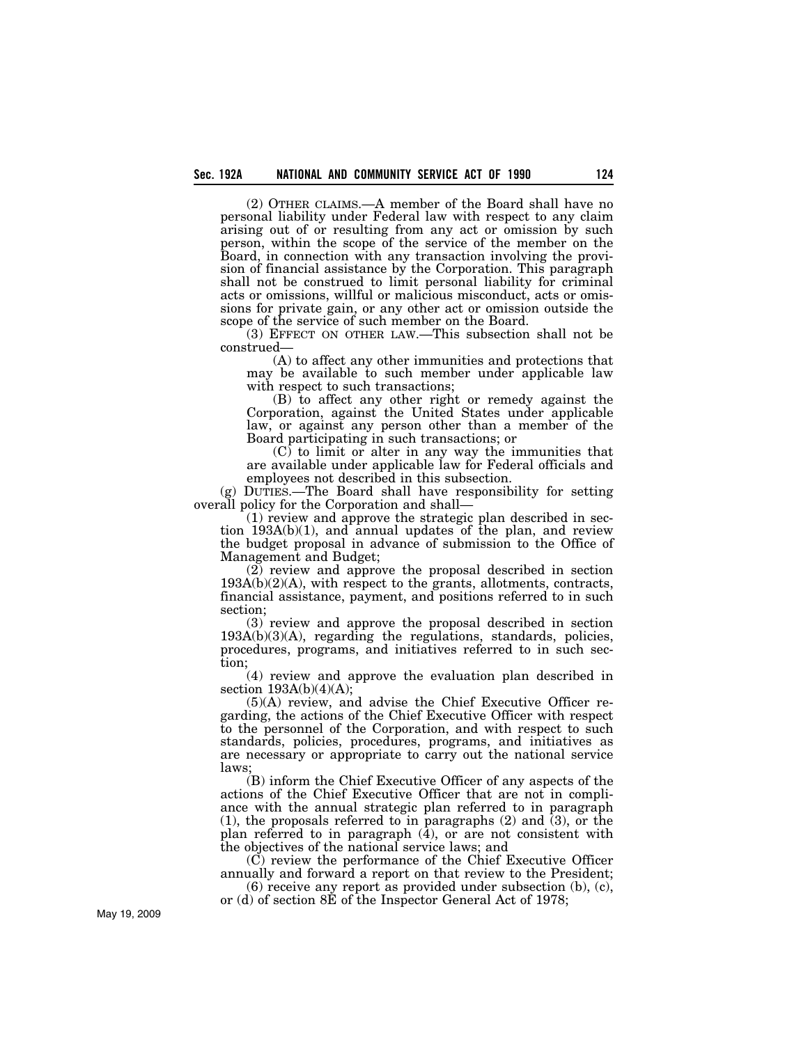(2) OTHER CLAIMS.—A member of the Board shall have no personal liability under Federal law with respect to any claim arising out of or resulting from any act or omission by such person, within the scope of the service of the member on the Board, in connection with any transaction involving the provision of financial assistance by the Corporation. This paragraph shall not be construed to limit personal liability for criminal acts or omissions, willful or malicious misconduct, acts or omissions for private gain, or any other act or omission outside the scope of the service of such member on the Board.

(3) EFFECT ON OTHER LAW.—This subsection shall not be construed—

(A) to affect any other immunities and protections that may be available to such member under applicable law with respect to such transactions;

(B) to affect any other right or remedy against the Corporation, against the United States under applicable law, or against any person other than a member of the Board participating in such transactions; or

(C) to limit or alter in any way the immunities that are available under applicable law for Federal officials and employees not described in this subsection.

(g) DUTIES.—The Board shall have responsibility for setting overall policy for the Corporation and shall—

(1) review and approve the strategic plan described in section 193A(b)(1), and annual updates of the plan, and review the budget proposal in advance of submission to the Office of Management and Budget;

(2) review and approve the proposal described in section 193A(b)(2)(A), with respect to the grants, allotments, contracts, financial assistance, payment, and positions referred to in such section;

(3) review and approve the proposal described in section 193A(b)(3)(A), regarding the regulations, standards, policies, procedures, programs, and initiatives referred to in such section;

(4) review and approve the evaluation plan described in section 193A(b)(4)(A);

(5)(A) review, and advise the Chief Executive Officer regarding, the actions of the Chief Executive Officer with respect to the personnel of the Corporation, and with respect to such standards, policies, procedures, programs, and initiatives as are necessary or appropriate to carry out the national service laws;

(B) inform the Chief Executive Officer of any aspects of the actions of the Chief Executive Officer that are not in compliance with the annual strategic plan referred to in paragraph (1), the proposals referred to in paragraphs (2) and (3), or the plan referred to in paragraph (4), or are not consistent with the objectives of the national service laws; and

(C) review the performance of the Chief Executive Officer annually and forward a report on that review to the President;

(6) receive any report as provided under subsection (b), (c), or (d) of section 8E of the Inspector General Act of 1978;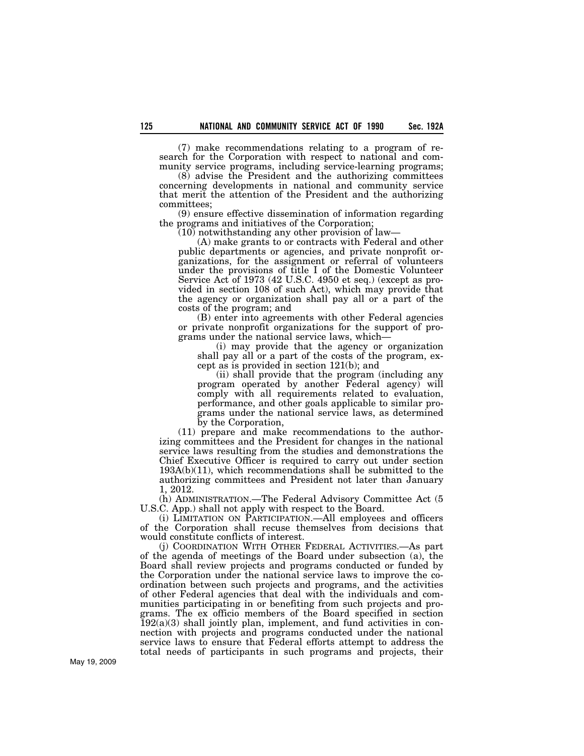(7) make recommendations relating to a program of research for the Corporation with respect to national and community service programs, including service-learning programs;

(8) advise the President and the authorizing committees concerning developments in national and community service that merit the attention of the President and the authorizing committees;

(9) ensure effective dissemination of information regarding the programs and initiatives of the Corporation;

(10) notwithstanding any other provision of law—

(A) make grants to or contracts with Federal and other public departments or agencies, and private nonprofit organizations, for the assignment or referral of volunteers under the provisions of title I of the Domestic Volunteer Service Act of 1973 (42 U.S.C. 4950 et seq.) (except as provided in section 108 of such Act), which may provide that the agency or organization shall pay all or a part of the costs of the program; and

(B) enter into agreements with other Federal agencies or private nonprofit organizations for the support of programs under the national service laws, which—

(i) may provide that the agency or organization shall pay all or a part of the costs of the program, except as is provided in section 121(b); and

(ii) shall provide that the program (including any program operated by another Federal agency) will comply with all requirements related to evaluation, performance, and other goals applicable to similar programs under the national service laws, as determined by the Corporation,

(11) prepare and make recommendations to the authorizing committees and the President for changes in the national service laws resulting from the studies and demonstrations the Chief Executive Officer is required to carry out under section 193A(b)(11), which recommendations shall be submitted to the authorizing committees and President not later than January 1, 2012.

(h) ADMINISTRATION.—The Federal Advisory Committee Act (5 U.S.C. App.) shall not apply with respect to the Board.

(i) LIMITATION ON PARTICIPATION.—All employees and officers of the Corporation shall recuse themselves from decisions that would constitute conflicts of interest.

(j) COORDINATION WITH OTHER FEDERAL ACTIVITIES.—As part of the agenda of meetings of the Board under subsection (a), the Board shall review projects and programs conducted or funded by the Corporation under the national service laws to improve the coordination between such projects and programs, and the activities of other Federal agencies that deal with the individuals and communities participating in or benefiting from such projects and programs. The ex officio members of the Board specified in section 192(a)(3) shall jointly plan, implement, and fund activities in connection with projects and programs conducted under the national service laws to ensure that Federal efforts attempt to address the total needs of participants in such programs and projects, their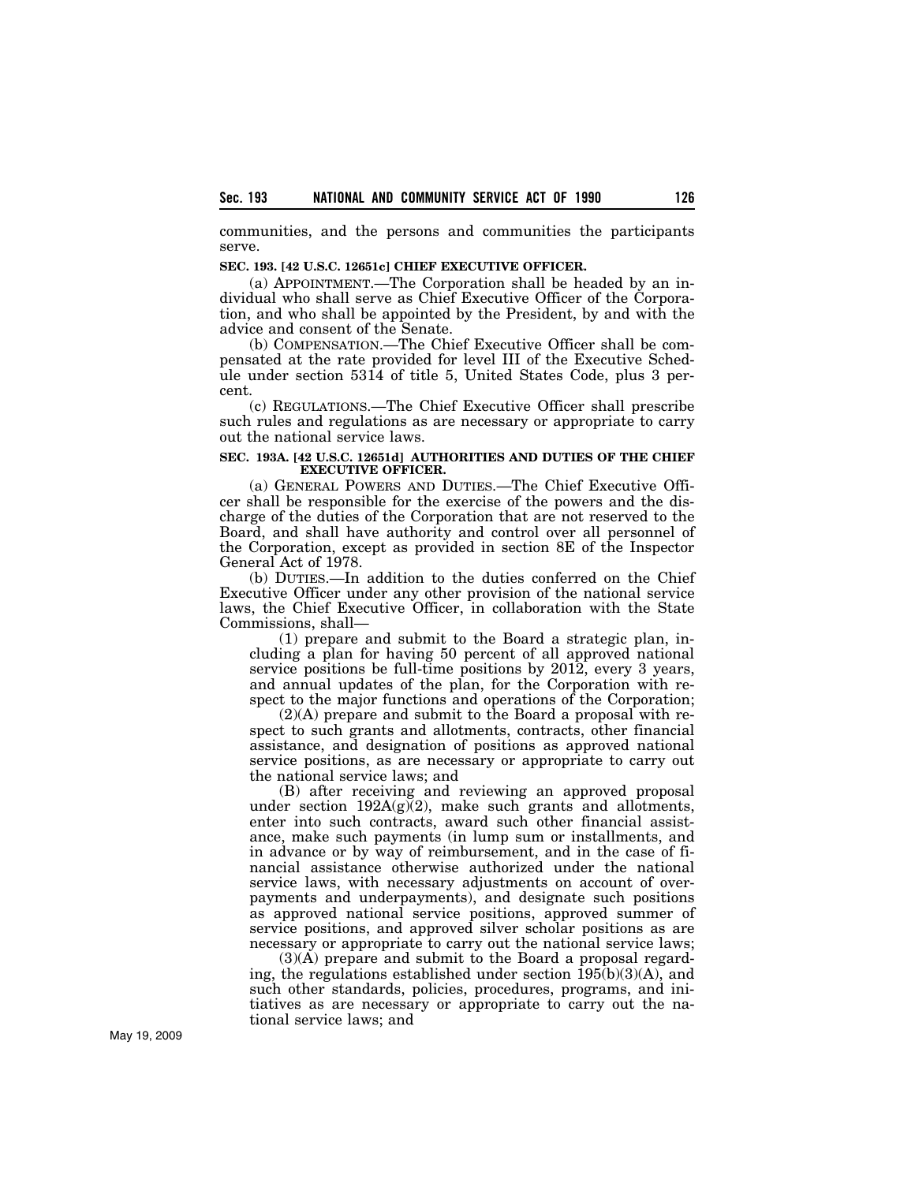communities, and the persons and communities the participants serve.

**SEC. 193. [42 U.S.C. 12651c] CHIEF EXECUTIVE OFFICER.**

(a) APPOINTMENT.—The Corporation shall be headed by an individual who shall serve as Chief Executive Officer of the Corporation, and who shall be appointed by the President, by and with the advice and consent of the Senate.

(b) COMPENSATION.—The Chief Executive Officer shall be compensated at the rate provided for level III of the Executive Schedule under section 5314 of title 5, United States Code, plus 3 percent.

(c) REGULATIONS.—The Chief Executive Officer shall prescribe such rules and regulations as are necessary or appropriate to carry out the national service laws.

**SEC. 193A. [42 U.S.C. 12651d] AUTHORITIES AND DUTIES OF THE CHIEF EXECUTIVE OFFICER.**

(a) GENERAL POWERS AND DUTIES.—The Chief Executive Officer shall be responsible for the exercise of the powers and the discharge of the duties of the Corporation that are not reserved to the Board, and shall have authority and control over all personnel of the Corporation, except as provided in section 8E of the Inspector General Act of 1978.

(b) DUTIES.—In addition to the duties conferred on the Chief Executive Officer under any other provision of the national service laws, the Chief Executive Officer, in collaboration with the State Commissions, shall—

(1) prepare and submit to the Board a strategic plan, including a plan for having 50 percent of all approved national service positions be full-time positions by 2012, every 3 years, and annual updates of the plan, for the Corporation with respect to the major functions and operations of the Corporation;

(2)(A) prepare and submit to the Board a proposal with respect to such grants and allotments, contracts, other financial assistance, and designation of positions as approved national service positions, as are necessary or appropriate to carry out the national service laws; and

(B) after receiving and reviewing an approved proposal under section 192A(g)(2), make such grants and allotments, enter into such contracts, award such other financial assistance, make such payments (in lump sum or installments, and in advance or by way of reimbursement, and in the case of financial assistance otherwise authorized under the national service laws, with necessary adjustments on account of overpayments and underpayments), and designate such positions as approved national service positions, approved summer of service positions, and approved silver scholar positions as are necessary or appropriate to carry out the national service laws;

(3)(A) prepare and submit to the Board a proposal regarding, the regulations established under section 195(b)(3)(A), and such other standards, policies, procedures, programs, and initiatives as are necessary or appropriate to carry out the national service laws; and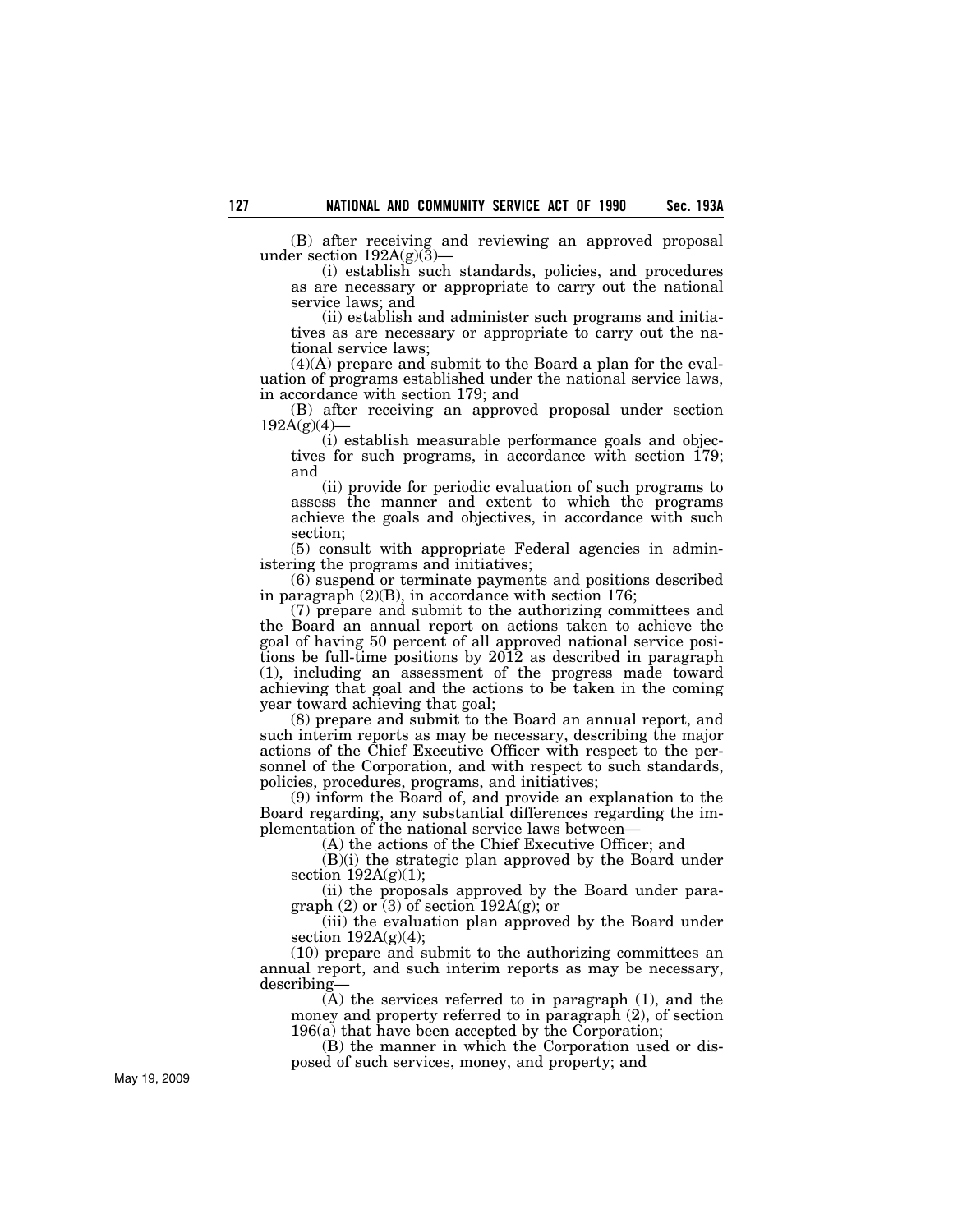(B) after receiving and reviewing an approved proposal under section 192A(g)(3)—

(i) establish such standards, policies, and procedures as are necessary or appropriate to carry out the national service laws; and

(ii) establish and administer such programs and initiatives as are necessary or appropriate to carry out the national service laws;

(4)(A) prepare and submit to the Board a plan for the evaluation of programs established under the national service laws, in accordance with section 179; and

(B) after receiving an approved proposal under section 192A(g)(4)—

(i) establish measurable performance goals and objectives for such programs, in accordance with section 179; and

(ii) provide for periodic evaluation of such programs to assess the manner and extent to which the programs achieve the goals and objectives, in accordance with such section;

(5) consult with appropriate Federal agencies in administering the programs and initiatives;

(6) suspend or terminate payments and positions described in paragraph (2)(B), in accordance with section 176;

(7) prepare and submit to the authorizing committees and the Board an annual report on actions taken to achieve the goal of having 50 percent of all approved national service positions be full-time positions by 2012 as described in paragraph (1), including an assessment of the progress made toward achieving that goal and the actions to be taken in the coming year toward achieving that goal;

(8) prepare and submit to the Board an annual report, and such interim reports as may be necessary, describing the major actions of the Chief Executive Officer with respect to the personnel of the Corporation, and with respect to such standards, policies, procedures, programs, and initiatives;

(9) inform the Board of, and provide an explanation to the Board regarding, any substantial differences regarding the implementation of the national service laws between—

(A) the actions of the Chief Executive Officer; and

(B)(i) the strategic plan approved by the Board under section 192A(g)(1);

(ii) the proposals approved by the Board under paragraph (2) or (3) of section 192A(g); or

(iii) the evaluation plan approved by the Board under section 192A(g)(4);

(10) prepare and submit to the authorizing committees an annual report, and such interim reports as may be necessary, describing—

(A) the services referred to in paragraph (1), and the money and property referred to in paragraph (2), of section 196(a) that have been accepted by the Corporation;

(B) the manner in which the Corporation used or disposed of such services, money, and property; and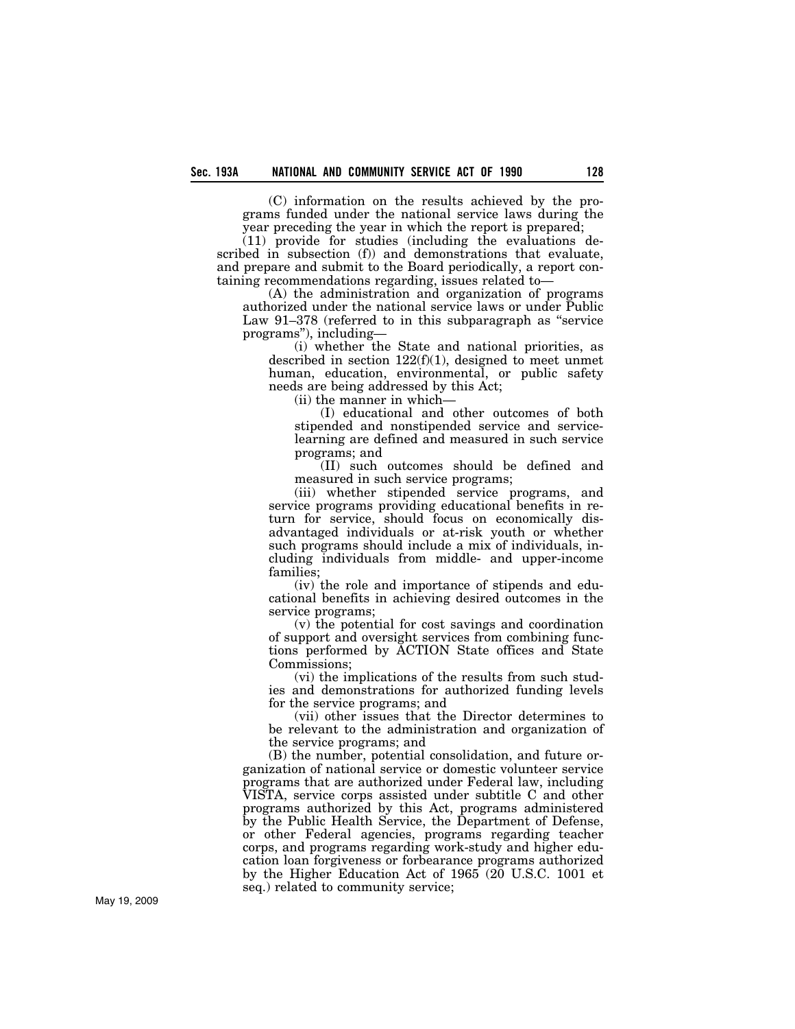(C) information on the results achieved by the programs funded under the national service laws during the year preceding the year in which the report is prepared;

(11) provide for studies (including the evaluations described in subsection (f)) and demonstrations that evaluate, and prepare and submit to the Board periodically, a report containing recommendations regarding, issues related to—

(A) the administration and organization of programs authorized under the national service laws or under Public Law 91–378 (referred to in this subparagraph as "service programs"), including—

(i) whether the State and national priorities, as described in section 122(f)(1), designed to meet unmet human, education, environmental, or public safety needs are being addressed by this Act;

(ii) the manner in which—

(I) educational and other outcomes of both stipended and nonstipended service and service-learning are defined and measured in such service programs; and

(II) such outcomes should be defined and measured in such service programs;

(iii) whether stipended service programs, and service programs providing educational benefits in return for service, should focus on economically disadvantaged individuals or at-risk youth or whether such programs should include a mix of individuals, including individuals from middle- and upper-income families;

(iv) the role and importance of stipends and educational benefits in achieving desired outcomes in the service programs;

(v) the potential for cost savings and coordination of support and oversight services from combining functions performed by ACTION State offices and State Commissions;

(vi) the implications of the results from such studies and demonstrations for authorized funding levels for the service programs; and

(vii) other issues that the Director determines to be relevant to the administration and organization of the service programs; and

(B) the number, potential consolidation, and future organization of national service or domestic volunteer service programs that are authorized under Federal law, including VISTA, service corps assisted under subtitle C and other programs authorized by this Act, programs administered by the Public Health Service, the Department of Defense, or other Federal agencies, programs regarding teacher corps, and programs regarding work-study and higher education loan forgiveness or forbearance programs authorized by the Higher Education Act of 1965 (20 U.S.C. 1001 et seq.) related to community service;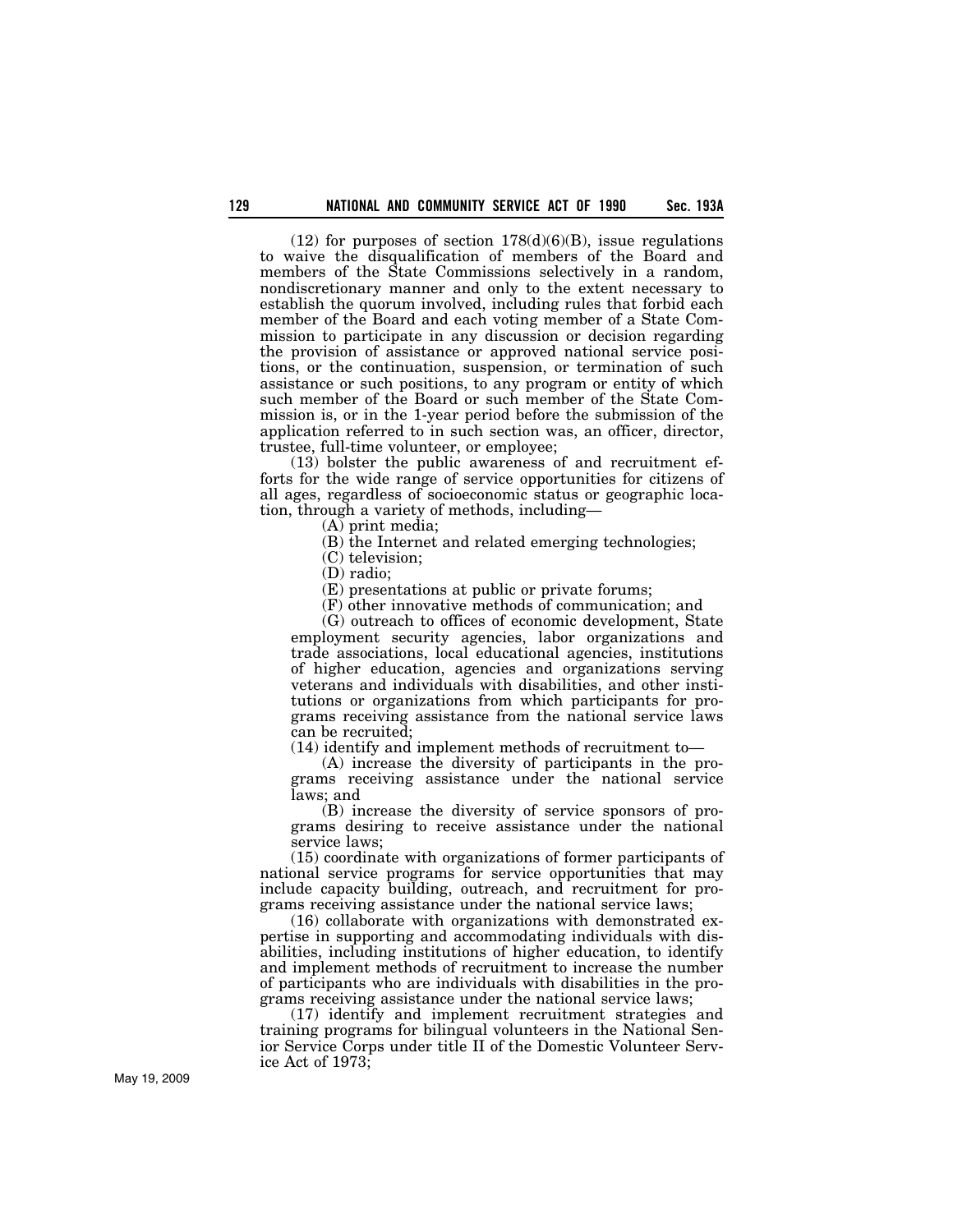(12) for purposes of section 178(d)(6)(B), issue regulations to waive the disqualification of members of the Board and members of the State Commissions selectively in a random, nondiscretionary manner and only to the extent necessary to establish the quorum involved, including rules that forbid each member of the Board and each voting member of a State Commission to participate in any discussion or decision regarding the provision of assistance or approved national service positions, or the continuation, suspension, or termination of such assistance or such positions, to any program or entity of which such member of the Board or such member of the State Commission is, or in the 1-year period before the submission of the application referred to in such section was, an officer, director, trustee, full-time volunteer, or employee;

(13) bolster the public awareness of and recruitment efforts for the wide range of service opportunities for citizens of all ages, regardless of socioeconomic status or geographic location, through a variety of methods, including—

(A) print media;

(B) the Internet and related emerging technologies;

(C) television;

(D) radio;

(E) presentations at public or private forums;

(F) other innovative methods of communication; and

(G) outreach to offices of economic development, State employment security agencies, labor organizations and trade associations, local educational agencies, institutions of higher education, agencies and organizations serving veterans and individuals with disabilities, and other institutions or organizations from which participants for programs receiving assistance from the national service laws can be recruited;

(14) identify and implement methods of recruitment to—

(A) increase the diversity of participants in the programs receiving assistance under the national service laws; and

(B) increase the diversity of service sponsors of programs desiring to receive assistance under the national service laws;

(15) coordinate with organizations of former participants of national service programs for service opportunities that may include capacity building, outreach, and recruitment for programs receiving assistance under the national service laws;

(16) collaborate with organizations with demonstrated expertise in supporting and accommodating individuals with disabilities, including institutions of higher education, to identify and implement methods of recruitment to increase the number of participants who are individuals with disabilities in the programs receiving assistance under the national service laws;

(17) identify and implement recruitment strategies and training programs for bilingual volunteers in the National Senior Service Corps under title II of the Domestic Volunteer Service Act of 1973;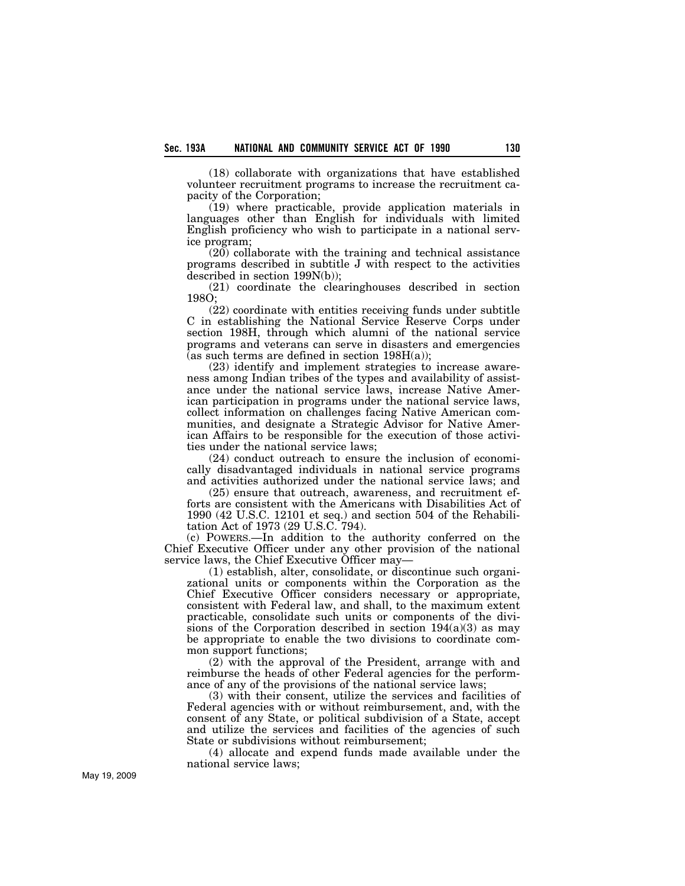(18) collaborate with organizations that have established volunteer recruitment programs to increase the recruitment capacity of the Corporation;

(19) where practicable, provide application materials in languages other than English for individuals with limited English proficiency who wish to participate in a national service program;

(20) collaborate with the training and technical assistance programs described in subtitle J with respect to the activities described in section 199N(b));

(21) coordinate the clearinghouses described in section 198O;

(22) coordinate with entities receiving funds under subtitle C in establishing the National Service Reserve Corps under section 198H, through which alumni of the national service programs and veterans can serve in disasters and emergencies (as such terms are defined in section 198H(a));

(23) identify and implement strategies to increase awareness among Indian tribes of the types and availability of assistance under the national service laws, increase Native American participation in programs under the national service laws, collect information on challenges facing Native American communities, and designate a Strategic Advisor for Native American Affairs to be responsible for the execution of those activities under the national service laws;

(24) conduct outreach to ensure the inclusion of economically disadvantaged individuals in national service programs and activities authorized under the national service laws; and

(25) ensure that outreach, awareness, and recruitment efforts are consistent with the Americans with Disabilities Act of 1990 (42 U.S.C. 12101 et seq.) and section 504 of the Rehabilitation Act of 1973 (29 U.S.C. 794).

(c) POWERS.—In addition to the authority conferred on the Chief Executive Officer under any other provision of the national service laws, the Chief Executive Officer may—

(1) establish, alter, consolidate, or discontinue such organizational units or components within the Corporation as the Chief Executive Officer considers necessary or appropriate, consistent with Federal law, and shall, to the maximum extent practicable, consolidate such units or components of the divisions of the Corporation described in section 194(a)(3) as may be appropriate to enable the two divisions to coordinate common support functions;

(2) with the approval of the President, arrange with and reimburse the heads of other Federal agencies for the performance of any of the provisions of the national service laws;

(3) with their consent, utilize the services and facilities of Federal agencies with or without reimbursement, and, with the consent of any State, or political subdivision of a State, accept and utilize the services and facilities of the agencies of such State or subdivisions without reimbursement;

(4) allocate and expend funds made available under the national service laws;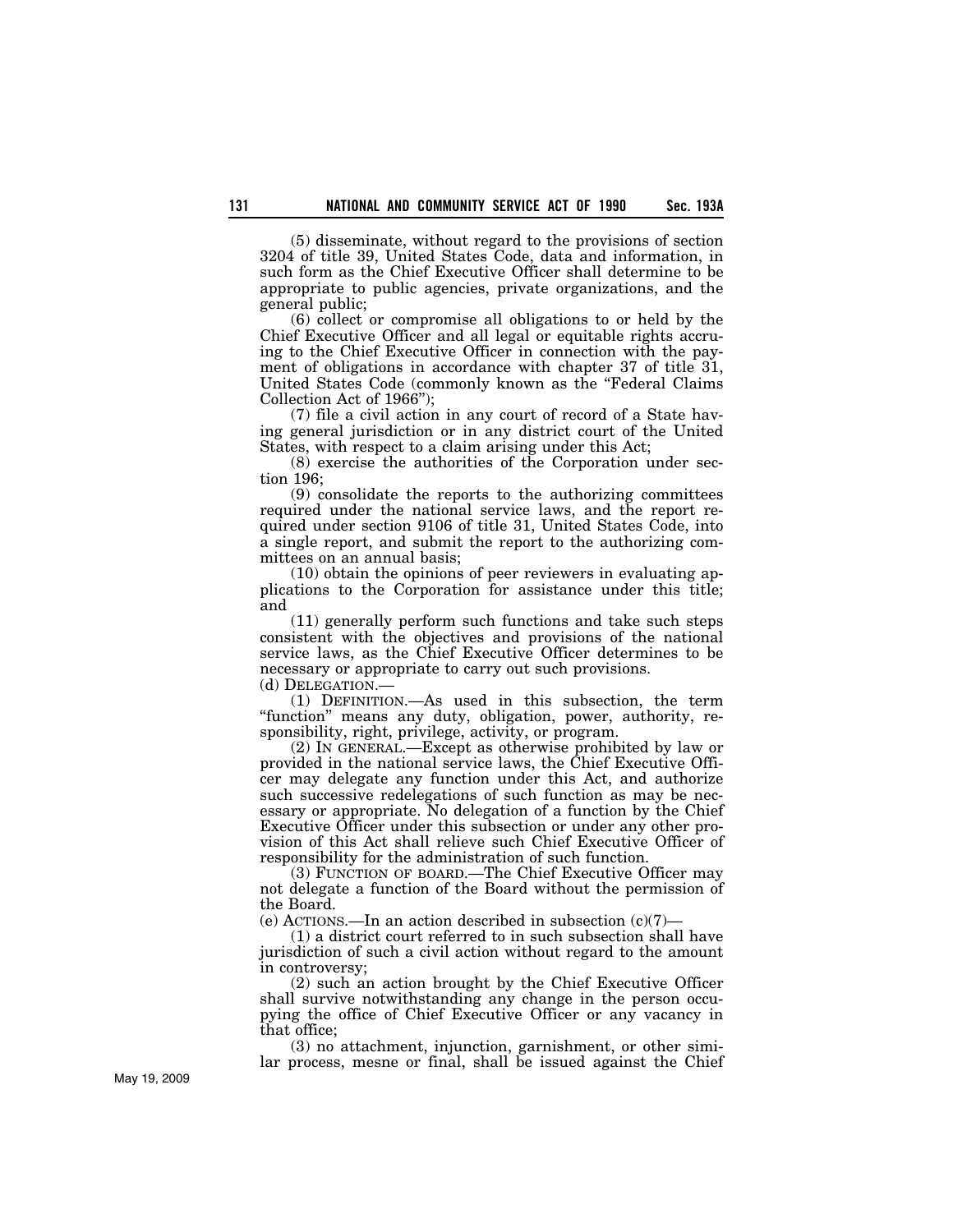(5) disseminate, without regard to the provisions of section 3204 of title 39, United States Code, data and information, in such form as the Chief Executive Officer shall determine to be appropriate to public agencies, private organizations, and the general public;

(6) collect or compromise all obligations to or held by the Chief Executive Officer and all legal or equitable rights accruing to the Chief Executive Officer in connection with the payment of obligations in accordance with chapter 37 of title 31, United States Code (commonly known as the "Federal Claims Collection Act of 1966");

(7) file a civil action in any court of record of a State having general jurisdiction or in any district court of the United States, with respect to a claim arising under this Act;

(8) exercise the authorities of the Corporation under section 196;

(9) consolidate the reports to the authorizing committees required under the national service laws, and the report required under section 9106 of title 31, United States Code, into a single report, and submit the report to the authorizing committees on an annual basis;

(10) obtain the opinions of peer reviewers in evaluating applications to the Corporation for assistance under this title; and

(11) generally perform such functions and take such steps consistent with the objectives and provisions of the national service laws, as the Chief Executive Officer determines to be necessary or appropriate to carry out such provisions.

(d) DELEGATION.—

(1) DEFINITION.—As used in this subsection, the term "function" means any duty, obligation, power, authority, responsibility, right, privilege, activity, or program.

(2) IN GENERAL.—Except as otherwise prohibited by law or provided in the national service laws, the Chief Executive Officer may delegate any function under this Act, and authorize such successive redelegations of such function as may be necessary or appropriate. No delegation of a function by the Chief Executive Officer under this subsection or under any other provision of this Act shall relieve such Chief Executive Officer of responsibility for the administration of such function.

(3) FUNCTION OF BOARD.—The Chief Executive Officer may not delegate a function of the Board without the permission of the Board.

(e) ACTIONS.—In an action described in subsection (c)(7)—

(1) a district court referred to in such subsection shall have jurisdiction of such a civil action without regard to the amount in controversy;

(2) such an action brought by the Chief Executive Officer shall survive notwithstanding any change in the person occupying the office of Chief Executive Officer or any vacancy in that office;

(3) no attachment, injunction, garnishment, or other similar process, mesne or final, shall be issued against the Chief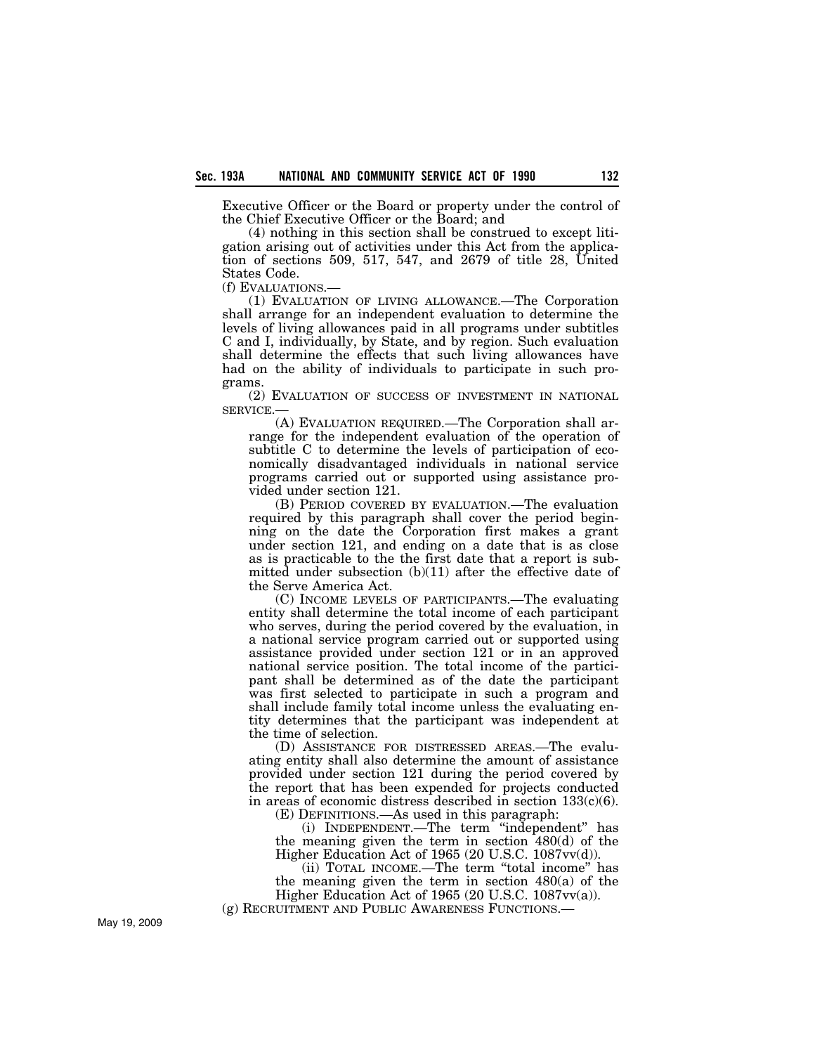Executive Officer or the Board or property under the control of the Chief Executive Officer or the Board; and

(4) nothing in this section shall be construed to except litigation arising out of activities under this Act from the application of sections 509, 517, 547, and 2679 of title 28, United States Code.

(f) EVALUATIONS.—

(1) EVALUATION OF LIVING ALLOWANCE.—The Corporation shall arrange for an independent evaluation to determine the levels of living allowances paid in all programs under subtitles C and I, individually, by State, and by region. Such evaluation shall determine the effects that such living allowances have had on the ability of individuals to participate in such programs.

(2) EVALUATION OF SUCCESS OF INVESTMENT IN NATIONAL SERVICE.—

(A) EVALUATION REQUIRED.—The Corporation shall arrange for the independent evaluation of the operation of subtitle C to determine the levels of participation of economically disadvantaged individuals in national service programs carried out or supported using assistance provided under section 121.

(B) PERIOD COVERED BY EVALUATION.—The evaluation required by this paragraph shall cover the period beginning on the date the Corporation first makes a grant under section 121, and ending on a date that is as close as is practicable to the the first date that a report is submitted under subsection (b)(11) after the effective date of the Serve America Act.

(C) INCOME LEVELS OF PARTICIPANTS.—The evaluating entity shall determine the total income of each participant who serves, during the period covered by the evaluation, in a national service program carried out or supported using assistance provided under section 121 or in an approved national service position. The total income of the participant shall be determined as of the date the participant was first selected to participate in such a program and shall include family total income unless the evaluating entity determines that the participant was independent at the time of selection.

(D) ASSISTANCE FOR DISTRESSED AREAS.—The evaluating entity shall also determine the amount of assistance provided under section 121 during the period covered by the report that has been expended for projects conducted in areas of economic distress described in section 133(c)(6).

(E) DEFINITIONS.—As used in this paragraph:

(i) INDEPENDENT.—The term "independent" has the meaning given the term in section 480(d) of the Higher Education Act of 1965 (20 U.S.C. 1087vv(d)).

(ii) TOTAL INCOME.—The term "total income" has the meaning given the term in section 480(a) of the Higher Education Act of 1965 (20 U.S.C. 1087vv(a)).

(g) RECRUITMENT AND PUBLIC AWARENESS FUNCTIONS.—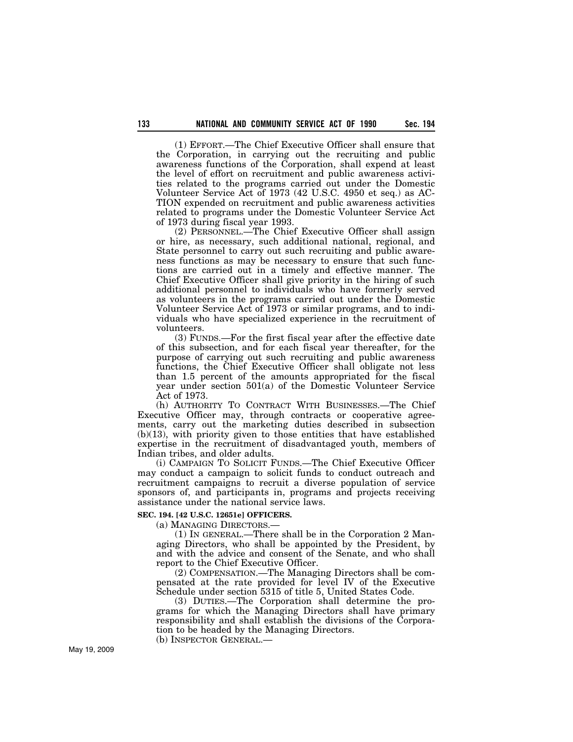(1) EFFORT.—The Chief Executive Officer shall ensure that the Corporation, in carrying out the recruiting and public awareness functions of the Corporation, shall expend at least the level of effort on recruitment and public awareness activities related to the programs carried out under the Domestic Volunteer Service Act of 1973 (42 U.S.C. 4950 et seq.) as ACTION expended on recruitment and public awareness activities related to programs under the Domestic Volunteer Service Act of 1973 during fiscal year 1993.

(2) PERSONNEL.—The Chief Executive Officer shall assign or hire, as necessary, such additional national, regional, and State personnel to carry out such recruiting and public awareness functions as may be necessary to ensure that such functions are carried out in a timely and effective manner. The Chief Executive Officer shall give priority in the hiring of such additional personnel to individuals who have formerly served as volunteers in the programs carried out under the Domestic Volunteer Service Act of 1973 or similar programs, and to individuals who have specialized experience in the recruitment of volunteers.

(3) FUNDS.—For the first fiscal year after the effective date of this subsection, and for each fiscal year thereafter, for the purpose of carrying out such recruiting and public awareness functions, the Chief Executive Officer shall obligate not less than 1.5 percent of the amounts appropriated for the fiscal year under section 501(a) of the Domestic Volunteer Service Act of 1973.

(h) AUTHORITY TO CONTRACT WITH BUSINESSES.—The Chief Executive Officer may, through contracts or cooperative agreements, carry out the marketing duties described in subsection (b)(13), with priority given to those entities that have established expertise in the recruitment of disadvantaged youth, members of Indian tribes, and older adults.

(i) CAMPAIGN TO SOLICIT FUNDS.—The Chief Executive Officer may conduct a campaign to solicit funds to conduct outreach and recruitment campaigns to recruit a diverse population of service sponsors of, and participants in, programs and projects receiving assistance under the national service laws.

**SEC. 194. [42 U.S.C. 12651e] OFFICERS.**

(a) MANAGING DIRECTORS.—

(1) IN GENERAL.—There shall be in the Corporation 2 Managing Directors, who shall be appointed by the President, by and with the advice and consent of the Senate, and who shall report to the Chief Executive Officer.

(2) COMPENSATION.—The Managing Directors shall be compensated at the rate provided for level IV of the Executive Schedule under section 5315 of title 5, United States Code.

(3) DUTIES.—The Corporation shall determine the programs for which the Managing Directors shall have primary responsibility and shall establish the divisions of the Corporation to be headed by the Managing Directors.

(b) INSPECTOR GENERAL.—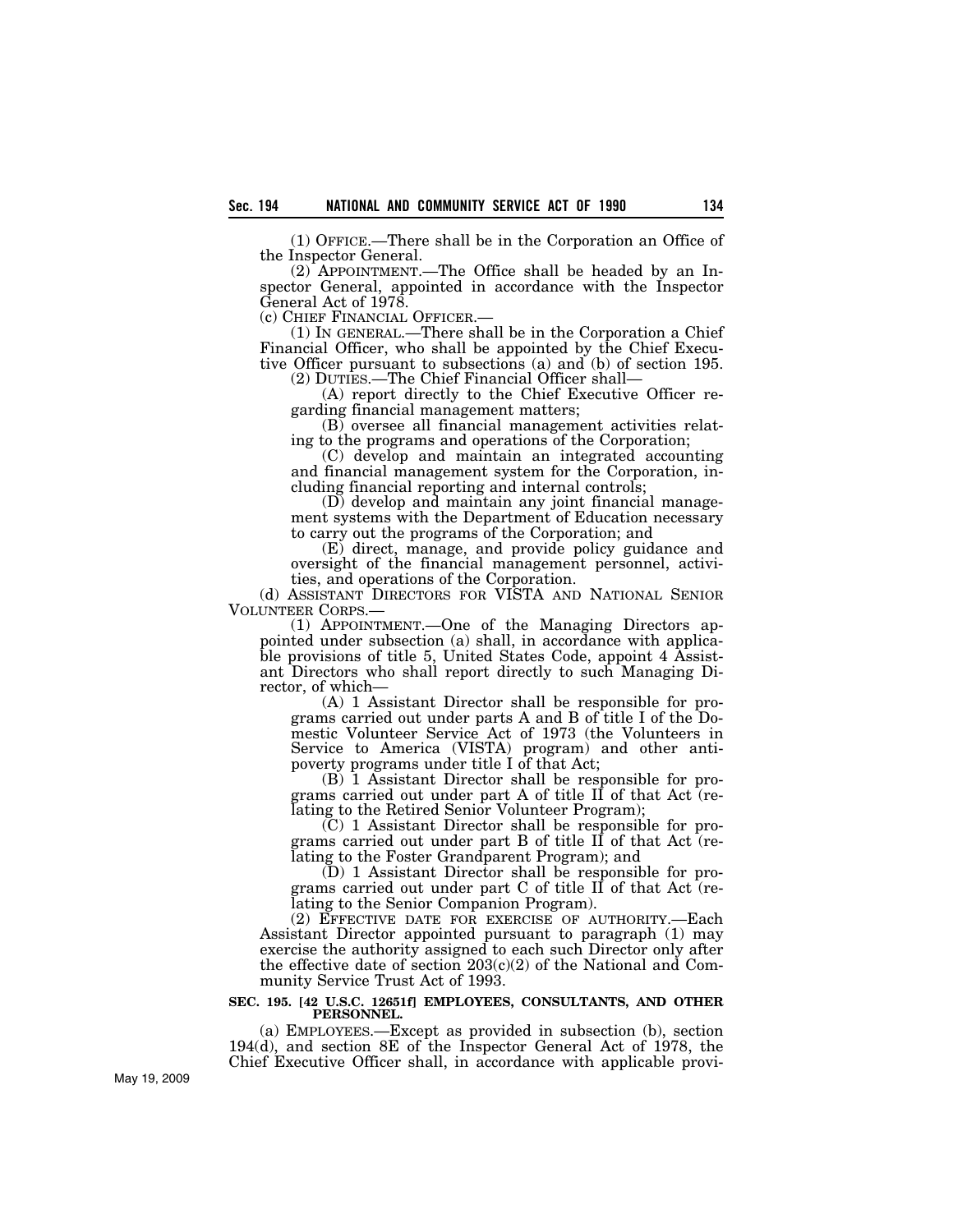(1) OFFICE.—There shall be in the Corporation an Office of the Inspector General.

(2) APPOINTMENT.—The Office shall be headed by an Inspector General, appointed in accordance with the Inspector General Act of 1978.

(c) CHIEF FINANCIAL OFFICER.—

(1) IN GENERAL.—There shall be in the Corporation a Chief Financial Officer, who shall be appointed by the Chief Executive Officer pursuant to subsections (a) and (b) of section 195.

(2) DUTIES.—The Chief Financial Officer shall—

(A) report directly to the Chief Executive Officer regarding financial management matters;

(B) oversee all financial management activities relating to the programs and operations of the Corporation;

(C) develop and maintain an integrated accounting and financial management system for the Corporation, including financial reporting and internal controls;

(D) develop and maintain any joint financial management systems with the Department of Education necessary to carry out the programs of the Corporation; and

(E) direct, manage, and provide policy guidance and oversight of the financial management personnel, activities, and operations of the Corporation.

(d) ASSISTANT DIRECTORS FOR VISTA AND NATIONAL SENIOR VOLUNTEER CORPS.—

(1) APPOINTMENT.—One of the Managing Directors appointed under subsection (a) shall, in accordance with applicable provisions of title 5, United States Code, appoint 4 Assistant Directors who shall report directly to such Managing Director, of which—

(A) 1 Assistant Director shall be responsible for programs carried out under parts A and B of title I of the Domestic Volunteer Service Act of 1973 (the Volunteers in Service to America (VISTA) program) and other antipoverty programs under title I of that Act;

(B) 1 Assistant Director shall be responsible for programs carried out under part A of title II of that Act (relating to the Retired Senior Volunteer Program);

(C) 1 Assistant Director shall be responsible for programs carried out under part B of title II of that Act (relating to the Foster Grandparent Program); and

(D) 1 Assistant Director shall be responsible for programs carried out under part C of title II of that Act (relating to the Senior Companion Program).

(2) EFFECTIVE DATE FOR EXERCISE OF AUTHORITY.—Each Assistant Director appointed pursuant to paragraph (1) may exercise the authority assigned to each such Director only after the effective date of section 203(c)(2) of the National and Community Service Trust Act of 1993.

**SEC. 195. [42 U.S.C. 12651f] EMPLOYEES, CONSULTANTS, AND OTHER PERSONNEL.**

(a) EMPLOYEES.—Except as provided in subsection (b), section 194(d), and section 8E of the Inspector General Act of 1978, the Chief Executive Officer shall, in accordance with applicable provi-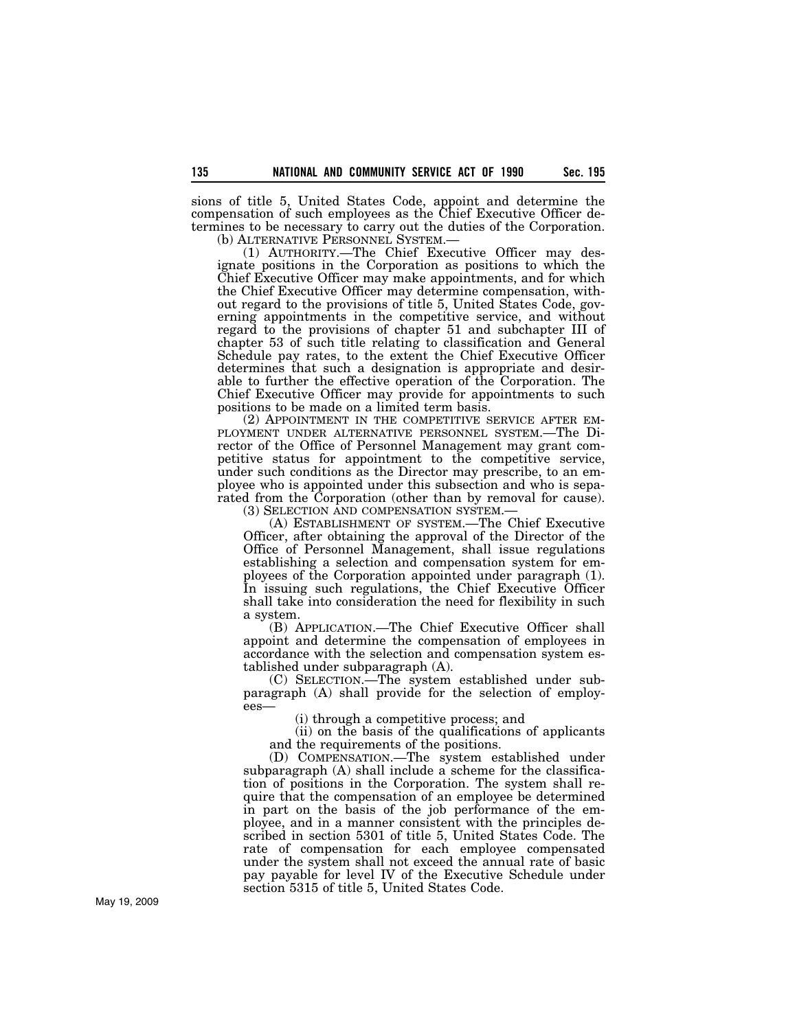sions of title 5, United States Code, appoint and determine the compensation of such employees as the Chief Executive Officer determines to be necessary to carry out the duties of the Corporation.

(b) ALTERNATIVE PERSONNEL SYSTEM.—

(1) AUTHORITY.—The Chief Executive Officer may designate positions in the Corporation as positions to which the Chief Executive Officer may make appointments, and for which the Chief Executive Officer may determine compensation, without regard to the provisions of title 5, United States Code, governing appointments in the competitive service, and without regard to the provisions of chapter 51 and subchapter III of chapter 53 of such title relating to classification and General Schedule pay rates, to the extent the Chief Executive Officer determines that such a designation is appropriate and desirable to further the effective operation of the Corporation. The Chief Executive Officer may provide for appointments to such positions to be made on a limited term basis.

(2) APPOINTMENT IN THE COMPETITIVE SERVICE AFTER EMPLOYMENT UNDER ALTERNATIVE PERSONNEL SYSTEM.—The Director of the Office of Personnel Management may grant competitive status for appointment to the competitive service, under such conditions as the Director may prescribe, to an employee who is appointed under this subsection and who is separated from the Corporation (other than by removal for cause).

(3) SELECTION AND COMPENSATION SYSTEM.—

(A) ESTABLISHMENT OF SYSTEM.—The Chief Executive Officer, after obtaining the approval of the Director of the Office of Personnel Management, shall issue regulations establishing a selection and compensation system for employees of the Corporation appointed under paragraph (1). In issuing such regulations, the Chief Executive Officer shall take into consideration the need for flexibility in such a system.

(B) APPLICATION.—The Chief Executive Officer shall appoint and determine the compensation of employees in accordance with the selection and compensation system established under subparagraph (A).

(C) SELECTION.—The system established under subparagraph (A) shall provide for the selection of employees—

(i) through a competitive process; and

(ii) on the basis of the qualifications of applicants and the requirements of the positions.

(D) COMPENSATION.—The system established under subparagraph (A) shall include a scheme for the classification of positions in the Corporation. The system shall require that the compensation of an employee be determined in part on the basis of the job performance of the employee, and in a manner consistent with the principles described in section 5301 of title 5, United States Code. The rate of compensation for each employee compensated under the system shall not exceed the annual rate of basic pay payable for level IV of the Executive Schedule under section 5315 of title 5, United States Code.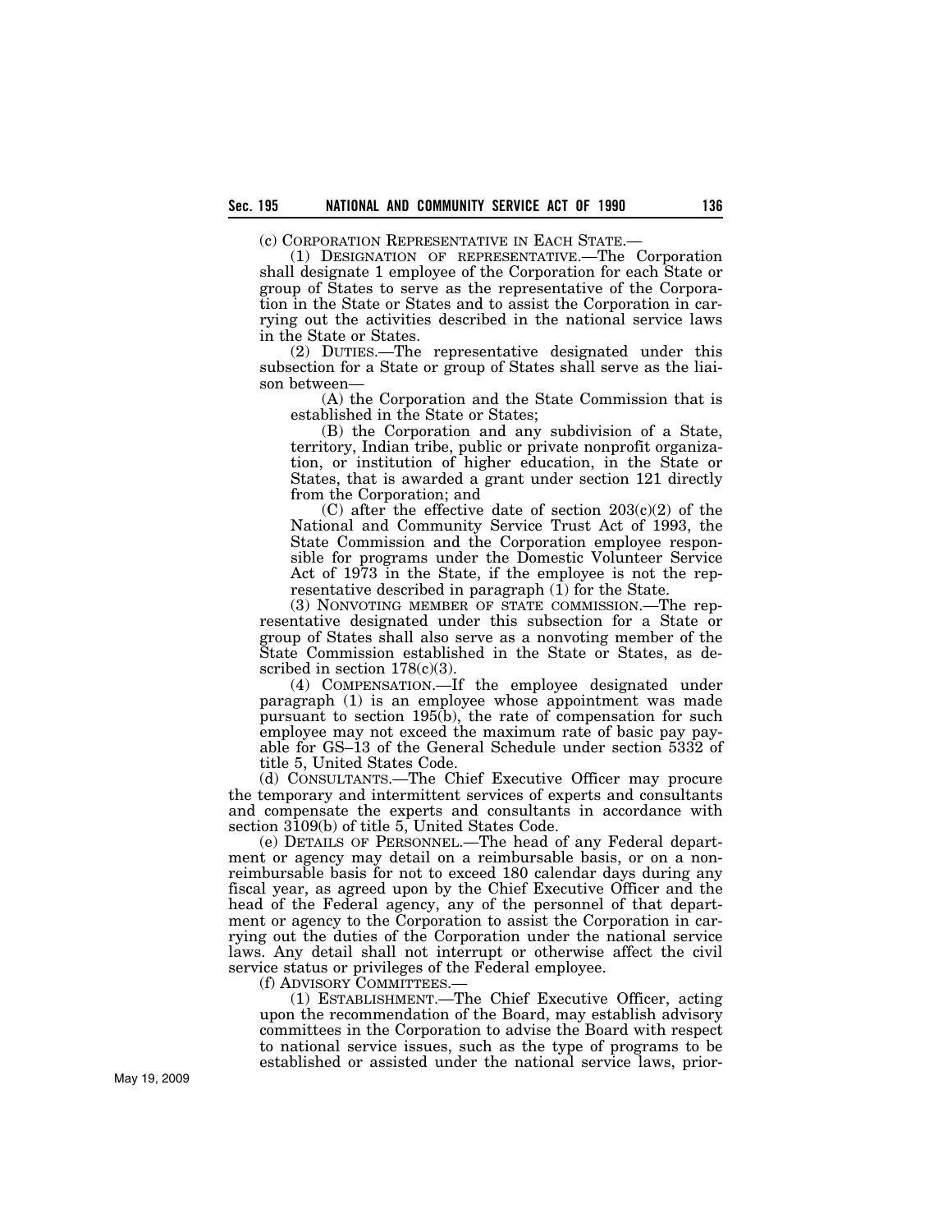(c) CORPORATION REPRESENTATIVE IN EACH STATE.—

(1) DESIGNATION OF REPRESENTATIVE.—The Corporation shall designate 1 employee of the Corporation for each State or group of States to serve as the representative of the Corporation in the State or States and to assist the Corporation in carrying out the activities described in the national service laws in the State or States.

(2) DUTIES.—The representative designated under this subsection for a State or group of States shall serve as the liaison between—

(A) the Corporation and the State Commission that is established in the State or States;

(B) the Corporation and any subdivision of a State, territory, Indian tribe, public or private nonprofit organization, or institution of higher education, in the State or States, that is awarded a grant under section 121 directly from the Corporation; and

(C) after the effective date of section 203(c)(2) of the National and Community Service Trust Act of 1993, the State Commission and the Corporation employee responsible for programs under the Domestic Volunteer Service Act of 1973 in the State, if the employee is not the representative described in paragraph (1) for the State.

(3) NONVOTING MEMBER OF STATE COMMISSION.—The representative designated under this subsection for a State or group of States shall also serve as a nonvoting member of the State Commission established in the State or States, as described in section 178(c)(3).

(4) COMPENSATION.—If the employee designated under paragraph (1) is an employee whose appointment was made pursuant to section 195(b), the rate of compensation for such employee may not exceed the maximum rate of basic pay payable for GS–13 of the General Schedule under section 5332 of title 5, United States Code.

(d) CONSULTANTS.—The Chief Executive Officer may procure the temporary and intermittent services of experts and consultants and compensate the experts and consultants in accordance with section 3109(b) of title 5, United States Code.

(e) DETAILS OF PERSONNEL.—The head of any Federal department or agency may detail on a reimbursable basis, or on a nonreimbursable basis for not to exceed 180 calendar days during any fiscal year, as agreed upon by the Chief Executive Officer and the head of the Federal agency, any of the personnel of that department or agency to the Corporation to assist the Corporation in carrying out the duties of the Corporation under the national service laws. Any detail shall not interrupt or otherwise affect the civil service status or privileges of the Federal employee.

(f) ADVISORY COMMITTEES.—

(1) ESTABLISHMENT.—The Chief Executive Officer, acting upon the recommendation of the Board, may establish advisory committees in the Corporation to advise the Board with respect to national service issues, such as the type of programs to be established or assisted under the national service laws, prior-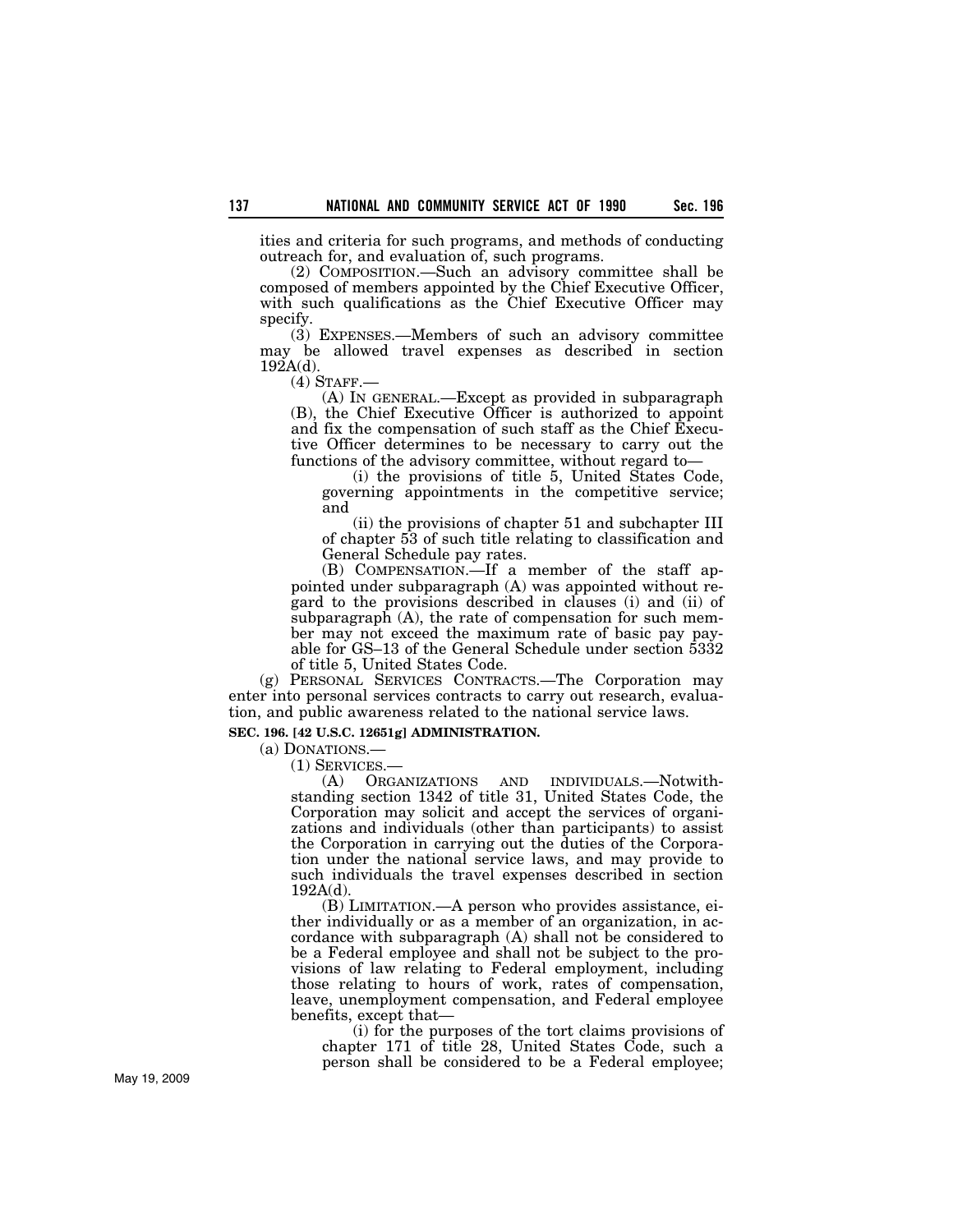ities and criteria for such programs, and methods of conducting outreach for, and evaluation of, such programs.

(2) COMPOSITION.—Such an advisory committee shall be composed of members appointed by the Chief Executive Officer, with such qualifications as the Chief Executive Officer may specify.

(3) EXPENSES.—Members of such an advisory committee may be allowed travel expenses as described in section 192A(d).

(4) STAFF.—

(A) IN GENERAL.—Except as provided in subparagraph (B), the Chief Executive Officer is authorized to appoint and fix the compensation of such staff as the Chief Executive Officer determines to be necessary to carry out the functions of the advisory committee, without regard to—

(i) the provisions of title 5, United States Code, governing appointments in the competitive service; and

(ii) the provisions of chapter 51 and subchapter III of chapter 53 of such title relating to classification and General Schedule pay rates.

(B) COMPENSATION.—If a member of the staff appointed under subparagraph (A) was appointed without regard to the provisions described in clauses (i) and (ii) of subparagraph (A), the rate of compensation for such member may not exceed the maximum rate of basic pay payable for GS–13 of the General Schedule under section 5332 of title 5, United States Code.

(g) PERSONAL SERVICES CONTRACTS.—The Corporation may enter into personal services contracts to carry out research, evaluation, and public awareness related to the national service laws.

**SEC. 196. [42 U.S.C. 12651g] ADMINISTRATION.**

(a) DONATIONS.—

(1) SERVICES.—

(A) ORGANIZATIONS AND INDIVIDUALS.—Notwithstanding section 1342 of title 31, United States Code, the Corporation may solicit and accept the services of organizations and individuals (other than participants) to assist the Corporation in carrying out the duties of the Corporation under the national service laws, and may provide to such individuals the travel expenses described in section 192A(d).

(B) LIMITATION.—A person who provides assistance, either individually or as a member of an organization, in accordance with subparagraph (A) shall not be considered to be a Federal employee and shall not be subject to the provisions of law relating to Federal employment, including those relating to hours of work, rates of compensation, leave, unemployment compensation, and Federal employee benefits, except that—

(i) for the purposes of the tort claims provisions of chapter 171 of title 28, United States Code, such a person shall be considered to be a Federal employee;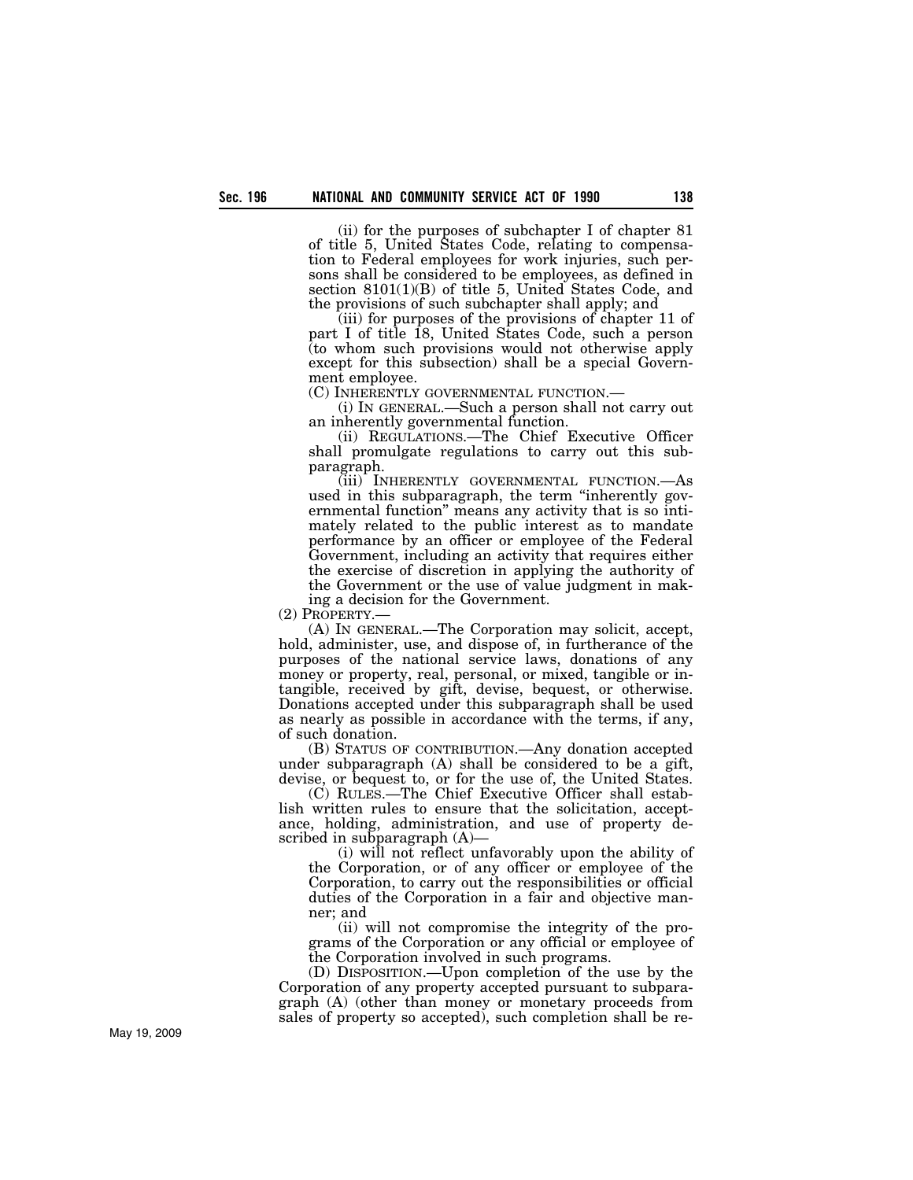(ii) for the purposes of subchapter I of chapter 81 of title 5, United States Code, relating to compensation to Federal employees for work injuries, such persons shall be considered to be employees, as defined in section 8101(1)(B) of title 5, United States Code, and the provisions of such subchapter shall apply; and

(iii) for purposes of the provisions of chapter 11 of part I of title 18, United States Code, such a person (to whom such provisions would not otherwise apply except for this subsection) shall be a special Government employee.

(C) INHERENTLY GOVERNMENTAL FUNCTION.—

(i) IN GENERAL.—Such a person shall not carry out an inherently governmental function.

(ii) REGULATIONS.—The Chief Executive Officer shall promulgate regulations to carry out this subparagraph.

(iii) INHERENTLY GOVERNMENTAL FUNCTION.—As used in this subparagraph, the term "inherently governmental function" means any activity that is so intimately related to the public interest as to mandate performance by an officer or employee of the Federal Government, including an activity that requires either the exercise of discretion in applying the authority of the Government or the use of value judgment in making a decision for the Government.

(2) PROPERTY.—

(A) IN GENERAL.—The Corporation may solicit, accept, hold, administer, use, and dispose of, in furtherance of the purposes of the national service laws, donations of any money or property, real, personal, or mixed, tangible or intangible, received by gift, devise, bequest, or otherwise. Donations accepted under this subparagraph shall be used as nearly as possible in accordance with the terms, if any, of such donation.

(B) STATUS OF CONTRIBUTION.—Any donation accepted under subparagraph (A) shall be considered to be a gift, devise, or bequest to, or for the use of, the United States.

(C) RULES.—The Chief Executive Officer shall establish written rules to ensure that the solicitation, acceptance, holding, administration, and use of property described in subparagraph (A)—

(i) will not reflect unfavorably upon the ability of the Corporation, or of any officer or employee of the Corporation, to carry out the responsibilities or official duties of the Corporation in a fair and objective manner; and

(ii) will not compromise the integrity of the programs of the Corporation or any official or employee of the Corporation involved in such programs.

(D) DISPOSITION.—Upon completion of the use by the Corporation of any property accepted pursuant to subparagraph (A) (other than money or monetary proceeds from sales of property so accepted), such completion shall be re-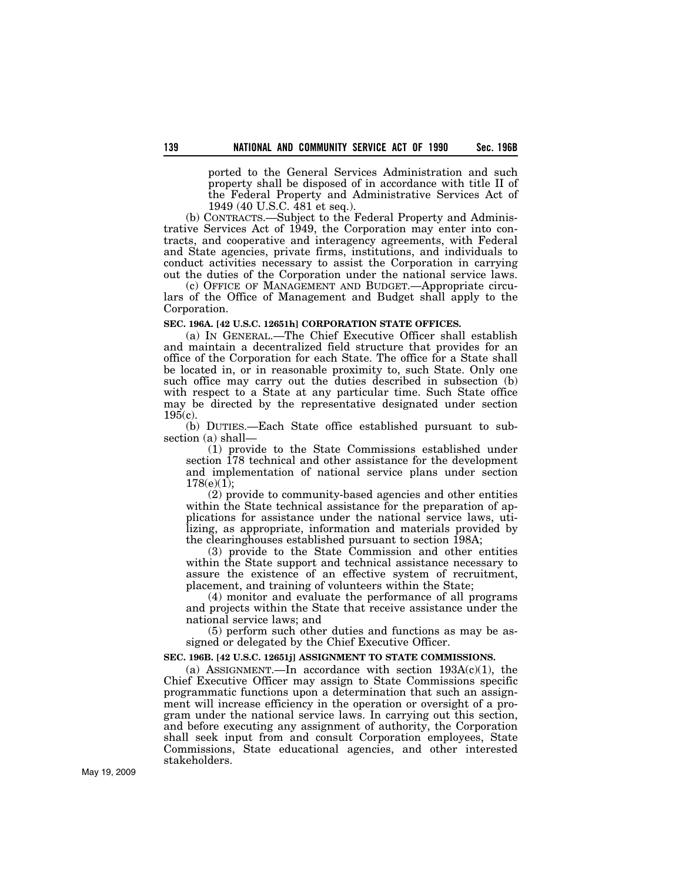ported to the General Services Administration and such property shall be disposed of in accordance with title II of the Federal Property and Administrative Services Act of 1949 (40 U.S.C. 481 et seq.).

(b) CONTRACTS.—Subject to the Federal Property and Administrative Services Act of 1949, the Corporation may enter into contracts, and cooperative and interagency agreements, with Federal and State agencies, private firms, institutions, and individuals to conduct activities necessary to assist the Corporation in carrying out the duties of the Corporation under the national service laws.

(c) OFFICE OF MANAGEMENT AND BUDGET.—Appropriate circulars of the Office of Management and Budget shall apply to the Corporation.

**SEC. 196A. [42 U.S.C. 12651h] CORPORATION STATE OFFICES.**

(a) IN GENERAL.—The Chief Executive Officer shall establish and maintain a decentralized field structure that provides for an office of the Corporation for each State. The office for a State shall be located in, or in reasonable proximity to, such State. Only one such office may carry out the duties described in subsection (b) with respect to a State at any particular time. Such State office may be directed by the representative designated under section 195(c).

(b) DUTIES.—Each State office established pursuant to subsection (a) shall—

(1) provide to the State Commissions established under section 178 technical and other assistance for the development and implementation of national service plans under section 178(e)(1);

(2) provide to community-based agencies and other entities within the State technical assistance for the preparation of applications for assistance under the national service laws, utilizing, as appropriate, information and materials provided by the clearinghouses established pursuant to section 198A;

(3) provide to the State Commission and other entities within the State support and technical assistance necessary to assure the existence of an effective system of recruitment, placement, and training of volunteers within the State;

(4) monitor and evaluate the performance of all programs and projects within the State that receive assistance under the national service laws; and

(5) perform such other duties and functions as may be assigned or delegated by the Chief Executive Officer.

**SEC. 196B. [42 U.S.C. 12651j] ASSIGNMENT TO STATE COMMISSIONS.**

(a) ASSIGNMENT.—In accordance with section 193A(c)(1), the Chief Executive Officer may assign to State Commissions specific programmatic functions upon a determination that such an assignment will increase efficiency in the operation or oversight of a program under the national service laws. In carrying out this section, and before executing any assignment of authority, the Corporation shall seek input from and consult Corporation employees, State Commissions, State educational agencies, and other interested stakeholders.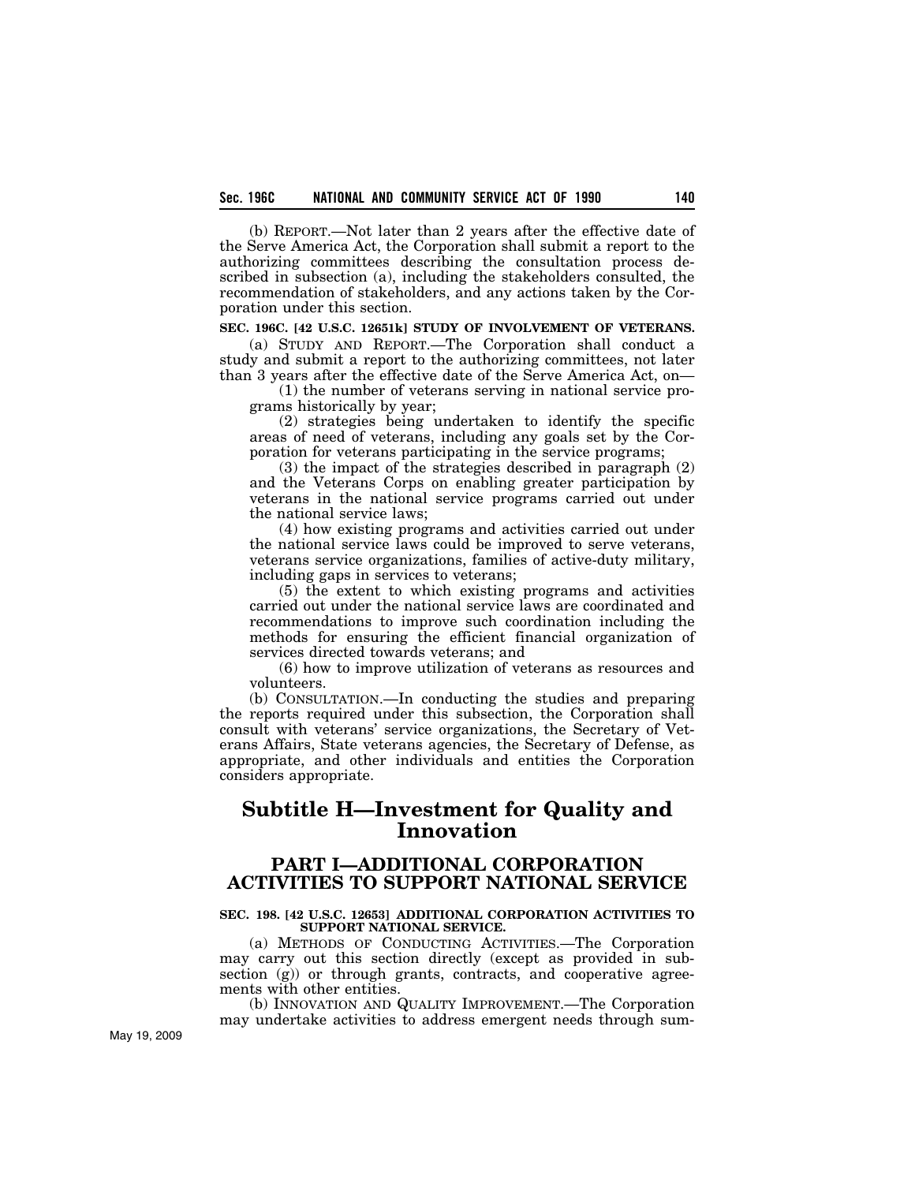(b) REPORT.—Not later than 2 years after the effective date of the Serve America Act, the Corporation shall submit a report to the authorizing committees describing the consultation process described in subsection (a), including the stakeholders consulted, the recommendation of stakeholders, and any actions taken by the Corporation under this section.

**SEC. 196C. [42 U.S.C. 12651k] STUDY OF INVOLVEMENT OF VETERANS.**

(a) STUDY AND REPORT.—The Corporation shall conduct a study and submit a report to the authorizing committees, not later than 3 years after the effective date of the Serve America Act, on—

(1) the number of veterans serving in national service programs historically by year;

(2) strategies being undertaken to identify the specific areas of need of veterans, including any goals set by the Corporation for veterans participating in the service programs;

(3) the impact of the strategies described in paragraph (2) and the Veterans Corps on enabling greater participation by veterans in the national service programs carried out under the national service laws;

(4) how existing programs and activities carried out under the national service laws could be improved to serve veterans, veterans service organizations, families of active-duty military, including gaps in services to veterans;

(5) the extent to which existing programs and activities carried out under the national service laws are coordinated and recommendations to improve such coordination including the methods for ensuring the efficient financial organization of services directed towards veterans; and

(6) how to improve utilization of veterans as resources and volunteers.

(b) CONSULTATION.—In conducting the studies and preparing the reports required under this subsection, the Corporation shall consult with veterans' service organizations, the Secretary of Veterans Affairs, State veterans agencies, the Secretary of Defense, as appropriate, and other individuals and entities the Corporation considers appropriate.

# Subtitle H—Investment for Quality and Innovation

## PART I—ADDITIONAL CORPORATION ACTIVITIES TO SUPPORT NATIONAL SERVICE

**SEC. 198. [42 U.S.C. 12653] ADDITIONAL CORPORATION ACTIVITIES TO SUPPORT NATIONAL SERVICE.**

(a) METHODS OF CONDUCTING ACTIVITIES.—The Corporation may carry out this section directly (except as provided in subsection (g)) or through grants, contracts, and cooperative agreements with other entities.

(b) INNOVATION AND QUALITY IMPROVEMENT.—The Corporation may undertake activities to address emergent needs through sum-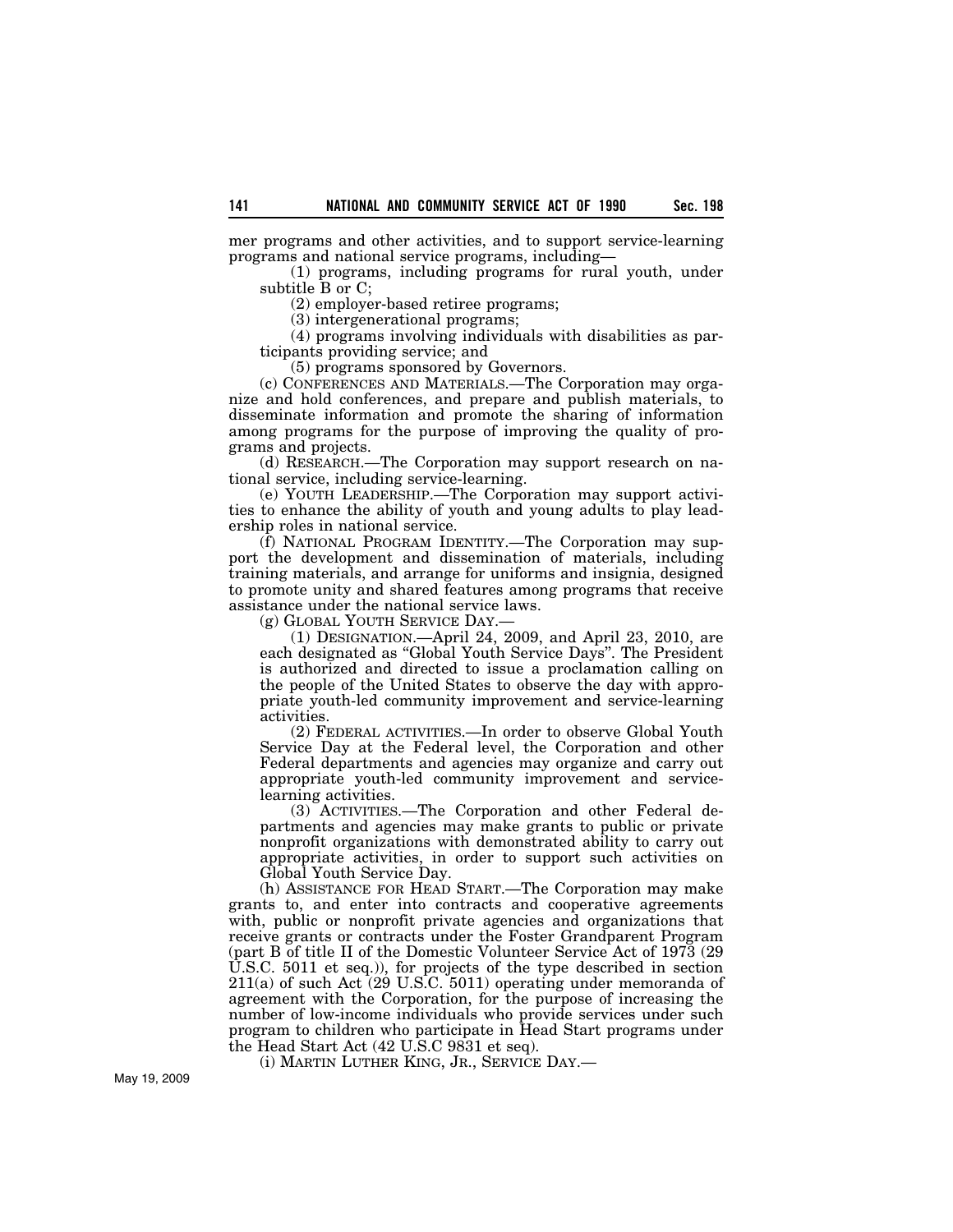mer programs and other activities, and to support service-learning programs and national service programs, including—

(1) programs, including programs for rural youth, under subtitle B or C;

(2) employer-based retiree programs;

(3) intergenerational programs;

(4) programs involving individuals with disabilities as participants providing service; and

(5) programs sponsored by Governors.

(c) CONFERENCES AND MATERIALS.—The Corporation may organize and hold conferences, and prepare and publish materials, to disseminate information and promote the sharing of information among programs for the purpose of improving the quality of programs and projects.

(d) RESEARCH.—The Corporation may support research on national service, including service-learning.

(e) YOUTH LEADERSHIP.—The Corporation may support activities to enhance the ability of youth and young adults to play leadership roles in national service.

(f) NATIONAL PROGRAM IDENTITY.—The Corporation may support the development and dissemination of materials, including training materials, and arrange for uniforms and insignia, designed to promote unity and shared features among programs that receive assistance under the national service laws.

(g) GLOBAL YOUTH SERVICE DAY.—

(1) DESIGNATION.—April 24, 2009, and April 23, 2010, are each designated as "Global Youth Service Days". The President is authorized and directed to issue a proclamation calling on the people of the United States to observe the day with appropriate youth-led community improvement and service-learning activities.

(2) FEDERAL ACTIVITIES.—In order to observe Global Youth Service Day at the Federal level, the Corporation and other Federal departments and agencies may organize and carry out appropriate youth-led community improvement and service-learning activities.

(3) ACTIVITIES.—The Corporation and other Federal departments and agencies may make grants to public or private nonprofit organizations with demonstrated ability to carry out appropriate activities, in order to support such activities on Global Youth Service Day.

(h) ASSISTANCE FOR HEAD START.—The Corporation may make grants to, and enter into contracts and cooperative agreements with, public or nonprofit private agencies and organizations that receive grants or contracts under the Foster Grandparent Program (part B of title II of the Domestic Volunteer Service Act of 1973 (29 U.S.C. 5011 et seq.)), for projects of the type described in section 211(a) of such Act (29 U.S.C. 5011) operating under memoranda of agreement with the Corporation, for the purpose of increasing the number of low-income individuals who provide services under such program to children who participate in Head Start programs under the Head Start Act (42 U.S.C 9831 et seq).

(i) MARTIN LUTHER KING, JR., SERVICE DAY.—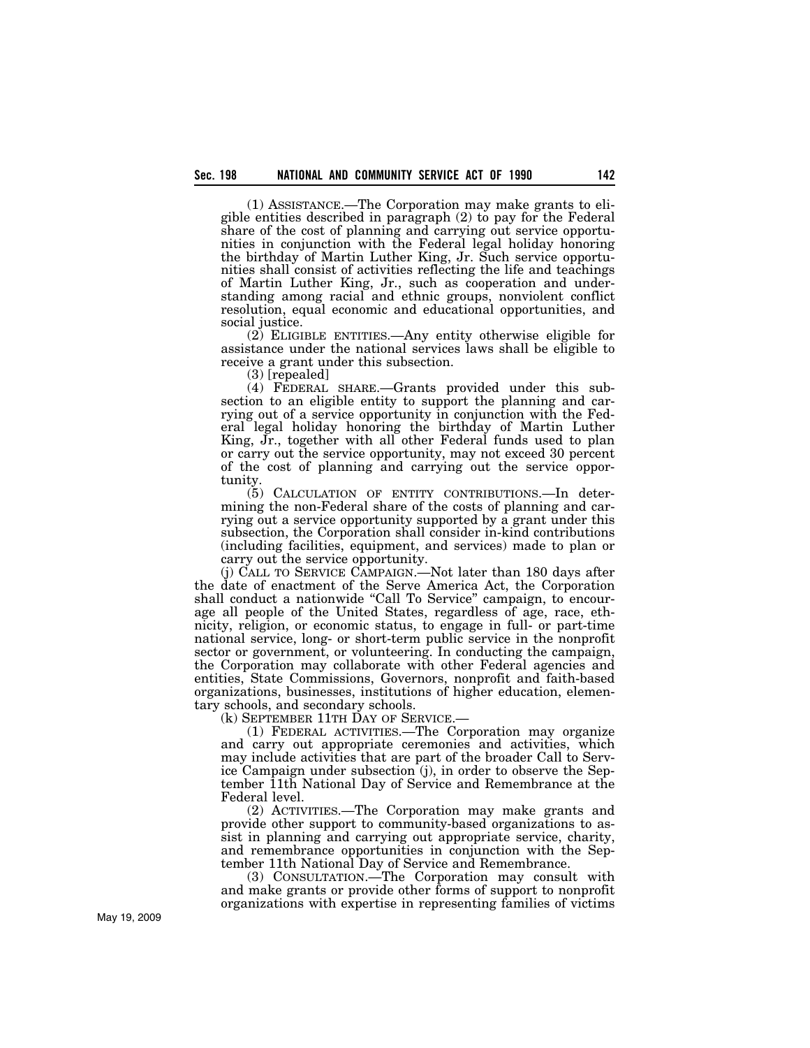(1) ASSISTANCE.—The Corporation may make grants to eligible entities described in paragraph (2) to pay for the Federal share of the cost of planning and carrying out service opportunities in conjunction with the Federal legal holiday honoring the birthday of Martin Luther King, Jr. Such service opportunities shall consist of activities reflecting the life and teachings of Martin Luther King, Jr., such as cooperation and understanding among racial and ethnic groups, nonviolent conflict resolution, equal economic and educational opportunities, and social justice.

(2) ELIGIBLE ENTITIES.—Any entity otherwise eligible for assistance under the national services laws shall be eligible to receive a grant under this subsection.

(3) [repealed]

(4) FEDERAL SHARE.—Grants provided under this subsection to an eligible entity to support the planning and carrying out of a service opportunity in conjunction with the Federal legal holiday honoring the birthday of Martin Luther King, Jr., together with all other Federal funds used to plan or carry out the service opportunity, may not exceed 30 percent of the cost of planning and carrying out the service opportunity.

(5) CALCULATION OF ENTITY CONTRIBUTIONS.—In determining the non-Federal share of the costs of planning and carrying out a service opportunity supported by a grant under this subsection, the Corporation shall consider in-kind contributions (including facilities, equipment, and services) made to plan or carry out the service opportunity.

(j) CALL TO SERVICE CAMPAIGN.—Not later than 180 days after the date of enactment of the Serve America Act, the Corporation shall conduct a nationwide "Call To Service" campaign, to encourage all people of the United States, regardless of age, race, ethnicity, religion, or economic status, to engage in full- or part-time national service, long- or short-term public service in the nonprofit sector or government, or volunteering. In conducting the campaign, the Corporation may collaborate with other Federal agencies and entities, State Commissions, Governors, nonprofit and faith-based organizations, businesses, institutions of higher education, elementary schools, and secondary schools.

(k) SEPTEMBER 11TH DAY OF SERVICE.—

(1) FEDERAL ACTIVITIES.—The Corporation may organize and carry out appropriate ceremonies and activities, which may include activities that are part of the broader Call to Service Campaign under subsection (j), in order to observe the September 11th National Day of Service and Remembrance at the Federal level.

(2) ACTIVITIES.—The Corporation may make grants and provide other support to community-based organizations to assist in planning and carrying out appropriate service, charity, and remembrance opportunities in conjunction with the September 11th National Day of Service and Remembrance.

(3) CONSULTATION.—The Corporation may consult with and make grants or provide other forms of support to nonprofit organizations with expertise in representing families of victims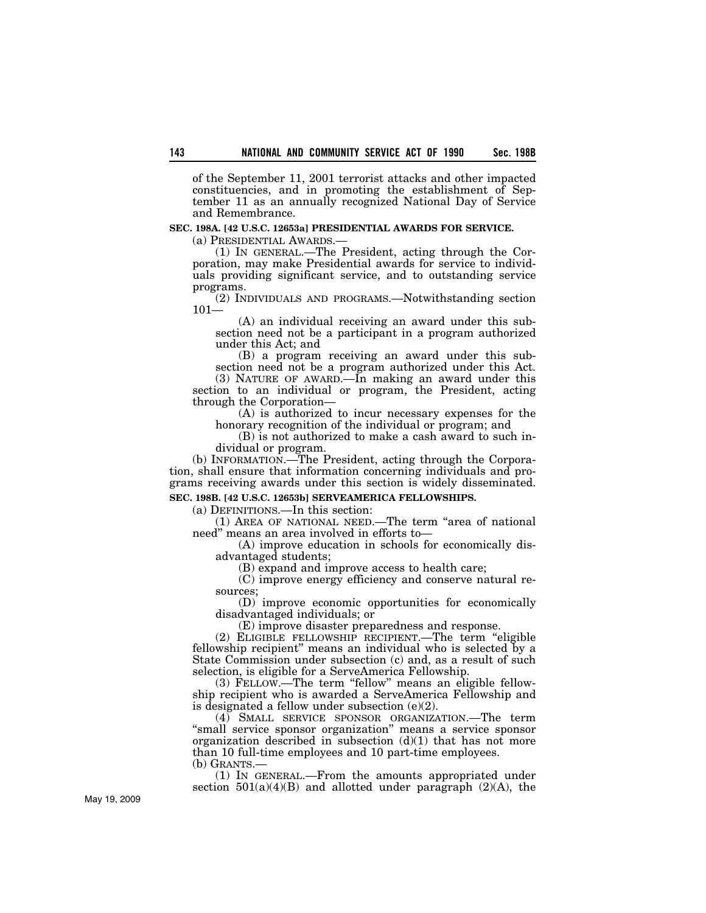of the September 11, 2001 terrorist attacks and other impacted constituencies, and in promoting the establishment of September 11 as an annually recognized National Day of Service and Remembrance.

**SEC. 198A. [42 U.S.C. 12653a] PRESIDENTIAL AWARDS FOR SERVICE.**

(a) PRESIDENTIAL AWARDS.—

(1) IN GENERAL.—The President, acting through the Corporation, may make Presidential awards for service to individuals providing significant service, and to outstanding service programs.

(2) INDIVIDUALS AND PROGRAMS.—Notwithstanding section 101—

(A) an individual receiving an award under this subsection need not be a participant in a program authorized under this Act; and

(B) a program receiving an award under this subsection need not be a program authorized under this Act.

(3) NATURE OF AWARD.—In making an award under this section to an individual or program, the President, acting through the Corporation—

(A) is authorized to incur necessary expenses for the honorary recognition of the individual or program; and

(B) is not authorized to make a cash award to such individual or program.

(b) INFORMATION.—The President, acting through the Corporation, shall ensure that information concerning individuals and programs receiving awards under this section is widely disseminated.

**SEC. 198B. [42 U.S.C. 12653b] SERVEAMERICA FELLOWSHIPS.**

(a) DEFINITIONS.—In this section:

(1) AREA OF NATIONAL NEED.—The term "area of national need" means an area involved in efforts to—

(A) improve education in schools for economically disadvantaged students;

(B) expand and improve access to health care;

(C) improve energy efficiency and conserve natural resources;

(D) improve economic opportunities for economically disadvantaged individuals; or

(E) improve disaster preparedness and response.

(2) ELIGIBLE FELLOWSHIP RECIPIENT.—The term "eligible fellowship recipient" means an individual who is selected by a State Commission under subsection (c) and, as a result of such selection, is eligible for a ServeAmerica Fellowship.

(3) FELLOW.—The term "fellow" means an eligible fellowship recipient who is awarded a ServeAmerica Fellowship and is designated a fellow under subsection (e)(2).

(4) SMALL SERVICE SPONSOR ORGANIZATION.—The term "small service sponsor organization" means a service sponsor organization described in subsection (d)(1) that has not more than 10 full-time employees and 10 part-time employees.

(b) GRANTS.—

(1) IN GENERAL.—From the amounts appropriated under section 501(a)(4)(B) and allotted under paragraph (2)(A), the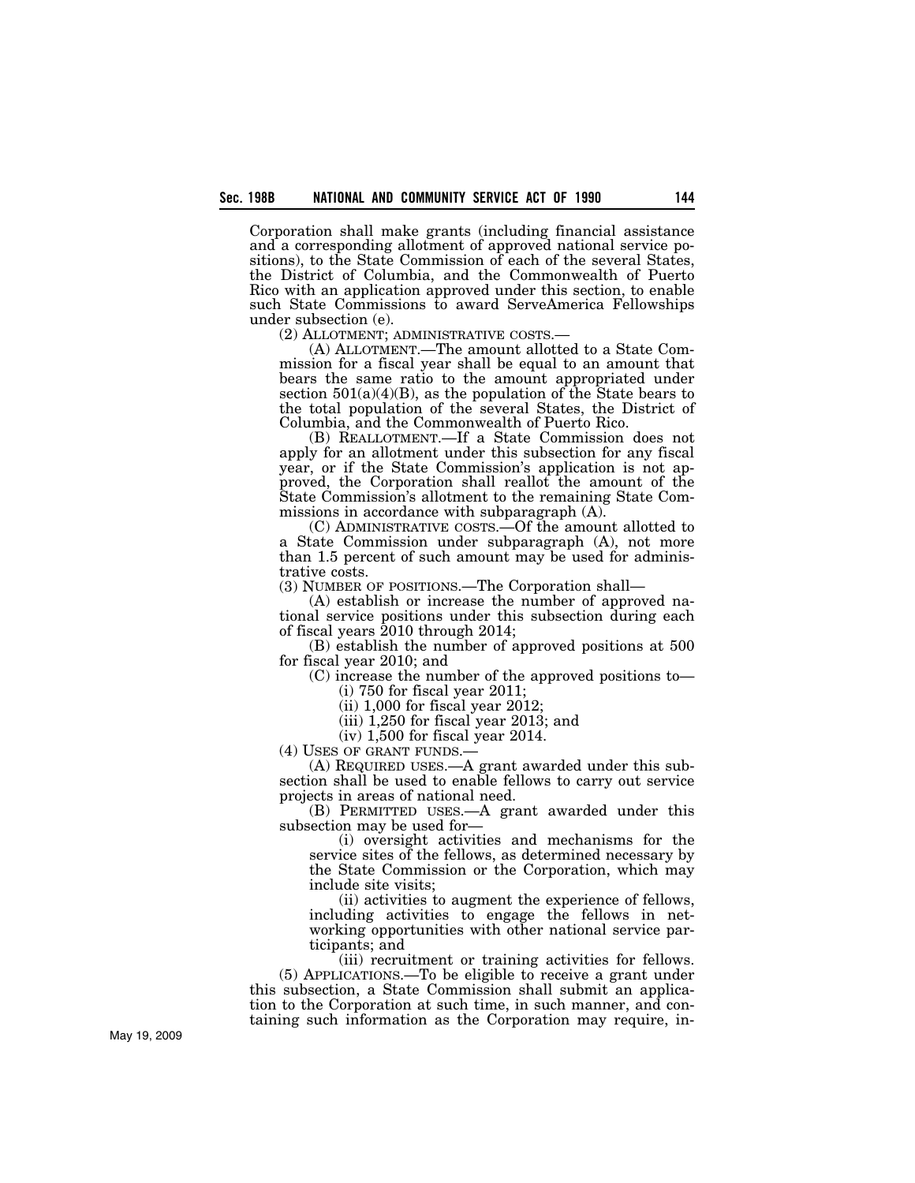Corporation shall make grants (including financial assistance and a corresponding allotment of approved national service positions), to the State Commission of each of the several States, the District of Columbia, and the Commonwealth of Puerto Rico with an application approved under this section, to enable such State Commissions to award ServeAmerica Fellowships under subsection (e).

(2) ALLOTMENT; ADMINISTRATIVE COSTS.—

(A) ALLOTMENT.—The amount allotted to a State Commission for a fiscal year shall be equal to an amount that bears the same ratio to the amount appropriated under section 501(a)(4)(B), as the population of the State bears to the total population of the several States, the District of Columbia, and the Commonwealth of Puerto Rico.

(B) REALLOTMENT.—If a State Commission does not apply for an allotment under this subsection for any fiscal year, or if the State Commission's application is not approved, the Corporation shall reallot the amount of the State Commission's allotment to the remaining State Commissions in accordance with subparagraph (A).

(C) ADMINISTRATIVE COSTS.—Of the amount allotted to a State Commission under subparagraph (A), not more than 1.5 percent of such amount may be used for administrative costs.

(3) NUMBER OF POSITIONS.—The Corporation shall—

(A) establish or increase the number of approved national service positions under this subsection during each of fiscal years 2010 through 2014;

(B) establish the number of approved positions at 500 for fiscal year 2010; and

(C) increase the number of the approved positions to—

(i) 750 for fiscal year 2011;

(ii) 1,000 for fiscal year 2012;

(iii) 1,250 for fiscal year 2013; and

(iv) 1,500 for fiscal year 2014.

(4) USES OF GRANT FUNDS.—

(A) REQUIRED USES.—A grant awarded under this subsection shall be used to enable fellows to carry out service projects in areas of national need.

(B) PERMITTED USES.—A grant awarded under this subsection may be used for—

(i) oversight activities and mechanisms for the service sites of the fellows, as determined necessary by the State Commission or the Corporation, which may include site visits;

(ii) activities to augment the experience of fellows, including activities to engage the fellows in networking opportunities with other national service participants; and

(iii) recruitment or training activities for fellows.

(5) APPLICATIONS.—To be eligible to receive a grant under this subsection, a State Commission shall submit an application to the Corporation at such time, in such manner, and containing such information as the Corporation may require, in-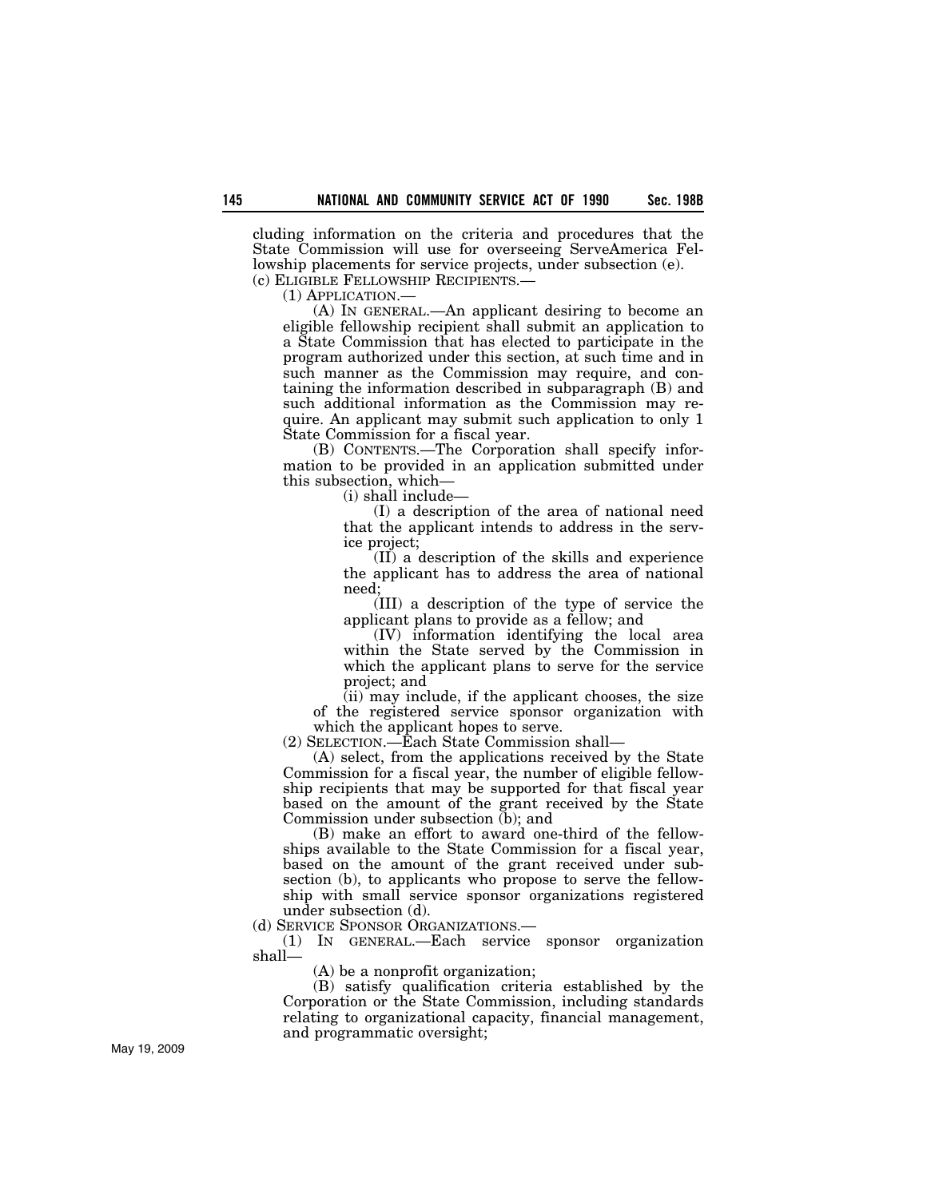cluding information on the criteria and procedures that the State Commission will use for overseeing ServeAmerica Fellowship placements for service projects, under subsection (e).

(c) ELIGIBLE FELLOWSHIP RECIPIENTS.—

(1) APPLICATION.—

(A) IN GENERAL.—An applicant desiring to become an eligible fellowship recipient shall submit an application to a State Commission that has elected to participate in the program authorized under this section, at such time and in such manner as the Commission may require, and containing the information described in subparagraph (B) and such additional information as the Commission may require. An applicant may submit such application to only 1 State Commission for a fiscal year.

(B) CONTENTS.—The Corporation shall specify information to be provided in an application submitted under this subsection, which—

(i) shall include—

(I) a description of the area of national need that the applicant intends to address in the service project;

(II) a description of the skills and experience the applicant has to address the area of national need;

(III) a description of the type of service the applicant plans to provide as a fellow; and

(IV) information identifying the local area within the State served by the Commission in which the applicant plans to serve for the service project; and

(ii) may include, if the applicant chooses, the size of the registered service sponsor organization with which the applicant hopes to serve.

(2) SELECTION.—Each State Commission shall—

(A) select, from the applications received by the State Commission for a fiscal year, the number of eligible fellowship recipients that may be supported for that fiscal year based on the amount of the grant received by the State Commission under subsection (b); and

(B) make an effort to award one-third of the fellowships available to the State Commission for a fiscal year, based on the amount of the grant received under subsection (b), to applicants who propose to serve the fellowship with small service sponsor organizations registered under subsection (d).

(d) SERVICE SPONSOR ORGANIZATIONS.—

(1) IN GENERAL.—Each service sponsor organization shall—

(A) be a nonprofit organization;

(B) satisfy qualification criteria established by the Corporation or the State Commission, including standards relating to organizational capacity, financial management, and programmatic oversight;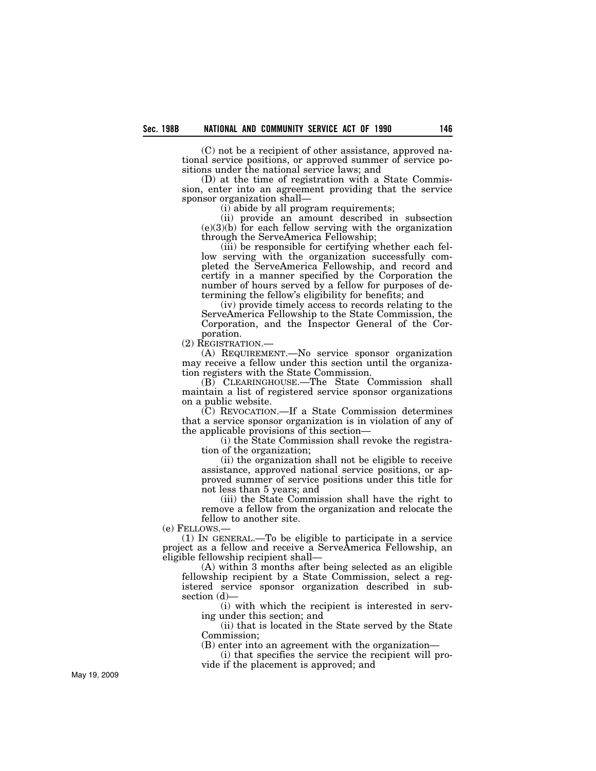(C) not be a recipient of other assistance, approved national service positions, or approved summer of service positions under the national service laws; and

(D) at the time of registration with a State Commission, enter into an agreement providing that the service sponsor organization shall—

(i) abide by all program requirements;

(ii) provide an amount described in subsection (e)(3)(b) for each fellow serving with the organization through the ServeAmerica Fellowship;

(iii) be responsible for certifying whether each fellow serving with the organization successfully completed the ServeAmerica Fellowship, and record and certify in a manner specified by the Corporation the number of hours served by a fellow for purposes of determining the fellow's eligibility for benefits; and

(iv) provide timely access to records relating to the ServeAmerica Fellowship to the State Commission, the Corporation, and the Inspector General of the Corporation.

(2) REGISTRATION.—

(A) REQUIREMENT.—No service sponsor organization may receive a fellow under this section until the organization registers with the State Commission.

(B) CLEARINGHOUSE.—The State Commission shall maintain a list of registered service sponsor organizations on a public website.

(C) REVOCATION.—If a State Commission determines that a service sponsor organization is in violation of any of the applicable provisions of this section—

(i) the State Commission shall revoke the registration of the organization;

(ii) the organization shall not be eligible to receive assistance, approved national service positions, or approved summer of service positions under this title for not less than 5 years; and

(iii) the State Commission shall have the right to remove a fellow from the organization and relocate the fellow to another site.

(e) FELLOWS.—

(1) IN GENERAL.—To be eligible to participate in a service project as a fellow and receive a ServeAmerica Fellowship, an eligible fellowship recipient shall—

(A) within 3 months after being selected as an eligible fellowship recipient by a State Commission, select a registered service sponsor organization described in subsection (d)—

(i) with which the recipient is interested in serving under this section; and

(ii) that is located in the State served by the State Commission;

(B) enter into an agreement with the organization—

(i) that specifies the service the recipient will provide if the placement is approved; and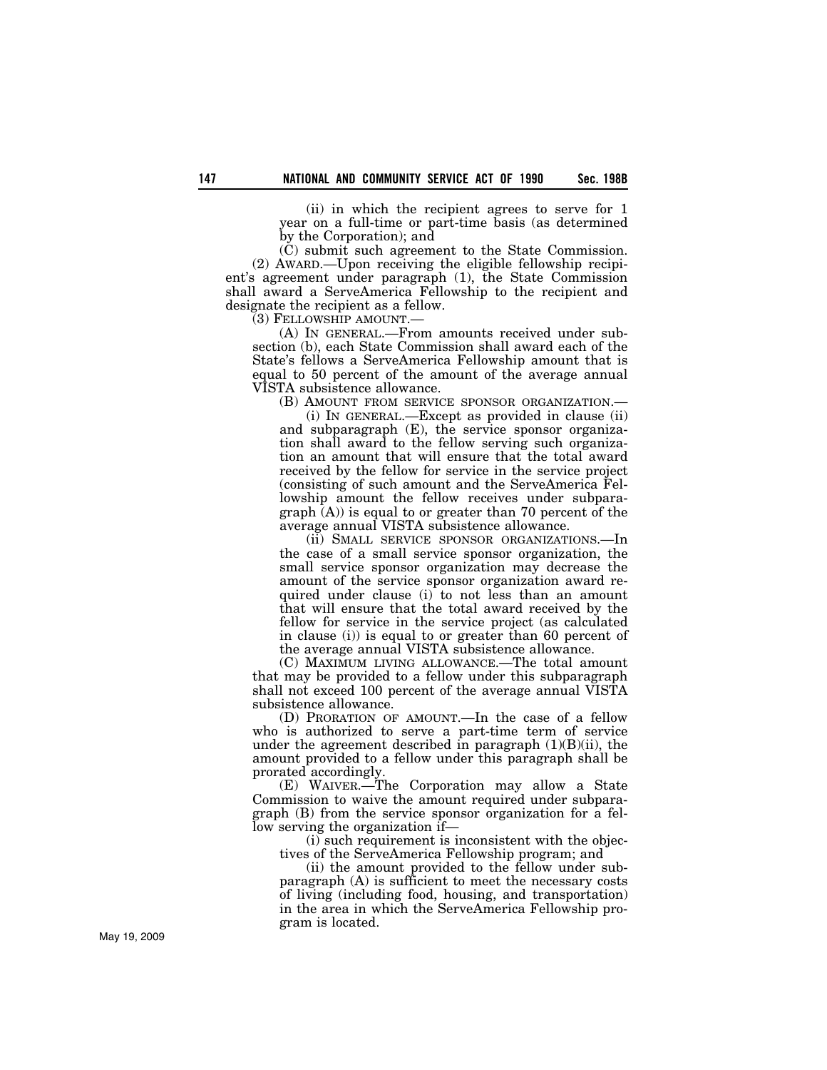(ii) in which the recipient agrees to serve for 1 year on a full-time or part-time basis (as determined by the Corporation); and

(C) submit such agreement to the State Commission.

(2) AWARD.—Upon receiving the eligible fellowship recipient's agreement under paragraph (1), the State Commission shall award a ServeAmerica Fellowship to the recipient and designate the recipient as a fellow.

(3) FELLOWSHIP AMOUNT.—

(A) IN GENERAL.—From amounts received under subsection (b), each State Commission shall award each of the State's fellows a ServeAmerica Fellowship amount that is equal to 50 percent of the amount of the average annual VISTA subsistence allowance.

(B) AMOUNT FROM SERVICE SPONSOR ORGANIZATION.—

(i) IN GENERAL.—Except as provided in clause (ii) and subparagraph (E), the service sponsor organization shall award to the fellow serving such organization an amount that will ensure that the total award received by the fellow for service in the service project (consisting of such amount and the ServeAmerica Fellowship amount the fellow receives under subparagraph (A)) is equal to or greater than 70 percent of the average annual VISTA subsistence allowance.

(ii) SMALL SERVICE SPONSOR ORGANIZATIONS.—In the case of a small service sponsor organization, the small service sponsor organization may decrease the amount of the service sponsor organization award required under clause (i) to not less than an amount that will ensure that the total award received by the fellow for service in the service project (as calculated in clause (i)) is equal to or greater than 60 percent of the average annual VISTA subsistence allowance.

(C) MAXIMUM LIVING ALLOWANCE.—The total amount that may be provided to a fellow under this subparagraph shall not exceed 100 percent of the average annual VISTA subsistence allowance.

(D) PRORATION OF AMOUNT.—In the case of a fellow who is authorized to serve a part-time term of service under the agreement described in paragraph (1)(B)(ii), the amount provided to a fellow under this paragraph shall be prorated accordingly.

(E) WAIVER.—The Corporation may allow a State Commission to waive the amount required under subparagraph (B) from the service sponsor organization for a fellow serving the organization if—

(i) such requirement is inconsistent with the objectives of the ServeAmerica Fellowship program; and

(ii) the amount provided to the fellow under subparagraph (A) is sufficient to meet the necessary costs of living (including food, housing, and transportation) in the area in which the ServeAmerica Fellowship program is located.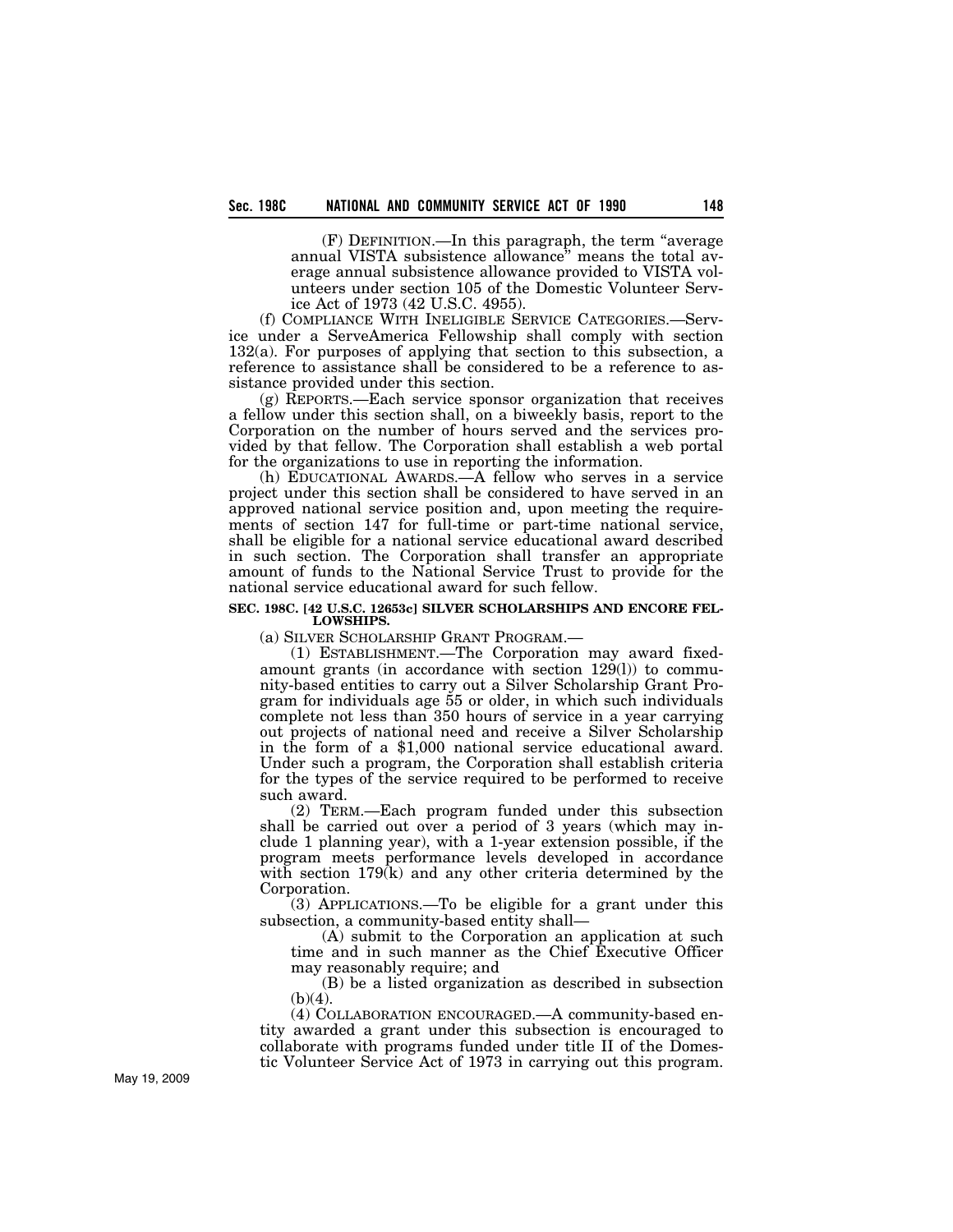(F) DEFINITION.—In this paragraph, the term "average annual VISTA subsistence allowance" means the total average annual subsistence allowance provided to VISTA volunteers under section 105 of the Domestic Volunteer Service Act of 1973 (42 U.S.C. 4955).

(f) COMPLIANCE WITH INELIGIBLE SERVICE CATEGORIES.—Service under a ServeAmerica Fellowship shall comply with section 132(a). For purposes of applying that section to this subsection, a reference to assistance shall be considered to be a reference to assistance provided under this section.

(g) REPORTS.—Each service sponsor organization that receives a fellow under this section shall, on a biweekly basis, report to the Corporation on the number of hours served and the services provided by that fellow. The Corporation shall establish a web portal for the organizations to use in reporting the information.

(h) EDUCATIONAL AWARDS.—A fellow who serves in a service project under this section shall be considered to have served in an approved national service position and, upon meeting the requirements of section 147 for full-time or part-time national service, shall be eligible for a national service educational award described in such section. The Corporation shall transfer an appropriate amount of funds to the National Service Trust to provide for the national service educational award for such fellow.

**SEC. 198C. [42 U.S.C. 12653c] SILVER SCHOLARSHIPS AND ENCORE FELLOWSHIPS.**

(a) SILVER SCHOLARSHIP GRANT PROGRAM.—

(1) ESTABLISHMENT.—The Corporation may award fixed-amount grants (in accordance with section 129(l)) to community-based entities to carry out a Silver Scholarship Grant Program for individuals age 55 or older, in which such individuals complete not less than 350 hours of service in a year carrying out projects of national need and receive a Silver Scholarship in the form of a $1,000 national service educational award. Under such a program, the Corporation shall establish criteria for the types of the service required to be performed to receive such award.

(2) TERM.—Each program funded under this subsection shall be carried out over a period of 3 years (which may include 1 planning year), with a 1-year extension possible, if the program meets performance levels developed in accordance with section 179(k) and any other criteria determined by the Corporation.

(3) APPLICATIONS.—To be eligible for a grant under this subsection, a community-based entity shall—

(A) submit to the Corporation an application at such time and in such manner as the Chief Executive Officer may reasonably require; and

(B) be a listed organization as described in subsection (b)(4).

(4) COLLABORATION ENCOURAGED.—A community-based entity awarded a grant under this subsection is encouraged to collaborate with programs funded under title II of the Domestic Volunteer Service Act of 1973 in carrying out this program.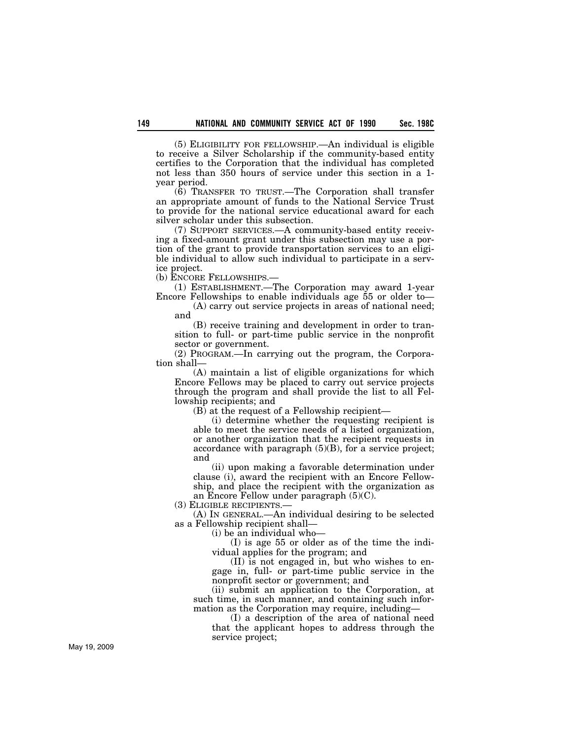(5) ELIGIBILITY FOR FELLOWSHIP.—An individual is eligible to receive a Silver Scholarship if the community-based entity certifies to the Corporation that the individual has completed not less than 350 hours of service under this section in a 1-year period.

(6) TRANSFER TO TRUST.—The Corporation shall transfer an appropriate amount of funds to the National Service Trust to provide for the national service educational award for each silver scholar under this subsection.

(7) SUPPORT SERVICES.—A community-based entity receiving a fixed-amount grant under this subsection may use a portion of the grant to provide transportation services to an eligible individual to allow such individual to participate in a service project.

(b) ENCORE FELLOWSHIPS.—

(1) ESTABLISHMENT.—The Corporation may award 1-year Encore Fellowships to enable individuals age 55 or older to—

(A) carry out service projects in areas of national need; and

(B) receive training and development in order to transition to full- or part-time public service in the nonprofit sector or government.

(2) PROGRAM.—In carrying out the program, the Corporation shall—

(A) maintain a list of eligible organizations for which Encore Fellows may be placed to carry out service projects through the program and shall provide the list to all Fellowship recipients; and

(B) at the request of a Fellowship recipient—

(i) determine whether the requesting recipient is able to meet the service needs of a listed organization, or another organization that the recipient requests in accordance with paragraph (5)(B), for a service project; and

(ii) upon making a favorable determination under clause (i), award the recipient with an Encore Fellowship, and place the recipient with the organization as an Encore Fellow under paragraph (5)(C).

(3) ELIGIBLE RECIPIENTS.—

(A) IN GENERAL.—An individual desiring to be selected as a Fellowship recipient shall—

(i) be an individual who—

(I) is age 55 or older as of the time the individual applies for the program; and

(II) is not engaged in, but who wishes to engage in, full- or part-time public service in the nonprofit sector or government; and

(ii) submit an application to the Corporation, at such time, in such manner, and containing such information as the Corporation may require, including—

(I) a description of the area of national need that the applicant hopes to address through the service project;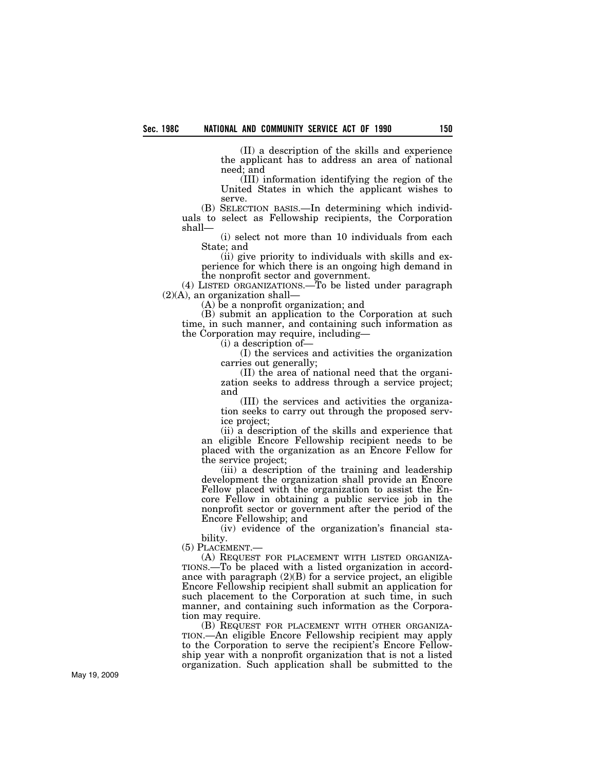(II) a description of the skills and experience the applicant has to address an area of national need; and

(III) information identifying the region of the United States in which the applicant wishes to serve.

(B) SELECTION BASIS.—In determining which individuals to select as Fellowship recipients, the Corporation shall—

(i) select not more than 10 individuals from each State; and

(ii) give priority to individuals with skills and experience for which there is an ongoing high demand in the nonprofit sector and government.

(4) LISTED ORGANIZATIONS.—To be listed under paragraph (2)(A), an organization shall—

(A) be a nonprofit organization; and

(B) submit an application to the Corporation at such time, in such manner, and containing such information as the Corporation may require, including—

(i) a description of—

(I) the services and activities the organization carries out generally;

(II) the area of national need that the organization seeks to address through a service project; and

(III) the services and activities the organization seeks to carry out through the proposed service project;

(ii) a description of the skills and experience that an eligible Encore Fellowship recipient needs to be placed with the organization as an Encore Fellow for the service project;

(iii) a description of the training and leadership development the organization shall provide an Encore Fellow placed with the organization to assist the Encore Fellow in obtaining a public service job in the nonprofit sector or government after the period of the Encore Fellowship; and

(iv) evidence of the organization's financial stability.

(5) PLACEMENT.—

(A) REQUEST FOR PLACEMENT WITH LISTED ORGANIZATIONS.—To be placed with a listed organization in accordance with paragraph (2)(B) for a service project, an eligible Encore Fellowship recipient shall submit an application for such placement to the Corporation at such time, in such manner, and containing such information as the Corporation may require.

(B) REQUEST FOR PLACEMENT WITH OTHER ORGANIZATION.—An eligible Encore Fellowship recipient may apply to the Corporation to serve the recipient's Encore Fellowship year with a nonprofit organization that is not a listed organization. Such application shall be submitted to the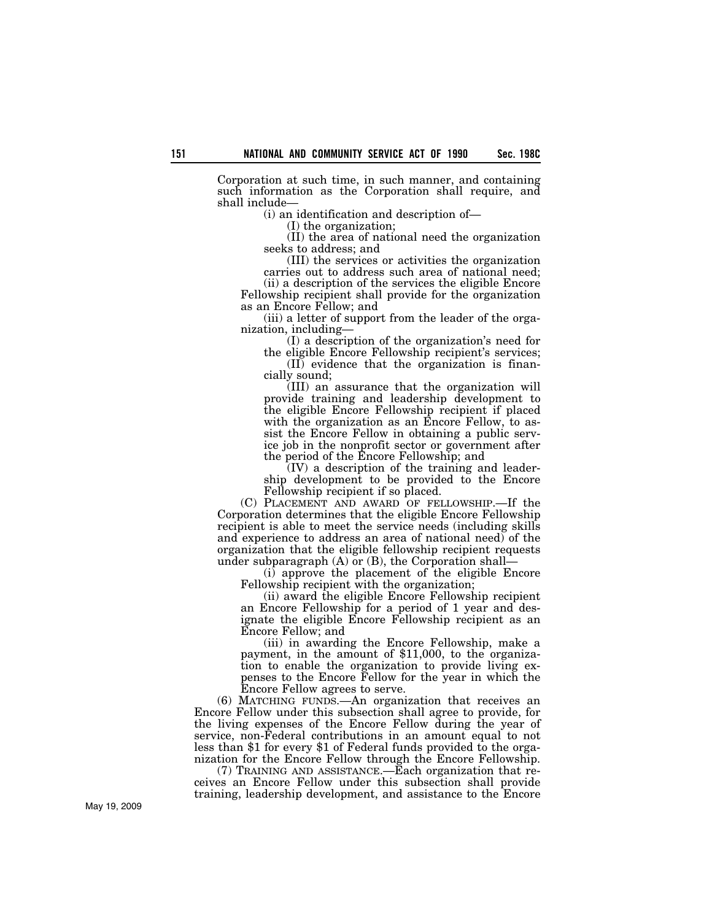Corporation at such time, in such manner, and containing such information as the Corporation shall require, and shall include—

(i) an identification and description of—

(I) the organization;

(II) the area of national need the organization seeks to address; and

(III) the services or activities the organization carries out to address such area of national need;

(ii) a description of the services the eligible Encore Fellowship recipient shall provide for the organization as an Encore Fellow; and

(iii) a letter of support from the leader of the organization, including—

(I) a description of the organization's need for the eligible Encore Fellowship recipient's services;

(II) evidence that the organization is financially sound;

(III) an assurance that the organization will provide training and leadership development to the eligible Encore Fellowship recipient if placed with the organization as an Encore Fellow, to assist the Encore Fellow in obtaining a public service job in the nonprofit sector or government after the period of the Encore Fellowship; and

(IV) a description of the training and leadership development to be provided to the Encore Fellowship recipient if so placed.

(C) PLACEMENT AND AWARD OF FELLOWSHIP.—If the Corporation determines that the eligible Encore Fellowship recipient is able to meet the service needs (including skills and experience to address an area of national need) of the organization that the eligible fellowship recipient requests under subparagraph (A) or (B), the Corporation shall—

(i) approve the placement of the eligible Encore Fellowship recipient with the organization;

(ii) award the eligible Encore Fellowship recipient an Encore Fellowship for a period of 1 year and designate the eligible Encore Fellowship recipient as an Encore Fellow; and

(iii) in awarding the Encore Fellowship, make a payment, in the amount of $11,000, to the organization to enable the organization to provide living expenses to the Encore Fellow for the year in which the Encore Fellow agrees to serve.

(6) MATCHING FUNDS.—An organization that receives an Encore Fellow under this subsection shall agree to provide, for the living expenses of the Encore Fellow during the year of service, non-Federal contributions in an amount equal to not less than $1 for every $1 of Federal funds provided to the organization for the Encore Fellow through the Encore Fellowship.

(7) TRAINING AND ASSISTANCE.—Each organization that receives an Encore Fellow under this subsection shall provide training, leadership development, and assistance to the Encore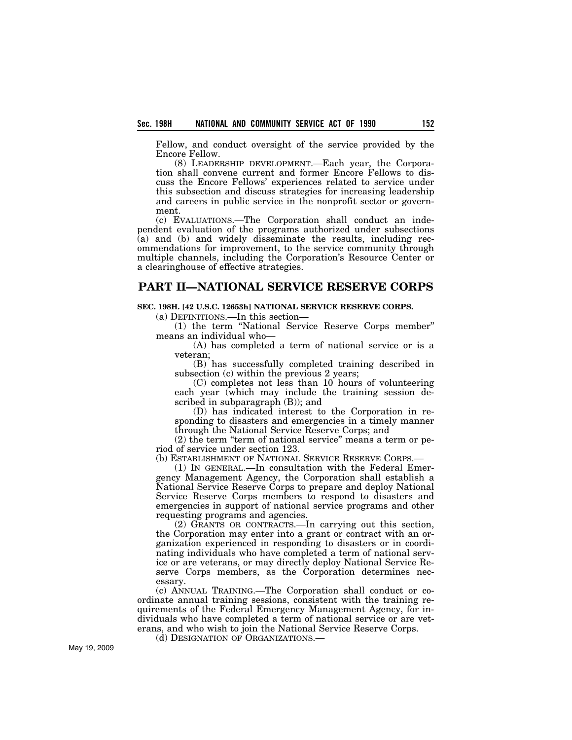Fellow, and conduct oversight of the service provided by the Encore Fellow.

(8) LEADERSHIP DEVELOPMENT.—Each year, the Corporation shall convene current and former Encore Fellows to discuss the Encore Fellows' experiences related to service under this subsection and discuss strategies for increasing leadership and careers in public service in the nonprofit sector or government.

(c) EVALUATIONS.—The Corporation shall conduct an independent evaluation of the programs authorized under subsections (a) and (b) and widely disseminate the results, including recommendations for improvement, to the service community through multiple channels, including the Corporation's Resource Center or a clearinghouse of effective strategies.

## PART II—NATIONAL SERVICE RESERVE CORPS

**SEC. 198H. [42 U.S.C. 12653h] NATIONAL SERVICE RESERVE CORPS.**

(a) DEFINITIONS.—In this section—

(1) the term "National Service Reserve Corps member" means an individual who—

(A) has completed a term of national service or is a veteran;

(B) has successfully completed training described in subsection (c) within the previous 2 years;

(C) completes not less than 10 hours of volunteering each year (which may include the training session described in subparagraph (B)); and

(D) has indicated interest to the Corporation in responding to disasters and emergencies in a timely manner through the National Service Reserve Corps; and

(2) the term "term of national service" means a term or period of service under section 123.

(b) ESTABLISHMENT OF NATIONAL SERVICE RESERVE CORPS.—

(1) IN GENERAL.—In consultation with the Federal Emergency Management Agency, the Corporation shall establish a National Service Reserve Corps to prepare and deploy National Service Reserve Corps members to respond to disasters and emergencies in support of national service programs and other requesting programs and agencies.

(2) GRANTS OR CONTRACTS.—In carrying out this section, the Corporation may enter into a grant or contract with an organization experienced in responding to disasters or in coordinating individuals who have completed a term of national service or are veterans, or may directly deploy National Service Reserve Corps members, as the Corporation determines necessary.

(c) ANNUAL TRAINING.—The Corporation shall conduct or coordinate annual training sessions, consistent with the training requirements of the Federal Emergency Management Agency, for individuals who have completed a term of national service or are veterans, and who wish to join the National Service Reserve Corps.

(d) DESIGNATION OF ORGANIZATIONS.—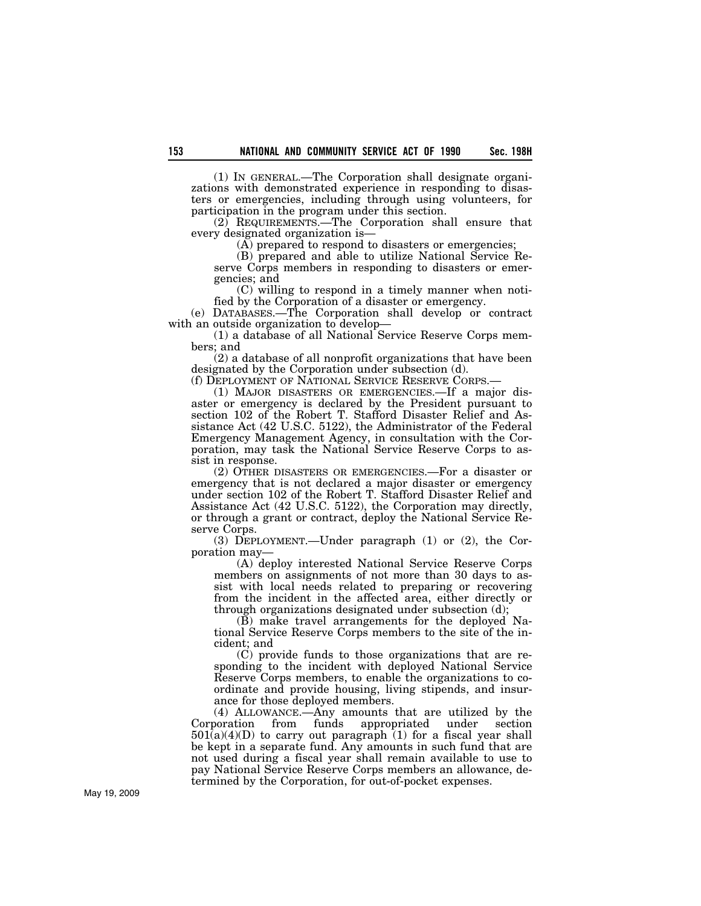(1) IN GENERAL.—The Corporation shall designate organizations with demonstrated experience in responding to disasters or emergencies, including through using volunteers, for participation in the program under this section.

(2) REQUIREMENTS.—The Corporation shall ensure that every designated organization is—

(A) prepared to respond to disasters or emergencies;

(B) prepared and able to utilize National Service Reserve Corps members in responding to disasters or emergencies; and

(C) willing to respond in a timely manner when notified by the Corporation of a disaster or emergency.

(e) DATABASES.—The Corporation shall develop or contract with an outside organization to develop—

(1) a database of all National Service Reserve Corps members; and

(2) a database of all nonprofit organizations that have been designated by the Corporation under subsection (d).

(f) DEPLOYMENT OF NATIONAL SERVICE RESERVE CORPS.—

(1) MAJOR DISASTERS OR EMERGENCIES.—If a major disaster or emergency is declared by the President pursuant to section 102 of the Robert T. Stafford Disaster Relief and Assistance Act (42 U.S.C. 5122), the Administrator of the Federal Emergency Management Agency, in consultation with the Corporation, may task the National Service Reserve Corps to assist in response.

(2) OTHER DISASTERS OR EMERGENCIES.—For a disaster or emergency that is not declared a major disaster or emergency under section 102 of the Robert T. Stafford Disaster Relief and Assistance Act (42 U.S.C. 5122), the Corporation may directly, or through a grant or contract, deploy the National Service Reserve Corps.

(3) DEPLOYMENT.—Under paragraph (1) or (2), the Corporation may—

(A) deploy interested National Service Reserve Corps members on assignments of not more than 30 days to assist with local needs related to preparing or recovering from the incident in the affected area, either directly or through organizations designated under subsection (d);

(B) make travel arrangements for the deployed National Service Reserve Corps members to the site of the incident; and

(C) provide funds to those organizations that are responding to the incident with deployed National Service Reserve Corps members, to enable the organizations to coordinate and provide housing, living stipends, and insurance for those deployed members.

(4) ALLOWANCE.—Any amounts that are utilized by the Corporation from funds appropriated under section 501(a)(4)(D) to carry out paragraph (1) for a fiscal year shall be kept in a separate fund. Any amounts in such fund that are not used during a fiscal year shall remain available to use to pay National Service Reserve Corps members an allowance, determined by the Corporation, for out-of-pocket expenses.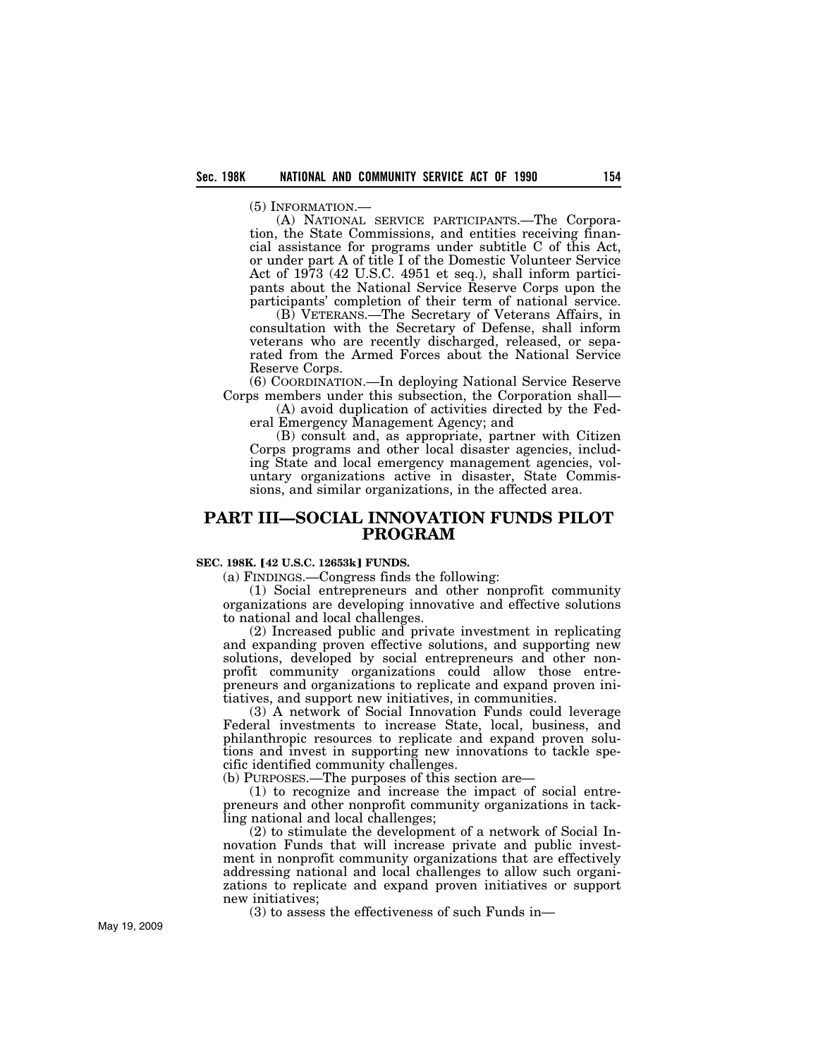(5) INFORMATION.—

(A) NATIONAL SERVICE PARTICIPANTS.—The Corporation, the State Commissions, and entities receiving financial assistance for programs under subtitle C of this Act, or under part A of title I of the Domestic Volunteer Service Act of 1973 (42 U.S.C. 4951 et seq.), shall inform participants about the National Service Reserve Corps upon the participants' completion of their term of national service.

(B) VETERANS.—The Secretary of Veterans Affairs, in consultation with the Secretary of Defense, shall inform veterans who are recently discharged, released, or separated from the Armed Forces about the National Service Reserve Corps.

(6) COORDINATION.—In deploying National Service Reserve Corps members under this subsection, the Corporation shall—

(A) avoid duplication of activities directed by the Federal Emergency Management Agency; and

(B) consult and, as appropriate, partner with Citizen Corps programs and other local disaster agencies, including State and local emergency management agencies, voluntary organizations active in disaster, State Commissions, and similar organizations, in the affected area.

## PART III—SOCIAL INNOVATION FUNDS PILOT PROGRAM

**SEC. 198K. [42 U.S.C. 12653k] FUNDS.**

(a) FINDINGS.—Congress finds the following:

(1) Social entrepreneurs and other nonprofit community organizations are developing innovative and effective solutions to national and local challenges.

(2) Increased public and private investment in replicating and expanding proven effective solutions, and supporting new solutions, developed by social entrepreneurs and other nonprofit community organizations could allow those entrepreneurs and organizations to replicate and expand proven initiatives, and support new initiatives, in communities.

(3) A network of Social Innovation Funds could leverage Federal investments to increase State, local, business, and philanthropic resources to replicate and expand proven solutions and invest in supporting new innovations to tackle specific identified community challenges.

(b) PURPOSES.—The purposes of this section are—

(1) to recognize and increase the impact of social entrepreneurs and other nonprofit community organizations in tackling national and local challenges;

(2) to stimulate the development of a network of Social Innovation Funds that will increase private and public investment in nonprofit community organizations that are effectively addressing national and local challenges to allow such organizations to replicate and expand proven initiatives or support new initiatives;

(3) to assess the effectiveness of such Funds in—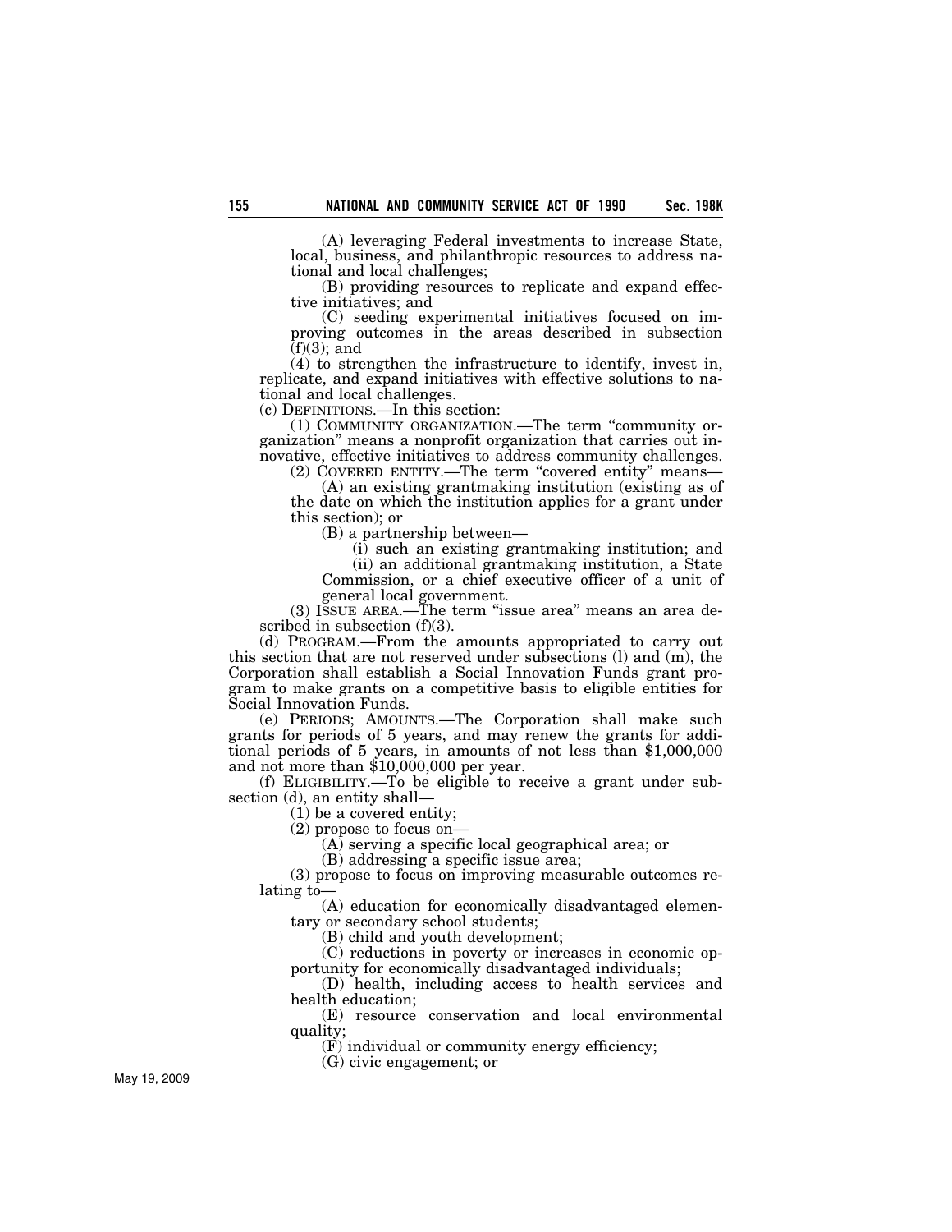(A) leveraging Federal investments to increase State, local, business, and philanthropic resources to address national and local challenges;

(B) providing resources to replicate and expand effective initiatives; and

(C) seeding experimental initiatives focused on improving outcomes in the areas described in subsection (f)(3); and

(4) to strengthen the infrastructure to identify, invest in, replicate, and expand initiatives with effective solutions to national and local challenges.

(c) DEFINITIONS.—In this section:

(1) COMMUNITY ORGANIZATION.—The term "community organization" means a nonprofit organization that carries out innovative, effective initiatives to address community challenges.

(2) COVERED ENTITY.—The term "covered entity" means—

(A) an existing grantmaking institution (existing as of the date on which the institution applies for a grant under this section); or

(B) a partnership between—

(i) such an existing grantmaking institution; and

(ii) an additional grantmaking institution, a State Commission, or a chief executive officer of a unit of general local government.

(3) ISSUE AREA.—The term "issue area" means an area described in subsection (f)(3).

(d) PROGRAM.—From the amounts appropriated to carry out this section that are not reserved under subsections (l) and (m), the Corporation shall establish a Social Innovation Funds grant program to make grants on a competitive basis to eligible entities for Social Innovation Funds.

(e) PERIODS; AMOUNTS.—The Corporation shall make such grants for periods of 5 years, and may renew the grants for additional periods of 5 years, in amounts of not less than $1,000,000 and not more than $10,000,000 per year.

(f) ELIGIBILITY.—To be eligible to receive a grant under subsection (d), an entity shall—

(1) be a covered entity;

(2) propose to focus on—

(A) serving a specific local geographical area; or

(B) addressing a specific issue area;

(3) propose to focus on improving measurable outcomes relating to—

(A) education for economically disadvantaged elementary or secondary school students;

(B) child and youth development;

(C) reductions in poverty or increases in economic opportunity for economically disadvantaged individuals;

(D) health, including access to health services and health education;

(E) resource conservation and local environmental quality;

(F) individual or community energy efficiency;

(G) civic engagement; or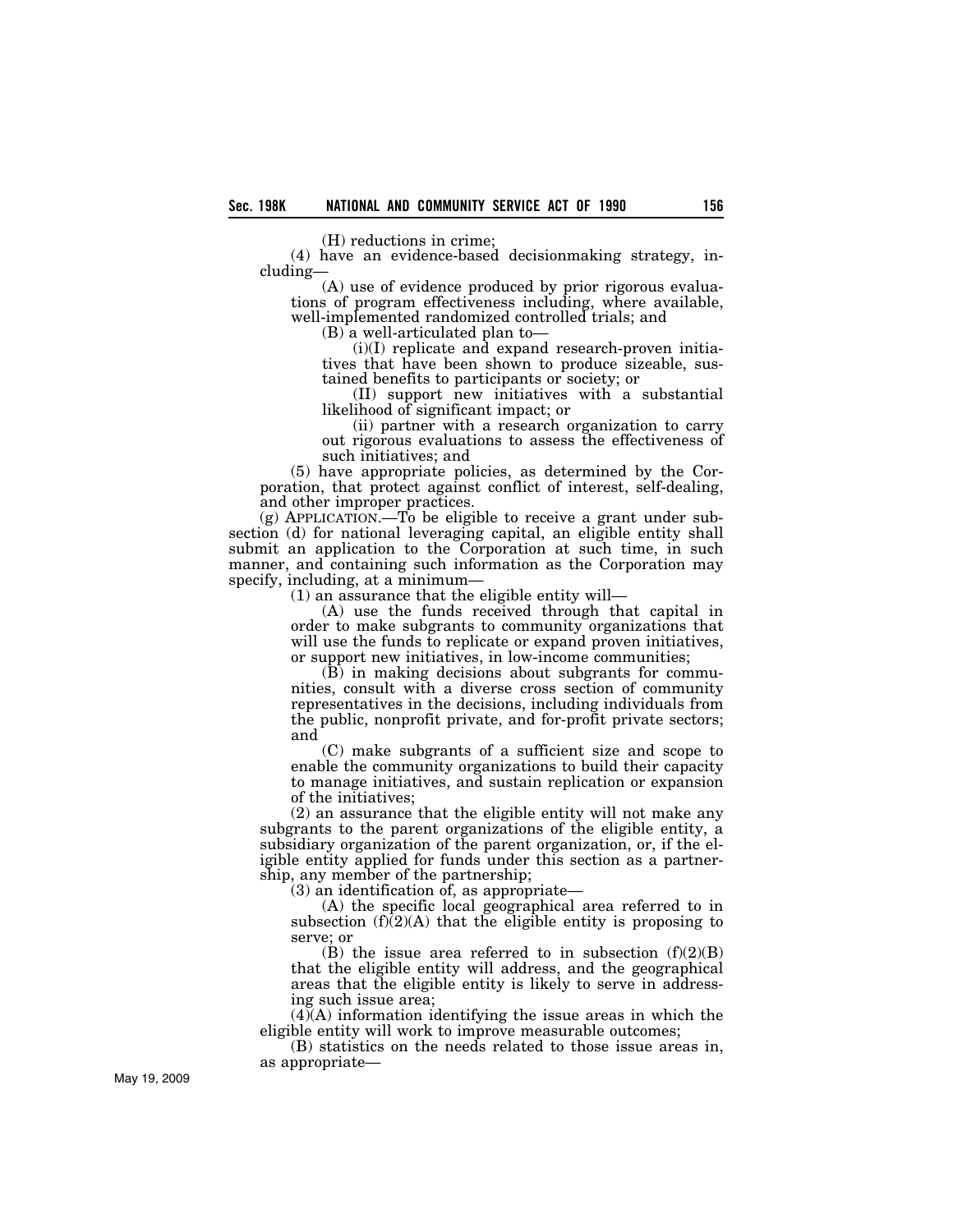(H) reductions in crime;

(4) have an evidence-based decisionmaking strategy, including—

(A) use of evidence produced by prior rigorous evaluations of program effectiveness including, where available, well-implemented randomized controlled trials; and

(B) a well-articulated plan to—

(i)(I) replicate and expand research-proven initiatives that have been shown to produce sizeable, sustained benefits to participants or society; or

(II) support new initiatives with a substantial likelihood of significant impact; or

(ii) partner with a research organization to carry out rigorous evaluations to assess the effectiveness of such initiatives; and

(5) have appropriate policies, as determined by the Corporation, that protect against conflict of interest, self-dealing, and other improper practices.

(g) APPLICATION.—To be eligible to receive a grant under subsection (d) for national leveraging capital, an eligible entity shall submit an application to the Corporation at such time, in such manner, and containing such information as the Corporation may specify, including, at a minimum—

(1) an assurance that the eligible entity will—

(A) use the funds received through that capital in order to make subgrants to community organizations that will use the funds to replicate or expand proven initiatives, or support new initiatives, in low-income communities;

(B) in making decisions about subgrants for communities, consult with a diverse cross section of community representatives in the decisions, including individuals from the public, nonprofit private, and for-profit private sectors; and

(C) make subgrants of a sufficient size and scope to enable the community organizations to build their capacity to manage initiatives, and sustain replication or expansion of the initiatives;

(2) an assurance that the eligible entity will not make any subgrants to the parent organizations of the eligible entity, a subsidiary organization of the parent organization, or, if the eligible entity applied for funds under this section as a partnership, any member of the partnership;

(3) an identification of, as appropriate—

(A) the specific local geographical area referred to in subsection (f)(2)(A) that the eligible entity is proposing to serve; or

(B) the issue area referred to in subsection (f)(2)(B) that the eligible entity will address, and the geographical areas that the eligible entity is likely to serve in addressing such issue area;

(4)(A) information identifying the issue areas in which the eligible entity will work to improve measurable outcomes;

(B) statistics on the needs related to those issue areas in, as appropriate—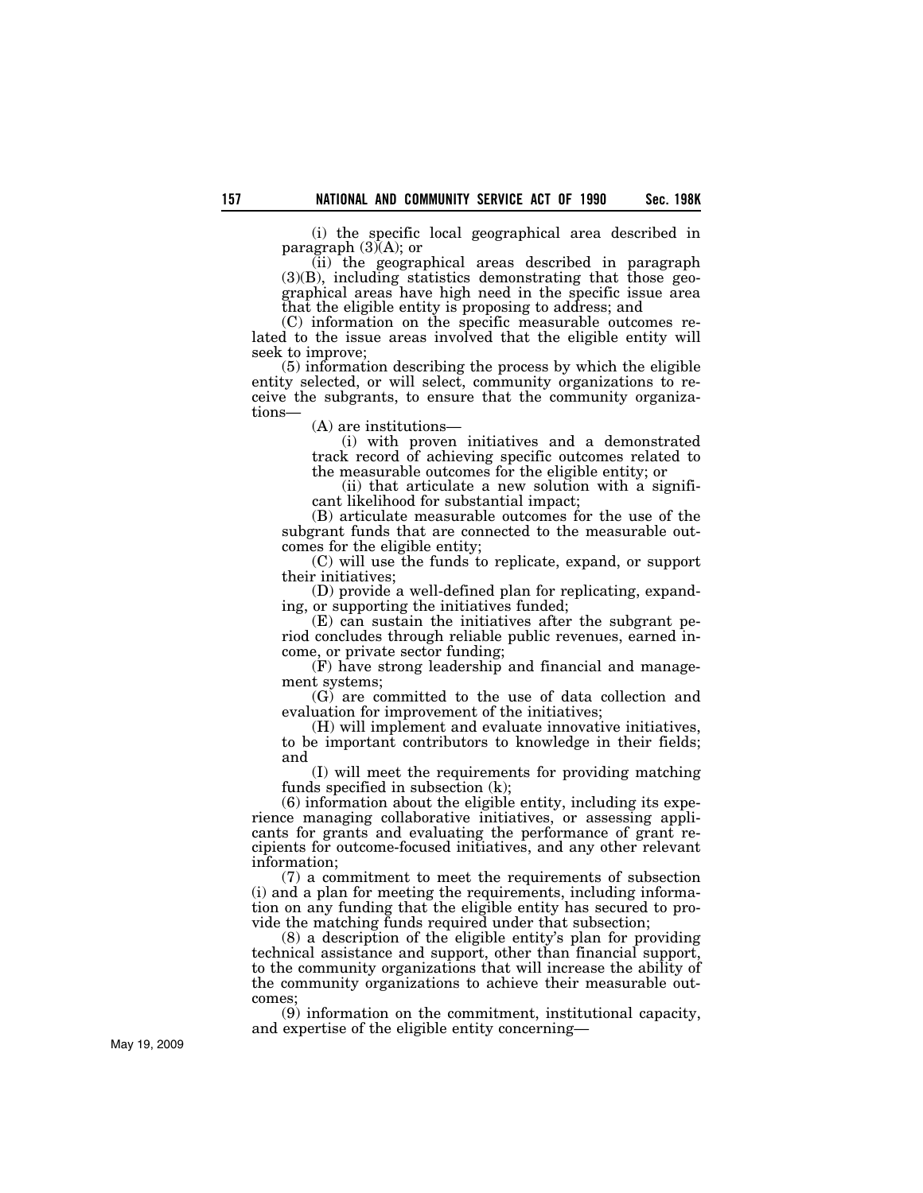(i) the specific local geographical area described in paragraph (3)(A); or

(ii) the geographical areas described in paragraph (3)(B), including statistics demonstrating that those geographical areas have high need in the specific issue area that the eligible entity is proposing to address; and

(C) information on the specific measurable outcomes related to the issue areas involved that the eligible entity will seek to improve;

(5) information describing the process by which the eligible entity selected, or will select, community organizations to receive the subgrants, to ensure that the community organizations—

(A) are institutions—

(i) with proven initiatives and a demonstrated track record of achieving specific outcomes related to the measurable outcomes for the eligible entity; or

(ii) that articulate a new solution with a significant likelihood for substantial impact;

(B) articulate measurable outcomes for the use of the subgrant funds that are connected to the measurable outcomes for the eligible entity;

(C) will use the funds to replicate, expand, or support their initiatives;

(D) provide a well-defined plan for replicating, expanding, or supporting the initiatives funded;

(E) can sustain the initiatives after the subgrant period concludes through reliable public revenues, earned income, or private sector funding;

(F) have strong leadership and financial and management systems;

(G) are committed to the use of data collection and evaluation for improvement of the initiatives;

(H) will implement and evaluate innovative initiatives, to be important contributors to knowledge in their fields; and

(I) will meet the requirements for providing matching funds specified in subsection (k);

(6) information about the eligible entity, including its experience managing collaborative initiatives, or assessing applicants for grants and evaluating the performance of grant recipients for outcome-focused initiatives, and any other relevant information;

(7) a commitment to meet the requirements of subsection (i) and a plan for meeting the requirements, including information on any funding that the eligible entity has secured to provide the matching funds required under that subsection;

(8) a description of the eligible entity's plan for providing technical assistance and support, other than financial support, to the community organizations that will increase the ability of the community organizations to achieve their measurable outcomes;

(9) information on the commitment, institutional capacity, and expertise of the eligible entity concerning—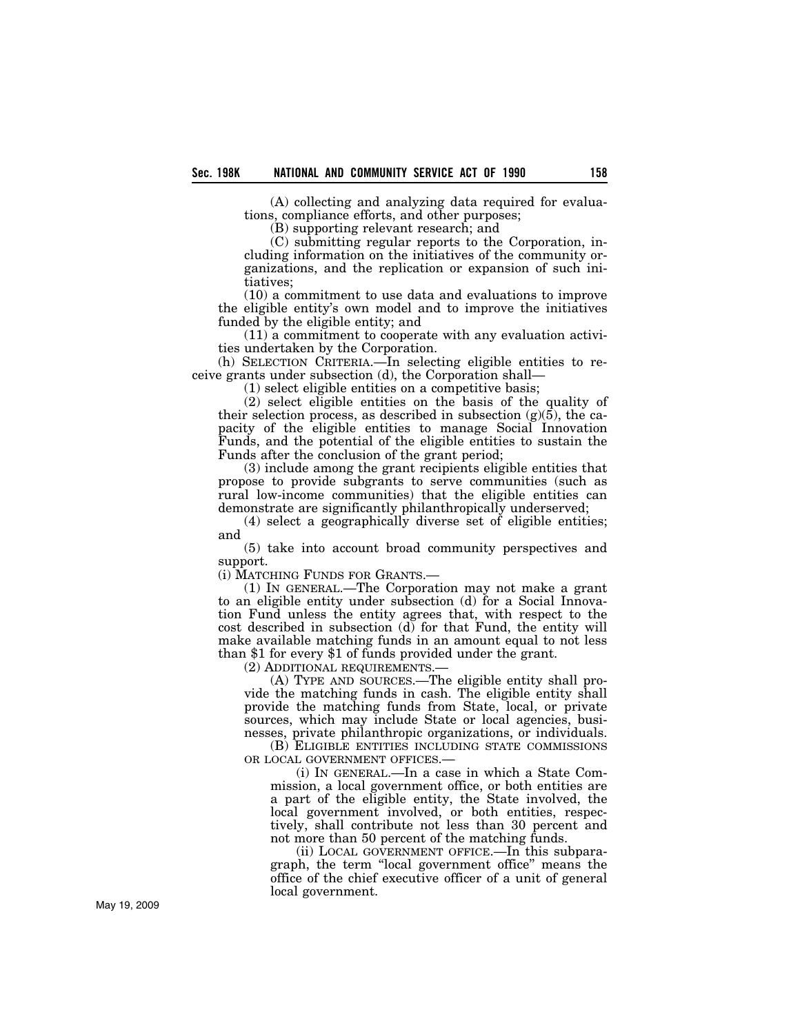(A) collecting and analyzing data required for evaluations, compliance efforts, and other purposes;

(B) supporting relevant research; and

(C) submitting regular reports to the Corporation, including information on the initiatives of the community organizations, and the replication or expansion of such initiatives;

(10) a commitment to use data and evaluations to improve the eligible entity's own model and to improve the initiatives funded by the eligible entity; and

(11) a commitment to cooperate with any evaluation activities undertaken by the Corporation.

(h) SELECTION CRITERIA.—In selecting eligible entities to receive grants under subsection (d), the Corporation shall—

(1) select eligible entities on a competitive basis;

(2) select eligible entities on the basis of the quality of their selection process, as described in subsection (g)(5), the capacity of the eligible entities to manage Social Innovation Funds, and the potential of the eligible entities to sustain the Funds after the conclusion of the grant period;

(3) include among the grant recipients eligible entities that propose to provide subgrants to serve communities (such as rural low-income communities) that the eligible entities can demonstrate are significantly philanthropically underserved;

(4) select a geographically diverse set of eligible entities; and

(5) take into account broad community perspectives and support.

(i) MATCHING FUNDS FOR GRANTS.—

(1) IN GENERAL.—The Corporation may not make a grant to an eligible entity under subsection (d) for a Social Innovation Fund unless the entity agrees that, with respect to the cost described in subsection (d) for that Fund, the entity will make available matching funds in an amount equal to not less than $1 for every $1 of funds provided under the grant.

(2) ADDITIONAL REQUIREMENTS.—

(A) TYPE AND SOURCES.—The eligible entity shall provide the matching funds in cash. The eligible entity shall provide the matching funds from State, local, or private sources, which may include State or local agencies, businesses, private philanthropic organizations, or individuals.

(B) ELIGIBLE ENTITIES INCLUDING STATE COMMISSIONS OR LOCAL GOVERNMENT OFFICES.—

(i) IN GENERAL.—In a case in which a State Commission, a local government office, or both entities are a part of the eligible entity, the State involved, the local government involved, or both entities, respectively, shall contribute not less than 30 percent and not more than 50 percent of the matching funds.

(ii) LOCAL GOVERNMENT OFFICE.—In this subparagraph, the term "local government office" means the office of the chief executive officer of a unit of general local government.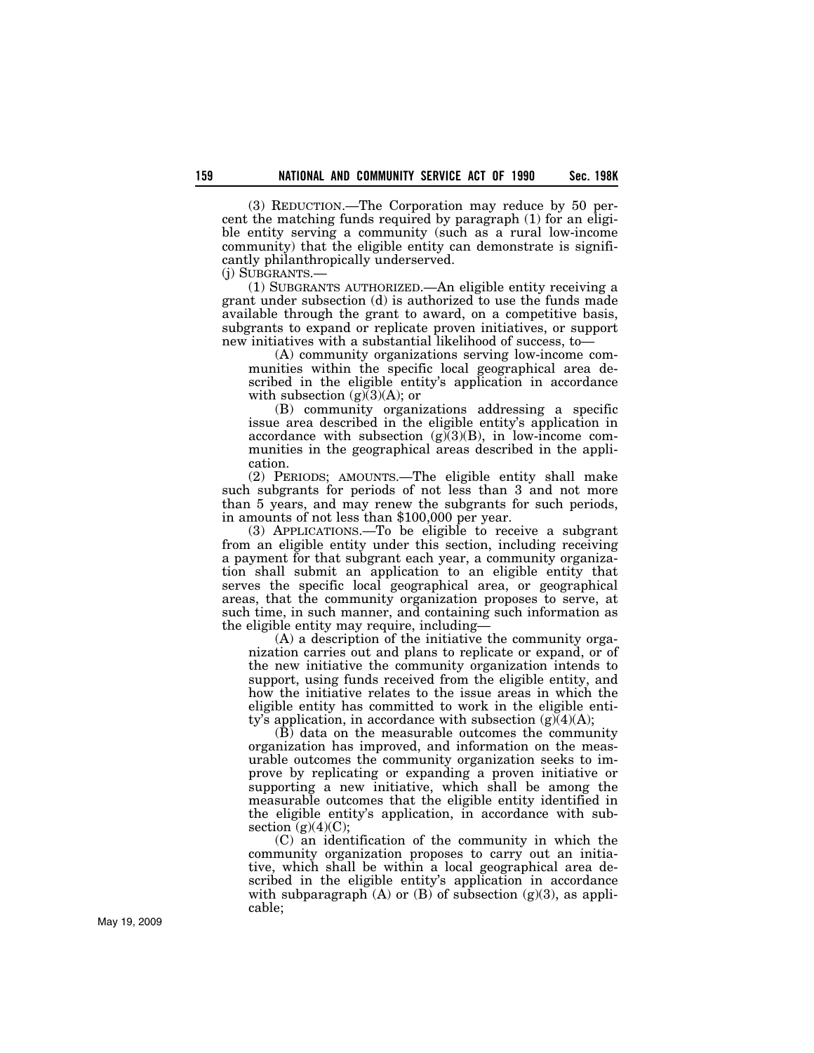(3) REDUCTION.—The Corporation may reduce by 50 percent the matching funds required by paragraph (1) for an eligible entity serving a community (such as a rural low-income community) that the eligible entity can demonstrate is significantly philanthropically underserved.

(j) SUBGRANTS.—

(1) SUBGRANTS AUTHORIZED.—An eligible entity receiving a grant under subsection (d) is authorized to use the funds made available through the grant to award, on a competitive basis, subgrants to expand or replicate proven initiatives, or support new initiatives with a substantial likelihood of success, to—

(A) community organizations serving low-income communities within the specific local geographical area described in the eligible entity's application in accordance with subsection (g)(3)(A); or

(B) community organizations addressing a specific issue area described in the eligible entity's application in accordance with subsection (g)(3)(B), in low-income communities in the geographical areas described in the application.

(2) PERIODS; AMOUNTS.—The eligible entity shall make such subgrants for periods of not less than 3 and not more than 5 years, and may renew the subgrants for such periods, in amounts of not less than $100,000 per year.

(3) APPLICATIONS.—To be eligible to receive a subgrant from an eligible entity under this section, including receiving a payment for that subgrant each year, a community organization shall submit an application to an eligible entity that serves the specific local geographical area, or geographical areas, that the community organization proposes to serve, at such time, in such manner, and containing such information as the eligible entity may require, including—

(A) a description of the initiative the community organization carries out and plans to replicate or expand, or of the new initiative the community organization intends to support, using funds received from the eligible entity, and how the initiative relates to the issue areas in which the eligible entity has committed to work in the eligible entity's application, in accordance with subsection (g)(4)(A);

(B) data on the measurable outcomes the community organization has improved, and information on the measurable outcomes the community organization seeks to improve by replicating or expanding a proven initiative or supporting a new initiative, which shall be among the measurable outcomes that the eligible entity identified in the eligible entity's application, in accordance with subsection (g)(4)(C);

(C) an identification of the community in which the community organization proposes to carry out an initiative, which shall be within a local geographical area described in the eligible entity's application in accordance with subparagraph (A) or (B) of subsection (g)(3), as applicable;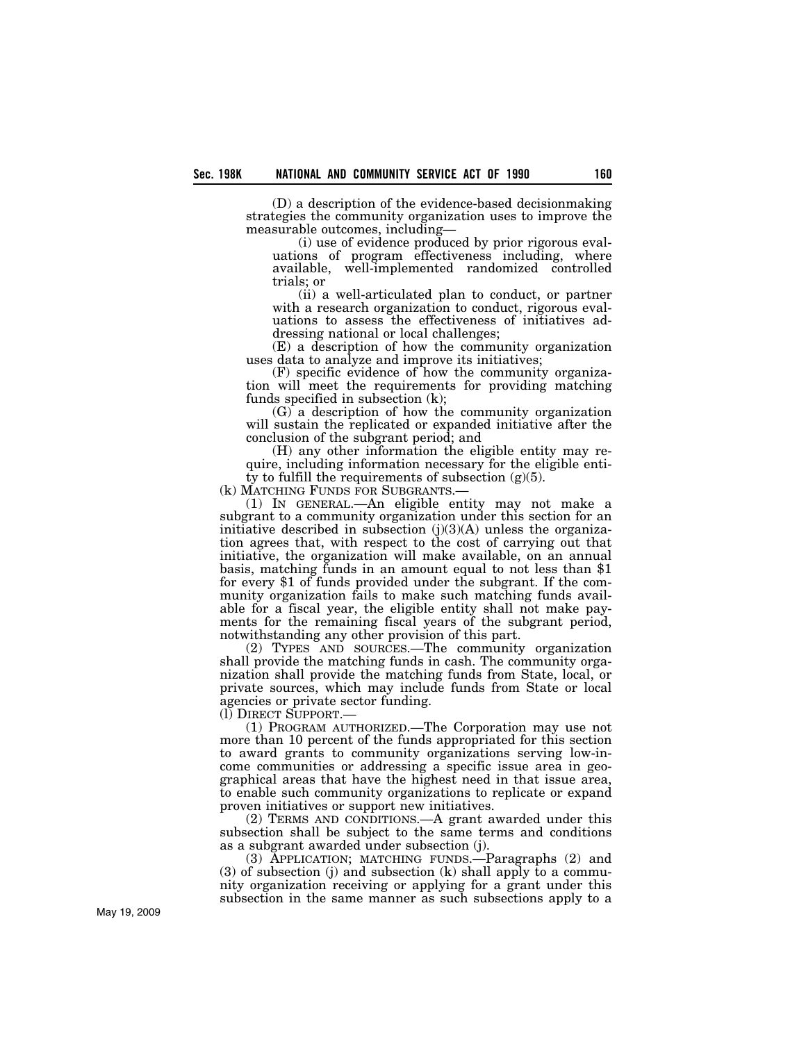(D) a description of the evidence-based decisionmaking strategies the community organization uses to improve the measurable outcomes, including—

(i) use of evidence produced by prior rigorous evaluations of program effectiveness including, where available, well-implemented randomized controlled trials; or

(ii) a well-articulated plan to conduct, or partner with a research organization to conduct, rigorous evaluations to assess the effectiveness of initiatives addressing national or local challenges;

(E) a description of how the community organization uses data to analyze and improve its initiatives;

(F) specific evidence of how the community organization will meet the requirements for providing matching funds specified in subsection (k);

(G) a description of how the community organization will sustain the replicated or expanded initiative after the conclusion of the subgrant period; and

(H) any other information the eligible entity may require, including information necessary for the eligible entity to fulfill the requirements of subsection (g)(5).

(k) MATCHING FUNDS FOR SUBGRANTS.—

(1) IN GENERAL.—An eligible entity may not make a subgrant to a community organization under this section for an initiative described in subsection (j)(3)(A) unless the organization agrees that, with respect to the cost of carrying out that initiative, the organization will make available, on an annual basis, matching funds in an amount equal to not less than $1 for every $1 of funds provided under the subgrant. If the community organization fails to make such matching funds available for a fiscal year, the eligible entity shall not make payments for the remaining fiscal years of the subgrant period, notwithstanding any other provision of this part.

(2) TYPES AND SOURCES.—The community organization shall provide the matching funds in cash. The community organization shall provide the matching funds from State, local, or private sources, which may include funds from State or local agencies or private sector funding.

(l) DIRECT SUPPORT.—

(1) PROGRAM AUTHORIZED.—The Corporation may use not more than 10 percent of the funds appropriated for this section to award grants to community organizations serving low-income communities or addressing a specific issue area in geographical areas that have the highest need in that issue area, to enable such community organizations to replicate or expand proven initiatives or support new initiatives.

(2) TERMS AND CONDITIONS.—A grant awarded under this subsection shall be subject to the same terms and conditions as a subgrant awarded under subsection (j).

(3) APPLICATION; MATCHING FUNDS.—Paragraphs (2) and (3) of subsection (j) and subsection (k) shall apply to a community organization receiving or applying for a grant under this subsection in the same manner as such subsections apply to a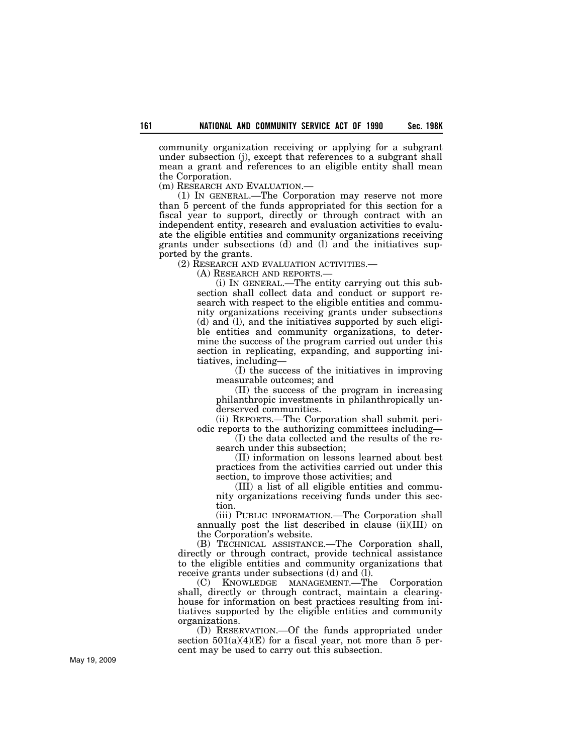community organization receiving or applying for a subgrant under subsection (j), except that references to a subgrant shall mean a grant and references to an eligible entity shall mean the Corporation.

(m) RESEARCH AND EVALUATION.—

(1) IN GENERAL.—The Corporation may reserve not more than 5 percent of the funds appropriated for this section for a fiscal year to support, directly or through contract with an independent entity, research and evaluation activities to evaluate the eligible entities and community organizations receiving grants under subsections (d) and (l) and the initiatives supported by the grants.

(2) RESEARCH AND EVALUATION ACTIVITIES.—

(A) RESEARCH AND REPORTS.—

(i) IN GENERAL.—The entity carrying out this subsection shall collect data and conduct or support research with respect to the eligible entities and community organizations receiving grants under subsections (d) and (l), and the initiatives supported by such eligible entities and community organizations, to determine the success of the program carried out under this section in replicating, expanding, and supporting initiatives, including—

(I) the success of the initiatives in improving measurable outcomes; and

(II) the success of the program in increasing philanthropic investments in philanthropically underserved communities.

(ii) REPORTS.—The Corporation shall submit periodic reports to the authorizing committees including—

(I) the data collected and the results of the research under this subsection;

(II) information on lessons learned about best practices from the activities carried out under this section, to improve those activities; and

(III) a list of all eligible entities and community organizations receiving funds under this section.

(iii) PUBLIC INFORMATION.—The Corporation shall annually post the list described in clause (ii)(III) on the Corporation's website.

(B) TECHNICAL ASSISTANCE.—The Corporation shall, directly or through contract, provide technical assistance to the eligible entities and community organizations that receive grants under subsections (d) and (l).

(C) KNOWLEDGE MANAGEMENT.—The Corporation shall, directly or through contract, maintain a clearinghouse for information on best practices resulting from initiatives supported by the eligible entities and community organizations.

(D) RESERVATION.—Of the funds appropriated under section 501(a)(4)(E) for a fiscal year, not more than 5 percent may be used to carry out this subsection.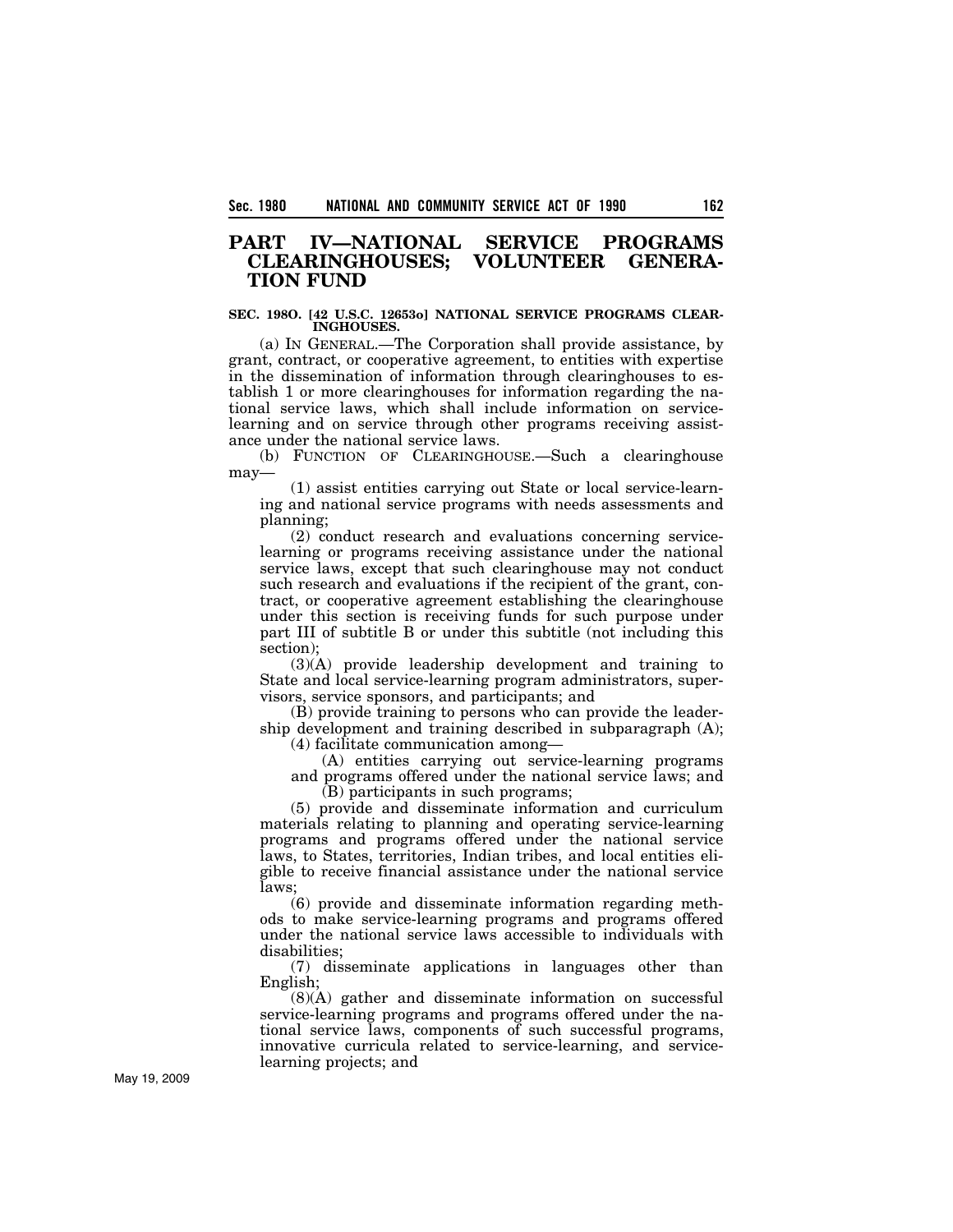## PART IV—NATIONAL SERVICE PROGRAMS CLEARINGHOUSES; VOLUNTEER GENERATION FUND

**SEC. 198O. [42 U.S.C. 12653o] NATIONAL SERVICE PROGRAMS CLEARINGHOUSES.**

(a) IN GENERAL.—The Corporation shall provide assistance, by grant, contract, or cooperative agreement, to entities with expertise in the dissemination of information through clearinghouses to establish 1 or more clearinghouses for information regarding the national service laws, which shall include information on service-learning and on service through other programs receiving assistance under the national service laws.

(b) FUNCTION OF CLEARINGHOUSE.—Such a clearinghouse may—

(1) assist entities carrying out State or local service-learning and national service programs with needs assessments and planning;

(2) conduct research and evaluations concerning service-learning or programs receiving assistance under the national service laws, except that such clearinghouse may not conduct such research and evaluations if the recipient of the grant, contract, or cooperative agreement establishing the clearinghouse under this section is receiving funds for such purpose under part III of subtitle B or under this subtitle (not including this section);

(3)(A) provide leadership development and training to State and local service-learning program administrators, supervisors, service sponsors, and participants; and

(B) provide training to persons who can provide the leadership development and training described in subparagraph (A);

(4) facilitate communication among—

(A) entities carrying out service-learning programs and programs offered under the national service laws; and

(B) participants in such programs;

(5) provide and disseminate information and curriculum materials relating to planning and operating service-learning programs and programs offered under the national service laws, to States, territories, Indian tribes, and local entities eligible to receive financial assistance under the national service laws;

(6) provide and disseminate information regarding methods to make service-learning programs and programs offered under the national service laws accessible to individuals with disabilities;

(7) disseminate applications in languages other than English;

(8)(A) gather and disseminate information on successful service-learning programs and programs offered under the national service laws, components of such successful programs, innovative curricula related to service-learning, and service-learning projects; and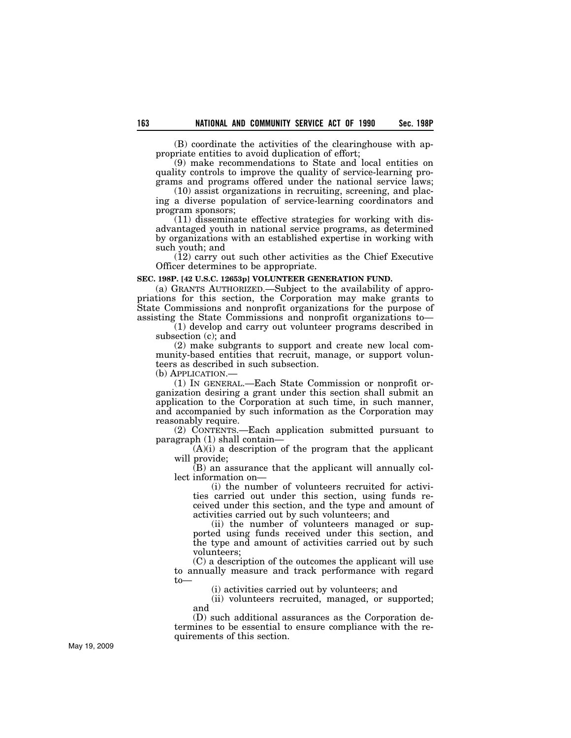(B) coordinate the activities of the clearinghouse with appropriate entities to avoid duplication of effort;

(9) make recommendations to State and local entities on quality controls to improve the quality of service-learning programs and programs offered under the national service laws;

(10) assist organizations in recruiting, screening, and placing a diverse population of service-learning coordinators and program sponsors;

(11) disseminate effective strategies for working with disadvantaged youth in national service programs, as determined by organizations with an established expertise in working with such youth; and

(12) carry out such other activities as the Chief Executive Officer determines to be appropriate.

**SEC. 198P. [42 U.S.C. 12653p] VOLUNTEER GENERATION FUND.**

(a) GRANTS AUTHORIZED.—Subject to the availability of appropriations for this section, the Corporation may make grants to State Commissions and nonprofit organizations for the purpose of assisting the State Commissions and nonprofit organizations to—

(1) develop and carry out volunteer programs described in subsection (c); and

(2) make subgrants to support and create new local community-based entities that recruit, manage, or support volunteers as described in such subsection.

(b) APPLICATION.—

(1) IN GENERAL.—Each State Commission or nonprofit organization desiring a grant under this section shall submit an application to the Corporation at such time, in such manner, and accompanied by such information as the Corporation may reasonably require.

(2) CONTENTS.—Each application submitted pursuant to paragraph (1) shall contain—

(A)(i) a description of the program that the applicant will provide;

(B) an assurance that the applicant will annually collect information on—

(i) the number of volunteers recruited for activities carried out under this section, using funds received under this section, and the type and amount of activities carried out by such volunteers; and

(ii) the number of volunteers managed or supported using funds received under this section, and the type and amount of activities carried out by such volunteers;

(C) a description of the outcomes the applicant will use to annually measure and track performance with regard to—

(i) activities carried out by volunteers; and

(ii) volunteers recruited, managed, or supported; and

(D) such additional assurances as the Corporation determines to be essential to ensure compliance with the requirements of this section.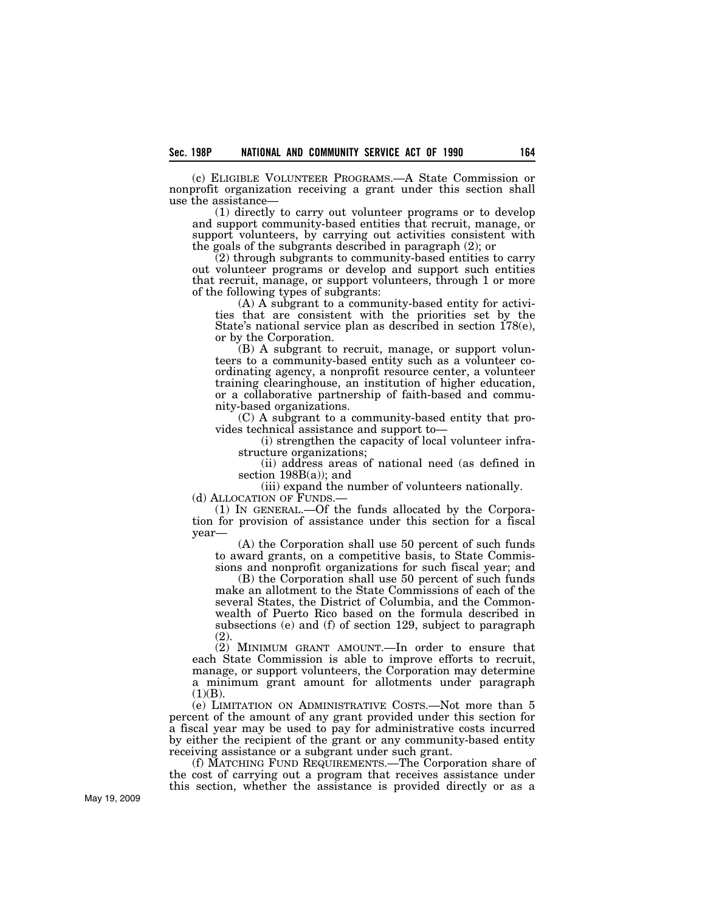(c) ELIGIBLE VOLUNTEER PROGRAMS.—A State Commission or nonprofit organization receiving a grant under this section shall use the assistance—

(1) directly to carry out volunteer programs or to develop and support community-based entities that recruit, manage, or support volunteers, by carrying out activities consistent with the goals of the subgrants described in paragraph (2); or

(2) through subgrants to community-based entities to carry out volunteer programs or develop and support such entities that recruit, manage, or support volunteers, through 1 or more of the following types of subgrants:

(A) A subgrant to a community-based entity for activities that are consistent with the priorities set by the State's national service plan as described in section 178(e), or by the Corporation.

(B) A subgrant to recruit, manage, or support volunteers to a community-based entity such as a volunteer coordinating agency, a nonprofit resource center, a volunteer training clearinghouse, an institution of higher education, or a collaborative partnership of faith-based and community-based organizations.

(C) A subgrant to a community-based entity that provides technical assistance and support to—

(i) strengthen the capacity of local volunteer infrastructure organizations;

(ii) address areas of national need (as defined in section 198B(a)); and

(iii) expand the number of volunteers nationally.

(d) ALLOCATION OF FUNDS.—

(1) IN GENERAL.—Of the funds allocated by the Corporation for provision of assistance under this section for a fiscal year—

(A) the Corporation shall use 50 percent of such funds to award grants, on a competitive basis, to State Commissions and nonprofit organizations for such fiscal year; and

(B) the Corporation shall use 50 percent of such funds make an allotment to the State Commissions of each of the several States, the District of Columbia, and the Commonwealth of Puerto Rico based on the formula described in subsections (e) and (f) of section 129, subject to paragraph (2).

(2) MINIMUM GRANT AMOUNT.—In order to ensure that each State Commission is able to improve efforts to recruit, manage, or support volunteers, the Corporation may determine a minimum grant amount for allotments under paragraph (1)(B).

(e) LIMITATION ON ADMINISTRATIVE COSTS.—Not more than 5 percent of the amount of any grant provided under this section for a fiscal year may be used to pay for administrative costs incurred by either the recipient of the grant or any community-based entity receiving assistance or a subgrant under such grant.

(f) MATCHING FUND REQUIREMENTS.—The Corporation share of the cost of carrying out a program that receives assistance under this section, whether the assistance is provided directly or as a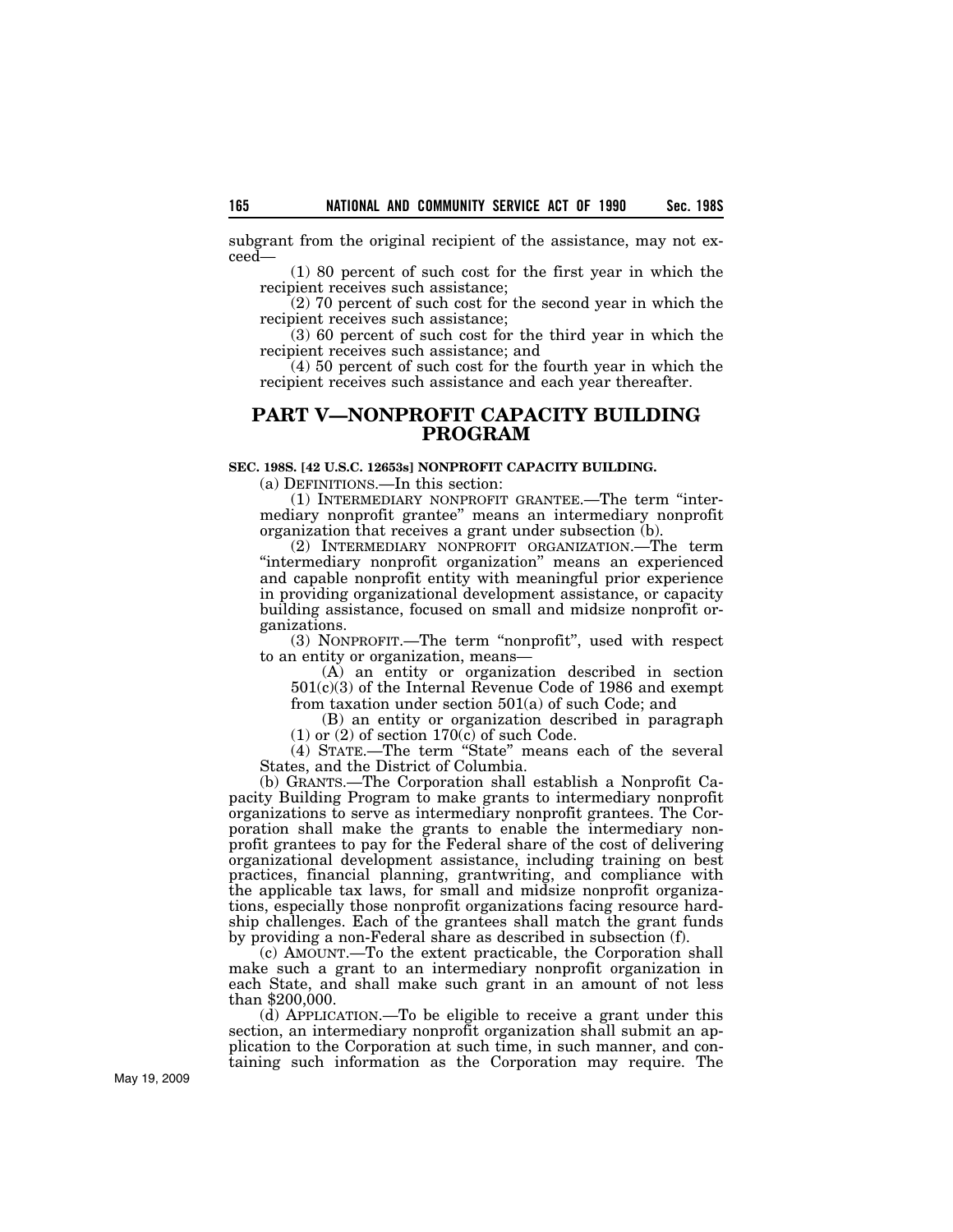subgrant from the original recipient of the assistance, may not exceed—

(1) 80 percent of such cost for the first year in which the recipient receives such assistance;

(2) 70 percent of such cost for the second year in which the recipient receives such assistance;

(3) 60 percent of such cost for the third year in which the recipient receives such assistance; and

(4) 50 percent of such cost for the fourth year in which the recipient receives such assistance and each year thereafter.

## PART V—NONPROFIT CAPACITY BUILDING PROGRAM

**SEC. 198S. [42 U.S.C. 12653s] NONPROFIT CAPACITY BUILDING.**

(a) DEFINITIONS.—In this section:

(1) INTERMEDIARY NONPROFIT GRANTEE.—The term "intermediary nonprofit grantee" means an intermediary nonprofit organization that receives a grant under subsection (b).

(2) INTERMEDIARY NONPROFIT ORGANIZATION.—The term "intermediary nonprofit organization" means an experienced and capable nonprofit entity with meaningful prior experience in providing organizational development assistance, or capacity building assistance, focused on small and midsize nonprofit organizations.

(3) NONPROFIT.—The term "nonprofit", used with respect to an entity or organization, means—

(A) an entity or organization described in section 501(c)(3) of the Internal Revenue Code of 1986 and exempt from taxation under section 501(a) of such Code; and

(B) an entity or organization described in paragraph (1) or (2) of section 170(c) of such Code.

(4) STATE.—The term "State" means each of the several States, and the District of Columbia.

(b) GRANTS.—The Corporation shall establish a Nonprofit Capacity Building Program to make grants to intermediary nonprofit organizations to serve as intermediary nonprofit grantees. The Corporation shall make the grants to enable the intermediary nonprofit grantees to pay for the Federal share of the cost of delivering organizational development assistance, including training on best practices, financial planning, grantwriting, and compliance with the applicable tax laws, for small and midsize nonprofit organizations, especially those nonprofit organizations facing resource hardship challenges. Each of the grantees shall match the grant funds by providing a non-Federal share as described in subsection (f).

(c) AMOUNT.—To the extent practicable, the Corporation shall make such a grant to an intermediary nonprofit organization in each State, and shall make such grant in an amount of not less than $200,000.

(d) APPLICATION.—To be eligible to receive a grant under this section, an intermediary nonprofit organization shall submit an application to the Corporation at such time, in such manner, and containing such information as the Corporation may require. The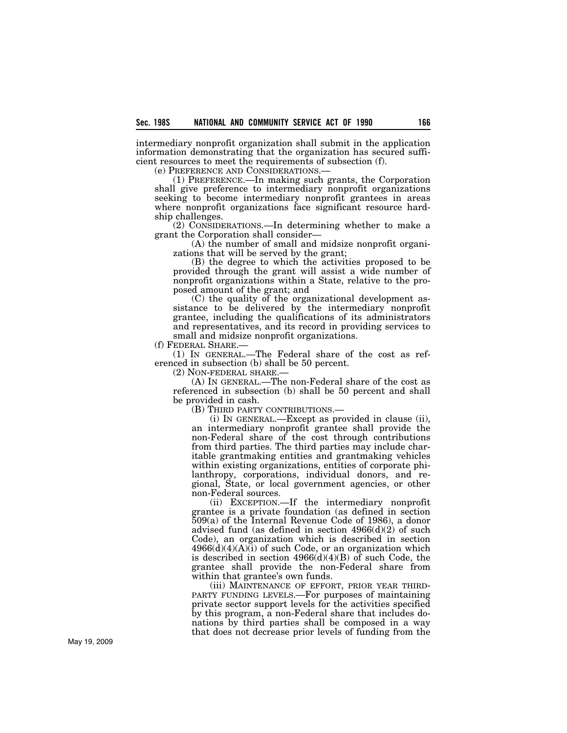intermediary nonprofit organization shall submit in the application information demonstrating that the organization has secured sufficient resources to meet the requirements of subsection (f).

(e) PREFERENCE AND CONSIDERATIONS.—

(1) PREFERENCE.—In making such grants, the Corporation shall give preference to intermediary nonprofit organizations seeking to become intermediary nonprofit grantees in areas where nonprofit organizations face significant resource hardship challenges.

(2) CONSIDERATIONS.—In determining whether to make a grant the Corporation shall consider—

(A) the number of small and midsize nonprofit organizations that will be served by the grant;

(B) the degree to which the activities proposed to be provided through the grant will assist a wide number of nonprofit organizations within a State, relative to the proposed amount of the grant; and

(C) the quality of the organizational development assistance to be delivered by the intermediary nonprofit grantee, including the qualifications of its administrators and representatives, and its record in providing services to small and midsize nonprofit organizations.

(f) FEDERAL SHARE.—

(1) IN GENERAL.—The Federal share of the cost as referenced in subsection (b) shall be 50 percent.

(2) NON-FEDERAL SHARE.—

(A) IN GENERAL.—The non-Federal share of the cost as referenced in subsection (b) shall be 50 percent and shall be provided in cash.

(B) THIRD PARTY CONTRIBUTIONS.—

(i) IN GENERAL.—Except as provided in clause (ii), an intermediary nonprofit grantee shall provide the non-Federal share of the cost through contributions from third parties. The third parties may include charitable grantmaking entities and grantmaking vehicles within existing organizations, entities of corporate philanthropy, corporations, individual donors, and regional, State, or local government agencies, or other non-Federal sources.

(ii) EXCEPTION.—If the intermediary nonprofit grantee is a private foundation (as defined in section 509(a) of the Internal Revenue Code of 1986), a donor advised fund (as defined in section 4966(d)(2) of such Code), an organization which is described in section 4966(d)(4)(A)(i) of such Code, or an organization which is described in section 4966(d)(4)(B) of such Code, the grantee shall provide the non-Federal share from within that grantee's own funds.

(iii) MAINTENANCE OF EFFORT, PRIOR YEAR THIRD-PARTY FUNDING LEVELS.—For purposes of maintaining private sector support levels for the activities specified by this program, a non-Federal share that includes donations by third parties shall be composed in a way that does not decrease prior levels of funding from the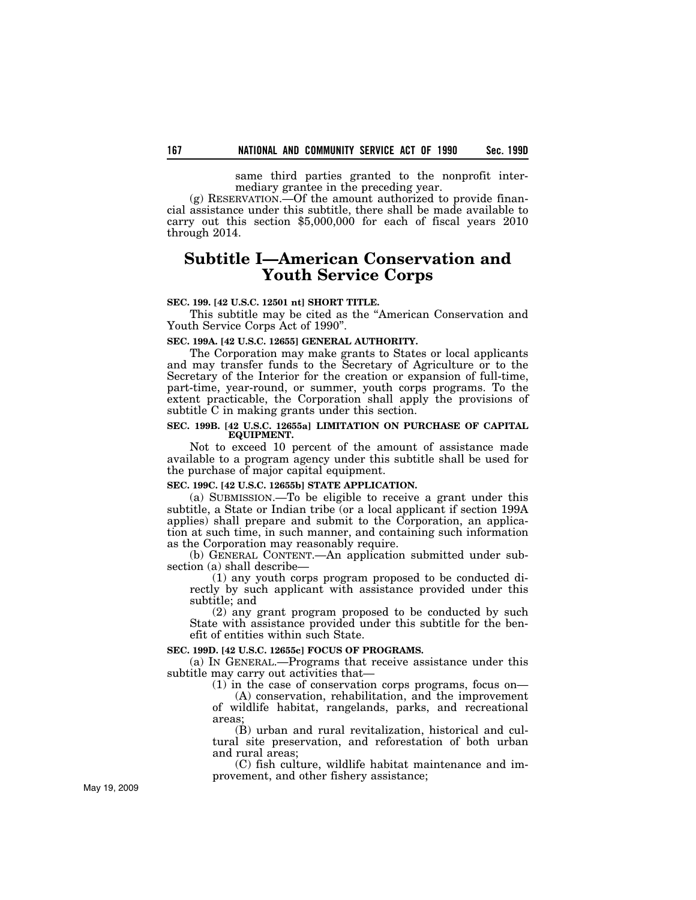same third parties granted to the nonprofit intermediary grantee in the preceding year.

(g) RESERVATION.—Of the amount authorized to provide financial assistance under this subtitle, there shall be made available to carry out this section $5,000,000 for each of fiscal years 2010 through 2014.

# Subtitle I—American Conservation and Youth Service Corps

**SEC. 199. [42 U.S.C. 12501 nt] SHORT TITLE.**

This subtitle may be cited as the "American Conservation and Youth Service Corps Act of 1990".

**SEC. 199A. [42 U.S.C. 12655] GENERAL AUTHORITY.**

The Corporation may make grants to States or local applicants and may transfer funds to the Secretary of Agriculture or to the Secretary of the Interior for the creation or expansion of full-time, part-time, year-round, or summer, youth corps programs. To the extent practicable, the Corporation shall apply the provisions of subtitle C in making grants under this section.

**SEC. 199B. [42 U.S.C. 12655a] LIMITATION ON PURCHASE OF CAPITAL EQUIPMENT.**

Not to exceed 10 percent of the amount of assistance made available to a program agency under this subtitle shall be used for the purchase of major capital equipment.

**SEC. 199C. [42 U.S.C. 12655b] STATE APPLICATION.**

(a) SUBMISSION.—To be eligible to receive a grant under this subtitle, a State or Indian tribe (or a local applicant if section 199A applies) shall prepare and submit to the Corporation, an application at such time, in such manner, and containing such information as the Corporation may reasonably require.

(b) GENERAL CONTENT.—An application submitted under subsection (a) shall describe—

(1) any youth corps program proposed to be conducted directly by such applicant with assistance provided under this subtitle; and

(2) any grant program proposed to be conducted by such State with assistance provided under this subtitle for the benefit of entities within such State.

**SEC. 199D. [42 U.S.C. 12655c] FOCUS OF PROGRAMS.**

(a) IN GENERAL.—Programs that receive assistance under this subtitle may carry out activities that—

(1) in the case of conservation corps programs, focus on—

(A) conservation, rehabilitation, and the improvement of wildlife habitat, rangelands, parks, and recreational areas;

(B) urban and rural revitalization, historical and cultural site preservation, and reforestation of both urban and rural areas;

(C) fish culture, wildlife habitat maintenance and improvement, and other fishery assistance;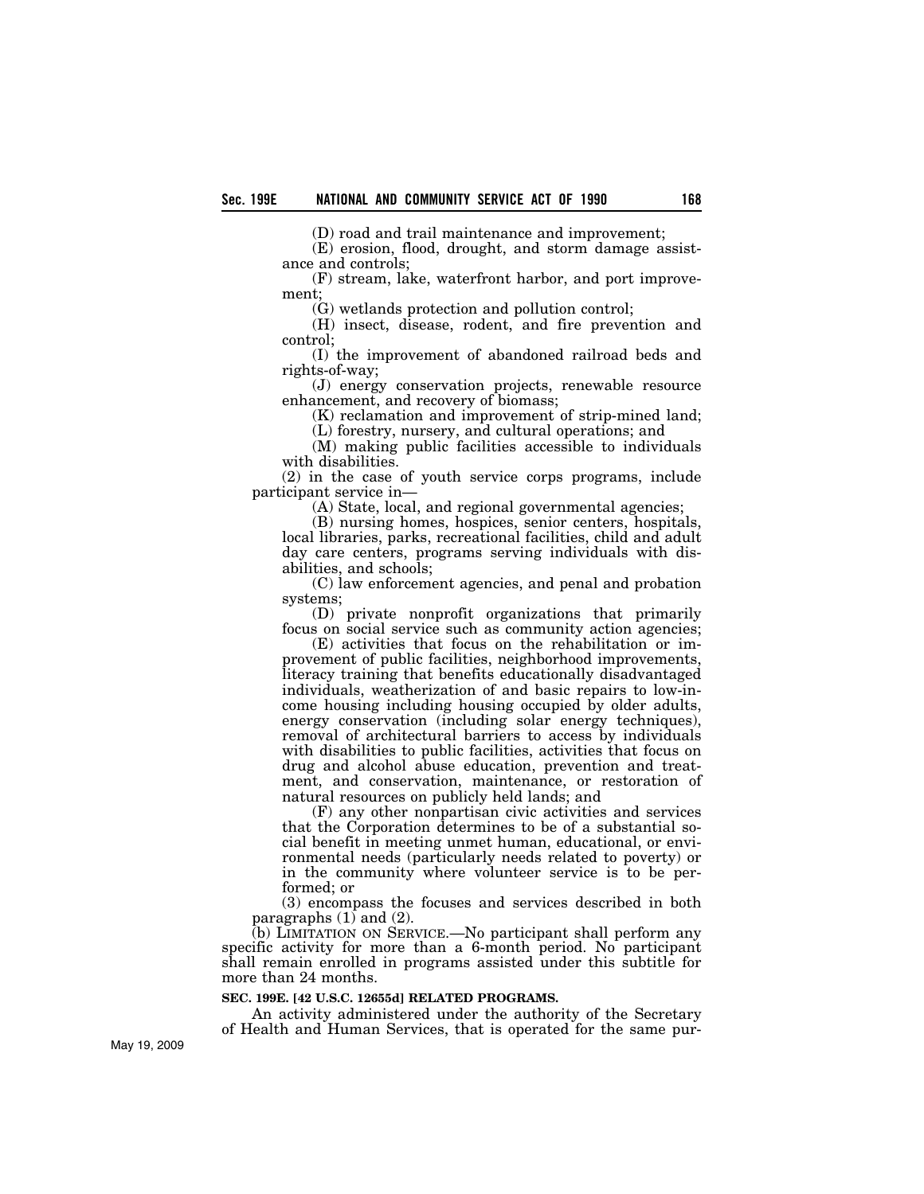(D) road and trail maintenance and improvement;

(E) erosion, flood, drought, and storm damage assistance and controls;

(F) stream, lake, waterfront harbor, and port improvement;

(G) wetlands protection and pollution control;

(H) insect, disease, rodent, and fire prevention and control;

(I) the improvement of abandoned railroad beds and rights-of-way;

(J) energy conservation projects, renewable resource enhancement, and recovery of biomass;

(K) reclamation and improvement of strip-mined land;

(L) forestry, nursery, and cultural operations; and

(M) making public facilities accessible to individuals with disabilities.

(2) in the case of youth service corps programs, include participant service in—

(A) State, local, and regional governmental agencies;

(B) nursing homes, hospices, senior centers, hospitals, local libraries, parks, recreational facilities, child and adult day care centers, programs serving individuals with disabilities, and schools;

(C) law enforcement agencies, and penal and probation systems;

(D) private nonprofit organizations that primarily focus on social service such as community action agencies;

(E) activities that focus on the rehabilitation or improvement of public facilities, neighborhood improvements, literacy training that benefits educationally disadvantaged individuals, weatherization of and basic repairs to low-income housing including housing occupied by older adults, energy conservation (including solar energy techniques), removal of architectural barriers to access by individuals with disabilities to public facilities, activities that focus on drug and alcohol abuse education, prevention and treatment, and conservation, maintenance, or restoration of natural resources on publicly held lands; and

(F) any other nonpartisan civic activities and services that the Corporation determines to be of a substantial social benefit in meeting unmet human, educational, or environmental needs (particularly needs related to poverty) or in the community where volunteer service is to be performed; or

(3) encompass the focuses and services described in both paragraphs (1) and (2).

(b) LIMITATION ON SERVICE.—No participant shall perform any specific activity for more than a 6-month period. No participant shall remain enrolled in programs assisted under this subtitle for more than 24 months.

**SEC. 199E. [42 U.S.C. 12655d] RELATED PROGRAMS.**

An activity administered under the authority of the Secretary of Health and Human Services, that is operated for the same pur-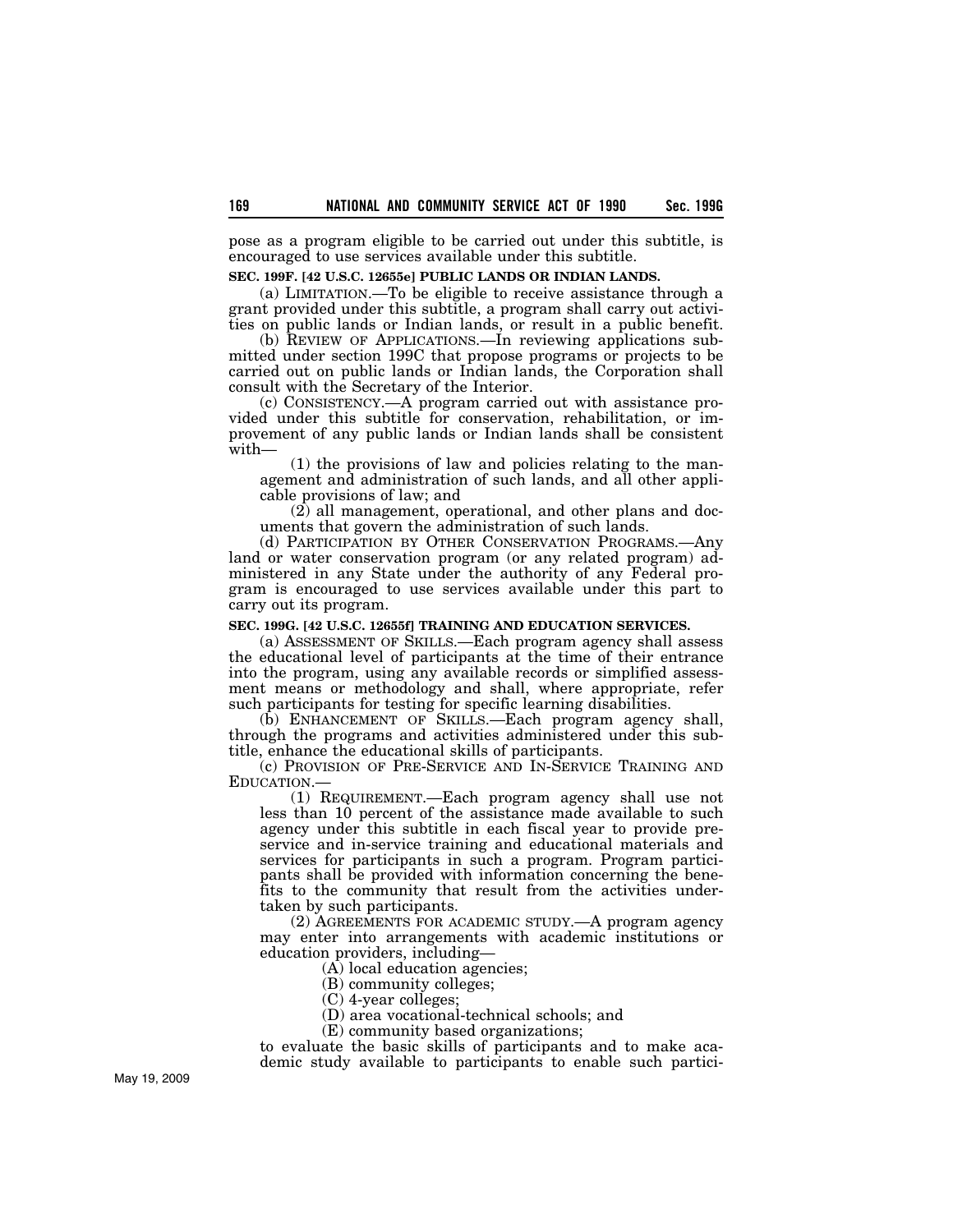pose as a program eligible to be carried out under this subtitle, is encouraged to use services available under this subtitle.

**SEC. 199F. [42 U.S.C. 12655e] PUBLIC LANDS OR INDIAN LANDS.**

(a) LIMITATION.—To be eligible to receive assistance through a grant provided under this subtitle, a program shall carry out activities on public lands or Indian lands, or result in a public benefit.

(b) REVIEW OF APPLICATIONS.—In reviewing applications submitted under section 199C that propose programs or projects to be carried out on public lands or Indian lands, the Corporation shall consult with the Secretary of the Interior.

(c) CONSISTENCY.—A program carried out with assistance provided under this subtitle for conservation, rehabilitation, or improvement of any public lands or Indian lands shall be consistent with—

(1) the provisions of law and policies relating to the management and administration of such lands, and all other applicable provisions of law; and

(2) all management, operational, and other plans and documents that govern the administration of such lands.

(d) PARTICIPATION BY OTHER CONSERVATION PROGRAMS.—Any land or water conservation program (or any related program) administered in any State under the authority of any Federal program is encouraged to use services available under this part to carry out its program.

**SEC. 199G. [42 U.S.C. 12655f] TRAINING AND EDUCATION SERVICES.**

(a) ASSESSMENT OF SKILLS.—Each program agency shall assess the educational level of participants at the time of their entrance into the program, using any available records or simplified assessment means or methodology and shall, where appropriate, refer such participants for testing for specific learning disabilities.

(b) ENHANCEMENT OF SKILLS.—Each program agency shall, through the programs and activities administered under this subtitle, enhance the educational skills of participants.

(c) PROVISION OF PRE-SERVICE AND IN-SERVICE TRAINING AND EDUCATION.—

(1) REQUIREMENT.—Each program agency shall use not less than 10 percent of the assistance made available to such agency under this subtitle in each fiscal year to provide pre-service and in-service training and educational materials and services for participants in such a program. Program participants shall be provided with information concerning the benefits to the community that result from the activities undertaken by such participants.

(2) AGREEMENTS FOR ACADEMIC STUDY.—A program agency may enter into arrangements with academic institutions or education providers, including—

(A) local education agencies;

(B) community colleges;

(C) 4-year colleges;

(D) area vocational-technical schools; and

(E) community based organizations;

to evaluate the basic skills of participants and to make academic study available to participants to enable such partici-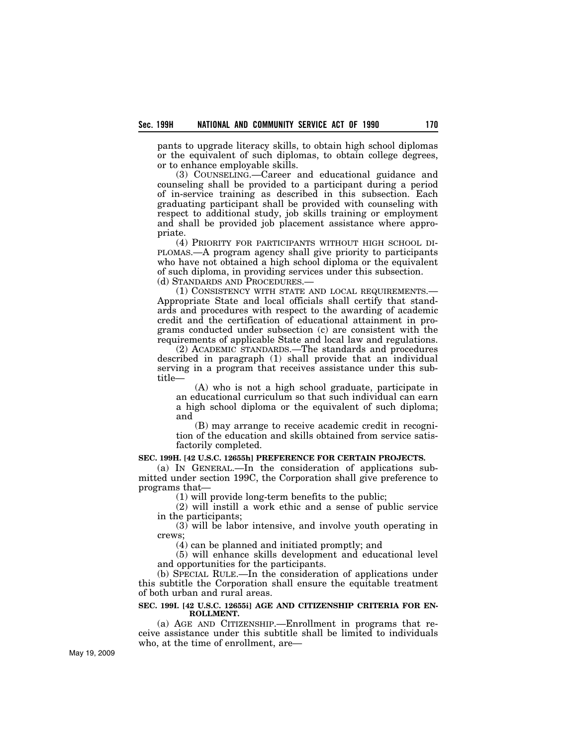pants to upgrade literacy skills, to obtain high school diplomas or the equivalent of such diplomas, to obtain college degrees, or to enhance employable skills.

(3) COUNSELING.—Career and educational guidance and counseling shall be provided to a participant during a period of in-service training as described in this subsection. Each graduating participant shall be provided with counseling with respect to additional study, job skills training or employment and shall be provided job placement assistance where appropriate.

(4) PRIORITY FOR PARTICIPANTS WITHOUT HIGH SCHOOL DIPLOMAS.—A program agency shall give priority to participants who have not obtained a high school diploma or the equivalent of such diploma, in providing services under this subsection.

(d) STANDARDS AND PROCEDURES.—

(1) CONSISTENCY WITH STATE AND LOCAL REQUIREMENTS.—Appropriate State and local officials shall certify that standards and procedures with respect to the awarding of academic credit and the certification of educational attainment in programs conducted under subsection (c) are consistent with the requirements of applicable State and local law and regulations.

(2) ACADEMIC STANDARDS.—The standards and procedures described in paragraph (1) shall provide that an individual serving in a program that receives assistance under this subtitle—

(A) who is not a high school graduate, participate in an educational curriculum so that such individual can earn a high school diploma or the equivalent of such diploma; and

(B) may arrange to receive academic credit in recognition of the education and skills obtained from service satisfactorily completed.

**SEC. 199H. [42 U.S.C. 12655h] PREFERENCE FOR CERTAIN PROJECTS.**

(a) IN GENERAL.—In the consideration of applications submitted under section 199C, the Corporation shall give preference to programs that—

(1) will provide long-term benefits to the public;

(2) will instill a work ethic and a sense of public service in the participants;

(3) will be labor intensive, and involve youth operating in crews;

(4) can be planned and initiated promptly; and

(5) will enhance skills development and educational level and opportunities for the participants.

(b) SPECIAL RULE.—In the consideration of applications under this subtitle the Corporation shall ensure the equitable treatment of both urban and rural areas.

**SEC. 199I. [42 U.S.C. 12655i] AGE AND CITIZENSHIP CRITERIA FOR ENROLLMENT.**

(a) AGE AND CITIZENSHIP.—Enrollment in programs that receive assistance under this subtitle shall be limited to individuals who, at the time of enrollment, are—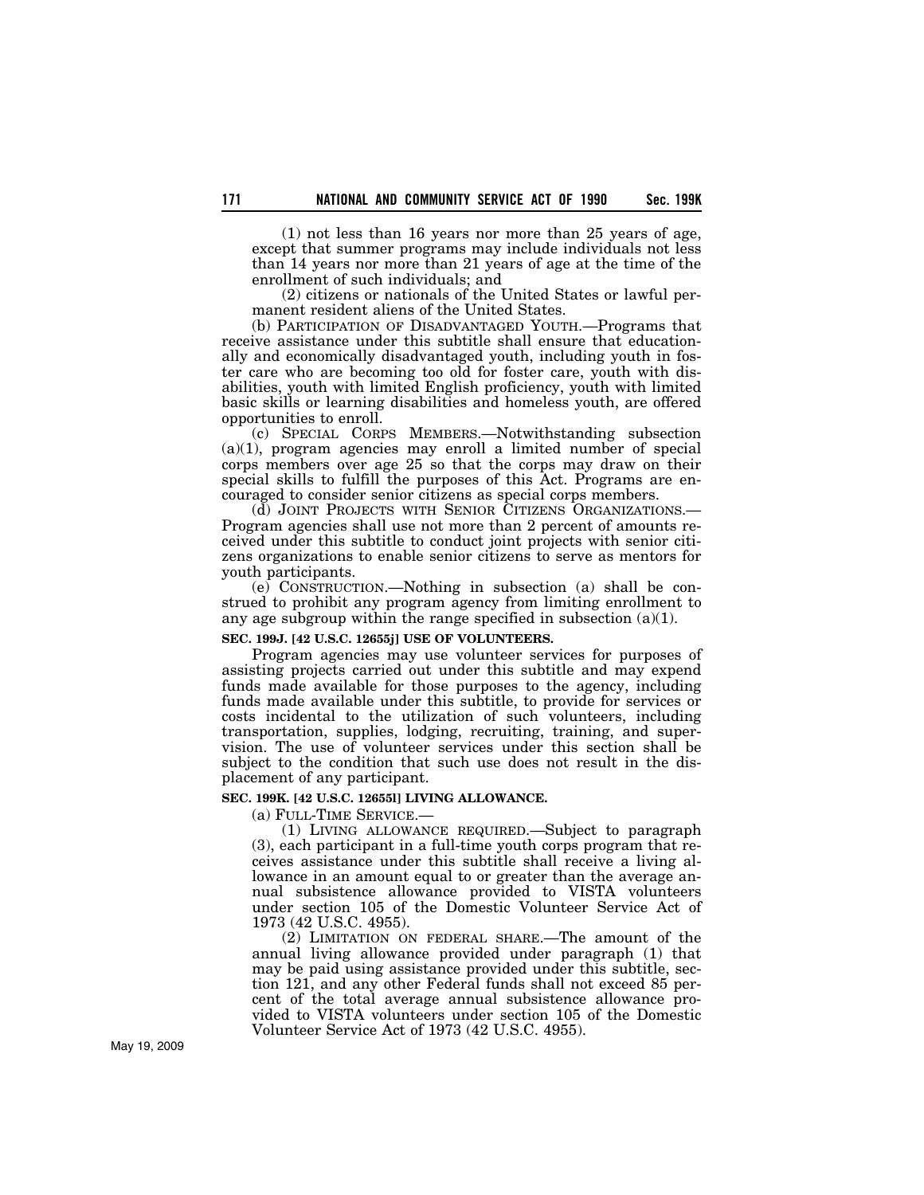(1) not less than 16 years nor more than 25 years of age, except that summer programs may include individuals not less than 14 years nor more than 21 years of age at the time of the enrollment of such individuals; and

(2) citizens or nationals of the United States or lawful permanent resident aliens of the United States.

(b) PARTICIPATION OF DISADVANTAGED YOUTH.—Programs that receive assistance under this subtitle shall ensure that educationally and economically disadvantaged youth, including youth in foster care who are becoming too old for foster care, youth with disabilities, youth with limited English proficiency, youth with limited basic skills or learning disabilities and homeless youth, are offered opportunities to enroll.

(c) SPECIAL CORPS MEMBERS.—Notwithstanding subsection (a)(1), program agencies may enroll a limited number of special corps members over age 25 so that the corps may draw on their special skills to fulfill the purposes of this Act. Programs are encouraged to consider senior citizens as special corps members.

(d) JOINT PROJECTS WITH SENIOR CITIZENS ORGANIZATIONS.—Program agencies shall use not more than 2 percent of amounts received under this subtitle to conduct joint projects with senior citizens organizations to enable senior citizens to serve as mentors for youth participants.

(e) CONSTRUCTION.—Nothing in subsection (a) shall be construed to prohibit any program agency from limiting enrollment to any age subgroup within the range specified in subsection (a)(1).

**SEC. 199J. [42 U.S.C. 12655j] USE OF VOLUNTEERS.**

Program agencies may use volunteer services for purposes of assisting projects carried out under this subtitle and may expend funds made available for those purposes to the agency, including funds made available under this subtitle, to provide for services or costs incidental to the utilization of such volunteers, including transportation, supplies, lodging, recruiting, training, and supervision. The use of volunteer services under this section shall be subject to the condition that such use does not result in the displacement of any participant.

**SEC. 199K. [42 U.S.C. 12655l] LIVING ALLOWANCE.**

(a) FULL-TIME SERVICE.—

(1) LIVING ALLOWANCE REQUIRED.—Subject to paragraph (3), each participant in a full-time youth corps program that receives assistance under this subtitle shall receive a living allowance in an amount equal to or greater than the average annual subsistence allowance provided to VISTA volunteers under section 105 of the Domestic Volunteer Service Act of 1973 (42 U.S.C. 4955).

(2) LIMITATION ON FEDERAL SHARE.—The amount of the annual living allowance provided under paragraph (1) that may be paid using assistance provided under this subtitle, section 121, and any other Federal funds shall not exceed 85 percent of the total average annual subsistence allowance provided to VISTA volunteers under section 105 of the Domestic Volunteer Service Act of 1973 (42 U.S.C. 4955).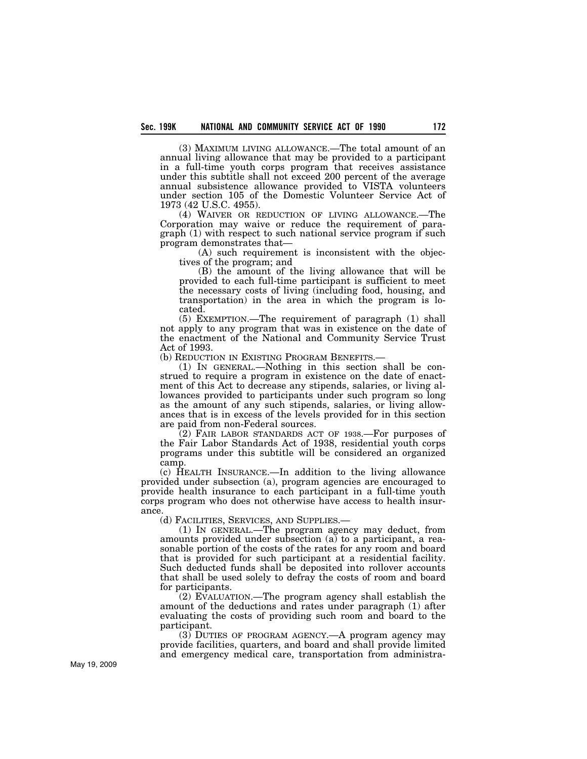(3) MAXIMUM LIVING ALLOWANCE.—The total amount of an annual living allowance that may be provided to a participant in a full-time youth corps program that receives assistance under this subtitle shall not exceed 200 percent of the average annual subsistence allowance provided to VISTA volunteers under section 105 of the Domestic Volunteer Service Act of 1973 (42 U.S.C. 4955).

(4) WAIVER OR REDUCTION OF LIVING ALLOWANCE.—The Corporation may waive or reduce the requirement of paragraph (1) with respect to such national service program if such program demonstrates that—

(A) such requirement is inconsistent with the objectives of the program; and

(B) the amount of the living allowance that will be provided to each full-time participant is sufficient to meet the necessary costs of living (including food, housing, and transportation) in the area in which the program is located.

(5) EXEMPTION.—The requirement of paragraph (1) shall not apply to any program that was in existence on the date of the enactment of the National and Community Service Trust Act of 1993.

(b) REDUCTION IN EXISTING PROGRAM BENEFITS.—

(1) IN GENERAL.—Nothing in this section shall be construed to require a program in existence on the date of enactment of this Act to decrease any stipends, salaries, or living allowances provided to participants under such program so long as the amount of any such stipends, salaries, or living allowances that is in excess of the levels provided for in this section are paid from non-Federal sources.

(2) FAIR LABOR STANDARDS ACT OF 1938.—For purposes of the Fair Labor Standards Act of 1938, residential youth corps programs under this subtitle will be considered an organized camp.

(c) HEALTH INSURANCE.—In addition to the living allowance provided under subsection (a), program agencies are encouraged to provide health insurance to each participant in a full-time youth corps program who does not otherwise have access to health insurance.

(d) FACILITIES, SERVICES, AND SUPPLIES.—

(1) IN GENERAL.—The program agency may deduct, from amounts provided under subsection (a) to a participant, a reasonable portion of the costs of the rates for any room and board that is provided for such participant at a residential facility. Such deducted funds shall be deposited into rollover accounts that shall be used solely to defray the costs of room and board for participants.

(2) EVALUATION.—The program agency shall establish the amount of the deductions and rates under paragraph (1) after evaluating the costs of providing such room and board to the participant.

(3) DUTIES OF PROGRAM AGENCY.—A program agency may provide facilities, quarters, and board and shall provide limited and emergency medical care, transportation from administra-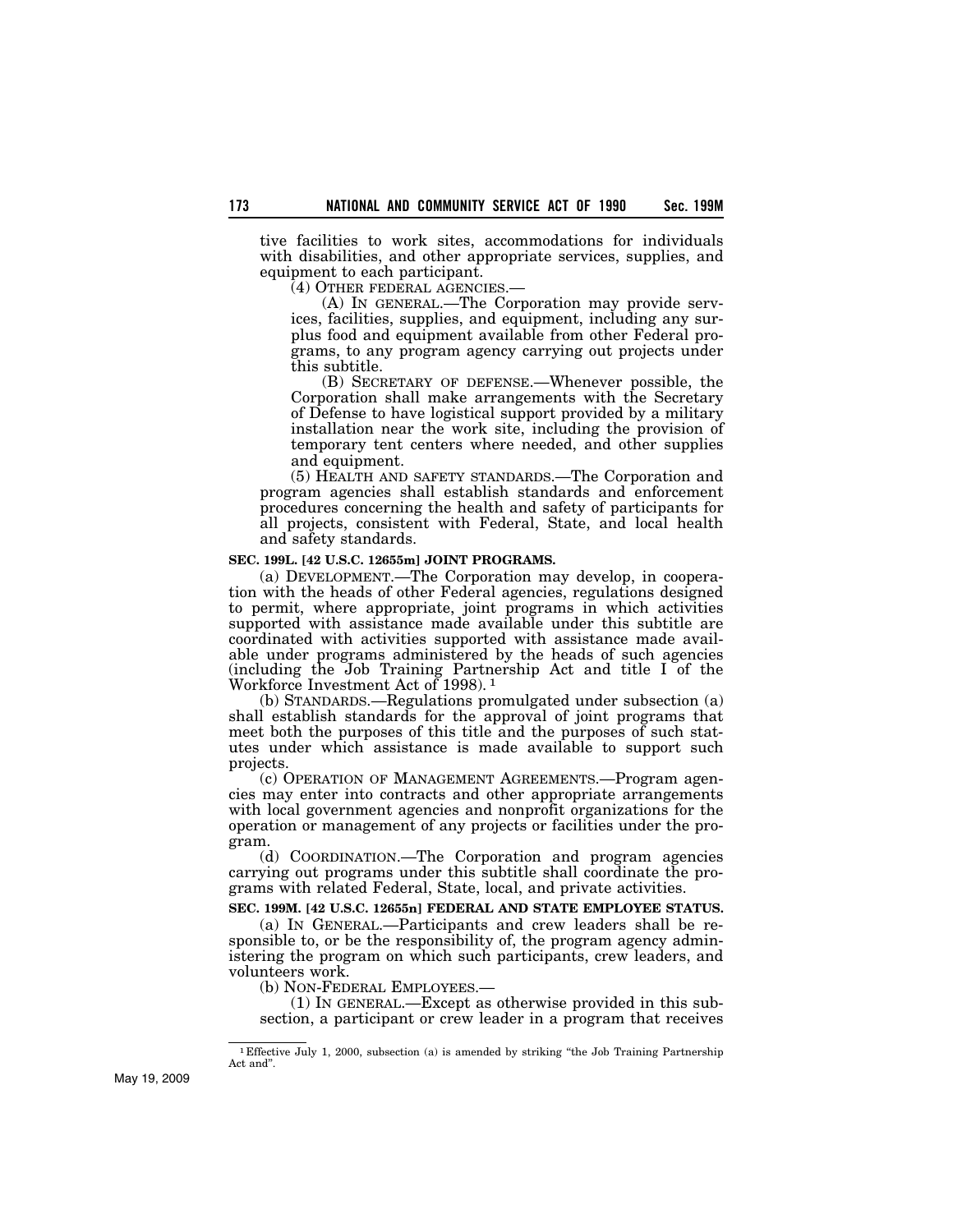tive facilities to work sites, accommodations for individuals with disabilities, and other appropriate services, supplies, and equipment to each participant.

(4) OTHER FEDERAL AGENCIES.—

(A) IN GENERAL.—The Corporation may provide services, facilities, supplies, and equipment, including any surplus food and equipment available from other Federal programs, to any program agency carrying out projects under this subtitle.

(B) SECRETARY OF DEFENSE.—Whenever possible, the Corporation shall make arrangements with the Secretary of Defense to have logistical support provided by a military installation near the work site, including the provision of temporary tent centers where needed, and other supplies and equipment.

(5) HEALTH AND SAFETY STANDARDS.—The Corporation and program agencies shall establish standards and enforcement procedures concerning the health and safety of participants for all projects, consistent with Federal, State, and local health and safety standards.

**SEC. 199L. [42 U.S.C. 12655m] JOINT PROGRAMS.**

(a) DEVELOPMENT.—The Corporation may develop, in cooperation with the heads of other Federal agencies, regulations designed to permit, where appropriate, joint programs in which activities supported with assistance made available under this subtitle are coordinated with activities supported with assistance made available under programs administered by the heads of such agencies (including the Job Training Partnership Act and title I of the Workforce Investment Act of 1998). [1]

(b) STANDARDS.—Regulations promulgated under subsection (a) shall establish standards for the approval of joint programs that meet both the purposes of this title and the purposes of such statutes under which assistance is made available to support such projects.

(c) OPERATION OF MANAGEMENT AGREEMENTS.—Program agencies may enter into contracts and other appropriate arrangements with local government agencies and nonprofit organizations for the operation or management of any projects or facilities under the program.

(d) COORDINATION.—The Corporation and program agencies carrying out programs under this subtitle shall coordinate the programs with related Federal, State, local, and private activities.

**SEC. 199M. [42 U.S.C. 12655n] FEDERAL AND STATE EMPLOYEE STATUS.**

(a) IN GENERAL.—Participants and crew leaders shall be responsible to, or be the responsibility of, the program agency administering the program on which such participants, crew leaders, and volunteers work.

(b) NON-FEDERAL EMPLOYEES.—

(1) IN GENERAL.—Except as otherwise provided in this subsection, a participant or crew leader in a program that receives

---

[1] Effective July 1, 2000, subsection (a) is amended by striking "the Job Training Partnership Act and".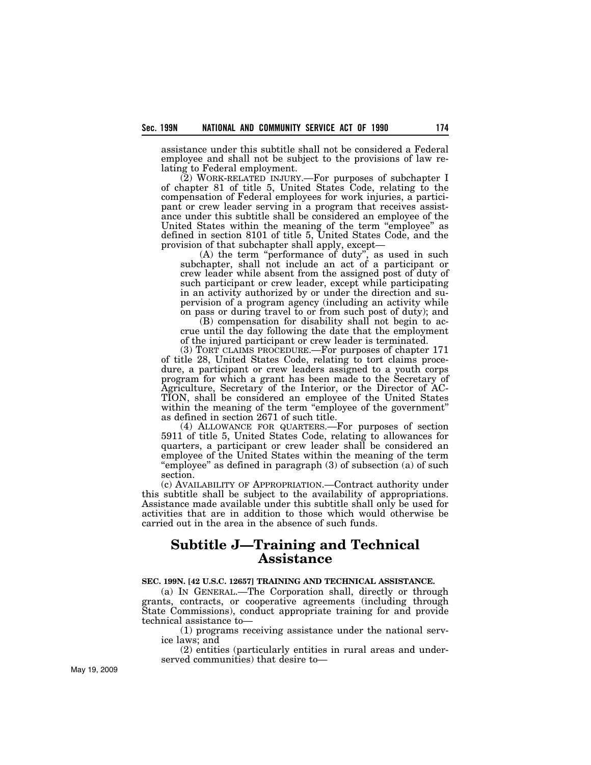assistance under this subtitle shall not be considered a Federal employee and shall not be subject to the provisions of law relating to Federal employment.

(2) WORK-RELATED INJURY.—For purposes of subchapter I of chapter 81 of title 5, United States Code, relating to the compensation of Federal employees for work injuries, a participant or crew leader serving in a program that receives assistance under this subtitle shall be considered an employee of the United States within the meaning of the term "employee" as defined in section 8101 of title 5, United States Code, and the provision of that subchapter shall apply, except—

(A) the term "performance of duty", as used in such subchapter, shall not include an act of a participant or crew leader while absent from the assigned post of duty of such participant or crew leader, except while participating in an activity authorized by or under the direction and supervision of a program agency (including an activity while on pass or during travel to or from such post of duty); and

(B) compensation for disability shall not begin to accrue until the day following the date that the employment of the injured participant or crew leader is terminated.

(3) TORT CLAIMS PROCEDURE.—For purposes of chapter 171 of title 28, United States Code, relating to tort claims procedure, a participant or crew leaders assigned to a youth corps program for which a grant has been made to the Secretary of Agriculture, Secretary of the Interior, or the Director of ACTION, shall be considered an employee of the United States within the meaning of the term "employee of the government" as defined in section 2671 of such title.

(4) ALLOWANCE FOR QUARTERS.—For purposes of section 5911 of title 5, United States Code, relating to allowances for quarters, a participant or crew leader shall be considered an employee of the United States within the meaning of the term "employee" as defined in paragraph (3) of subsection (a) of such section.

(c) AVAILABILITY OF APPROPRIATION.—Contract authority under this subtitle shall be subject to the availability of appropriations. Assistance made available under this subtitle shall only be used for activities that are in addition to those which would otherwise be carried out in the area in the absence of such funds.

## Subtitle J—Training and Technical Assistance

**SEC. 199N. [42 U.S.C. 12657] TRAINING AND TECHNICAL ASSISTANCE.**

(a) IN GENERAL.—The Corporation shall, directly or through grants, contracts, or cooperative agreements (including through State Commissions), conduct appropriate training for and provide technical assistance to—

(1) programs receiving assistance under the national service laws; and

(2) entities (particularly entities in rural areas and underserved communities) that desire to—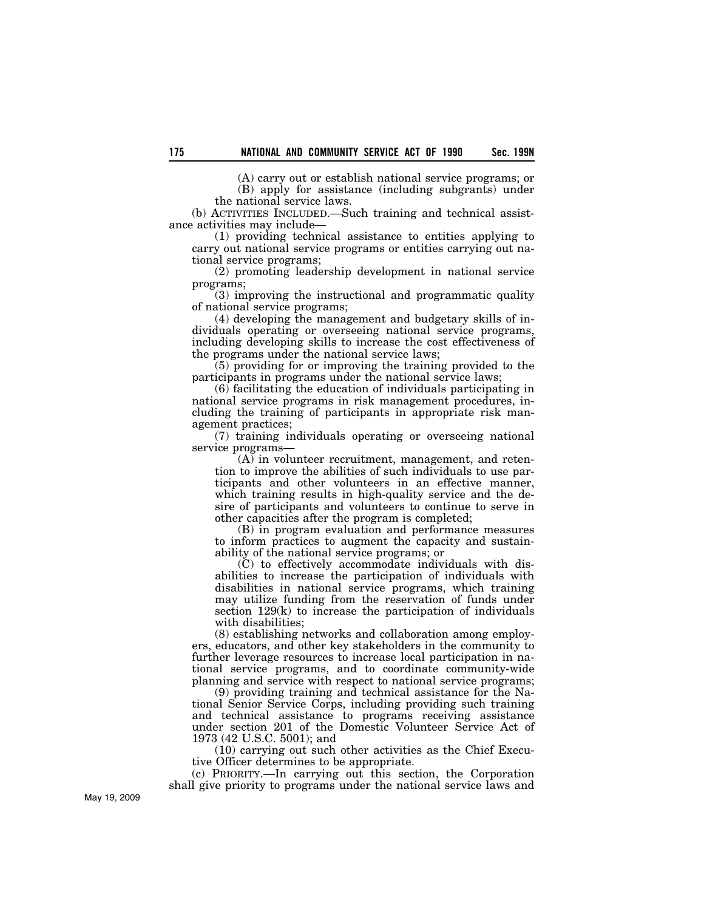(A) carry out or establish national service programs; or

(B) apply for assistance (including subgrants) under the national service laws.

(b) ACTIVITIES INCLUDED.—Such training and technical assistance activities may include—

(1) providing technical assistance to entities applying to carry out national service programs or entities carrying out national service programs;

(2) promoting leadership development in national service programs;

(3) improving the instructional and programmatic quality of national service programs;

(4) developing the management and budgetary skills of individuals operating or overseeing national service programs, including developing skills to increase the cost effectiveness of the programs under the national service laws;

(5) providing for or improving the training provided to the participants in programs under the national service laws;

(6) facilitating the education of individuals participating in national service programs in risk management procedures, including the training of participants in appropriate risk management practices;

(7) training individuals operating or overseeing national service programs—

(A) in volunteer recruitment, management, and retention to improve the abilities of such individuals to use participants and other volunteers in an effective manner, which training results in high-quality service and the desire of participants and volunteers to continue to serve in other capacities after the program is completed;

(B) in program evaluation and performance measures to inform practices to augment the capacity and sustainability of the national service programs; or

(C) to effectively accommodate individuals with disabilities to increase the participation of individuals with disabilities in national service programs, which training may utilize funding from the reservation of funds under section 129(k) to increase the participation of individuals with disabilities;

(8) establishing networks and collaboration among employers, educators, and other key stakeholders in the community to further leverage resources to increase local participation in national service programs, and to coordinate community-wide planning and service with respect to national service programs;

(9) providing training and technical assistance for the National Senior Service Corps, including providing such training and technical assistance to programs receiving assistance under section 201 of the Domestic Volunteer Service Act of 1973 (42 U.S.C. 5001); and

(10) carrying out such other activities as the Chief Executive Officer determines to be appropriate.

(c) PRIORITY.—In carrying out this section, the Corporation shall give priority to programs under the national service laws and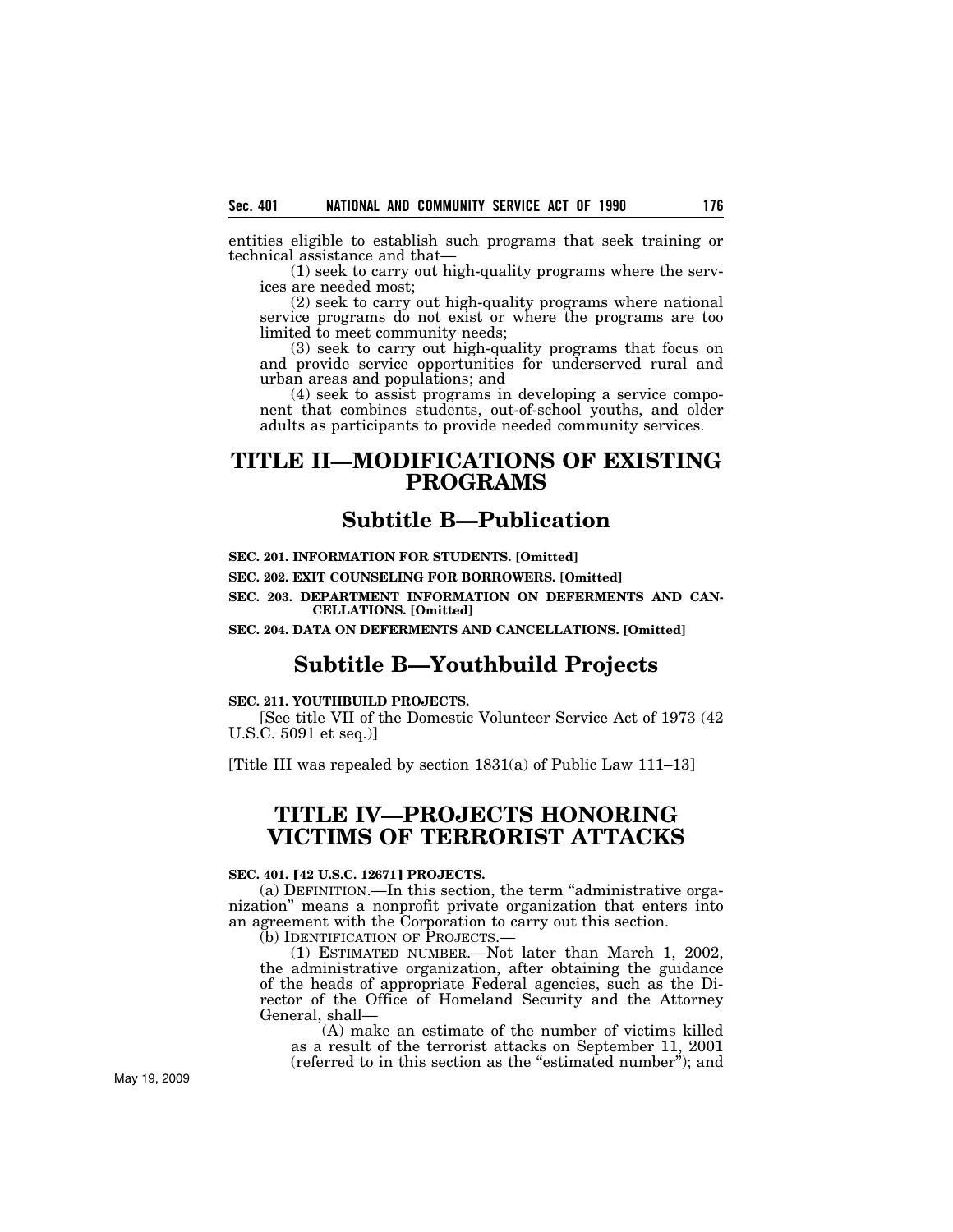entities eligible to establish such programs that seek training or technical assistance and that—

(1) seek to carry out high-quality programs where the services are needed most;

(2) seek to carry out high-quality programs where national service programs do not exist or where the programs are too limited to meet community needs;

(3) seek to carry out high-quality programs that focus on and provide service opportunities for underserved rural and urban areas and populations; and

(4) seek to assist programs in developing a service component that combines students, out-of-school youths, and older adults as participants to provide needed community services.

# TITLE II—MODIFICATIONS OF EXISTING PROGRAMS

## Subtitle B—Publication

**SEC. 201. INFORMATION FOR STUDENTS. [Omitted]**

**SEC. 202. EXIT COUNSELING FOR BORROWERS. [Omitted]**

**SEC. 203. DEPARTMENT INFORMATION ON DEFERMENTS AND CANCELLATIONS. [Omitted]**

**SEC. 204. DATA ON DEFERMENTS AND CANCELLATIONS. [Omitted]**

## Subtitle B—Youthbuild Projects

**SEC. 211. YOUTHBUILD PROJECTS.**

[See title VII of the Domestic Volunteer Service Act of 1973 (42 U.S.C. 5091 et seq.)]

[Title III was repealed by section 1831(a) of Public Law 111–13]

# TITLE IV—PROJECTS HONORING VICTIMS OF TERRORIST ATTACKS

**SEC. 401. [42 U.S.C. 12671] PROJECTS.**

(a) DEFINITION.—In this section, the term "administrative organization" means a nonprofit private organization that enters into an agreement with the Corporation to carry out this section.

(b) IDENTIFICATION OF PROJECTS.—

(1) ESTIMATED NUMBER.—Not later than March 1, 2002, the administrative organization, after obtaining the guidance of the heads of appropriate Federal agencies, such as the Director of the Office of Homeland Security and the Attorney General, shall—

(A) make an estimate of the number of victims killed as a result of the terrorist attacks on September 11, 2001 (referred to in this section as the "estimated number"); and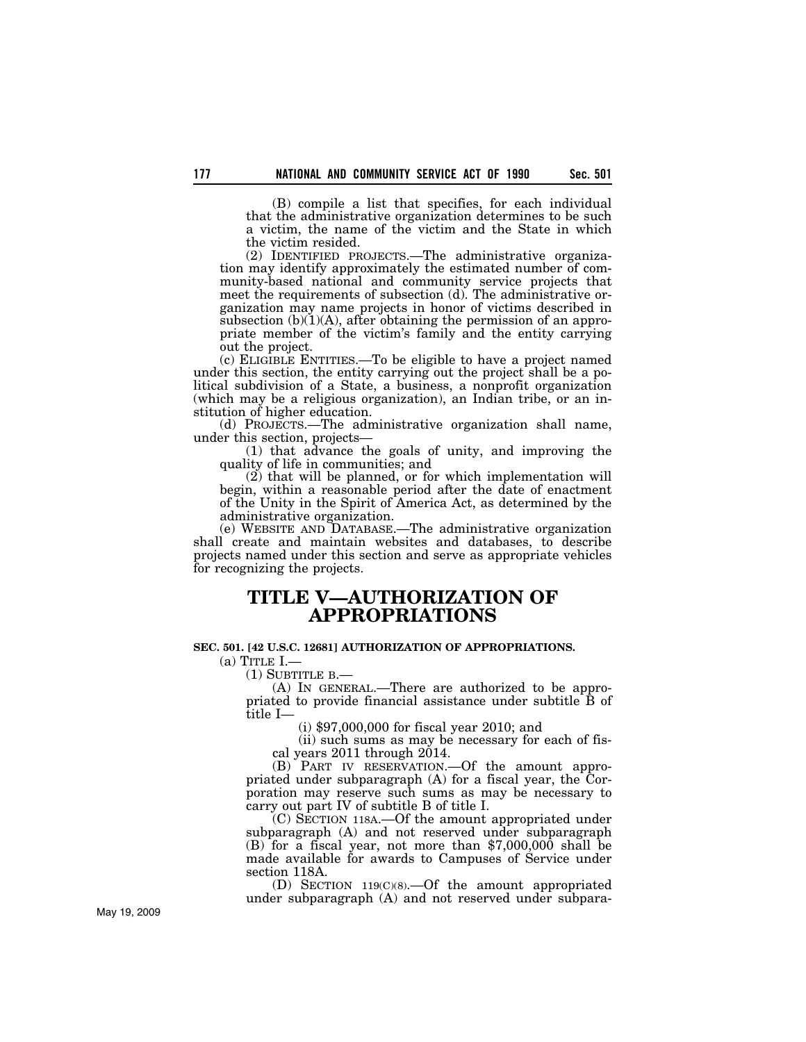(B) compile a list that specifies, for each individual that the administrative organization determines to be such a victim, the name of the victim and the State in which the victim resided.

(2) IDENTIFIED PROJECTS.—The administrative organization may identify approximately the estimated number of community-based national and community service projects that meet the requirements of subsection (d). The administrative organization may name projects in honor of victims described in subsection (b)(1)(A), after obtaining the permission of an appropriate member of the victim's family and the entity carrying out the project.

(c) ELIGIBLE ENTITIES.—To be eligible to have a project named under this section, the entity carrying out the project shall be a political subdivision of a State, a business, a nonprofit organization (which may be a religious organization), an Indian tribe, or an institution of higher education.

(d) PROJECTS.—The administrative organization shall name, under this section, projects—

(1) that advance the goals of unity, and improving the quality of life in communities; and

(2) that will be planned, or for which implementation will begin, within a reasonable period after the date of enactment of the Unity in the Spirit of America Act, as determined by the administrative organization.

(e) WEBSITE AND DATABASE.—The administrative organization shall create and maintain websites and databases, to describe projects named under this section and serve as appropriate vehicles for recognizing the projects.

# TITLE V—AUTHORIZATION OF APPROPRIATIONS

**SEC. 501. [42 U.S.C. 12681] AUTHORIZATION OF APPROPRIATIONS.**

(a) TITLE I.—

(1) SUBTITLE B.—

(A) IN GENERAL.—There are authorized to be appropriated to provide financial assistance under subtitle B of title I—

(i) $97,000,000 for fiscal year 2010; and

(ii) such sums as may be necessary for each of fiscal years 2011 through 2014.

(B) PART IV RESERVATION.—Of the amount appropriated under subparagraph (A) for a fiscal year, the Corporation may reserve such sums as may be necessary to carry out part IV of subtitle B of title I.

(C) SECTION 118A.—Of the amount appropriated under subparagraph (A) and not reserved under subparagraph (B) for a fiscal year, not more than $7,000,000 shall be made available for awards to Campuses of Service under section 118A.

(D) SECTION 119(C)(8).—Of the amount appropriated under subparagraph (A) and not reserved under subpara-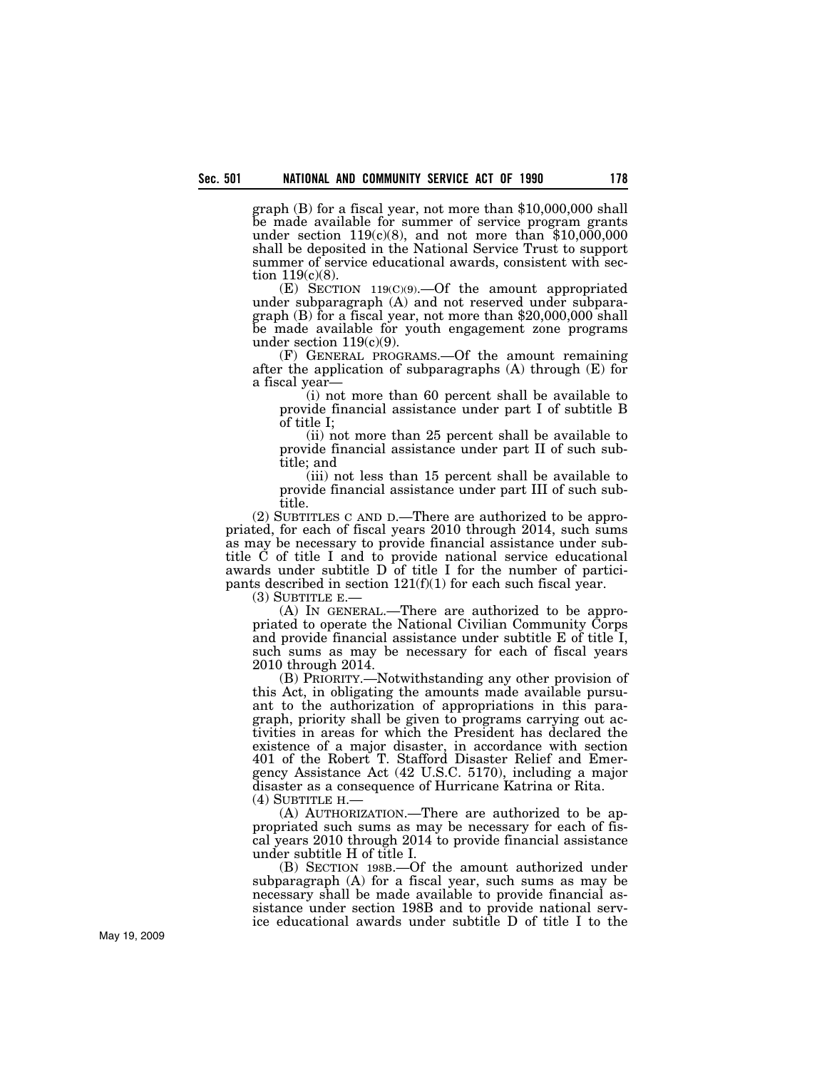graph (B) for a fiscal year, not more than $10,000,000 shall be made available for summer of service program grants under section 119(c)(8), and not more than $10,000,000 shall be deposited in the National Service Trust to support summer of service educational awards, consistent with section 119(c)(8).

(E) SECTION 119(C)(9).—Of the amount appropriated under subparagraph (A) and not reserved under subparagraph (B) for a fiscal year, not more than $20,000,000 shall be made available for youth engagement zone programs under section 119(c)(9).

(F) GENERAL PROGRAMS.—Of the amount remaining after the application of subparagraphs (A) through (E) for a fiscal year—

(i) not more than 60 percent shall be available to provide financial assistance under part I of subtitle B of title I;

(ii) not more than 25 percent shall be available to provide financial assistance under part II of such subtitle; and

(iii) not less than 15 percent shall be available to provide financial assistance under part III of such subtitle.

(2) SUBTITLES C AND D.—There are authorized to be appropriated, for each of fiscal years 2010 through 2014, such sums as may be necessary to provide financial assistance under subtitle C of title I and to provide national service educational awards under subtitle D of title I for the number of participants described in section 121(f)(1) for each such fiscal year.

(3) SUBTITLE E.—

(A) IN GENERAL.—There are authorized to be appropriated to operate the National Civilian Community Corps and provide financial assistance under subtitle E of title I, such sums as may be necessary for each of fiscal years 2010 through 2014.

(B) PRIORITY.—Notwithstanding any other provision of this Act, in obligating the amounts made available pursuant to the authorization of appropriations in this paragraph, priority shall be given to programs carrying out activities in areas for which the President has declared the existence of a major disaster, in accordance with section 401 of the Robert T. Stafford Disaster Relief and Emergency Assistance Act (42 U.S.C. 5170), including a major disaster as a consequence of Hurricane Katrina or Rita.

(4) SUBTITLE H.—

(A) AUTHORIZATION.—There are authorized to be appropriated such sums as may be necessary for each of fiscal years 2010 through 2014 to provide financial assistance under subtitle H of title I.

(B) SECTION 198B.—Of the amount authorized under subparagraph (A) for a fiscal year, such sums as may be necessary shall be made available to provide financial assistance under section 198B and to provide national service educational awards under subtitle D of title I to the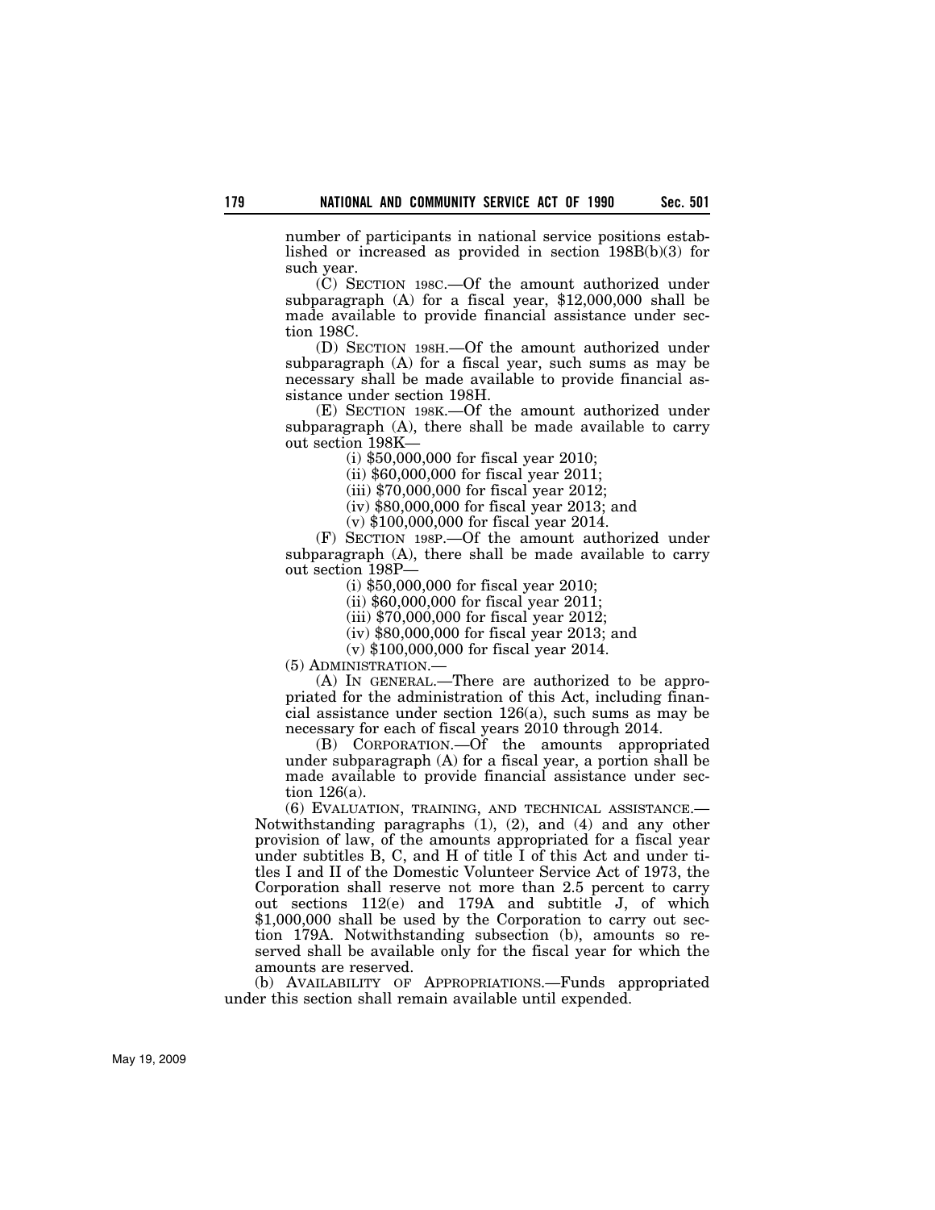number of participants in national service positions established or increased as provided in section 198B(b)(3) for such year.

(C) SECTION 198C.—Of the amount authorized under subparagraph (A) for a fiscal year, $12,000,000 shall be made available to provide financial assistance under section 198C.

(D) SECTION 198H.—Of the amount authorized under subparagraph (A) for a fiscal year, such sums as may be necessary shall be made available to provide financial assistance under section 198H.

(E) SECTION 198K.—Of the amount authorized under subparagraph (A), there shall be made available to carry out section 198K—

(i) $50,000,000 for fiscal year 2010;

(ii) $60,000,000 for fiscal year 2011;

(iii) $70,000,000 for fiscal year 2012;

(iv) $80,000,000 for fiscal year 2013; and

(v) $100,000,000 for fiscal year 2014.

(F) SECTION 198P.—Of the amount authorized under subparagraph (A), there shall be made available to carry out section 198P—

(i) $50,000,000 for fiscal year 2010;

(ii) $60,000,000 for fiscal year 2011;

(iii) $70,000,000 for fiscal year 2012;

(iv) $80,000,000 for fiscal year 2013; and

(v) $100,000,000 for fiscal year 2014.

(5) ADMINISTRATION.—

(A) IN GENERAL.—There are authorized to be appropriated for the administration of this Act, including financial assistance under section 126(a), such sums as may be necessary for each of fiscal years 2010 through 2014.

(B) CORPORATION.—Of the amounts appropriated under subparagraph (A) for a fiscal year, a portion shall be made available to provide financial assistance under section 126(a).

(6) EVALUATION, TRAINING, AND TECHNICAL ASSISTANCE.—Notwithstanding paragraphs (1), (2), and (4) and any other provision of law, of the amounts appropriated for a fiscal year under subtitles B, C, and H of title I of this Act and under titles I and II of the Domestic Volunteer Service Act of 1973, the Corporation shall reserve not more than 2.5 percent to carry out sections 112(e) and 179A and subtitle J, of which $1,000,000 shall be used by the Corporation to carry out section 179A. Notwithstanding subsection (b), amounts so reserved shall be available only for the fiscal year for which the amounts are reserved.

(b) AVAILABILITY OF APPROPRIATIONS.—Funds appropriated under this section shall remain available until expended.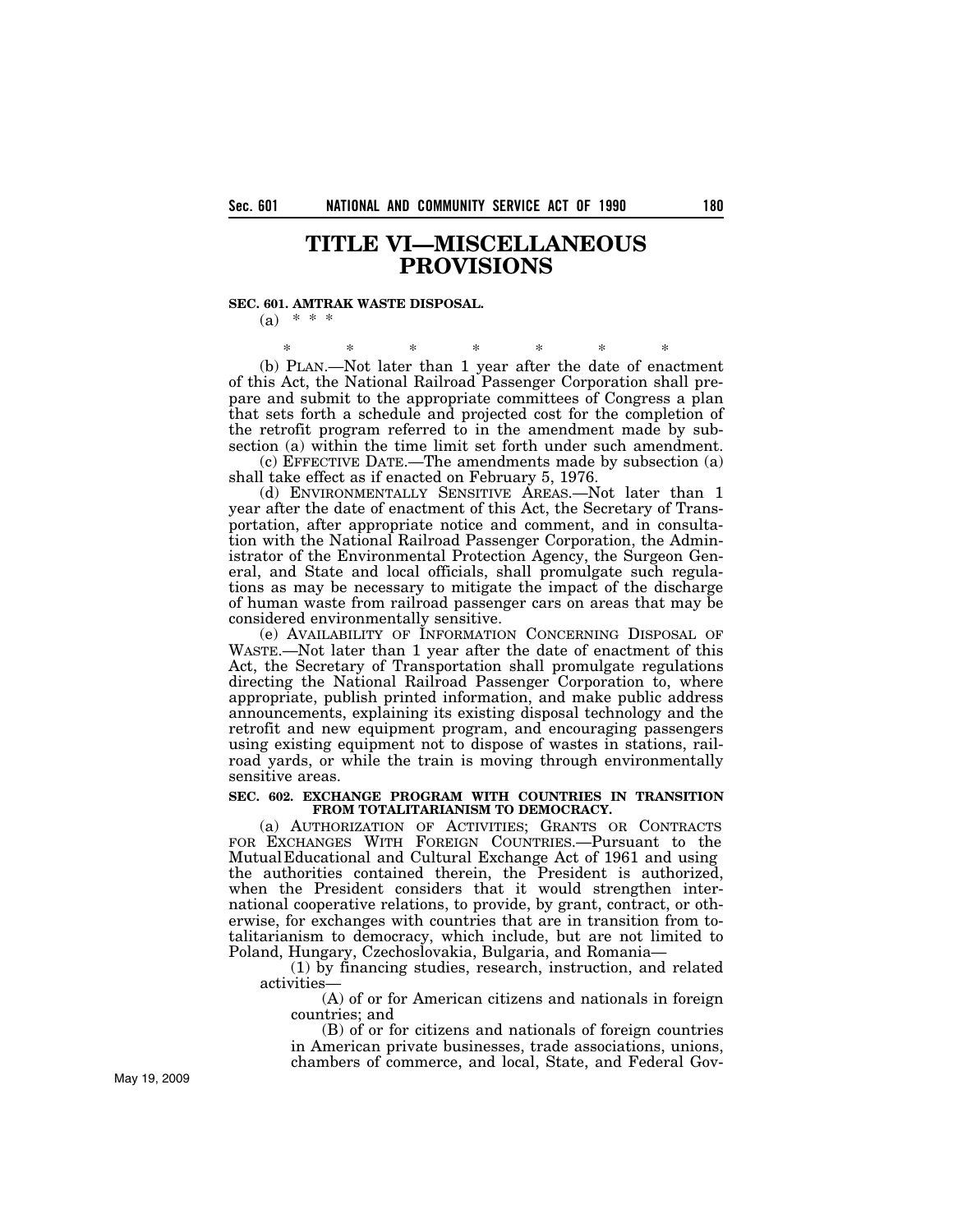# TITLE VI—MISCELLANEOUS PROVISIONS

**SEC. 601. AMTRAK WASTE DISPOSAL.**

(a) * * *

\*　　\*　　\*　　\*　　\*　　\*　　\*

(b) PLAN.—Not later than 1 year after the date of enactment of this Act, the National Railroad Passenger Corporation shall prepare and submit to the appropriate committees of Congress a plan that sets forth a schedule and projected cost for the completion of the retrofit program referred to in the amendment made by subsection (a) within the time limit set forth under such amendment.

(c) EFFECTIVE DATE.—The amendments made by subsection (a) shall take effect as if enacted on February 5, 1976.

(d) ENVIRONMENTALLY SENSITIVE AREAS.—Not later than 1 year after the date of enactment of this Act, the Secretary of Transportation, after appropriate notice and comment, and in consultation with the National Railroad Passenger Corporation, the Administrator of the Environmental Protection Agency, the Surgeon General, and State and local officials, shall promulgate such regulations as may be necessary to mitigate the impact of the discharge of human waste from railroad passenger cars on areas that may be considered environmentally sensitive.

(e) AVAILABILITY OF INFORMATION CONCERNING DISPOSAL OF WASTE.—Not later than 1 year after the date of enactment of this Act, the Secretary of Transportation shall promulgate regulations directing the National Railroad Passenger Corporation to, where appropriate, publish printed information, and make public address announcements, explaining its existing disposal technology and the retrofit and new equipment program, and encouraging passengers using existing equipment not to dispose of wastes in stations, railroad yards, or while the train is moving through environmentally sensitive areas.

**SEC. 602. EXCHANGE PROGRAM WITH COUNTRIES IN TRANSITION FROM TOTALITARIANISM TO DEMOCRACY.**

(a) AUTHORIZATION OF ACTIVITIES; GRANTS OR CONTRACTS FOR EXCHANGES WITH FOREIGN COUNTRIES.—Pursuant to the Mutual Educational and Cultural Exchange Act of 1961 and using the authorities contained therein, the President is authorized, when the President considers that it would strengthen international cooperative relations, to provide, by grant, contract, or otherwise, for exchanges with countries that are in transition from totalitarianism to democracy, which include, but are not limited to Poland, Hungary, Czechoslovakia, Bulgaria, and Romania—

(1) by financing studies, research, instruction, and related activities—

(A) of or for American citizens and nationals in foreign countries; and

(B) of or for citizens and nationals of foreign countries in American private businesses, trade associations, unions, chambers of commerce, and local, State, and Federal Gov-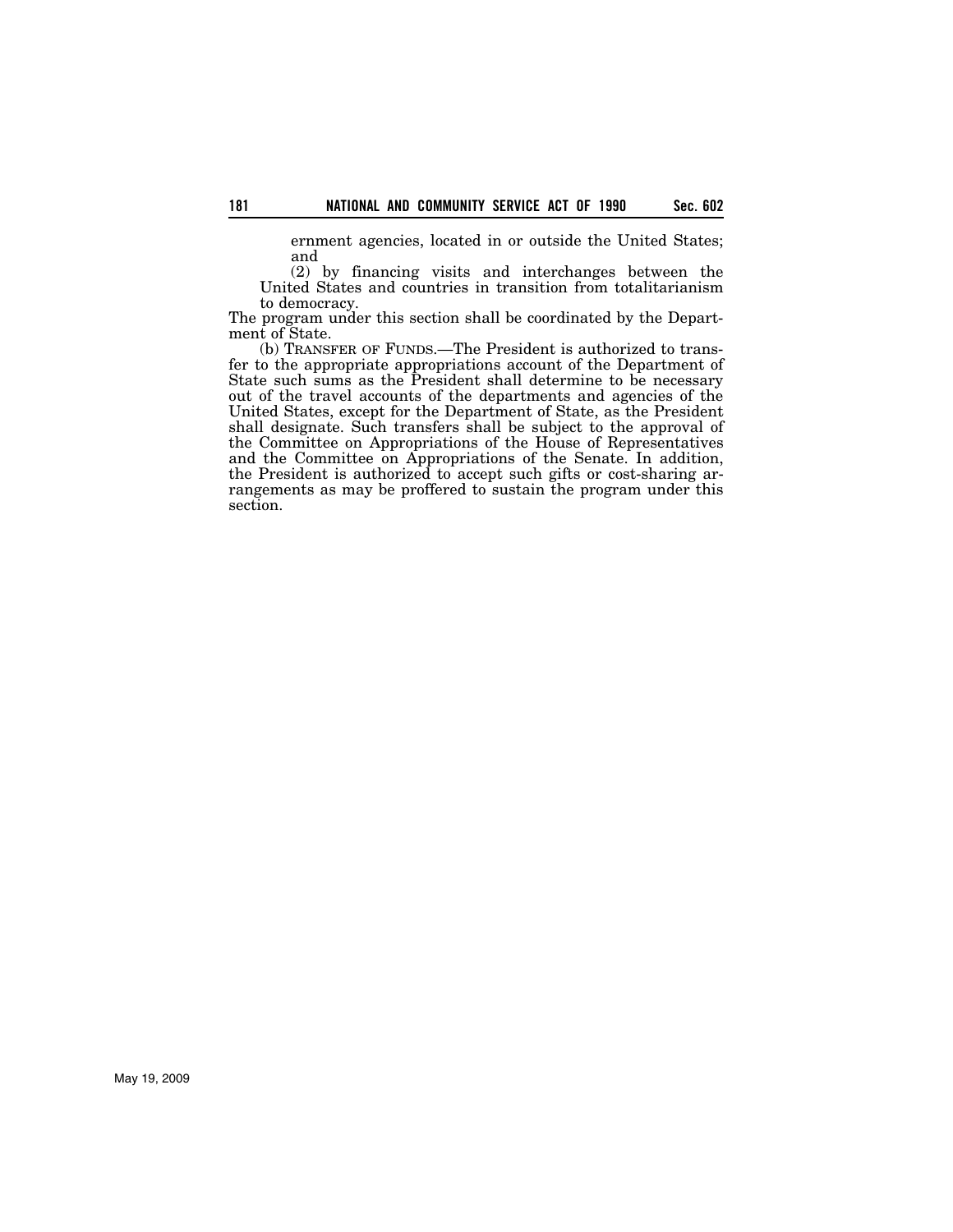ernment agencies, located in or outside the United States; and

(2) by financing visits and interchanges between the United States and countries in transition from totalitarianism to democracy.

The program under this section shall be coordinated by the Department of State.

(b) TRANSFER OF FUNDS.—The President is authorized to transfer to the appropriate appropriations account of the Department of State such sums as the President shall determine to be necessary out of the travel accounts of the departments and agencies of the United States, except for the Department of State, as the President shall designate. Such transfers shall be subject to the approval of the Committee on Appropriations of the House of Representatives and the Committee on Appropriations of the Senate. In addition, the President is authorized to accept such gifts or cost-sharing arrangements as may be proffered to sustain the program under this section.